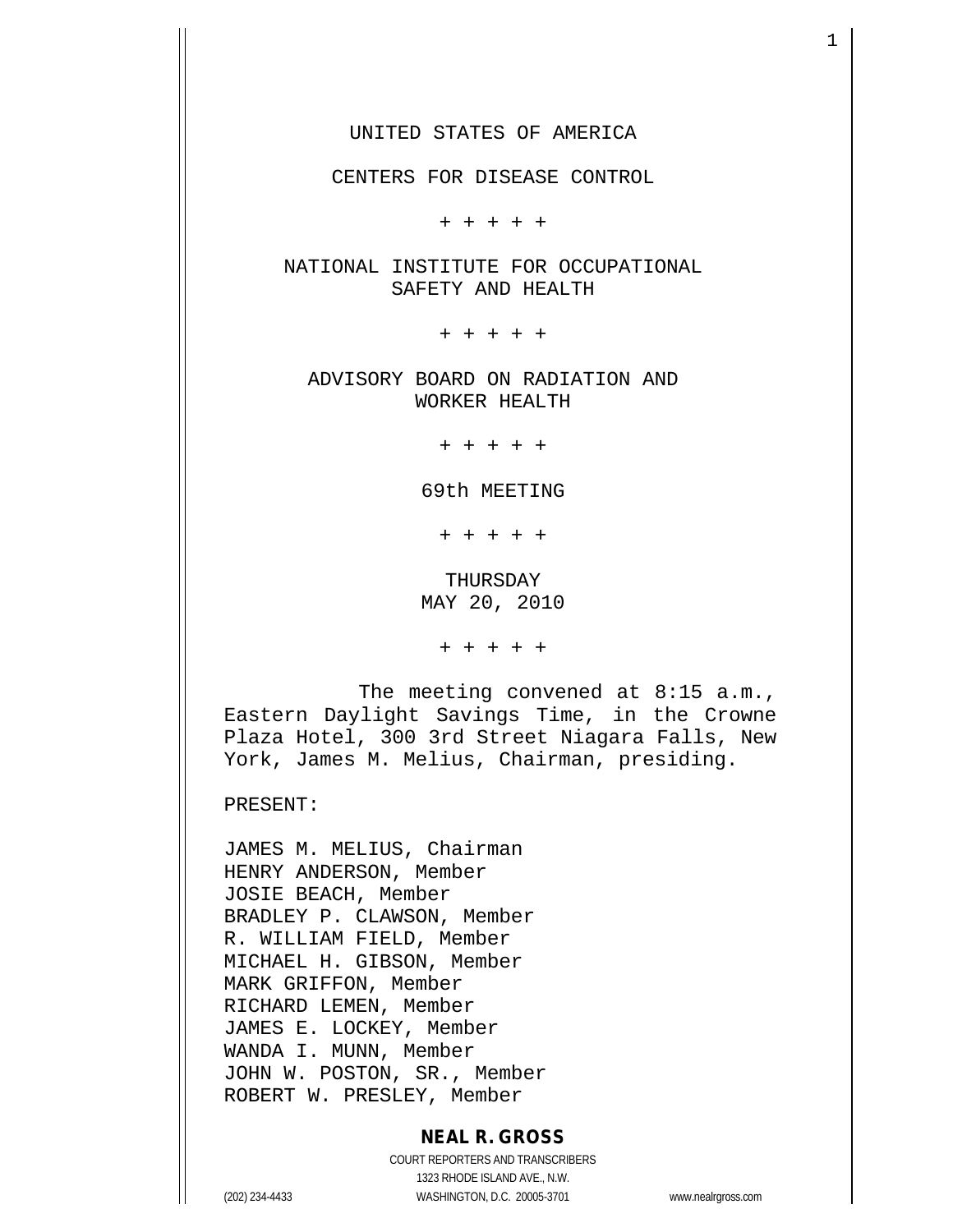UNITED STATES OF AMERICA

CENTERS FOR DISEASE CONTROL

+ + + + +

NATIONAL INSTITUTE FOR OCCUPATIONAL SAFETY AND HEALTH

+ + + + +

ADVISORY BOARD ON RADIATION AND WORKER HEALTH

+ + + + +

69th MEETING

+ + + + +

THURSDAY
MAY 20, 2010

+ + + + +

The meeting convened at 8:15 a.m., Eastern Daylight Savings Time, in the Crowne Plaza Hotel, 300 3rd Street Niagara Falls, New York, James M. Melius, Chairman, presiding.

PRESENT:

JAMES M. MELIUS, Chairman
HENRY ANDERSON, Member
JOSIE BEACH, Member
BRADLEY P. CLAWSON, Member
R. WILLIAM FIELD, Member
MICHAEL H. GIBSON, Member
MARK GRIFFON, Member
RICHARD LEMEN, Member
JAMES E. LOCKEY, Member
WANDA I. MUNN, Member
JOHN W. POSTON, SR., Member
ROBERT W. PRESLEY, Member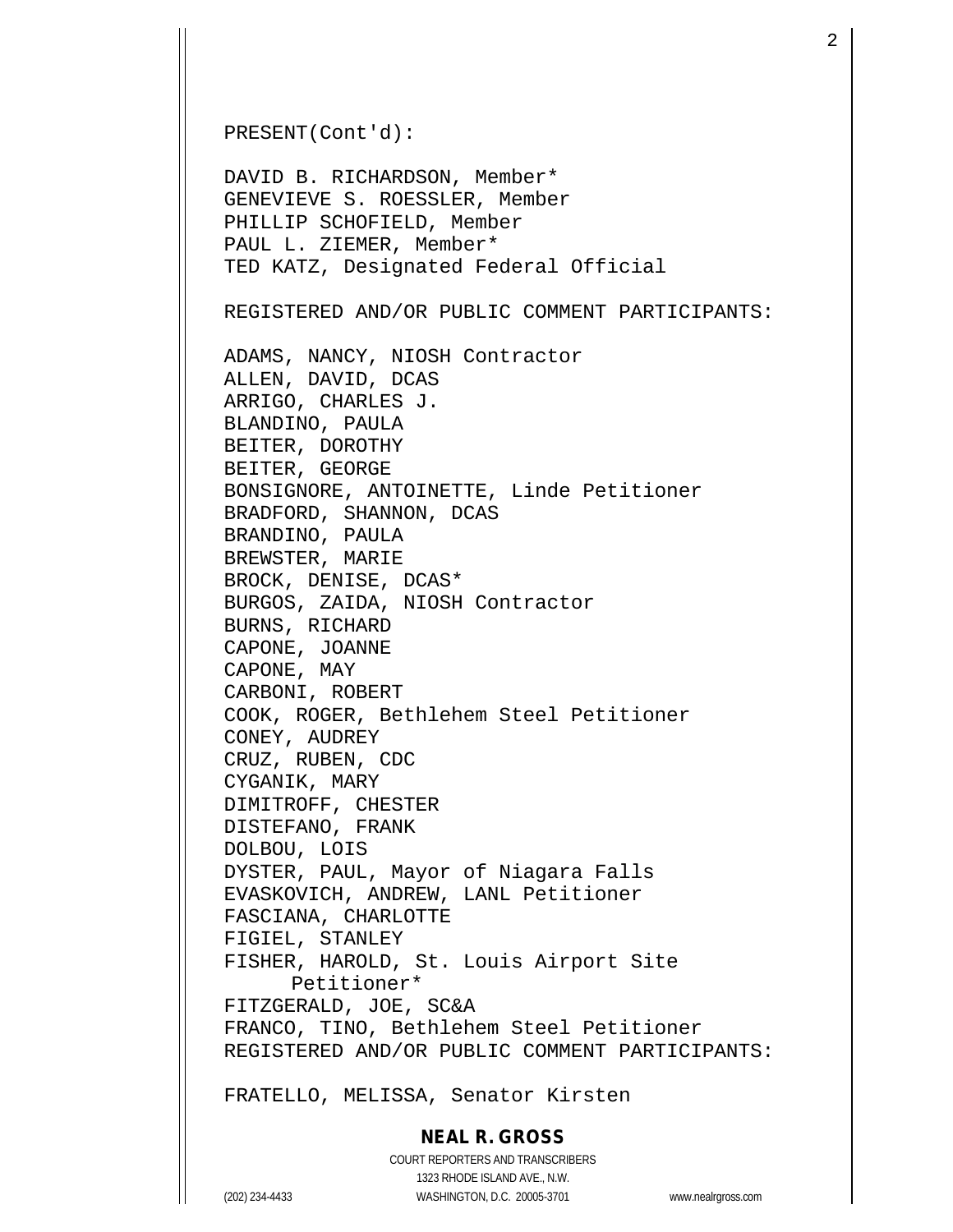PRESENT(Cont'd):

DAVID B. RICHARDSON, Member*
GENEVIEVE S. ROESSLER, Member
PHILLIP SCHOFIELD, Member
PAUL L. ZIEMER, Member*
TED KATZ, Designated Federal Official

REGISTERED AND/OR PUBLIC COMMENT PARTICIPANTS:

ADAMS, NANCY, NIOSH Contractor
ALLEN, DAVID, DCAS
ARRIGO, CHARLES J.
BLANDINO, PAULA
BEITER, DOROTHY
BEITER, GEORGE
BONSIGNORE, ANTOINETTE, Linde Petitioner
BRADFORD, SHANNON, DCAS
BRANDINO, PAULA
BREWSTER, MARIE
BROCK, DENISE, DCAS*
BURGOS, ZAIDA, NIOSH Contractor
BURNS, RICHARD
CAPONE, JOANNE
CAPONE, MAY
CARBONI, ROBERT
COOK, ROGER, Bethlehem Steel Petitioner
CONEY, AUDREY
CRUZ, RUBEN, CDC
CYGANIK, MARY
DIMITROFF, CHESTER
DISTEFANO, FRANK
DOLBOU, LOIS
DYSTER, PAUL, Mayor of Niagara Falls
EVASKOVICH, ANDREW, LANL Petitioner
FASCIANA, CHARLOTTE
FIGIEL, STANLEY
FISHER, HAROLD, St. Louis Airport Site Petitioner*
FITZGERALD, JOE, SC&A
FRANCO, TINO, Bethlehem Steel Petitioner

REGISTERED AND/OR PUBLIC COMMENT PARTICIPANTS:

FRATELLO, MELISSA, Senator Kirsten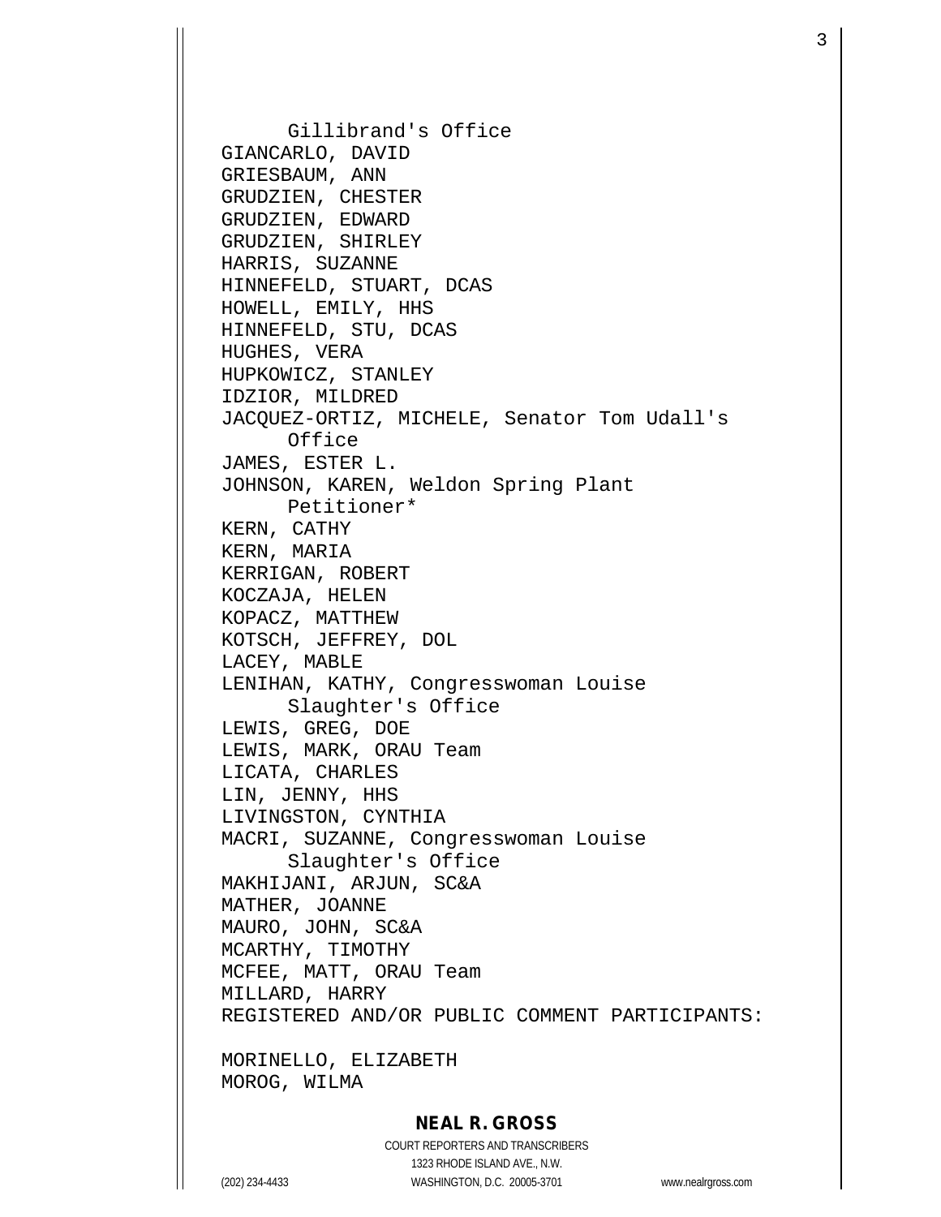Gillibrand's Office
GIANCARLO, DAVID
GRIESBAUM, ANN
GRUDZIEN, CHESTER
GRUDZIEN, EDWARD
GRUDZIEN, SHIRLEY
HARRIS, SUZANNE
HINNEFELD, STUART, DCAS
HOWELL, EMILY, HHS
HINNEFELD, STU, DCAS
HUGHES, VERA
HUPKOWICZ, STANLEY
IDZIOR, MILDRED
JACQUEZ-ORTIZ, MICHELE, Senator Tom Udall's Office
JAMES, ESTER L.
JOHNSON, KAREN, Weldon Spring Plant Petitioner*
KERN, CATHY
KERN, MARIA
KERRIGAN, ROBERT
KOCZAJA, HELEN
KOPACZ, MATTHEW
KOTSCH, JEFFREY, DOL
LACEY, MABLE
LENIHAN, KATHY, Congresswoman Louise Slaughter's Office
LEWIS, GREG, DOE
LEWIS, MARK, ORAU Team
LICATA, CHARLES
LIN, JENNY, HHS
LIVINGSTON, CYNTHIA
MACRI, SUZANNE, Congresswoman Louise Slaughter's Office
MAKHIJANI, ARJUN, SC&A
MATHER, JOANNE
MAURO, JOHN, SC&A
MCARTHY, TIMOTHY
MCFEE, MATT, ORAU Team
MILLARD, HARRY

REGISTERED AND/OR PUBLIC COMMENT PARTICIPANTS:

MORINELLO, ELIZABETH
MOROG, WILMA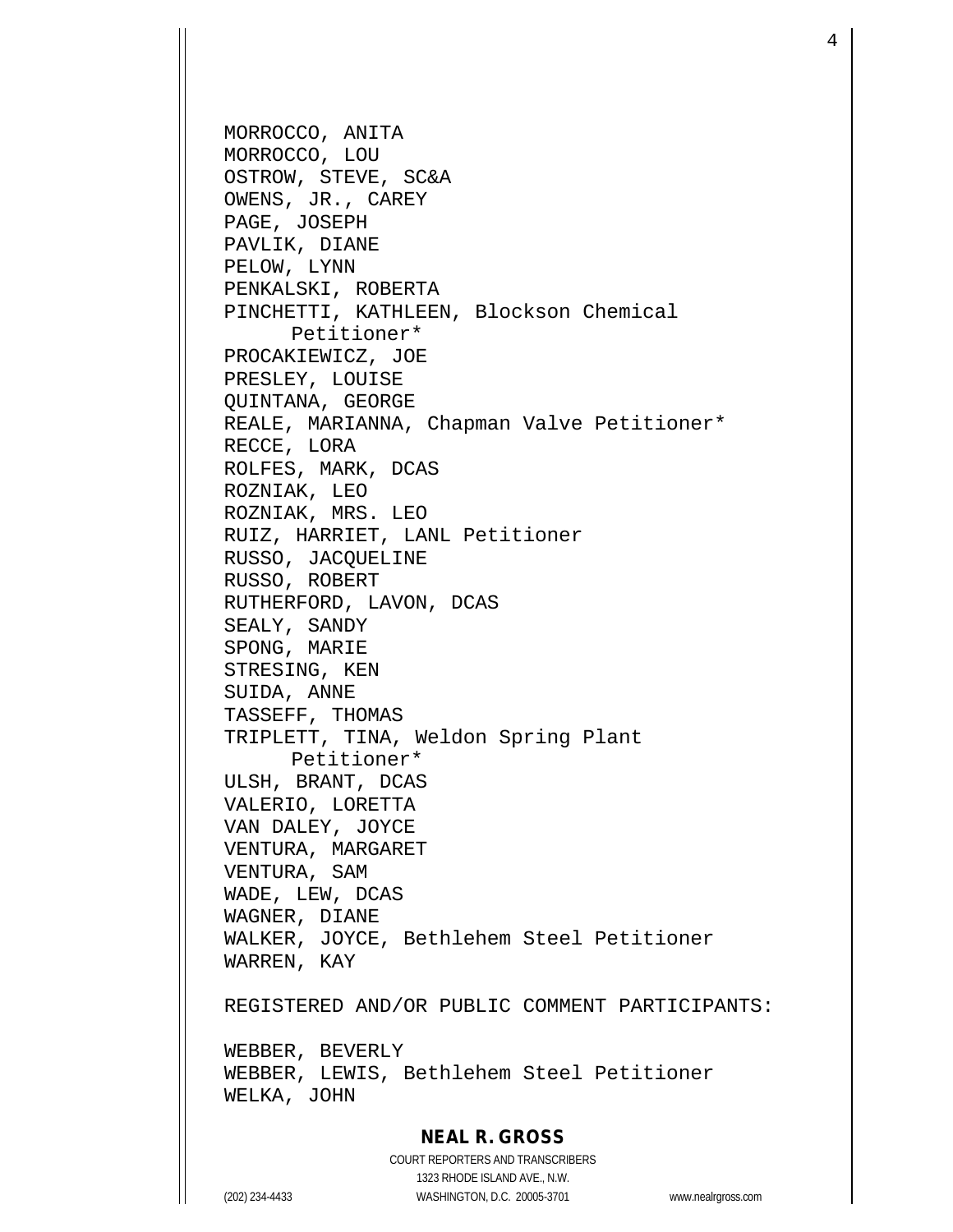MORROCCO, ANITA
MORROCCO, LOU
OSTROW, STEVE, SC&A
OWENS, JR., CAREY
PAGE, JOSEPH
PAVLIK, DIANE
PELOW, LYNN
PENKALSKI, ROBERTA
PINCHETTI, KATHLEEN, Blockson Chemical Petitioner*
PROCAKIEWICZ, JOE
PRESLEY, LOUISE
QUINTANA, GEORGE
REALE, MARIANNA, Chapman Valve Petitioner*
RECCE, LORA
ROLFES, MARK, DCAS
ROZNIAK, LEO
ROZNIAK, MRS. LEO
RUIZ, HARRIET, LANL Petitioner
RUSSO, JACQUELINE
RUSSO, ROBERT
RUTHERFORD, LAVON, DCAS
SEALY, SANDY
SPONG, MARIE
STRESING, KEN
SUIDA, ANNE
TASSEFF, THOMAS
TRIPLETT, TINA, Weldon Spring Plant Petitioner*
ULSH, BRANT, DCAS
VALERIO, LORETTA
VAN DALEY, JOYCE
VENTURA, MARGARET
VENTURA, SAM
WADE, LEW, DCAS
WAGNER, DIANE
WALKER, JOYCE, Bethlehem Steel Petitioner
WARREN, KAY

REGISTERED AND/OR PUBLIC COMMENT PARTICIPANTS:

WEBBER, BEVERLY
WEBBER, LEWIS, Bethlehem Steel Petitioner
WELKA, JOHN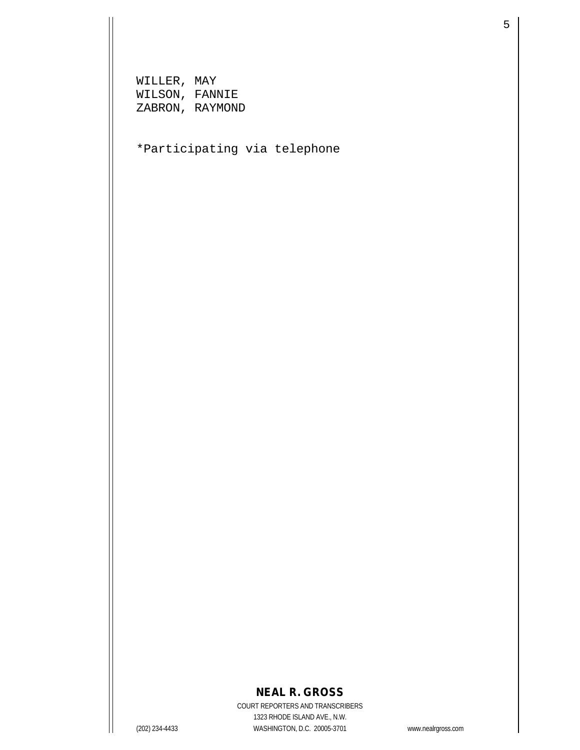WILLER, MAY
WILSON, FANNIE
ZABRON, RAYMOND

*Participating via telephone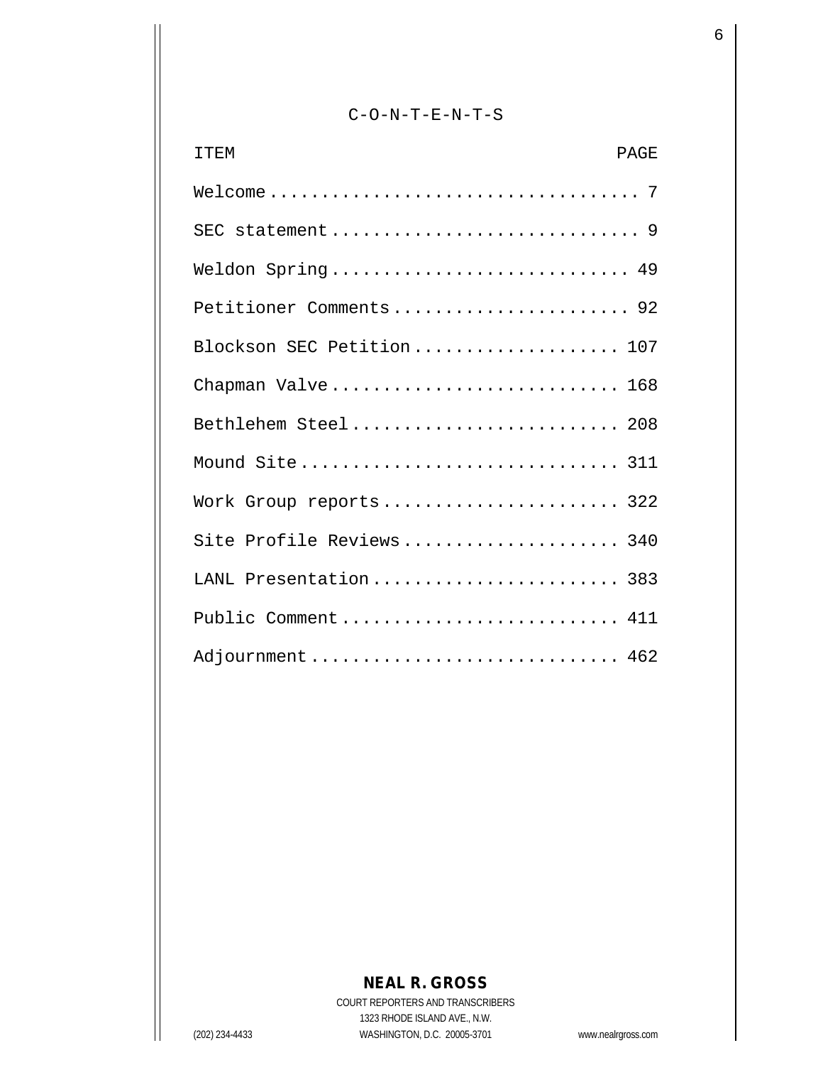C-O-N-T-E-N-T-S

| ITEM | PAGE |
| --- | --- |
| Welcome | 7 |
| SEC statement | 9 |
| Weldon Spring | 49 |
| Petitioner Comments | 92 |
| Blockson SEC Petition | 107 |
| Chapman Valve | 168 |
| Bethlehem Steel | 208 |
| Mound Site | 311 |
| Work Group reports | 322 |
| Site Profile Reviews | 340 |
| LANL Presentation | 383 |
| Public Comment | 411 |
| Adjournment | 462 |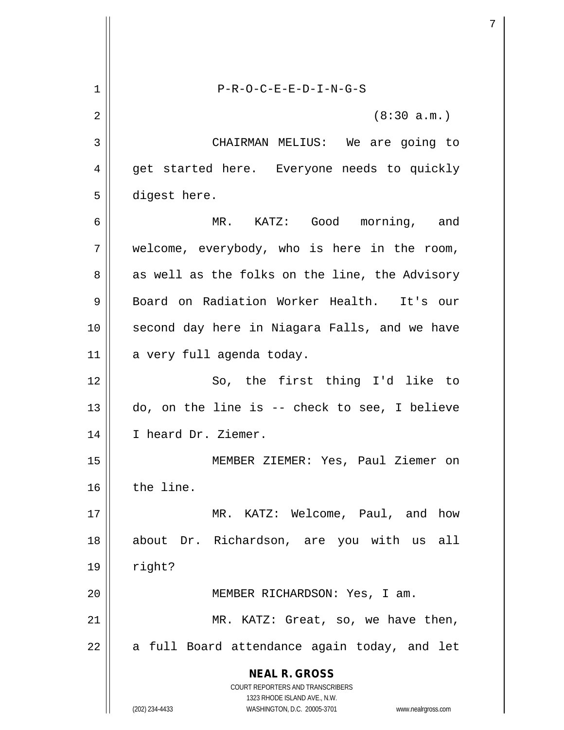P-R-O-C-E-E-D-I-N-G-S

(8:30 a.m.)

CHAIRMAN MELIUS: We are going to get started here. Everyone needs to quickly digest here.

MR. KATZ: Good morning, and welcome, everybody, who is here in the room, as well as the folks on the line, the Advisory Board on Radiation Worker Health. It's our second day here in Niagara Falls, and we have a very full agenda today.

So, the first thing I'd like to do, on the line is -- check to see, I believe I heard Dr. Ziemer.

MEMBER ZIEMER: Yes, Paul Ziemer on the line.

MR. KATZ: Welcome, Paul, and how about Dr. Richardson, are you with us all right?

MEMBER RICHARDSON: Yes, I am.

MR. KATZ: Great, so, we have then, a full Board attendance again today, and let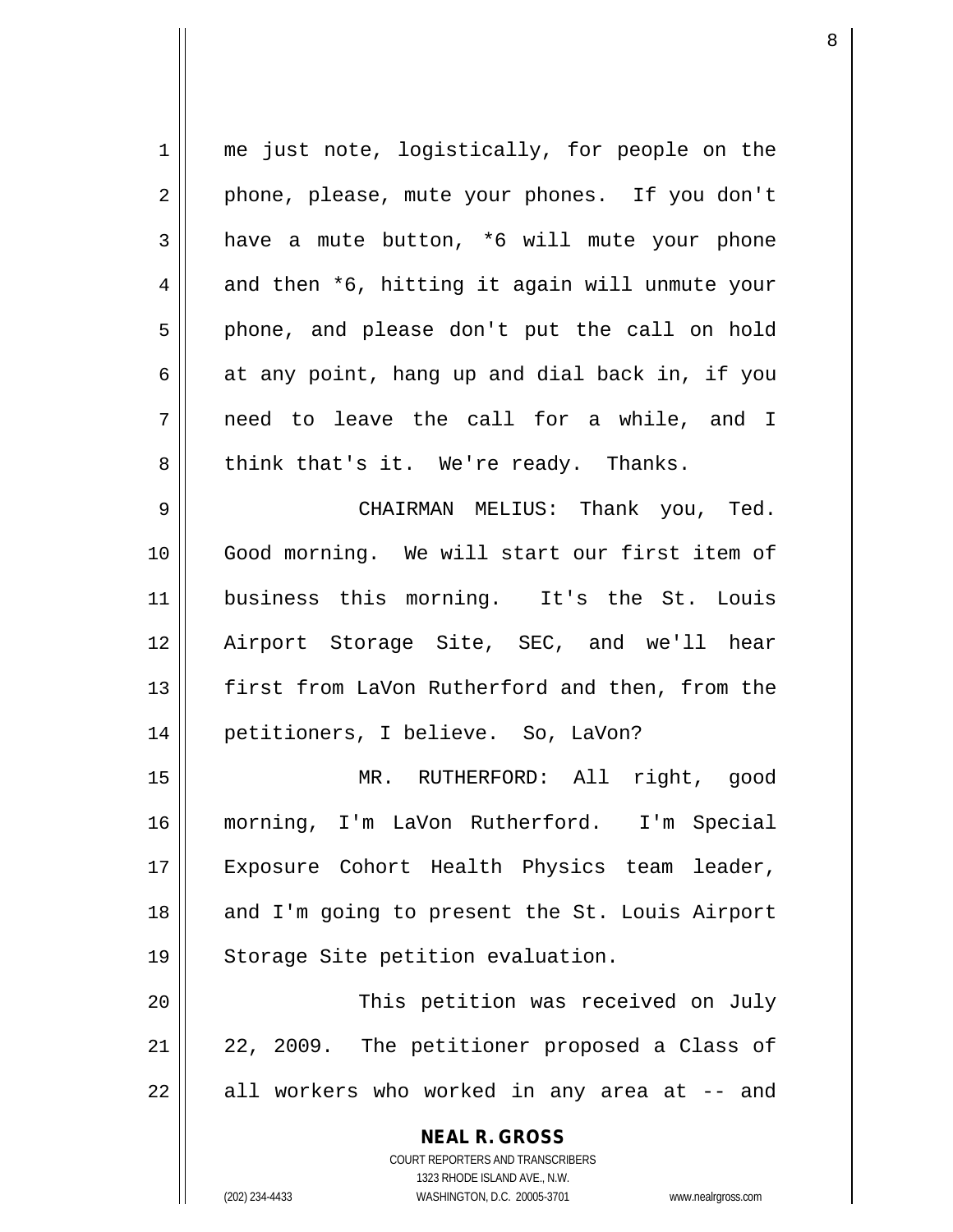me just note, logistically, for people on the phone, please, mute your phones. If you don't have a mute button, *6 will mute your phone and then *6, hitting it again will unmute your phone, and please don't put the call on hold at any point, hang up and dial back in, if you need to leave the call for a while, and I think that's it. We're ready. Thanks.

CHAIRMAN MELIUS: Thank you, Ted. Good morning. We will start our first item of business this morning. It's the St. Louis Airport Storage Site, SEC, and we'll hear first from LaVon Rutherford and then, from the petitioners, I believe. So, LaVon?

MR. RUTHERFORD: All right, good morning, I'm LaVon Rutherford. I'm Special Exposure Cohort Health Physics team leader, and I'm going to present the St. Louis Airport Storage Site petition evaluation.

This petition was received on July 22, 2009. The petitioner proposed a Class of all workers who worked in any area at -- and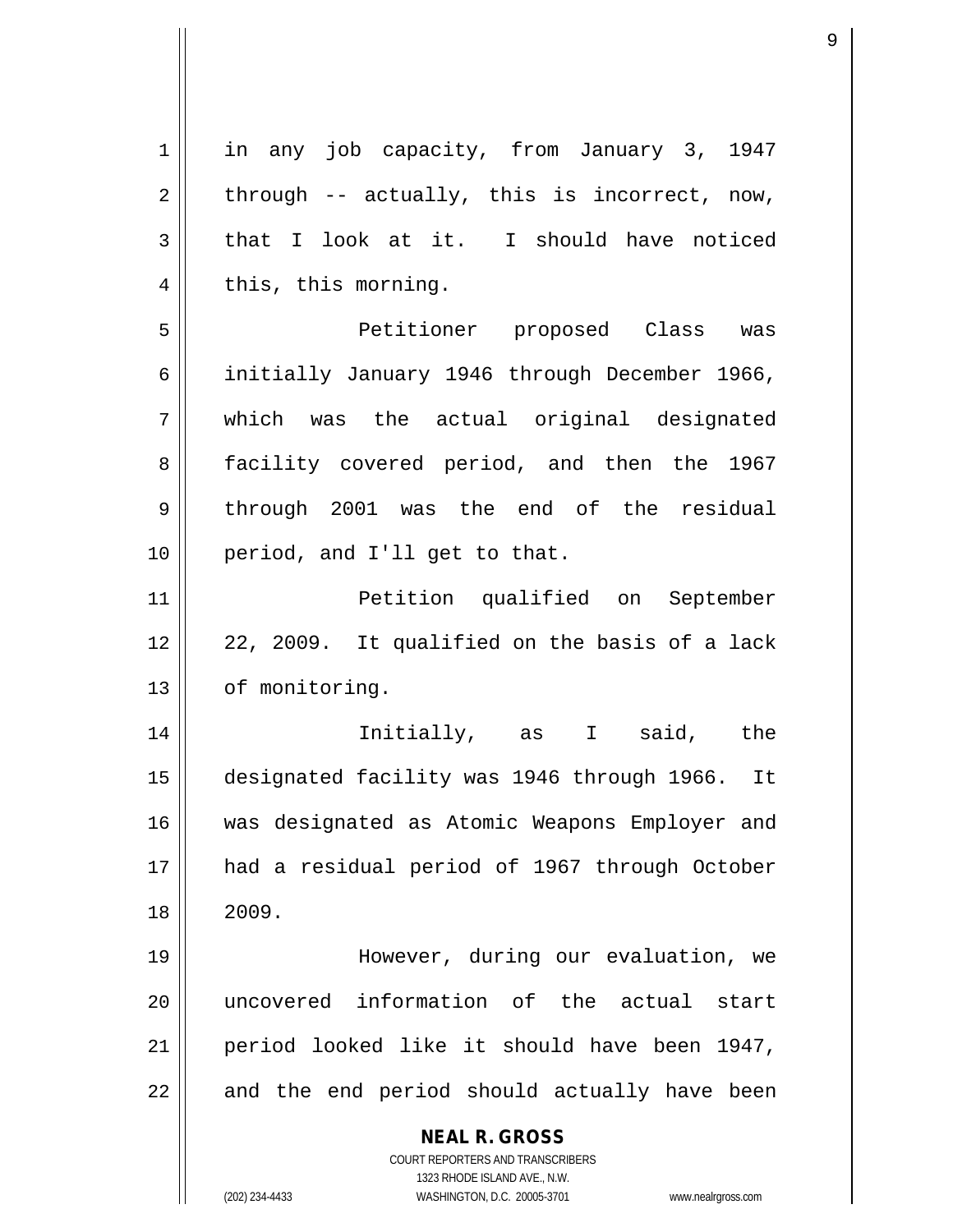in any job capacity, from January 3, 1947 through -- actually, this is incorrect, now, that I look at it. I should have noticed this, this morning.

Petitioner proposed Class was initially January 1946 through December 1966, which was the actual original designated facility covered period, and then the 1967 through 2001 was the end of the residual period, and I'll get to that.

Petition qualified on September 22, 2009. It qualified on the basis of a lack of monitoring.

Initially, as I said, the designated facility was 1946 through 1966. It was designated as Atomic Weapons Employer and had a residual period of 1967 through October 2009.

However, during our evaluation, we uncovered information of the actual start period looked like it should have been 1947, and the end period should actually have been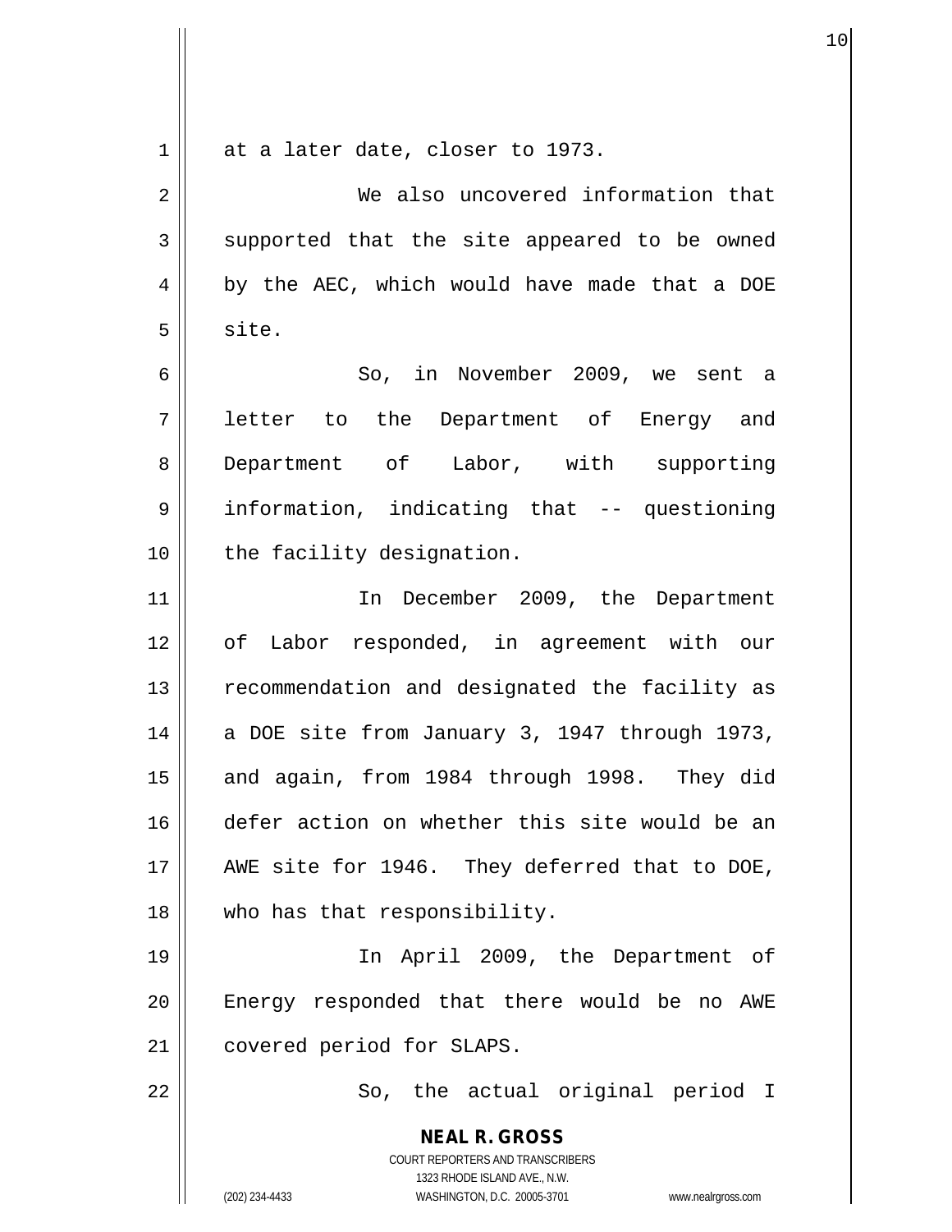at a later date, closer to 1973.

We also uncovered information that supported that the site appeared to be owned by the AEC, which would have made that a DOE site.

So, in November 2009, we sent a letter to the Department of Energy and Department of Labor, with supporting information, indicating that -- questioning the facility designation.

In December 2009, the Department of Labor responded, in agreement with our recommendation and designated the facility as a DOE site from January 3, 1947 through 1973, and again, from 1984 through 1998. They did defer action on whether this site would be an AWE site for 1946. They deferred that to DOE, who has that responsibility.

In April 2009, the Department of Energy responded that there would be no AWE covered period for SLAPS.

So, the actual original period I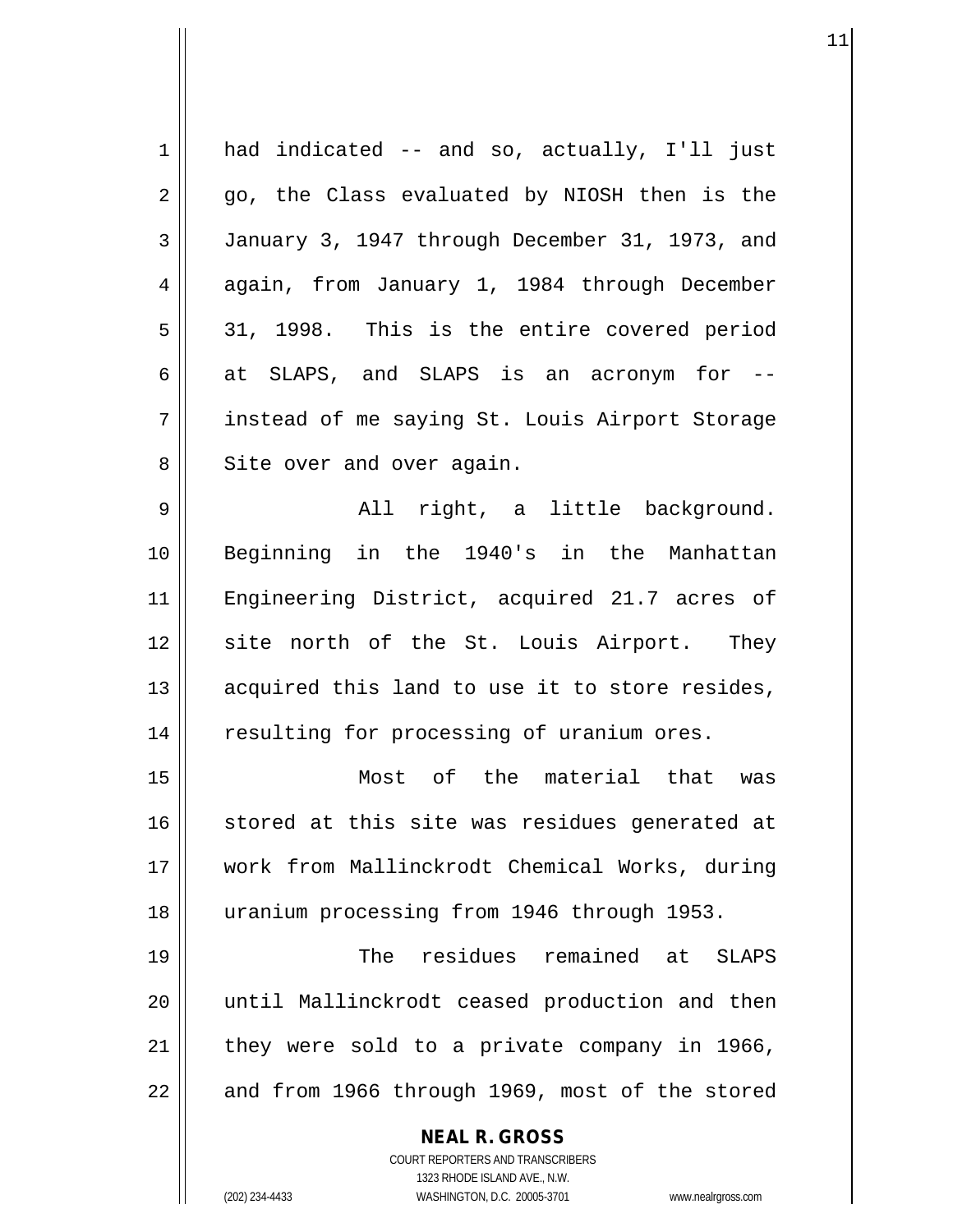had indicated -- and so, actually, I'll just go, the Class evaluated by NIOSH then is the January 3, 1947 through December 31, 1973, and again, from January 1, 1984 through December 31, 1998. This is the entire covered period at SLAPS, and SLAPS is an acronym for -- instead of me saying St. Louis Airport Storage Site over and over again.

All right, a little background. Beginning in the 1940's in the Manhattan Engineering District, acquired 21.7 acres of site north of the St. Louis Airport. They acquired this land to use it to store resides, resulting for processing of uranium ores.

Most of the material that was stored at this site was residues generated at work from Mallinckrodt Chemical Works, during uranium processing from 1946 through 1953.

The residues remained at SLAPS until Mallinckrodt ceased production and then they were sold to a private company in 1966, and from 1966 through 1969, most of the stored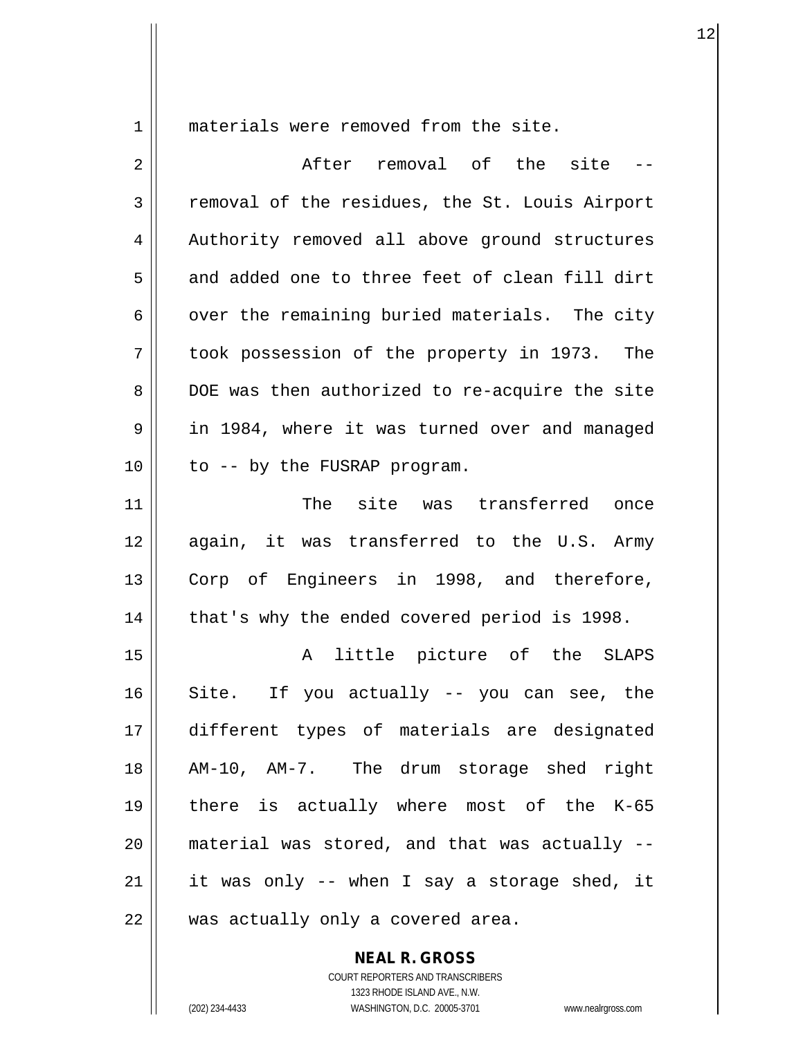materials were removed from the site.

After removal of the site -- removal of the residues, the St. Louis Airport Authority removed all above ground structures and added one to three feet of clean fill dirt over the remaining buried materials. The city took possession of the property in 1973. The DOE was then authorized to re-acquire the site in 1984, where it was turned over and managed to -- by the FUSRAP program.

The site was transferred once again, it was transferred to the U.S. Army Corp of Engineers in 1998, and therefore, that's why the ended covered period is 1998.

A little picture of the SLAPS Site. If you actually -- you can see, the different types of materials are designated AM-10, AM-7. The drum storage shed right there is actually where most of the K-65 material was stored, and that was actually -- it was only -- when I say a storage shed, it was actually only a covered area.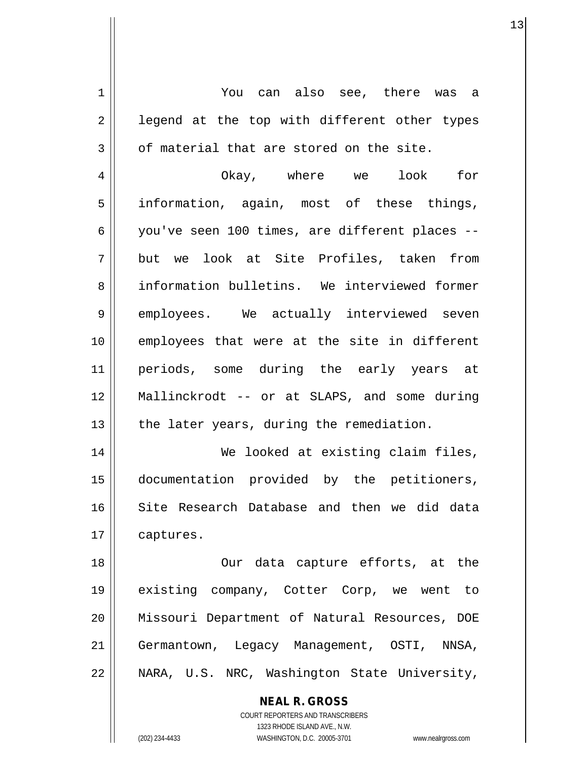You can also see, there was a legend at the top with different other types of material that are stored on the site.

Okay, where we look for information, again, most of these things, you've seen 100 times, are different places -- but we look at Site Profiles, taken from information bulletins. We interviewed former employees. We actually interviewed seven employees that were at the site in different periods, some during the early years at Mallinckrodt -- or at SLAPS, and some during the later years, during the remediation.

We looked at existing claim files, documentation provided by the petitioners, Site Research Database and then we did data captures.

Our data capture efforts, at the existing company, Cotter Corp, we went to Missouri Department of Natural Resources, DOE Germantown, Legacy Management, OSTI, NNSA, NARA, U.S. NRC, Washington State University,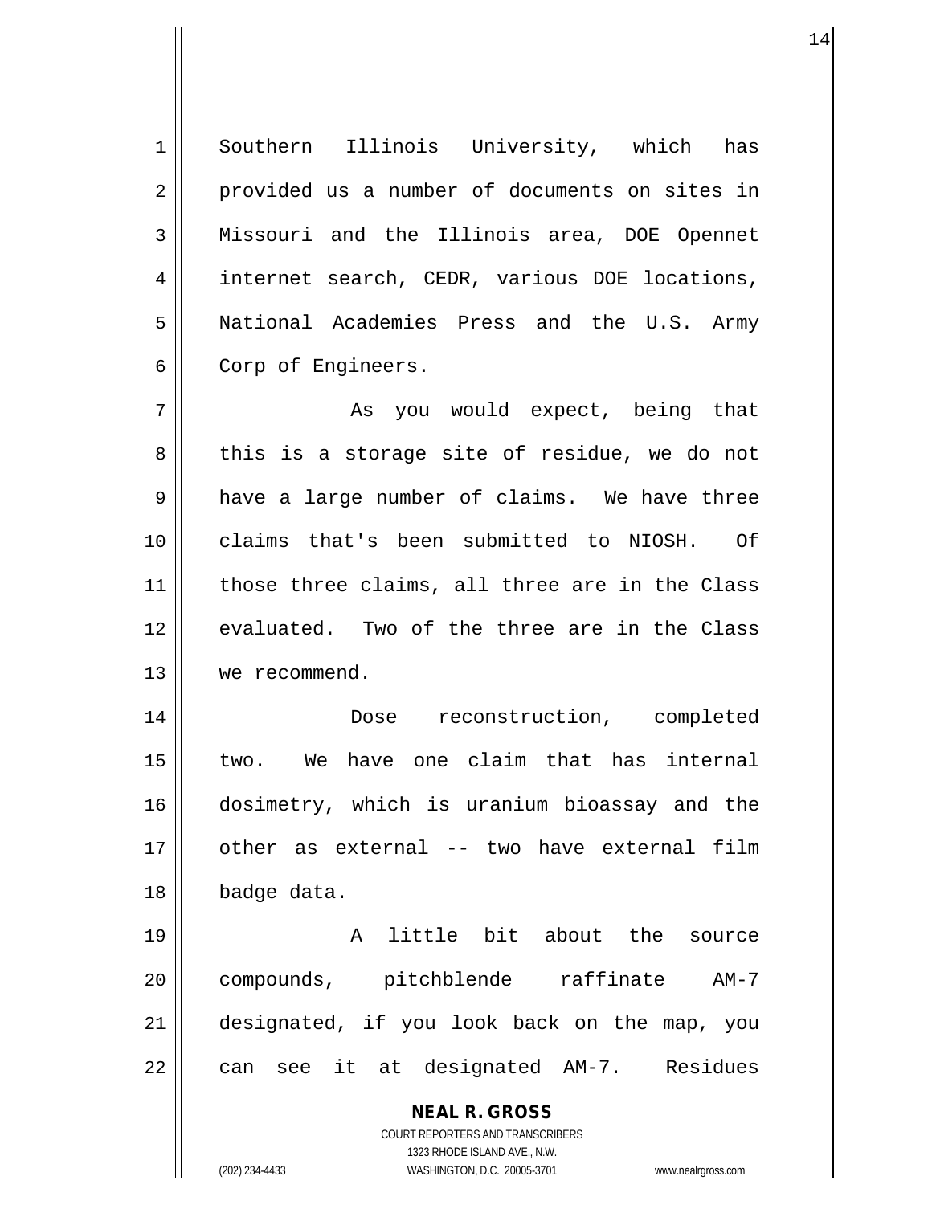Southern Illinois University, which has provided us a number of documents on sites in Missouri and the Illinois area, DOE Opennet internet search, CEDR, various DOE locations, National Academies Press and the U.S. Army Corp of Engineers.

As you would expect, being that this is a storage site of residue, we do not have a large number of claims. We have three claims that's been submitted to NIOSH. Of those three claims, all three are in the Class evaluated. Two of the three are in the Class we recommend.

Dose reconstruction, completed two. We have one claim that has internal dosimetry, which is uranium bioassay and the other as external -- two have external film badge data.

A little bit about the source compounds, pitchblende raffinate AM-7 designated, if you look back on the map, you can see it at designated AM-7. Residues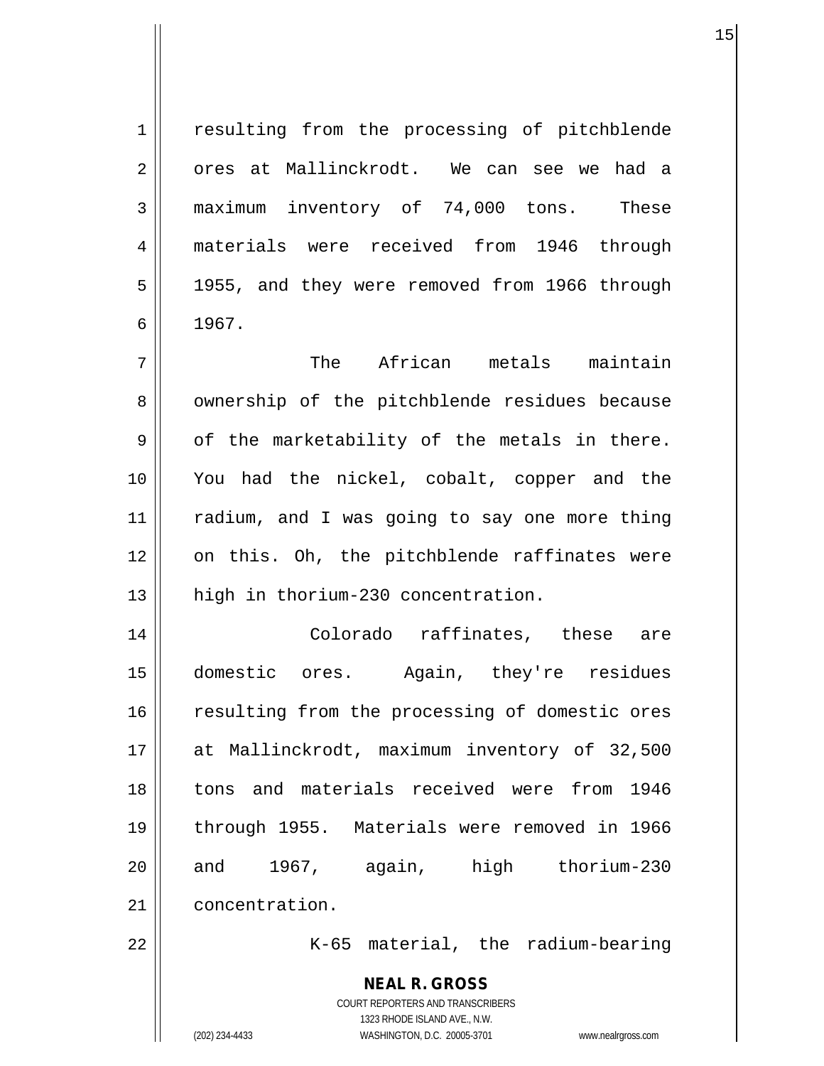resulting from the processing of pitchblende ores at Mallinckrodt. We can see we had a maximum inventory of 74,000 tons. These materials were received from 1946 through 1955, and they were removed from 1966 through 1967.

The African metals maintain ownership of the pitchblende residues because of the marketability of the metals in there. You had the nickel, cobalt, copper and the radium, and I was going to say one more thing on this. Oh, the pitchblende raffinates were high in thorium-230 concentration.

Colorado raffinates, these are domestic ores. Again, they're residues resulting from the processing of domestic ores at Mallinckrodt, maximum inventory of 32,500 tons and materials received were from 1946 through 1955. Materials were removed in 1966 and 1967, again, high thorium-230 concentration.

K-65 material, the radium-bearing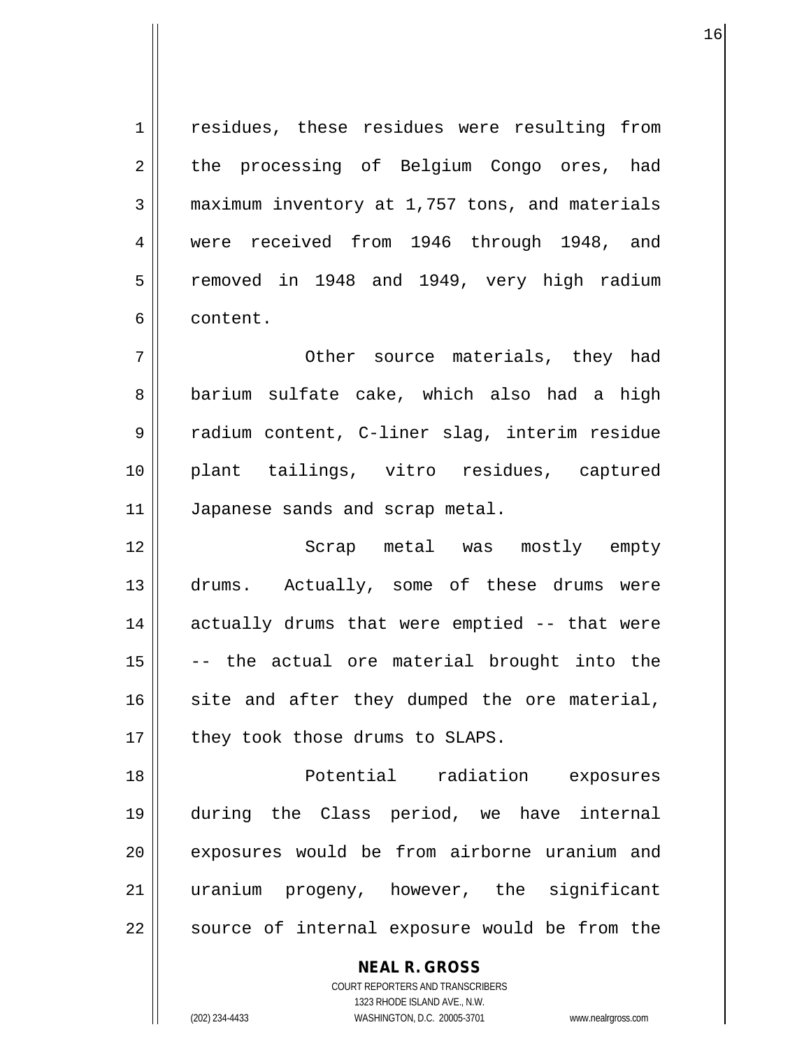residues, these residues were resulting from the processing of Belgium Congo ores, had maximum inventory at 1,757 tons, and materials were received from 1946 through 1948, and removed in 1948 and 1949, very high radium content.

Other source materials, they had barium sulfate cake, which also had a high radium content, C-liner slag, interim residue plant tailings, vitro residues, captured Japanese sands and scrap metal.

Scrap metal was mostly empty drums. Actually, some of these drums were actually drums that were emptied -- that were -- the actual ore material brought into the site and after they dumped the ore material, they took those drums to SLAPS.

Potential radiation exposures during the Class period, we have internal exposures would be from airborne uranium and uranium progeny, however, the significant source of internal exposure would be from the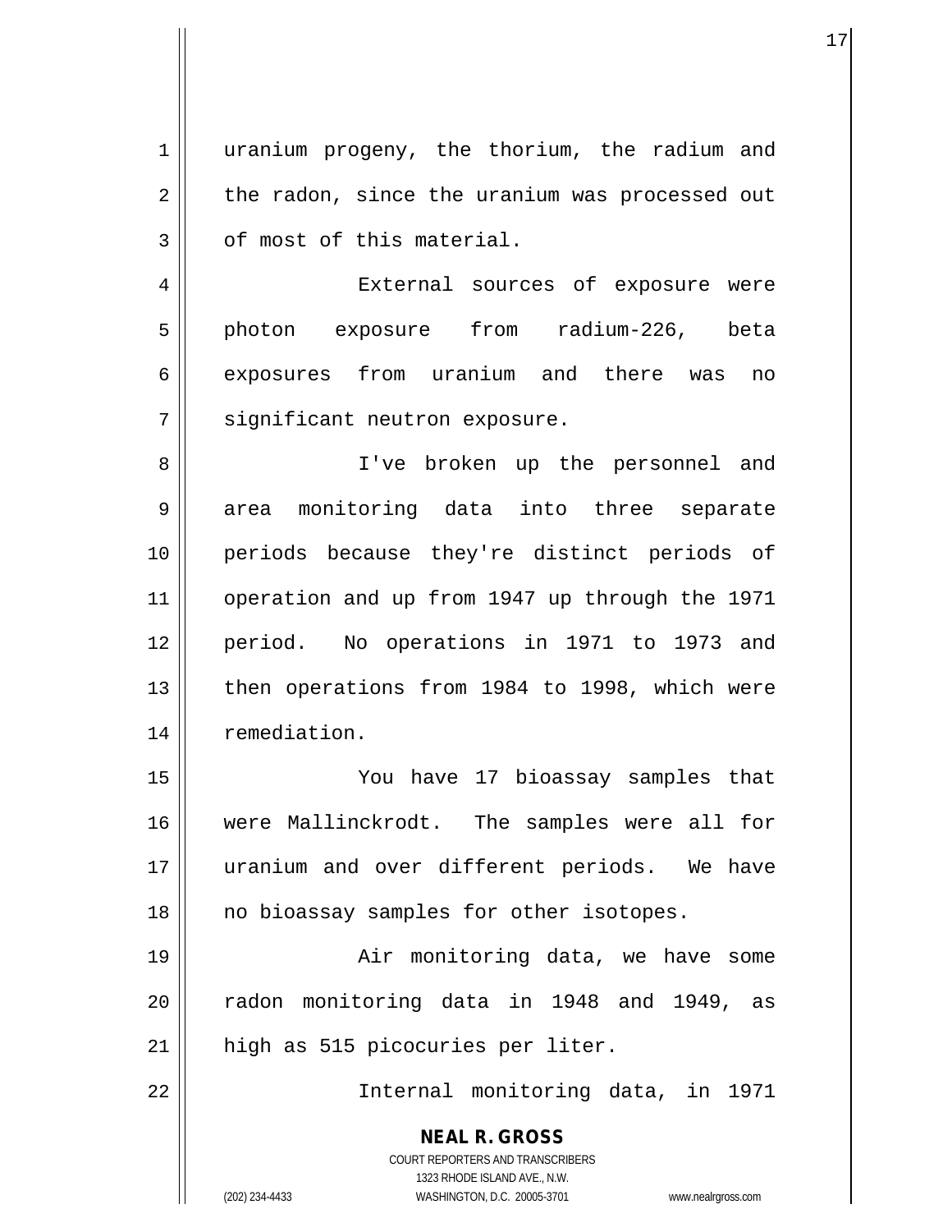uranium progeny, the thorium, the radium and the radon, since the uranium was processed out of most of this material.

External sources of exposure were photon exposure from radium-226, beta exposures from uranium and there was no significant neutron exposure.

I've broken up the personnel and area monitoring data into three separate periods because they're distinct periods of operation and up from 1947 up through the 1971 period. No operations in 1971 to 1973 and then operations from 1984 to 1998, which were remediation.

You have 17 bioassay samples that were Mallinckrodt. The samples were all for uranium and over different periods. We have no bioassay samples for other isotopes.

Air monitoring data, we have some radon monitoring data in 1948 and 1949, as high as 515 picocuries per liter.

Internal monitoring data, in 1971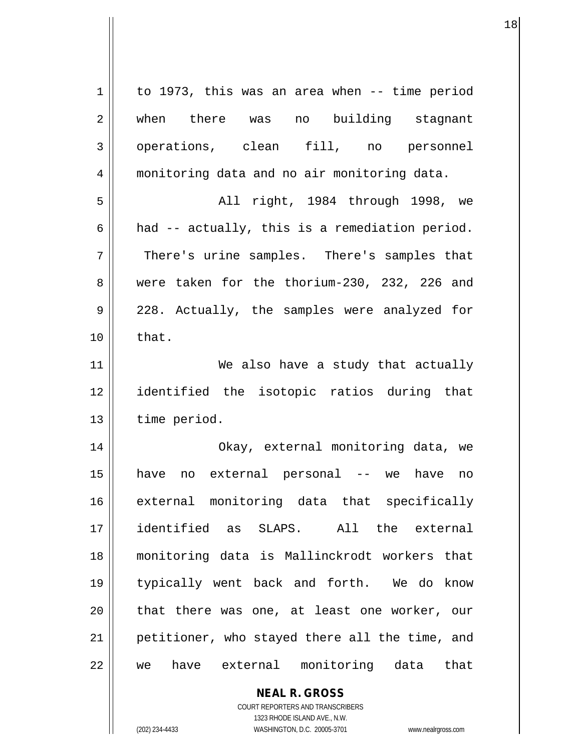to 1973, this was an area when -- time period when there was no building stagnant operations, clean fill, no personnel monitoring data and no air monitoring data.

All right, 1984 through 1998, we had -- actually, this is a remediation period. There's urine samples. There's samples that were taken for the thorium-230, 232, 226 and 228. Actually, the samples were analyzed for that.

We also have a study that actually identified the isotopic ratios during that time period.

Okay, external monitoring data, we have no external personal -- we have no external monitoring data that specifically identified as SLAPS. All the external monitoring data is Mallinckrodt workers that typically went back and forth. We do know that there was one, at least one worker, our petitioner, who stayed there all the time, and we have external monitoring data that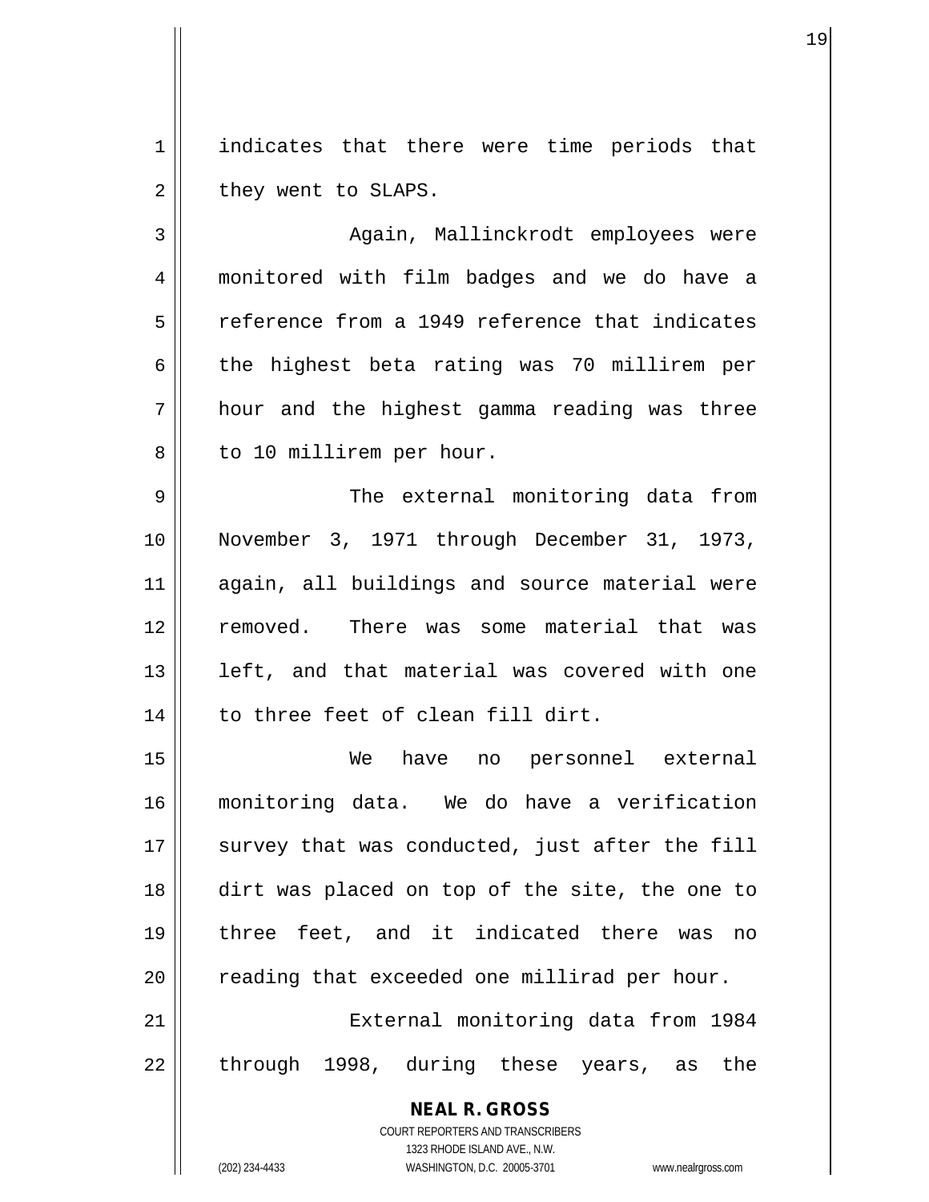indicates that there were time periods that they went to SLAPS.

Again, Mallinckrodt employees were monitored with film badges and we do have a reference from a 1949 reference that indicates the highest beta rating was 70 millirem per hour and the highest gamma reading was three to 10 millirem per hour.

The external monitoring data from November 3, 1971 through December 31, 1973, again, all buildings and source material were removed. There was some material that was left, and that material was covered with one to three feet of clean fill dirt.

We have no personnel external monitoring data. We do have a verification survey that was conducted, just after the fill dirt was placed on top of the site, the one to three feet, and it indicated there was no reading that exceeded one millirad per hour.

External monitoring data from 1984 through 1998, during these years, as the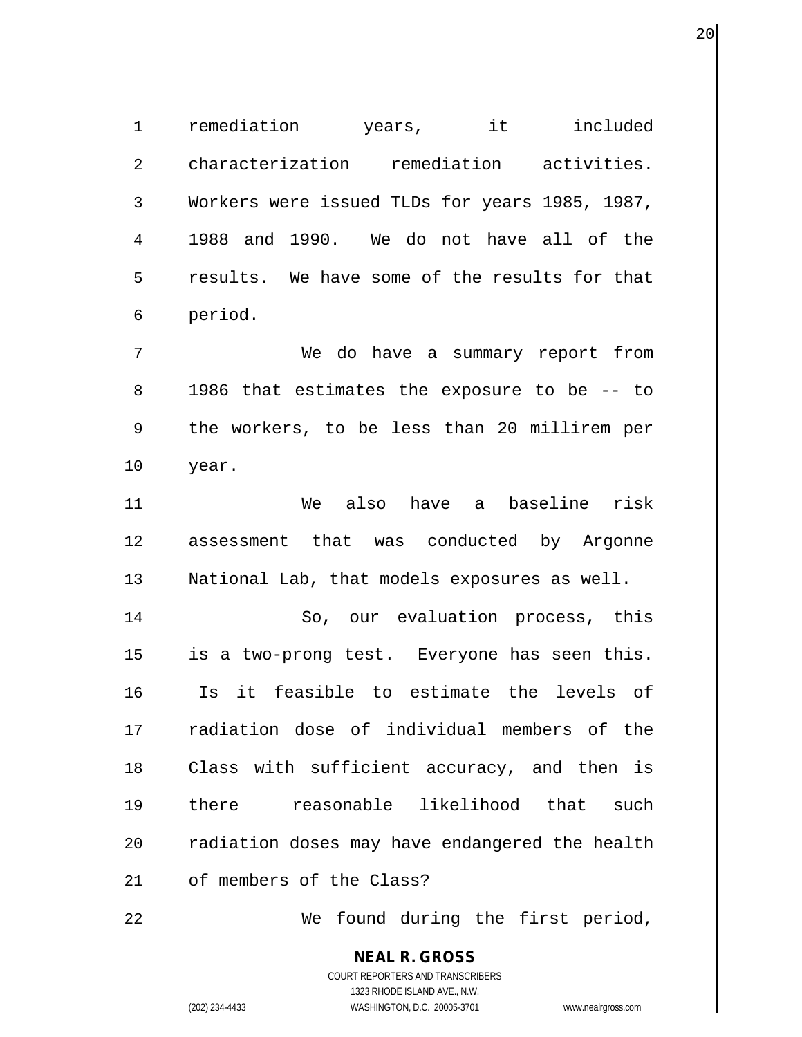remediation years, it included characterization remediation activities. Workers were issued TLDs for years 1985, 1987, 1988 and 1990. We do not have all of the results. We have some of the results for that period.

We do have a summary report from 1986 that estimates the exposure to be -- to the workers, to be less than 20 millirem per year.

We also have a baseline risk assessment that was conducted by Argonne National Lab, that models exposures as well.

So, our evaluation process, this is a two-prong test. Everyone has seen this. Is it feasible to estimate the levels of radiation dose of individual members of the Class with sufficient accuracy, and then is there reasonable likelihood that such radiation doses may have endangered the health of members of the Class?

We found during the first period,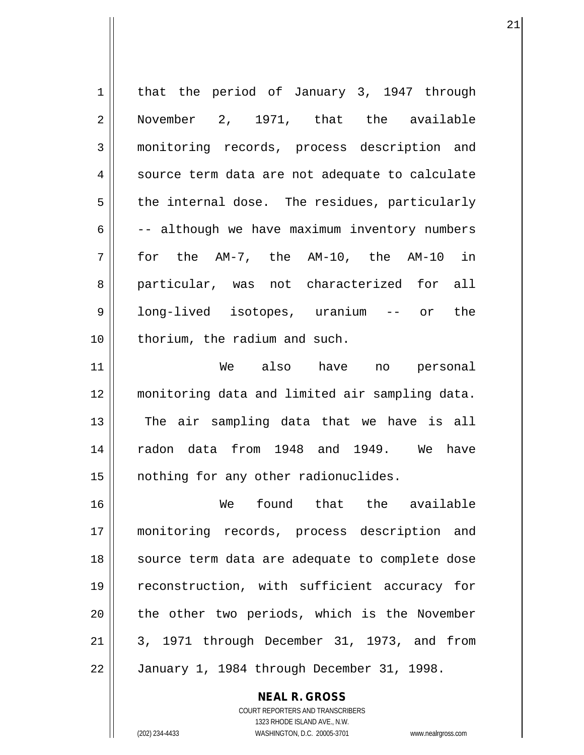that the period of January 3, 1947 through November 2, 1971, that the available monitoring records, process description and source term data are not adequate to calculate the internal dose. The residues, particularly -- although we have maximum inventory numbers for the AM-7, the AM-10, the AM-10 in particular, was not characterized for all long-lived isotopes, uranium -- or the thorium, the radium and such.

We also have no personal monitoring data and limited air sampling data. The air sampling data that we have is all radon data from 1948 and 1949. We have nothing for any other radionuclides.

We found that the available monitoring records, process description and source term data are adequate to complete dose reconstruction, with sufficient accuracy for the other two periods, which is the November 3, 1971 through December 31, 1973, and from January 1, 1984 through December 31, 1998.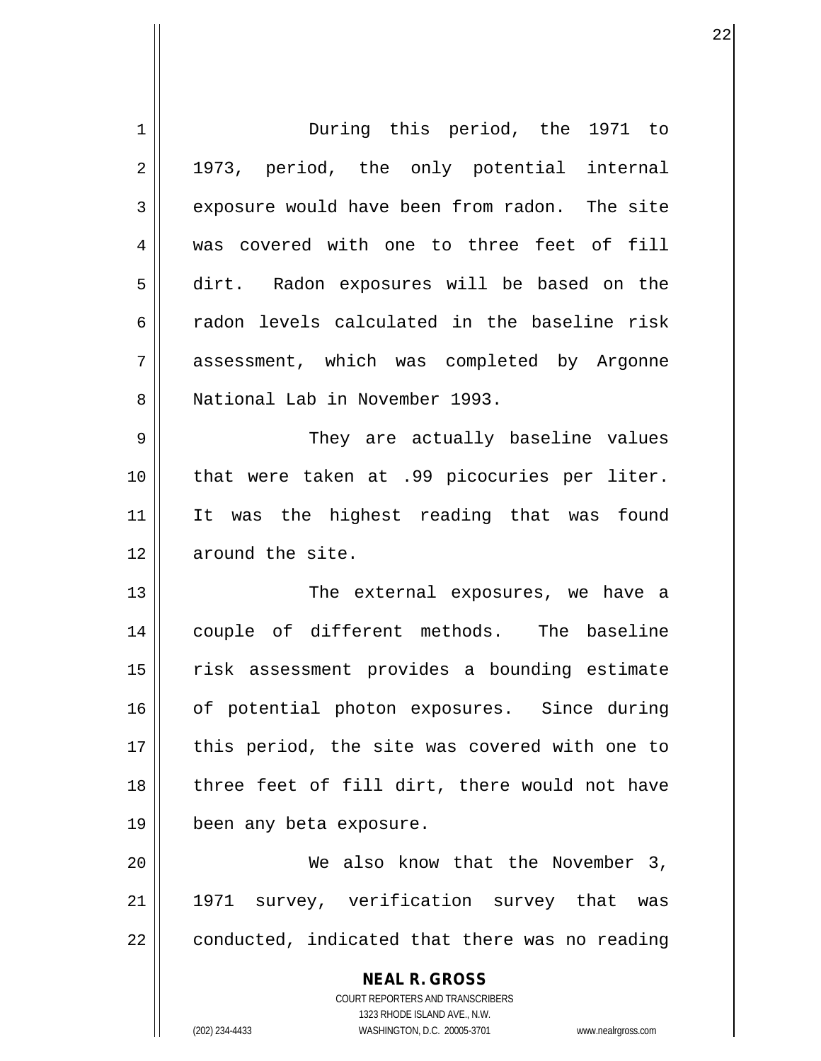During this period, the 1971 to 1973, period, the only potential internal exposure would have been from radon. The site was covered with one to three feet of fill dirt. Radon exposures will be based on the radon levels calculated in the baseline risk assessment, which was completed by Argonne National Lab in November 1993.

They are actually baseline values that were taken at .99 picocuries per liter. It was the highest reading that was found around the site.

The external exposures, we have a couple of different methods. The baseline risk assessment provides a bounding estimate of potential photon exposures. Since during this period, the site was covered with one to three feet of fill dirt, there would not have been any beta exposure.

We also know that the November 3, 1971 survey, verification survey that was conducted, indicated that there was no reading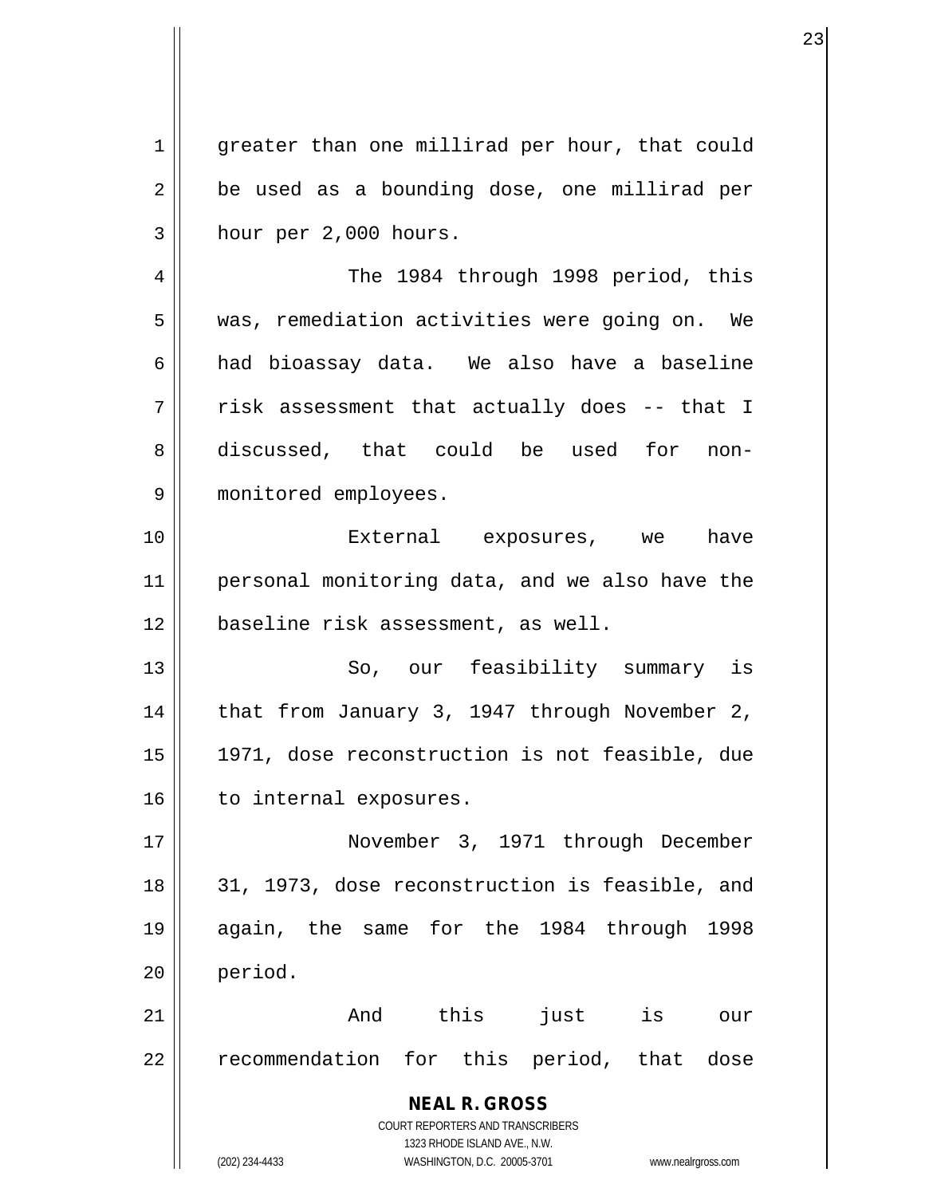greater than one millirad per hour, that could be used as a bounding dose, one millirad per hour per 2,000 hours.

The 1984 through 1998 period, this was, remediation activities were going on. We had bioassay data. We also have a baseline risk assessment that actually does -- that I discussed, that could be used for non-monitored employees.

External exposures, we have personal monitoring data, and we also have the baseline risk assessment, as well.

So, our feasibility summary is that from January 3, 1947 through November 2, 1971, dose reconstruction is not feasible, due to internal exposures.

November 3, 1971 through December 31, 1973, dose reconstruction is feasible, and again, the same for the 1984 through 1998 period.

And this just is our recommendation for this period, that dose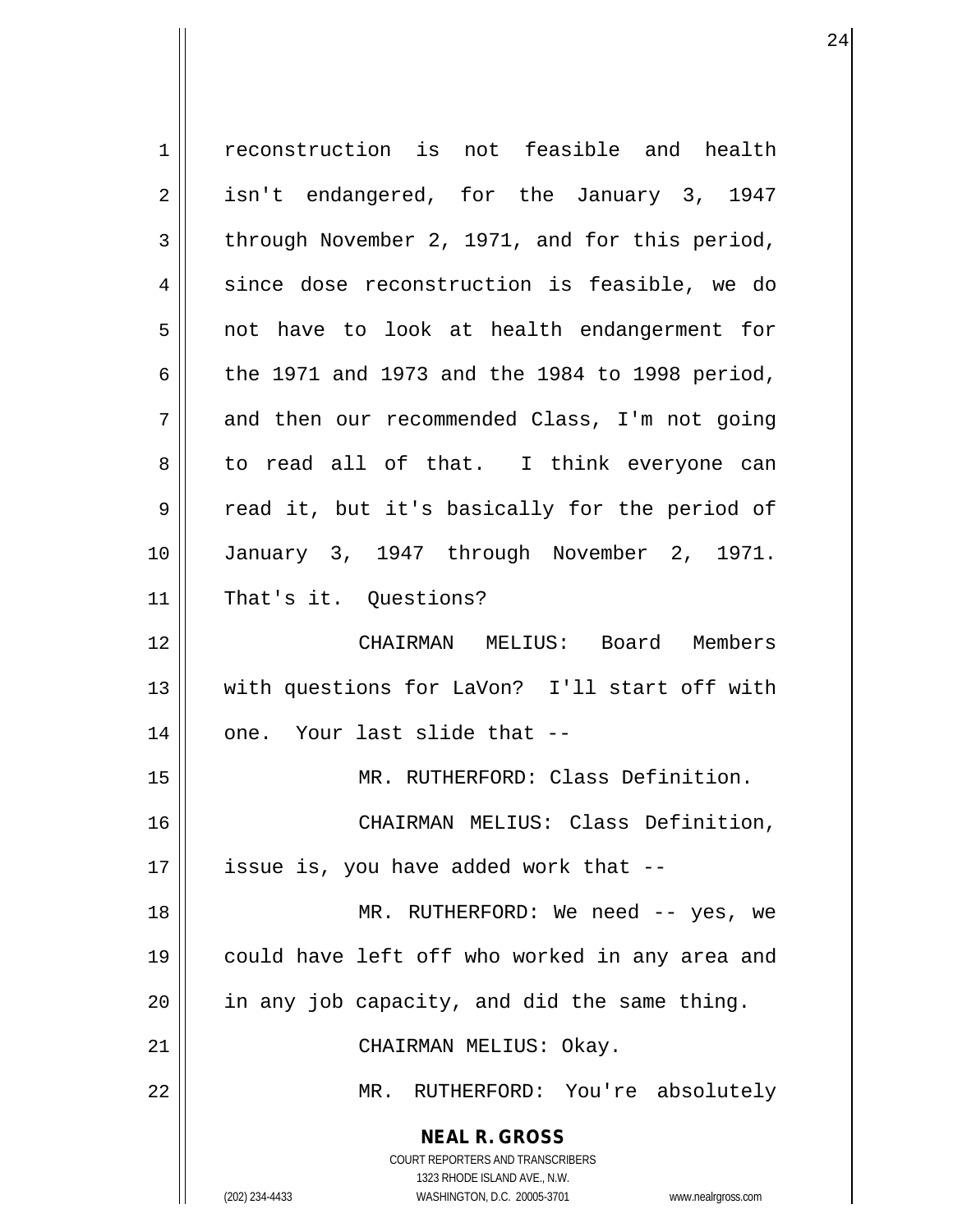reconstruction is not feasible and health isn't endangered, for the January 3, 1947 through November 2, 1971, and for this period, since dose reconstruction is feasible, we do not have to look at health endangerment for the 1971 and 1973 and the 1984 to 1998 period, and then our recommended Class, I'm not going to read all of that. I think everyone can read it, but it's basically for the period of January 3, 1947 through November 2, 1971. That's it. Questions?

CHAIRMAN MELIUS: Board Members with questions for LaVon? I'll start off with one. Your last slide that --

MR. RUTHERFORD: Class Definition.

CHAIRMAN MELIUS: Class Definition, issue is, you have added work that --

MR. RUTHERFORD: We need -- yes, we could have left off who worked in any area and in any job capacity, and did the same thing.

CHAIRMAN MELIUS: Okay.

MR. RUTHERFORD: You're absolutely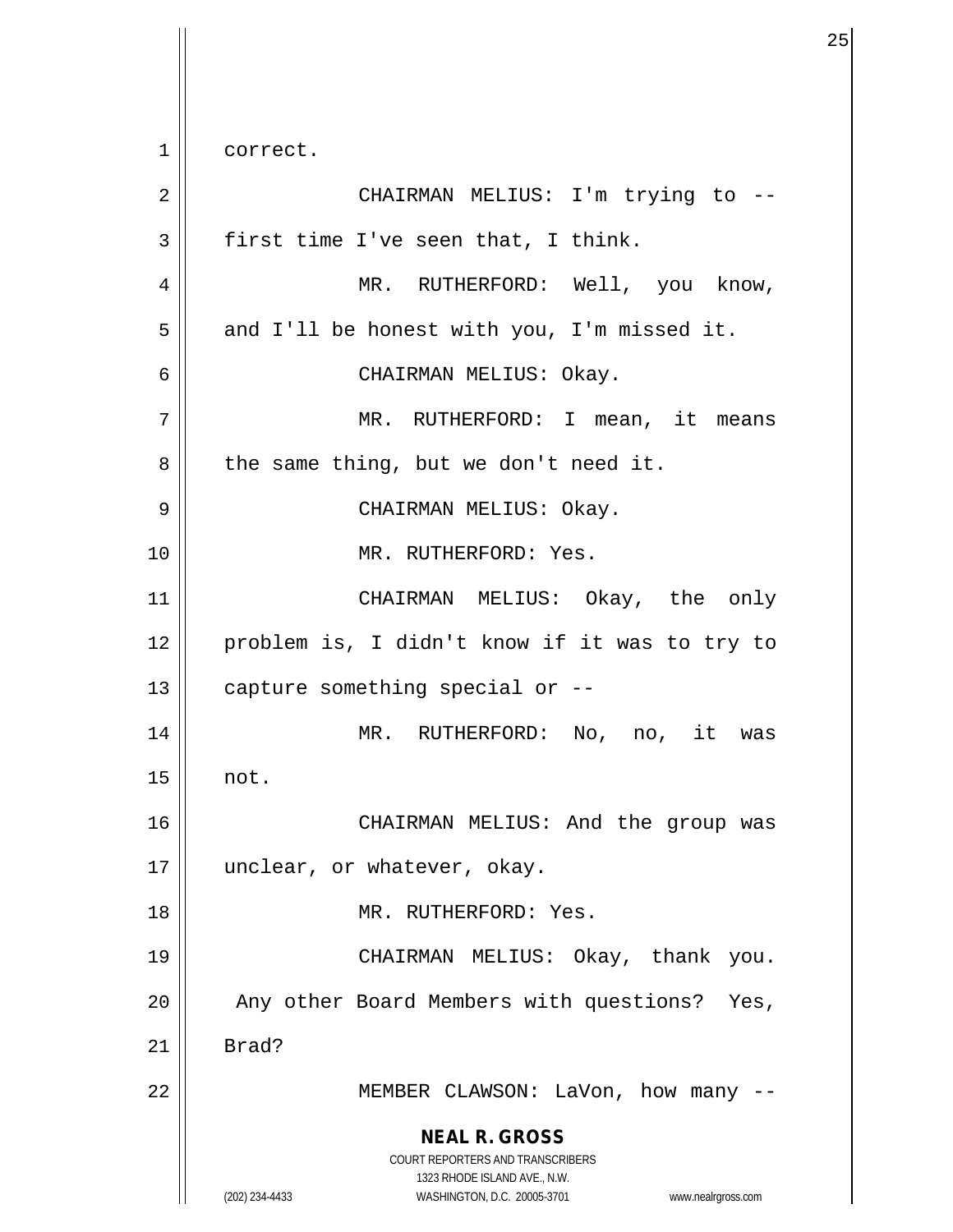correct.

CHAIRMAN MELIUS: I'm trying to -- first time I've seen that, I think.

MR. RUTHERFORD: Well, you know, and I'll be honest with you, I'm missed it.

CHAIRMAN MELIUS: Okay.

MR. RUTHERFORD: I mean, it means the same thing, but we don't need it.

CHAIRMAN MELIUS: Okay.

MR. RUTHERFORD: Yes.

CHAIRMAN MELIUS: Okay, the only problem is, I didn't know if it was to try to capture something special or --

MR. RUTHERFORD: No, no, it was not.

CHAIRMAN MELIUS: And the group was unclear, or whatever, okay.

MR. RUTHERFORD: Yes.

CHAIRMAN MELIUS: Okay, thank you. Any other Board Members with questions? Yes, Brad?

MEMBER CLAWSON: LaVon, how many --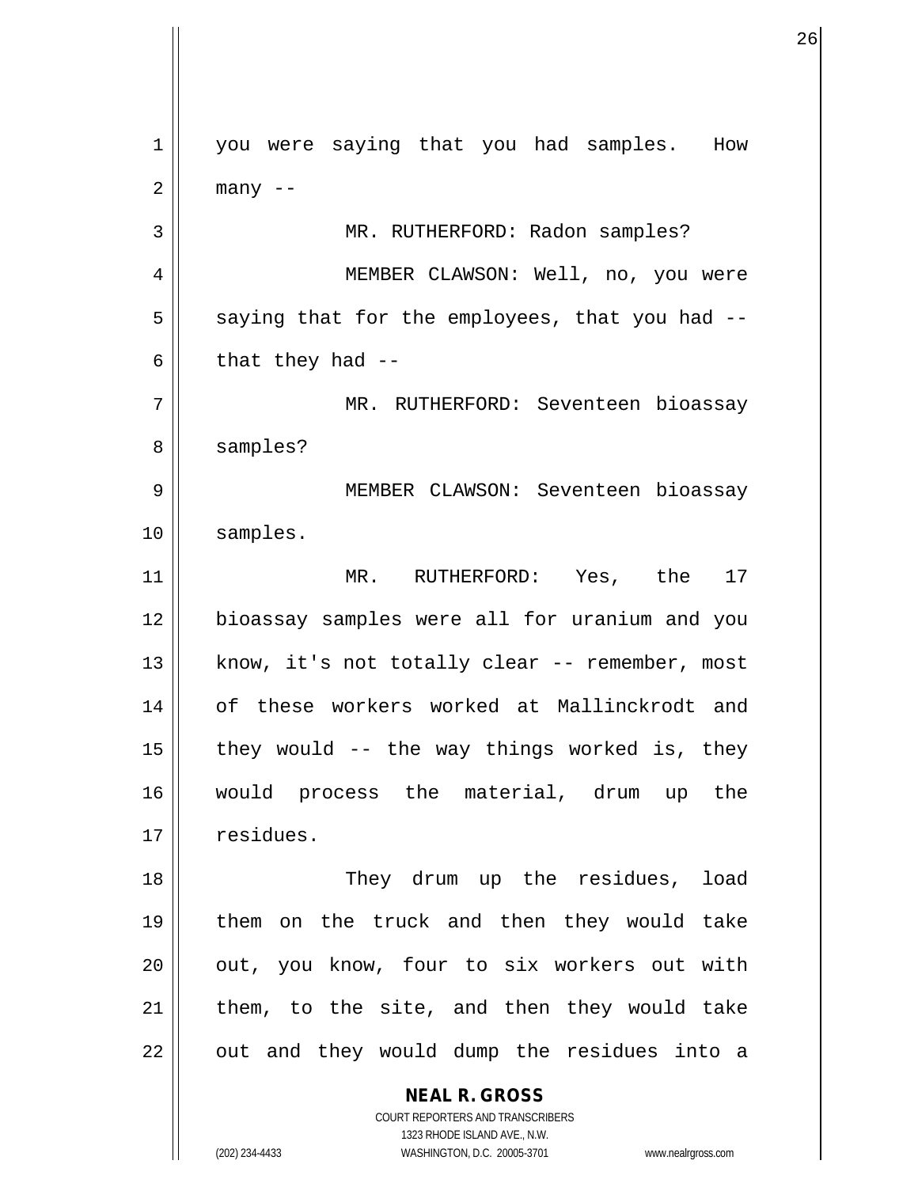you were saying that you had samples. How many --

MR. RUTHERFORD: Radon samples?

MEMBER CLAWSON: Well, no, you were saying that for the employees, that you had -- that they had --

MR. RUTHERFORD: Seventeen bioassay samples?

MEMBER CLAWSON: Seventeen bioassay samples.

MR. RUTHERFORD: Yes, the 17 bioassay samples were all for uranium and you know, it's not totally clear -- remember, most of these workers worked at Mallinckrodt and they would -- the way things worked is, they would process the material, drum up the residues.

They drum up the residues, load them on the truck and then they would take out, you know, four to six workers out with them, to the site, and then they would take out and they would dump the residues into a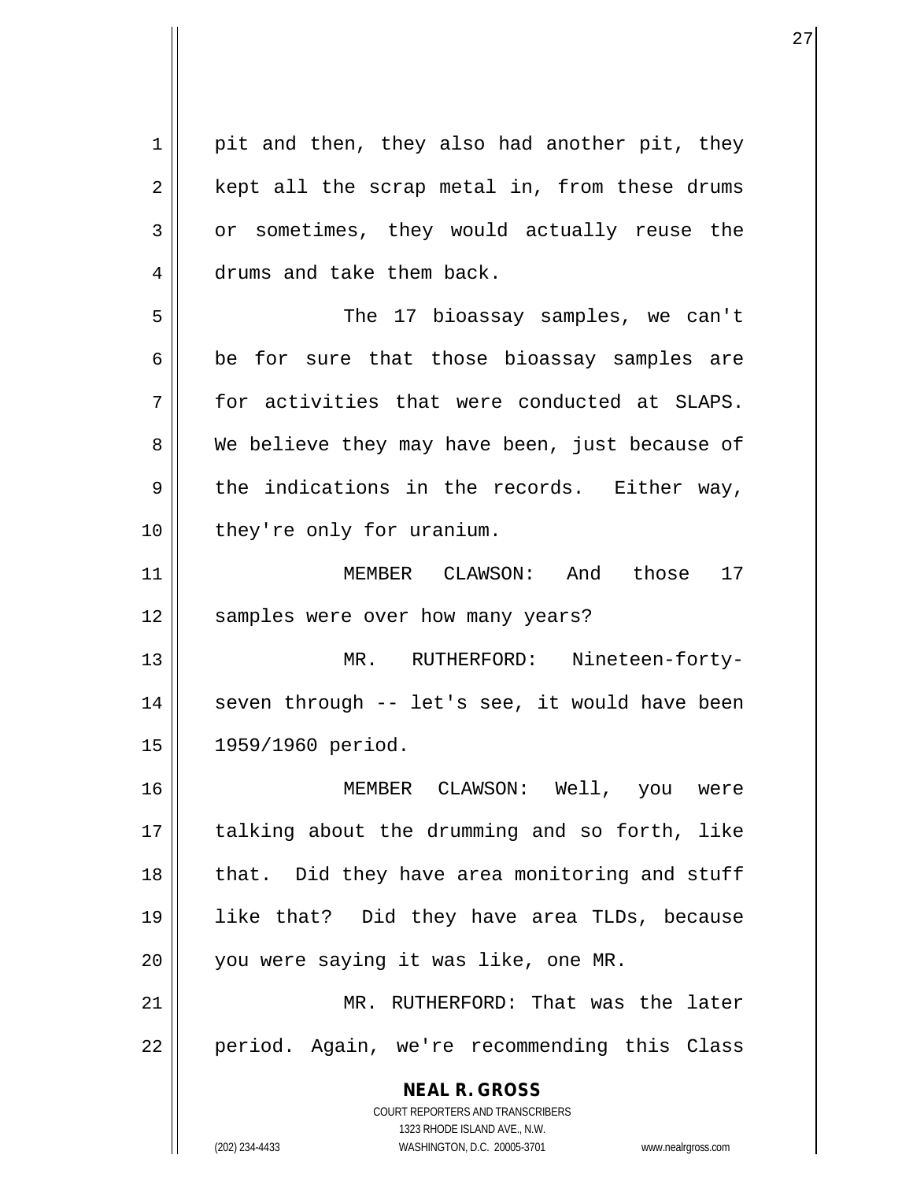pit and then, they also had another pit, they kept all the scrap metal in, from these drums or sometimes, they would actually reuse the drums and take them back.

The 17 bioassay samples, we can't be for sure that those bioassay samples are for activities that were conducted at SLAPS. We believe they may have been, just because of the indications in the records. Either way, they're only for uranium.

MEMBER CLAWSON: And those 17 samples were over how many years?

MR. RUTHERFORD: Nineteen-forty-seven through -- let's see, it would have been 1959/1960 period.

MEMBER CLAWSON: Well, you were talking about the drumming and so forth, like that. Did they have area monitoring and stuff like that? Did they have area TLDs, because you were saying it was like, one MR.

MR. RUTHERFORD: That was the later period. Again, we're recommending this Class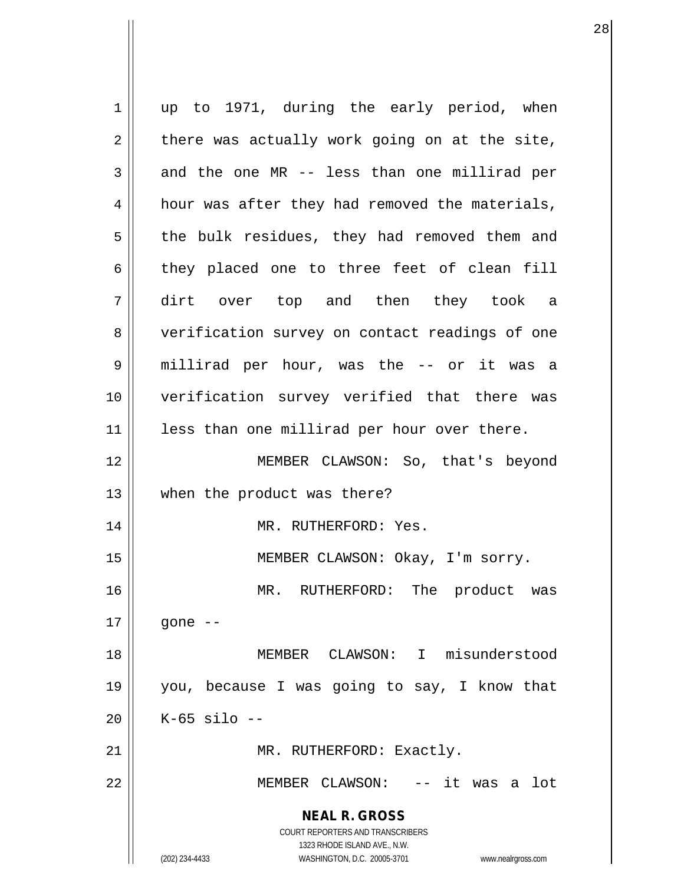up to 1971, during the early period, when there was actually work going on at the site, and the one MR -- less than one millirad per hour was after they had removed the materials, the bulk residues, they had removed them and they placed one to three feet of clean fill dirt over top and then they took a verification survey on contact readings of one millirad per hour, was the -- or it was a verification survey verified that there was less than one millirad per hour over there.

MEMBER CLAWSON: So, that's beyond when the product was there?

MR. RUTHERFORD: Yes.

MEMBER CLAWSON: Okay, I'm sorry.

MR. RUTHERFORD: The product was gone --

MEMBER CLAWSON: I misunderstood you, because I was going to say, I know that K-65 silo --

MR. RUTHERFORD: Exactly.

MEMBER CLAWSON: -- it was a lot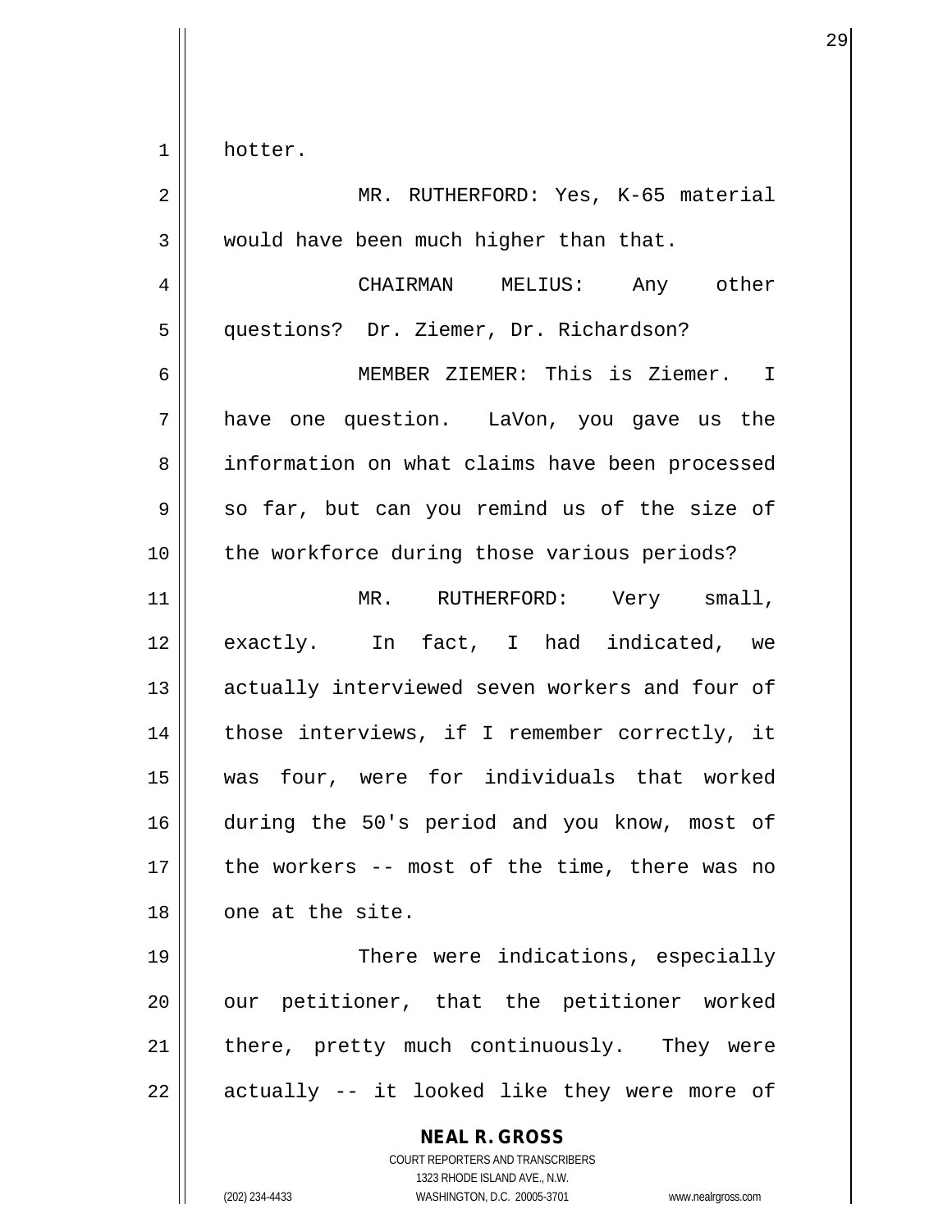hotter.

MR. RUTHERFORD: Yes, K-65 material would have been much higher than that.

CHAIRMAN MELIUS: Any other questions? Dr. Ziemer, Dr. Richardson?

MEMBER ZIEMER: This is Ziemer. I have one question. LaVon, you gave us the information on what claims have been processed so far, but can you remind us of the size of the workforce during those various periods?

MR. RUTHERFORD: Very small, exactly. In fact, I had indicated, we actually interviewed seven workers and four of those interviews, if I remember correctly, it was four, were for individuals that worked during the 50's period and you know, most of the workers -- most of the time, there was no one at the site.

There were indications, especially our petitioner, that the petitioner worked there, pretty much continuously. They were actually -- it looked like they were more of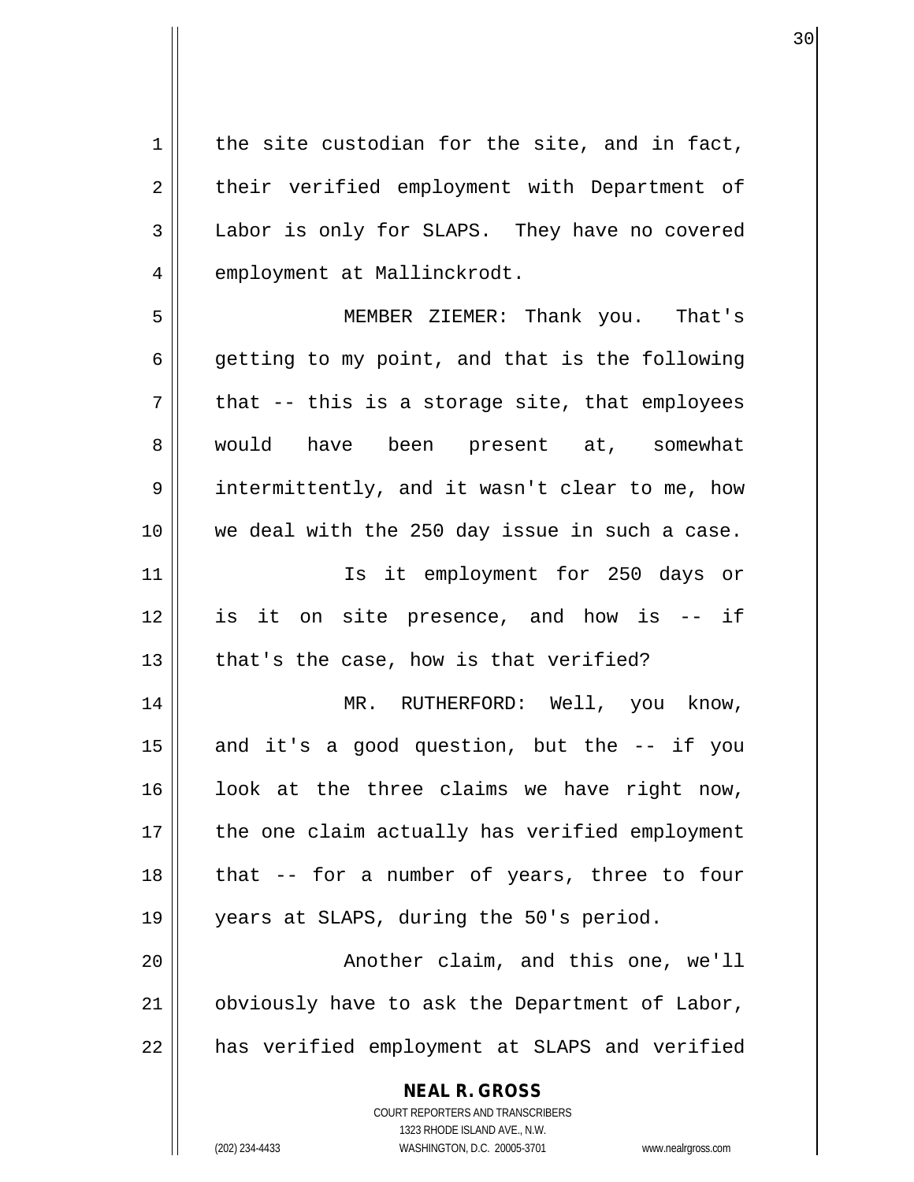the site custodian for the site, and in fact, their verified employment with Department of Labor is only for SLAPS. They have no covered employment at Mallinckrodt.

MEMBER ZIEMER: Thank you. That's getting to my point, and that is the following that -- this is a storage site, that employees would have been present at, somewhat intermittently, and it wasn't clear to me, how we deal with the 250 day issue in such a case.

Is it employment for 250 days or is it on site presence, and how is -- if that's the case, how is that verified?

MR. RUTHERFORD: Well, you know, and it's a good question, but the -- if you look at the three claims we have right now, the one claim actually has verified employment that -- for a number of years, three to four years at SLAPS, during the 50's period.

Another claim, and this one, we'll obviously have to ask the Department of Labor, has verified employment at SLAPS and verified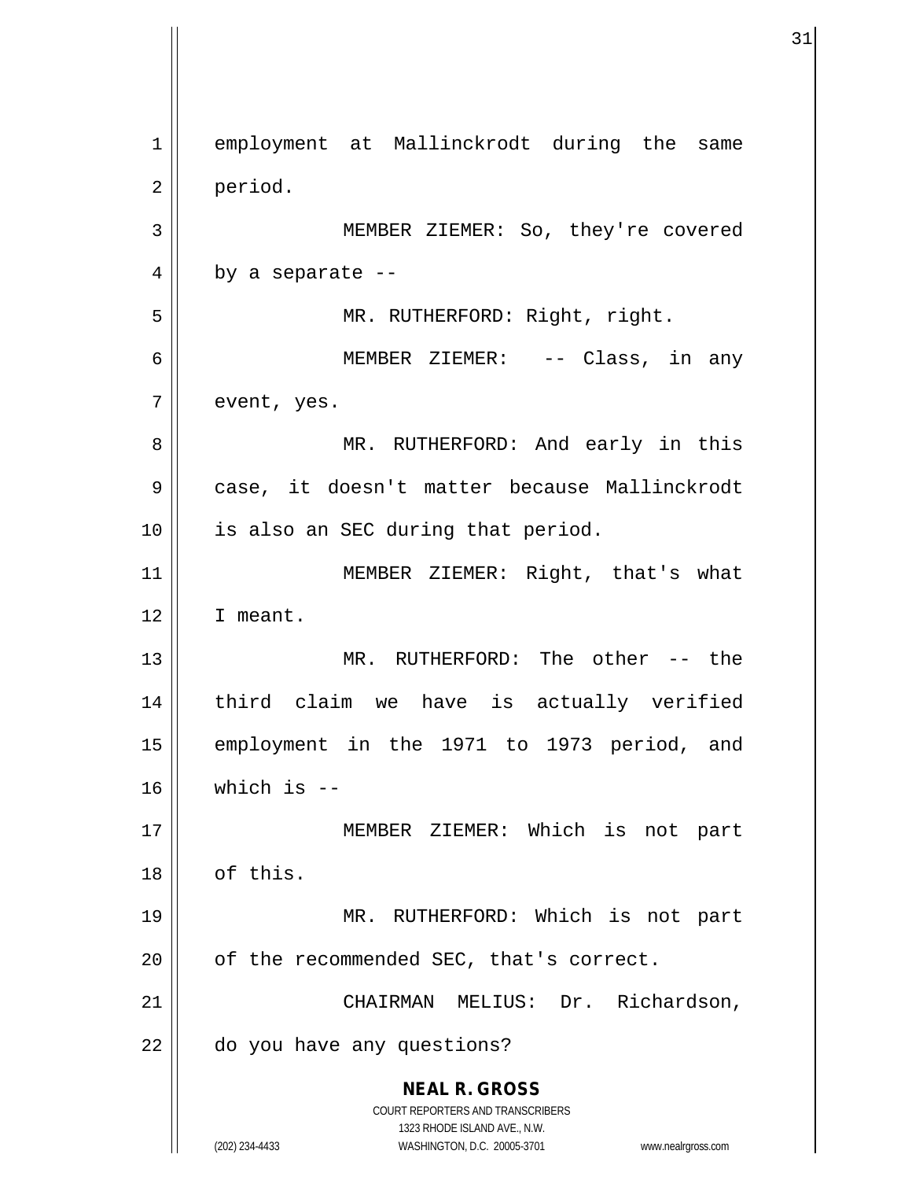employment at Mallinckrodt during the same period.

MEMBER ZIEMER: So, they're covered by a separate --

MR. RUTHERFORD: Right, right.

MEMBER ZIEMER: -- Class, in any event, yes.

MR. RUTHERFORD: And early in this case, it doesn't matter because Mallinckrodt is also an SEC during that period.

MEMBER ZIEMER: Right, that's what I meant.

MR. RUTHERFORD: The other -- the third claim we have is actually verified employment in the 1971 to 1973 period, and which is --

MEMBER ZIEMER: Which is not part of this.

MR. RUTHERFORD: Which is not part of the recommended SEC, that's correct.

CHAIRMAN MELIUS: Dr. Richardson, do you have any questions?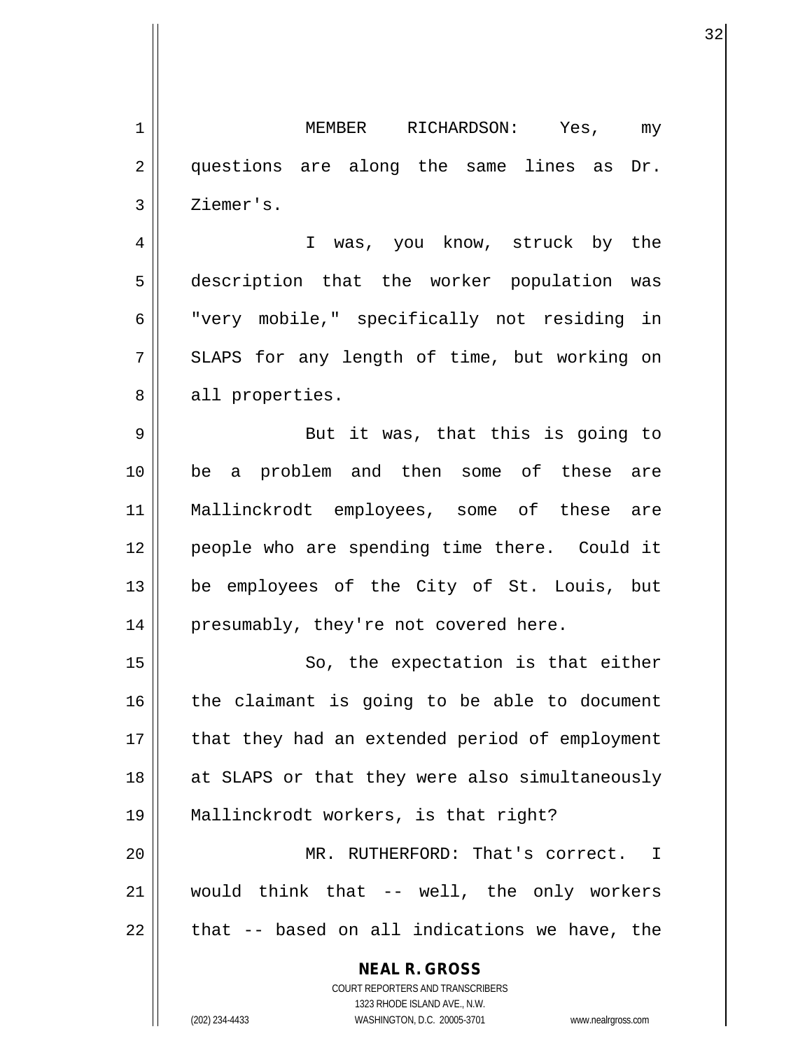MEMBER RICHARDSON: Yes, my questions are along the same lines as Dr. Ziemer's.

I was, you know, struck by the description that the worker population was "very mobile," specifically not residing in SLAPS for any length of time, but working on all properties.

But it was, that this is going to be a problem and then some of these are Mallinckrodt employees, some of these are people who are spending time there. Could it be employees of the City of St. Louis, but presumably, they're not covered here.

So, the expectation is that either the claimant is going to be able to document that they had an extended period of employment at SLAPS or that they were also simultaneously Mallinckrodt workers, is that right?

MR. RUTHERFORD: That's correct. I would think that -- well, the only workers that -- based on all indications we have, the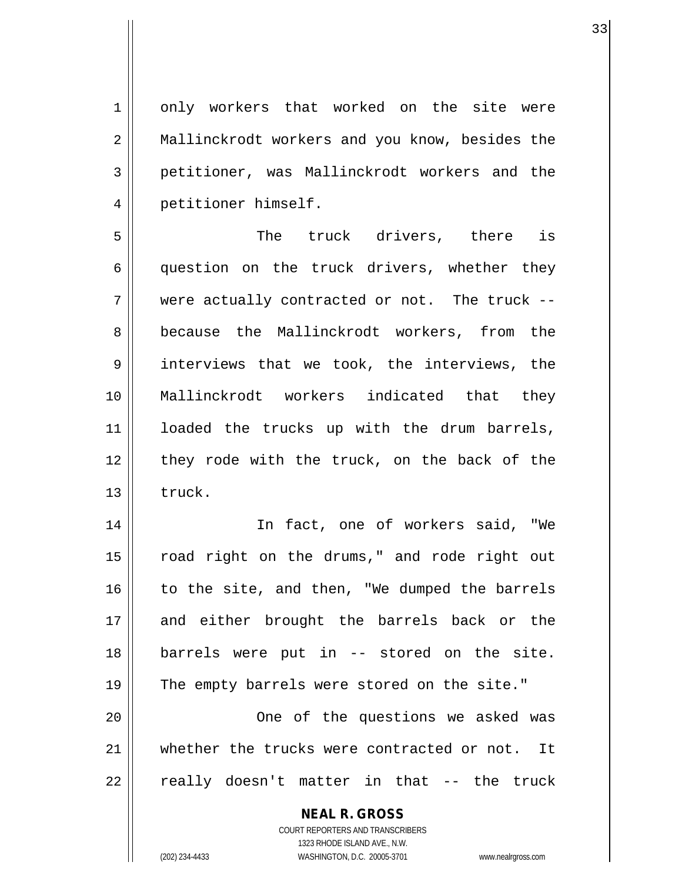only workers that worked on the site were Mallinckrodt workers and you know, besides the petitioner, was Mallinckrodt workers and the petitioner himself.

The truck drivers, there is question on the truck drivers, whether they were actually contracted or not. The truck -- because the Mallinckrodt workers, from the interviews that we took, the interviews, the Mallinckrodt workers indicated that they loaded the trucks up with the drum barrels, they rode with the truck, on the back of the truck.

In fact, one of workers said, "We road right on the drums," and rode right out to the site, and then, "We dumped the barrels and either brought the barrels back or the barrels were put in -- stored on the site. The empty barrels were stored on the site."

One of the questions we asked was whether the trucks were contracted or not. It really doesn't matter in that -- the truck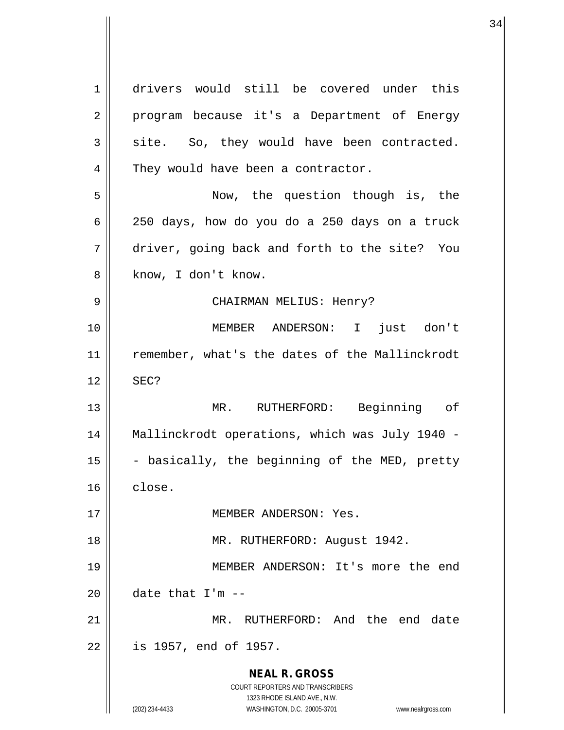drivers would still be covered under this program because it's a Department of Energy site. So, they would have been contracted. They would have been a contractor.

Now, the question though is, the 250 days, how do you do a 250 days on a truck driver, going back and forth to the site? You know, I don't know.

CHAIRMAN MELIUS: Henry?

MEMBER ANDERSON: I just don't remember, what's the dates of the Mallinckrodt SEC?

MR. RUTHERFORD: Beginning of Mallinckrodt operations, which was July 1940 -- basically, the beginning of the MED, pretty close.

MEMBER ANDERSON: Yes.

MR. RUTHERFORD: August 1942.

MEMBER ANDERSON: It's more the end date that I'm --

MR. RUTHERFORD: And the end date is 1957, end of 1957.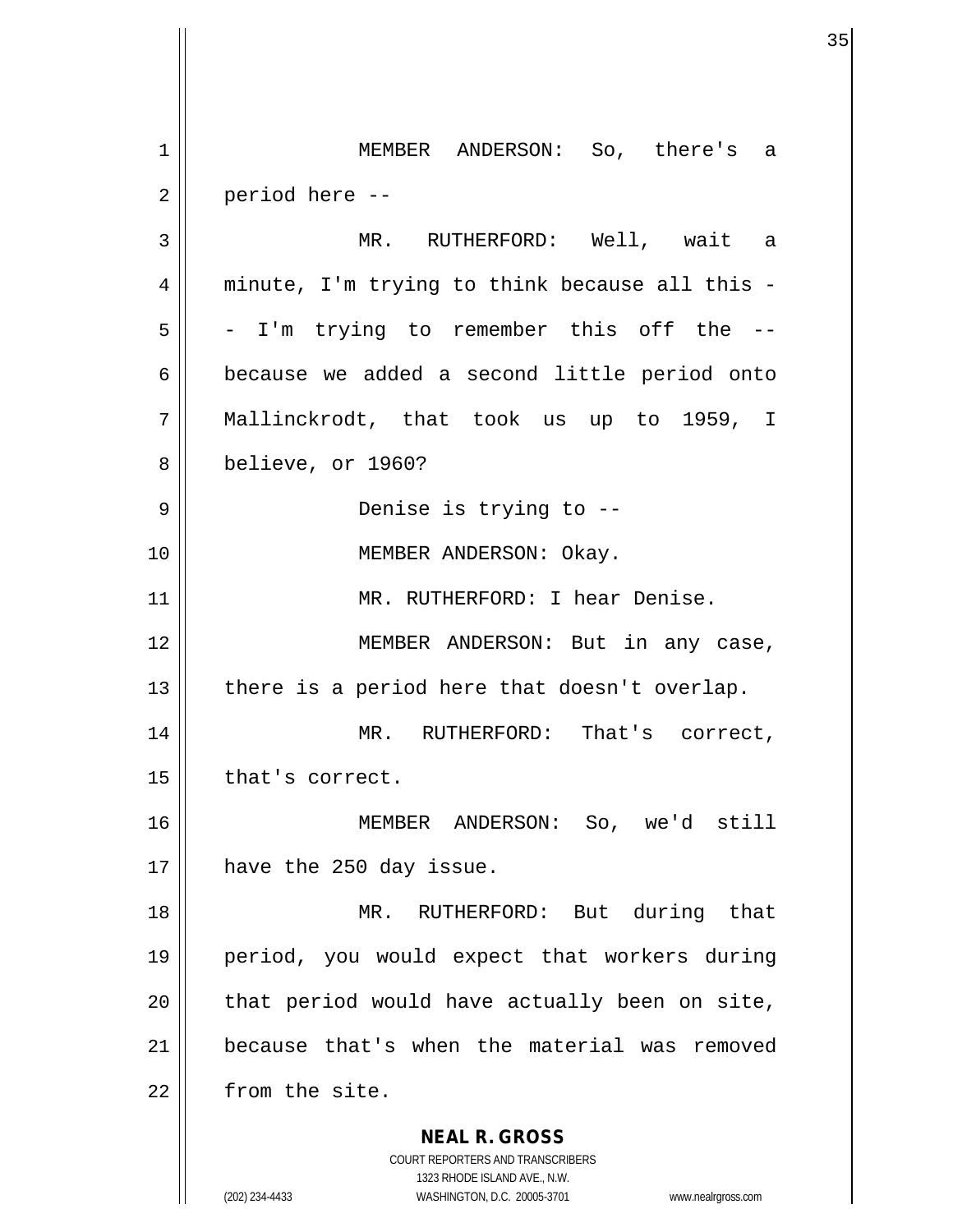MEMBER ANDERSON: So, there's a period here --

MR. RUTHERFORD: Well, wait a minute, I'm trying to think because all this - - I'm trying to remember this off the -- because we added a second little period onto Mallinckrodt, that took us up to 1959, I believe, or 1960?

Denise is trying to --

MEMBER ANDERSON: Okay.

MR. RUTHERFORD: I hear Denise.

MEMBER ANDERSON: But in any case, there is a period here that doesn't overlap.

MR. RUTHERFORD: That's correct, that's correct.

MEMBER ANDERSON: So, we'd still have the 250 day issue.

MR. RUTHERFORD: But during that period, you would expect that workers during that period would have actually been on site, because that's when the material was removed from the site.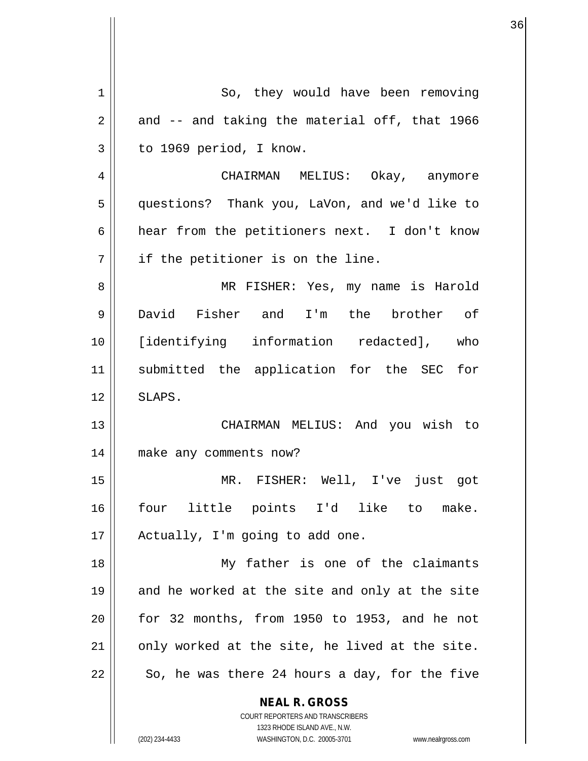So, they would have been removing and -- and taking the material off, that 1966 to 1969 period, I know.

CHAIRMAN MELIUS: Okay, anymore questions? Thank you, LaVon, and we'd like to hear from the petitioners next. I don't know if the petitioner is on the line.

MR FISHER: Yes, my name is Harold David Fisher and I'm the brother of [identifying information redacted], who submitted the application for the SEC for SLAPS.

CHAIRMAN MELIUS: And you wish to make any comments now?

MR. FISHER: Well, I've just got four little points I'd like to make. Actually, I'm going to add one.

My father is one of the claimants and he worked at the site and only at the site for 32 months, from 1950 to 1953, and he not only worked at the site, he lived at the site. So, he was there 24 hours a day, for the five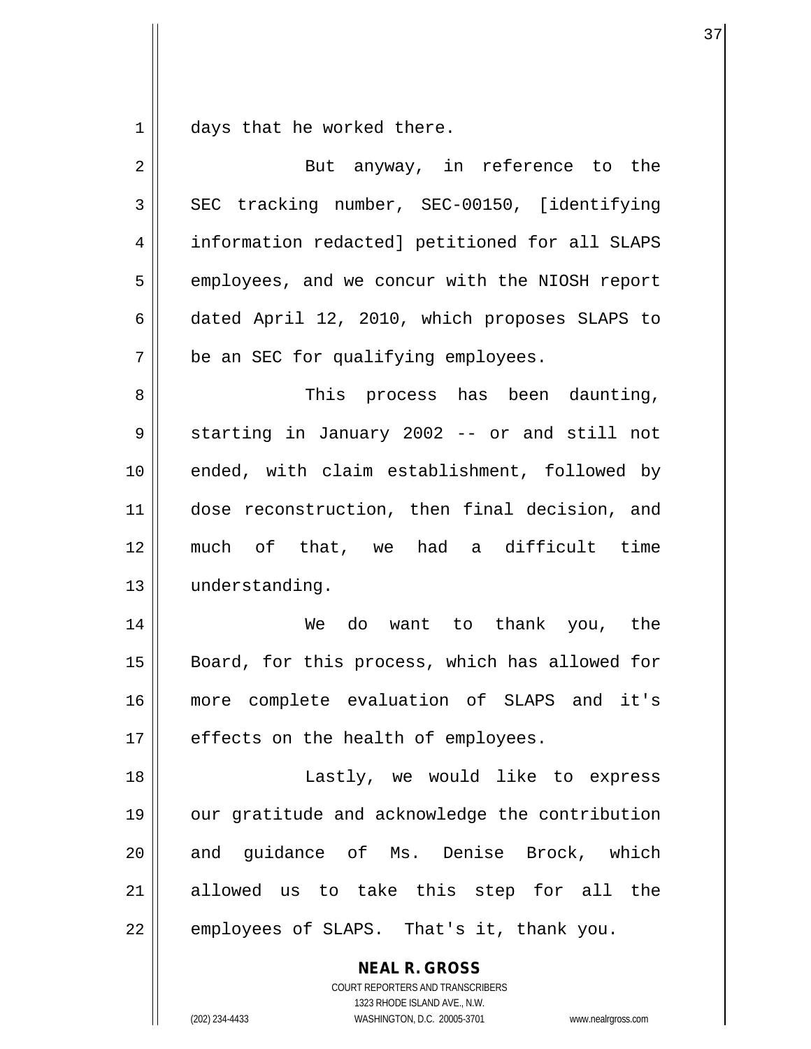days that he worked there.

But anyway, in reference to the SEC tracking number, SEC-00150, [identifying information redacted] petitioned for all SLAPS employees, and we concur with the NIOSH report dated April 12, 2010, which proposes SLAPS to be an SEC for qualifying employees.

This process has been daunting, starting in January 2002 -- or and still not ended, with claim establishment, followed by dose reconstruction, then final decision, and much of that, we had a difficult time understanding.

We do want to thank you, the Board, for this process, which has allowed for more complete evaluation of SLAPS and it's effects on the health of employees.

Lastly, we would like to express our gratitude and acknowledge the contribution and guidance of Ms. Denise Brock, which allowed us to take this step for all the employees of SLAPS. That's it, thank you.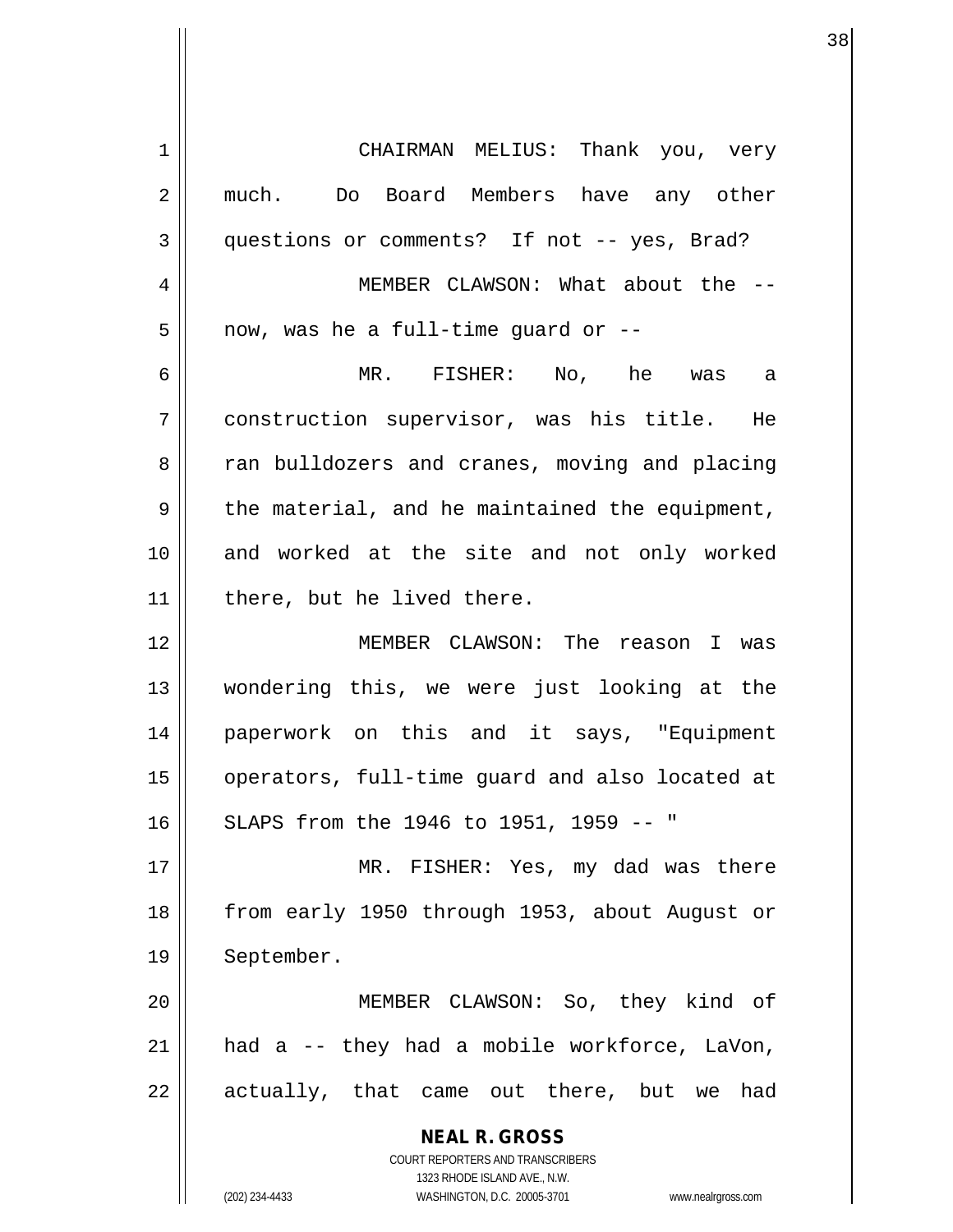CHAIRMAN MELIUS: Thank you, very much. Do Board Members have any other questions or comments? If not -- yes, Brad?

MEMBER CLAWSON: What about the -- now, was he a full-time guard or --

MR. FISHER: No, he was a construction supervisor, was his title. He ran bulldozers and cranes, moving and placing the material, and he maintained the equipment, and worked at the site and not only worked there, but he lived there.

MEMBER CLAWSON: The reason I was wondering this, we were just looking at the paperwork on this and it says, "Equipment operators, full-time guard and also located at SLAPS from the 1946 to 1951, 1959 -- "

MR. FISHER: Yes, my dad was there from early 1950 through 1953, about August or September.

MEMBER CLAWSON: So, they kind of had a -- they had a mobile workforce, LaVon, actually, that came out there, but we had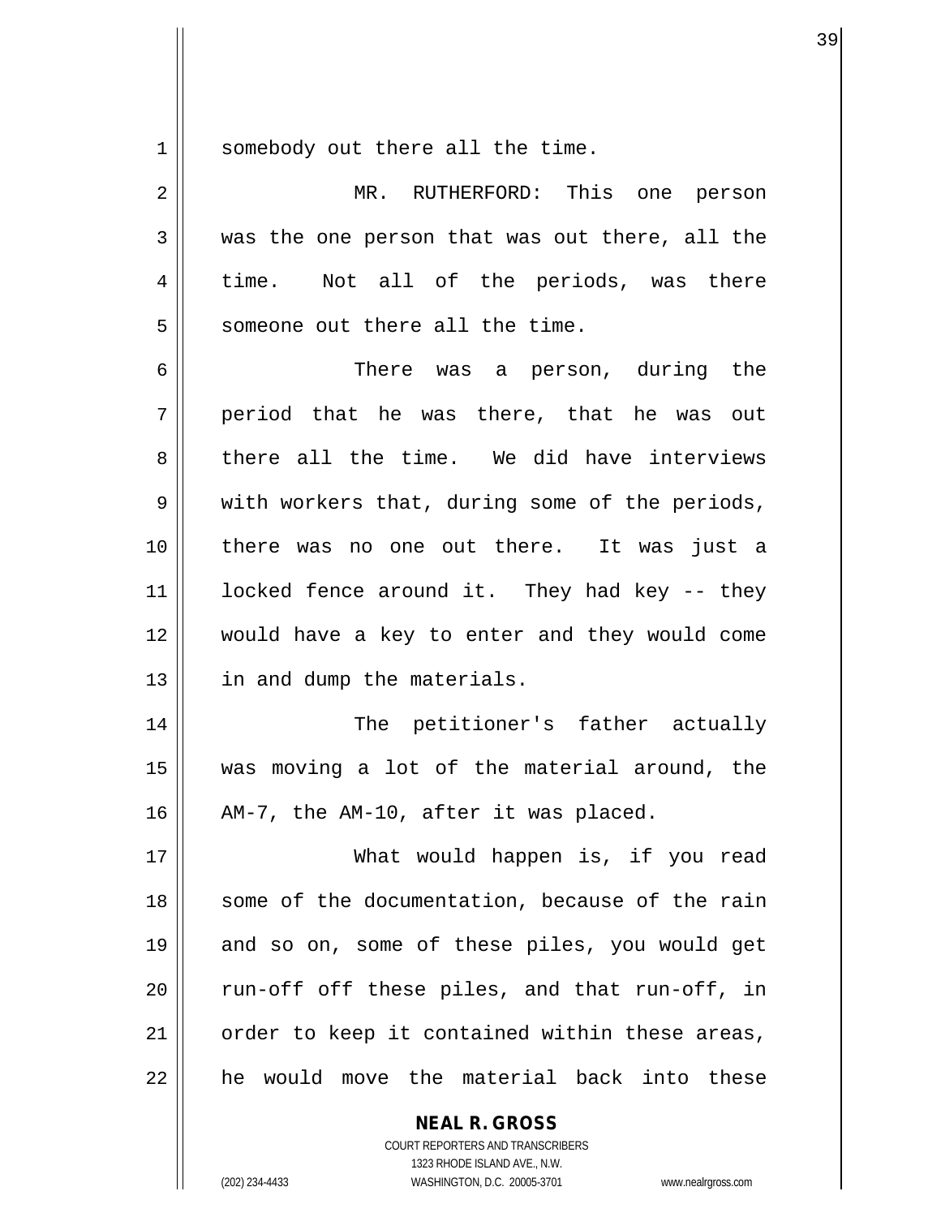somebody out there all the time.

MR. RUTHERFORD: This one person was the one person that was out there, all the time. Not all of the periods, was there someone out there all the time.

There was a person, during the period that he was there, that he was out there all the time. We did have interviews with workers that, during some of the periods, there was no one out there. It was just a locked fence around it. They had key -- they would have a key to enter and they would come in and dump the materials.

The petitioner's father actually was moving a lot of the material around, the AM-7, the AM-10, after it was placed.

What would happen is, if you read some of the documentation, because of the rain and so on, some of these piles, you would get run-off off these piles, and that run-off, in order to keep it contained within these areas, he would move the material back into these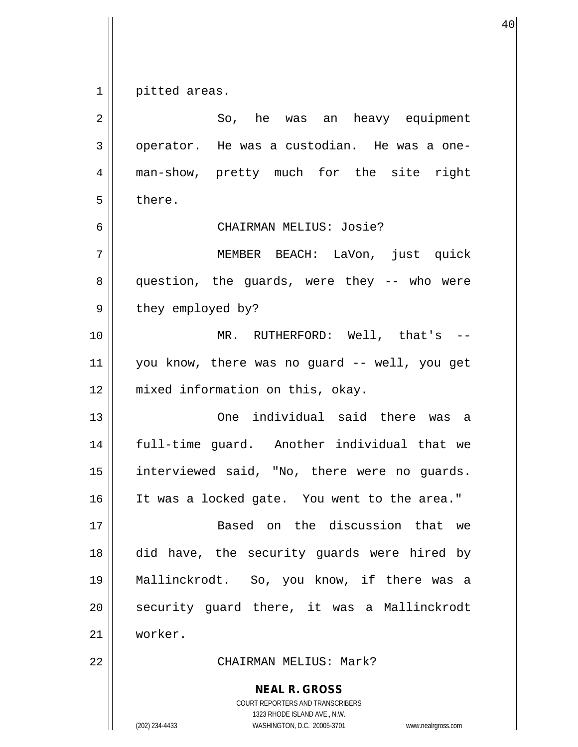pitted areas.

So, he was an heavy equipment operator. He was a custodian. He was a one-man-show, pretty much for the site right there.

CHAIRMAN MELIUS: Josie?

MEMBER BEACH: LaVon, just quick question, the guards, were they -- who were they employed by?

MR. RUTHERFORD: Well, that's -- you know, there was no guard -- well, you get mixed information on this, okay.

One individual said there was a full-time guard. Another individual that we interviewed said, "No, there were no guards. It was a locked gate. You went to the area."

Based on the discussion that we did have, the security guards were hired by Mallinckrodt. So, you know, if there was a security guard there, it was a Mallinckrodt worker.

CHAIRMAN MELIUS: Mark?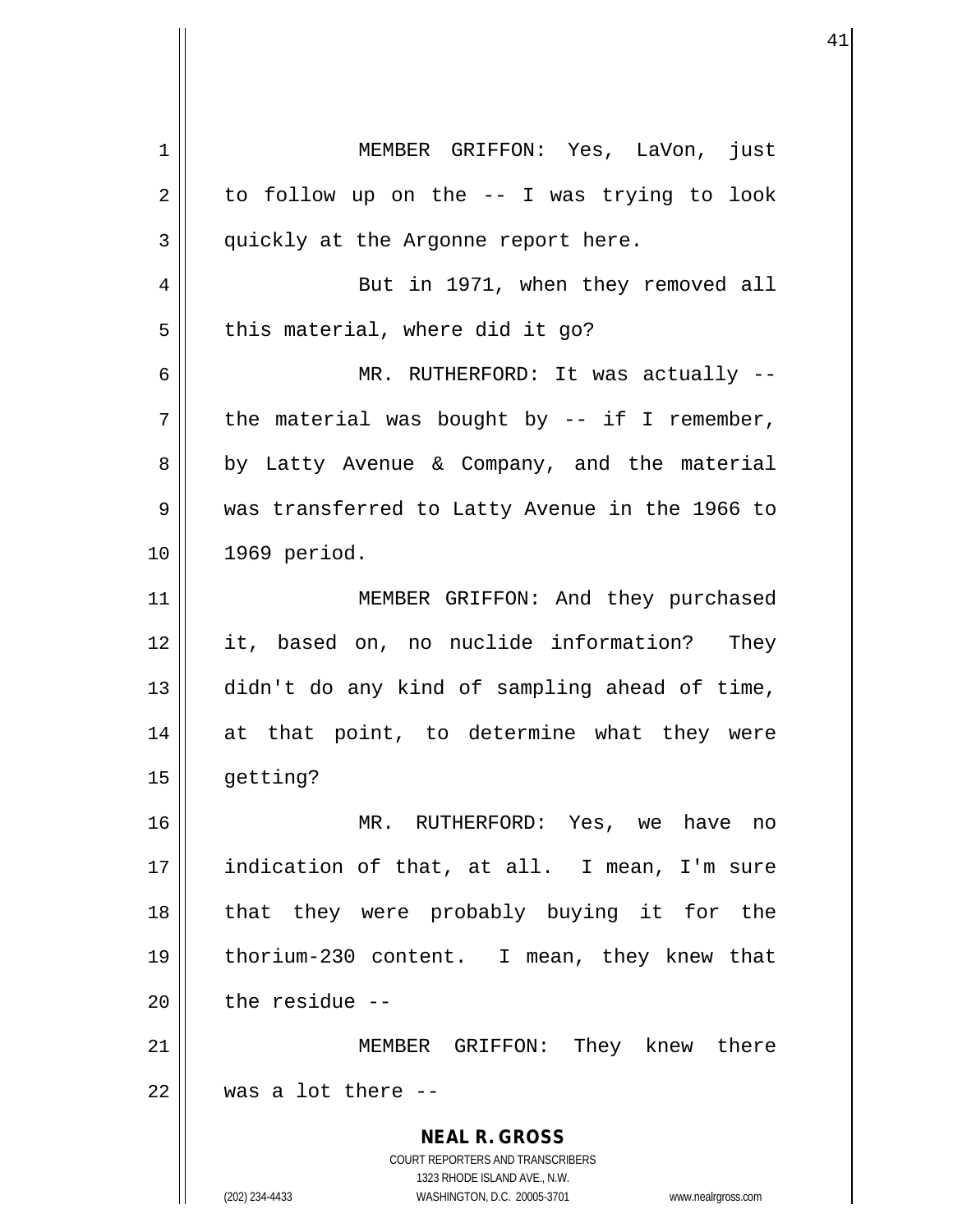MEMBER GRIFFON: Yes, LaVon, just to follow up on the -- I was trying to look quickly at the Argonne report here.

But in 1971, when they removed all this material, where did it go?

MR. RUTHERFORD: It was actually -- the material was bought by -- if I remember, by Latty Avenue & Company, and the material was transferred to Latty Avenue in the 1966 to 1969 period.

MEMBER GRIFFON: And they purchased it, based on, no nuclide information? They didn't do any kind of sampling ahead of time, at that point, to determine what they were getting?

MR. RUTHERFORD: Yes, we have no indication of that, at all. I mean, I'm sure that they were probably buying it for the thorium-230 content. I mean, they knew that the residue --

MEMBER GRIFFON: They knew there was a lot there --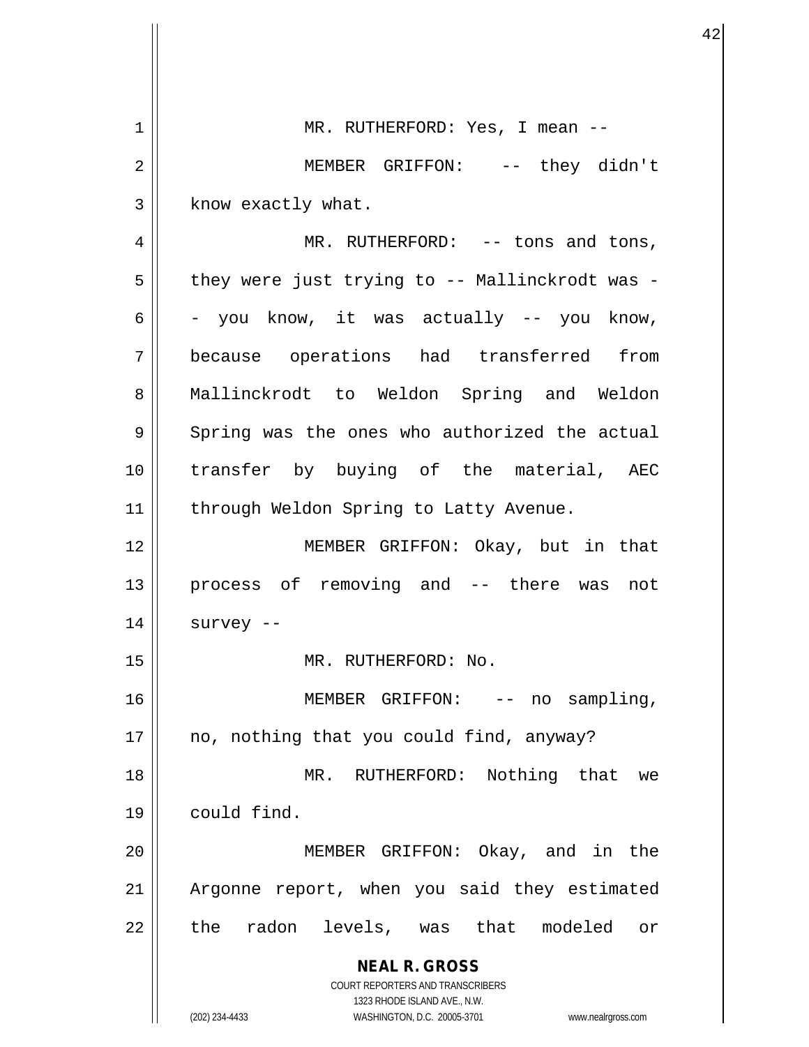MR. RUTHERFORD: Yes, I mean --

MEMBER GRIFFON: -- they didn't know exactly what.

MR. RUTHERFORD: -- tons and tons, they were just trying to -- Mallinckrodt was -- you know, it was actually -- you know, because operations had transferred from Mallinckrodt to Weldon Spring and Weldon Spring was the ones who authorized the actual transfer by buying of the material, AEC through Weldon Spring to Latty Avenue.

MEMBER GRIFFON: Okay, but in that process of removing and -- there was not survey --

MR. RUTHERFORD: No.

MEMBER GRIFFON: -- no sampling, no, nothing that you could find, anyway?

MR. RUTHERFORD: Nothing that we could find.

MEMBER GRIFFON: Okay, and in the Argonne report, when you said they estimated the radon levels, was that modeled or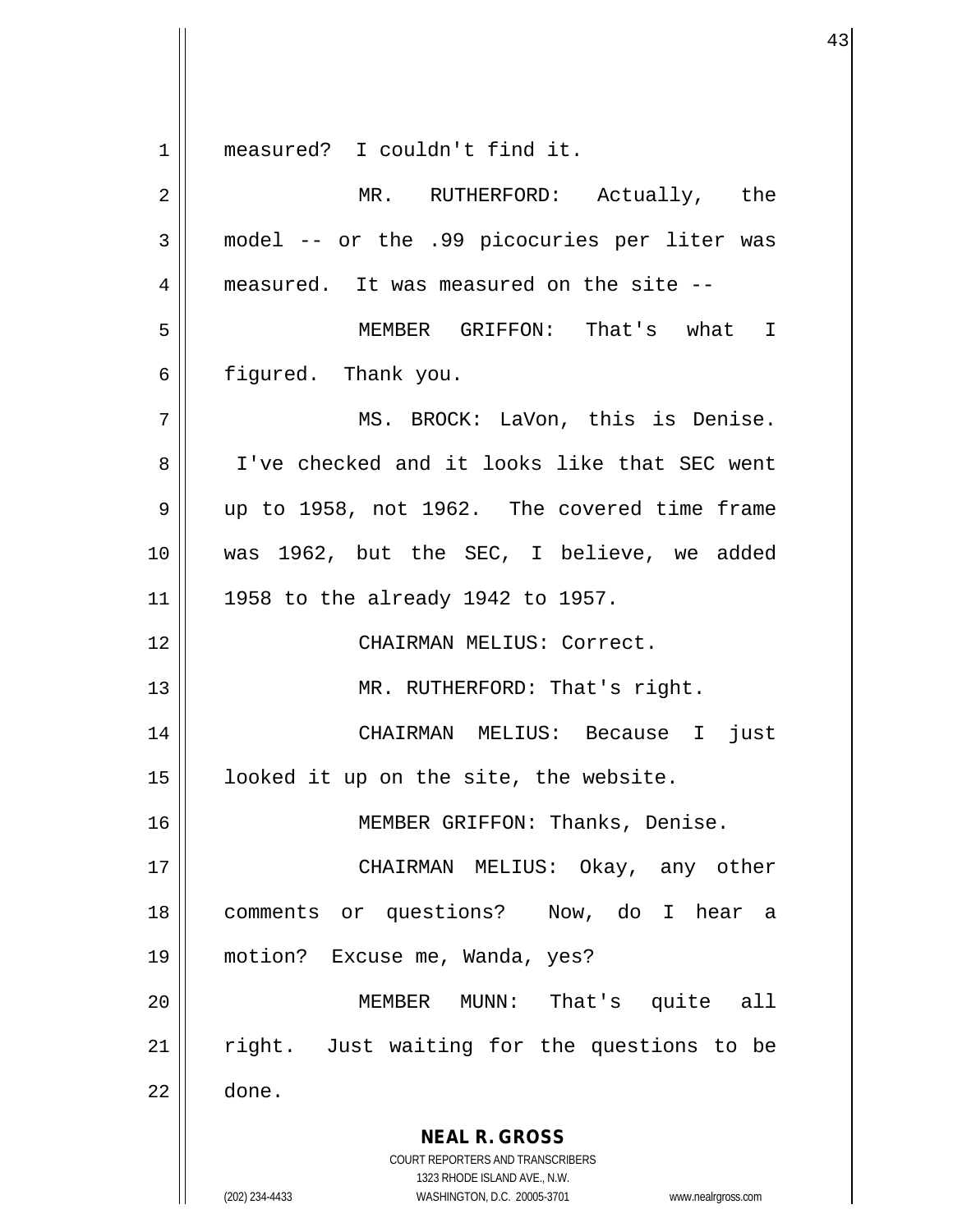measured? I couldn't find it.

MR. RUTHERFORD: Actually, the model -- or the .99 picocuries per liter was measured. It was measured on the site --

MEMBER GRIFFON: That's what I figured. Thank you.

MS. BROCK: LaVon, this is Denise. I've checked and it looks like that SEC went up to 1958, not 1962. The covered time frame was 1962, but the SEC, I believe, we added 1958 to the already 1942 to 1957.

CHAIRMAN MELIUS: Correct.

MR. RUTHERFORD: That's right.

CHAIRMAN MELIUS: Because I just looked it up on the site, the website.

MEMBER GRIFFON: Thanks, Denise.

CHAIRMAN MELIUS: Okay, any other comments or questions? Now, do I hear a motion? Excuse me, Wanda, yes?

MEMBER MUNN: That's quite all right. Just waiting for the questions to be done.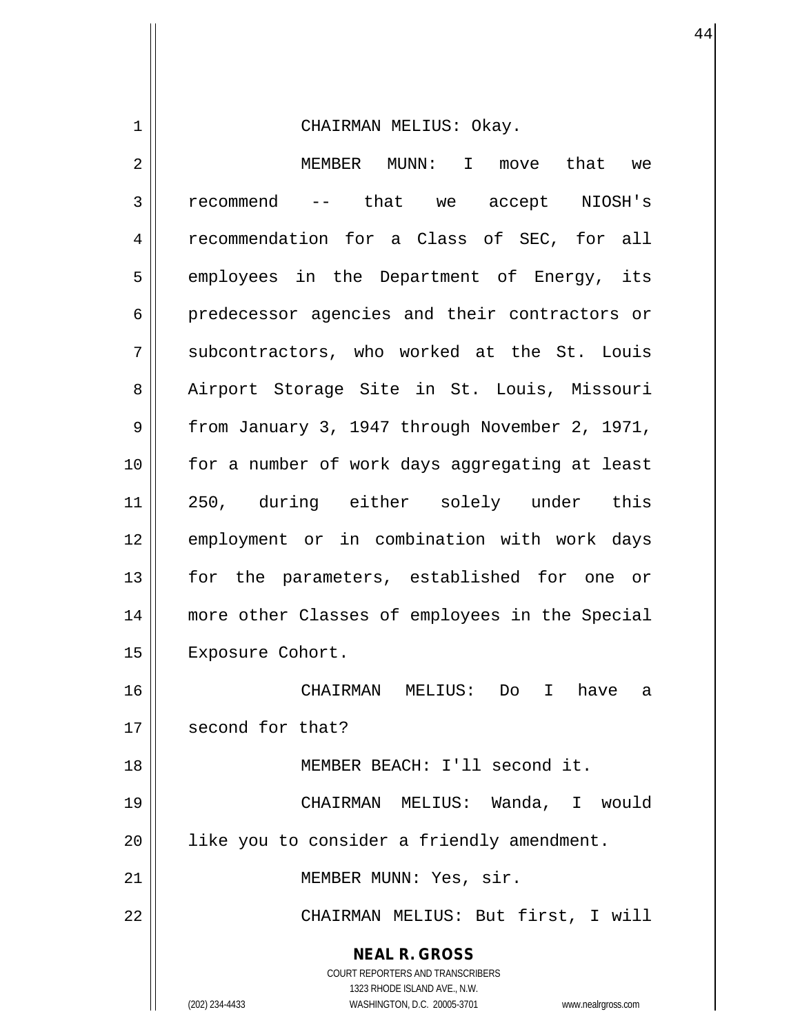CHAIRMAN MELIUS: Okay.

MEMBER MUNN: I move that we recommend -- that we accept NIOSH's recommendation for a Class of SEC, for all employees in the Department of Energy, its predecessor agencies and their contractors or subcontractors, who worked at the St. Louis Airport Storage Site in St. Louis, Missouri from January 3, 1947 through November 2, 1971, for a number of work days aggregating at least 250, during either solely under this employment or in combination with work days for the parameters, established for one or more other Classes of employees in the Special Exposure Cohort.

CHAIRMAN MELIUS: Do I have a second for that?

MEMBER BEACH: I'll second it.

CHAIRMAN MELIUS: Wanda, I would like you to consider a friendly amendment.

MEMBER MUNN: Yes, sir.

CHAIRMAN MELIUS: But first, I will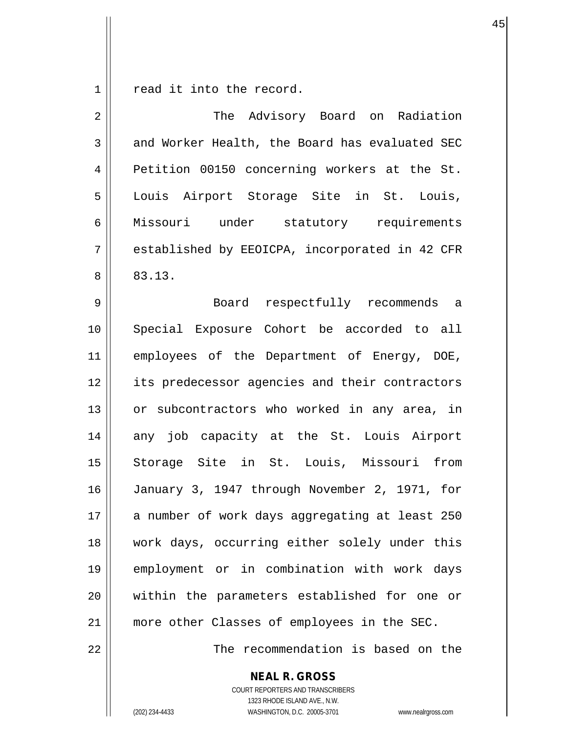read it into the record.

The Advisory Board on Radiation and Worker Health, the Board has evaluated SEC Petition 00150 concerning workers at the St. Louis Airport Storage Site in St. Louis, Missouri under statutory requirements established by EEOICPA, incorporated in 42 CFR 83.13.

Board respectfully recommends a Special Exposure Cohort be accorded to all employees of the Department of Energy, DOE, its predecessor agencies and their contractors or subcontractors who worked in any area, in any job capacity at the St. Louis Airport Storage Site in St. Louis, Missouri from January 3, 1947 through November 2, 1971, for a number of work days aggregating at least 250 work days, occurring either solely under this employment or in combination with work days within the parameters established for one or more other Classes of employees in the SEC.

The recommendation is based on the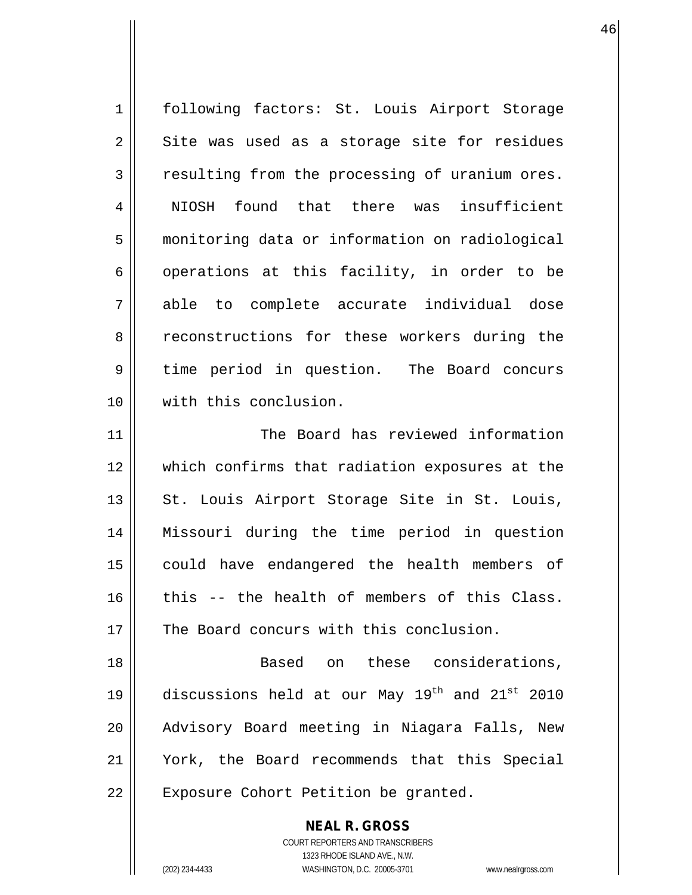following factors: St. Louis Airport Storage Site was used as a storage site for residues resulting from the processing of uranium ores. NIOSH found that there was insufficient monitoring data or information on radiological operations at this facility, in order to be able to complete accurate individual dose reconstructions for these workers during the time period in question. The Board concurs with this conclusion.

The Board has reviewed information which confirms that radiation exposures at the St. Louis Airport Storage Site in St. Louis, Missouri during the time period in question could have endangered the health members of this -- the health of members of this Class. The Board concurs with this conclusion.

Based on these considerations, discussions held at our May 19th and 21st 2010 Advisory Board meeting in Niagara Falls, New York, the Board recommends that this Special Exposure Cohort Petition be granted.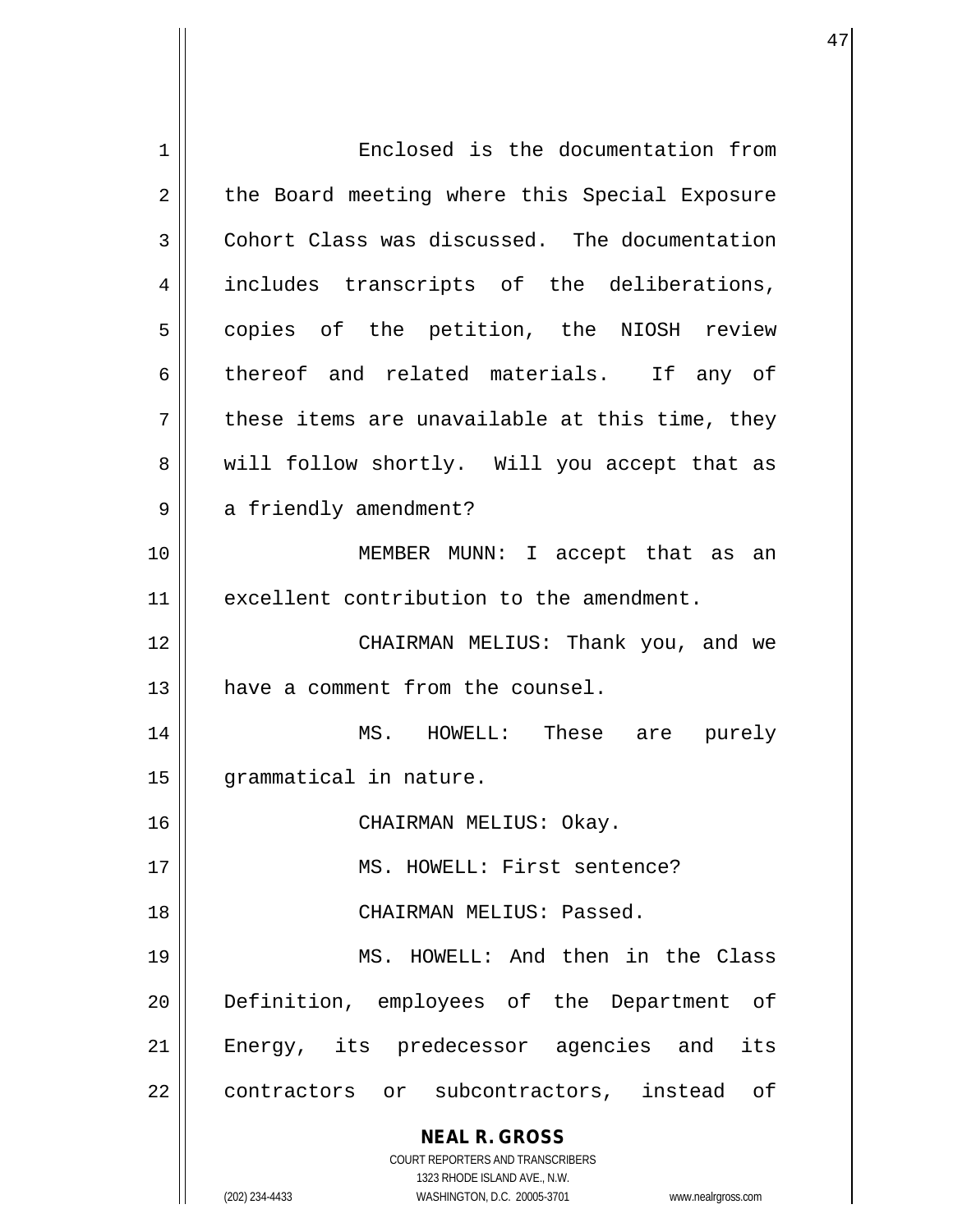Enclosed is the documentation from the Board meeting where this Special Exposure Cohort Class was discussed. The documentation includes transcripts of the deliberations, copies of the petition, the NIOSH review thereof and related materials. If any of these items are unavailable at this time, they will follow shortly. Will you accept that as a friendly amendment?

MEMBER MUNN: I accept that as an excellent contribution to the amendment.

CHAIRMAN MELIUS: Thank you, and we have a comment from the counsel.

MS. HOWELL: These are purely grammatical in nature.

CHAIRMAN MELIUS: Okay.

MS. HOWELL: First sentence?

CHAIRMAN MELIUS: Passed.

MS. HOWELL: And then in the Class Definition, employees of the Department of Energy, its predecessor agencies and its contractors or subcontractors, instead of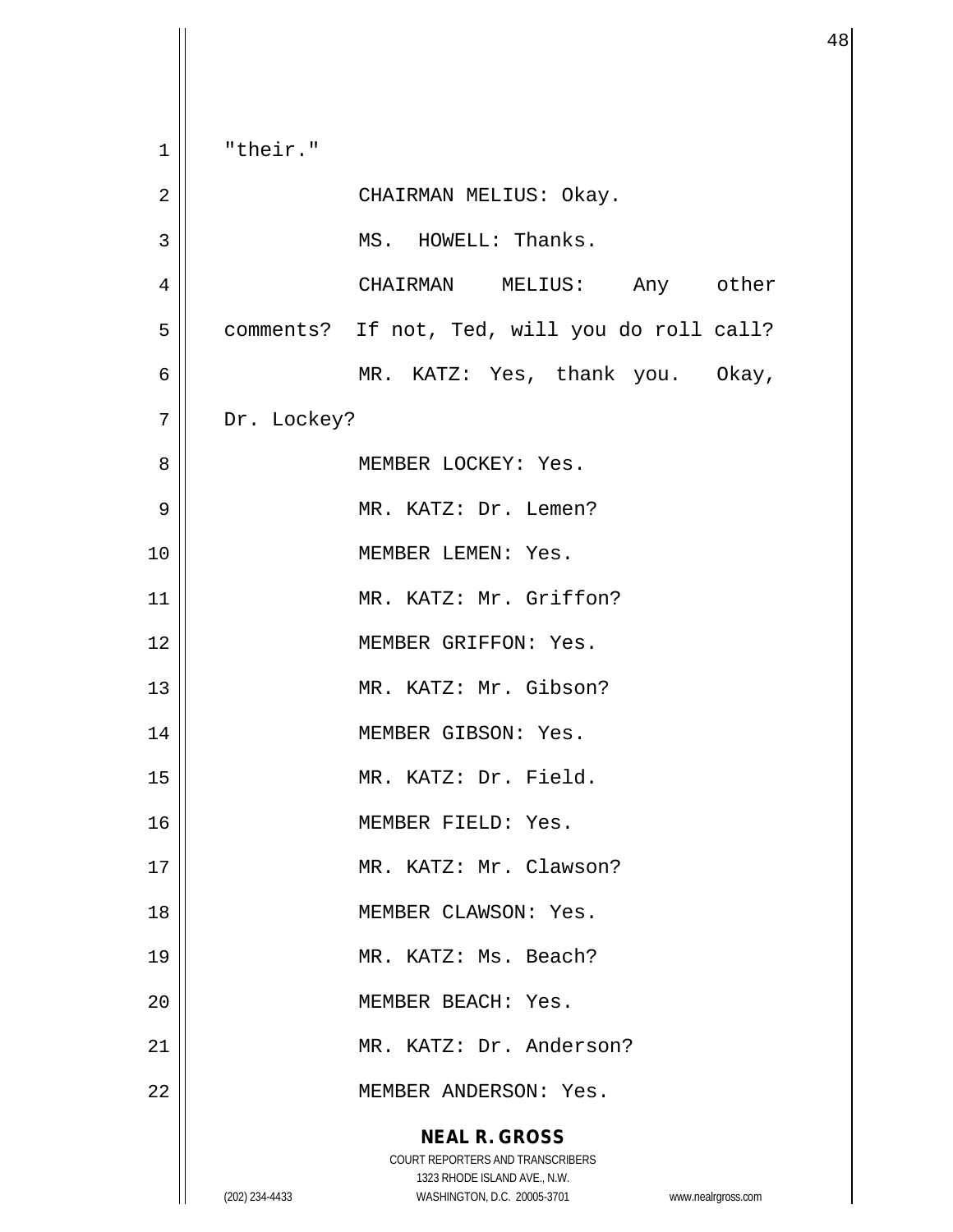"their."

CHAIRMAN MELIUS: Okay.

MS. HOWELL: Thanks.

CHAIRMAN MELIUS: Any other comments? If not, Ted, will you do roll call?

MR. KATZ: Yes, thank you. Okay, Dr. Lockey?

MEMBER LOCKEY: Yes.

MR. KATZ: Dr. Lemen?

MEMBER LEMEN: Yes.

MR. KATZ: Mr. Griffon?

MEMBER GRIFFON: Yes.

MR. KATZ: Mr. Gibson?

MEMBER GIBSON: Yes.

MR. KATZ: Dr. Field.

MEMBER FIELD: Yes.

MR. KATZ: Mr. Clawson?

MEMBER CLAWSON: Yes.

MR. KATZ: Ms. Beach?

MEMBER BEACH: Yes.

MR. KATZ: Dr. Anderson?

MEMBER ANDERSON: Yes.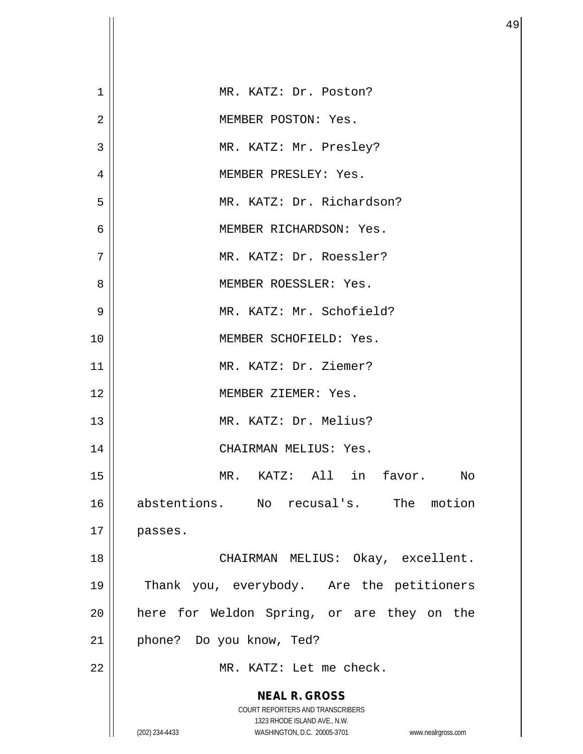MR. KATZ: Dr. Poston?

MEMBER POSTON: Yes.

MR. KATZ: Mr. Presley?

MEMBER PRESLEY: Yes.

MR. KATZ: Dr. Richardson?

MEMBER RICHARDSON: Yes.

MR. KATZ: Dr. Roessler?

MEMBER ROESSLER: Yes.

MR. KATZ: Mr. Schofield?

MEMBER SCHOFIELD: Yes.

MR. KATZ: Dr. Ziemer?

MEMBER ZIEMER: Yes.

MR. KATZ: Dr. Melius?

CHAIRMAN MELIUS: Yes.

MR. KATZ: All in favor. No abstentions. No recusal's. The motion passes.

CHAIRMAN MELIUS: Okay, excellent. Thank you, everybody. Are the petitioners here for Weldon Spring, or are they on the phone? Do you know, Ted?

MR. KATZ: Let me check.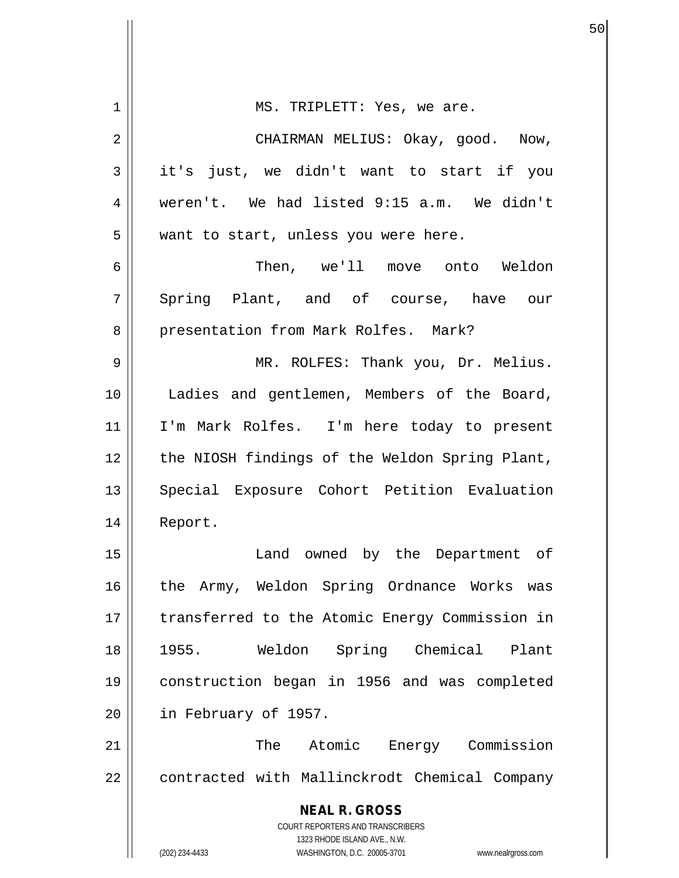MS. TRIPLETT: Yes, we are.

CHAIRMAN MELIUS: Okay, good. Now, it's just, we didn't want to start if you weren't. We had listed 9:15 a.m. We didn't want to start, unless you were here.

Then, we'll move onto Weldon Spring Plant, and of course, have our presentation from Mark Rolfes. Mark?

MR. ROLFES: Thank you, Dr. Melius. Ladies and gentlemen, Members of the Board, I'm Mark Rolfes. I'm here today to present the NIOSH findings of the Weldon Spring Plant, Special Exposure Cohort Petition Evaluation Report.

Land owned by the Department of the Army, Weldon Spring Ordnance Works was transferred to the Atomic Energy Commission in 1955. Weldon Spring Chemical Plant construction began in 1956 and was completed in February of 1957.

The Atomic Energy Commission contracted with Mallinckrodt Chemical Company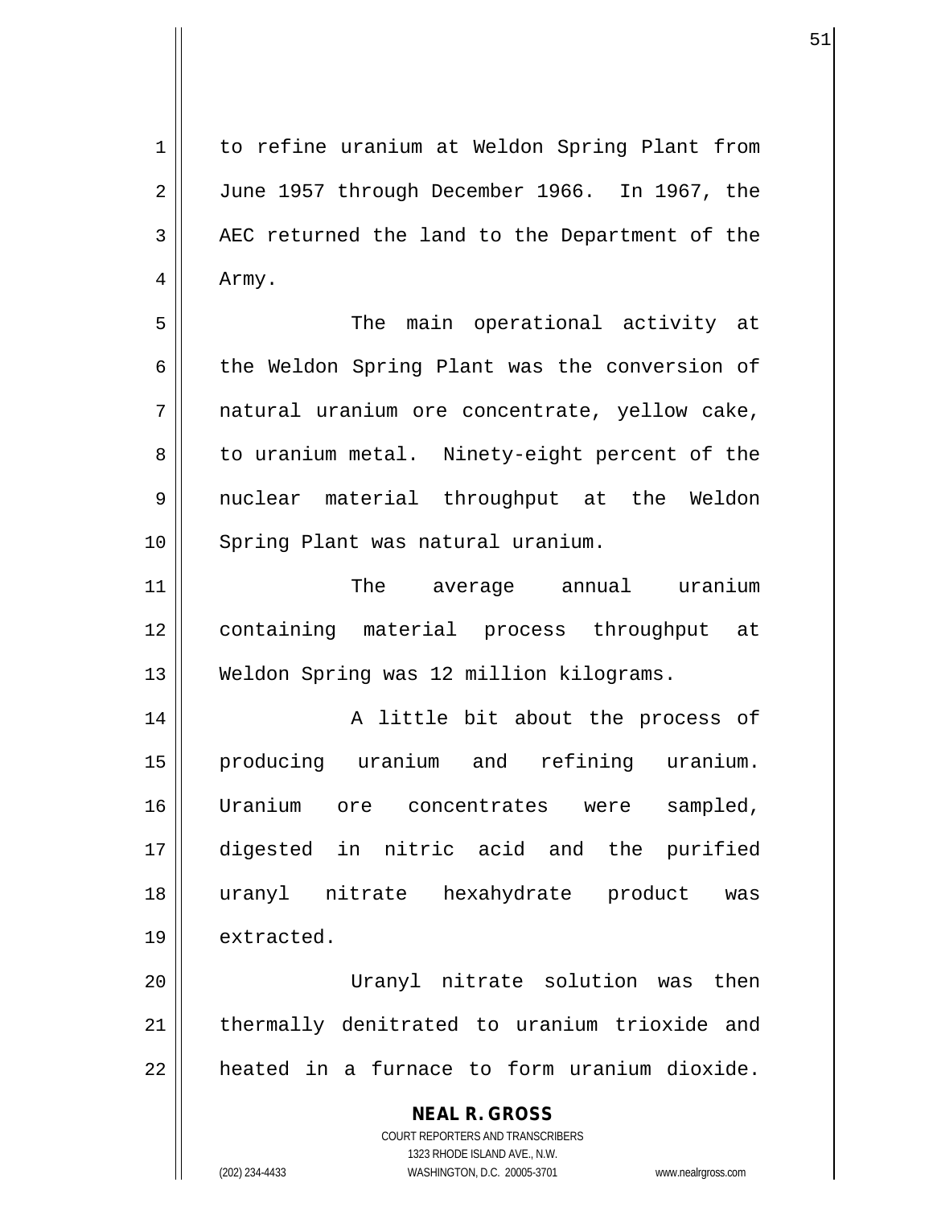to refine uranium at Weldon Spring Plant from June 1957 through December 1966. In 1967, the AEC returned the land to the Department of the Army.

The main operational activity at the Weldon Spring Plant was the conversion of natural uranium ore concentrate, yellow cake, to uranium metal. Ninety-eight percent of the nuclear material throughput at the Weldon Spring Plant was natural uranium.

The average annual uranium containing material process throughput at Weldon Spring was 12 million kilograms.

A little bit about the process of producing uranium and refining uranium. Uranium ore concentrates were sampled, digested in nitric acid and the purified uranyl nitrate hexahydrate product was extracted.

Uranyl nitrate solution was then thermally denitrated to uranium trioxide and heated in a furnace to form uranium dioxide.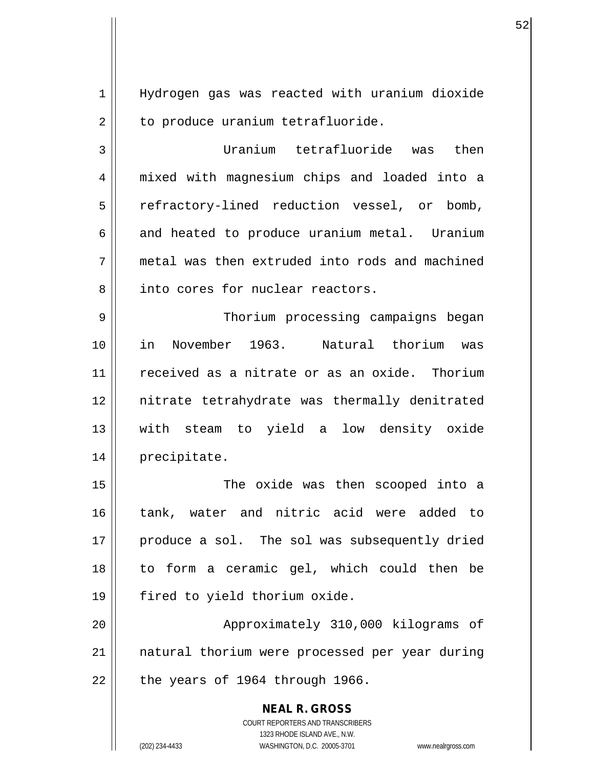Hydrogen gas was reacted with uranium dioxide to produce uranium tetrafluoride.

Uranium tetrafluoride was then mixed with magnesium chips and loaded into a refractory-lined reduction vessel, or bomb, and heated to produce uranium metal. Uranium metal was then extruded into rods and machined into cores for nuclear reactors.

Thorium processing campaigns began in November 1963. Natural thorium was received as a nitrate or as an oxide. Thorium nitrate tetrahydrate was thermally denitrated with steam to yield a low density oxide precipitate.

The oxide was then scooped into a tank, water and nitric acid were added to produce a sol. The sol was subsequently dried to form a ceramic gel, which could then be fired to yield thorium oxide.

Approximately 310,000 kilograms of natural thorium were processed per year during the years of 1964 through 1966.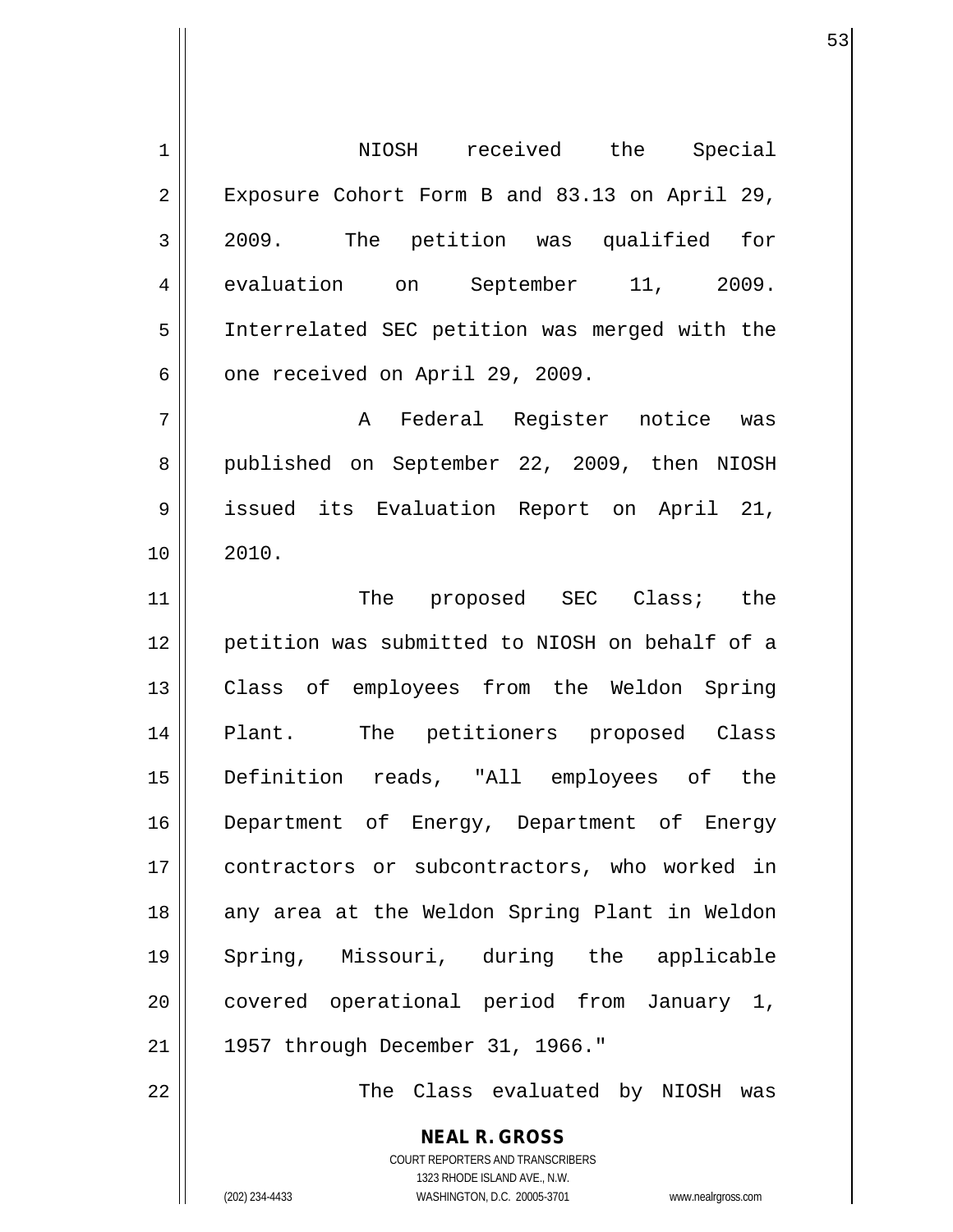NIOSH received the Special Exposure Cohort Form B and 83.13 on April 29, 2009. The petition was qualified for evaluation on September 11, 2009. Interrelated SEC petition was merged with the one received on April 29, 2009.

A Federal Register notice was published on September 22, 2009, then NIOSH issued its Evaluation Report on April 21, 2010.

The proposed SEC Class; the petition was submitted to NIOSH on behalf of a Class of employees from the Weldon Spring Plant. The petitioners proposed Class Definition reads, "All employees of the Department of Energy, Department of Energy contractors or subcontractors, who worked in any area at the Weldon Spring Plant in Weldon Spring, Missouri, during the applicable covered operational period from January 1, 1957 through December 31, 1966."

The Class evaluated by NIOSH was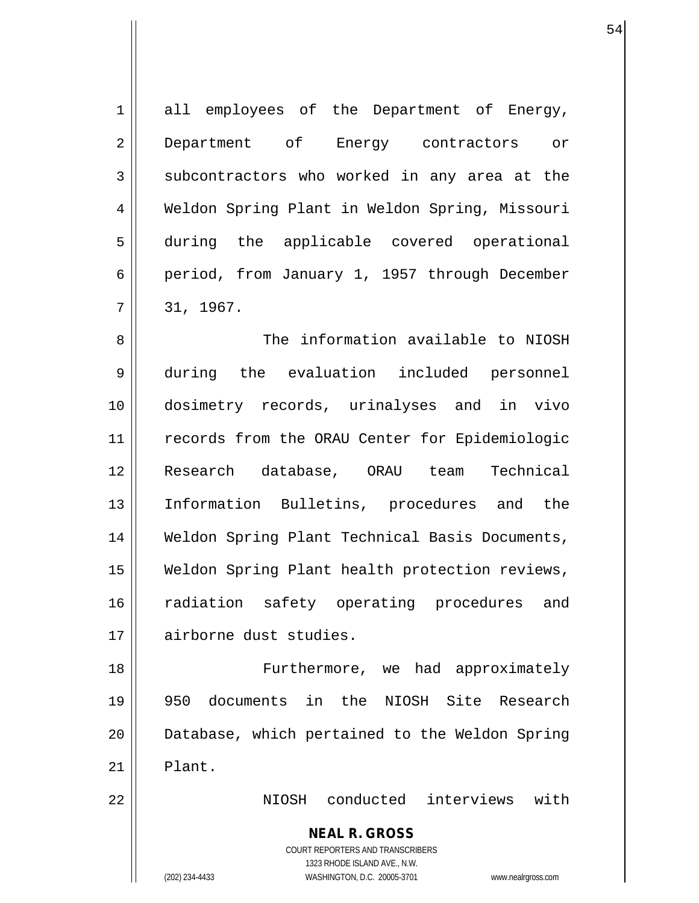all employees of the Department of Energy, Department of Energy contractors or subcontractors who worked in any area at the Weldon Spring Plant in Weldon Spring, Missouri during the applicable covered operational period, from January 1, 1957 through December 31, 1967.

The information available to NIOSH during the evaluation included personnel dosimetry records, urinalyses and in vivo records from the ORAU Center for Epidemiologic Research database, ORAU team Technical Information Bulletins, procedures and the Weldon Spring Plant Technical Basis Documents, Weldon Spring Plant health protection reviews, radiation safety operating procedures and airborne dust studies.

Furthermore, we had approximately 950 documents in the NIOSH Site Research Database, which pertained to the Weldon Spring Plant.

NIOSH conducted interviews with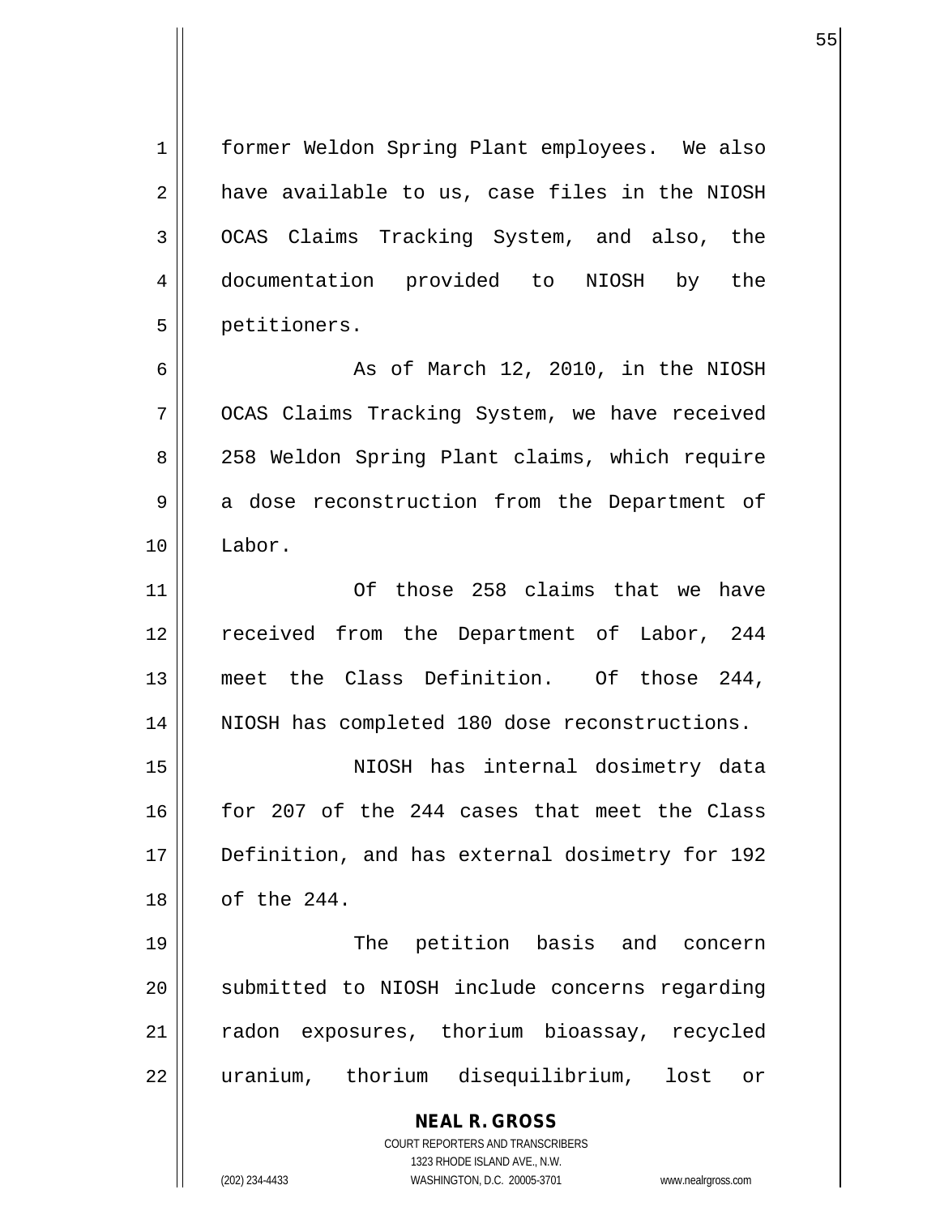former Weldon Spring Plant employees. We also have available to us, case files in the NIOSH OCAS Claims Tracking System, and also, the documentation provided to NIOSH by the petitioners.

As of March 12, 2010, in the NIOSH OCAS Claims Tracking System, we have received 258 Weldon Spring Plant claims, which require a dose reconstruction from the Department of Labor.

Of those 258 claims that we have received from the Department of Labor, 244 meet the Class Definition. Of those 244, NIOSH has completed 180 dose reconstructions.

NIOSH has internal dosimetry data for 207 of the 244 cases that meet the Class Definition, and has external dosimetry for 192 of the 244.

The petition basis and concern submitted to NIOSH include concerns regarding radon exposures, thorium bioassay, recycled uranium, thorium disequilibrium, lost or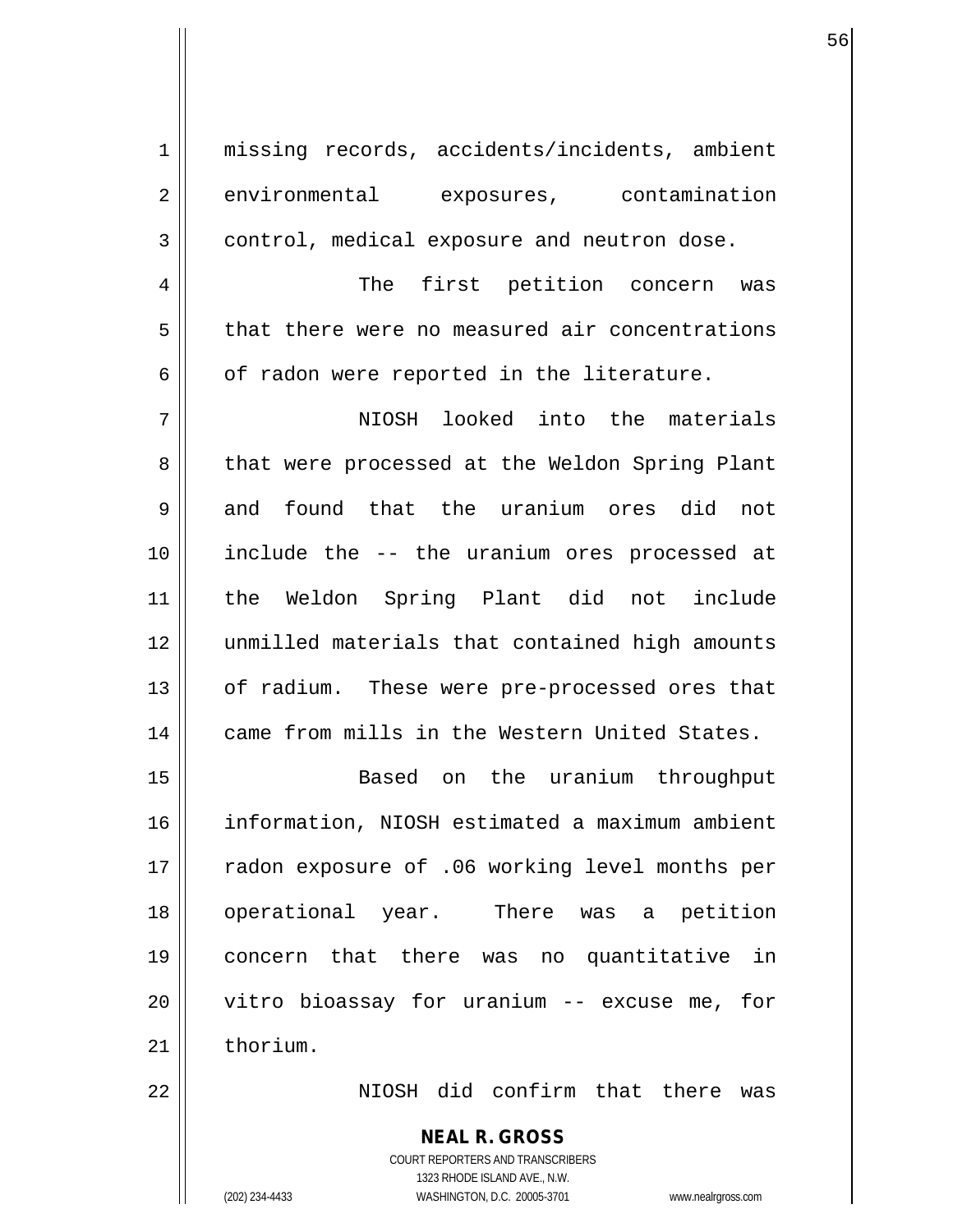missing records, accidents/incidents, ambient environmental exposures, contamination control, medical exposure and neutron dose.

The first petition concern was that there were no measured air concentrations of radon were reported in the literature.

NIOSH looked into the materials that were processed at the Weldon Spring Plant and found that the uranium ores did not include the -- the uranium ores processed at the Weldon Spring Plant did not include unmilled materials that contained high amounts of radium. These were pre-processed ores that came from mills in the Western United States.

Based on the uranium throughput information, NIOSH estimated a maximum ambient radon exposure of .06 working level months per operational year. There was a petition concern that there was no quantitative in vitro bioassay for uranium -- excuse me, for thorium.

NIOSH did confirm that there was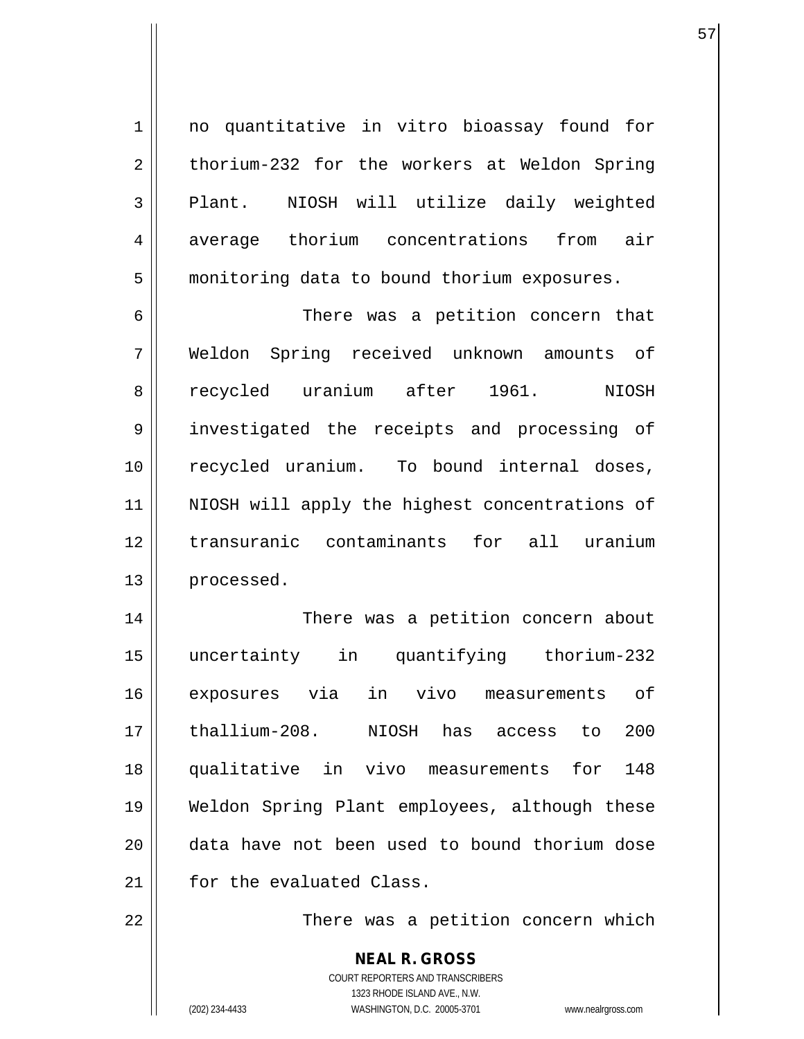no quantitative in vitro bioassay found for thorium-232 for the workers at Weldon Spring Plant. NIOSH will utilize daily weighted average thorium concentrations from air monitoring data to bound thorium exposures.

There was a petition concern that Weldon Spring received unknown amounts of recycled uranium after 1961. NIOSH investigated the receipts and processing of recycled uranium. To bound internal doses, NIOSH will apply the highest concentrations of transuranic contaminants for all uranium processed.

There was a petition concern about uncertainty in quantifying thorium-232 exposures via in vivo measurements of thallium-208. NIOSH has access to 200 qualitative in vivo measurements for 148 Weldon Spring Plant employees, although these data have not been used to bound thorium dose for the evaluated Class.

There was a petition concern which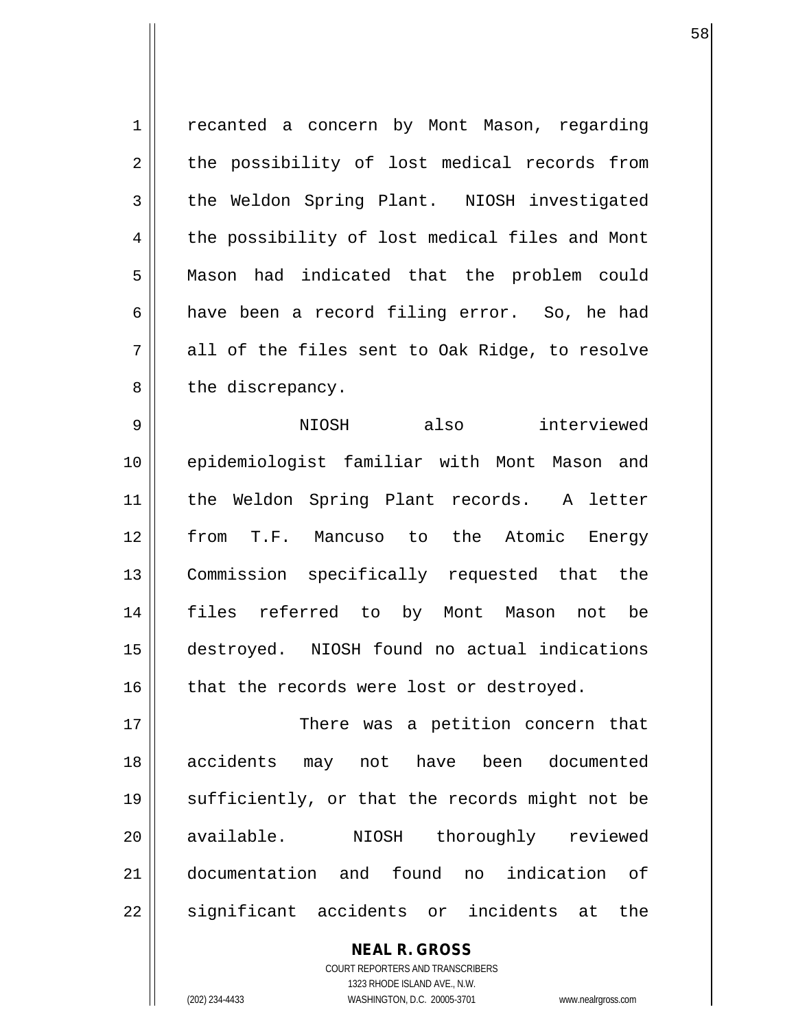recanted a concern by Mont Mason, regarding the possibility of lost medical records from the Weldon Spring Plant. NIOSH investigated the possibility of lost medical files and Mont Mason had indicated that the problem could have been a record filing error. So, he had all of the files sent to Oak Ridge, to resolve the discrepancy.

NIOSH also interviewed epidemiologist familiar with Mont Mason and the Weldon Spring Plant records. A letter from T.F. Mancuso to the Atomic Energy Commission specifically requested that the files referred to by Mont Mason not be destroyed. NIOSH found no actual indications that the records were lost or destroyed.

There was a petition concern that accidents may not have been documented sufficiently, or that the records might not be available. NIOSH thoroughly reviewed documentation and found no indication of significant accidents or incidents at the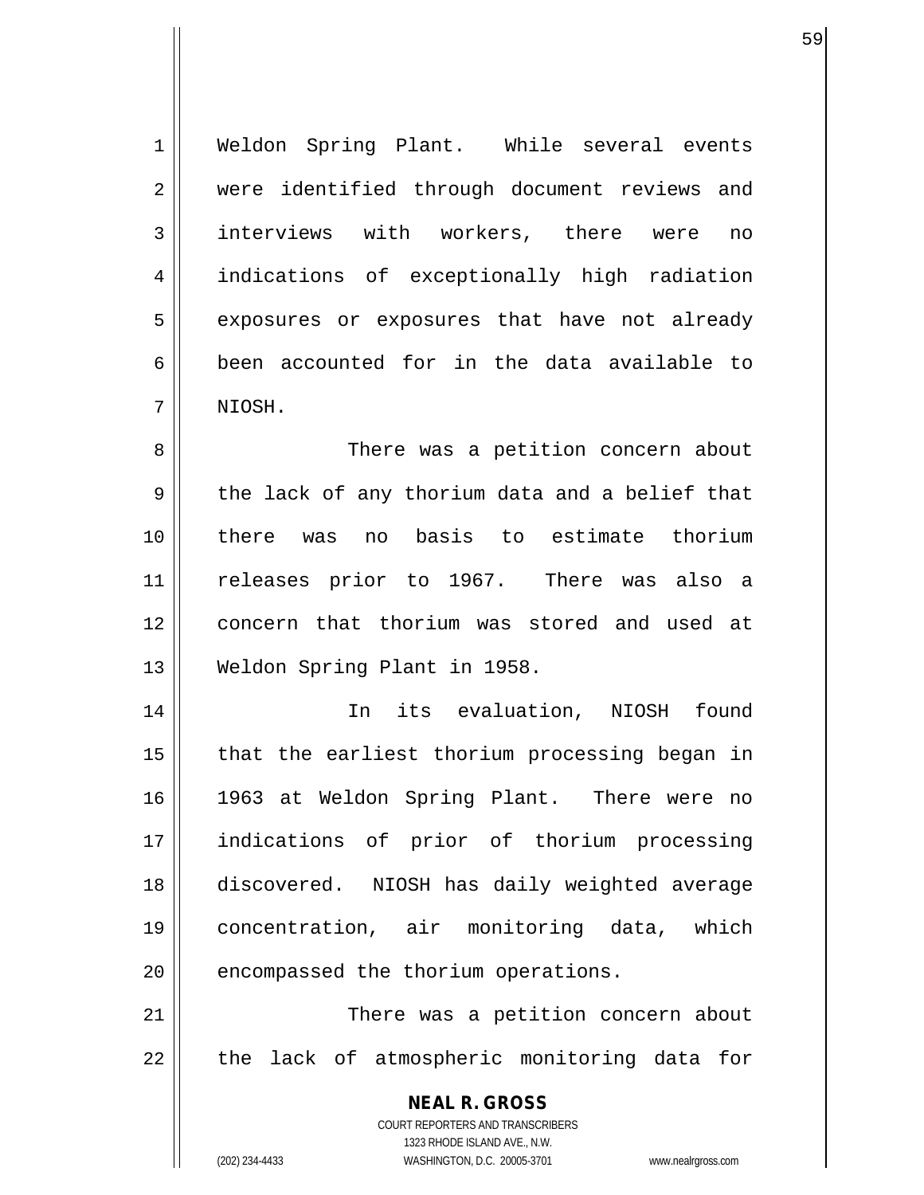Weldon Spring Plant. While several events were identified through document reviews and interviews with workers, there were no indications of exceptionally high radiation exposures or exposures that have not already been accounted for in the data available to NIOSH.

There was a petition concern about the lack of any thorium data and a belief that there was no basis to estimate thorium releases prior to 1967. There was also a concern that thorium was stored and used at Weldon Spring Plant in 1958.

In its evaluation, NIOSH found that the earliest thorium processing began in 1963 at Weldon Spring Plant. There were no indications of prior of thorium processing discovered. NIOSH has daily weighted average concentration, air monitoring data, which encompassed the thorium operations.

There was a petition concern about the lack of atmospheric monitoring data for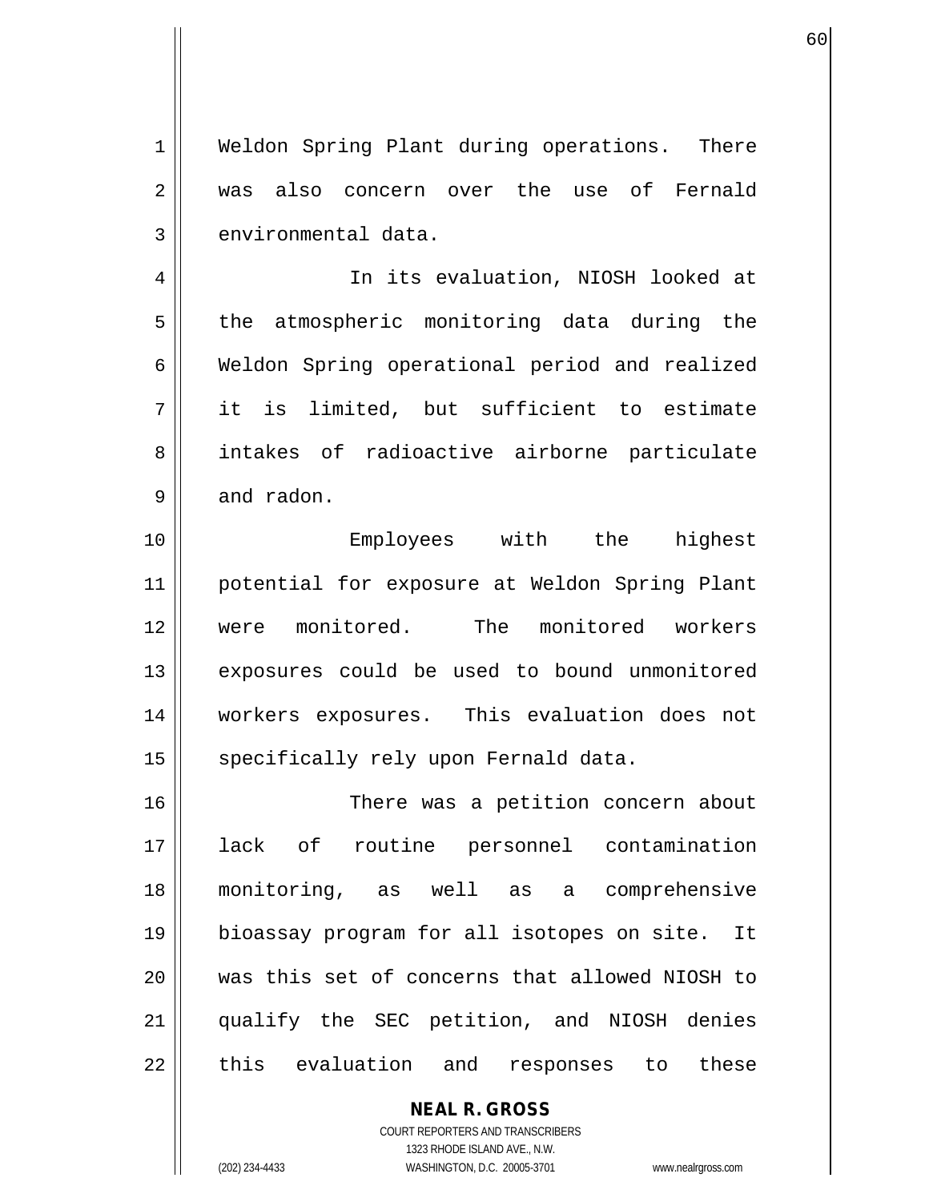Weldon Spring Plant during operations. There was also concern over the use of Fernald environmental data.

In its evaluation, NIOSH looked at the atmospheric monitoring data during the Weldon Spring operational period and realized it is limited, but sufficient to estimate intakes of radioactive airborne particulate and radon.

Employees with the highest potential for exposure at Weldon Spring Plant were monitored. The monitored workers exposures could be used to bound unmonitored workers exposures. This evaluation does not specifically rely upon Fernald data.

There was a petition concern about lack of routine personnel contamination monitoring, as well as a comprehensive bioassay program for all isotopes on site. It was this set of concerns that allowed NIOSH to qualify the SEC petition, and NIOSH denies this evaluation and responses to these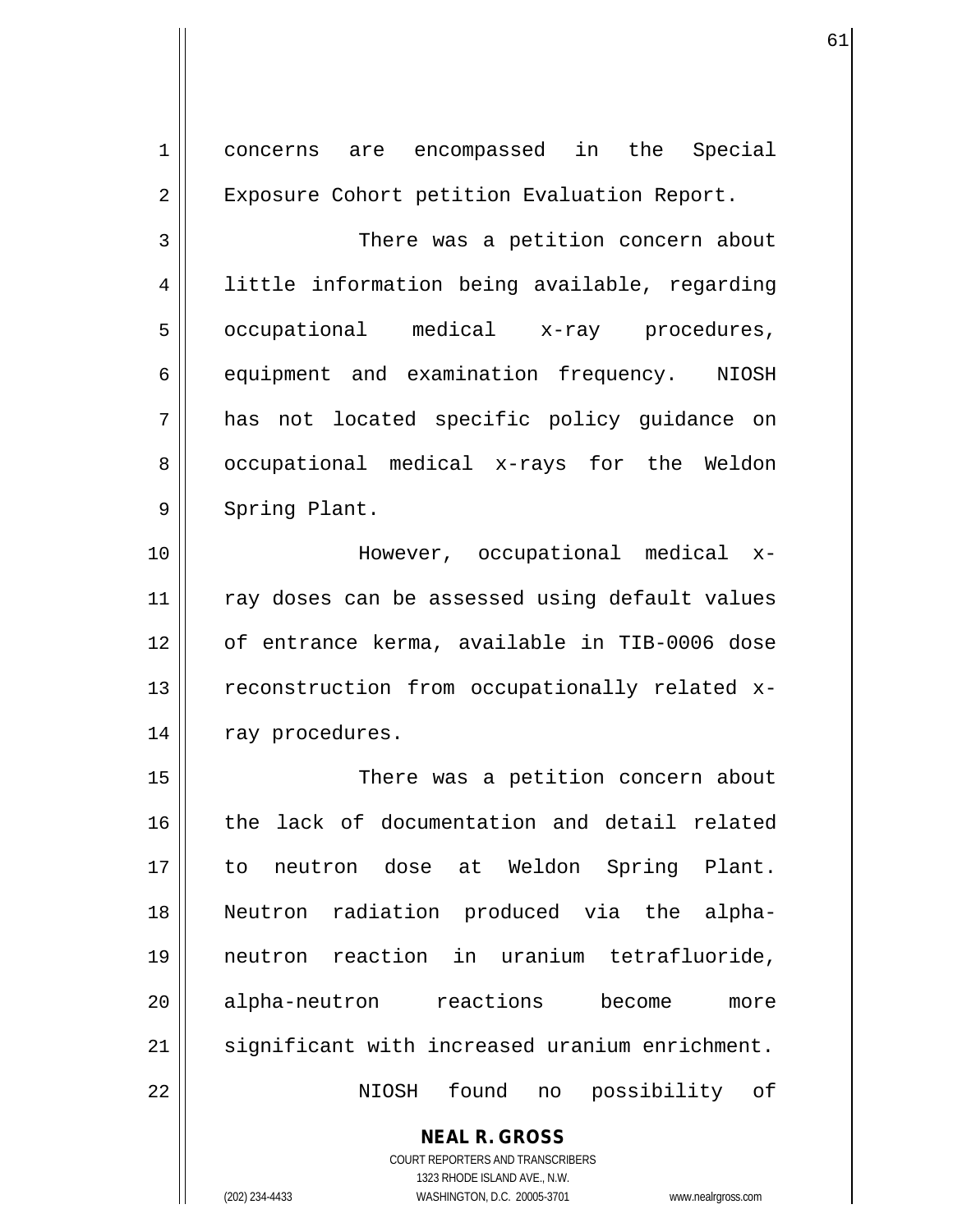concerns are encompassed in the Special Exposure Cohort petition Evaluation Report.

There was a petition concern about little information being available, regarding occupational medical x-ray procedures, equipment and examination frequency. NIOSH has not located specific policy guidance on occupational medical x-rays for the Weldon Spring Plant.

However, occupational medical x-ray doses can be assessed using default values of entrance kerma, available in TIB-0006 dose reconstruction from occupationally related x-ray procedures.

There was a petition concern about the lack of documentation and detail related to neutron dose at Weldon Spring Plant. Neutron radiation produced via the alpha-neutron reaction in uranium tetrafluoride, alpha-neutron reactions become more significant with increased uranium enrichment.

NIOSH found no possibility of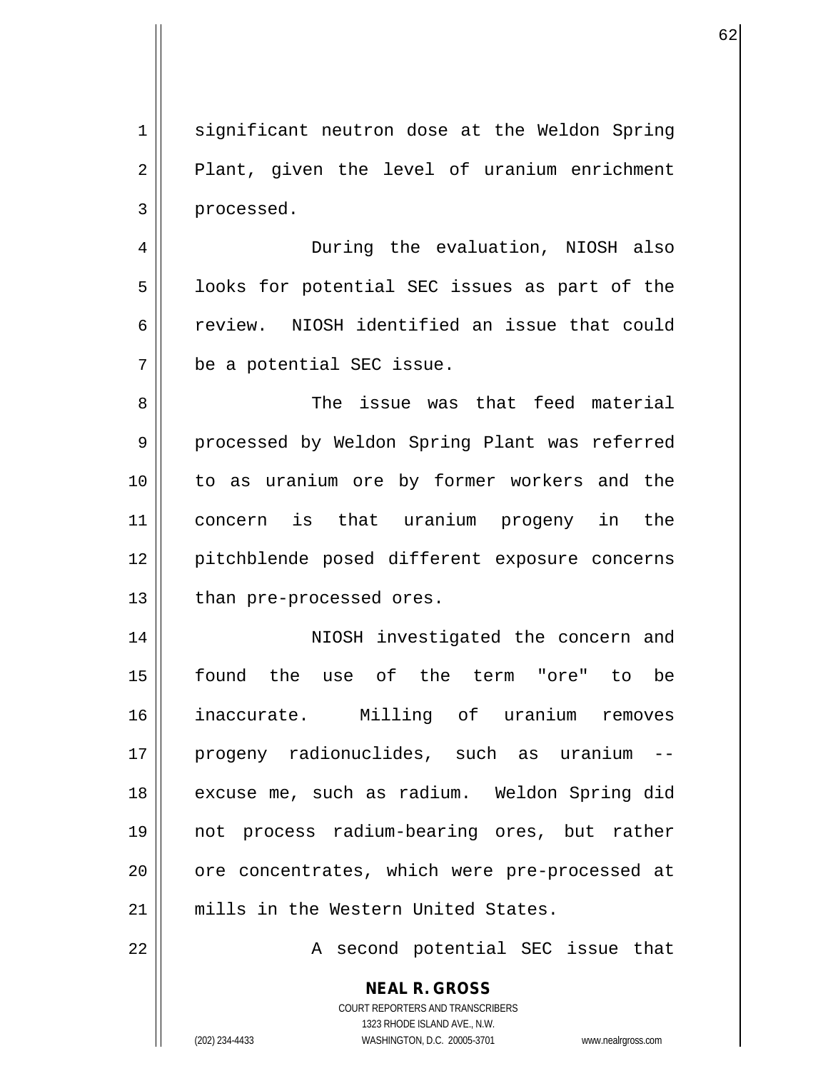significant neutron dose at the Weldon Spring Plant, given the level of uranium enrichment processed.

During the evaluation, NIOSH also looks for potential SEC issues as part of the review. NIOSH identified an issue that could be a potential SEC issue.

The issue was that feed material processed by Weldon Spring Plant was referred to as uranium ore by former workers and the concern is that uranium progeny in the pitchblende posed different exposure concerns than pre-processed ores.

NIOSH investigated the concern and found the use of the term "ore" to be inaccurate. Milling of uranium removes progeny radionuclides, such as uranium -- excuse me, such as radium. Weldon Spring did not process radium-bearing ores, but rather ore concentrates, which were pre-processed at mills in the Western United States.

A second potential SEC issue that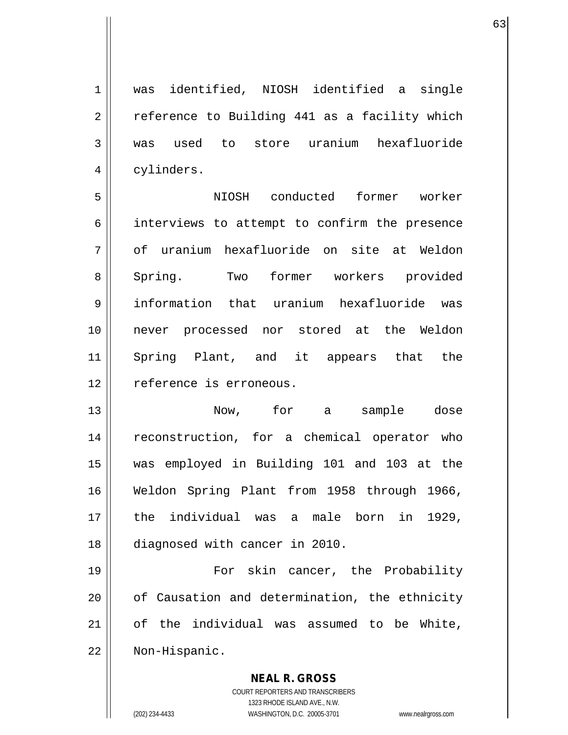was identified, NIOSH identified a single reference to Building 441 as a facility which was used to store uranium hexafluoride cylinders.

NIOSH conducted former worker interviews to attempt to confirm the presence of uranium hexafluoride on site at Weldon Spring. Two former workers provided information that uranium hexafluoride was never processed nor stored at the Weldon Spring Plant, and it appears that the reference is erroneous.

Now, for a sample dose reconstruction, for a chemical operator who was employed in Building 101 and 103 at the Weldon Spring Plant from 1958 through 1966, the individual was a male born in 1929, diagnosed with cancer in 2010.

For skin cancer, the Probability of Causation and determination, the ethnicity of the individual was assumed to be White, Non-Hispanic.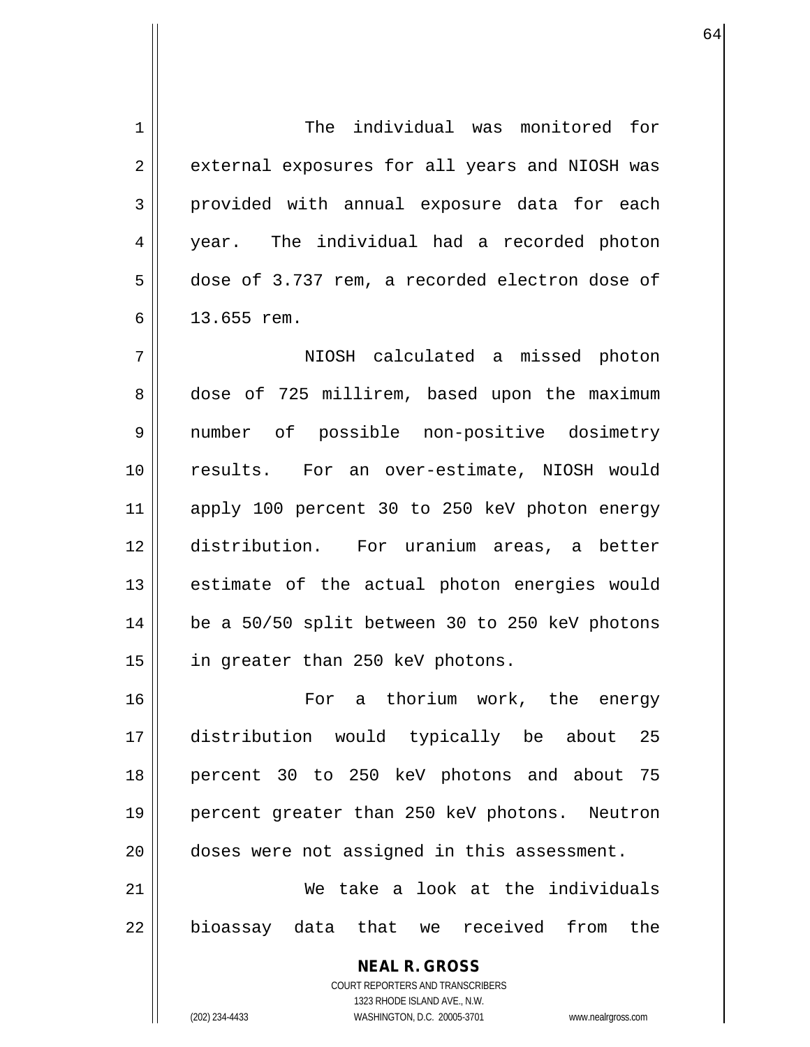The individual was monitored for external exposures for all years and NIOSH was provided with annual exposure data for each year. The individual had a recorded photon dose of 3.737 rem, a recorded electron dose of 13.655 rem.

NIOSH calculated a missed photon dose of 725 millirem, based upon the maximum number of possible non-positive dosimetry results. For an over-estimate, NIOSH would apply 100 percent 30 to 250 keV photon energy distribution. For uranium areas, a better estimate of the actual photon energies would be a 50/50 split between 30 to 250 keV photons in greater than 250 keV photons.

For a thorium work, the energy distribution would typically be about 25 percent 30 to 250 keV photons and about 75 percent greater than 250 keV photons. Neutron doses were not assigned in this assessment.

We take a look at the individuals bioassay data that we received from the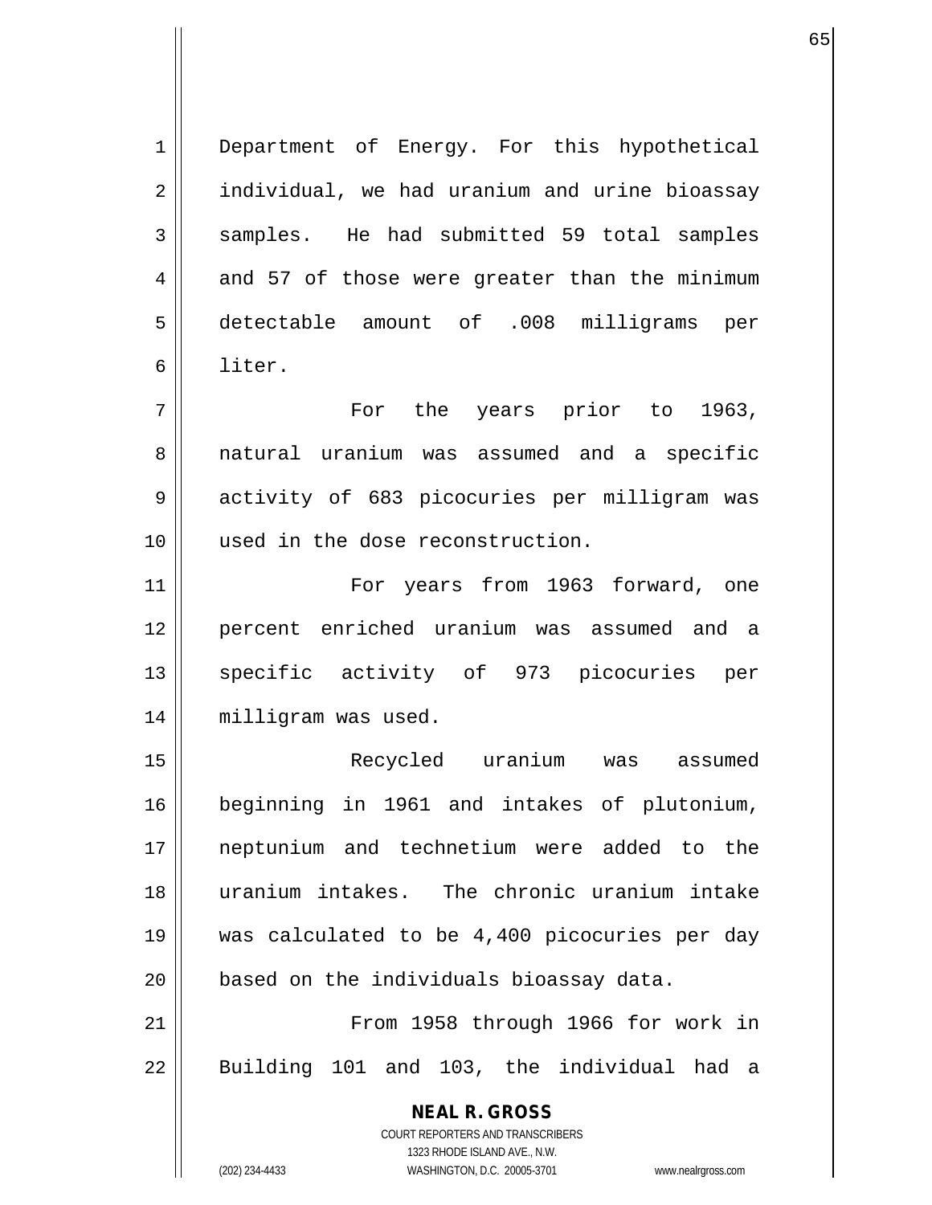Department of Energy. For this hypothetical individual, we had uranium and urine bioassay samples. He had submitted 59 total samples and 57 of those were greater than the minimum detectable amount of .008 milligrams per liter.

For the years prior to 1963, natural uranium was assumed and a specific activity of 683 picocuries per milligram was used in the dose reconstruction.

For years from 1963 forward, one percent enriched uranium was assumed and a specific activity of 973 picocuries per milligram was used.

Recycled uranium was assumed beginning in 1961 and intakes of plutonium, neptunium and technetium were added to the uranium intakes. The chronic uranium intake was calculated to be 4,400 picocuries per day based on the individuals bioassay data.

From 1958 through 1966 for work in Building 101 and 103, the individual had a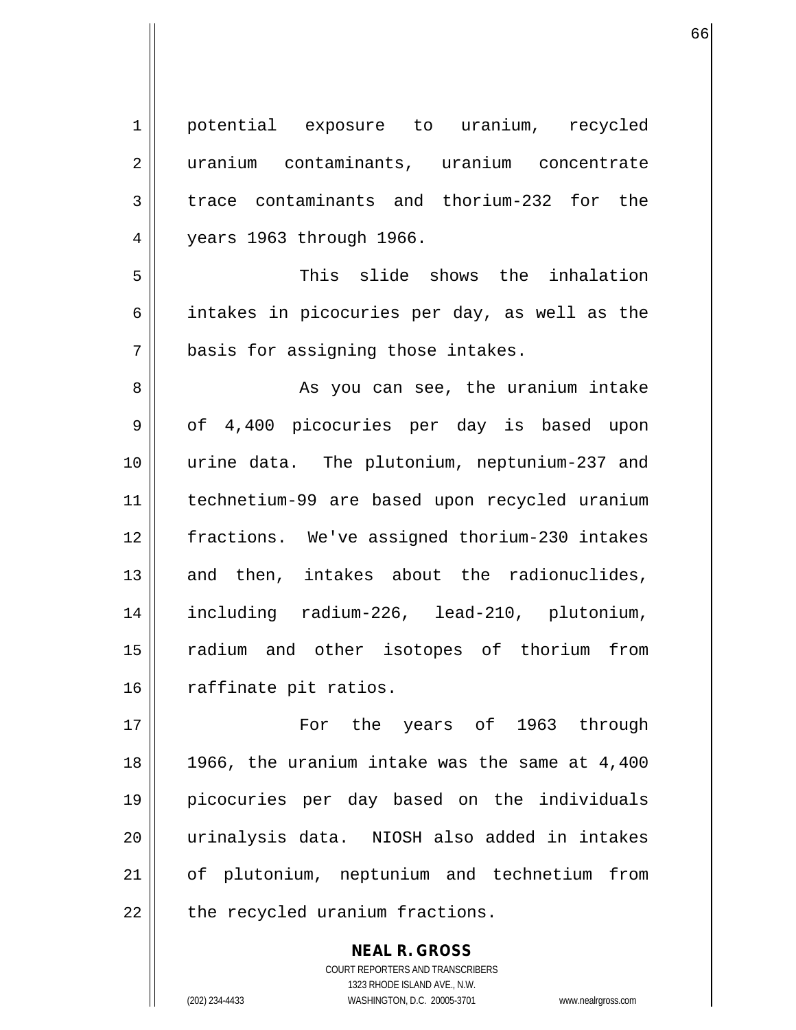potential exposure to uranium, recycled uranium contaminants, uranium concentrate trace contaminants and thorium-232 for the years 1963 through 1966.

This slide shows the inhalation intakes in picocuries per day, as well as the basis for assigning those intakes.

As you can see, the uranium intake of 4,400 picocuries per day is based upon urine data. The plutonium, neptunium-237 and technetium-99 are based upon recycled uranium fractions. We've assigned thorium-230 intakes and then, intakes about the radionuclides, including radium-226, lead-210, plutonium, radium and other isotopes of thorium from raffinate pit ratios.

For the years of 1963 through 1966, the uranium intake was the same at 4,400 picocuries per day based on the individuals urinalysis data. NIOSH also added in intakes of plutonium, neptunium and technetium from the recycled uranium fractions.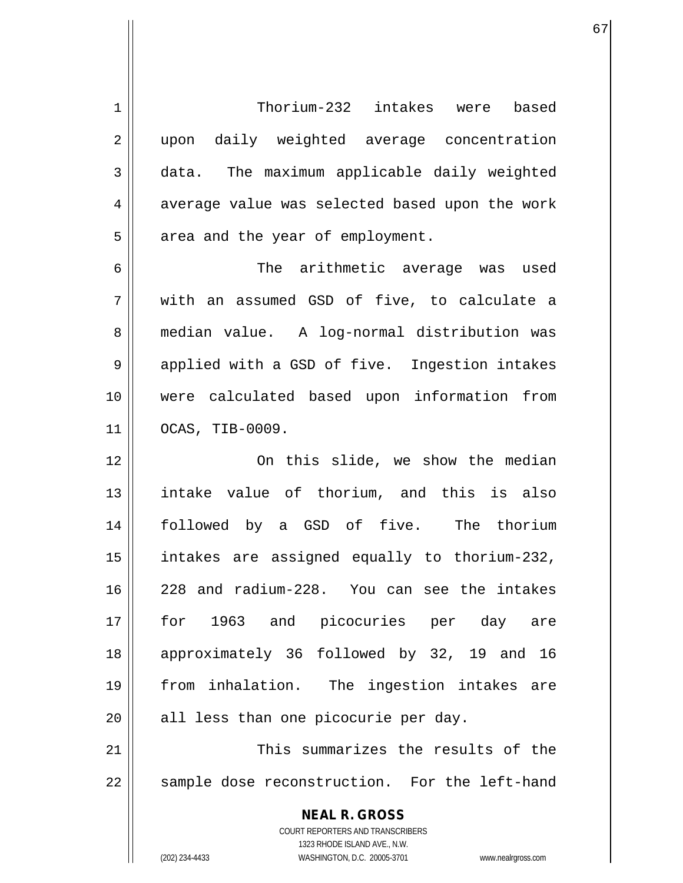Thorium-232 intakes were based upon daily weighted average concentration data. The maximum applicable daily weighted average value was selected based upon the work area and the year of employment.

The arithmetic average was used with an assumed GSD of five, to calculate a median value. A log-normal distribution was applied with a GSD of five. Ingestion intakes were calculated based upon information from OCAS, TIB-0009.

On this slide, we show the median intake value of thorium, and this is also followed by a GSD of five. The thorium intakes are assigned equally to thorium-232, 228 and radium-228. You can see the intakes for 1963 and picocuries per day are approximately 36 followed by 32, 19 and 16 from inhalation. The ingestion intakes are all less than one picocurie per day.

This summarizes the results of the sample dose reconstruction. For the left-hand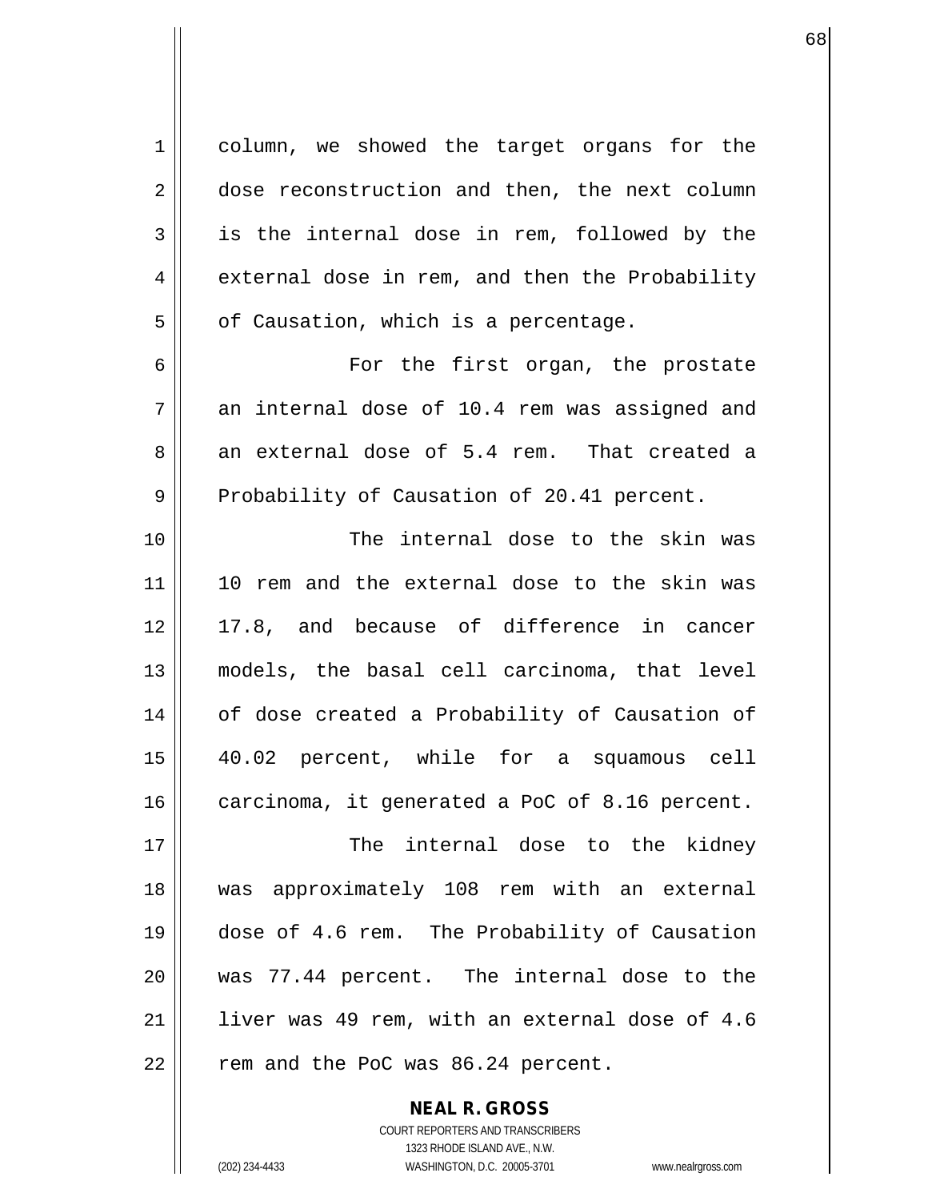column, we showed the target organs for the dose reconstruction and then, the next column is the internal dose in rem, followed by the external dose in rem, and then the Probability of Causation, which is a percentage.

For the first organ, the prostate an internal dose of 10.4 rem was assigned and an external dose of 5.4 rem. That created a Probability of Causation of 20.41 percent.

The internal dose to the skin was 10 rem and the external dose to the skin was 17.8, and because of difference in cancer models, the basal cell carcinoma, that level of dose created a Probability of Causation of 40.02 percent, while for a squamous cell carcinoma, it generated a PoC of 8.16 percent.

The internal dose to the kidney was approximately 108 rem with an external dose of 4.6 rem. The Probability of Causation was 77.44 percent. The internal dose to the liver was 49 rem, with an external dose of 4.6 rem and the PoC was 86.24 percent.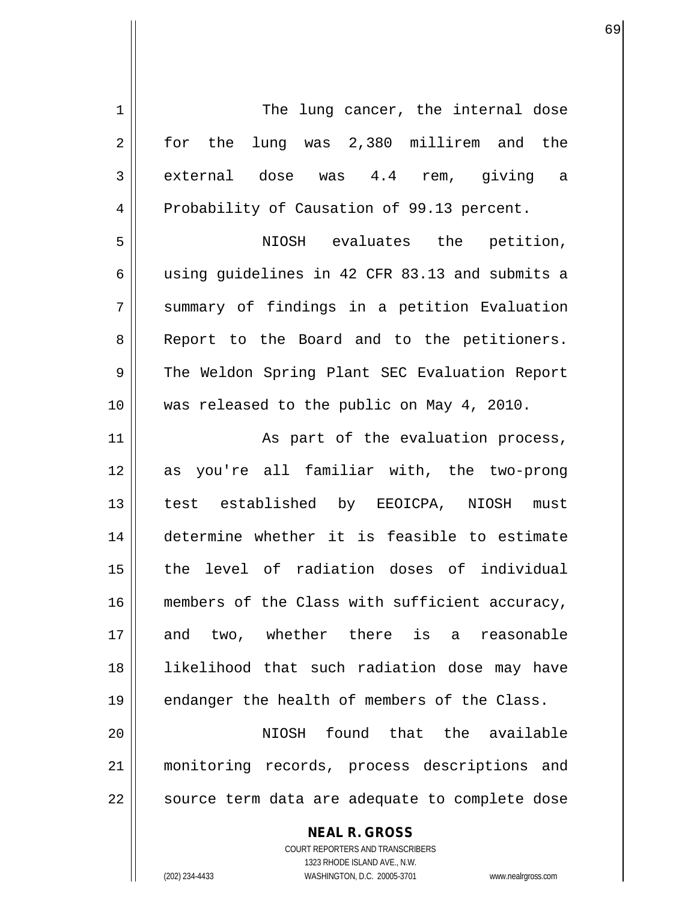The lung cancer, the internal dose for the lung was 2,380 millirem and the external dose was 4.4 rem, giving a Probability of Causation of 99.13 percent.

NIOSH evaluates the petition, using guidelines in 42 CFR 83.13 and submits a summary of findings in a petition Evaluation Report to the Board and to the petitioners. The Weldon Spring Plant SEC Evaluation Report was released to the public on May 4, 2010.

As part of the evaluation process, as you're all familiar with, the two-prong test established by EEOICPA, NIOSH must determine whether it is feasible to estimate the level of radiation doses of individual members of the Class with sufficient accuracy, and two, whether there is a reasonable likelihood that such radiation dose may have endanger the health of members of the Class.

NIOSH found that the available monitoring records, process descriptions and source term data are adequate to complete dose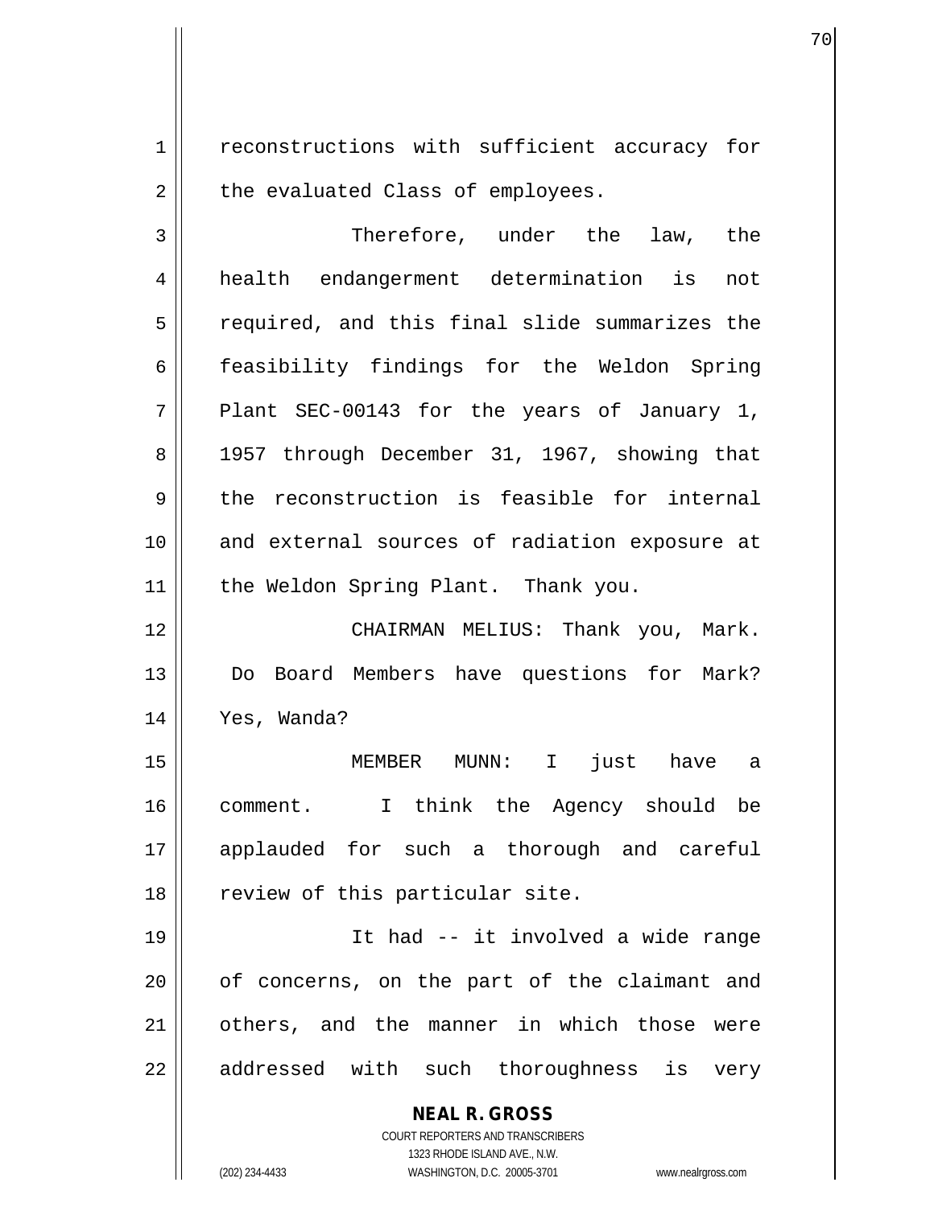reconstructions with sufficient accuracy for the evaluated Class of employees.

Therefore, under the law, the health endangerment determination is not required, and this final slide summarizes the feasibility findings for the Weldon Spring Plant SEC-00143 for the years of January 1, 1957 through December 31, 1967, showing that the reconstruction is feasible for internal and external sources of radiation exposure at the Weldon Spring Plant. Thank you.

CHAIRMAN MELIUS: Thank you, Mark. Do Board Members have questions for Mark? Yes, Wanda?

MEMBER MUNN: I just have a comment. I think the Agency should be applauded for such a thorough and careful review of this particular site.

It had -- it involved a wide range of concerns, on the part of the claimant and others, and the manner in which those were addressed with such thoroughness is very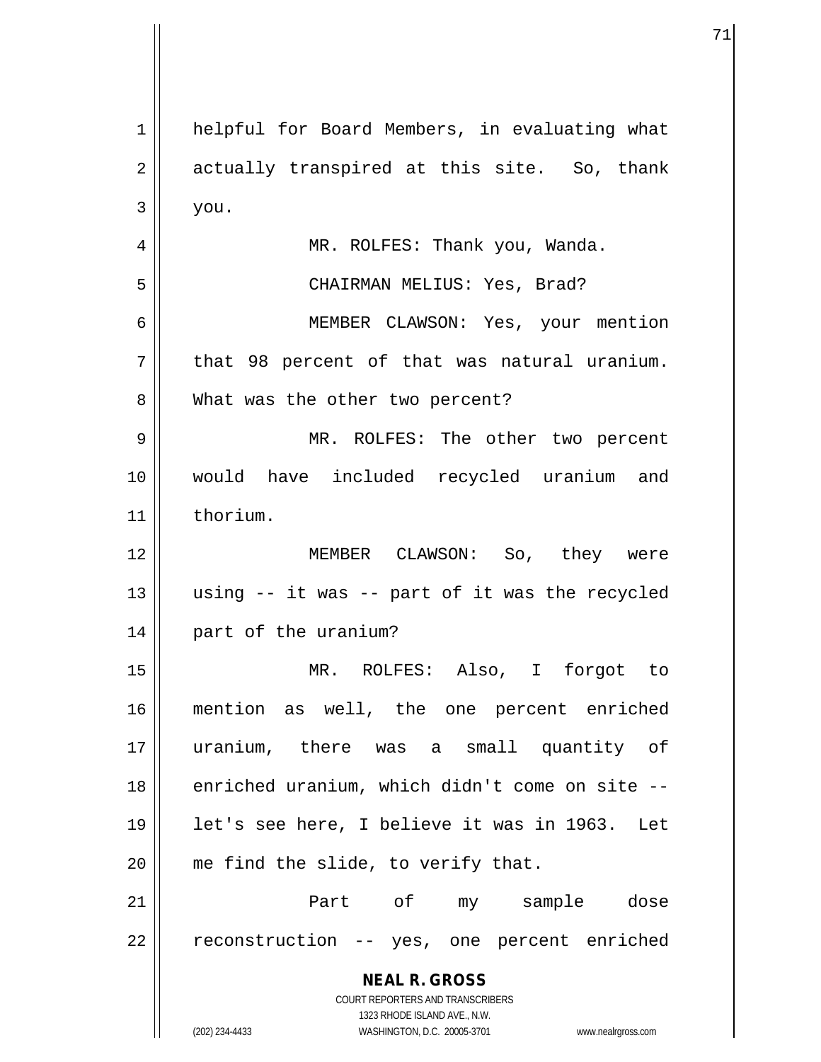helpful for Board Members, in evaluating what actually transpired at this site. So, thank you.

MR. ROLFES: Thank you, Wanda.

CHAIRMAN MELIUS: Yes, Brad?

MEMBER CLAWSON: Yes, your mention that 98 percent of that was natural uranium. What was the other two percent?

MR. ROLFES: The other two percent would have included recycled uranium and thorium.

MEMBER CLAWSON: So, they were using -- it was -- part of it was the recycled part of the uranium?

MR. ROLFES: Also, I forgot to mention as well, the one percent enriched uranium, there was a small quantity of enriched uranium, which didn't come on site -- let's see here, I believe it was in 1963. Let me find the slide, to verify that.

Part of my sample dose reconstruction -- yes, one percent enriched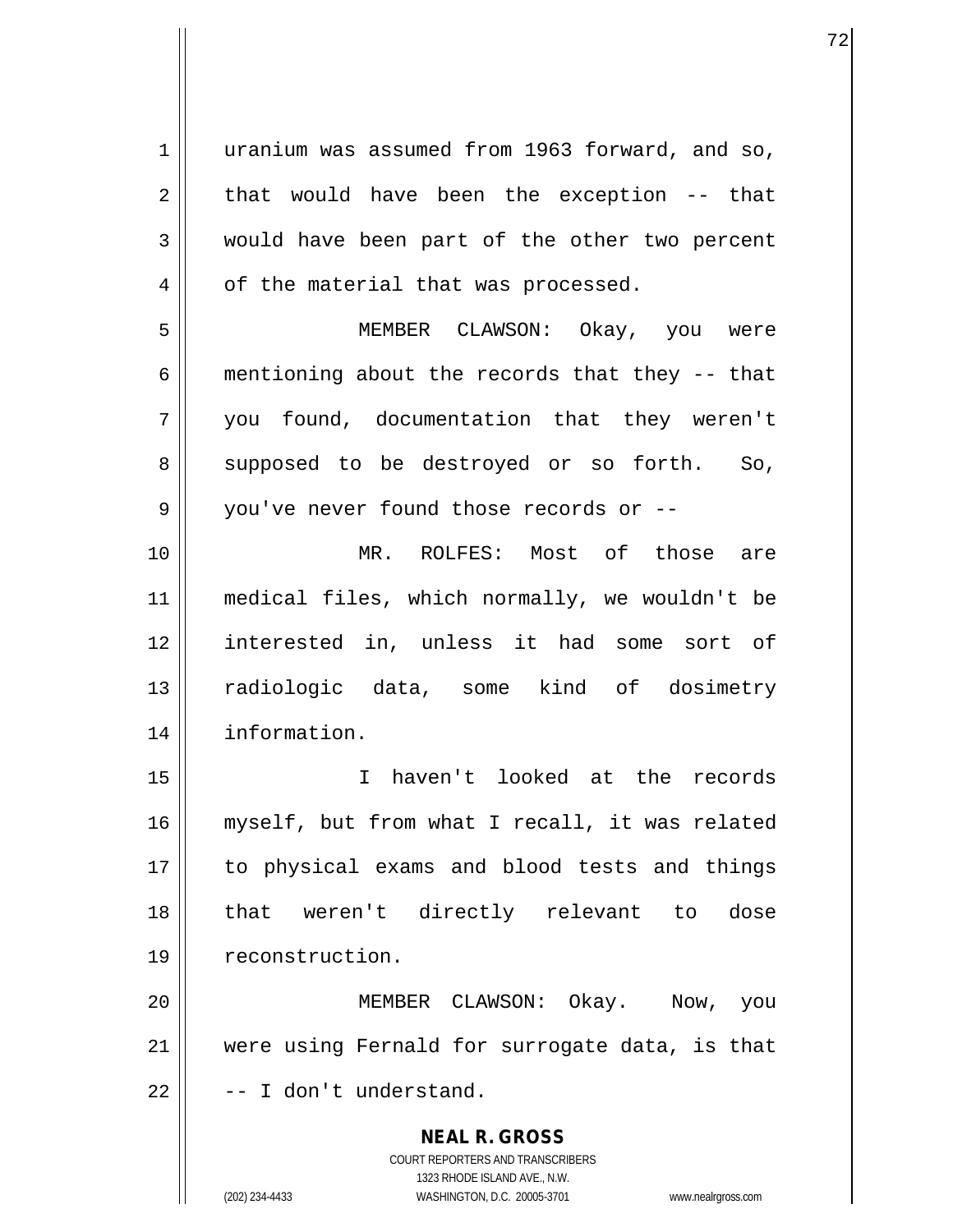uranium was assumed from 1963 forward, and so, that would have been the exception -- that would have been part of the other two percent of the material that was processed.

MEMBER CLAWSON: Okay, you were mentioning about the records that they -- that you found, documentation that they weren't supposed to be destroyed or so forth. So, you've never found those records or --

MR. ROLFES: Most of those are medical files, which normally, we wouldn't be interested in, unless it had some sort of radiologic data, some kind of dosimetry information.

I haven't looked at the records myself, but from what I recall, it was related to physical exams and blood tests and things that weren't directly relevant to dose reconstruction.

MEMBER CLAWSON: Okay. Now, you were using Fernald for surrogate data, is that -- I don't understand.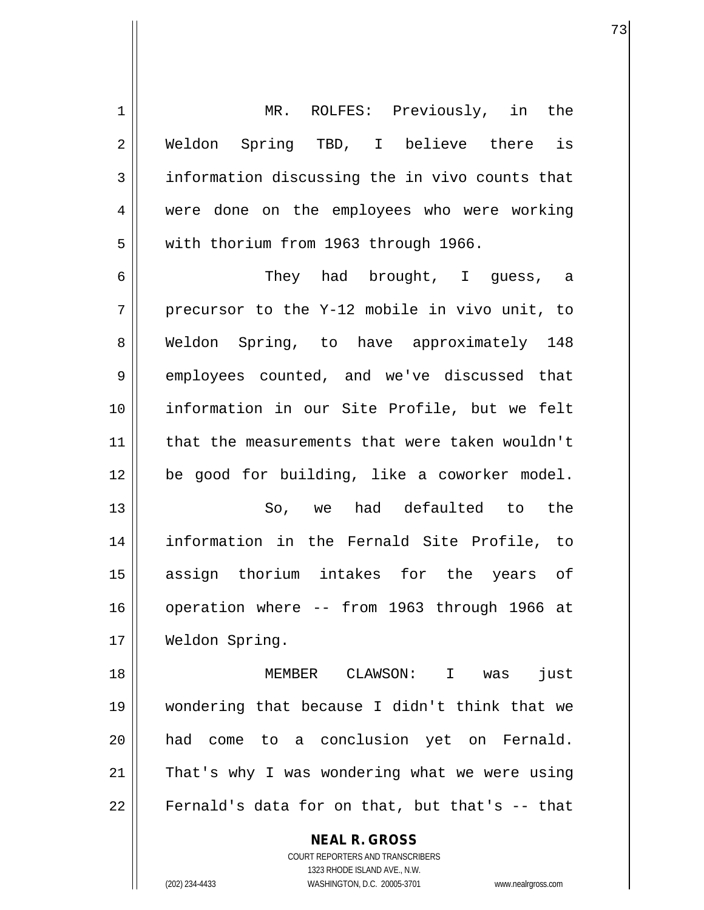MR. ROLFES: Previously, in the Weldon Spring TBD, I believe there is information discussing the in vivo counts that were done on the employees who were working with thorium from 1963 through 1966.

They had brought, I guess, a precursor to the Y-12 mobile in vivo unit, to Weldon Spring, to have approximately 148 employees counted, and we've discussed that information in our Site Profile, but we felt that the measurements that were taken wouldn't be good for building, like a coworker model.

So, we had defaulted to the information in the Fernald Site Profile, to assign thorium intakes for the years of operation where -- from 1963 through 1966 at Weldon Spring.

MEMBER CLAWSON: I was just wondering that because I didn't think that we had come to a conclusion yet on Fernald. That's why I was wondering what we were using Fernald's data for on that, but that's -- that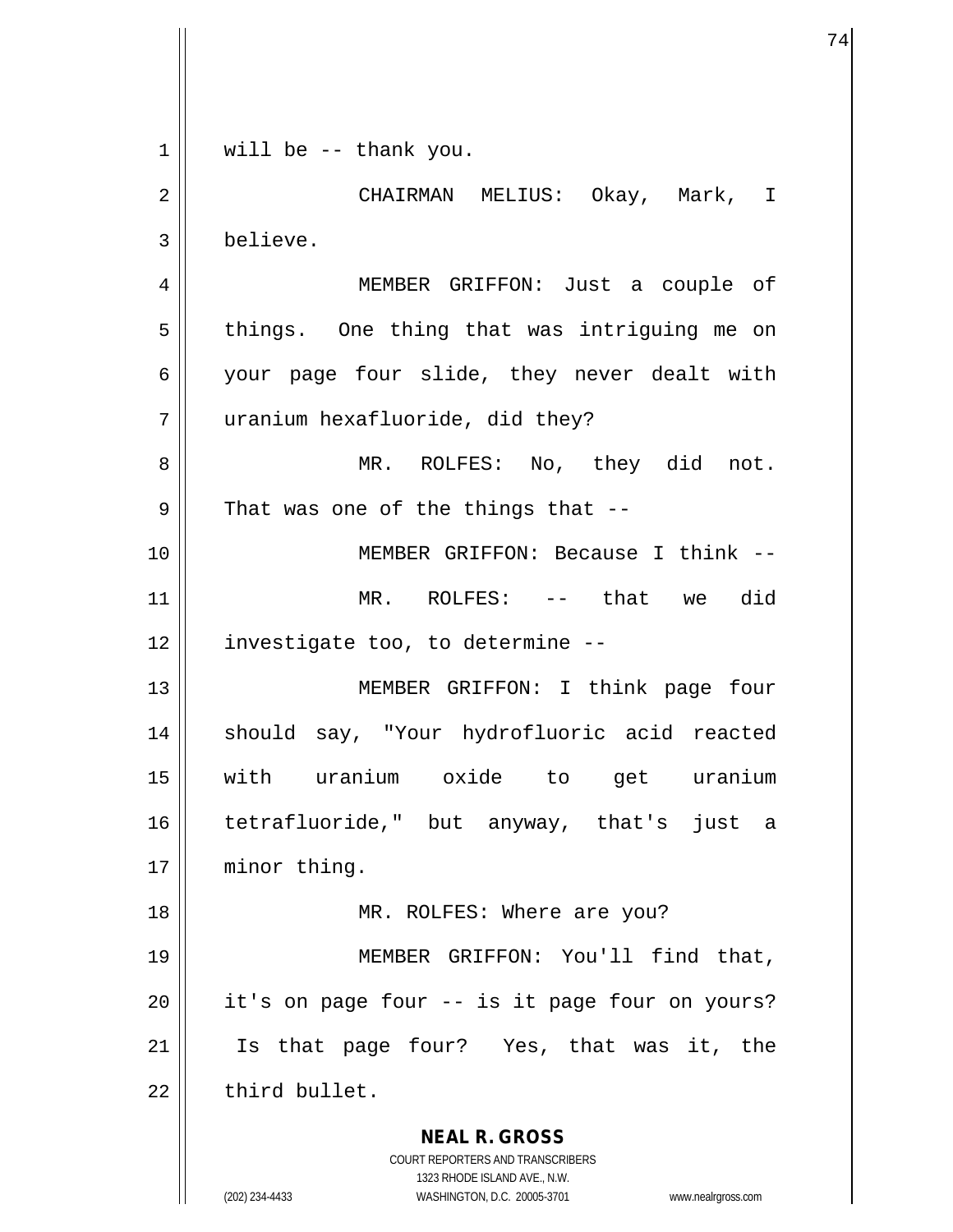will be -- thank you.

CHAIRMAN MELIUS: Okay, Mark, I believe.

MEMBER GRIFFON: Just a couple of things. One thing that was intriguing me on your page four slide, they never dealt with uranium hexafluoride, did they?

MR. ROLFES: No, they did not. That was one of the things that --

MEMBER GRIFFON: Because I think --

MR. ROLFES: -- that we did investigate too, to determine --

MEMBER GRIFFON: I think page four should say, "Your hydrofluoric acid reacted with uranium oxide to get uranium tetrafluoride," but anyway, that's just a minor thing.

MR. ROLFES: Where are you?

MEMBER GRIFFON: You'll find that, it's on page four -- is it page four on yours? Is that page four? Yes, that was it, the third bullet.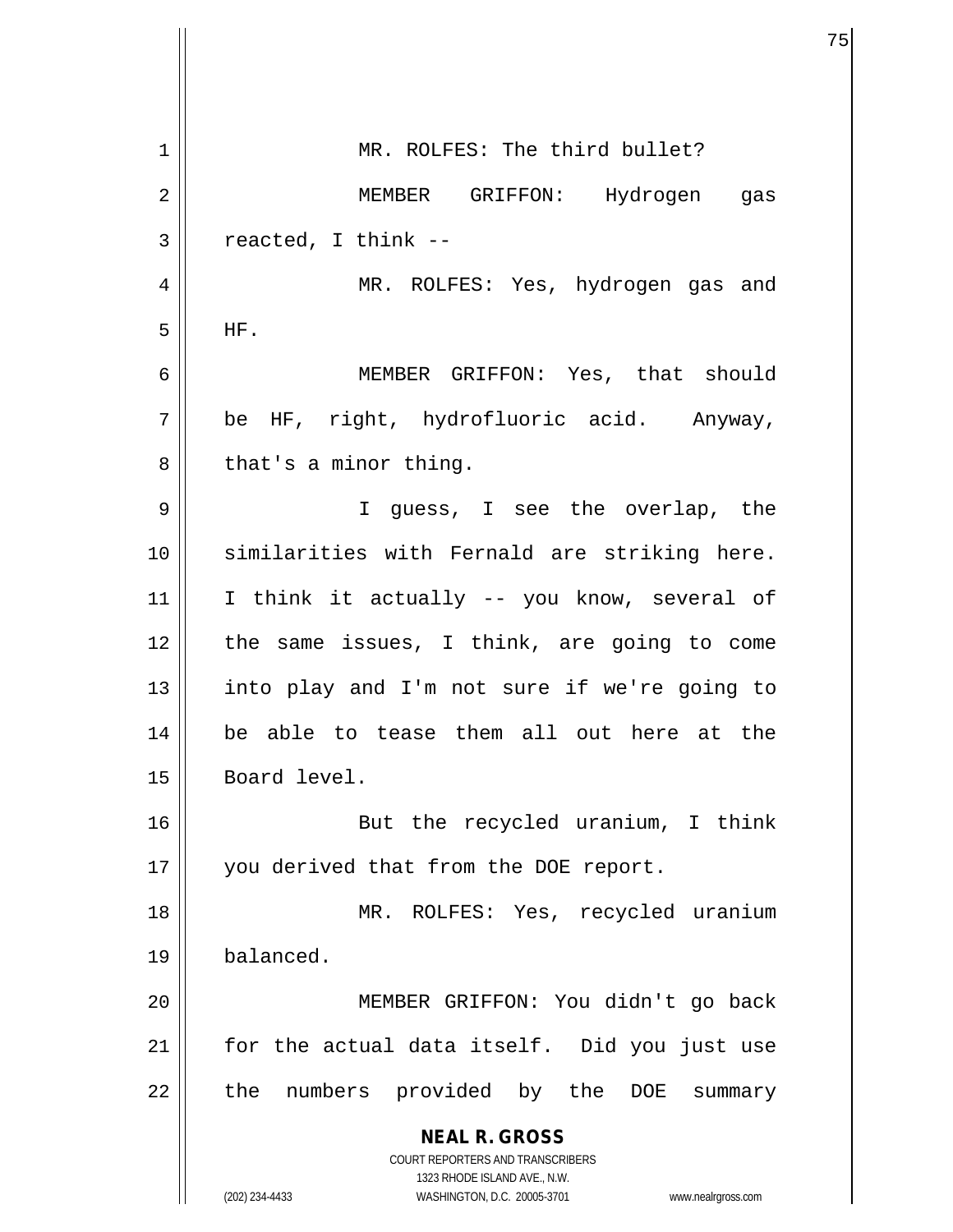MR. ROLFES: The third bullet?

MEMBER GRIFFON: Hydrogen gas reacted, I think --

MR. ROLFES: Yes, hydrogen gas and HF.

MEMBER GRIFFON: Yes, that should be HF, right, hydrofluoric acid. Anyway, that's a minor thing.

I guess, I see the overlap, the similarities with Fernald are striking here. I think it actually -- you know, several of the same issues, I think, are going to come into play and I'm not sure if we're going to be able to tease them all out here at the Board level.

But the recycled uranium, I think you derived that from the DOE report.

MR. ROLFES: Yes, recycled uranium balanced.

MEMBER GRIFFON: You didn't go back for the actual data itself. Did you just use the numbers provided by the DOE summary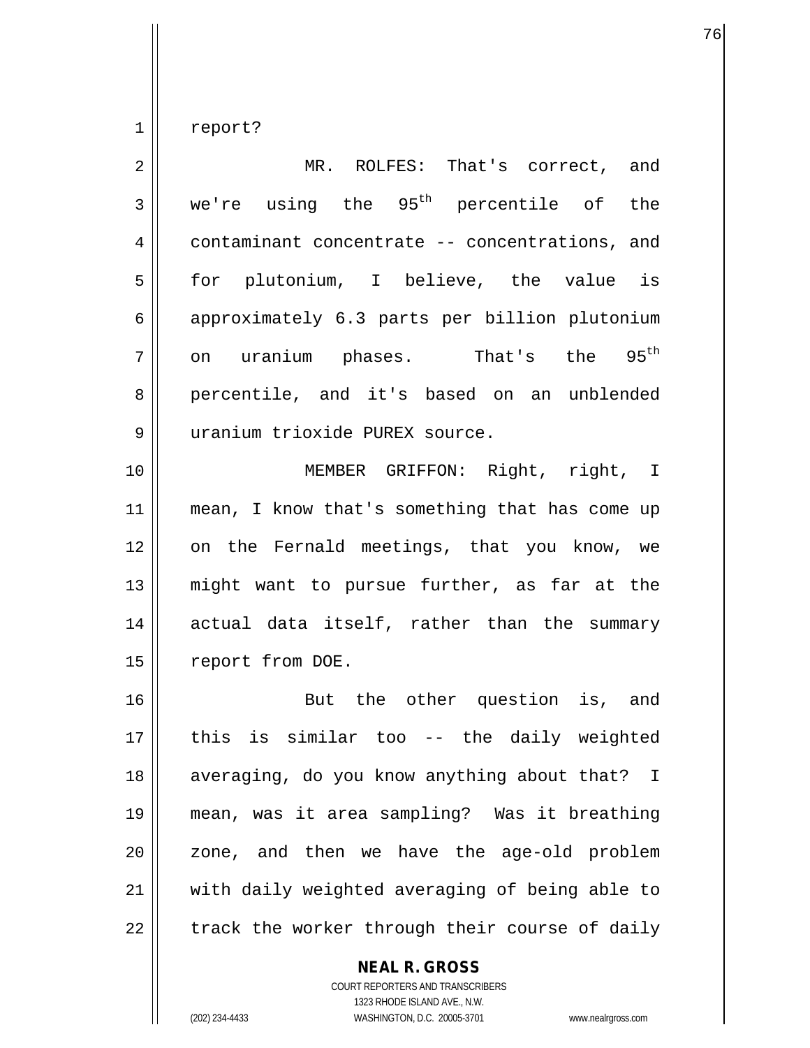report?

MR. ROLFES: That's correct, and we're using the 95th percentile of the contaminant concentrate -- concentrations, and for plutonium, I believe, the value is approximately 6.3 parts per billion plutonium on uranium phases. That's the 95th percentile, and it's based on an unblended uranium trioxide PUREX source.

MEMBER GRIFFON: Right, right, I mean, I know that's something that has come up on the Fernald meetings, that you know, we might want to pursue further, as far at the actual data itself, rather than the summary report from DOE.

But the other question is, and this is similar too -- the daily weighted averaging, do you know anything about that? I mean, was it area sampling? Was it breathing zone, and then we have the age-old problem with daily weighted averaging of being able to track the worker through their course of daily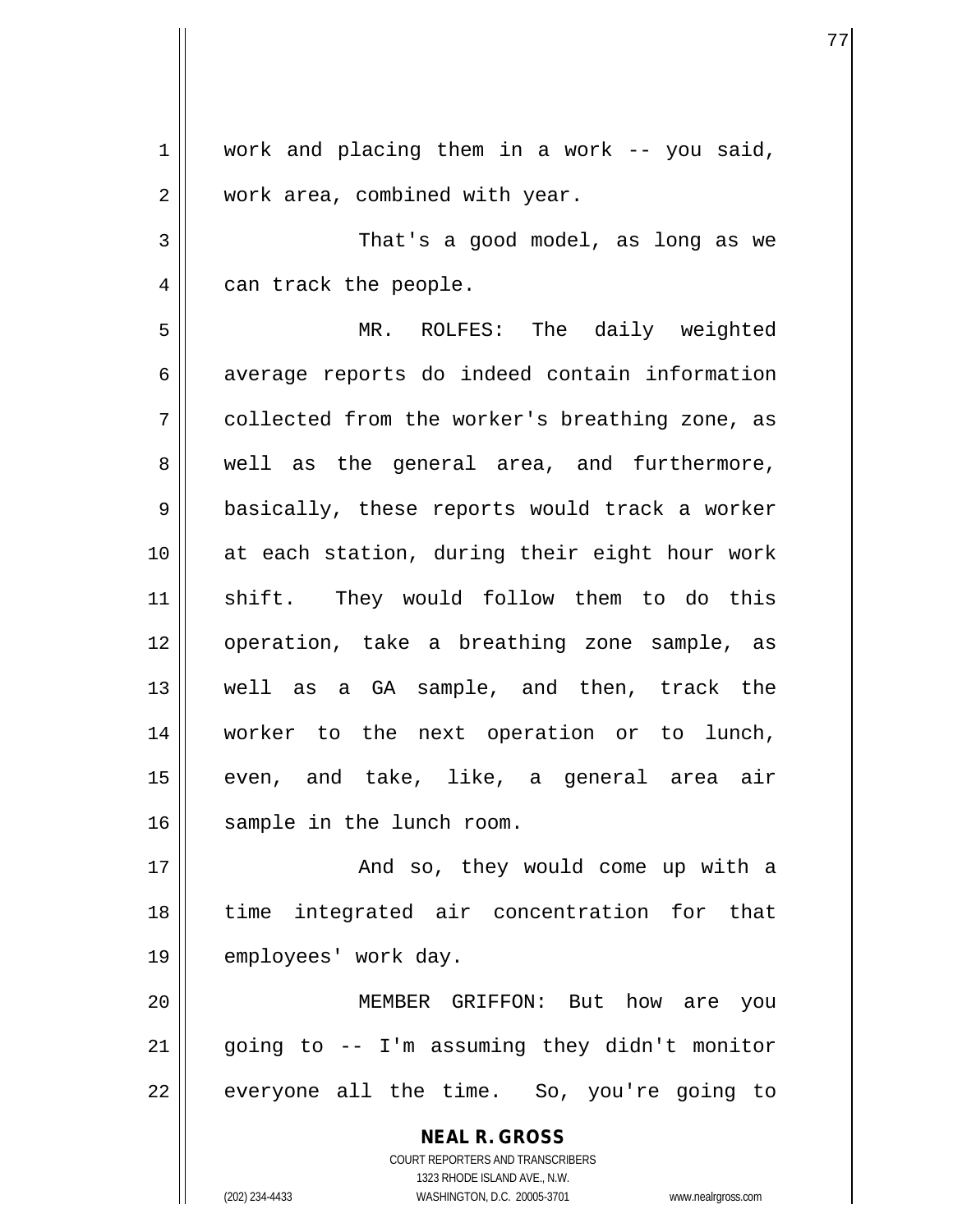work and placing them in a work -- you said, work area, combined with year.

That's a good model, as long as we can track the people.

MR. ROLFES: The daily weighted average reports do indeed contain information collected from the worker's breathing zone, as well as the general area, and furthermore, basically, these reports would track a worker at each station, during their eight hour work shift. They would follow them to do this operation, take a breathing zone sample, as well as a GA sample, and then, track the worker to the next operation or to lunch, even, and take, like, a general area air sample in the lunch room.

And so, they would come up with a time integrated air concentration for that employees' work day.

MEMBER GRIFFON: But how are you going to -- I'm assuming they didn't monitor everyone all the time. So, you're going to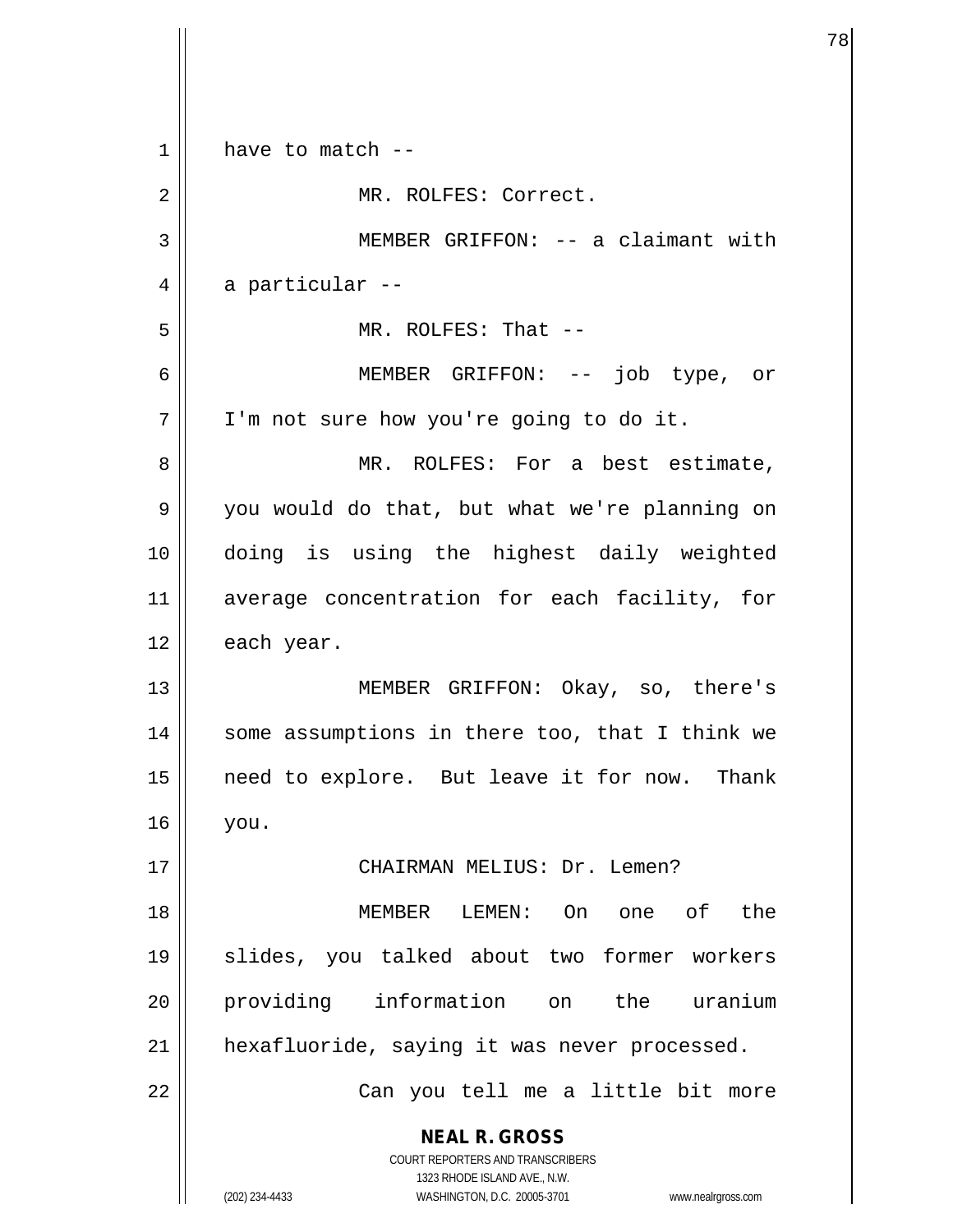have to match --

MR. ROLFES: Correct.

MEMBER GRIFFON: -- a claimant with a particular --

MR. ROLFES: That --

MEMBER GRIFFON: -- job type, or I'm not sure how you're going to do it.

MR. ROLFES: For a best estimate, you would do that, but what we're planning on doing is using the highest daily weighted average concentration for each facility, for each year.

MEMBER GRIFFON: Okay, so, there's some assumptions in there too, that I think we need to explore. But leave it for now. Thank you.

CHAIRMAN MELIUS: Dr. Lemen?

MEMBER LEMEN: On one of the slides, you talked about two former workers providing information on the uranium hexafluoride, saying it was never processed.

Can you tell me a little bit more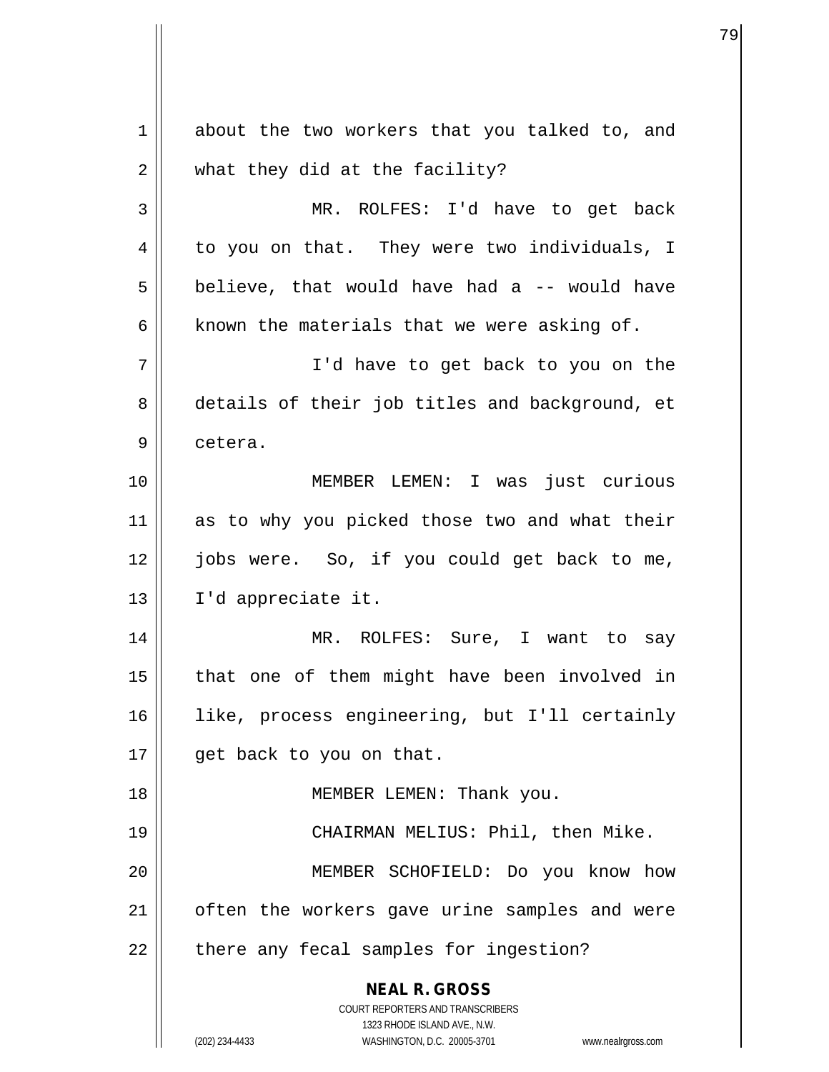about the two workers that you talked to, and what they did at the facility?

MR. ROLFES: I'd have to get back to you on that. They were two individuals, I believe, that would have had a -- would have known the materials that we were asking of.

I'd have to get back to you on the details of their job titles and background, et cetera.

MEMBER LEMEN: I was just curious as to why you picked those two and what their jobs were. So, if you could get back to me, I'd appreciate it.

MR. ROLFES: Sure, I want to say that one of them might have been involved in like, process engineering, but I'll certainly get back to you on that.

MEMBER LEMEN: Thank you.

CHAIRMAN MELIUS: Phil, then Mike.

MEMBER SCHOFIELD: Do you know how often the workers gave urine samples and were there any fecal samples for ingestion?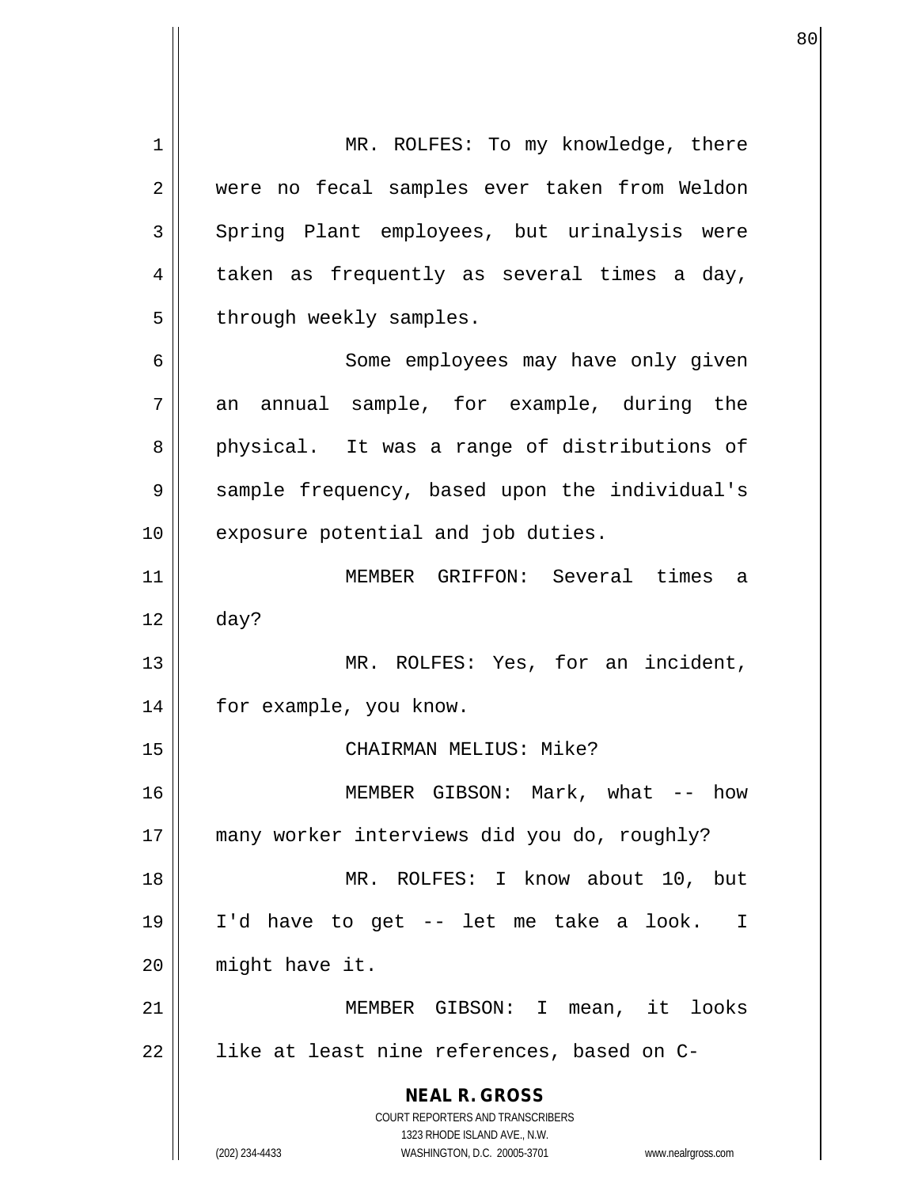MR. ROLFES: To my knowledge, there were no fecal samples ever taken from Weldon Spring Plant employees, but urinalysis were taken as frequently as several times a day, through weekly samples.

Some employees may have only given an annual sample, for example, during the physical. It was a range of distributions of sample frequency, based upon the individual's exposure potential and job duties.

MEMBER GRIFFON: Several times a day?

MR. ROLFES: Yes, for an incident, for example, you know.

CHAIRMAN MELIUS: Mike?

MEMBER GIBSON: Mark, what -- how many worker interviews did you do, roughly?

MR. ROLFES: I know about 10, but I'd have to get -- let me take a look. I might have it.

MEMBER GIBSON: I mean, it looks like at least nine references, based on C-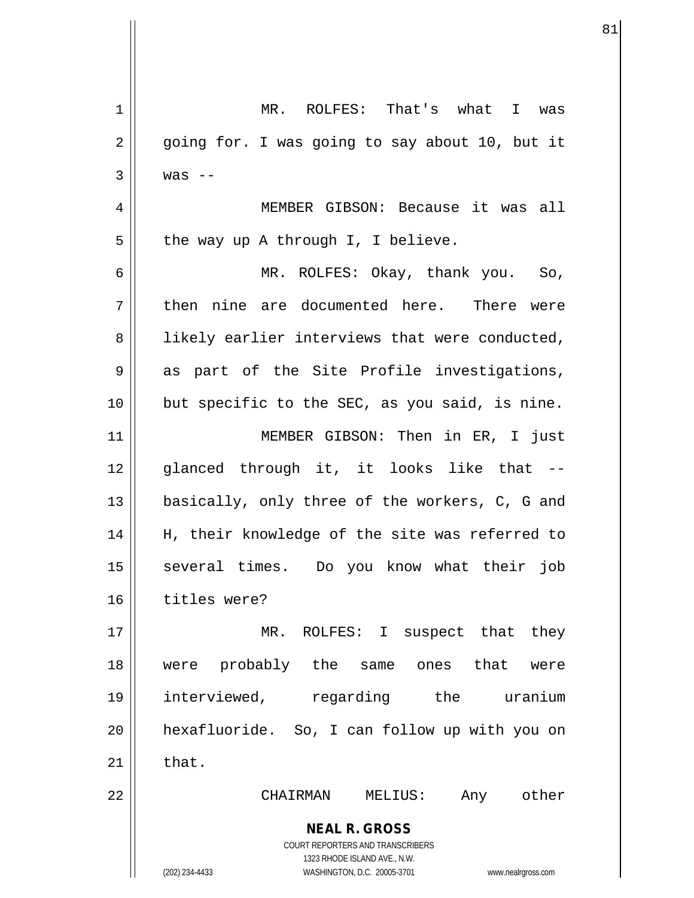MR. ROLFES: That's what I was going for. I was going to say about 10, but it was --

MEMBER GIBSON: Because it was all the way up A through I, I believe.

MR. ROLFES: Okay, thank you. So, then nine are documented here. There were likely earlier interviews that were conducted, as part of the Site Profile investigations, but specific to the SEC, as you said, is nine.

MEMBER GIBSON: Then in ER, I just glanced through it, it looks like that -- basically, only three of the workers, C, G and H, their knowledge of the site was referred to several times. Do you know what their job titles were?

MR. ROLFES: I suspect that they were probably the same ones that were interviewed, regarding the uranium hexafluoride. So, I can follow up with you on that.

CHAIRMAN MELIUS: Any other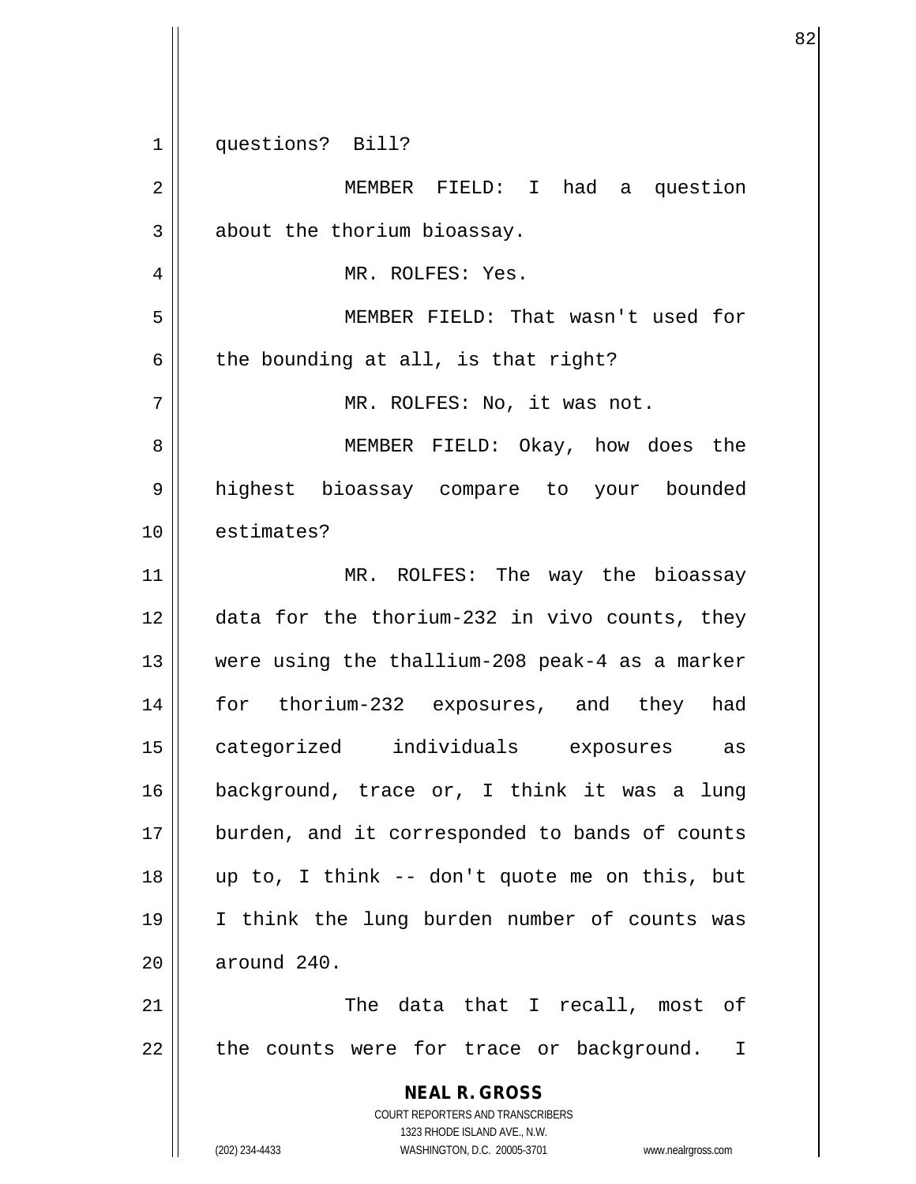questions? Bill?

MEMBER FIELD: I had a question about the thorium bioassay.

MR. ROLFES: Yes.

MEMBER FIELD: That wasn't used for the bounding at all, is that right?

MR. ROLFES: No, it was not.

MEMBER FIELD: Okay, how does the highest bioassay compare to your bounded estimates?

MR. ROLFES: The way the bioassay data for the thorium-232 in vivo counts, they were using the thallium-208 peak-4 as a marker for thorium-232 exposures, and they had categorized individuals exposures as background, trace or, I think it was a lung burden, and it corresponded to bands of counts up to, I think -- don't quote me on this, but I think the lung burden number of counts was around 240.

The data that I recall, most of the counts were for trace or background. I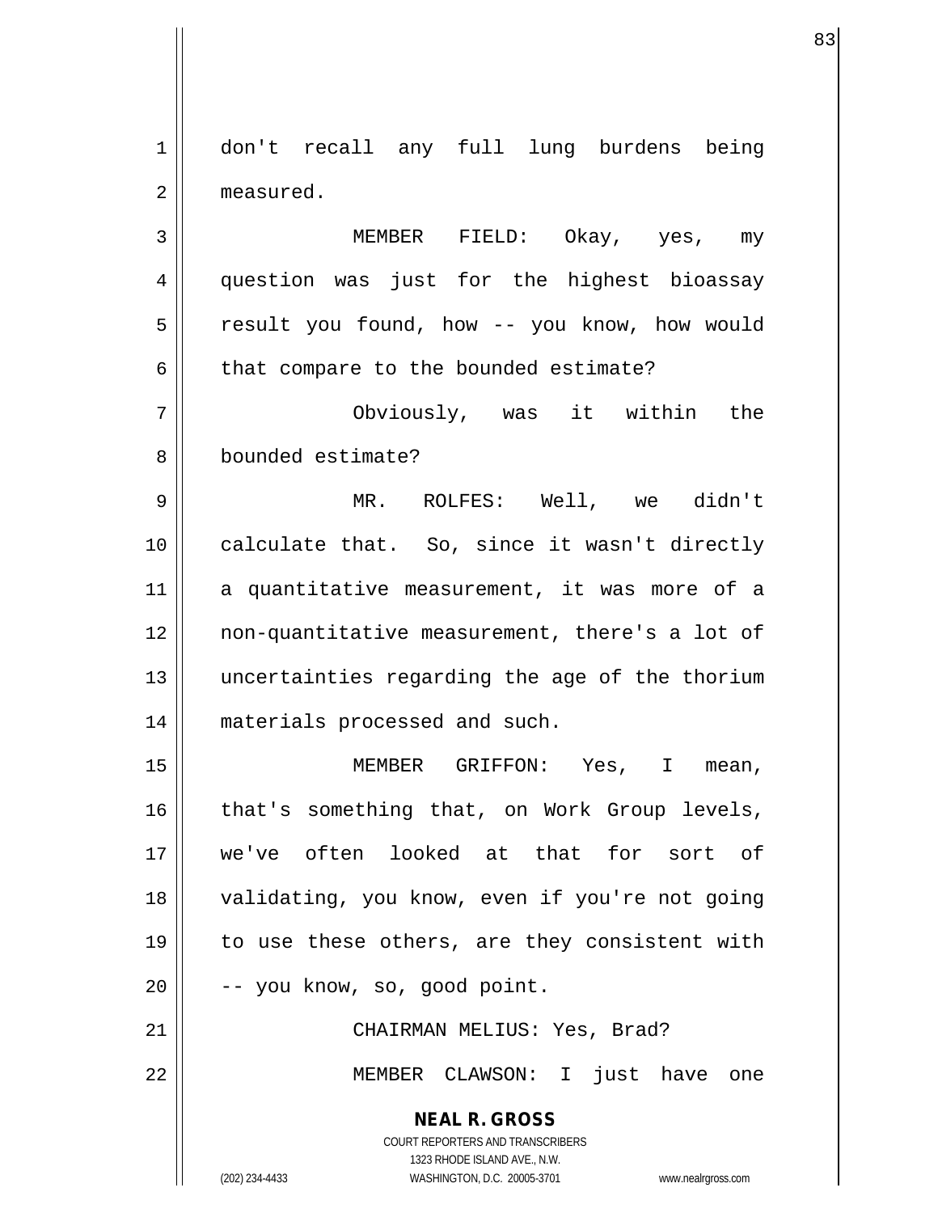don't recall any full lung burdens being measured.

MEMBER FIELD: Okay, yes, my question was just for the highest bioassay result you found, how -- you know, how would that compare to the bounded estimate?

Obviously, was it within the bounded estimate?

MR. ROLFES: Well, we didn't calculate that. So, since it wasn't directly a quantitative measurement, it was more of a non-quantitative measurement, there's a lot of uncertainties regarding the age of the thorium materials processed and such.

MEMBER GRIFFON: Yes, I mean, that's something that, on Work Group levels, we've often looked at that for sort of validating, you know, even if you're not going to use these others, are they consistent with -- you know, so, good point.

CHAIRMAN MELIUS: Yes, Brad?

MEMBER CLAWSON: I just have one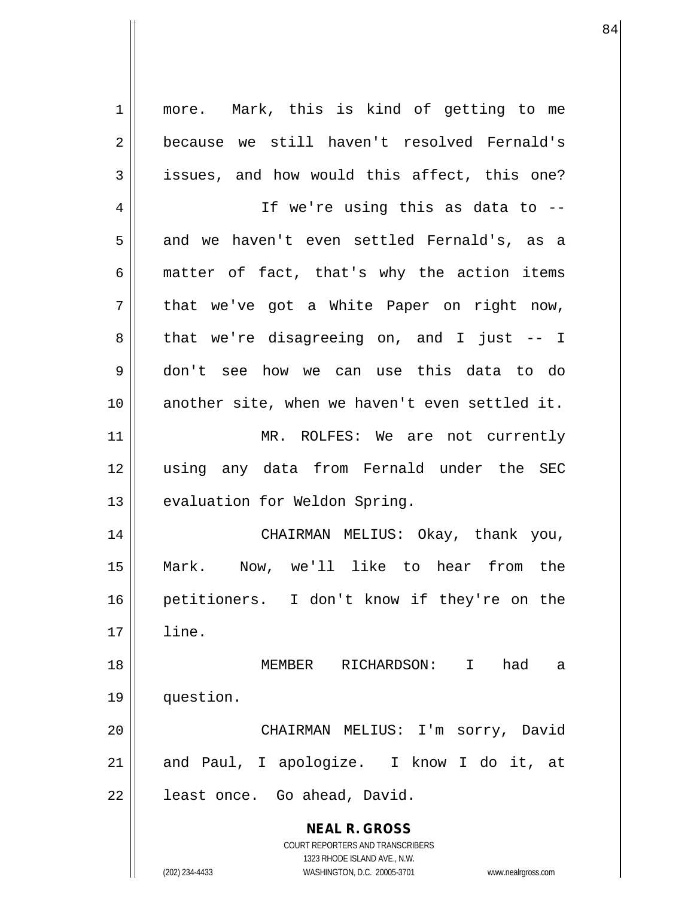more. Mark, this is kind of getting to me because we still haven't resolved Fernald's issues, and how would this affect, this one?

If we're using this as data to -- and we haven't even settled Fernald's, as a matter of fact, that's why the action items that we've got a White Paper on right now, that we're disagreeing on, and I just -- I don't see how we can use this data to do another site, when we haven't even settled it.

MR. ROLFES: We are not currently using any data from Fernald under the SEC evaluation for Weldon Spring.

CHAIRMAN MELIUS: Okay, thank you, Mark. Now, we'll like to hear from the petitioners. I don't know if they're on the line.

MEMBER RICHARDSON: I had a question.

CHAIRMAN MELIUS: I'm sorry, David and Paul, I apologize. I know I do it, at least once. Go ahead, David.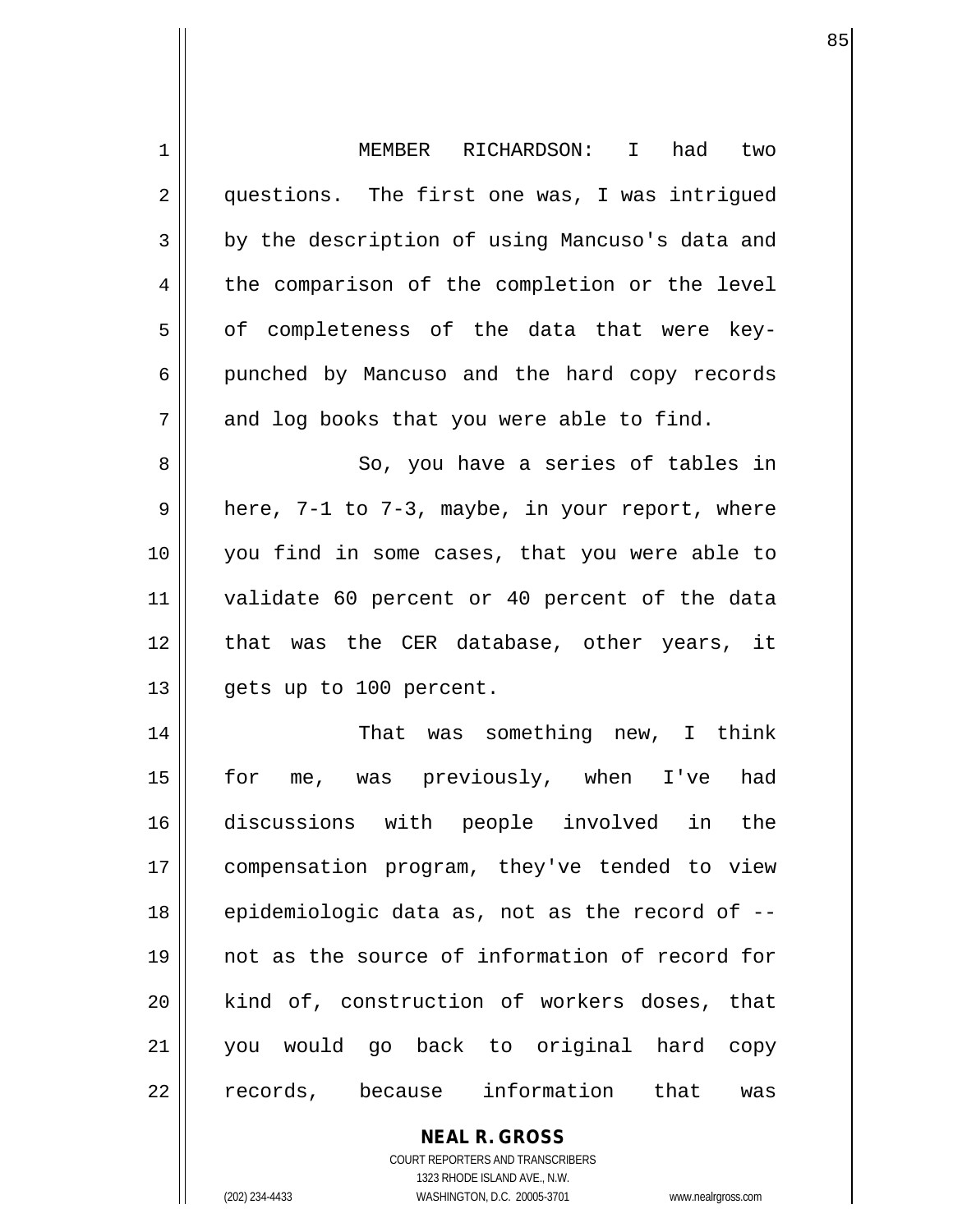MEMBER RICHARDSON: I had two questions. The first one was, I was intrigued by the description of using Mancuso's data and the comparison of the completion or the level of completeness of the data that were key-punched by Mancuso and the hard copy records and log books that you were able to find.

So, you have a series of tables in here, 7-1 to 7-3, maybe, in your report, where you find in some cases, that you were able to validate 60 percent or 40 percent of the data that was the CER database, other years, it gets up to 100 percent.

That was something new, I think for me, was previously, when I've had discussions with people involved in the compensation program, they've tended to view epidemiologic data as, not as the record of -- not as the source of information of record for kind of, construction of workers doses, that you would go back to original hard copy records, because information that was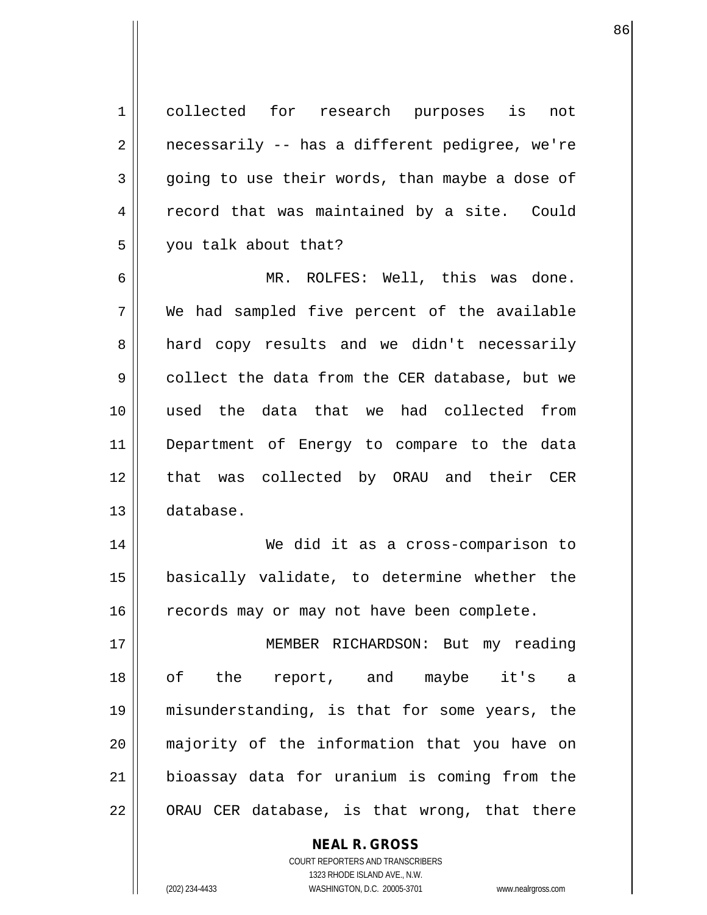collected for research purposes is not necessarily -- has a different pedigree, we're going to use their words, than maybe a dose of record that was maintained by a site. Could you talk about that?

MR. ROLFES: Well, this was done. We had sampled five percent of the available hard copy results and we didn't necessarily collect the data from the CER database, but we used the data that we had collected from Department of Energy to compare to the data that was collected by ORAU and their CER database.

We did it as a cross-comparison to basically validate, to determine whether the records may or may not have been complete.

MEMBER RICHARDSON: But my reading of the report, and maybe it's a misunderstanding, is that for some years, the majority of the information that you have on bioassay data for uranium is coming from the ORAU CER database, is that wrong, that there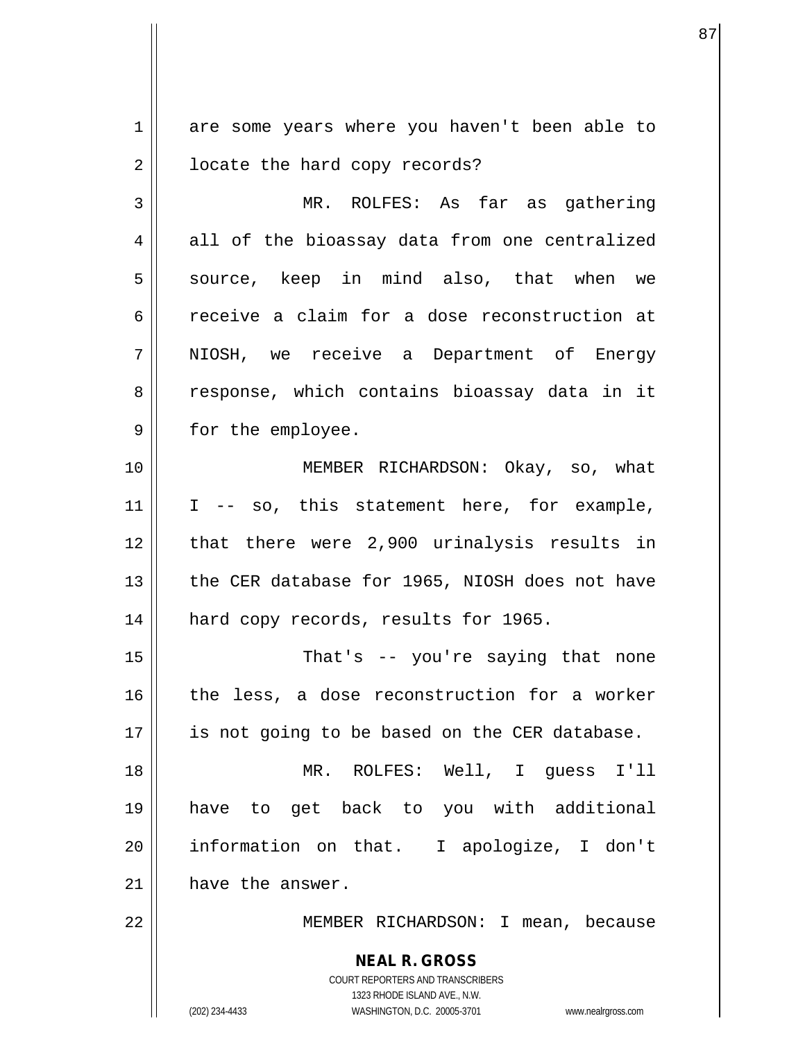are some years where you haven't been able to locate the hard copy records?

MR. ROLFES: As far as gathering all of the bioassay data from one centralized source, keep in mind also, that when we receive a claim for a dose reconstruction at NIOSH, we receive a Department of Energy response, which contains bioassay data in it for the employee.

MEMBER RICHARDSON: Okay, so, what I -- so, this statement here, for example, that there were 2,900 urinalysis results in the CER database for 1965, NIOSH does not have hard copy records, results for 1965.

That's -- you're saying that none the less, a dose reconstruction for a worker is not going to be based on the CER database.

MR. ROLFES: Well, I guess I'll have to get back to you with additional information on that. I apologize, I don't have the answer.

MEMBER RICHARDSON: I mean, because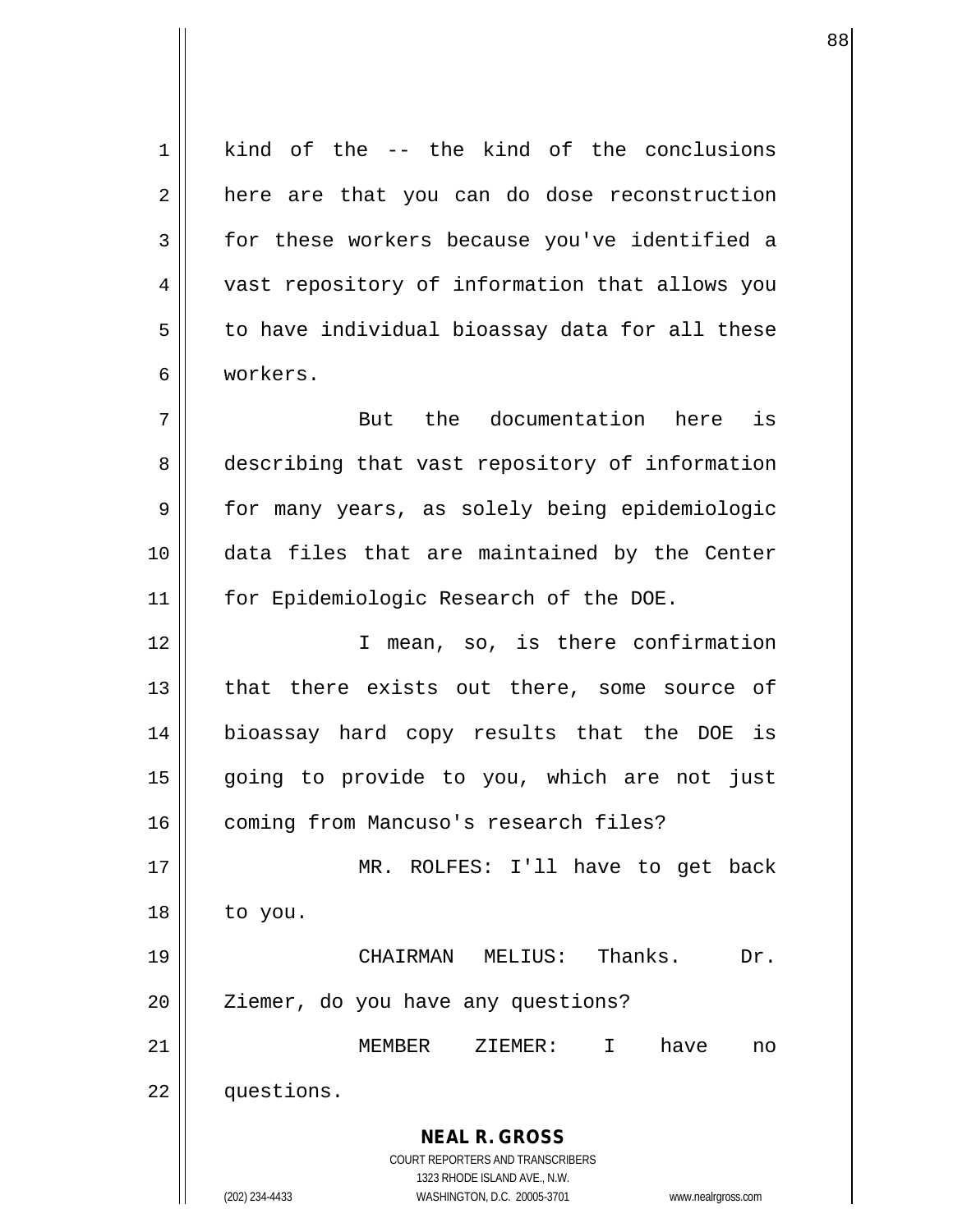kind of the -- the kind of the conclusions here are that you can do dose reconstruction for these workers because you've identified a vast repository of information that allows you to have individual bioassay data for all these workers.

But the documentation here is describing that vast repository of information for many years, as solely being epidemiologic data files that are maintained by the Center for Epidemiologic Research of the DOE.

I mean, so, is there confirmation that there exists out there, some source of bioassay hard copy results that the DOE is going to provide to you, which are not just coming from Mancuso's research files?

MR. ROLFES: I'll have to get back to you.

CHAIRMAN MELIUS: Thanks. Dr. Ziemer, do you have any questions?

MEMBER ZIEMER: I have no questions.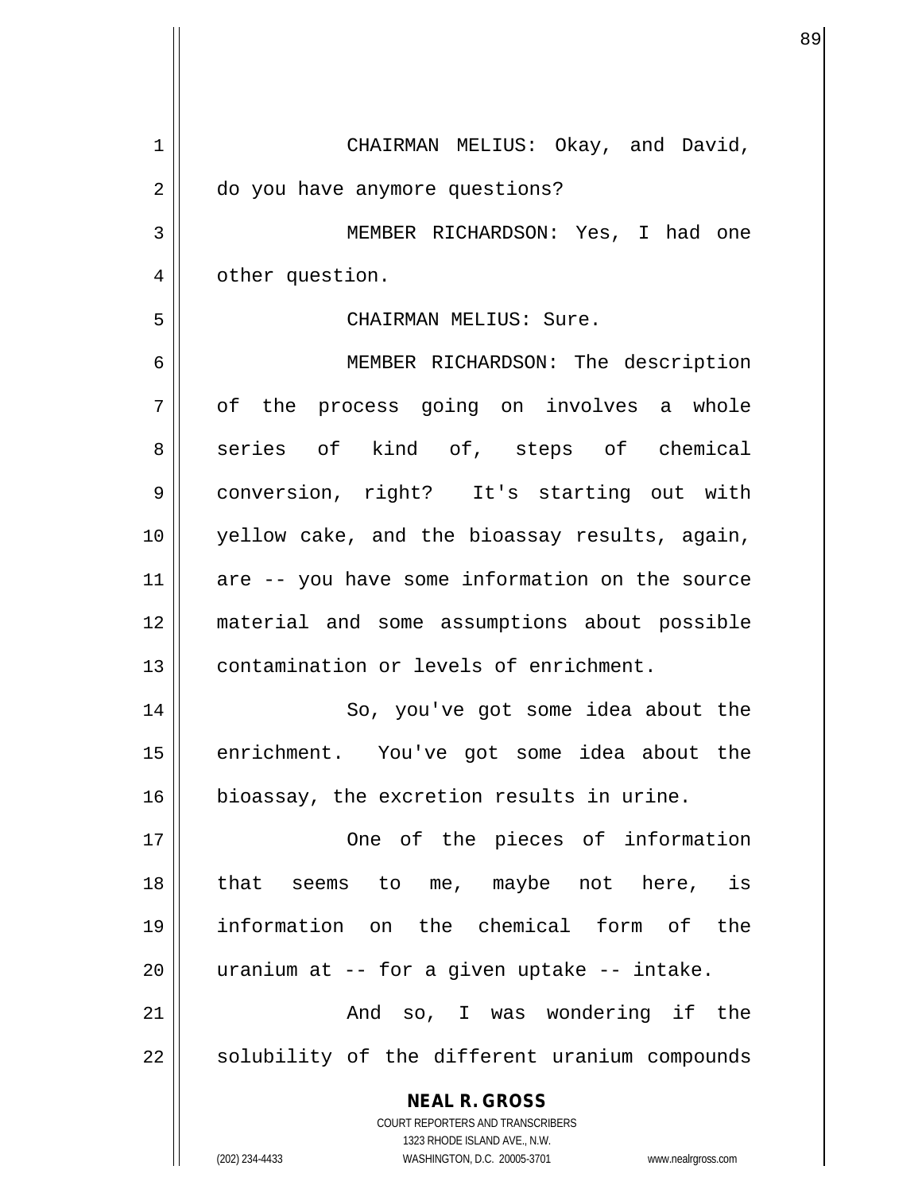CHAIRMAN MELIUS: Okay, and David, do you have anymore questions?

MEMBER RICHARDSON: Yes, I had one other question.

CHAIRMAN MELIUS: Sure.

MEMBER RICHARDSON: The description of the process going on involves a whole series of kind of, steps of chemical conversion, right? It's starting out with yellow cake, and the bioassay results, again, are -- you have some information on the source material and some assumptions about possible contamination or levels of enrichment.

So, you've got some idea about the enrichment. You've got some idea about the bioassay, the excretion results in urine.

One of the pieces of information that seems to me, maybe not here, is information on the chemical form of the uranium at -- for a given uptake -- intake.

And so, I was wondering if the solubility of the different uranium compounds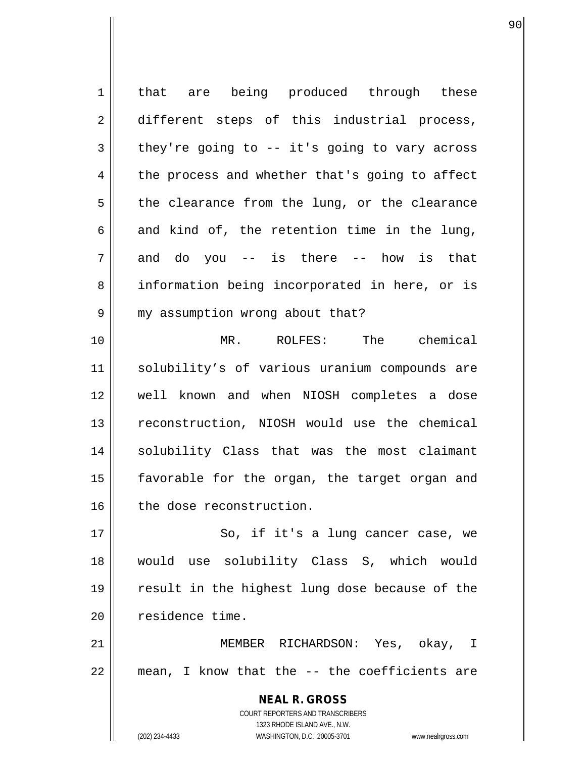that are being produced through these different steps of this industrial process, they're going to -- it's going to vary across the process and whether that's going to affect the clearance from the lung, or the clearance and kind of, the retention time in the lung, and do you -- is there -- how is that information being incorporated in here, or is my assumption wrong about that?

MR. ROLFES: The chemical solubility’s of various uranium compounds are well known and when NIOSH completes a dose reconstruction, NIOSH would use the chemical solubility Class that was the most claimant favorable for the organ, the target organ and the dose reconstruction.

So, if it's a lung cancer case, we would use solubility Class S, which would result in the highest lung dose because of the residence time.

MEMBER RICHARDSON: Yes, okay, I mean, I know that the -- the coefficients are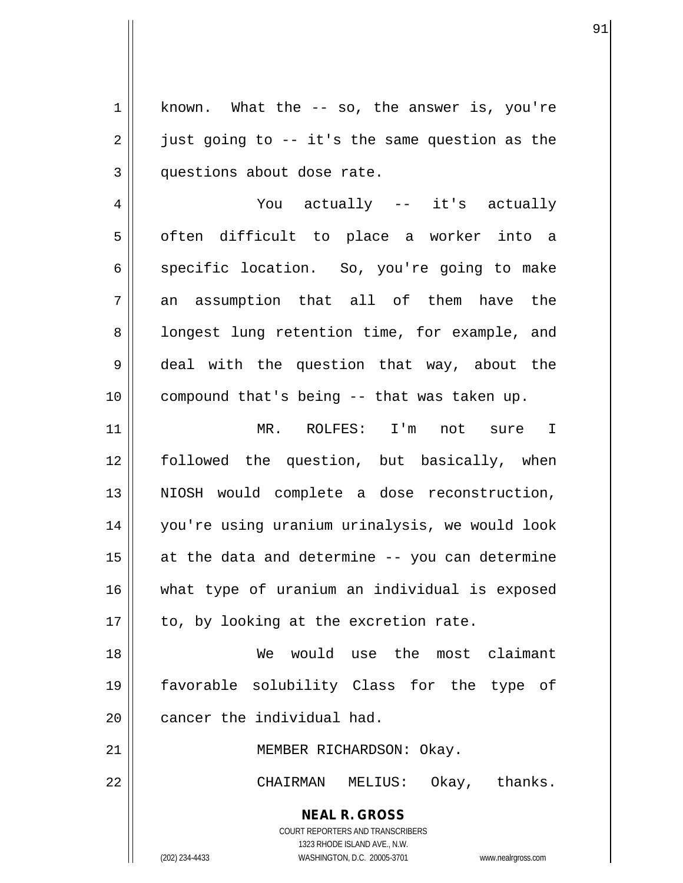known. What the -- so, the answer is, you're just going to -- it's the same question as the questions about dose rate.

You actually -- it's actually often difficult to place a worker into a specific location. So, you're going to make an assumption that all of them have the longest lung retention time, for example, and deal with the question that way, about the compound that's being -- that was taken up.

MR. ROLFES: I'm not sure I followed the question, but basically, when NIOSH would complete a dose reconstruction, you're using uranium urinalysis, we would look at the data and determine -- you can determine what type of uranium an individual is exposed to, by looking at the excretion rate.

We would use the most claimant favorable solubility Class for the type of cancer the individual had.

MEMBER RICHARDSON: Okay.

CHAIRMAN MELIUS: Okay, thanks.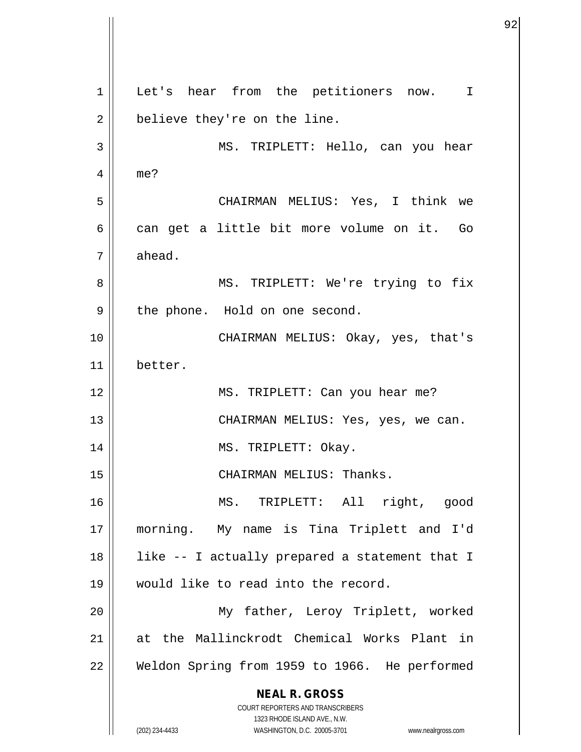Let's hear from the petitioners now. I believe they're on the line.

MS. TRIPLETT: Hello, can you hear me?

CHAIRMAN MELIUS: Yes, I think we can get a little bit more volume on it. Go ahead.

MS. TRIPLETT: We're trying to fix the phone. Hold on one second.

CHAIRMAN MELIUS: Okay, yes, that's better.

MS. TRIPLETT: Can you hear me?

CHAIRMAN MELIUS: Yes, yes, we can.

MS. TRIPLETT: Okay.

CHAIRMAN MELIUS: Thanks.

MS. TRIPLETT: All right, good morning. My name is Tina Triplett and I'd like -- I actually prepared a statement that I would like to read into the record.

My father, Leroy Triplett, worked at the Mallinckrodt Chemical Works Plant in Weldon Spring from 1959 to 1966. He performed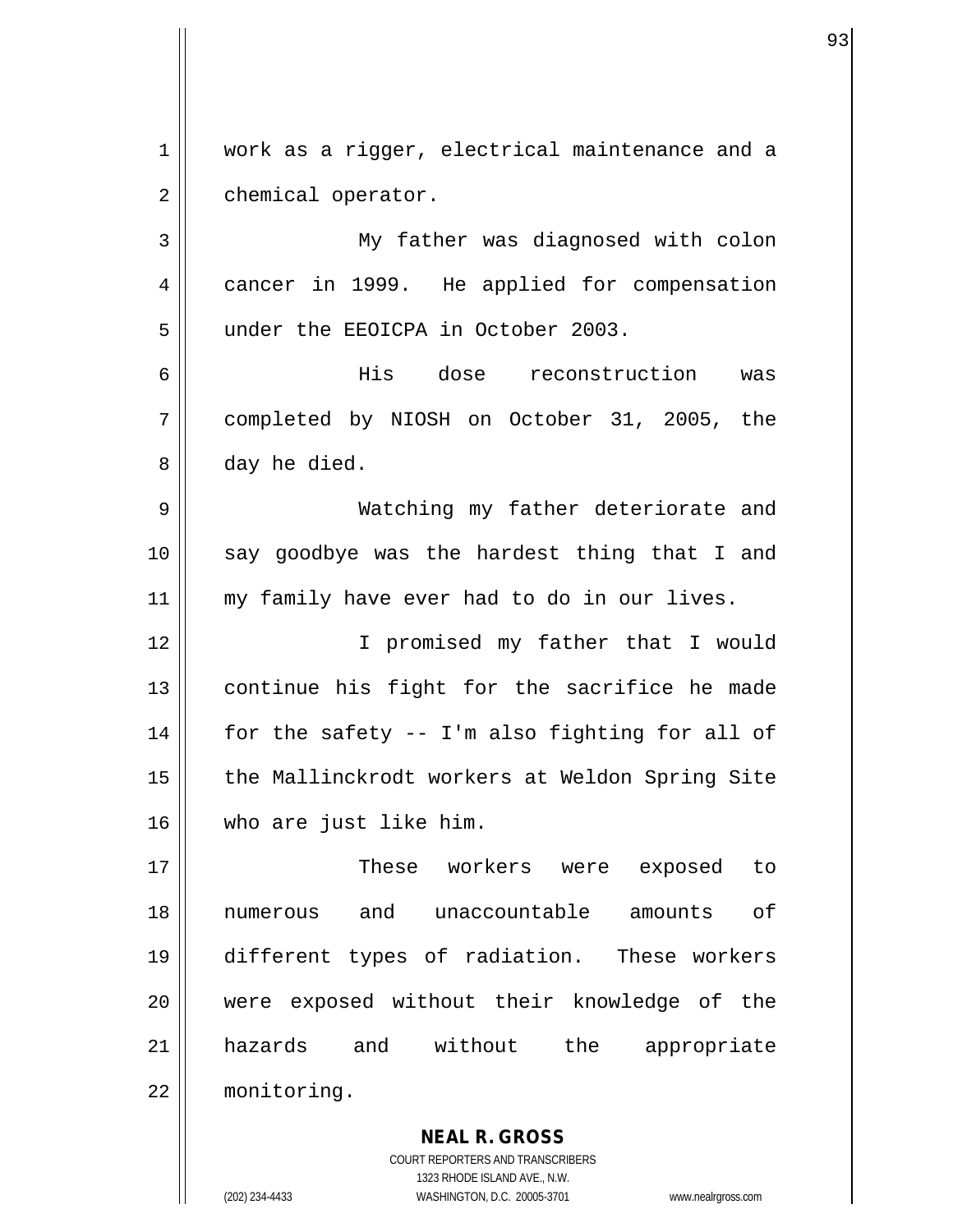work as a rigger, electrical maintenance and a chemical operator.

My father was diagnosed with colon cancer in 1999. He applied for compensation under the EEOICPA in October 2003.

His dose reconstruction was completed by NIOSH on October 31, 2005, the day he died.

Watching my father deteriorate and say goodbye was the hardest thing that I and my family have ever had to do in our lives.

I promised my father that I would continue his fight for the sacrifice he made for the safety -- I'm also fighting for all of the Mallinckrodt workers at Weldon Spring Site who are just like him.

These workers were exposed to numerous and unaccountable amounts of different types of radiation. These workers were exposed without their knowledge of the hazards and without the appropriate monitoring.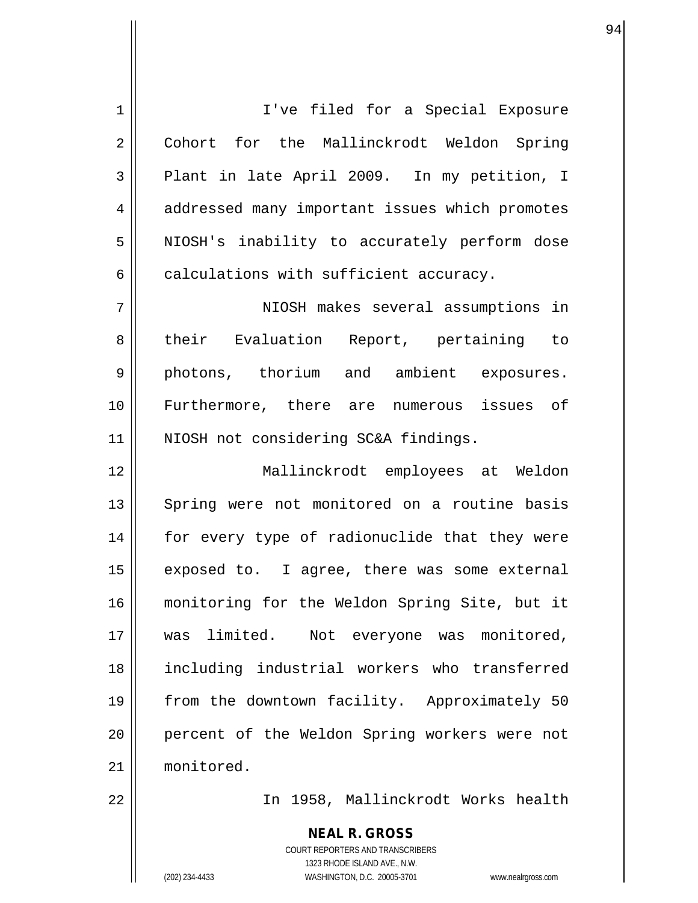I've filed for a Special Exposure Cohort for the Mallinckrodt Weldon Spring Plant in late April 2009. In my petition, I addressed many important issues which promotes NIOSH's inability to accurately perform dose calculations with sufficient accuracy.

NIOSH makes several assumptions in their Evaluation Report, pertaining to photons, thorium and ambient exposures. Furthermore, there are numerous issues of NIOSH not considering SC&A findings.

Mallinckrodt employees at Weldon Spring were not monitored on a routine basis for every type of radionuclide that they were exposed to. I agree, there was some external monitoring for the Weldon Spring Site, but it was limited. Not everyone was monitored, including industrial workers who transferred from the downtown facility. Approximately 50 percent of the Weldon Spring workers were not monitored.

In 1958, Mallinckrodt Works health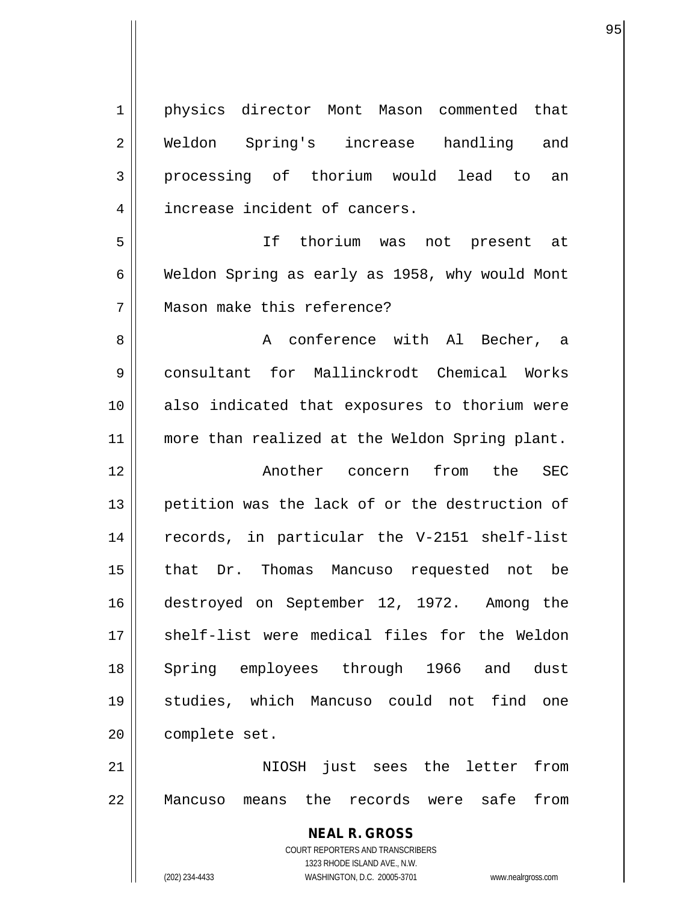physics director Mont Mason commented that Weldon Spring's increase handling and processing of thorium would lead to an increase incident of cancers.

If thorium was not present at Weldon Spring as early as 1958, why would Mont Mason make this reference?

A conference with Al Becher, a consultant for Mallinckrodt Chemical Works also indicated that exposures to thorium were more than realized at the Weldon Spring plant.

Another concern from the SEC petition was the lack of or the destruction of records, in particular the V-2151 shelf-list that Dr. Thomas Mancuso requested not be destroyed on September 12, 1972. Among the shelf-list were medical files for the Weldon Spring employees through 1966 and dust studies, which Mancuso could not find one complete set.

NIOSH just sees the letter from Mancuso means the records were safe from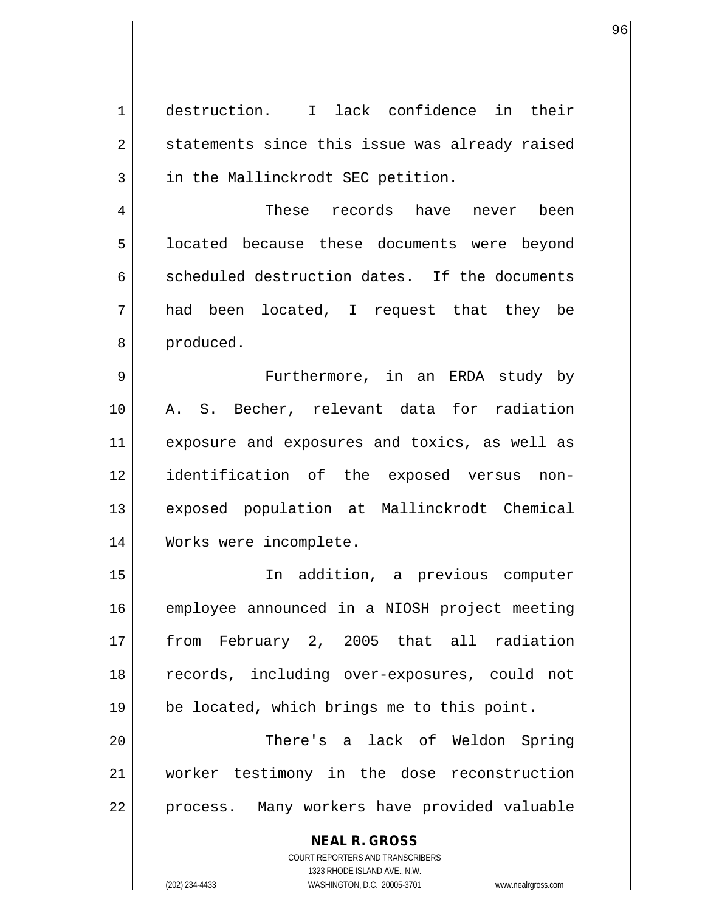destruction. I lack confidence in their statements since this issue was already raised in the Mallinckrodt SEC petition.

These records have never been located because these documents were beyond scheduled destruction dates. If the documents had been located, I request that they be produced.

Furthermore, in an ERDA study by A. S. Becher, relevant data for radiation exposure and exposures and toxics, as well as identification of the exposed versus non-exposed population at Mallinckrodt Chemical Works were incomplete.

In addition, a previous computer employee announced in a NIOSH project meeting from February 2, 2005 that all radiation records, including over-exposures, could not be located, which brings me to this point.

There's a lack of Weldon Spring worker testimony in the dose reconstruction process. Many workers have provided valuable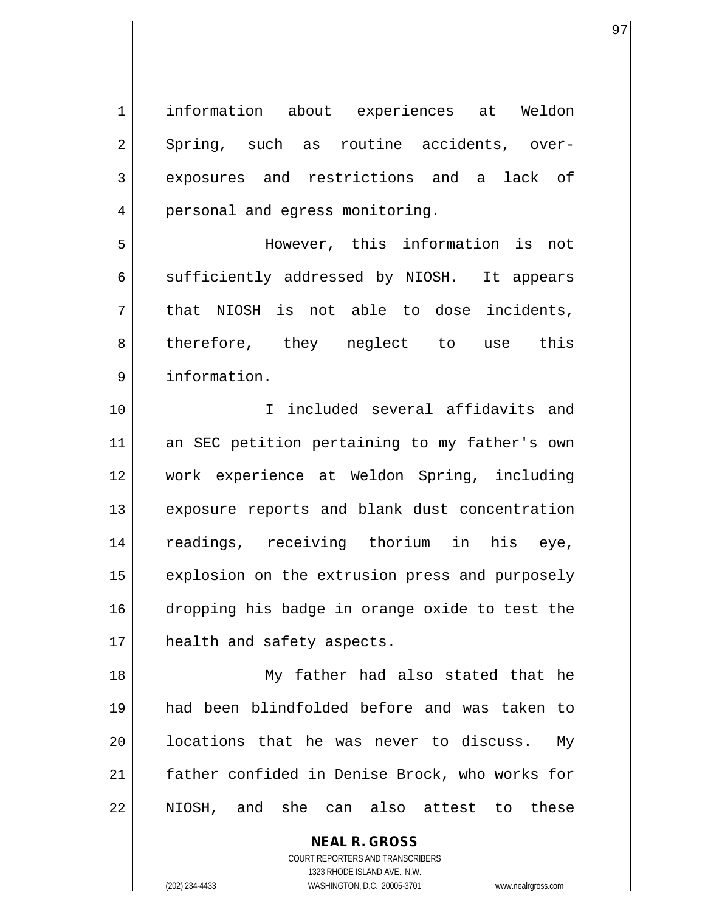information about experiences at Weldon Spring, such as routine accidents, over-exposures and restrictions and a lack of personal and egress monitoring.

However, this information is not sufficiently addressed by NIOSH. It appears that NIOSH is not able to dose incidents, therefore, they neglect to use this information.

I included several affidavits and an SEC petition pertaining to my father's own work experience at Weldon Spring, including exposure reports and blank dust concentration readings, receiving thorium in his eye, explosion on the extrusion press and purposely dropping his badge in orange oxide to test the health and safety aspects.

My father had also stated that he had been blindfolded before and was taken to locations that he was never to discuss. My father confided in Denise Brock, who works for NIOSH, and she can also attest to these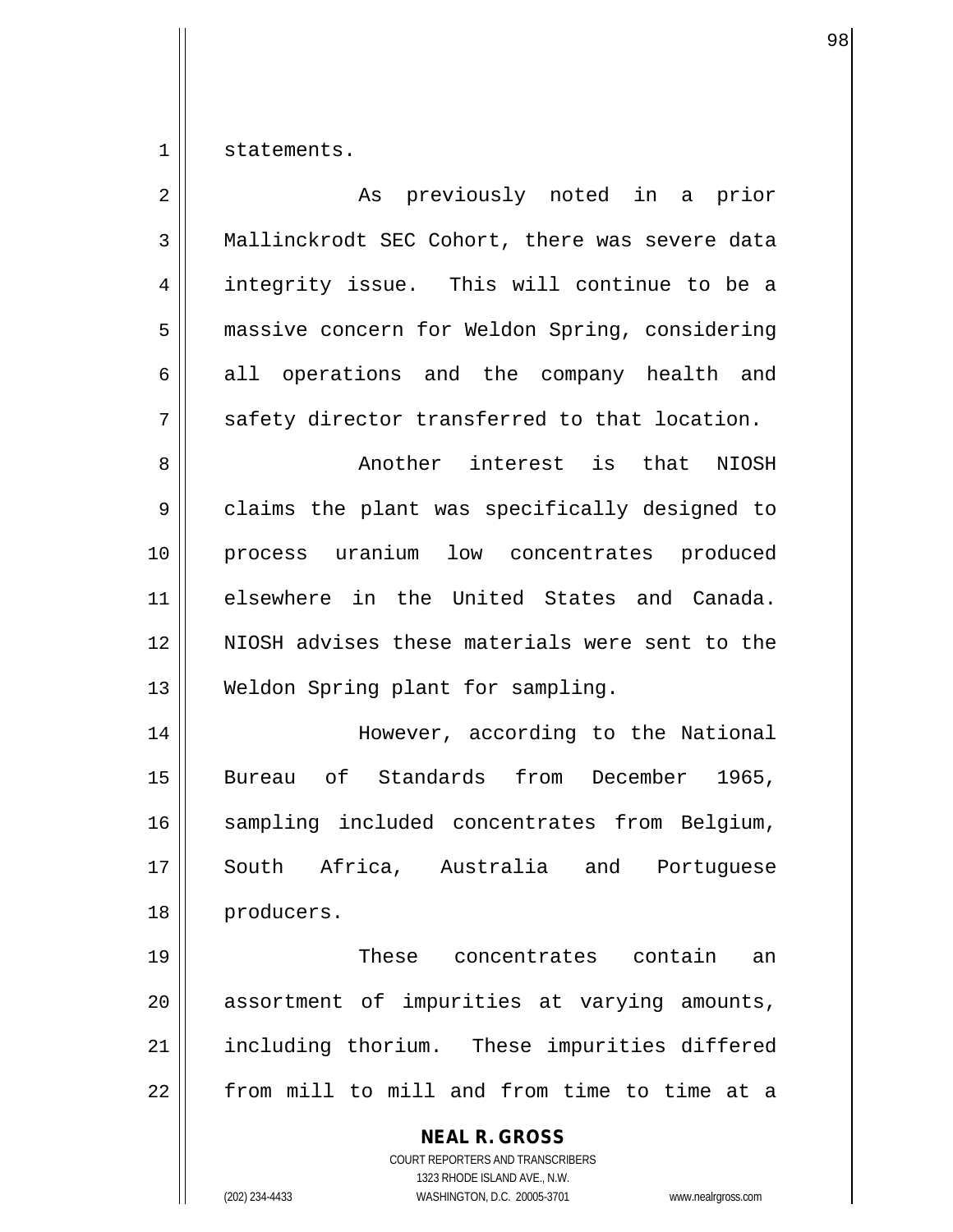statements.

As previously noted in a prior Mallinckrodt SEC Cohort, there was severe data integrity issue. This will continue to be a massive concern for Weldon Spring, considering all operations and the company health and safety director transferred to that location.

Another interest is that NIOSH claims the plant was specifically designed to process uranium low concentrates produced elsewhere in the United States and Canada. NIOSH advises these materials were sent to the Weldon Spring plant for sampling.

However, according to the National Bureau of Standards from December 1965, sampling included concentrates from Belgium, South Africa, Australia and Portuguese producers.

These concentrates contain an assortment of impurities at varying amounts, including thorium. These impurities differed from mill to mill and from time to time at a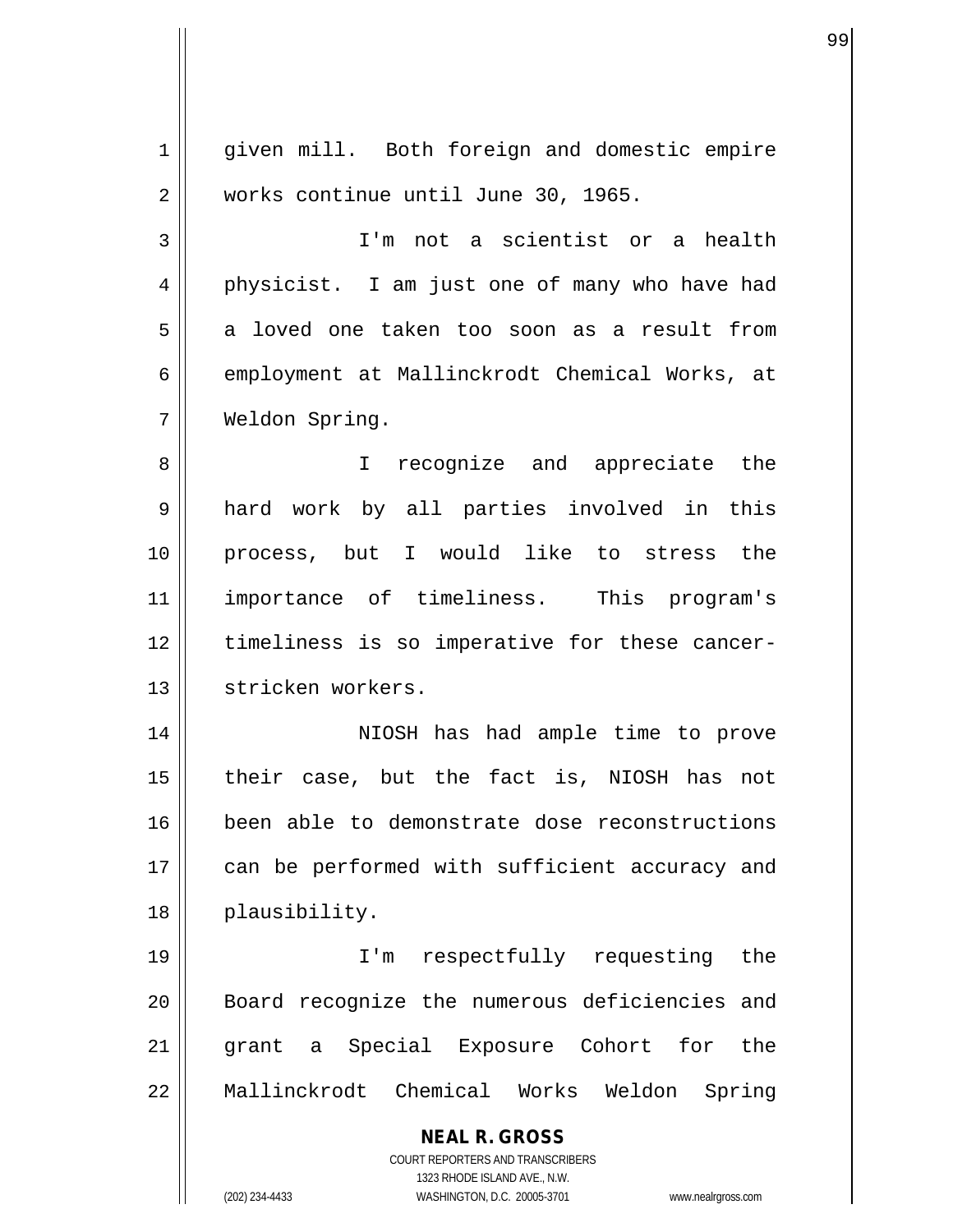given mill. Both foreign and domestic empire works continue until June 30, 1965.

I'm not a scientist or a health physicist. I am just one of many who have had a loved one taken too soon as a result from employment at Mallinckrodt Chemical Works, at Weldon Spring.

I recognize and appreciate the hard work by all parties involved in this process, but I would like to stress the importance of timeliness. This program's timeliness is so imperative for these cancer-stricken workers.

NIOSH has had ample time to prove their case, but the fact is, NIOSH has not been able to demonstrate dose reconstructions can be performed with sufficient accuracy and plausibility.

I'm respectfully requesting the Board recognize the numerous deficiencies and grant a Special Exposure Cohort for the Mallinckrodt Chemical Works Weldon Spring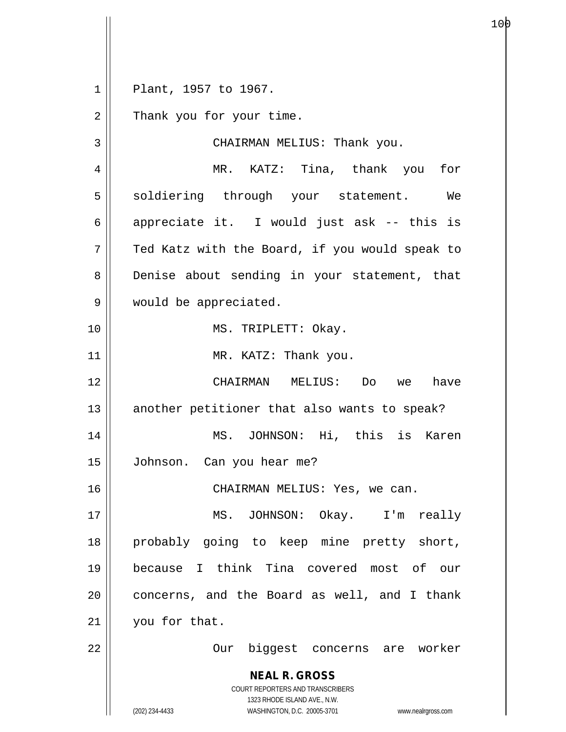Plant, 1957 to 1967.

Thank you for your time.

CHAIRMAN MELIUS: Thank you.

MR. KATZ: Tina, thank you for soldiering through your statement. We appreciate it. I would just ask -- this is Ted Katz with the Board, if you would speak to Denise about sending in your statement, that would be appreciated.

MS. TRIPLETT: Okay.

MR. KATZ: Thank you.

CHAIRMAN MELIUS: Do we have another petitioner that also wants to speak?

MS. JOHNSON: Hi, this is Karen Johnson. Can you hear me?

CHAIRMAN MELIUS: Yes, we can.

MS. JOHNSON: Okay. I'm really probably going to keep mine pretty short, because I think Tina covered most of our concerns, and the Board as well, and I thank you for that.

Our biggest concerns are worker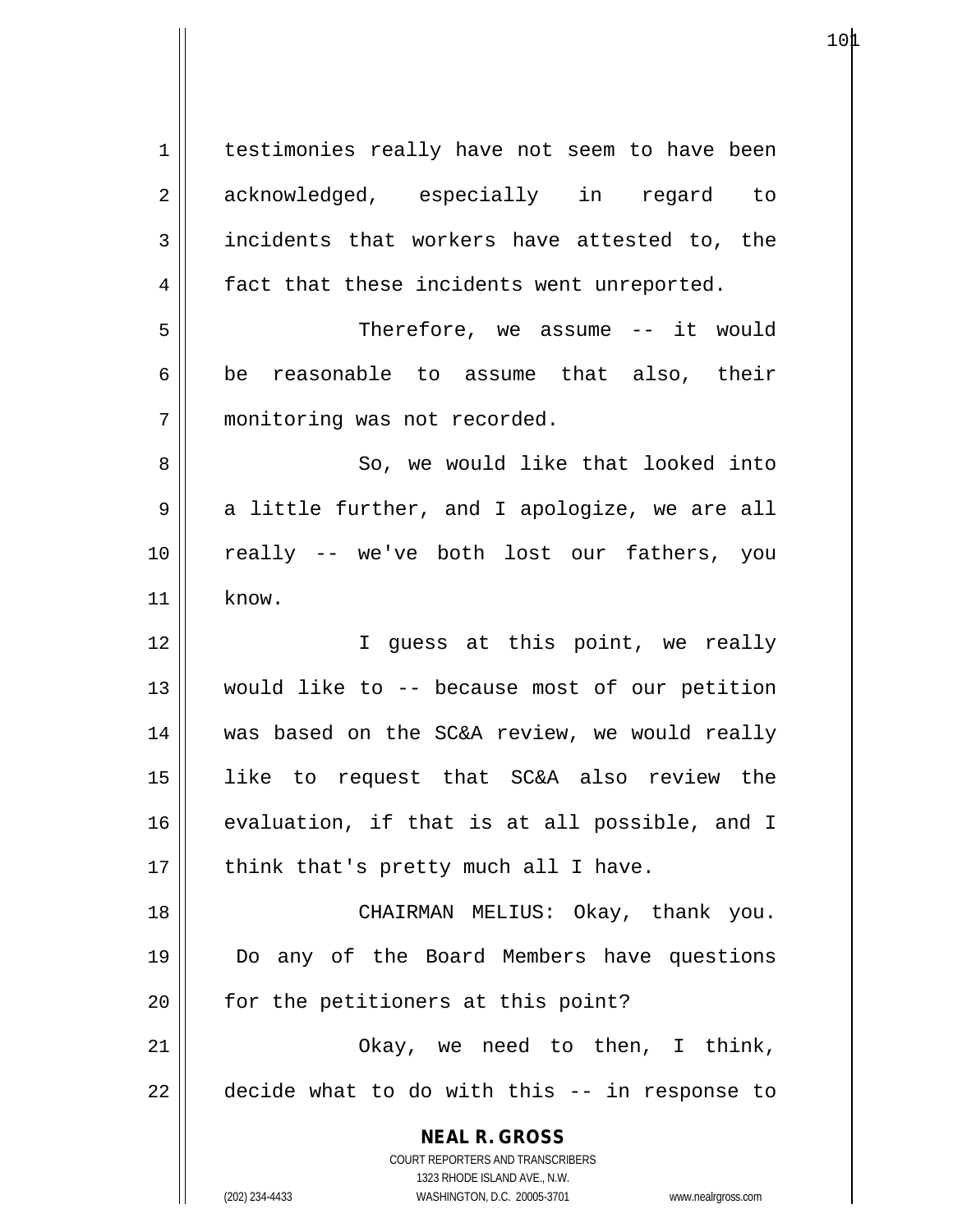testimonies really have not seem to have been acknowledged, especially in regard to incidents that workers have attested to, the fact that these incidents went unreported.

Therefore, we assume -- it would be reasonable to assume that also, their monitoring was not recorded.

So, we would like that looked into a little further, and I apologize, we are all really -- we've both lost our fathers, you know.

I guess at this point, we really would like to -- because most of our petition was based on the SC&A review, we would really like to request that SC&A also review the evaluation, if that is at all possible, and I think that's pretty much all I have.

CHAIRMAN MELIUS: Okay, thank you. Do any of the Board Members have questions for the petitioners at this point?

Okay, we need to then, I think, decide what to do with this -- in response to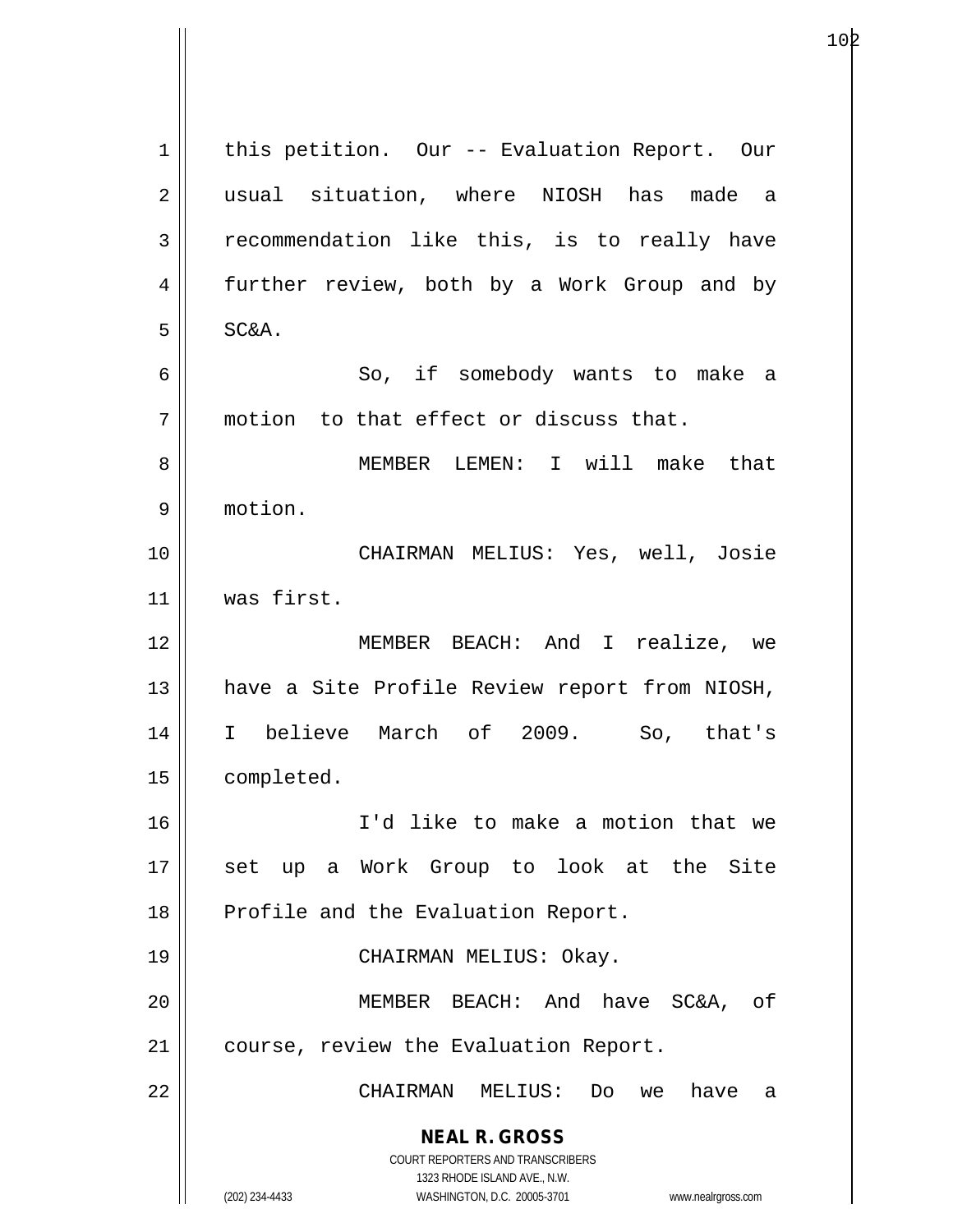this petition. Our -- Evaluation Report. Our usual situation, where NIOSH has made a recommendation like this, is to really have further review, both by a Work Group and by SC&A.

So, if somebody wants to make a motion to that effect or discuss that.

MEMBER LEMEN: I will make that motion.

CHAIRMAN MELIUS: Yes, well, Josie was first.

MEMBER BEACH: And I realize, we have a Site Profile Review report from NIOSH, I believe March of 2009. So, that's completed.

I'd like to make a motion that we set up a Work Group to look at the Site Profile and the Evaluation Report.

CHAIRMAN MELIUS: Okay.

MEMBER BEACH: And have SC&A, of course, review the Evaluation Report.

CHAIRMAN MELIUS: Do we have a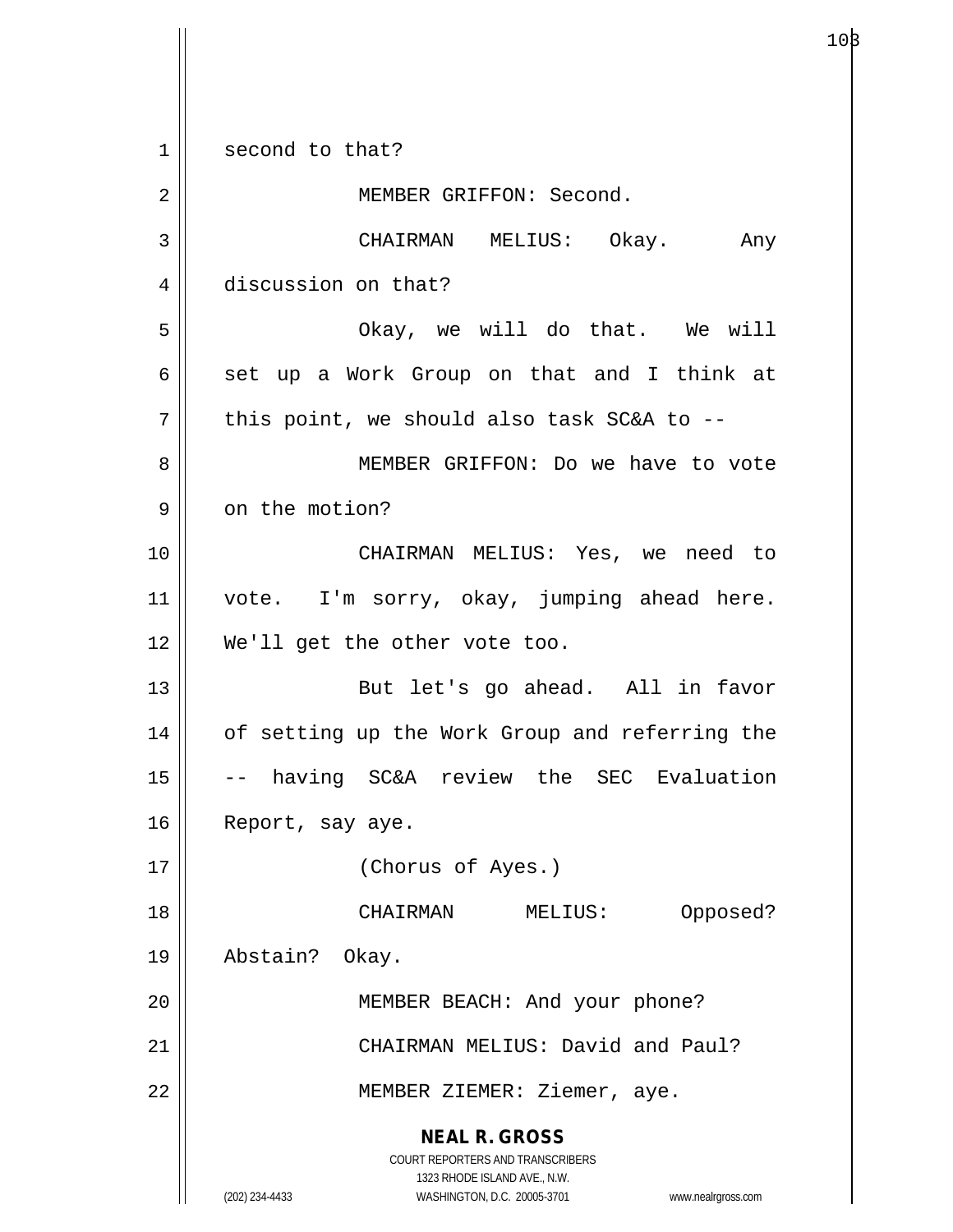second to that?

MEMBER GRIFFON: Second.

CHAIRMAN MELIUS: Okay. Any discussion on that?

Okay, we will do that. We will set up a Work Group on that and I think at this point, we should also task SC&A to --

MEMBER GRIFFON: Do we have to vote on the motion?

CHAIRMAN MELIUS: Yes, we need to vote. I'm sorry, okay, jumping ahead here. We'll get the other vote too.

But let's go ahead. All in favor of setting up the Work Group and referring the -- having SC&A review the SEC Evaluation Report, say aye.

(Chorus of Ayes.)

CHAIRMAN MELIUS: Opposed? Abstain? Okay.

MEMBER BEACH: And your phone?

CHAIRMAN MELIUS: David and Paul?

MEMBER ZIEMER: Ziemer, aye.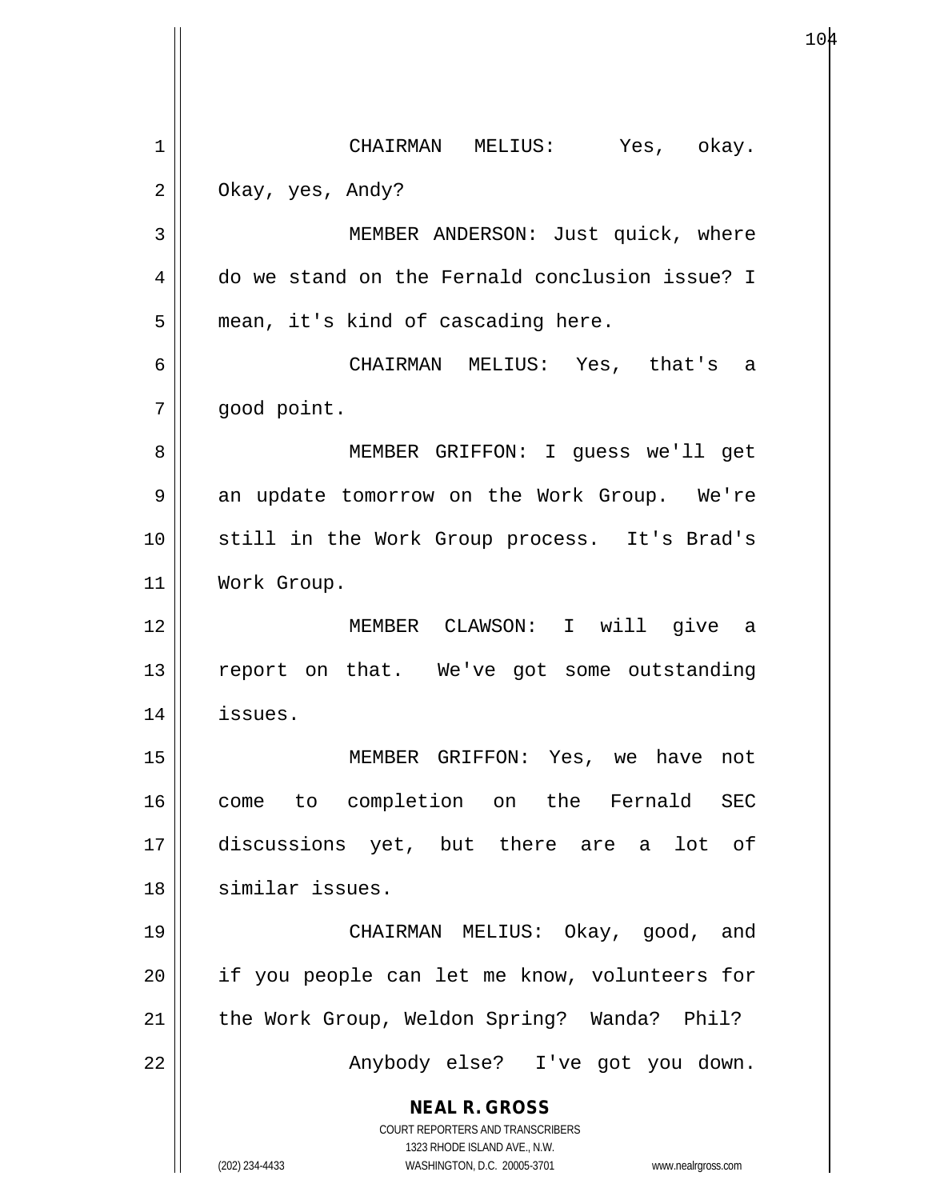CHAIRMAN MELIUS: Yes, okay. Okay, yes, Andy?

MEMBER ANDERSON: Just quick, where do we stand on the Fernald conclusion issue? I mean, it's kind of cascading here.

CHAIRMAN MELIUS: Yes, that's a good point.

MEMBER GRIFFON: I guess we'll get an update tomorrow on the Work Group. We're still in the Work Group process. It's Brad's Work Group.

MEMBER CLAWSON: I will give a report on that. We've got some outstanding issues.

MEMBER GRIFFON: Yes, we have not come to completion on the Fernald SEC discussions yet, but there are a lot of similar issues.

CHAIRMAN MELIUS: Okay, good, and if you people can let me know, volunteers for the Work Group, Weldon Spring? Wanda? Phil?

Anybody else? I've got you down.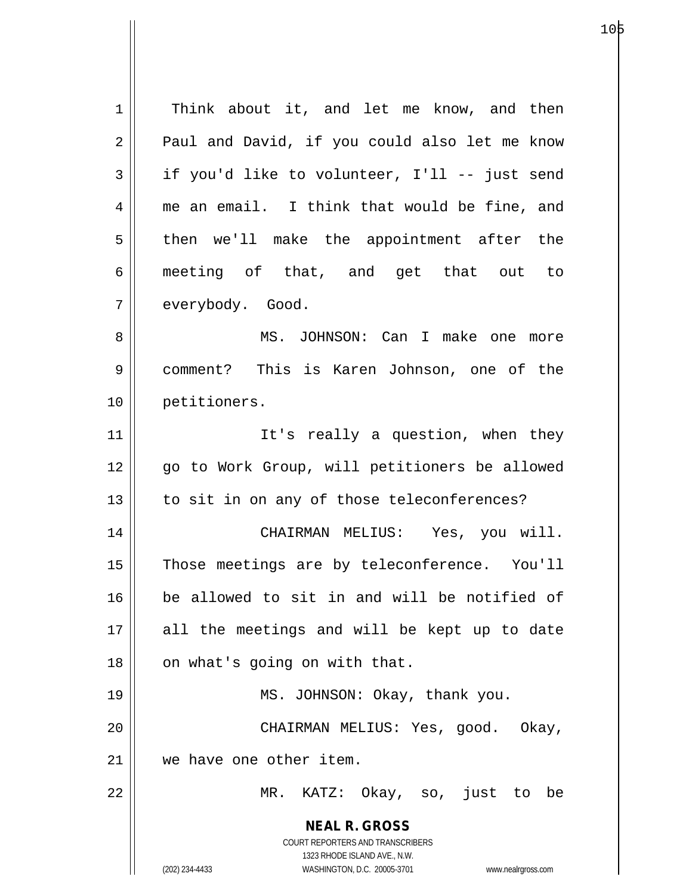Think about it, and let me know, and then Paul and David, if you could also let me know if you'd like to volunteer, I'll -- just send me an email. I think that would be fine, and then we'll make the appointment after the meeting of that, and get that out to everybody. Good.

MS. JOHNSON: Can I make one more comment? This is Karen Johnson, one of the petitioners.

It's really a question, when they go to Work Group, will petitioners be allowed to sit in on any of those teleconferences?

CHAIRMAN MELIUS: Yes, you will. Those meetings are by teleconference. You'll be allowed to sit in and will be notified of all the meetings and will be kept up to date on what's going on with that.

MS. JOHNSON: Okay, thank you.

CHAIRMAN MELIUS: Yes, good. Okay, we have one other item.

MR. KATZ: Okay, so, just to be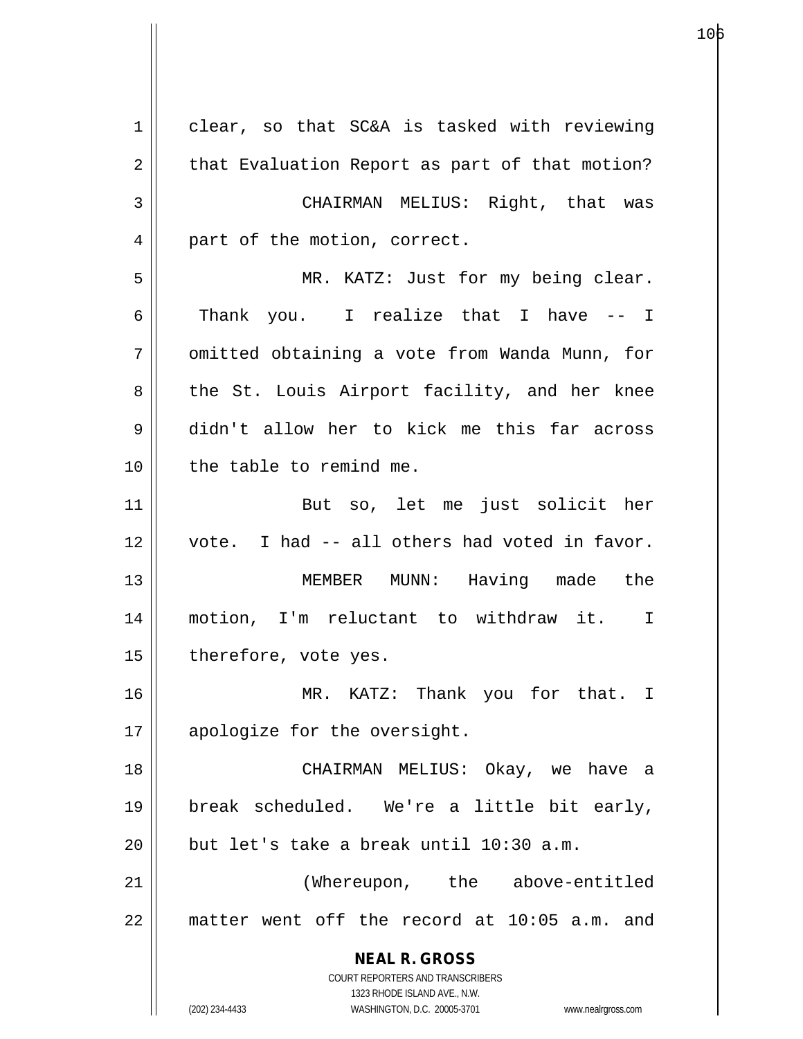clear, so that SC&A is tasked with reviewing that Evaluation Report as part of that motion?

CHAIRMAN MELIUS: Right, that was part of the motion, correct.

MR. KATZ: Just for my being clear. Thank you. I realize that I have -- I omitted obtaining a vote from Wanda Munn, for the St. Louis Airport facility, and her knee didn't allow her to kick me this far across the table to remind me.

But so, let me just solicit her vote. I had -- all others had voted in favor.

MEMBER MUNN: Having made the motion, I'm reluctant to withdraw it. I therefore, vote yes.

MR. KATZ: Thank you for that. I apologize for the oversight.

CHAIRMAN MELIUS: Okay, we have a break scheduled. We're a little bit early, but let's take a break until 10:30 a.m.

(Whereupon, the above-entitled matter went off the record at 10:05 a.m. and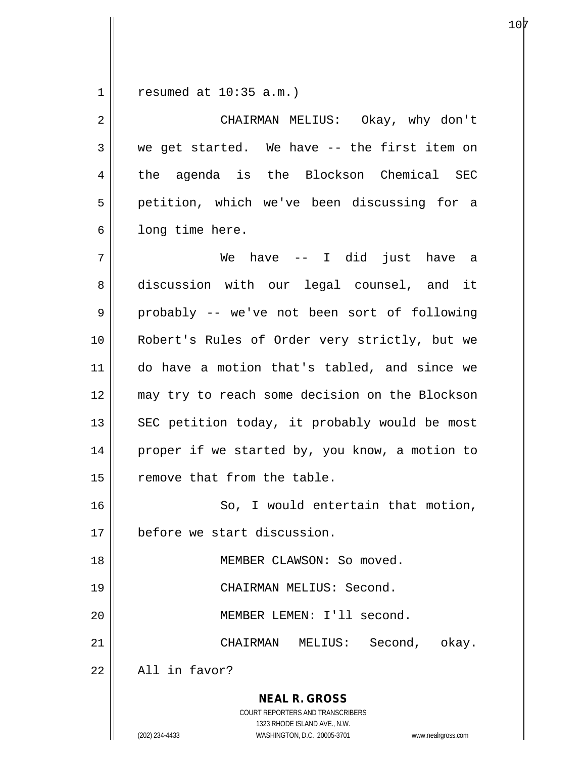resumed at 10:35 a.m.)

CHAIRMAN MELIUS: Okay, why don't we get started. We have -- the first item on the agenda is the Blockson Chemical SEC petition, which we've been discussing for a long time here.

We have -- I did just have a discussion with our legal counsel, and it probably -- we've not been sort of following Robert's Rules of Order very strictly, but we do have a motion that's tabled, and since we may try to reach some decision on the Blockson SEC petition today, it probably would be most proper if we started by, you know, a motion to remove that from the table.

So, I would entertain that motion, before we start discussion.

MEMBER CLAWSON: So moved.

CHAIRMAN MELIUS: Second.

MEMBER LEMEN: I'll second.

CHAIRMAN MELIUS: Second, okay. All in favor?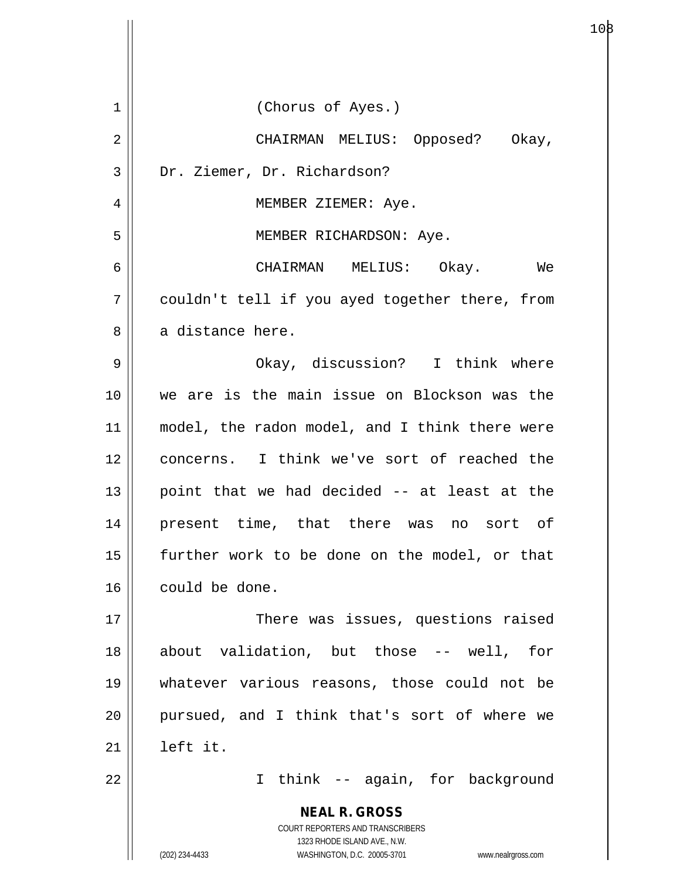(Chorus of Ayes.)

CHAIRMAN MELIUS: Opposed? Okay, Dr. Ziemer, Dr. Richardson?

MEMBER ZIEMER: Aye.

MEMBER RICHARDSON: Aye.

CHAIRMAN MELIUS: Okay. We couldn't tell if you ayed together there, from a distance here.

Okay, discussion? I think where we are is the main issue on Blockson was the model, the radon model, and I think there were concerns. I think we've sort of reached the point that we had decided -- at least at the present time, that there was no sort of further work to be done on the model, or that could be done.

There was issues, questions raised about validation, but those -- well, for whatever various reasons, those could not be pursued, and I think that's sort of where we left it.

I think -- again, for background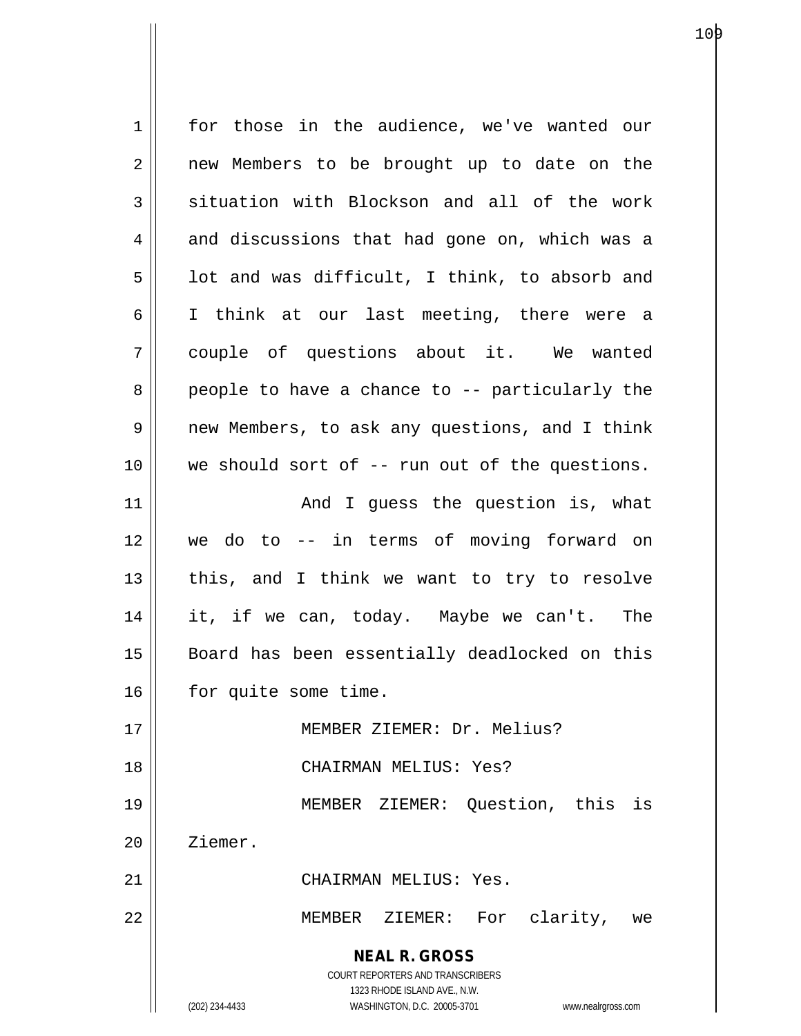for those in the audience, we've wanted our new Members to be brought up to date on the situation with Blockson and all of the work and discussions that had gone on, which was a lot and was difficult, I think, to absorb and I think at our last meeting, there were a couple of questions about it. We wanted people to have a chance to -- particularly the new Members, to ask any questions, and I think we should sort of -- run out of the questions.

And I guess the question is, what we do to -- in terms of moving forward on this, and I think we want to try to resolve it, if we can, today. Maybe we can't. The Board has been essentially deadlocked on this for quite some time.

MEMBER ZIEMER: Dr. Melius?

CHAIRMAN MELIUS: Yes?

MEMBER ZIEMER: Question, this is Ziemer.

CHAIRMAN MELIUS: Yes.

MEMBER ZIEMER: For clarity, we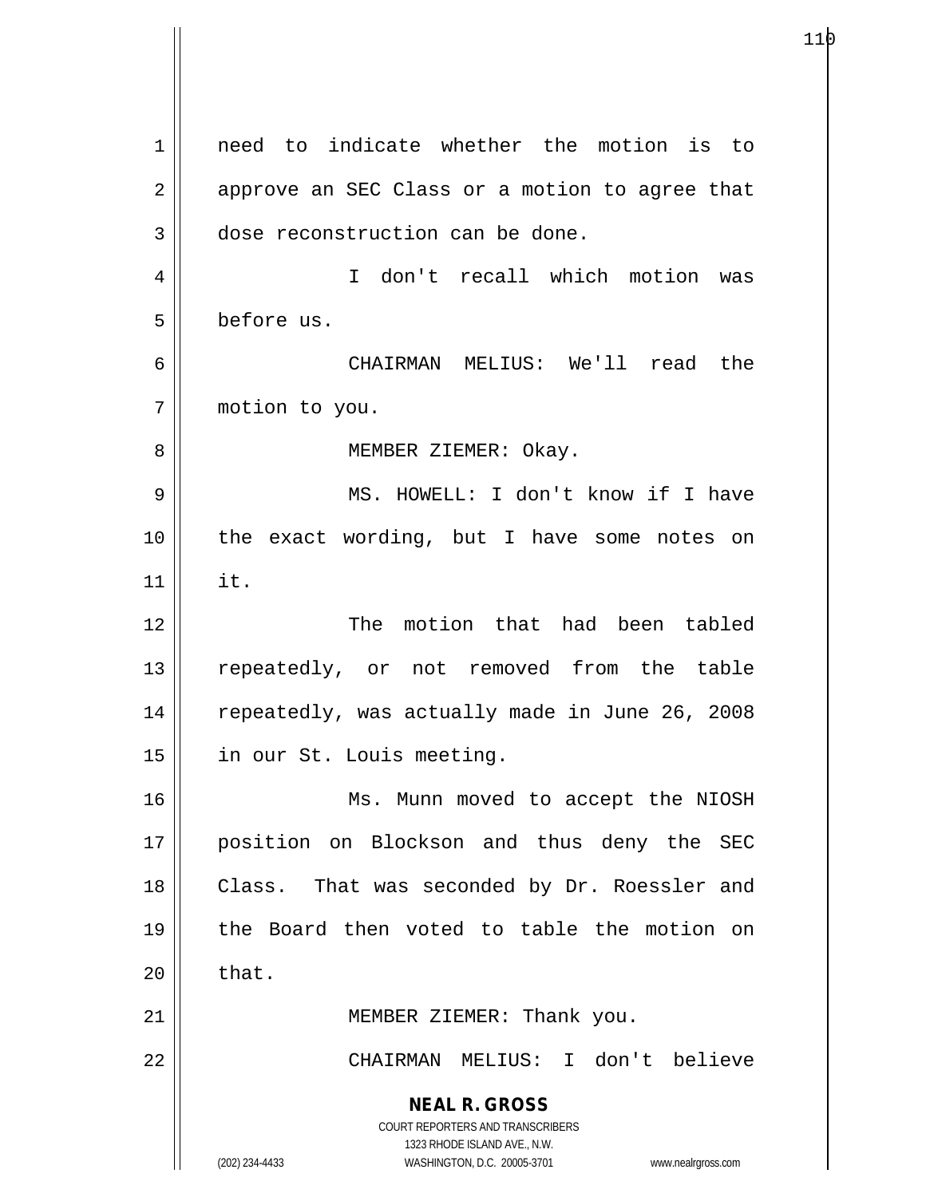need to indicate whether the motion is to approve an SEC Class or a motion to agree that dose reconstruction can be done.

I don't recall which motion was before us.

CHAIRMAN MELIUS: We'll read the motion to you.

MEMBER ZIEMER: Okay.

MS. HOWELL: I don't know if I have the exact wording, but I have some notes on it.

The motion that had been tabled repeatedly, or not removed from the table repeatedly, was actually made in June 26, 2008 in our St. Louis meeting.

Ms. Munn moved to accept the NIOSH position on Blockson and thus deny the SEC Class. That was seconded by Dr. Roessler and the Board then voted to table the motion on that.

MEMBER ZIEMER: Thank you.

CHAIRMAN MELIUS: I don't believe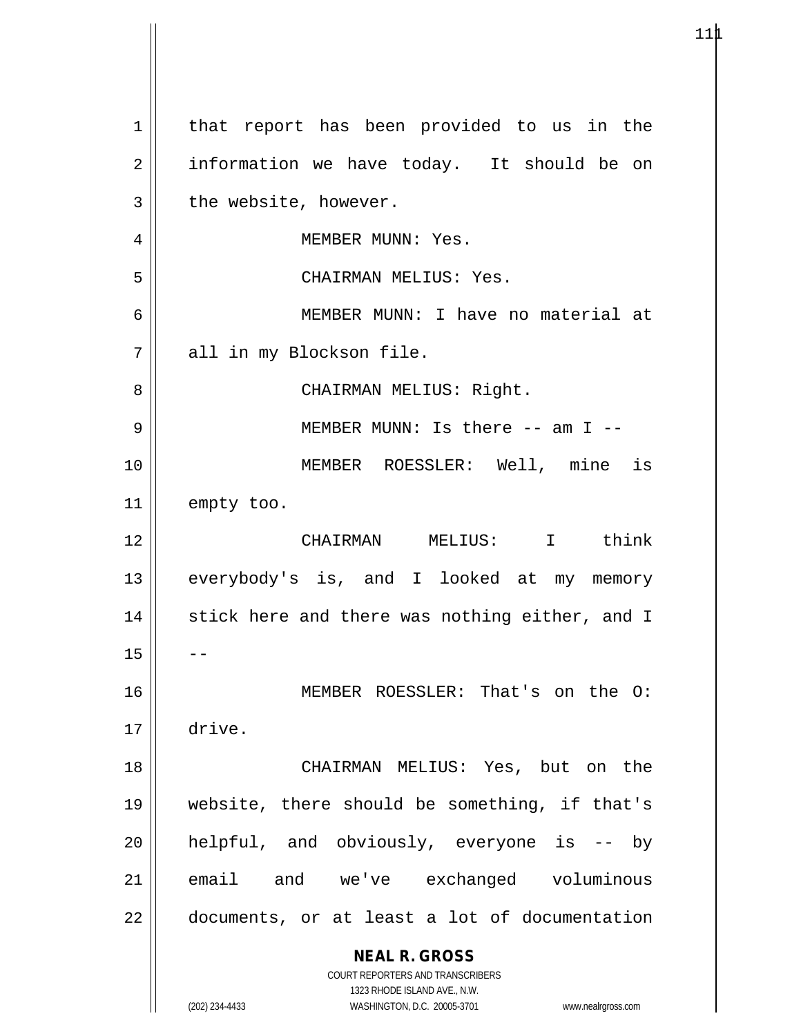that report has been provided to us in the information we have today. It should be on the website, however.

MEMBER MUNN: Yes.

CHAIRMAN MELIUS: Yes.

MEMBER MUNN: I have no material at all in my Blockson file.

CHAIRMAN MELIUS: Right.

MEMBER MUNN: Is there -- am I --

MEMBER ROESSLER: Well, mine is empty too.

CHAIRMAN MELIUS: I think everybody's is, and I looked at my memory stick here and there was nothing either, and I --

MEMBER ROESSLER: That's on the O: drive.

CHAIRMAN MELIUS: Yes, but on the website, there should be something, if that's helpful, and obviously, everyone is -- by email and we've exchanged voluminous documents, or at least a lot of documentation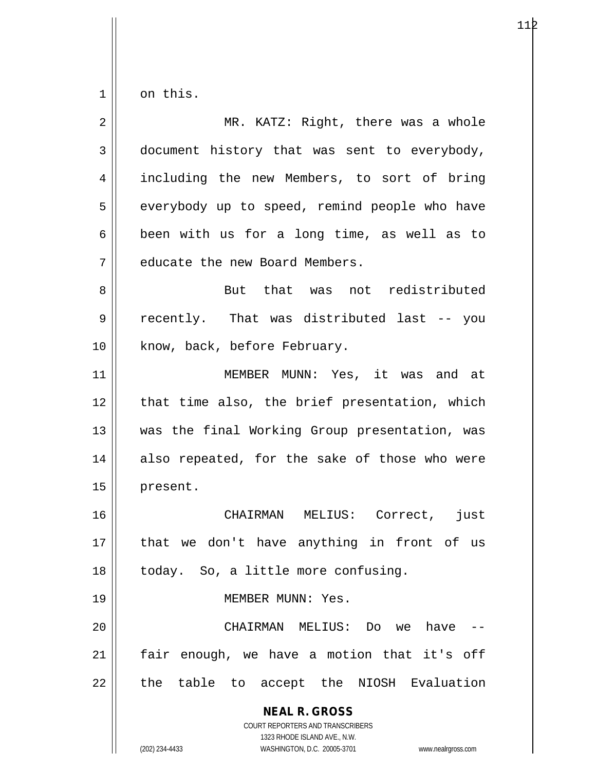on this.

MR. KATZ: Right, there was a whole document history that was sent to everybody, including the new Members, to sort of bring everybody up to speed, remind people who have been with us for a long time, as well as to educate the new Board Members.

But that was not redistributed recently. That was distributed last -- you know, back, before February.

MEMBER MUNN: Yes, it was and at that time also, the brief presentation, which was the final Working Group presentation, was also repeated, for the sake of those who were present.

CHAIRMAN MELIUS: Correct, just that we don't have anything in front of us today. So, a little more confusing.

MEMBER MUNN: Yes.

CHAIRMAN MELIUS: Do we have -- fair enough, we have a motion that it's off the table to accept the NIOSH Evaluation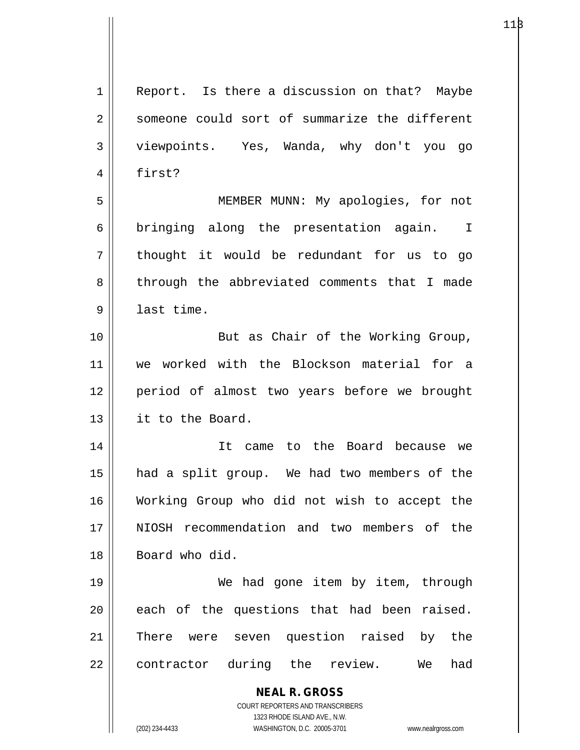Report. Is there a discussion on that? Maybe someone could sort of summarize the different viewpoints. Yes, Wanda, why don't you go first?

MEMBER MUNN: My apologies, for not bringing along the presentation again. I thought it would be redundant for us to go through the abbreviated comments that I made last time.

But as Chair of the Working Group, we worked with the Blockson material for a period of almost two years before we brought it to the Board.

It came to the Board because we had a split group. We had two members of the Working Group who did not wish to accept the NIOSH recommendation and two members of the Board who did.

We had gone item by item, through each of the questions that had been raised. There were seven question raised by the contractor during the review. We had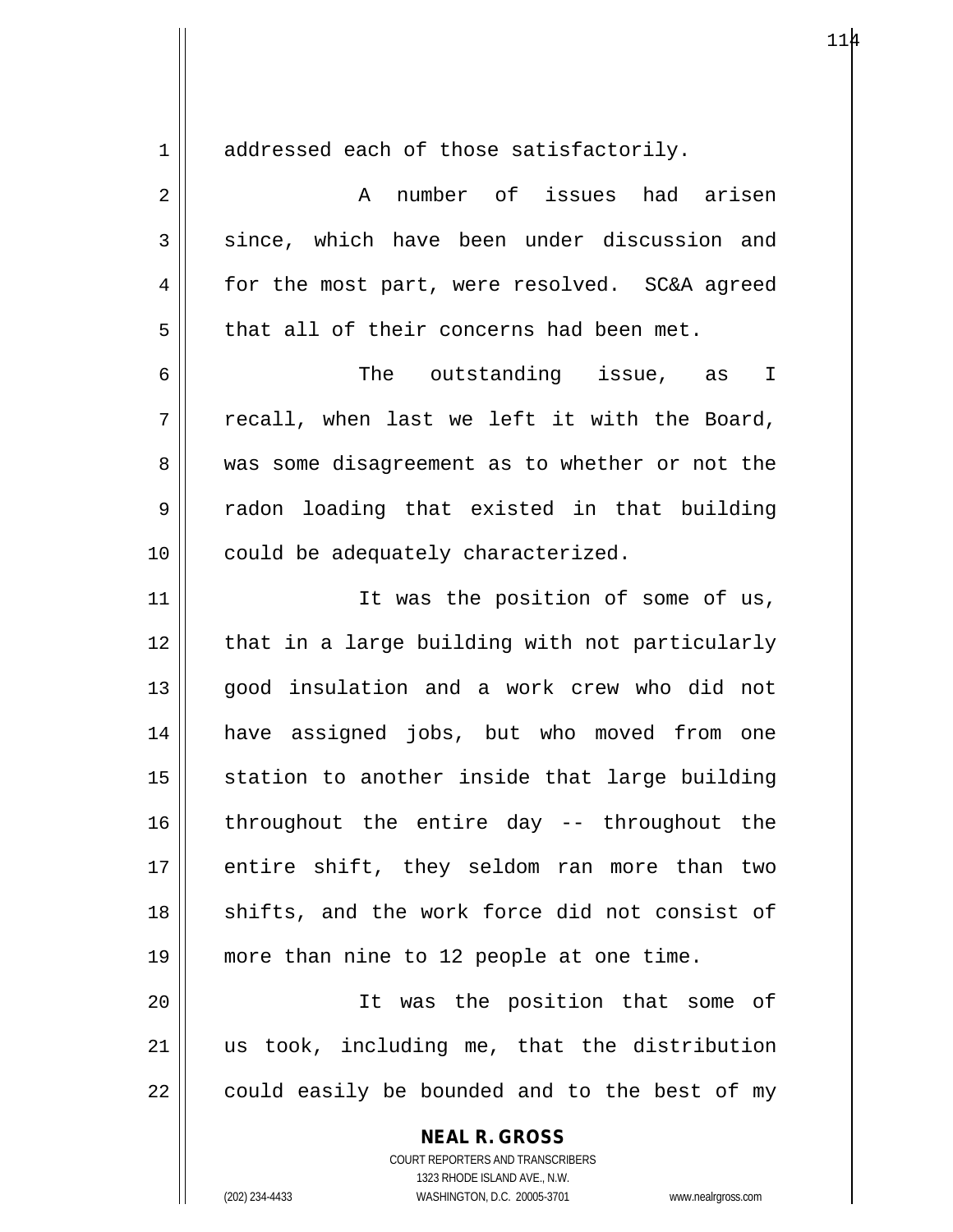addressed each of those satisfactorily.

A number of issues had arisen since, which have been under discussion and for the most part, were resolved. SC&A agreed that all of their concerns had been met.

The outstanding issue, as I recall, when last we left it with the Board, was some disagreement as to whether or not the radon loading that existed in that building could be adequately characterized.

It was the position of some of us, that in a large building with not particularly good insulation and a work crew who did not have assigned jobs, but who moved from one station to another inside that large building throughout the entire day -- throughout the entire shift, they seldom ran more than two shifts, and the work force did not consist of more than nine to 12 people at one time.

It was the position that some of us took, including me, that the distribution could easily be bounded and to the best of my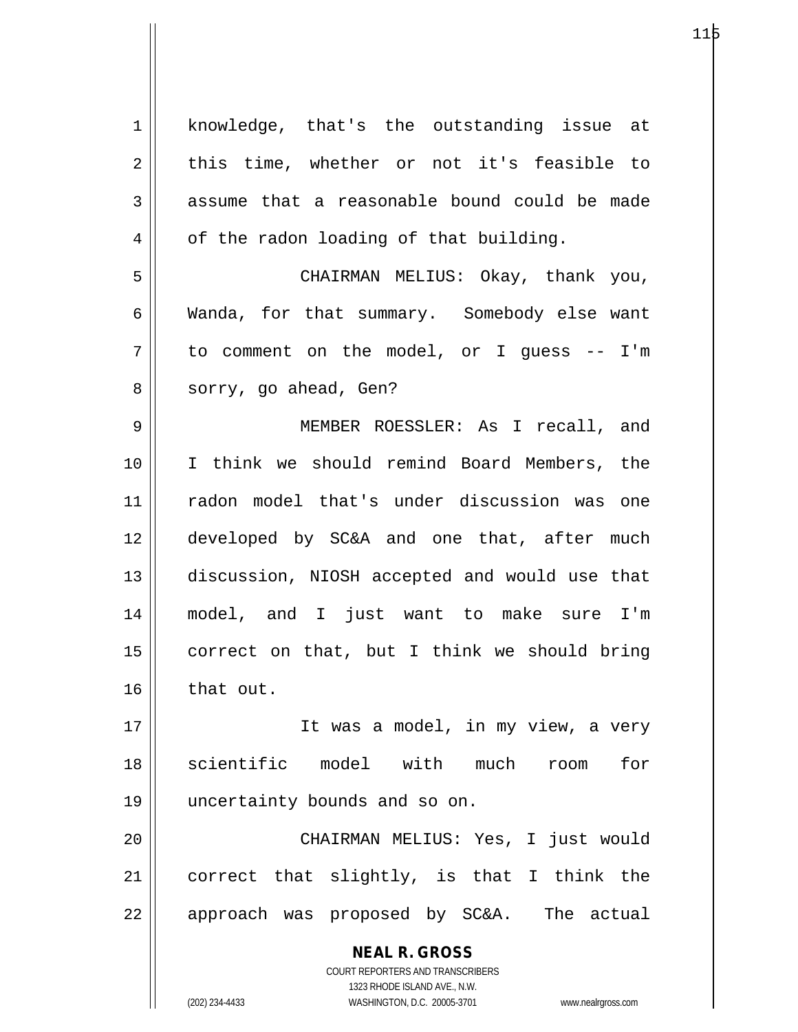knowledge, that's the outstanding issue at this time, whether or not it's feasible to assume that a reasonable bound could be made of the radon loading of that building.

CHAIRMAN MELIUS: Okay, thank you, Wanda, for that summary. Somebody else want to comment on the model, or I guess -- I'm sorry, go ahead, Gen?

MEMBER ROESSLER: As I recall, and I think we should remind Board Members, the radon model that's under discussion was one developed by SC&A and one that, after much discussion, NIOSH accepted and would use that model, and I just want to make sure I'm correct on that, but I think we should bring that out.

It was a model, in my view, a very scientific model with much room for uncertainty bounds and so on.

CHAIRMAN MELIUS: Yes, I just would correct that slightly, is that I think the approach was proposed by SC&A. The actual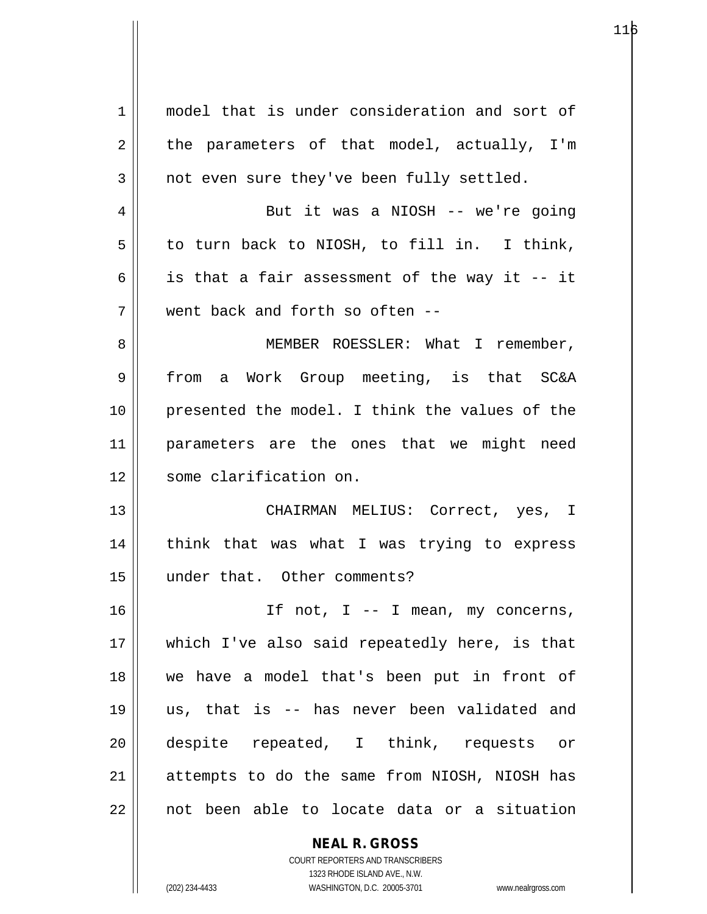model that is under consideration and sort of the parameters of that model, actually, I'm not even sure they've been fully settled.

But it was a NIOSH -- we're going to turn back to NIOSH, to fill in. I think, is that a fair assessment of the way it -- it went back and forth so often --

MEMBER ROESSLER: What I remember, from a Work Group meeting, is that SC&A presented the model. I think the values of the parameters are the ones that we might need some clarification on.

CHAIRMAN MELIUS: Correct, yes, I think that was what I was trying to express under that. Other comments?

If not, I -- I mean, my concerns, which I've also said repeatedly here, is that we have a model that's been put in front of us, that is -- has never been validated and despite repeated, I think, requests or attempts to do the same from NIOSH, NIOSH has not been able to locate data or a situation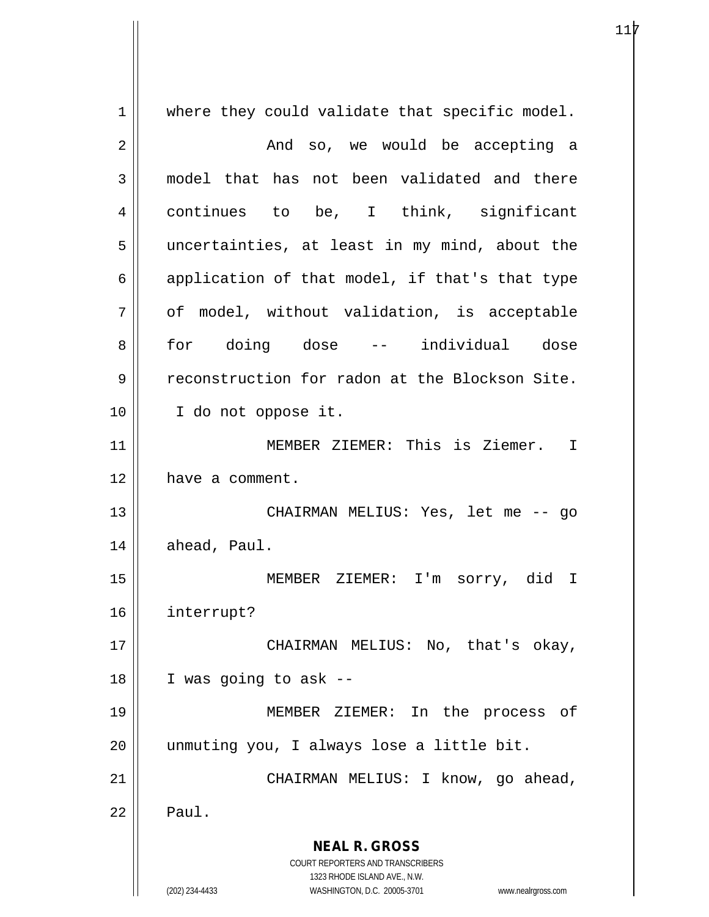where they could validate that specific model.

And so, we would be accepting a model that has not been validated and there continues to be, I think, significant uncertainties, at least in my mind, about the application of that model, if that's that type of model, without validation, is acceptable for doing dose -- individual dose reconstruction for radon at the Blockson Site. I do not oppose it.

MEMBER ZIEMER: This is Ziemer. I have a comment.

CHAIRMAN MELIUS: Yes, let me -- go ahead, Paul.

MEMBER ZIEMER: I'm sorry, did I interrupt?

CHAIRMAN MELIUS: No, that's okay, I was going to ask --

MEMBER ZIEMER: In the process of unmuting you, I always lose a little bit.

CHAIRMAN MELIUS: I know, go ahead, Paul.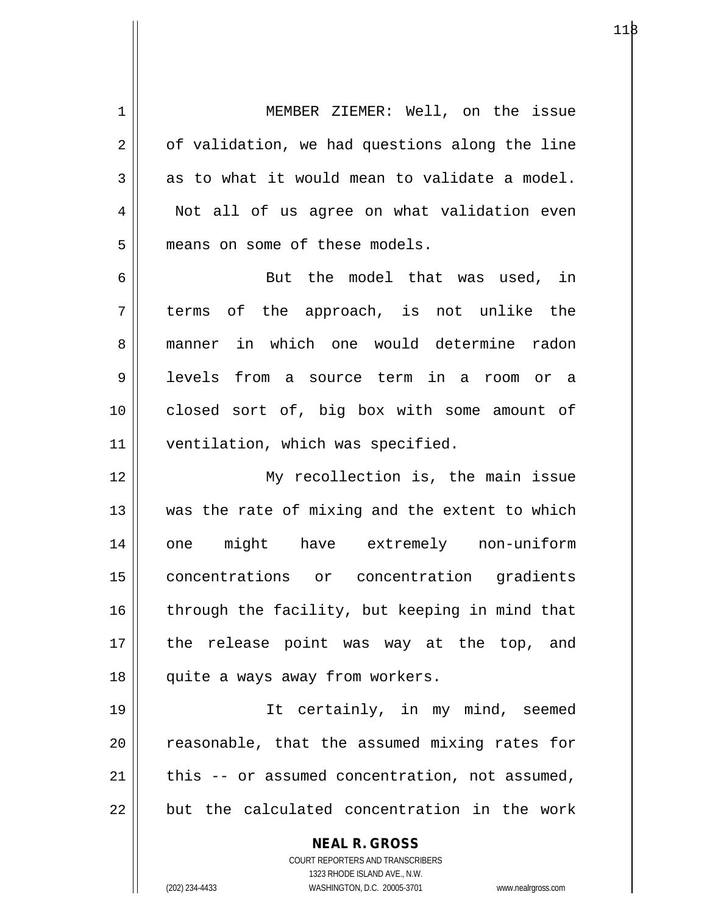MEMBER ZIEMER: Well, on the issue of validation, we had questions along the line as to what it would mean to validate a model. Not all of us agree on what validation even means on some of these models.

But the model that was used, in terms of the approach, is not unlike the manner in which one would determine radon levels from a source term in a room or a closed sort of, big box with some amount of ventilation, which was specified.

My recollection is, the main issue was the rate of mixing and the extent to which one might have extremely non-uniform concentrations or concentration gradients through the facility, but keeping in mind that the release point was way at the top, and quite a ways away from workers.

It certainly, in my mind, seemed reasonable, that the assumed mixing rates for this -- or assumed concentration, not assumed, but the calculated concentration in the work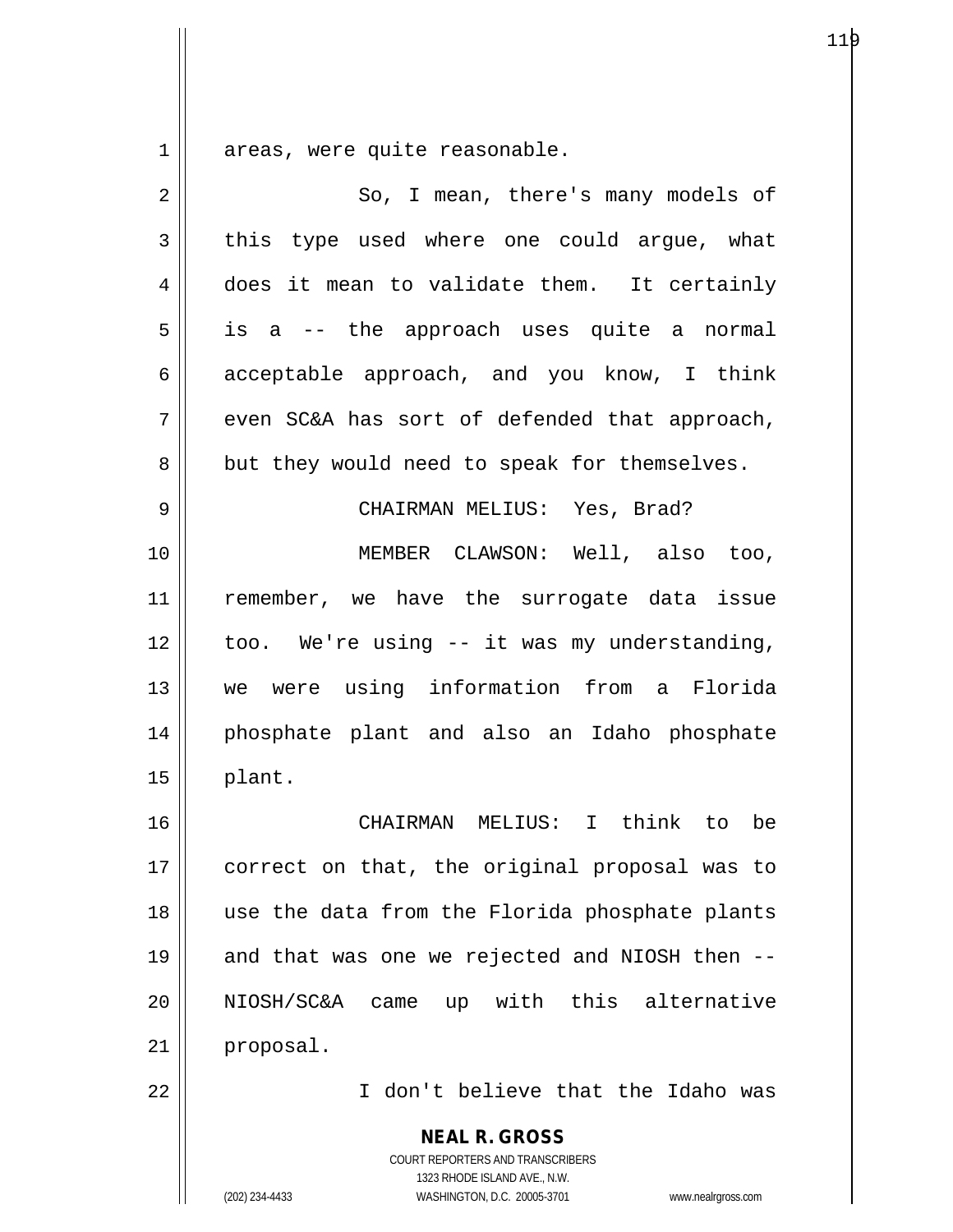areas, were quite reasonable.

So, I mean, there's many models of this type used where one could argue, what does it mean to validate them. It certainly is a -- the approach uses quite a normal acceptable approach, and you know, I think even SC&A has sort of defended that approach, but they would need to speak for themselves.

CHAIRMAN MELIUS: Yes, Brad?

MEMBER CLAWSON: Well, also too, remember, we have the surrogate data issue too. We're using -- it was my understanding, we were using information from a Florida phosphate plant and also an Idaho phosphate plant.

CHAIRMAN MELIUS: I think to be correct on that, the original proposal was to use the data from the Florida phosphate plants and that was one we rejected and NIOSH then -- NIOSH/SC&A came up with this alternative proposal.

I don't believe that the Idaho was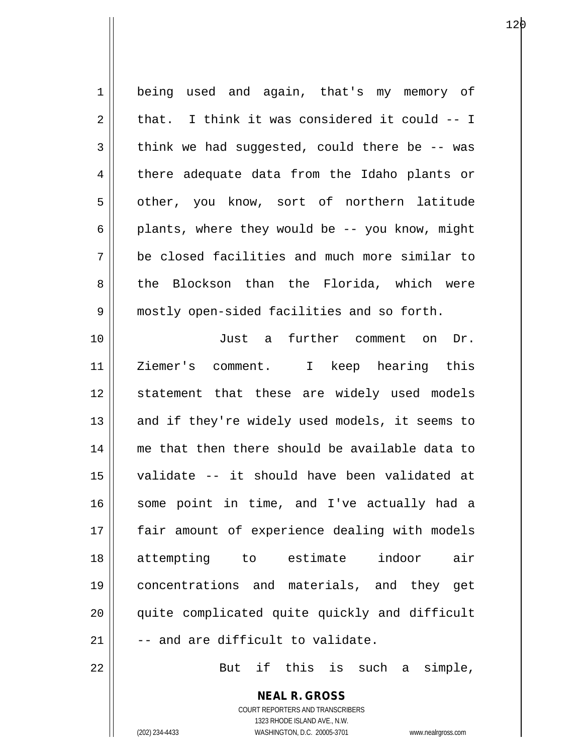being used and again, that's my memory of that. I think it was considered it could -- I think we had suggested, could there be -- was there adequate data from the Idaho plants or other, you know, sort of northern latitude plants, where they would be -- you know, might be closed facilities and much more similar to the Blockson than the Florida, which were mostly open-sided facilities and so forth.

Just a further comment on Dr. Ziemer's comment. I keep hearing this statement that these are widely used models and if they're widely used models, it seems to me that then there should be available data to validate -- it should have been validated at some point in time, and I've actually had a fair amount of experience dealing with models attempting to estimate indoor air concentrations and materials, and they get quite complicated quite quickly and difficult -- and are difficult to validate.

But if this is such a simple,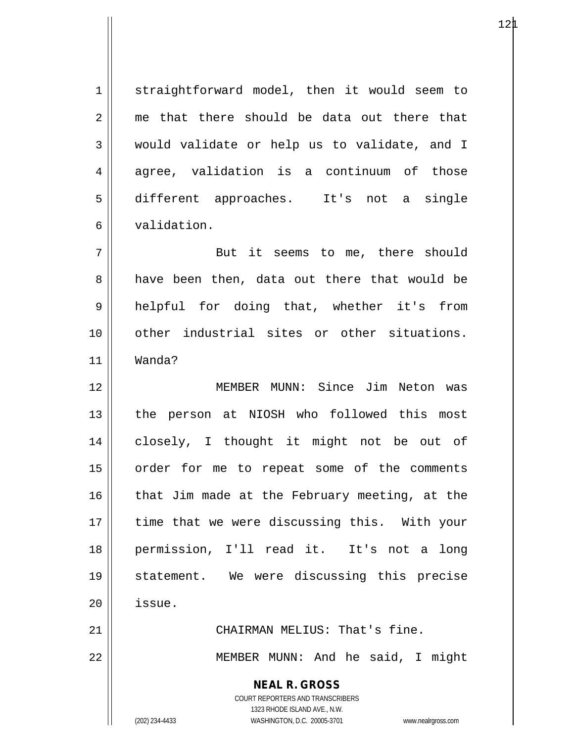straightforward model, then it would seem to me that there should be data out there that would validate or help us to validate, and I agree, validation is a continuum of those different approaches. It's not a single validation.

But it seems to me, there should have been then, data out there that would be helpful for doing that, whether it's from other industrial sites or other situations. Wanda?

MEMBER MUNN: Since Jim Neton was the person at NIOSH who followed this most closely, I thought it might not be out of order for me to repeat some of the comments that Jim made at the February meeting, at the time that we were discussing this. With your permission, I'll read it. It's not a long statement. We were discussing this precise issue.

CHAIRMAN MELIUS: That's fine.

MEMBER MUNN: And he said, I might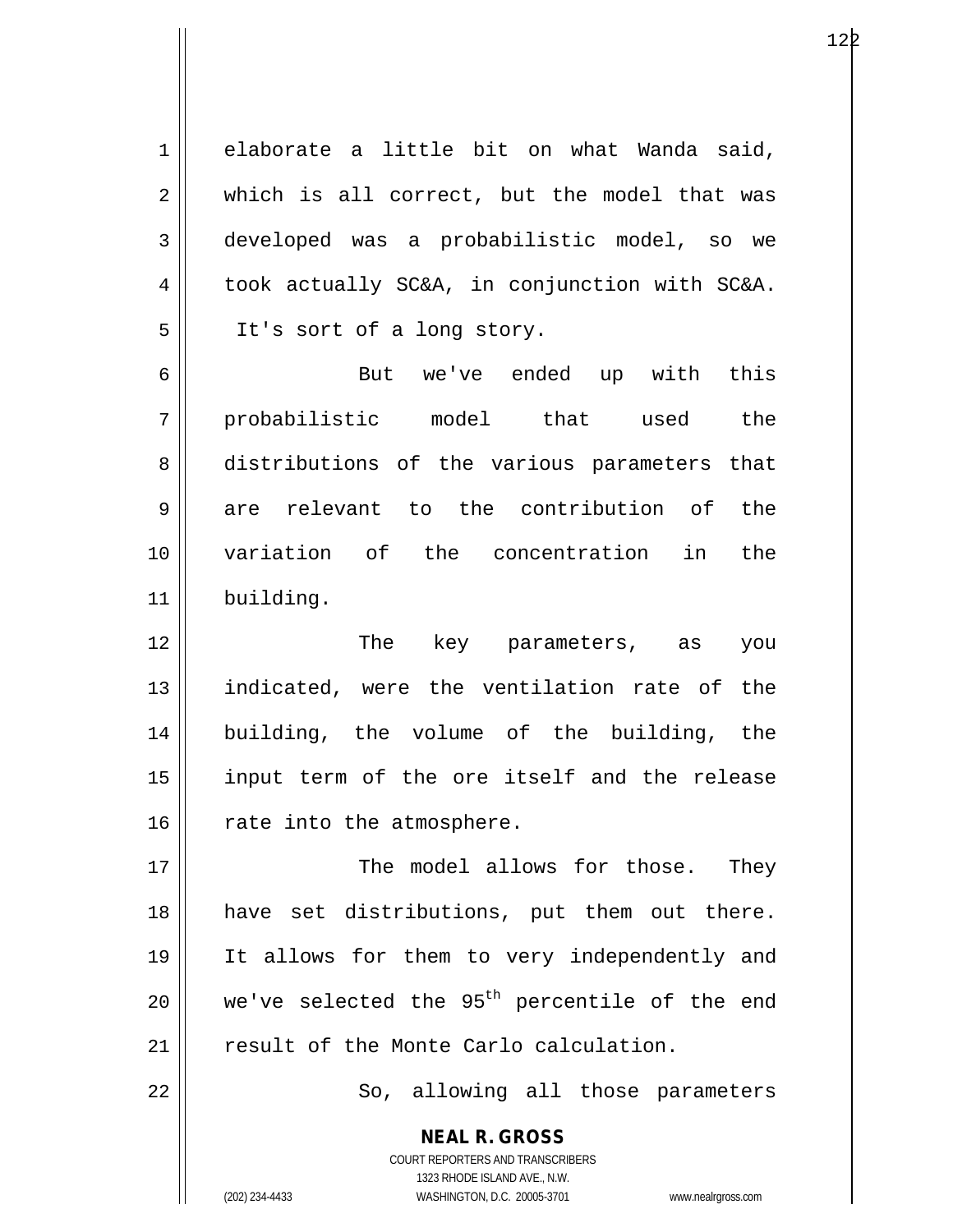elaborate a little bit on what Wanda said, which is all correct, but the model that was developed was a probabilistic model, so we took actually SC&A, in conjunction with SC&A. It's sort of a long story.

But we've ended up with this probabilistic model that used the distributions of the various parameters that are relevant to the contribution of the variation of the concentration in the building.

The key parameters, as you indicated, were the ventilation rate of the building, the volume of the building, the input term of the ore itself and the release rate into the atmosphere.

The model allows for those. They have set distributions, put them out there. It allows for them to very independently and we've selected the $95^{th}$ percentile of the end result of the Monte Carlo calculation.

So, allowing all those parameters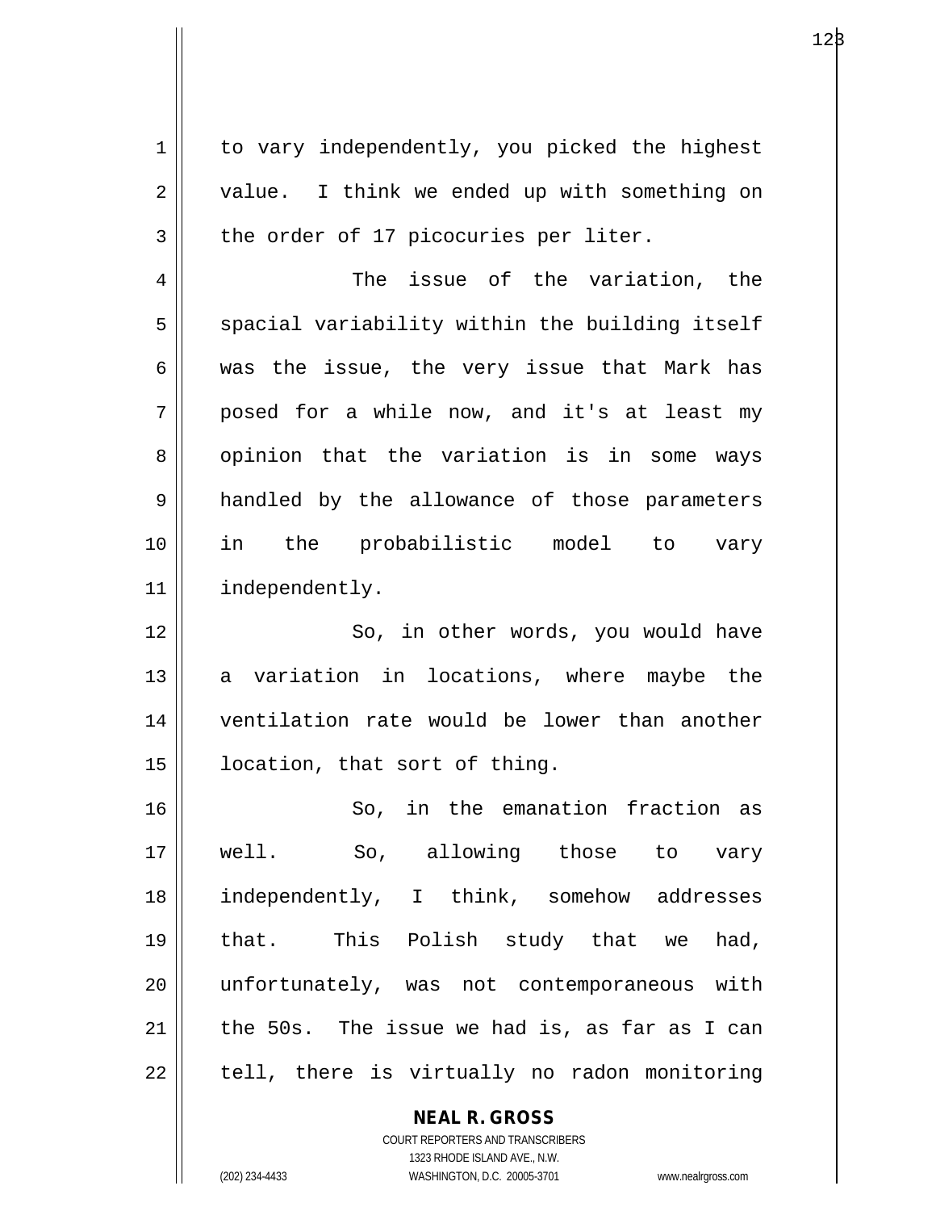to vary independently, you picked the highest value. I think we ended up with something on the order of 17 picocuries per liter.

The issue of the variation, the spacial variability within the building itself was the issue, the very issue that Mark has posed for a while now, and it's at least my opinion that the variation is in some ways handled by the allowance of those parameters in the probabilistic model to vary independently.

So, in other words, you would have a variation in locations, where maybe the ventilation rate would be lower than another location, that sort of thing.

So, in the emanation fraction as well. So, allowing those to vary independently, I think, somehow addresses that. This Polish study that we had, unfortunately, was not contemporaneous with the 50s. The issue we had is, as far as I can tell, there is virtually no radon monitoring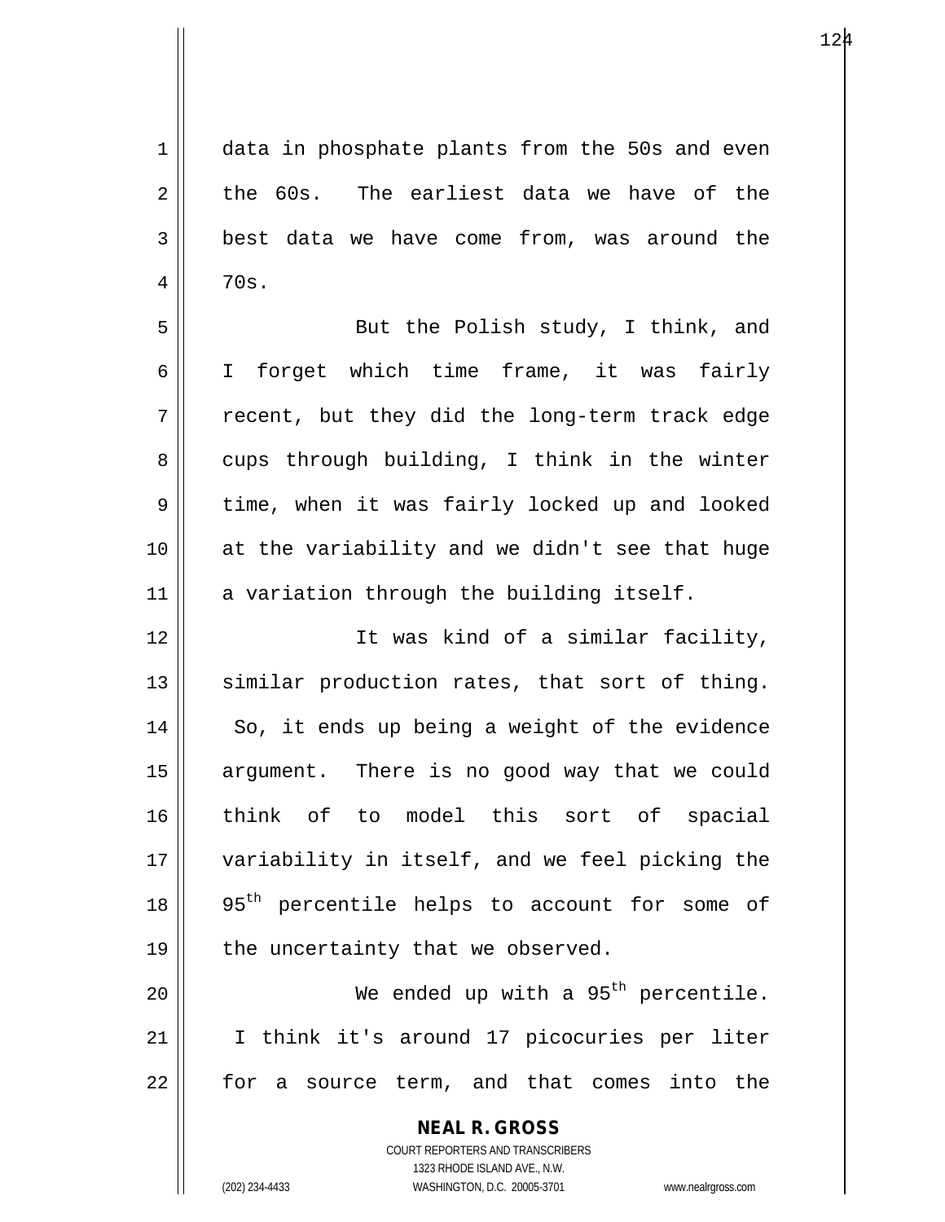data in phosphate plants from the 50s and even the 60s. The earliest data we have of the best data we have come from, was around the 70s.

But the Polish study, I think, and I forget which time frame, it was fairly recent, but they did the long-term track edge cups through building, I think in the winter time, when it was fairly locked up and looked at the variability and we didn't see that huge a variation through the building itself.

It was kind of a similar facility, similar production rates, that sort of thing. So, it ends up being a weight of the evidence argument. There is no good way that we could think of to model this sort of spacial variability in itself, and we feel picking the 95$^{th}$ percentile helps to account for some of the uncertainty that we observed.

We ended up with a 95$^{th}$ percentile. I think it's around 17 picocuries per liter for a source term, and that comes into the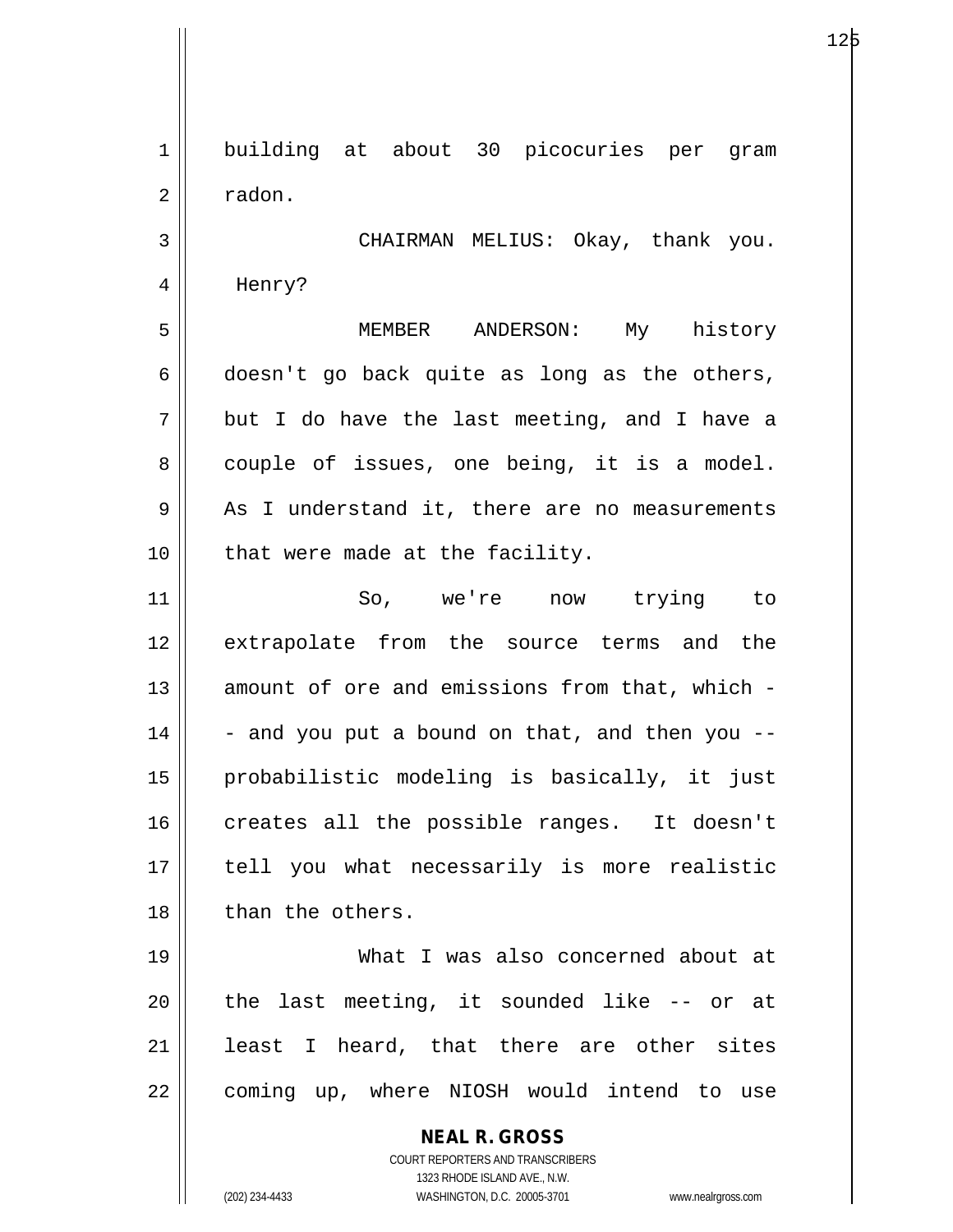building at about 30 picocuries per gram radon.

CHAIRMAN MELIUS: Okay, thank you. Henry?

MEMBER ANDERSON: My history doesn't go back quite as long as the others, but I do have the last meeting, and I have a couple of issues, one being, it is a model. As I understand it, there are no measurements that were made at the facility.

So, we're now trying to extrapolate from the source terms and the amount of ore and emissions from that, which -- and you put a bound on that, and then you -- probabilistic modeling is basically, it just creates all the possible ranges. It doesn't tell you what necessarily is more realistic than the others.

What I was also concerned about at the last meeting, it sounded like -- or at least I heard, that there are other sites coming up, where NIOSH would intend to use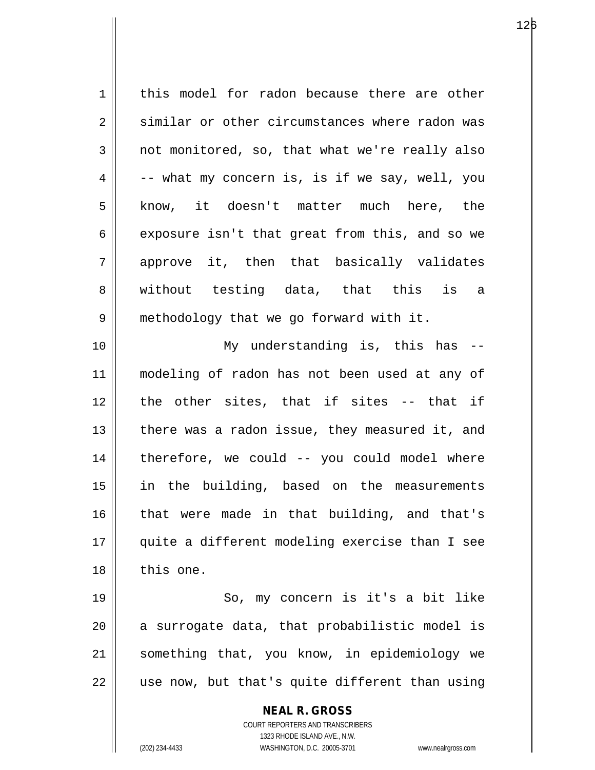this model for radon because there are other similar or other circumstances where radon was not monitored, so, that what we're really also -- what my concern is, is if we say, well, you know, it doesn't matter much here, the exposure isn't that great from this, and so we approve it, then that basically validates without testing data, that this is a methodology that we go forward with it.

My understanding is, this has -- modeling of radon has not been used at any of the other sites, that if sites -- that if there was a radon issue, they measured it, and therefore, we could -- you could model where in the building, based on the measurements that were made in that building, and that's quite a different modeling exercise than I see this one.

So, my concern is it's a bit like a surrogate data, that probabilistic model is something that, you know, in epidemiology we use now, but that's quite different than using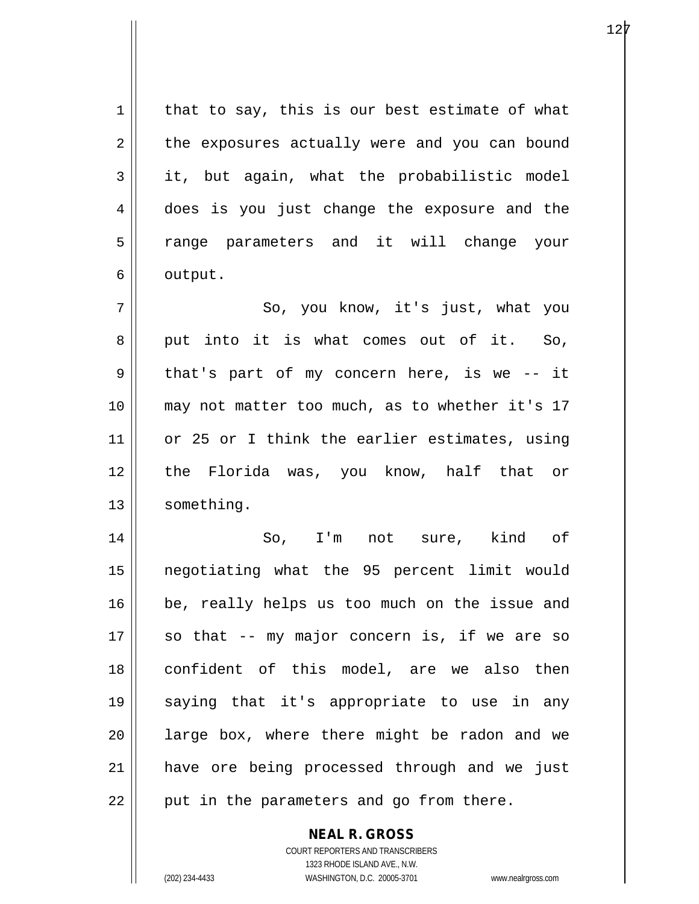that to say, this is our best estimate of what the exposures actually were and you can bound it, but again, what the probabilistic model does is you just change the exposure and the range parameters and it will change your output.

So, you know, it's just, what you put into it is what comes out of it. So, that's part of my concern here, is we -- it may not matter too much, as to whether it's 17 or 25 or I think the earlier estimates, using the Florida was, you know, half that or something.

So, I'm not sure, kind of negotiating what the 95 percent limit would be, really helps us too much on the issue and so that -- my major concern is, if we are so confident of this model, are we also then saying that it's appropriate to use in any large box, where there might be radon and we have ore being processed through and we just put in the parameters and go from there.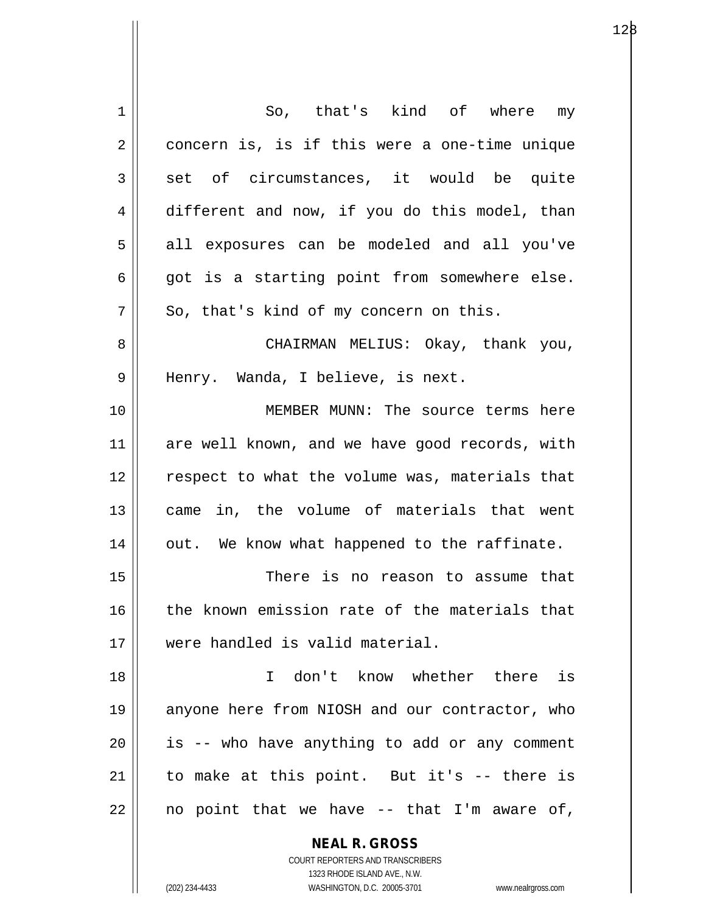So, that's kind of where my concern is, is if this were a one-time unique set of circumstances, it would be quite different and now, if you do this model, than all exposures can be modeled and all you've got is a starting point from somewhere else. So, that's kind of my concern on this.

CHAIRMAN MELIUS: Okay, thank you, Henry. Wanda, I believe, is next.

MEMBER MUNN: The source terms here are well known, and we have good records, with respect to what the volume was, materials that came in, the volume of materials that went out. We know what happened to the raffinate.

There is no reason to assume that the known emission rate of the materials that were handled is valid material.

I don't know whether there is anyone here from NIOSH and our contractor, who is -- who have anything to add or any comment to make at this point. But it's -- there is no point that we have -- that I'm aware of,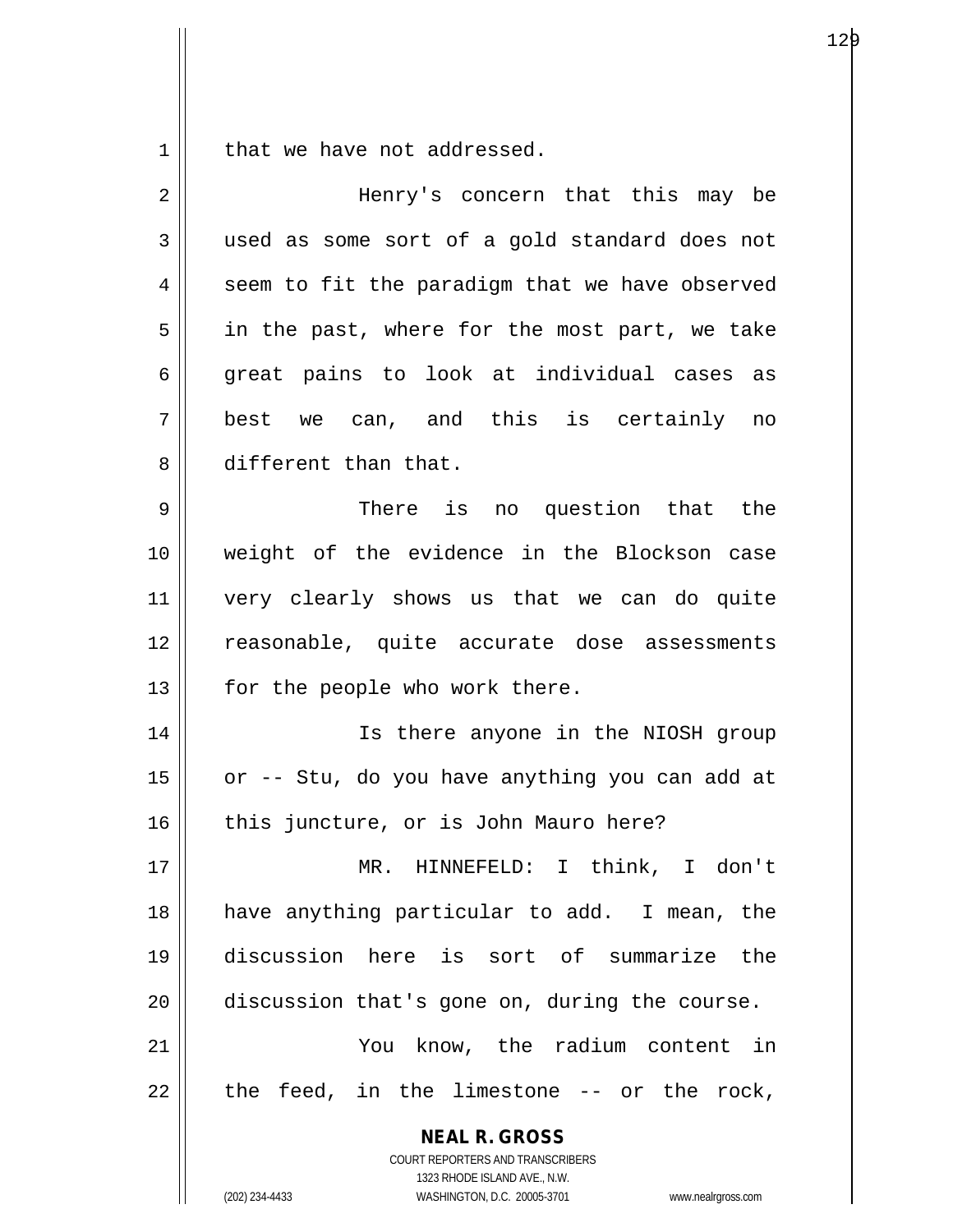that we have not addressed.

Henry's concern that this may be used as some sort of a gold standard does not seem to fit the paradigm that we have observed in the past, where for the most part, we take great pains to look at individual cases as best we can, and this is certainly no different than that.

There is no question that the weight of the evidence in the Blockson case very clearly shows us that we can do quite reasonable, quite accurate dose assessments for the people who work there.

Is there anyone in the NIOSH group or -- Stu, do you have anything you can add at this juncture, or is John Mauro here?

MR. HINNEFELD: I think, I don't have anything particular to add. I mean, the discussion here is sort of summarize the discussion that's gone on, during the course.

You know, the radium content in the feed, in the limestone -- or the rock,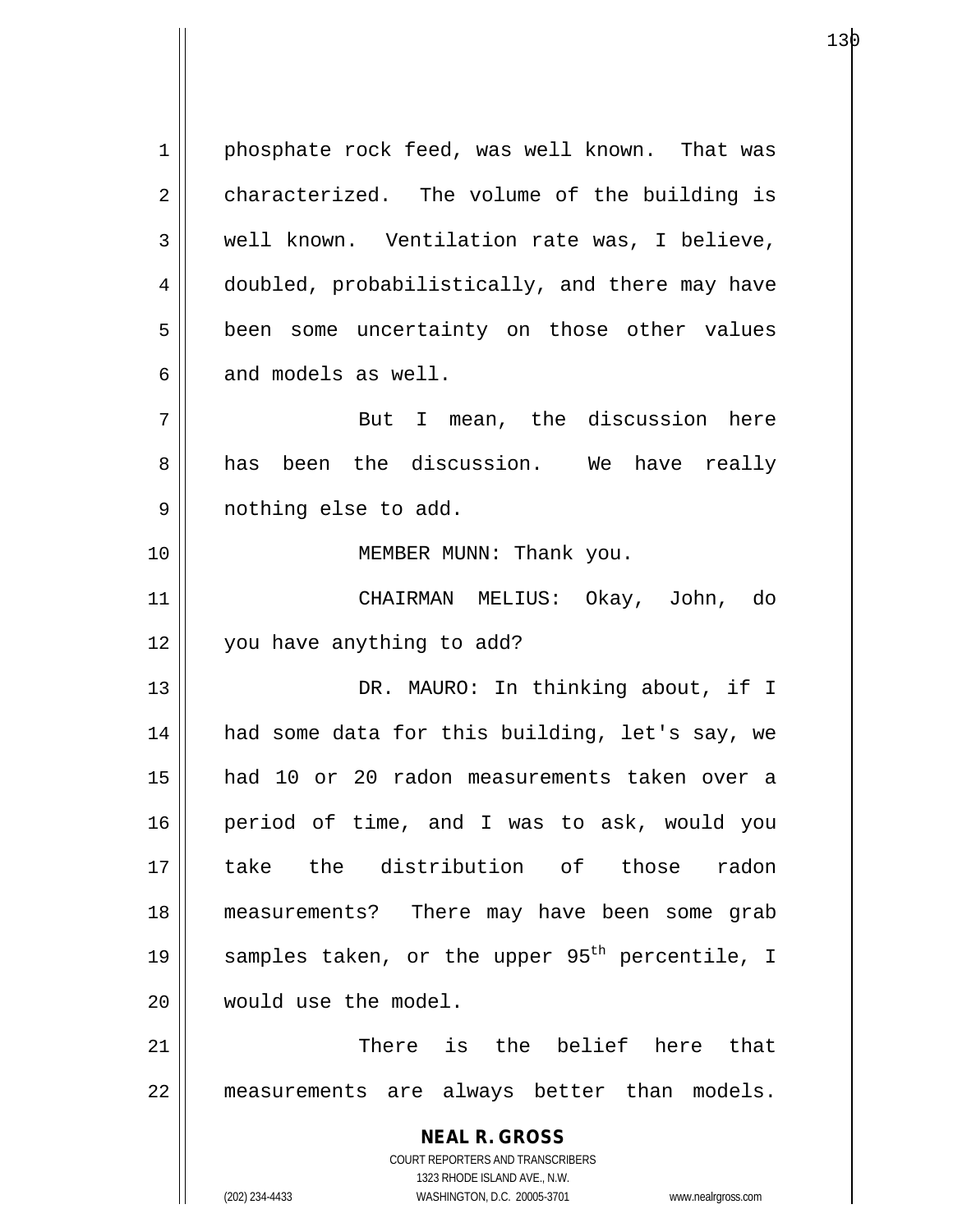phosphate rock feed, was well known. That was characterized. The volume of the building is well known. Ventilation rate was, I believe, doubled, probabilistically, and there may have been some uncertainty on those other values and models as well.

But I mean, the discussion here has been the discussion. We have really nothing else to add.

MEMBER MUNN: Thank you.

CHAIRMAN MELIUS: Okay, John, do you have anything to add?

DR. MAURO: In thinking about, if I had some data for this building, let's say, we had 10 or 20 radon measurements taken over a period of time, and I was to ask, would you take the distribution of those radon measurements? There may have been some grab samples taken, or the upper 95th percentile, I would use the model.

There is the belief here that measurements are always better than models.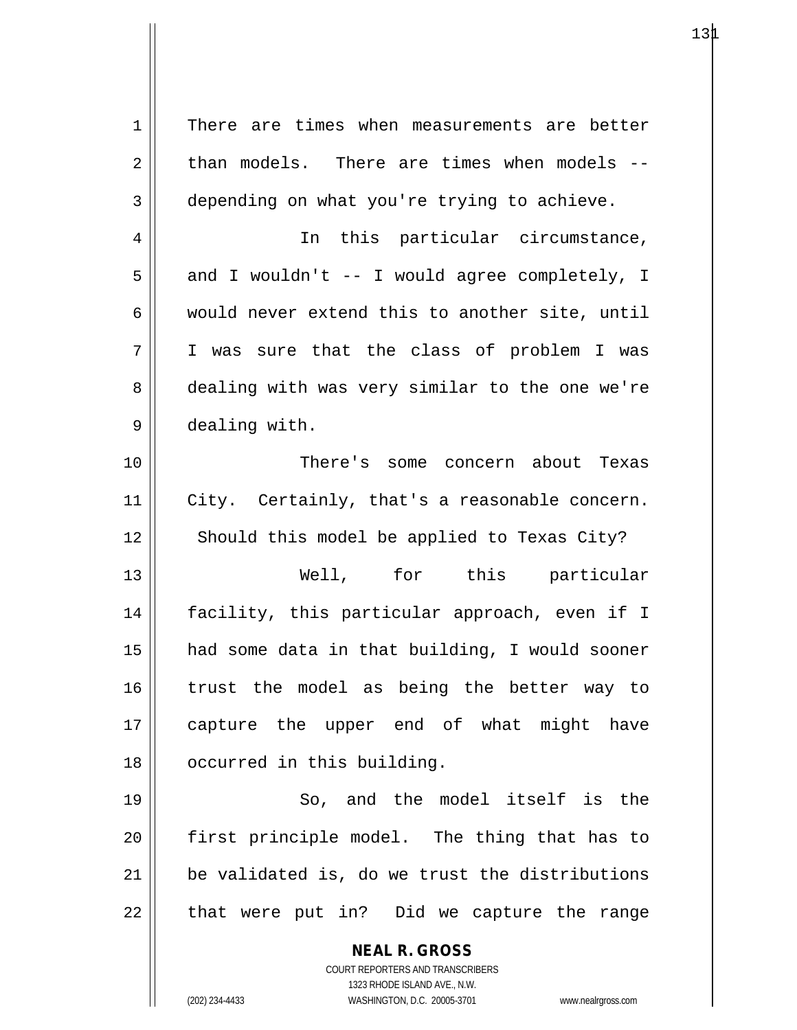There are times when measurements are better than models. There are times when models -- depending on what you're trying to achieve.

In this particular circumstance, and I wouldn't -- I would agree completely, I would never extend this to another site, until I was sure that the class of problem I was dealing with was very similar to the one we're dealing with.

There's some concern about Texas City. Certainly, that's a reasonable concern. Should this model be applied to Texas City?

Well, for this particular facility, this particular approach, even if I had some data in that building, I would sooner trust the model as being the better way to capture the upper end of what might have occurred in this building.

So, and the model itself is the first principle model. The thing that has to be validated is, do we trust the distributions that were put in? Did we capture the range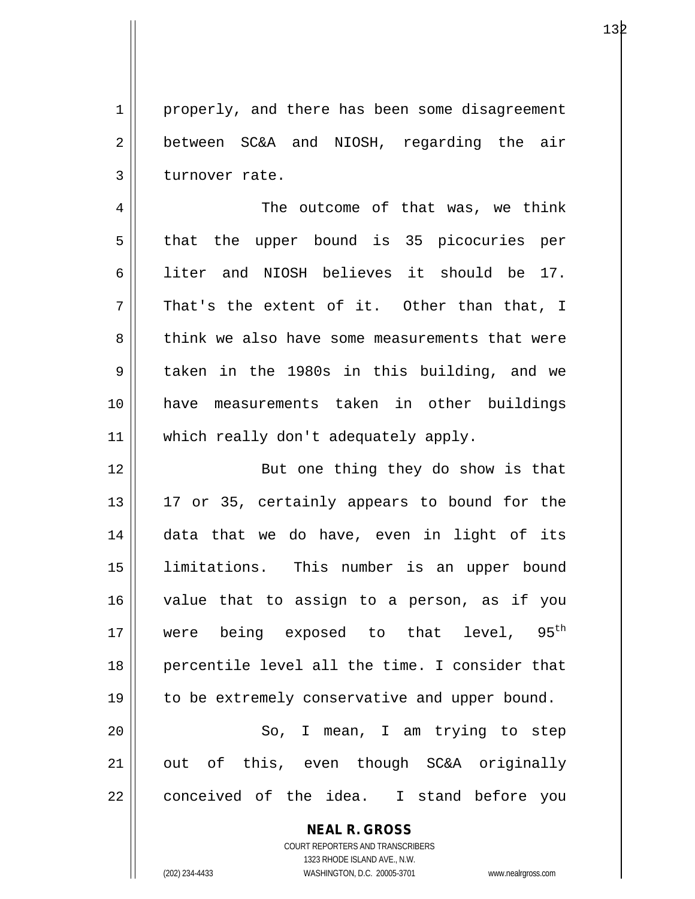properly, and there has been some disagreement between SC&A and NIOSH, regarding the air turnover rate.

The outcome of that was, we think that the upper bound is 35 picocuries per liter and NIOSH believes it should be 17. That's the extent of it. Other than that, I think we also have some measurements that were taken in the 1980s in this building, and we have measurements taken in other buildings which really don't adequately apply.

But one thing they do show is that 17 or 35, certainly appears to bound for the data that we do have, even in light of its limitations. This number is an upper bound value that to assign to a person, as if you were being exposed to that level, $95^{th}$ percentile level all the time. I consider that to be extremely conservative and upper bound.

So, I mean, I am trying to step out of this, even though SC&A originally conceived of the idea. I stand before you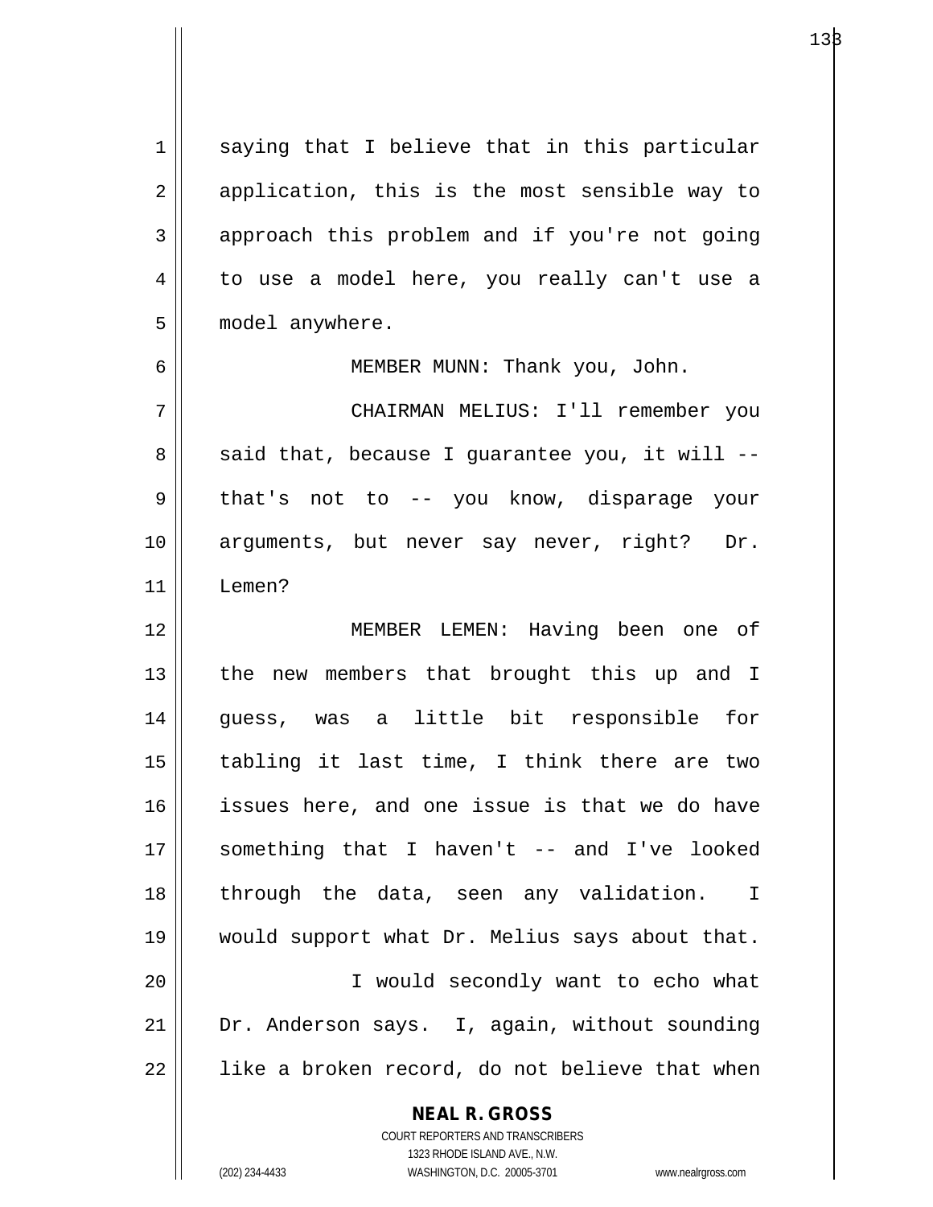saying that I believe that in this particular application, this is the most sensible way to approach this problem and if you're not going to use a model here, you really can't use a model anywhere.

MEMBER MUNN: Thank you, John.

CHAIRMAN MELIUS: I'll remember you said that, because I guarantee you, it will -- that's not to -- you know, disparage your arguments, but never say never, right? Dr. Lemen?

MEMBER LEMEN: Having been one of the new members that brought this up and I guess, was a little bit responsible for tabling it last time, I think there are two issues here, and one issue is that we do have something that I haven't -- and I've looked through the data, seen any validation. I would support what Dr. Melius says about that.

I would secondly want to echo what Dr. Anderson says. I, again, without sounding like a broken record, do not believe that when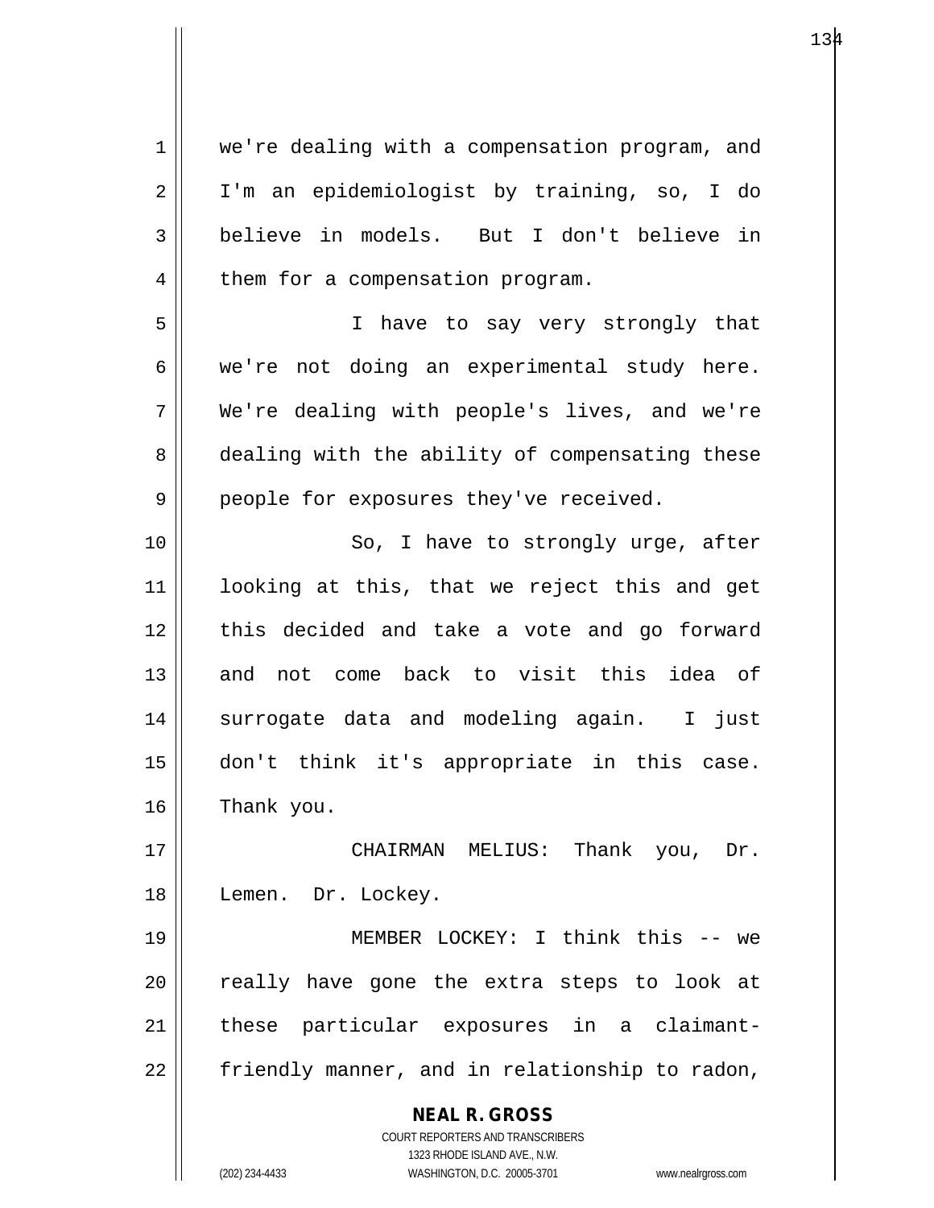we're dealing with a compensation program, and I'm an epidemiologist by training, so, I do believe in models. But I don't believe in them for a compensation program.

I have to say very strongly that we're not doing an experimental study here. We're dealing with people's lives, and we're dealing with the ability of compensating these people for exposures they've received.

So, I have to strongly urge, after looking at this, that we reject this and get this decided and take a vote and go forward and not come back to visit this idea of surrogate data and modeling again. I just don't think it's appropriate in this case. Thank you.

CHAIRMAN MELIUS: Thank you, Dr. Lemen. Dr. Lockey.

MEMBER LOCKEY: I think this -- we really have gone the extra steps to look at these particular exposures in a claimant-friendly manner, and in relationship to radon,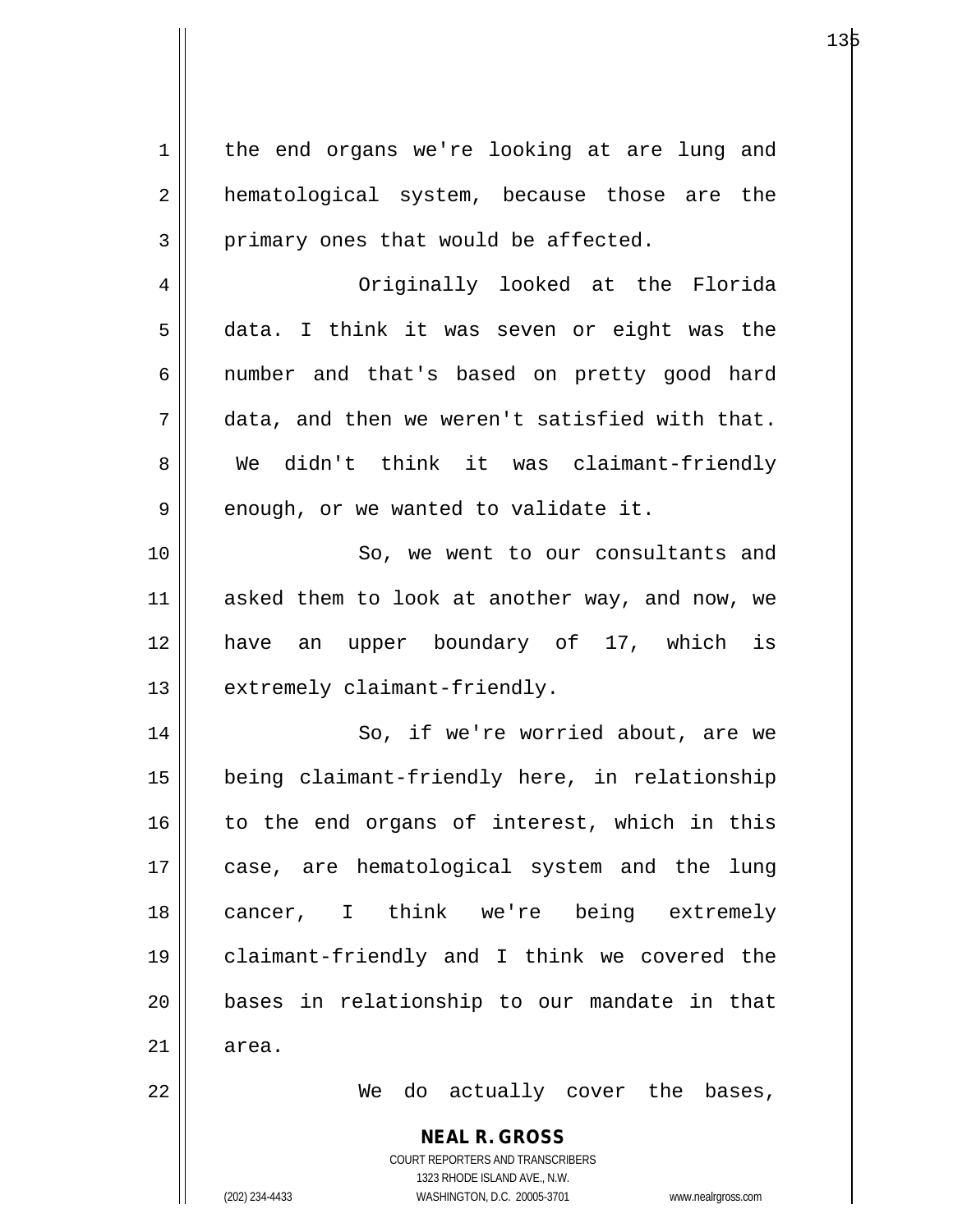the end organs we're looking at are lung and hematological system, because those are the primary ones that would be affected.

Originally looked at the Florida data. I think it was seven or eight was the number and that's based on pretty good hard data, and then we weren't satisfied with that. We didn't think it was claimant-friendly enough, or we wanted to validate it.

So, we went to our consultants and asked them to look at another way, and now, we have an upper boundary of 17, which is extremely claimant-friendly.

So, if we're worried about, are we being claimant-friendly here, in relationship to the end organs of interest, which in this case, are hematological system and the lung cancer, I think we're being extremely claimant-friendly and I think we covered the bases in relationship to our mandate in that area.

We do actually cover the bases,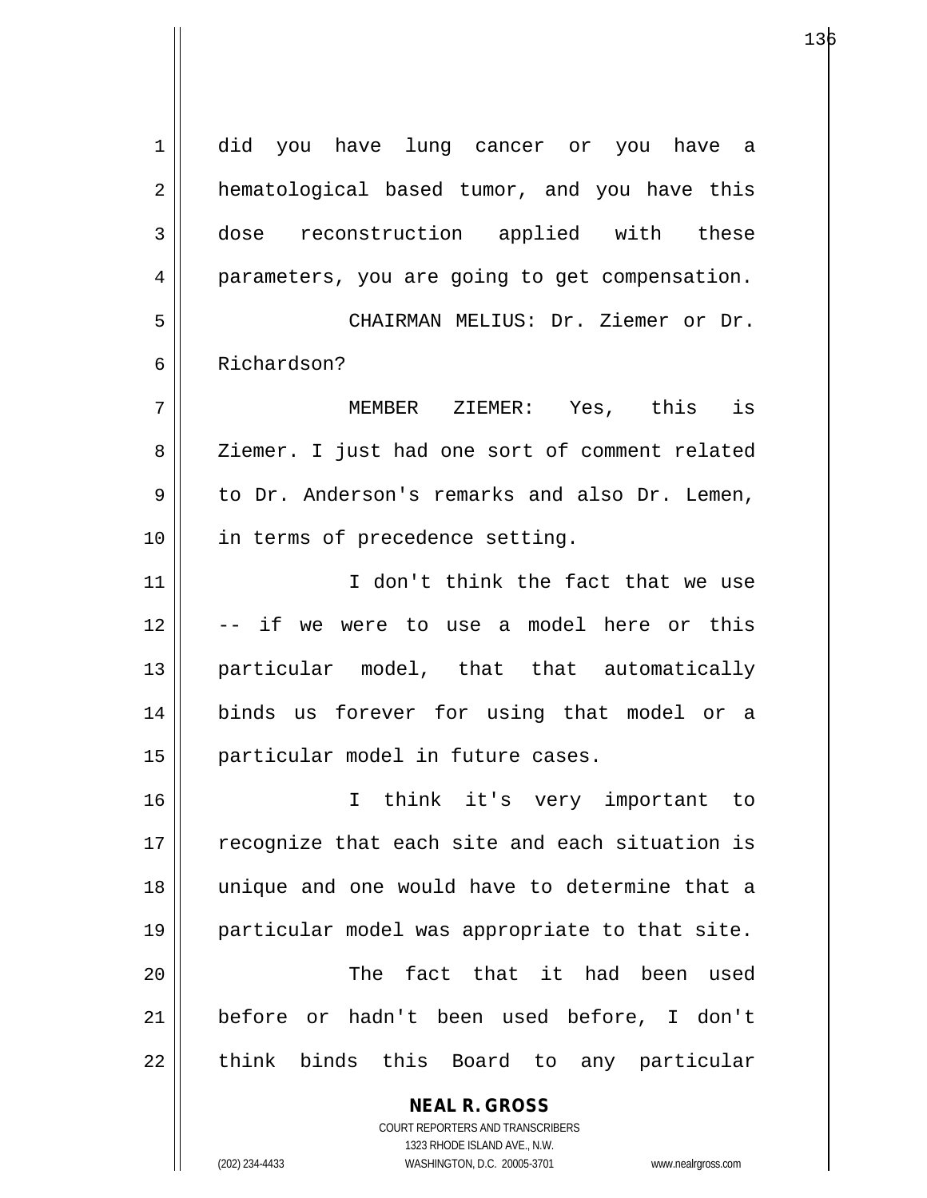did you have lung cancer or you have a hematological based tumor, and you have this dose reconstruction applied with these parameters, you are going to get compensation.

CHAIRMAN MELIUS: Dr. Ziemer or Dr. Richardson?

MEMBER ZIEMER: Yes, this is Ziemer. I just had one sort of comment related to Dr. Anderson's remarks and also Dr. Lemen, in terms of precedence setting.

I don't think the fact that we use -- if we were to use a model here or this particular model, that that automatically binds us forever for using that model or a particular model in future cases.

I think it's very important to recognize that each site and each situation is unique and one would have to determine that a particular model was appropriate to that site.

The fact that it had been used before or hadn't been used before, I don't think binds this Board to any particular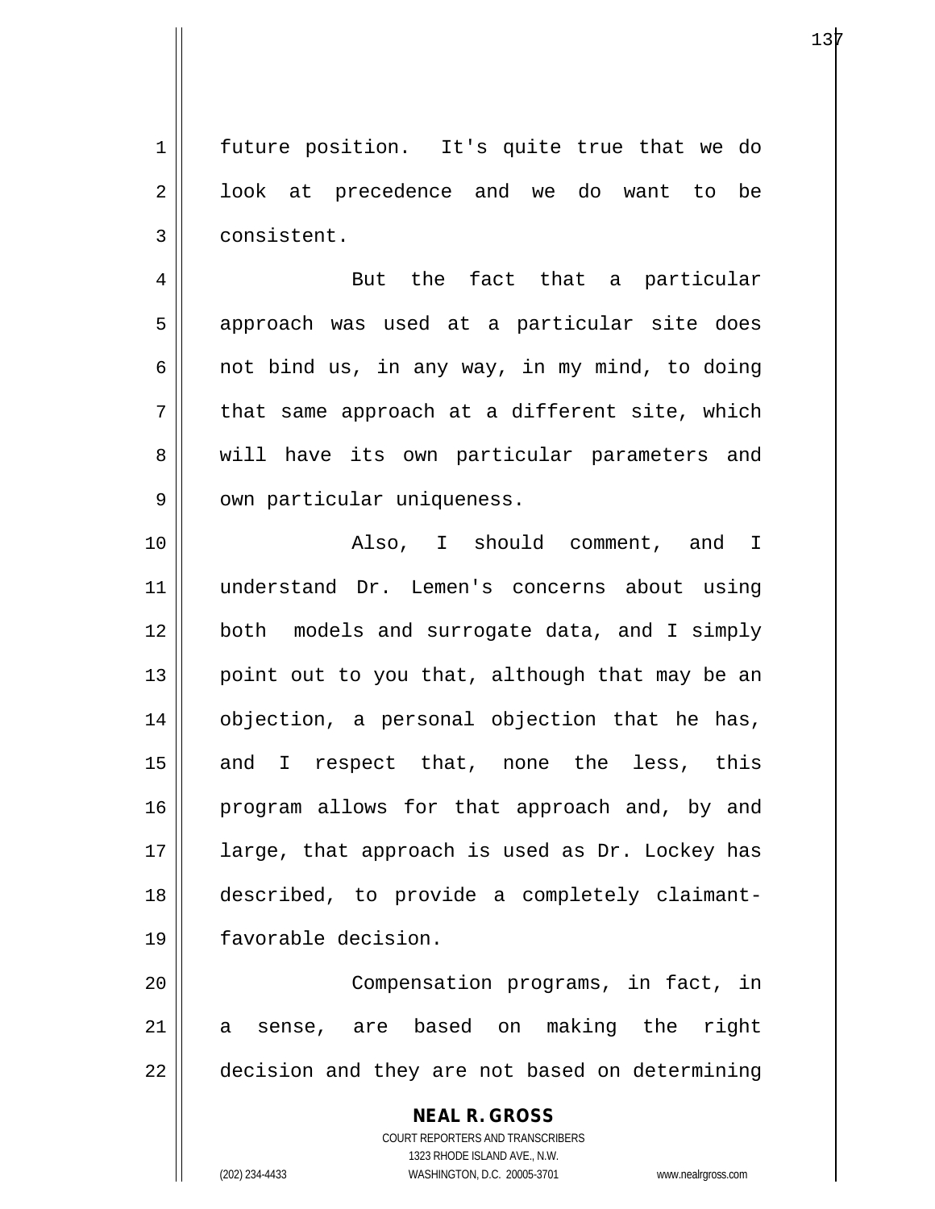future position. It's quite true that we do look at precedence and we do want to be consistent.

But the fact that a particular approach was used at a particular site does not bind us, in any way, in my mind, to doing that same approach at a different site, which will have its own particular parameters and own particular uniqueness.

Also, I should comment, and I understand Dr. Lemen's concerns about using both models and surrogate data, and I simply point out to you that, although that may be an objection, a personal objection that he has, and I respect that, none the less, this program allows for that approach and, by and large, that approach is used as Dr. Lockey has described, to provide a completely claimant-favorable decision.

Compensation programs, in fact, in a sense, are based on making the right decision and they are not based on determining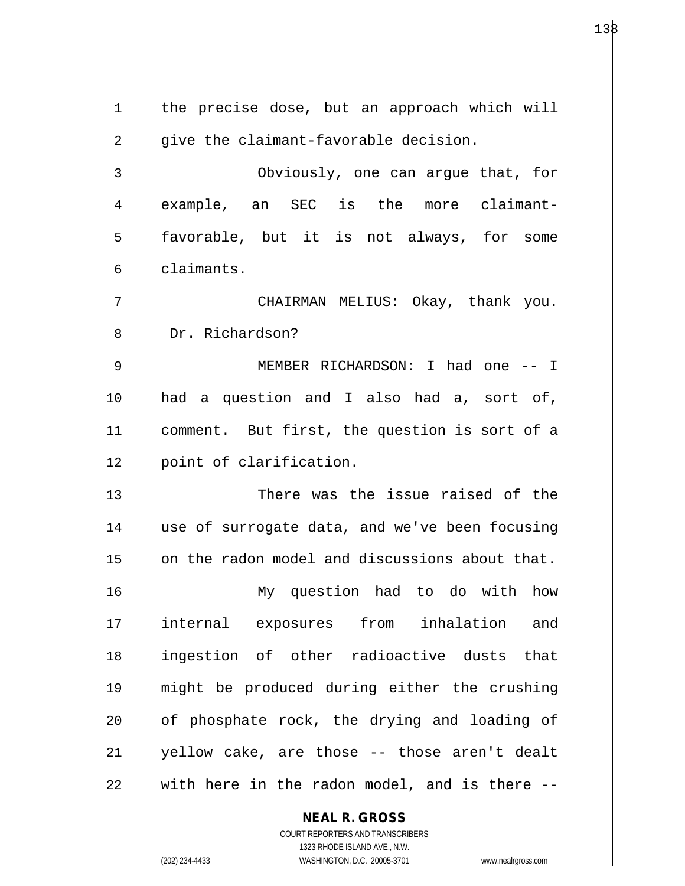the precise dose, but an approach which will give the claimant-favorable decision.

Obviously, one can argue that, for example, an SEC is the more claimant-favorable, but it is not always, for some claimants.

CHAIRMAN MELIUS: Okay, thank you. Dr. Richardson?

MEMBER RICHARDSON: I had one -- I had a question and I also had a, sort of, comment. But first, the question is sort of a point of clarification.

There was the issue raised of the use of surrogate data, and we've been focusing on the radon model and discussions about that.

My question had to do with how internal exposures from inhalation and ingestion of other radioactive dusts that might be produced during either the crushing of phosphate rock, the drying and loading of yellow cake, are those -- those aren't dealt with here in the radon model, and is there --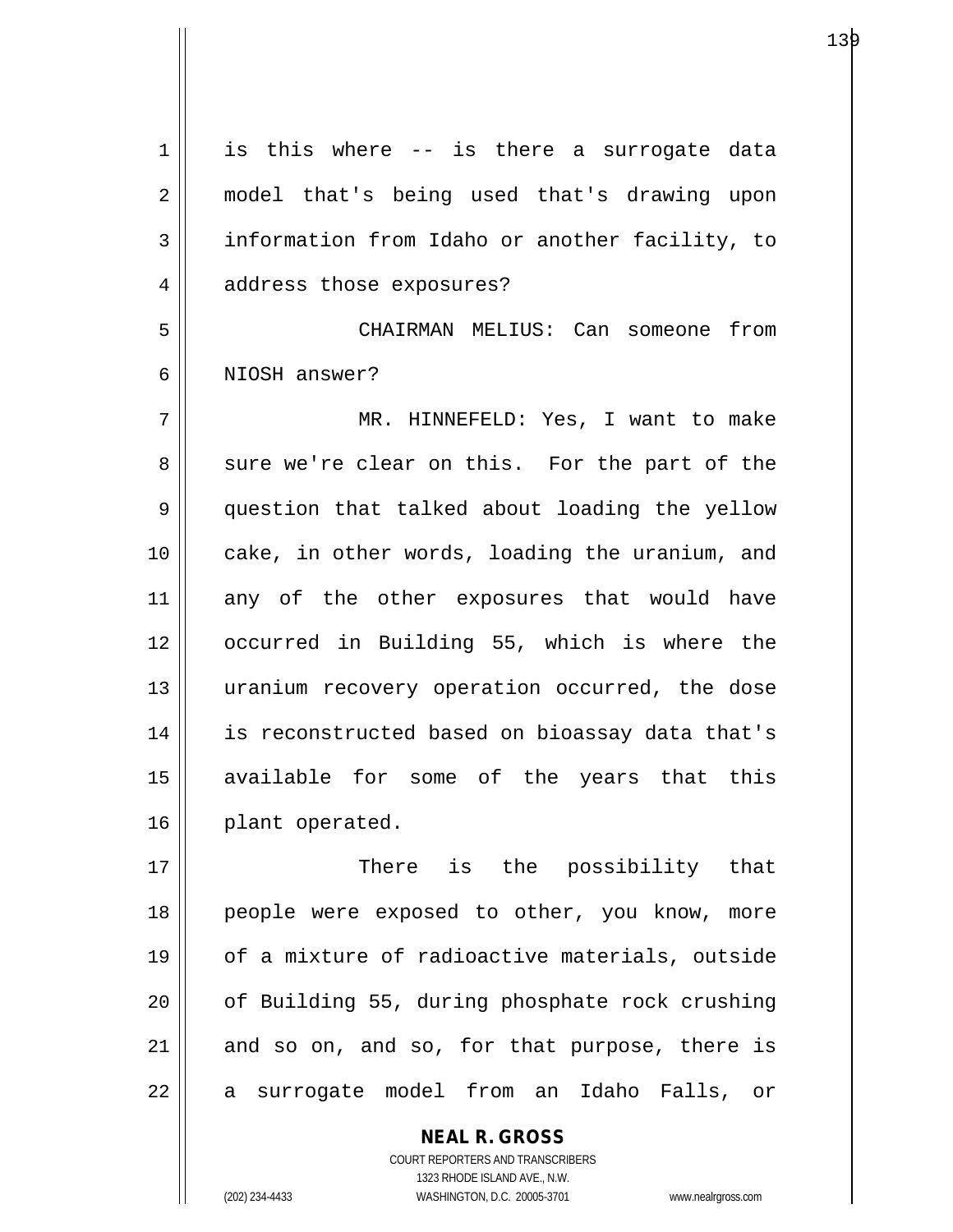is this where -- is there a surrogate data model that's being used that's drawing upon information from Idaho or another facility, to address those exposures?

CHAIRMAN MELIUS: Can someone from NIOSH answer?

MR. HINNEFELD: Yes, I want to make sure we're clear on this. For the part of the question that talked about loading the yellow cake, in other words, loading the uranium, and any of the other exposures that would have occurred in Building 55, which is where the uranium recovery operation occurred, the dose is reconstructed based on bioassay data that's available for some of the years that this plant operated.

There is the possibility that people were exposed to other, you know, more of a mixture of radioactive materials, outside of Building 55, during phosphate rock crushing and so on, and so, for that purpose, there is a surrogate model from an Idaho Falls, or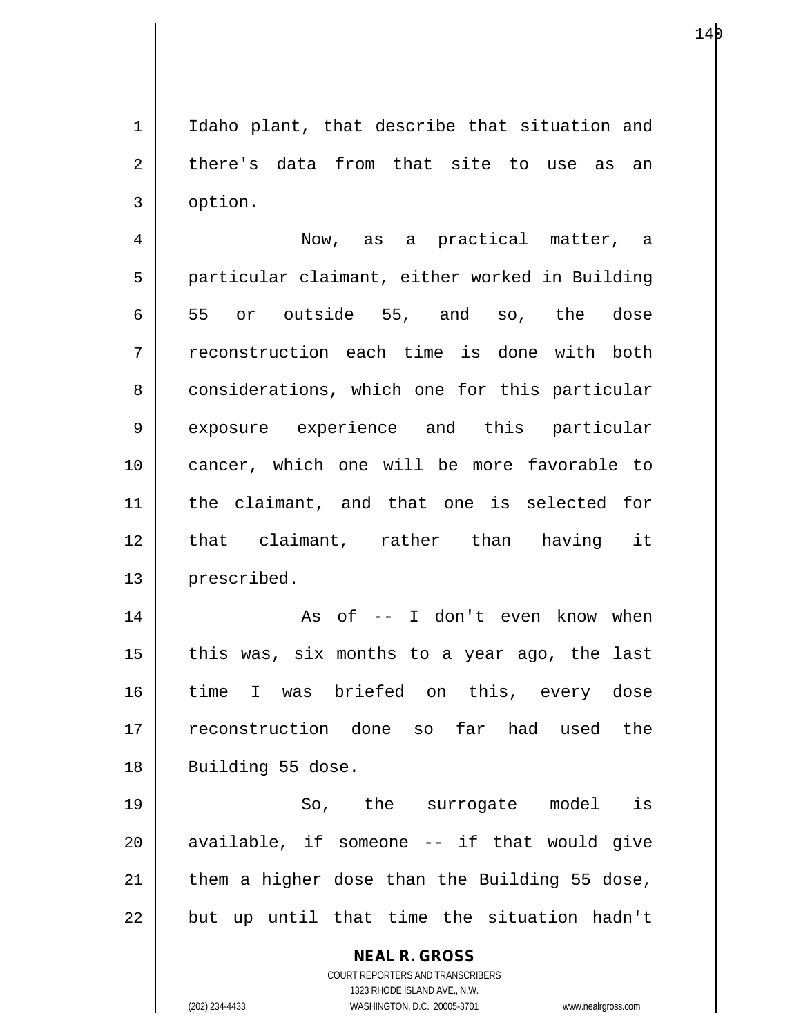Idaho plant, that describe that situation and there's data from that site to use as an option.

Now, as a practical matter, a particular claimant, either worked in Building 55 or outside 55, and so, the dose reconstruction each time is done with both considerations, which one for this particular exposure experience and this particular cancer, which one will be more favorable to the claimant, and that one is selected for that claimant, rather than having it prescribed.

As of -- I don't even know when this was, six months to a year ago, the last time I was briefed on this, every dose reconstruction done so far had used the Building 55 dose.

So, the surrogate model is available, if someone -- if that would give them a higher dose than the Building 55 dose, but up until that time the situation hadn't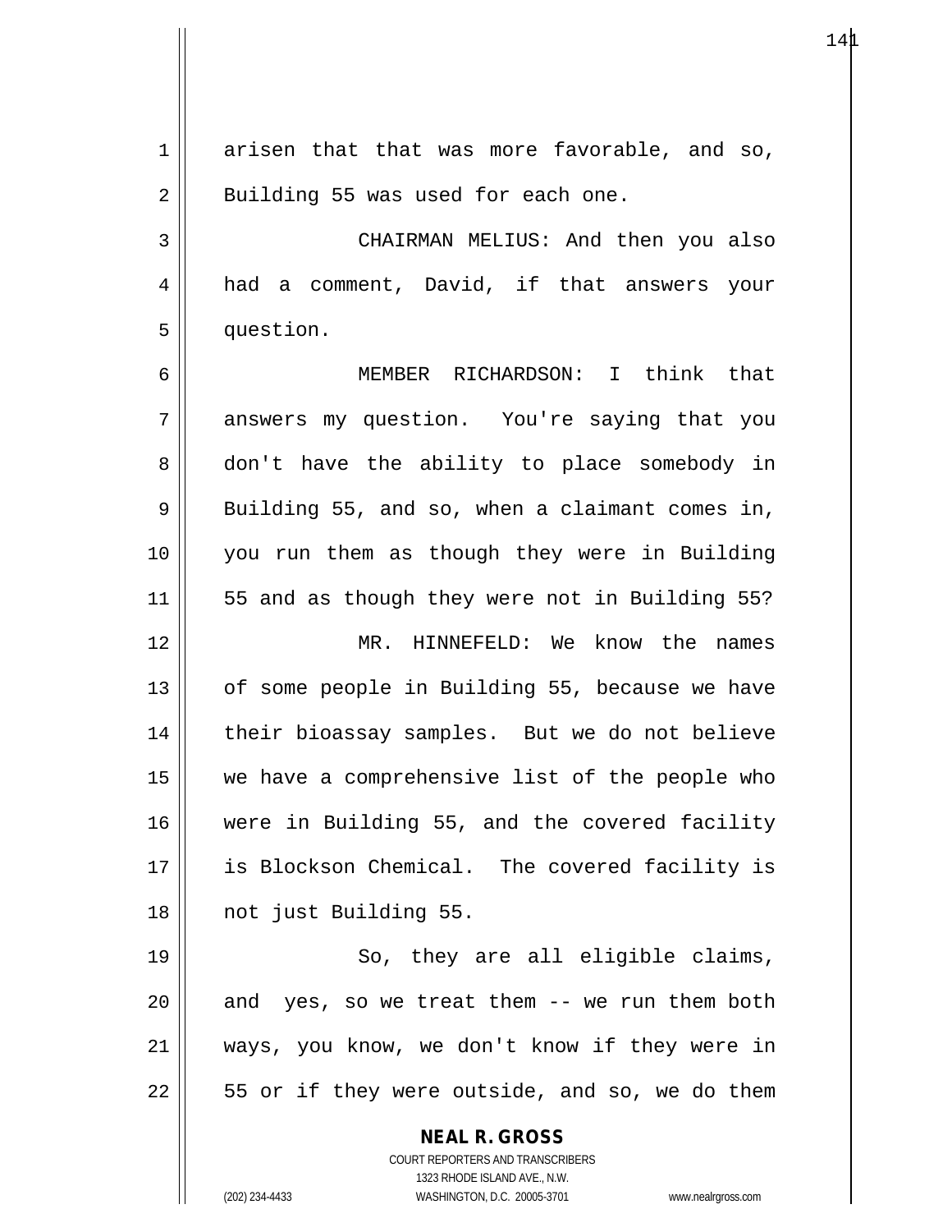arisen that that was more favorable, and so, Building 55 was used for each one.

CHAIRMAN MELIUS: And then you also had a comment, David, if that answers your question.

MEMBER RICHARDSON: I think that answers my question. You're saying that you don't have the ability to place somebody in Building 55, and so, when a claimant comes in, you run them as though they were in Building 55 and as though they were not in Building 55?

MR. HINNEFELD: We know the names of some people in Building 55, because we have their bioassay samples. But we do not believe we have a comprehensive list of the people who were in Building 55, and the covered facility is Blockson Chemical. The covered facility is not just Building 55.

So, they are all eligible claims, and yes, so we treat them -- we run them both ways, you know, we don't know if they were in 55 or if they were outside, and so, we do them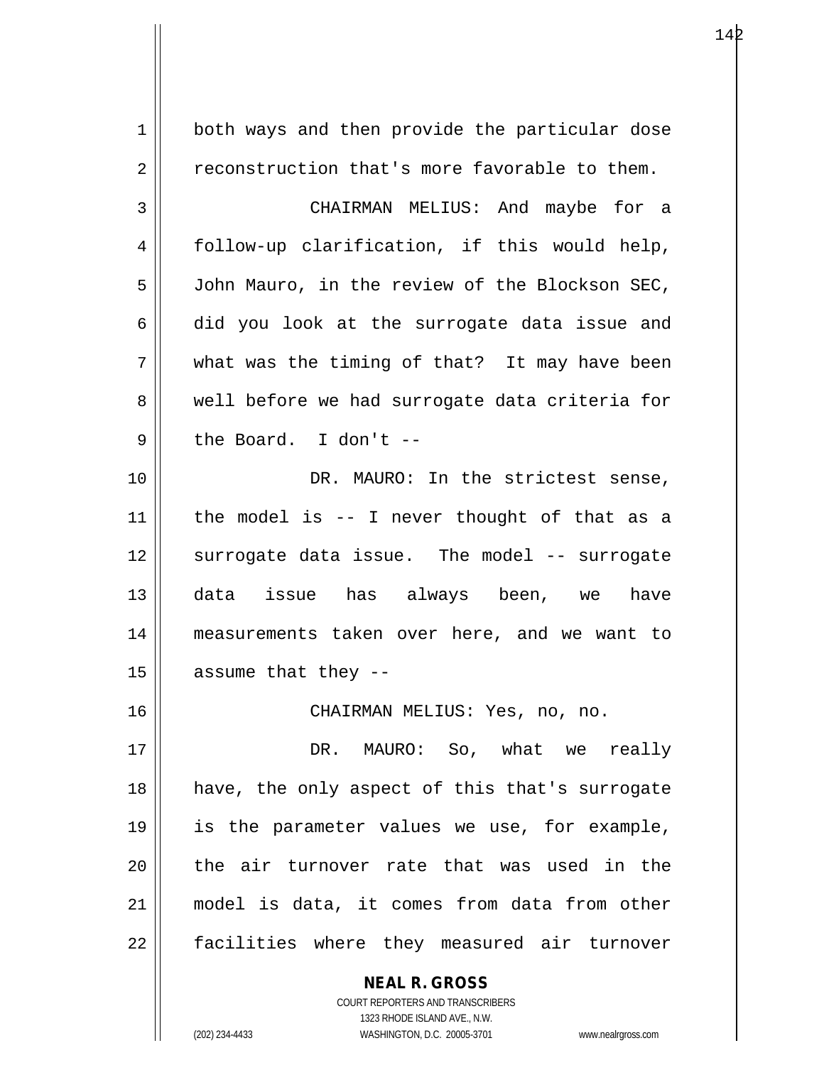both ways and then provide the particular dose reconstruction that's more favorable to them.

CHAIRMAN MELIUS: And maybe for a follow-up clarification, if this would help, John Mauro, in the review of the Blockson SEC, did you look at the surrogate data issue and what was the timing of that? It may have been well before we had surrogate data criteria for the Board. I don't --

DR. MAURO: In the strictest sense, the model is -- I never thought of that as a surrogate data issue. The model -- surrogate data issue has always been, we have measurements taken over here, and we want to assume that they --

CHAIRMAN MELIUS: Yes, no, no.

DR. MAURO: So, what we really have, the only aspect of this that's surrogate is the parameter values we use, for example, the air turnover rate that was used in the model is data, it comes from data from other facilities where they measured air turnover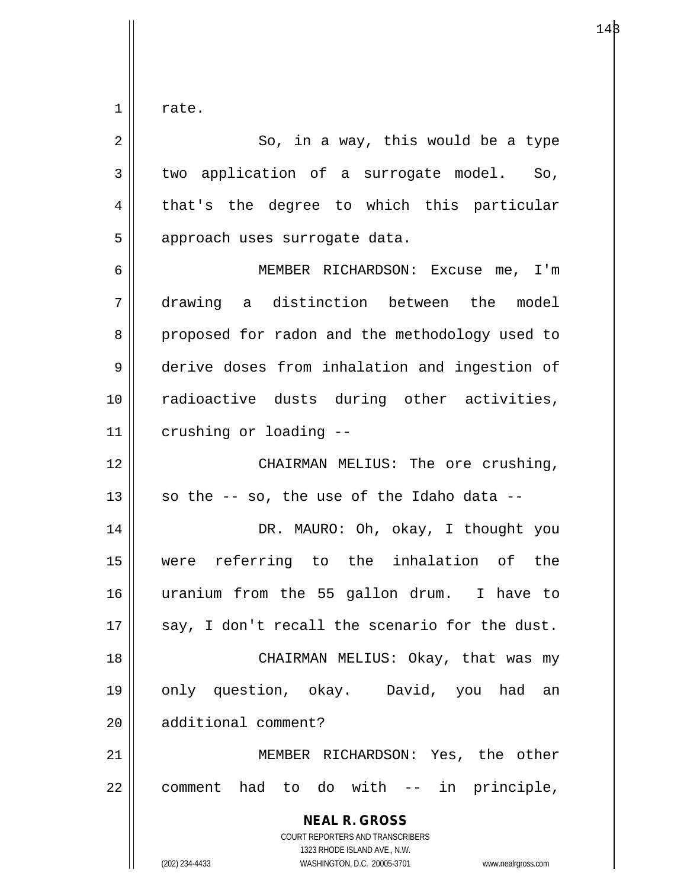rate.

So, in a way, this would be a type two application of a surrogate model. So, that's the degree to which this particular approach uses surrogate data.

MEMBER RICHARDSON: Excuse me, I'm drawing a distinction between the model proposed for radon and the methodology used to derive doses from inhalation and ingestion of radioactive dusts during other activities, crushing or loading --

CHAIRMAN MELIUS: The ore crushing, so the -- so, the use of the Idaho data --

DR. MAURO: Oh, okay, I thought you were referring to the inhalation of the uranium from the 55 gallon drum. I have to say, I don't recall the scenario for the dust.

CHAIRMAN MELIUS: Okay, that was my only question, okay. David, you had an additional comment?

MEMBER RICHARDSON: Yes, the other comment had to do with -- in principle,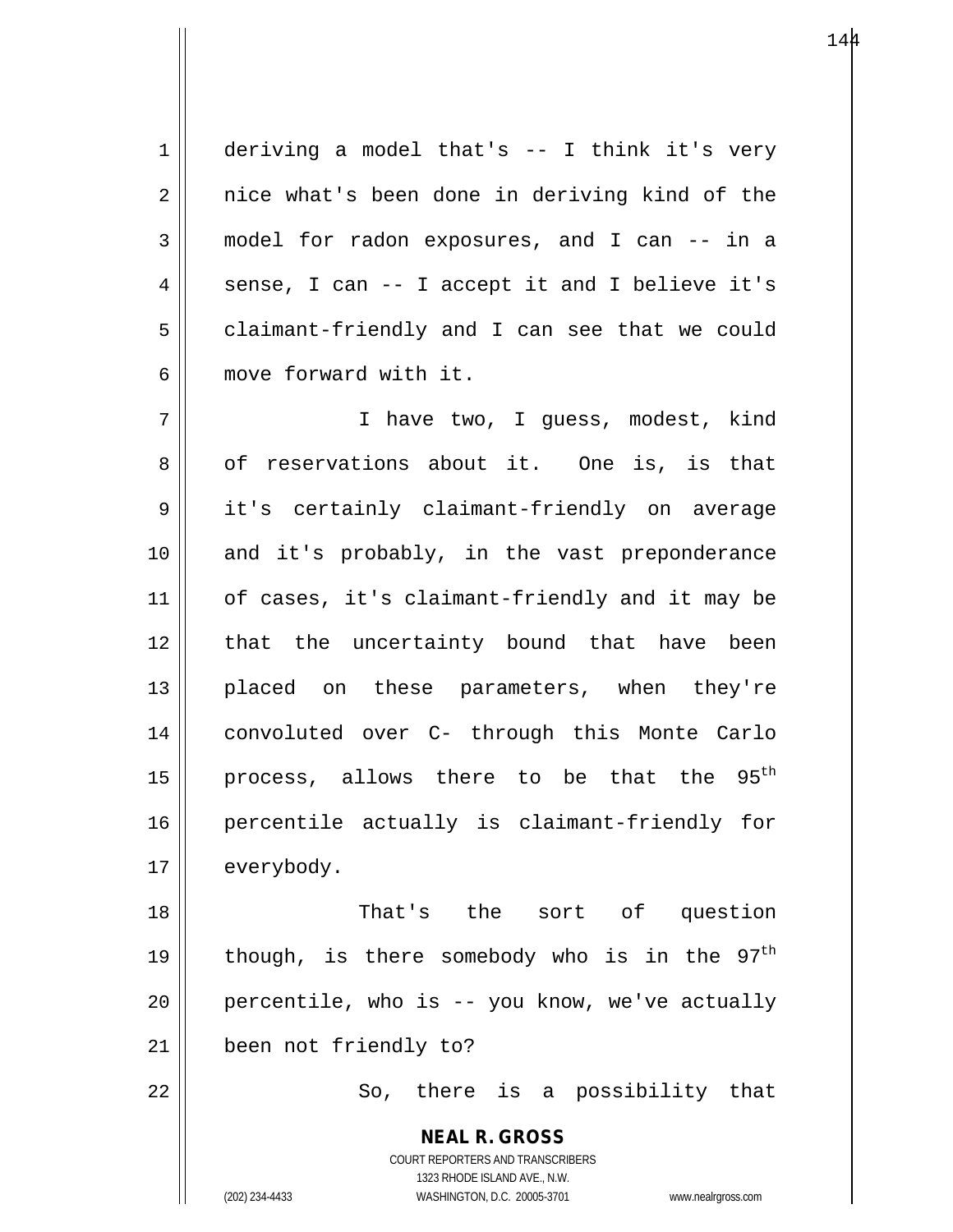deriving a model that's -- I think it's very nice what's been done in deriving kind of the model for radon exposures, and I can -- in a sense, I can -- I accept it and I believe it's claimant-friendly and I can see that we could move forward with it.

I have two, I guess, modest, kind of reservations about it. One is, is that it's certainly claimant-friendly on average and it's probably, in the vast preponderance of cases, it's claimant-friendly and it may be that the uncertainty bound that have been placed on these parameters, when they're convoluted over C- through this Monte Carlo process, allows there to be that the 95th percentile actually is claimant-friendly for everybody.

That's the sort of question though, is there somebody who is in the 97th percentile, who is -- you know, we've actually been not friendly to?

So, there is a possibility that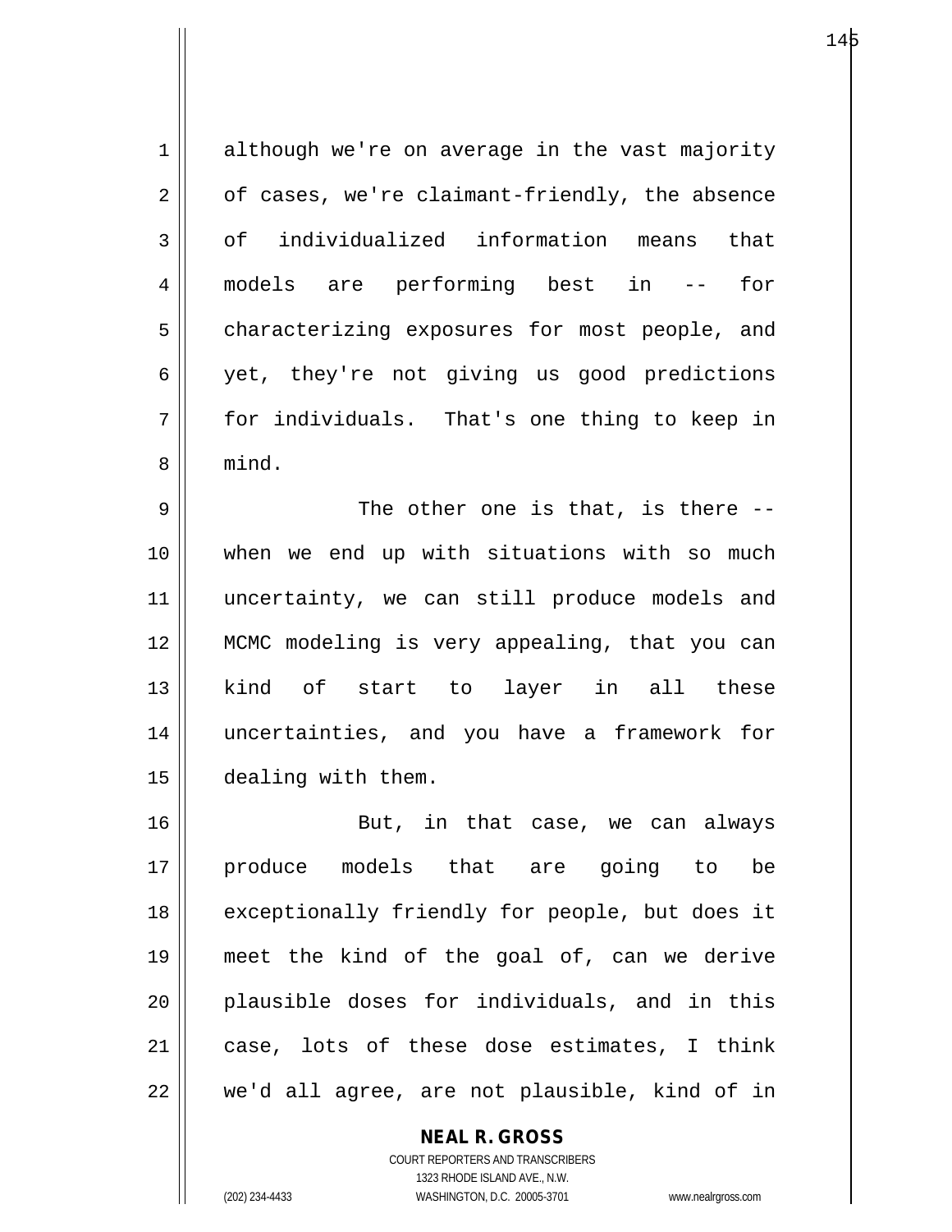although we're on average in the vast majority of cases, we're claimant-friendly, the absence of individualized information means that models are performing best in -- for characterizing exposures for most people, and yet, they're not giving us good predictions for individuals. That's one thing to keep in mind.

The other one is that, is there -- when we end up with situations with so much uncertainty, we can still produce models and MCMC modeling is very appealing, that you can kind of start to layer in all these uncertainties, and you have a framework for dealing with them.

But, in that case, we can always produce models that are going to be exceptionally friendly for people, but does it meet the kind of the goal of, can we derive plausible doses for individuals, and in this case, lots of these dose estimates, I think we'd all agree, are not plausible, kind of in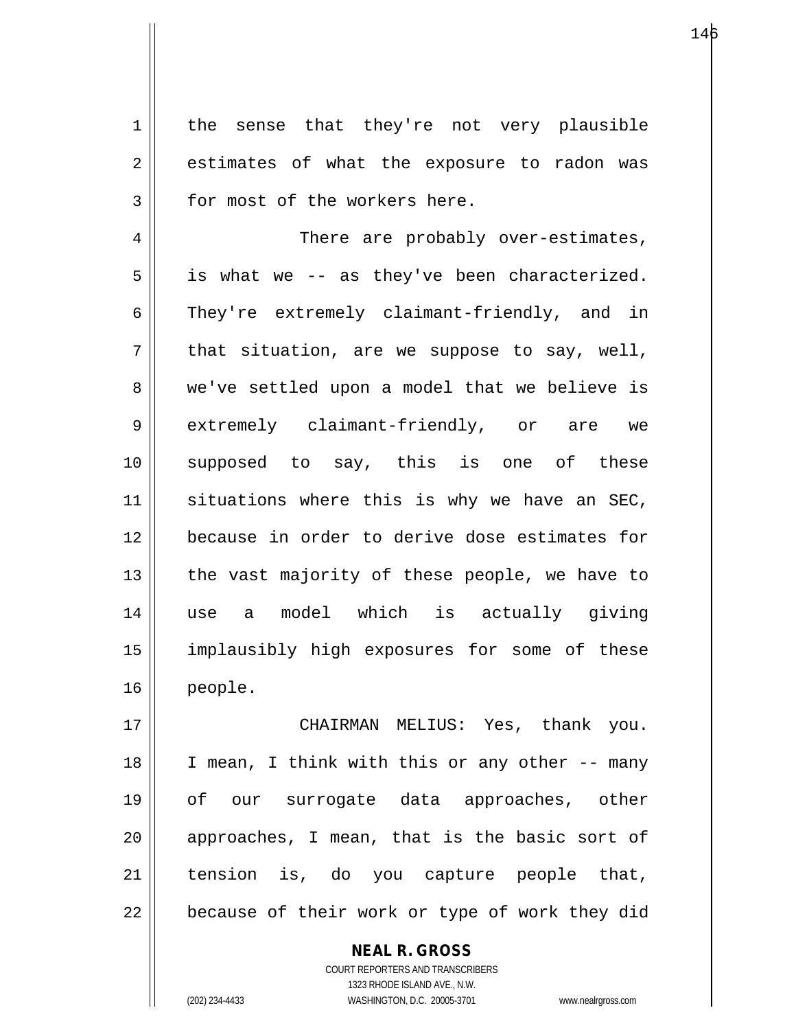the sense that they're not very plausible estimates of what the exposure to radon was for most of the workers here.

There are probably over-estimates, is what we -- as they've been characterized. They're extremely claimant-friendly, and in that situation, are we suppose to say, well, we've settled upon a model that we believe is extremely claimant-friendly, or are we supposed to say, this is one of these situations where this is why we have an SEC, because in order to derive dose estimates for the vast majority of these people, we have to use a model which is actually giving implausibly high exposures for some of these people.

CHAIRMAN MELIUS: Yes, thank you. I mean, I think with this or any other -- many of our surrogate data approaches, other approaches, I mean, that is the basic sort of tension is, do you capture people that, because of their work or type of work they did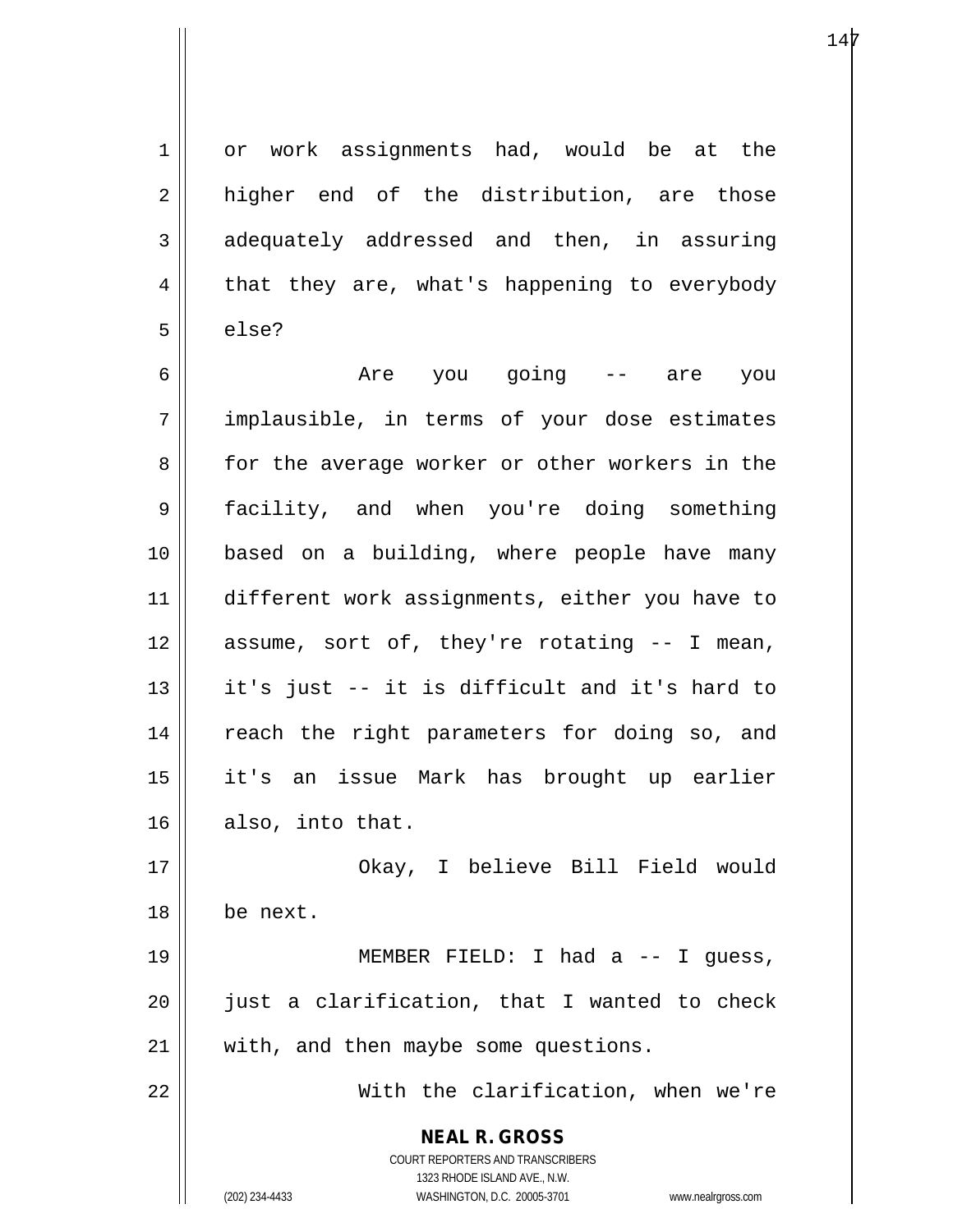or work assignments had, would be at the higher end of the distribution, are those adequately addressed and then, in assuring that they are, what's happening to everybody else?

Are you going -- are you implausible, in terms of your dose estimates for the average worker or other workers in the facility, and when you're doing something based on a building, where people have many different work assignments, either you have to assume, sort of, they're rotating -- I mean, it's just -- it is difficult and it's hard to reach the right parameters for doing so, and it's an issue Mark has brought up earlier also, into that.

Okay, I believe Bill Field would be next.

MEMBER FIELD: I had a -- I guess, just a clarification, that I wanted to check with, and then maybe some questions.

With the clarification, when we're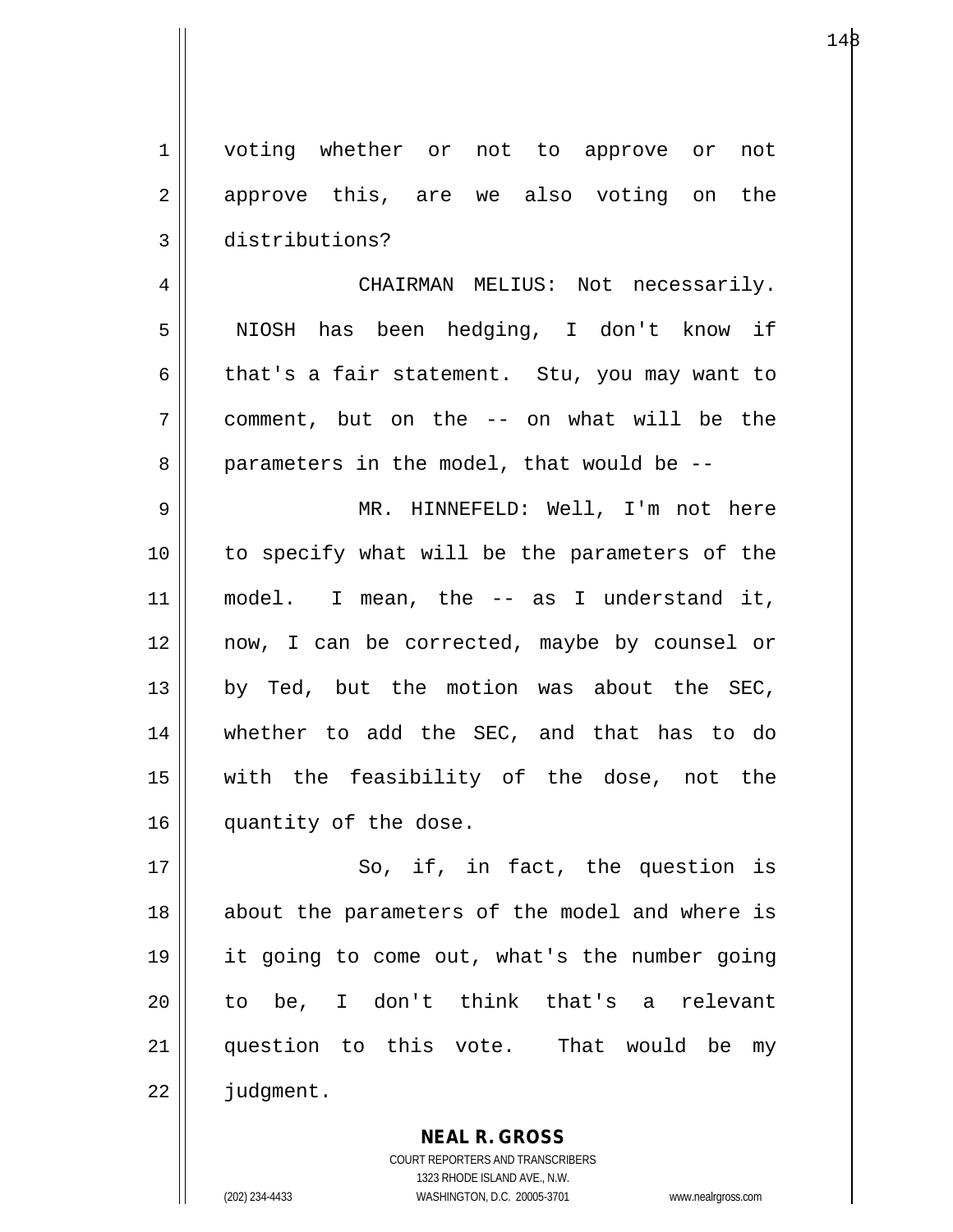voting whether or not to approve or not approve this, are we also voting on the distributions?

CHAIRMAN MELIUS: Not necessarily. NIOSH has been hedging, I don't know if that's a fair statement. Stu, you may want to comment, but on the -- on what will be the parameters in the model, that would be --

MR. HINNEFELD: Well, I'm not here to specify what will be the parameters of the model. I mean, the -- as I understand it, now, I can be corrected, maybe by counsel or by Ted, but the motion was about the SEC, whether to add the SEC, and that has to do with the feasibility of the dose, not the quantity of the dose.

So, if, in fact, the question is about the parameters of the model and where is it going to come out, what's the number going to be, I don't think that's a relevant question to this vote. That would be my judgment.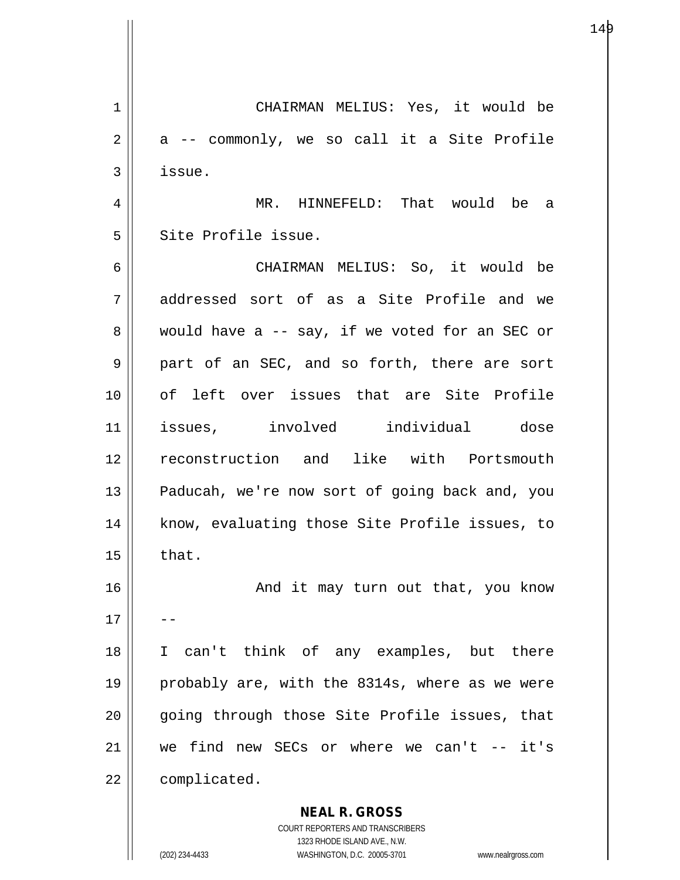CHAIRMAN MELIUS: Yes, it would be a -- commonly, we so call it a Site Profile issue.

MR. HINNEFELD: That would be a Site Profile issue.

CHAIRMAN MELIUS: So, it would be addressed sort of as a Site Profile and we would have a -- say, if we voted for an SEC or part of an SEC, and so forth, there are sort of left over issues that are Site Profile issues, involved individual dose reconstruction and like with Portsmouth Paducah, we're now sort of going back and, you know, evaluating those Site Profile issues, to that.

And it may turn out that, you know -- I can't think of any examples, but there probably are, with the 8314s, where as we were going through those Site Profile issues, that we find new SECs or where we can't -- it's complicated.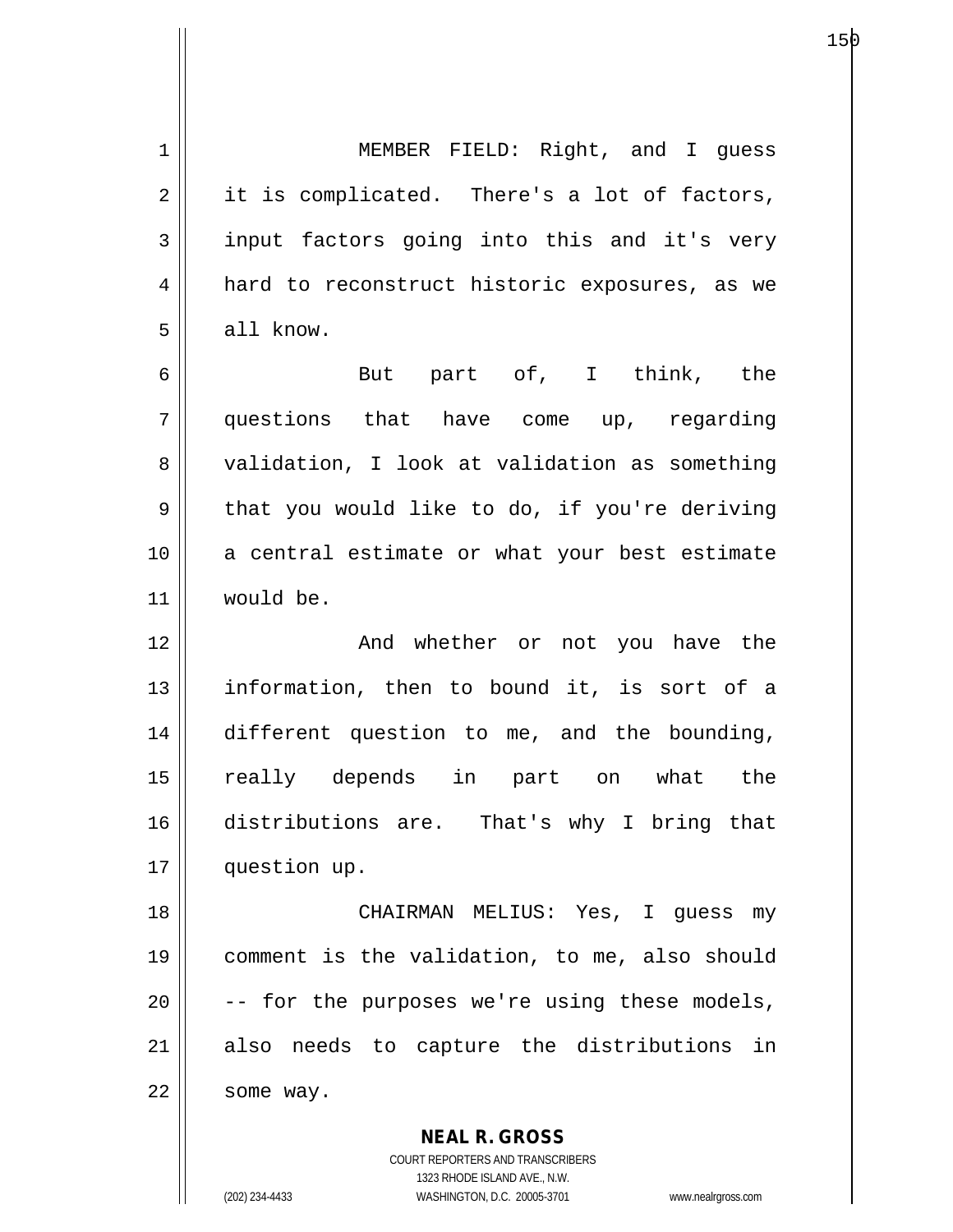MEMBER FIELD: Right, and I guess it is complicated. There's a lot of factors, input factors going into this and it's very hard to reconstruct historic exposures, as we all know.

But part of, I think, the questions that have come up, regarding validation, I look at validation as something that you would like to do, if you're deriving a central estimate or what your best estimate would be.

And whether or not you have the information, then to bound it, is sort of a different question to me, and the bounding, really depends in part on what the distributions are. That's why I bring that question up.

CHAIRMAN MELIUS: Yes, I guess my comment is the validation, to me, also should -- for the purposes we're using these models, also needs to capture the distributions in some way.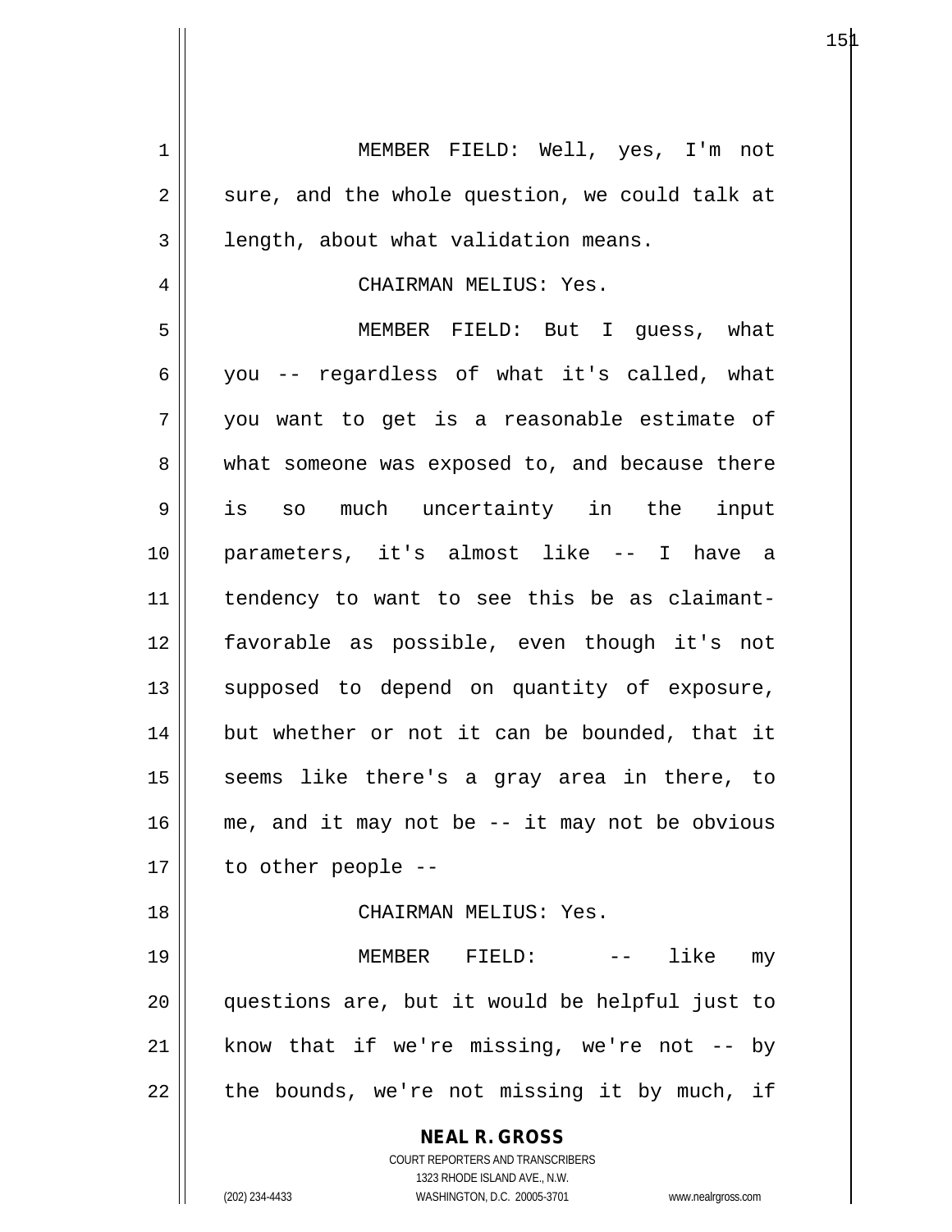MEMBER FIELD: Well, yes, I'm not sure, and the whole question, we could talk at length, about what validation means.

CHAIRMAN MELIUS: Yes.

MEMBER FIELD: But I guess, what you -- regardless of what it's called, what you want to get is a reasonable estimate of what someone was exposed to, and because there is so much uncertainty in the input parameters, it's almost like -- I have a tendency to want to see this be as claimant-favorable as possible, even though it's not supposed to depend on quantity of exposure, but whether or not it can be bounded, that it seems like there's a gray area in there, to me, and it may not be -- it may not be obvious to other people --

CHAIRMAN MELIUS: Yes.

MEMBER FIELD: -- like my questions are, but it would be helpful just to know that if we're missing, we're not -- by the bounds, we're not missing it by much, if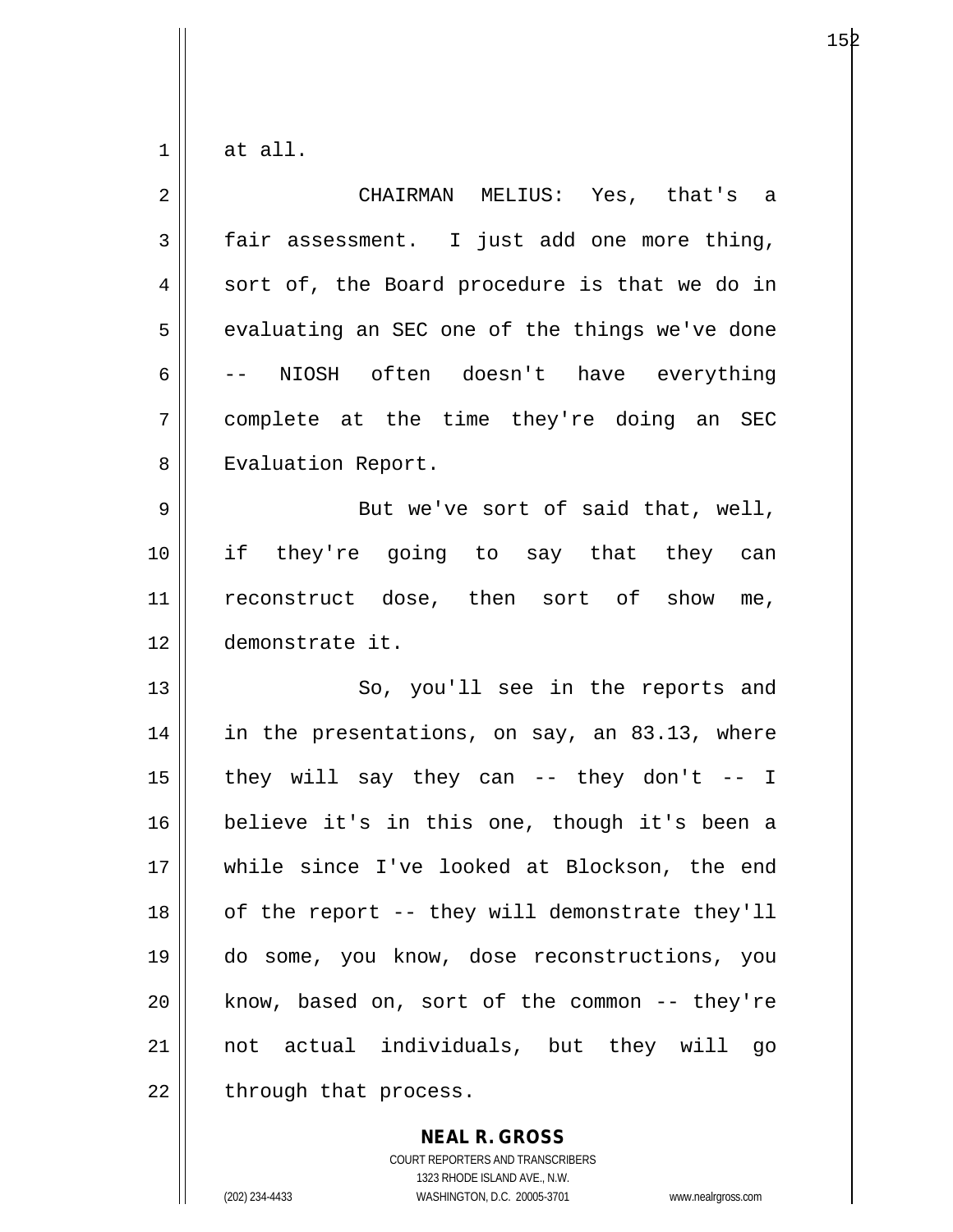at all.

CHAIRMAN MELIUS: Yes, that's a fair assessment. I just add one more thing, sort of, the Board procedure is that we do in evaluating an SEC one of the things we've done -- NIOSH often doesn't have everything complete at the time they're doing an SEC Evaluation Report.

But we've sort of said that, well, if they're going to say that they can reconstruct dose, then sort of show me, demonstrate it.

So, you'll see in the reports and in the presentations, on say, an 83.13, where they will say they can -- they don't -- I believe it's in this one, though it's been a while since I've looked at Blockson, the end of the report -- they will demonstrate they'll do some, you know, dose reconstructions, you know, based on, sort of the common -- they're not actual individuals, but they will go through that process.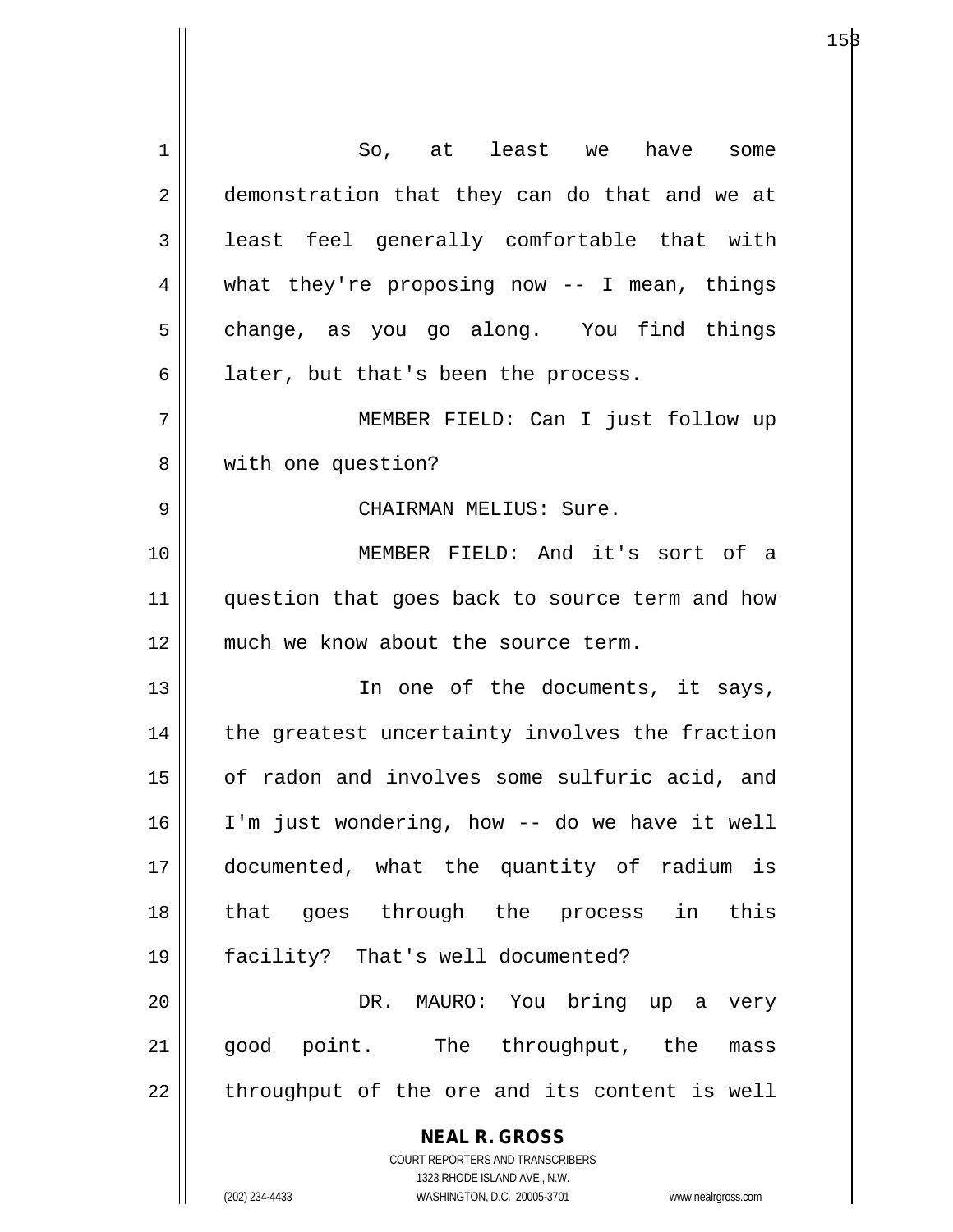So, at least we have some demonstration that they can do that and we at least feel generally comfortable that with what they're proposing now -- I mean, things change, as you go along. You find things later, but that's been the process.

MEMBER FIELD: Can I just follow up with one question?

CHAIRMAN MELIUS: Sure.

MEMBER FIELD: And it's sort of a question that goes back to source term and how much we know about the source term.

In one of the documents, it says, the greatest uncertainty involves the fraction of radon and involves some sulfuric acid, and I'm just wondering, how -- do we have it well documented, what the quantity of radium is that goes through the process in this facility? That's well documented?

DR. MAURO: You bring up a very good point. The throughput, the mass throughput of the ore and its content is well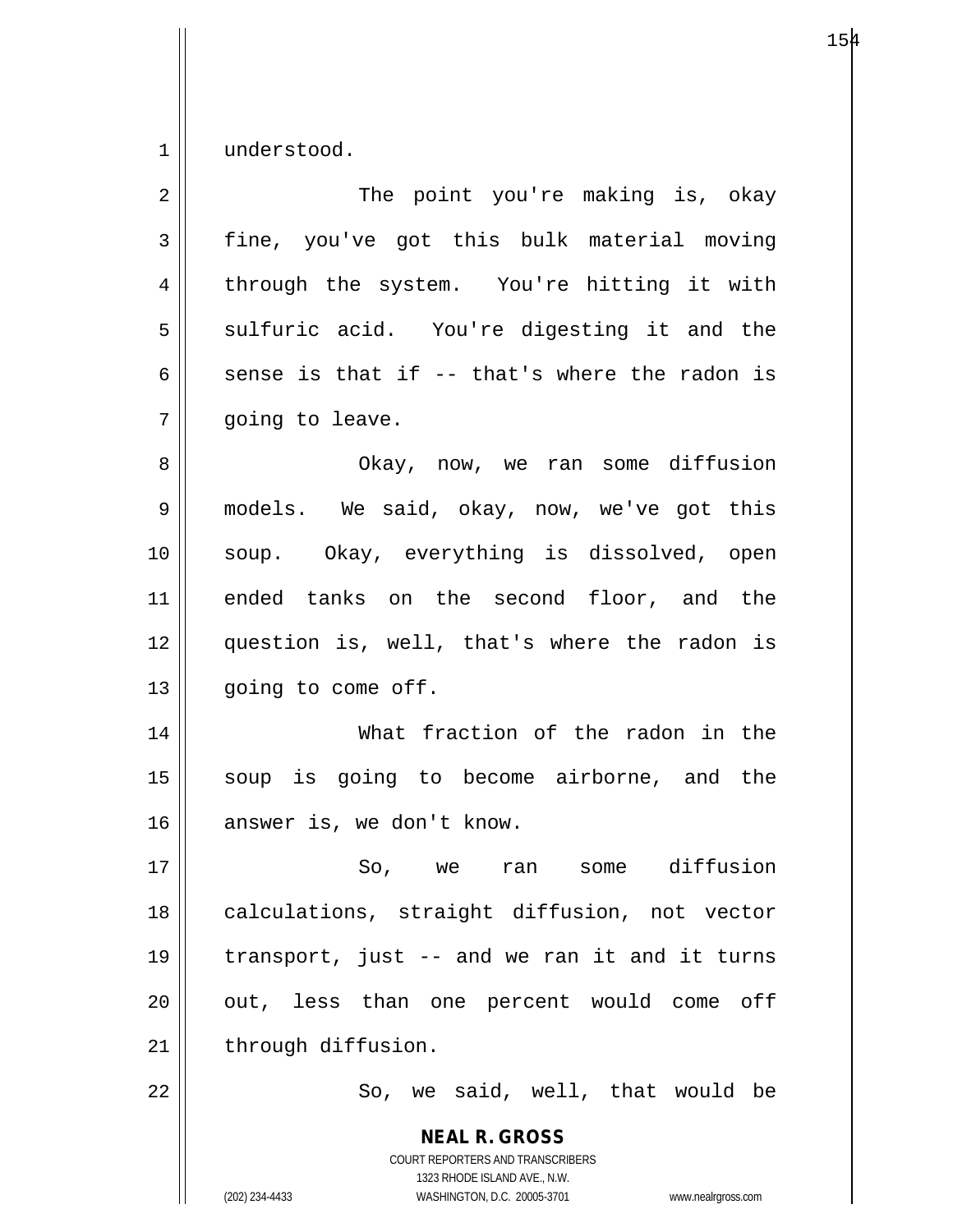understood.

The point you're making is, okay fine, you've got this bulk material moving through the system. You're hitting it with sulfuric acid. You're digesting it and the sense is that if -- that's where the radon is going to leave.

Okay, now, we ran some diffusion models. We said, okay, now, we've got this soup. Okay, everything is dissolved, open ended tanks on the second floor, and the question is, well, that's where the radon is going to come off.

What fraction of the radon in the soup is going to become airborne, and the answer is, we don't know.

So, we ran some diffusion calculations, straight diffusion, not vector transport, just -- and we ran it and it turns out, less than one percent would come off through diffusion.

So, we said, well, that would be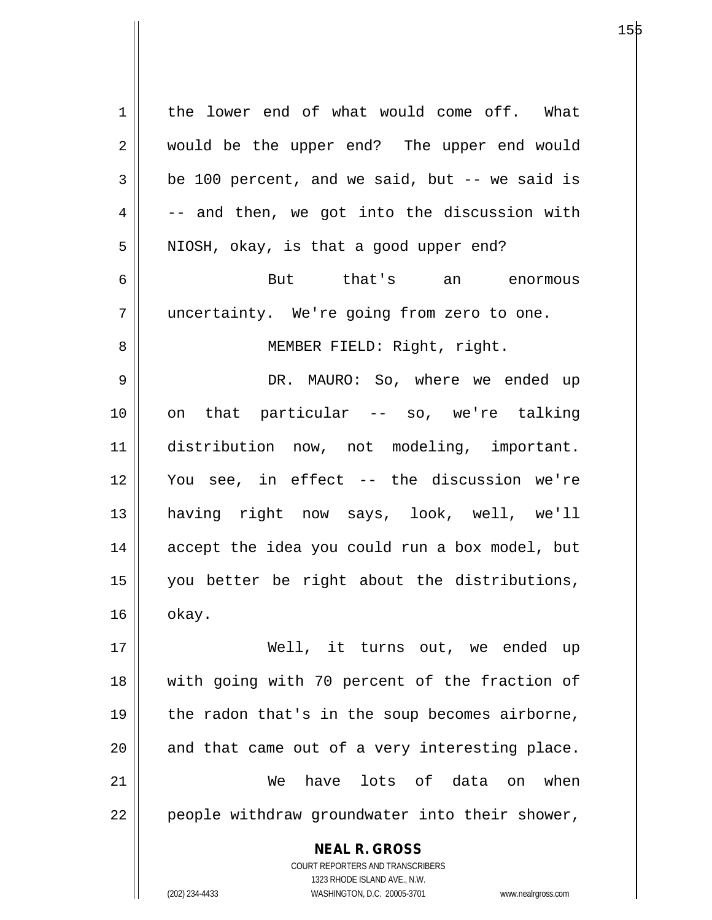the lower end of what would come off. What would be the upper end? The upper end would be 100 percent, and we said, but -- we said is -- and then, we got into the discussion with NIOSH, okay, is that a good upper end?

But that's an enormous uncertainty. We're going from zero to one.

MEMBER FIELD: Right, right.

DR. MAURO: So, where we ended up on that particular -- so, we're talking distribution now, not modeling, important. You see, in effect -- the discussion we're having right now says, look, well, we'll accept the idea you could run a box model, but you better be right about the distributions, okay.

Well, it turns out, we ended up with going with 70 percent of the fraction of the radon that's in the soup becomes airborne, and that came out of a very interesting place.

We have lots of data on when people withdraw groundwater into their shower,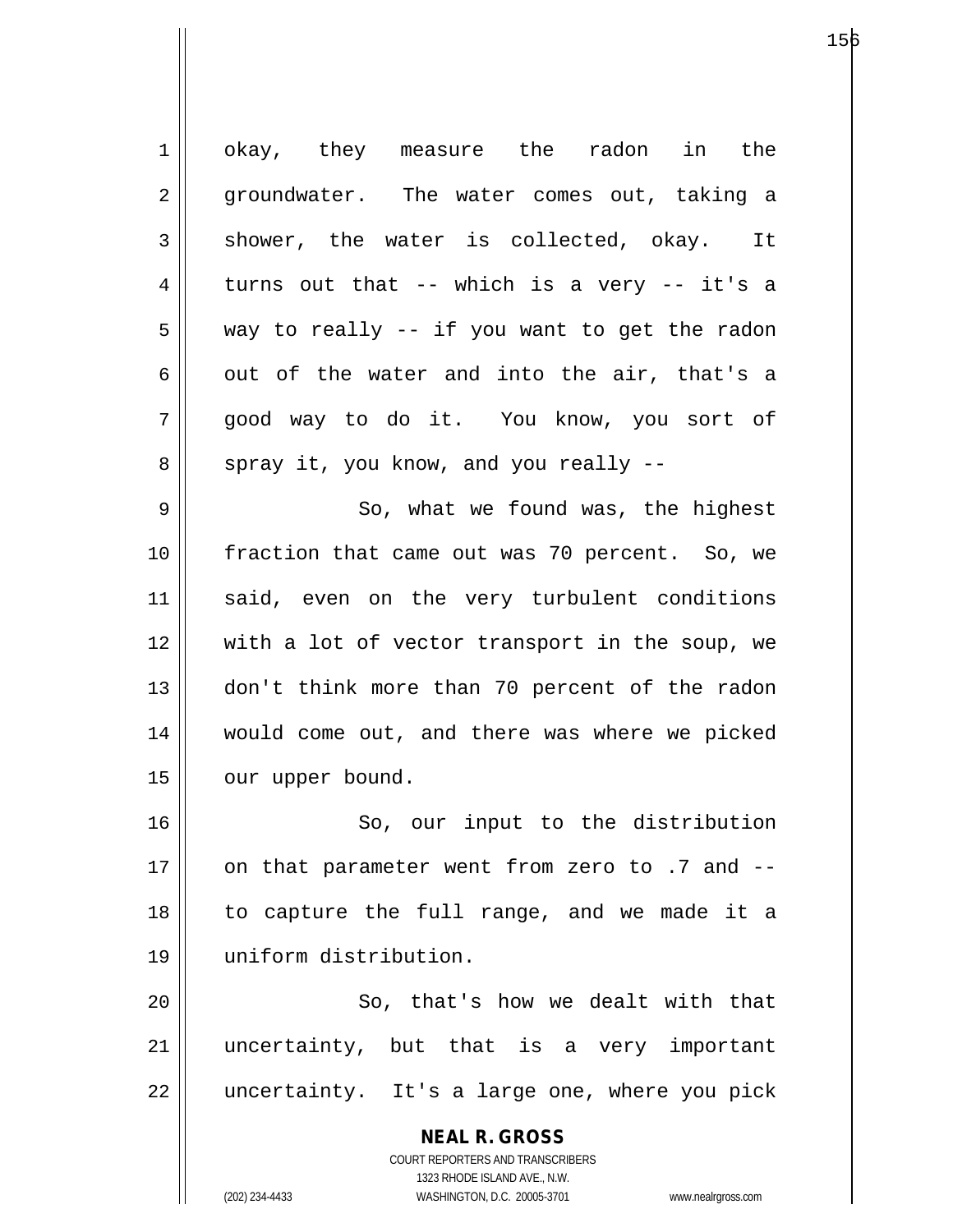okay, they measure the radon in the groundwater. The water comes out, taking a shower, the water is collected, okay. It turns out that -- which is a very -- it's a way to really -- if you want to get the radon out of the water and into the air, that's a good way to do it. You know, you sort of spray it, you know, and you really --

So, what we found was, the highest fraction that came out was 70 percent. So, we said, even on the very turbulent conditions with a lot of vector transport in the soup, we don't think more than 70 percent of the radon would come out, and there was where we picked our upper bound.

So, our input to the distribution on that parameter went from zero to .7 and -- to capture the full range, and we made it a uniform distribution.

So, that's how we dealt with that uncertainty, but that is a very important uncertainty. It's a large one, where you pick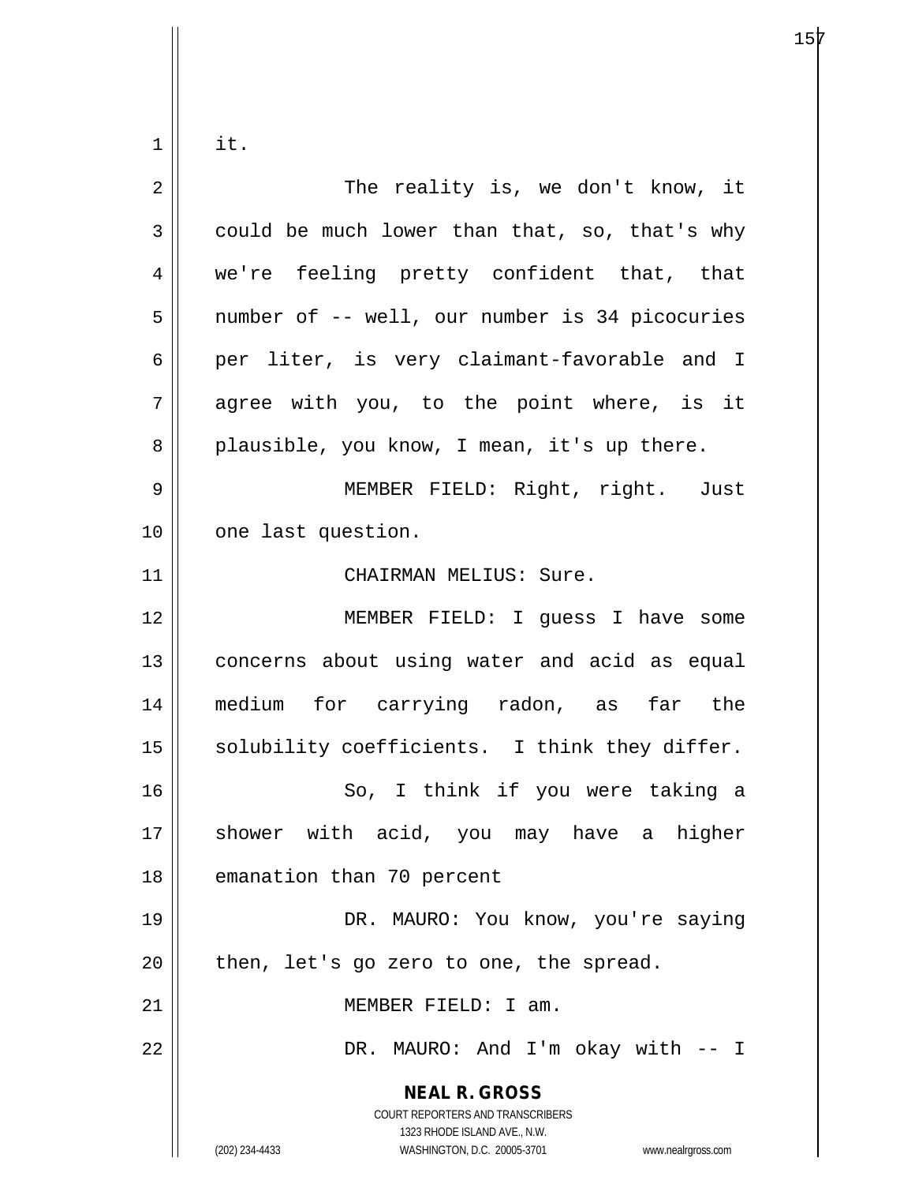it.

The reality is, we don't know, it could be much lower than that, so, that's why we're feeling pretty confident that, that number of -- well, our number is 34 picocuries per liter, is very claimant-favorable and I agree with you, to the point where, is it plausible, you know, I mean, it's up there.

MEMBER FIELD: Right, right. Just one last question.

CHAIRMAN MELIUS: Sure.

MEMBER FIELD: I guess I have some concerns about using water and acid as equal medium for carrying radon, as far the solubility coefficients. I think they differ.

So, I think if you were taking a shower with acid, you may have a higher emanation than 70 percent

DR. MAURO: You know, you're saying then, let's go zero to one, the spread.

MEMBER FIELD: I am.

DR. MAURO: And I'm okay with -- I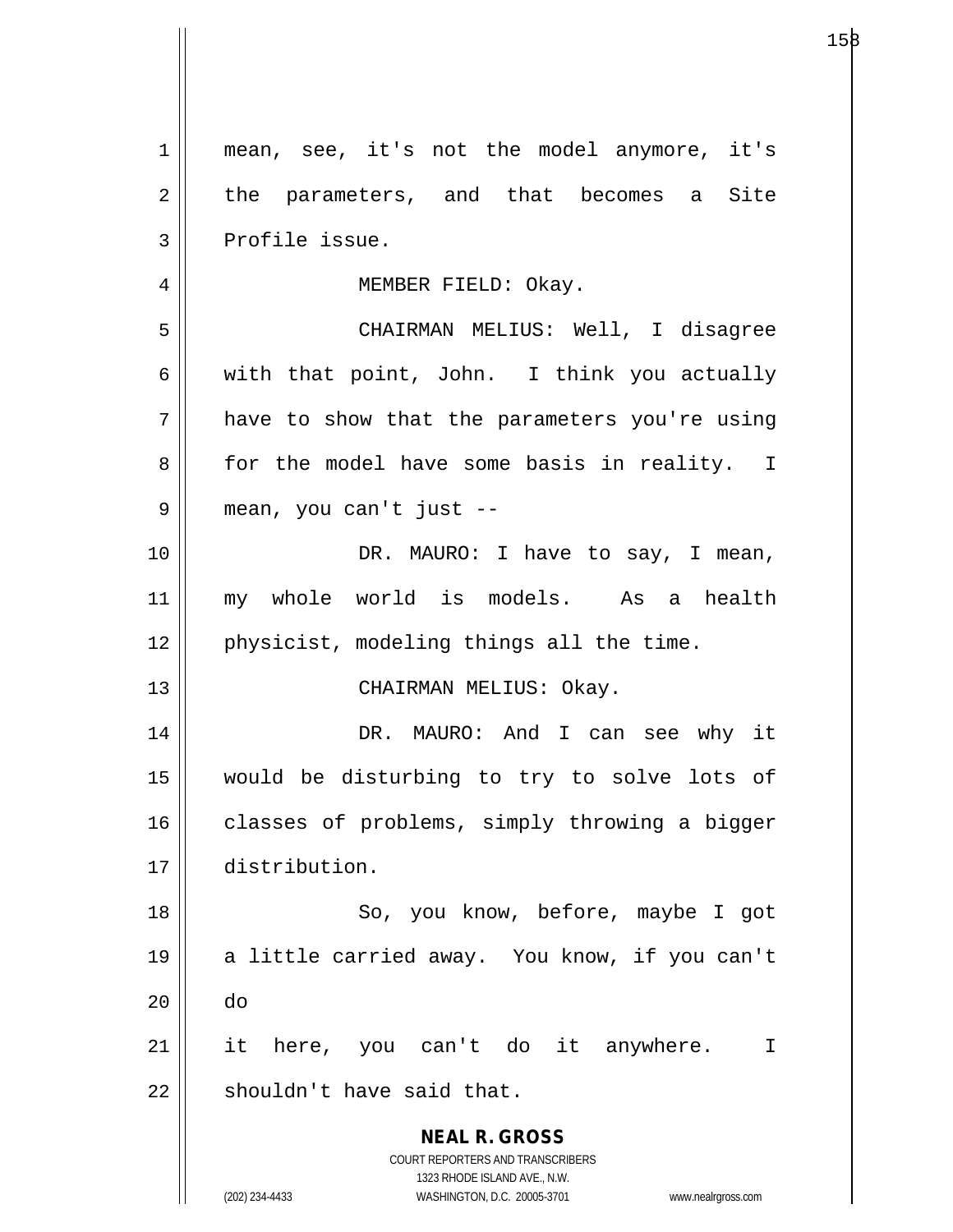mean, see, it's not the model anymore, it's the parameters, and that becomes a Site Profile issue.

MEMBER FIELD: Okay.

CHAIRMAN MELIUS: Well, I disagree with that point, John. I think you actually have to show that the parameters you're using for the model have some basis in reality. I mean, you can't just --

DR. MAURO: I have to say, I mean, my whole world is models. As a health physicist, modeling things all the time.

CHAIRMAN MELIUS: Okay.

DR. MAURO: And I can see why it would be disturbing to try to solve lots of classes of problems, simply throwing a bigger distribution.

So, you know, before, maybe I got a little carried away. You know, if you can't do it here, you can't do it anywhere. I shouldn't have said that.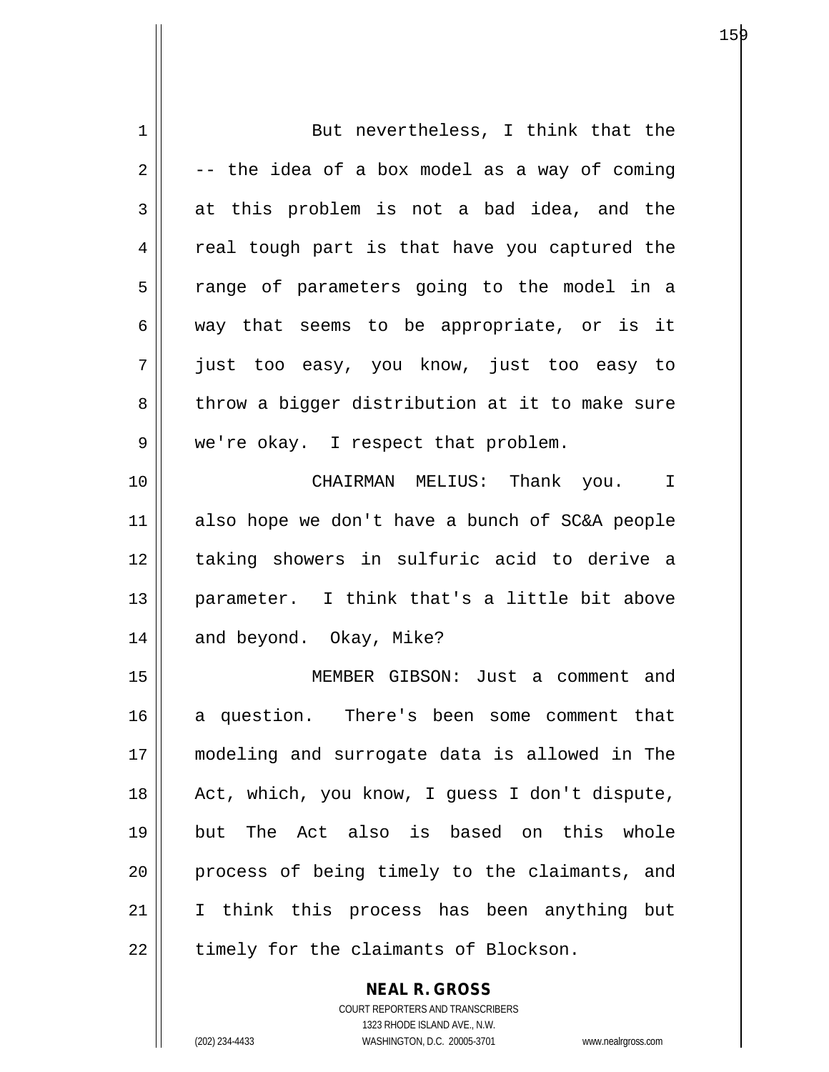But nevertheless, I think that the -- the idea of a box model as a way of coming at this problem is not a bad idea, and the real tough part is that have you captured the range of parameters going to the model in a way that seems to be appropriate, or is it just too easy, you know, just too easy to throw a bigger distribution at it to make sure we're okay. I respect that problem.

CHAIRMAN MELIUS: Thank you. I also hope we don't have a bunch of SC&A people taking showers in sulfuric acid to derive a parameter. I think that's a little bit above and beyond. Okay, Mike?

MEMBER GIBSON: Just a comment and a question. There's been some comment that modeling and surrogate data is allowed in The Act, which, you know, I guess I don't dispute, but The Act also is based on this whole process of being timely to the claimants, and I think this process has been anything but timely for the claimants of Blockson.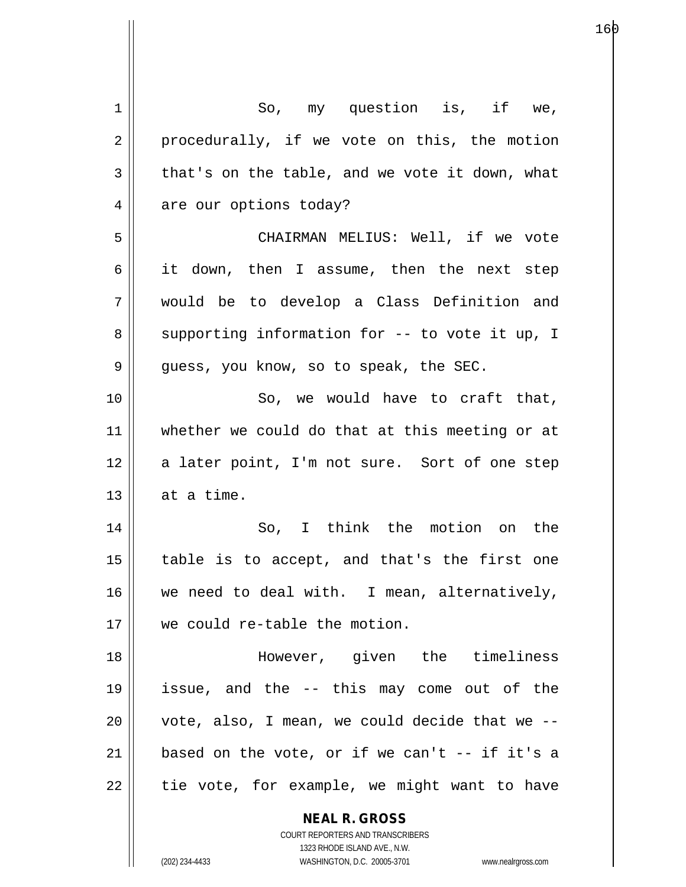So, my question is, if we, procedurally, if we vote on this, the motion that's on the table, and we vote it down, what are our options today?

CHAIRMAN MELIUS: Well, if we vote it down, then I assume, then the next step would be to develop a Class Definition and supporting information for -- to vote it up, I guess, you know, so to speak, the SEC.

So, we would have to craft that, whether we could do that at this meeting or at a later point, I'm not sure. Sort of one step at a time.

So, I think the motion on the table is to accept, and that's the first one we need to deal with. I mean, alternatively, we could re-table the motion.

However, given the timeliness issue, and the -- this may come out of the vote, also, I mean, we could decide that we -- based on the vote, or if we can't -- if it's a tie vote, for example, we might want to have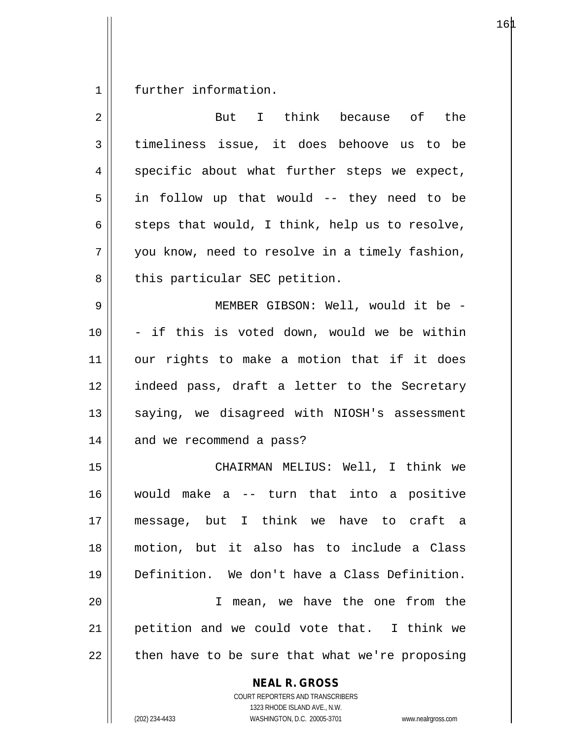further information.

But I think because of the timeliness issue, it does behoove us to be specific about what further steps we expect, in follow up that would -- they need to be steps that would, I think, help us to resolve, you know, need to resolve in a timely fashion, this particular SEC petition.

MEMBER GIBSON: Well, would it be -- if this is voted down, would we be within our rights to make a motion that if it does indeed pass, draft a letter to the Secretary saying, we disagreed with NIOSH's assessment and we recommend a pass?

CHAIRMAN MELIUS: Well, I think we would make a -- turn that into a positive message, but I think we have to craft a motion, but it also has to include a Class Definition. We don't have a Class Definition.

I mean, we have the one from the petition and we could vote that. I think we then have to be sure that what we're proposing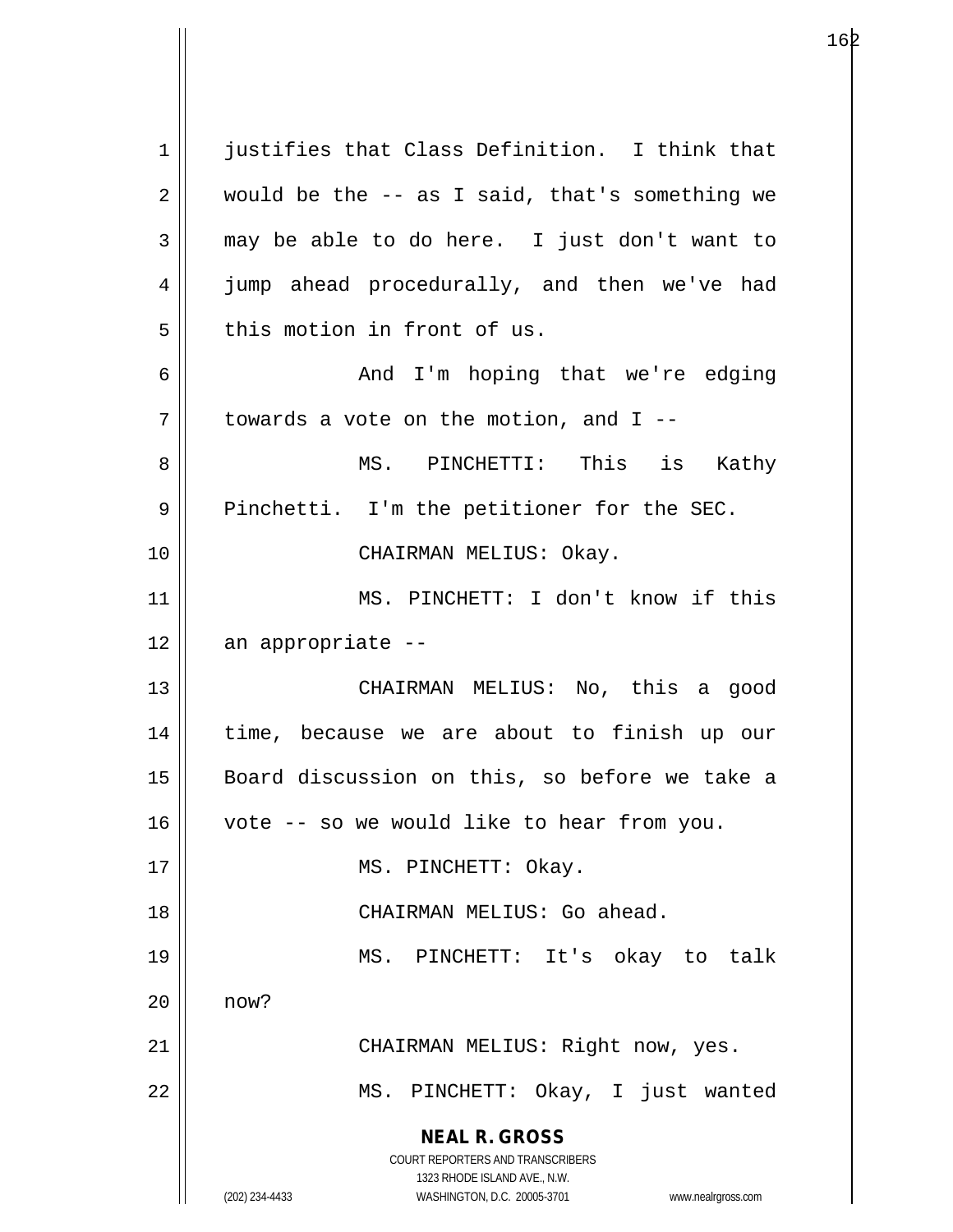justifies that Class Definition. I think that would be the -- as I said, that's something we may be able to do here. I just don't want to jump ahead procedurally, and then we've had this motion in front of us.

And I'm hoping that we're edging towards a vote on the motion, and I --

MS. PINCHETTI: This is Kathy Pinchetti. I'm the petitioner for the SEC.

CHAIRMAN MELIUS: Okay.

MS. PINCHETT: I don't know if this an appropriate --

CHAIRMAN MELIUS: No, this a good time, because we are about to finish up our Board discussion on this, so before we take a vote -- so we would like to hear from you.

MS. PINCHETT: Okay.

CHAIRMAN MELIUS: Go ahead.

MS. PINCHETT: It's okay to talk now?

CHAIRMAN MELIUS: Right now, yes.

MS. PINCHETT: Okay, I just wanted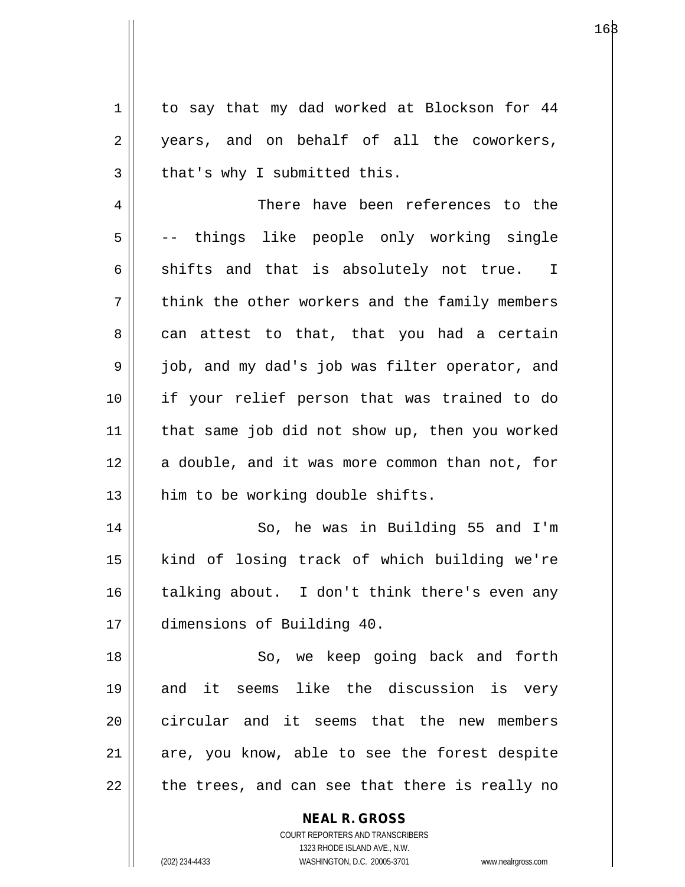to say that my dad worked at Blockson for 44 years, and on behalf of all the coworkers, that's why I submitted this.

There have been references to the -- things like people only working single shifts and that is absolutely not true. I think the other workers and the family members can attest to that, that you had a certain job, and my dad's job was filter operator, and if your relief person that was trained to do that same job did not show up, then you worked a double, and it was more common than not, for him to be working double shifts.

So, he was in Building 55 and I'm kind of losing track of which building we're talking about. I don't think there's even any dimensions of Building 40.

So, we keep going back and forth and it seems like the discussion is very circular and it seems that the new members are, you know, able to see the forest despite the trees, and can see that there is really no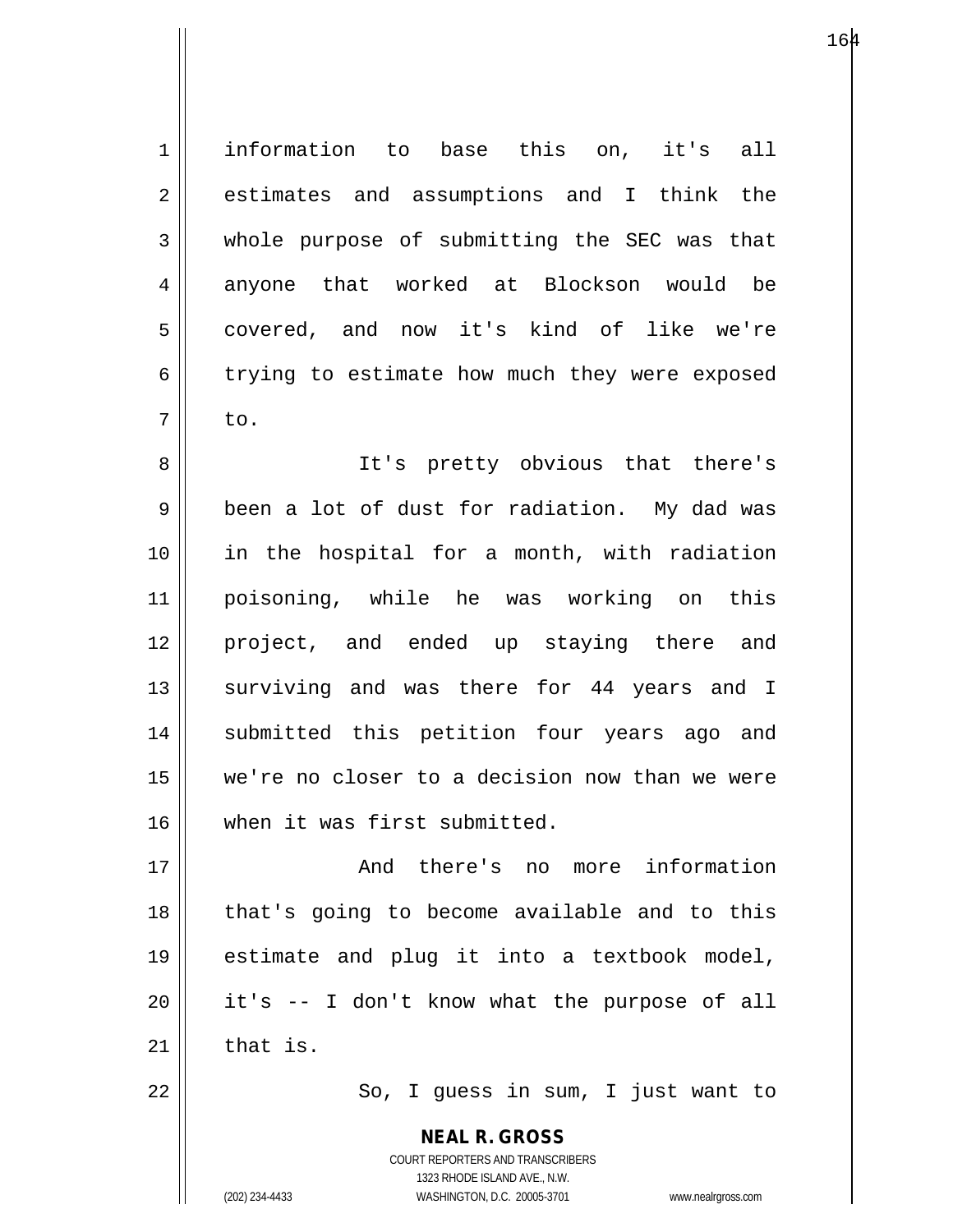information to base this on, it's all estimates and assumptions and I think the whole purpose of submitting the SEC was that anyone that worked at Blockson would be covered, and now it's kind of like we're trying to estimate how much they were exposed to.

It's pretty obvious that there's been a lot of dust for radiation. My dad was in the hospital for a month, with radiation poisoning, while he was working on this project, and ended up staying there and surviving and was there for 44 years and I submitted this petition four years ago and we're no closer to a decision now than we were when it was first submitted.

And there's no more information that's going to become available and to this estimate and plug it into a textbook model, it's -- I don't know what the purpose of all that is.

So, I guess in sum, I just want to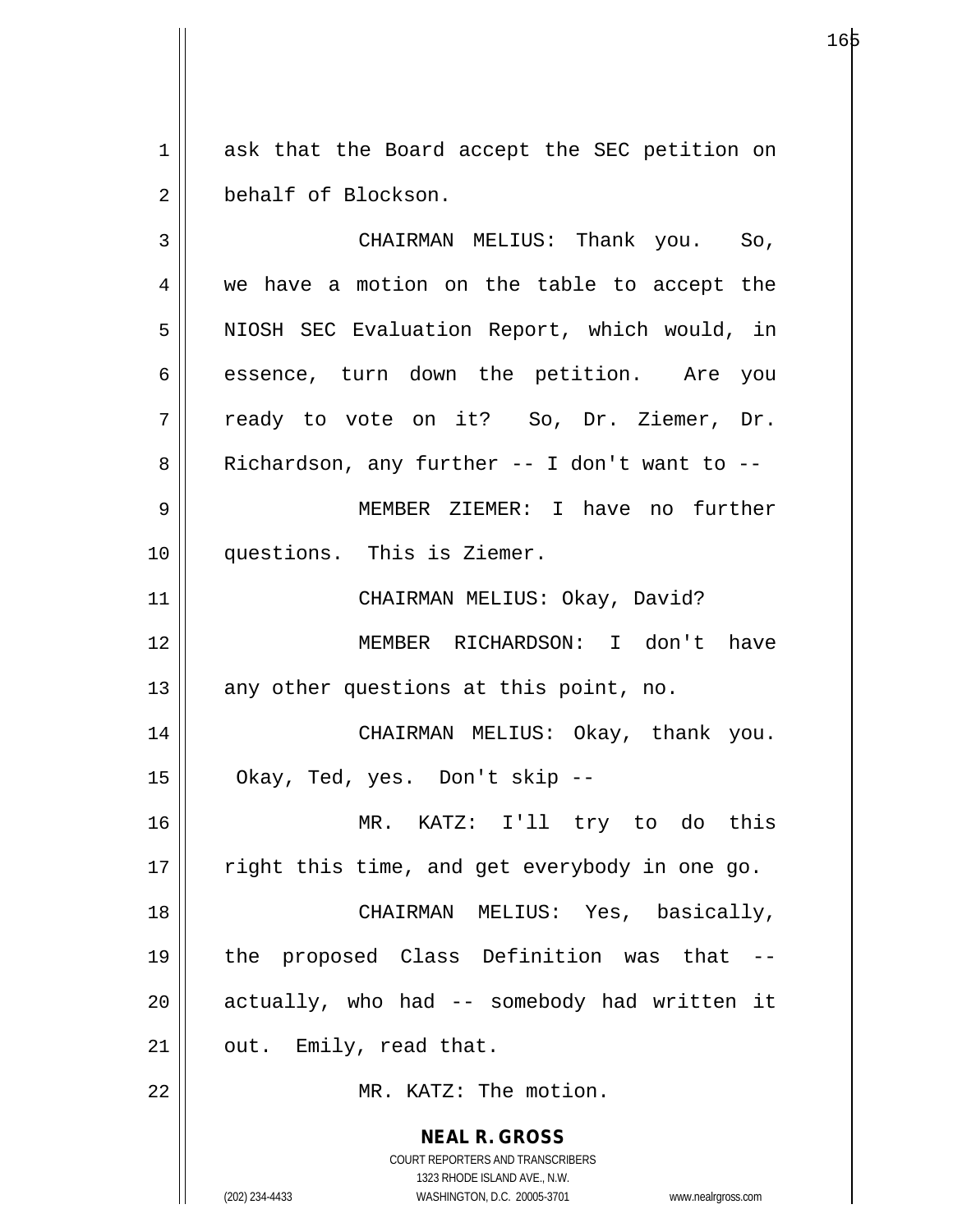ask that the Board accept the SEC petition on behalf of Blockson.

CHAIRMAN MELIUS: Thank you. So, we have a motion on the table to accept the NIOSH SEC Evaluation Report, which would, in essence, turn down the petition. Are you ready to vote on it? So, Dr. Ziemer, Dr. Richardson, any further -- I don't want to --

MEMBER ZIEMER: I have no further questions. This is Ziemer.

CHAIRMAN MELIUS: Okay, David?

MEMBER RICHARDSON: I don't have any other questions at this point, no.

CHAIRMAN MELIUS: Okay, thank you. Okay, Ted, yes. Don't skip --

MR. KATZ: I'll try to do this right this time, and get everybody in one go.

CHAIRMAN MELIUS: Yes, basically, the proposed Class Definition was that -- actually, who had -- somebody had written it out. Emily, read that.

MR. KATZ: The motion.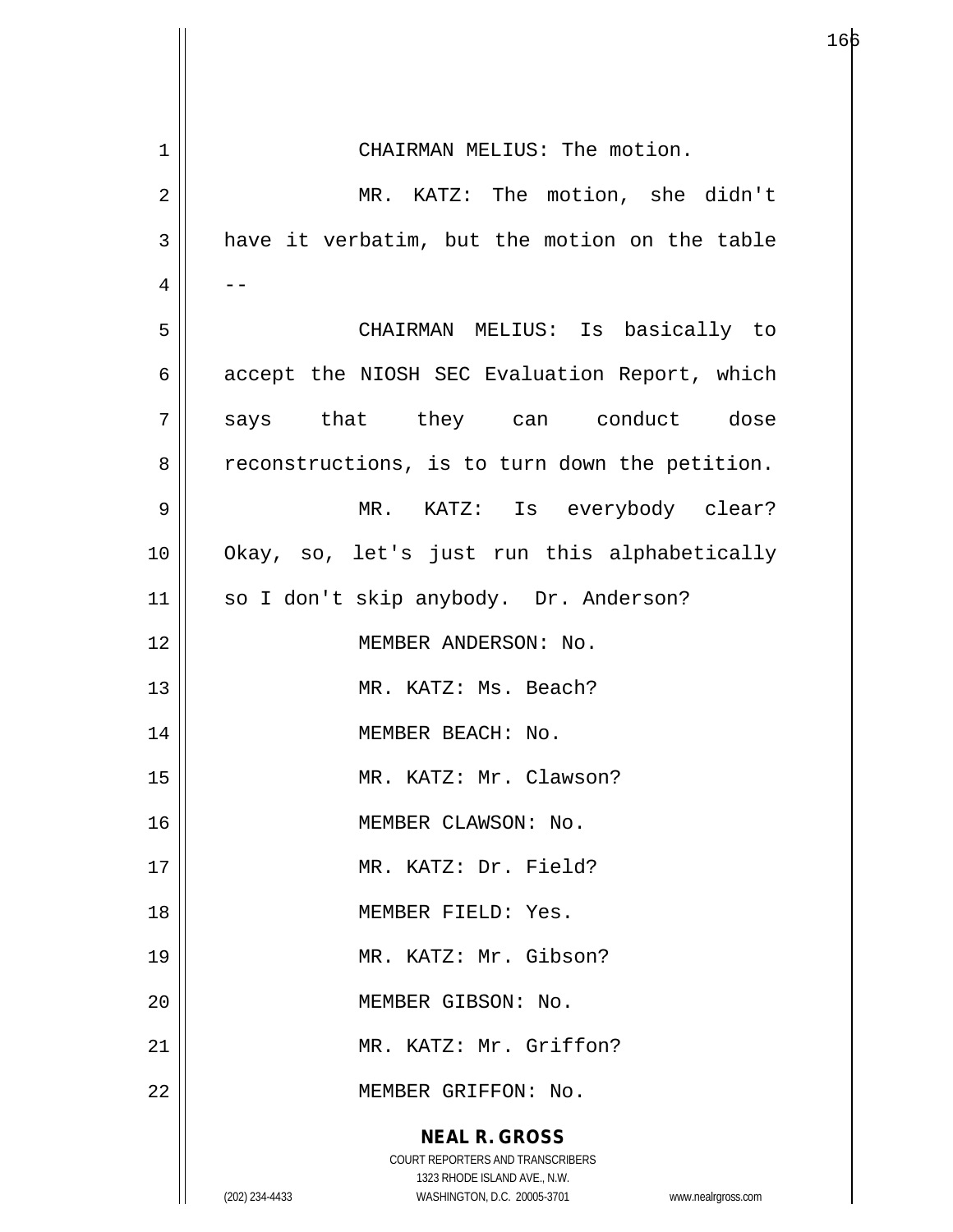CHAIRMAN MELIUS: The motion.

MR. KATZ: The motion, she didn't have it verbatim, but the motion on the table --

CHAIRMAN MELIUS: Is basically to accept the NIOSH SEC Evaluation Report, which says that they can conduct dose reconstructions, is to turn down the petition.

MR. KATZ: Is everybody clear? Okay, so, let's just run this alphabetically so I don't skip anybody. Dr. Anderson?

MEMBER ANDERSON: No.

MR. KATZ: Ms. Beach?

MEMBER BEACH: No.

MR. KATZ: Mr. Clawson?

MEMBER CLAWSON: No.

MR. KATZ: Dr. Field?

MEMBER FIELD: Yes.

MR. KATZ: Mr. Gibson?

MEMBER GIBSON: No.

MR. KATZ: Mr. Griffon?

MEMBER GRIFFON: No.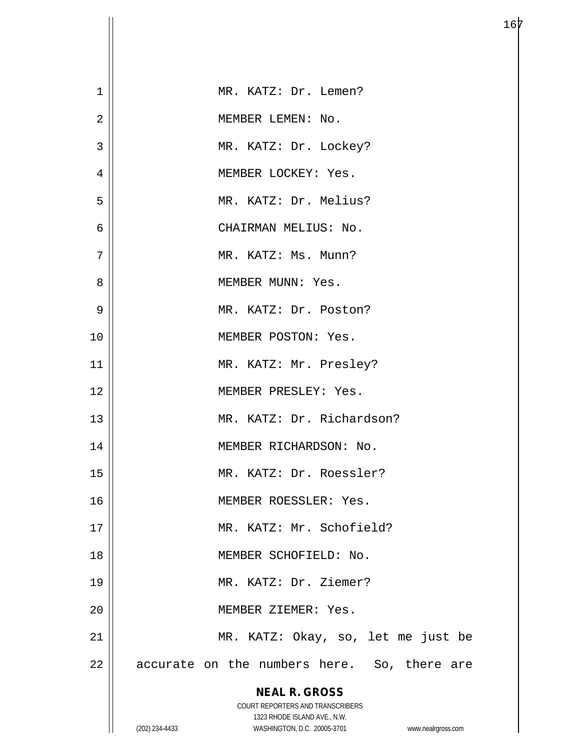MR. KATZ: Dr. Lemen?

MEMBER LEMEN: No.

MR. KATZ: Dr. Lockey?

MEMBER LOCKEY: Yes.

MR. KATZ: Dr. Melius?

CHAIRMAN MELIUS: No.

MR. KATZ: Ms. Munn?

MEMBER MUNN: Yes.

MR. KATZ: Dr. Poston?

MEMBER POSTON: Yes.

MR. KATZ: Mr. Presley?

MEMBER PRESLEY: Yes.

MR. KATZ: Dr. Richardson?

MEMBER RICHARDSON: No.

MR. KATZ: Dr. Roessler?

MEMBER ROESSLER: Yes.

MR. KATZ: Mr. Schofield?

MEMBER SCHOFIELD: No.

MR. KATZ: Dr. Ziemer?

MEMBER ZIEMER: Yes.

MR. KATZ: Okay, so, let me just be accurate on the numbers here. So, there are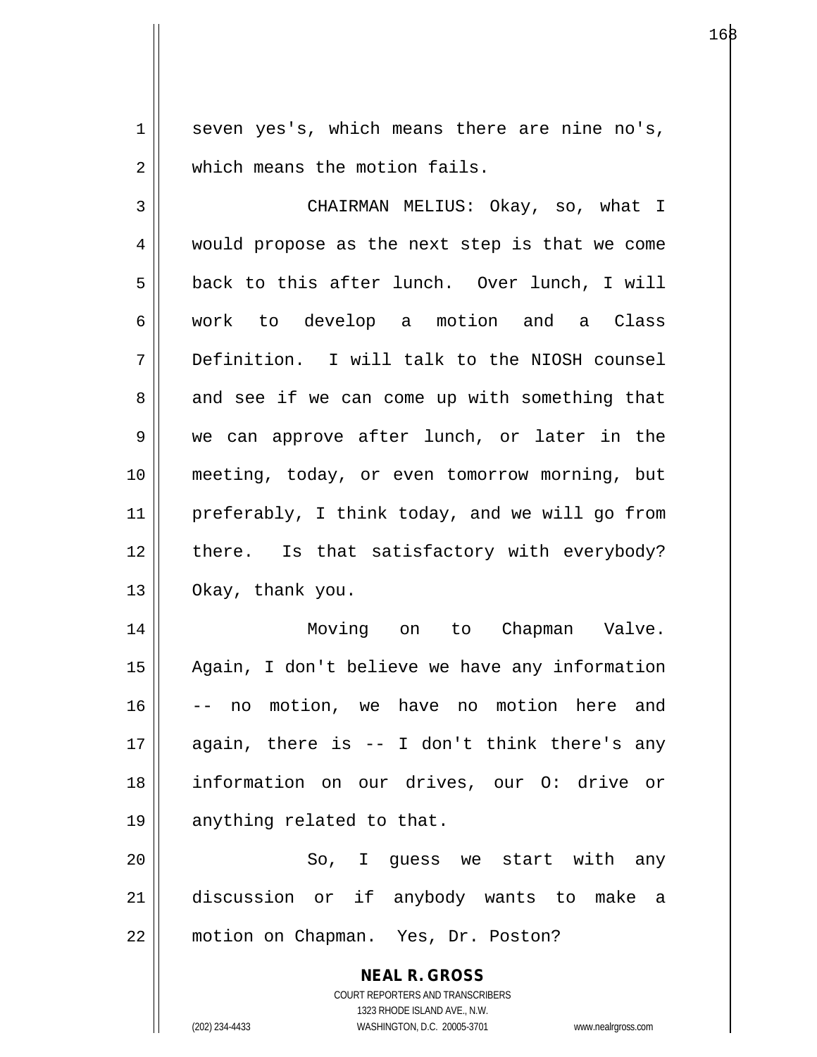seven yes's, which means there are nine no's, which means the motion fails.

CHAIRMAN MELIUS: Okay, so, what I would propose as the next step is that we come back to this after lunch. Over lunch, I will work to develop a motion and a Class Definition. I will talk to the NIOSH counsel and see if we can come up with something that we can approve after lunch, or later in the meeting, today, or even tomorrow morning, but preferably, I think today, and we will go from there. Is that satisfactory with everybody? Okay, thank you.

Moving on to Chapman Valve. Again, I don't believe we have any information -- no motion, we have no motion here and again, there is -- I don't think there's any information on our drives, our O: drive or anything related to that.

So, I guess we start with any discussion or if anybody wants to make a motion on Chapman. Yes, Dr. Poston?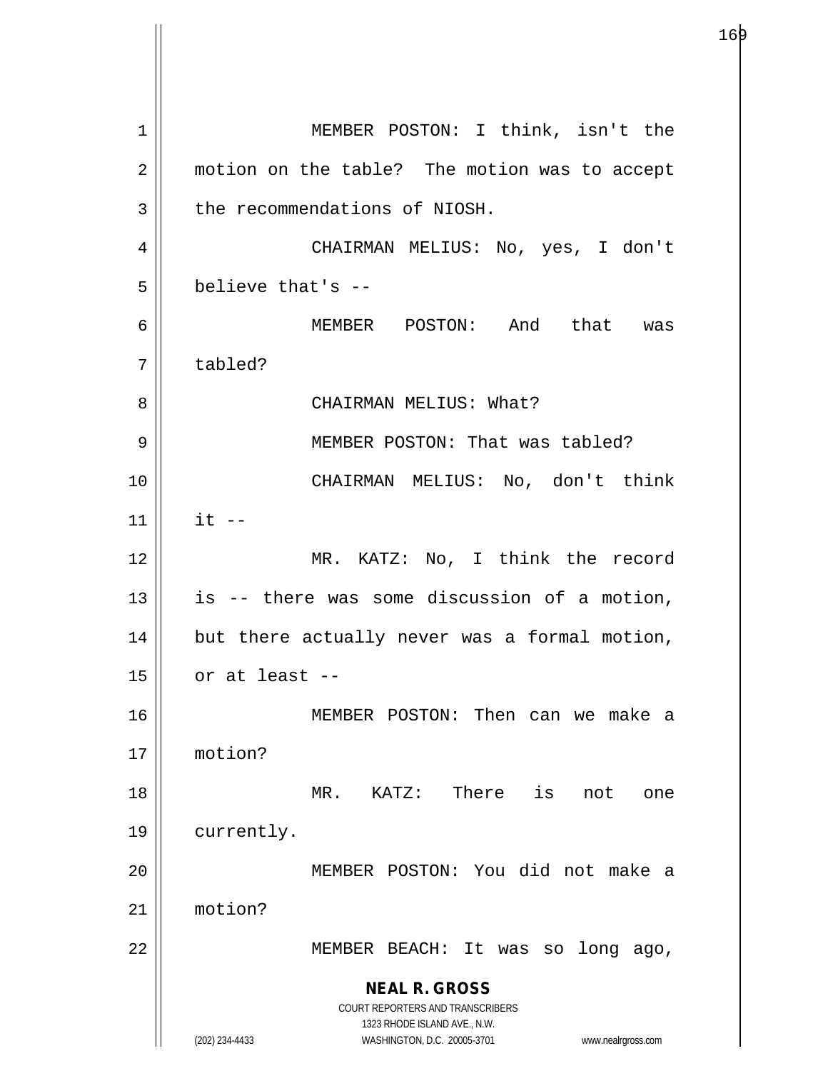MEMBER POSTON: I think, isn't the motion on the table? The motion was to accept the recommendations of NIOSH.

CHAIRMAN MELIUS: No, yes, I don't believe that's --

MEMBER POSTON: And that was tabled?

CHAIRMAN MELIUS: What?

MEMBER POSTON: That was tabled?

CHAIRMAN MELIUS: No, don't think it --

MR. KATZ: No, I think the record is -- there was some discussion of a motion, but there actually never was a formal motion, or at least --

MEMBER POSTON: Then can we make a motion?

MR. KATZ: There is not one currently.

MEMBER POSTON: You did not make a motion?

MEMBER BEACH: It was so long ago,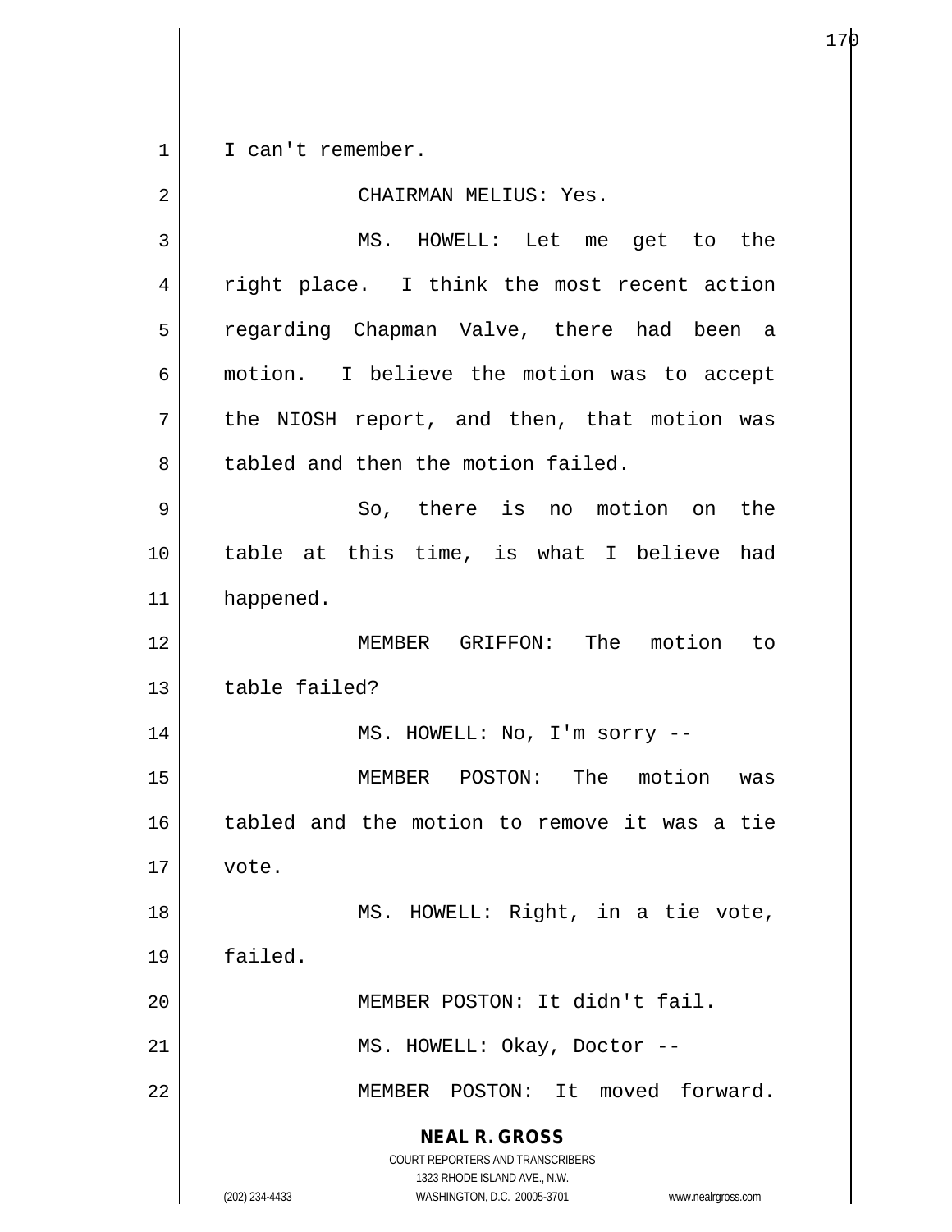I can't remember.

CHAIRMAN MELIUS: Yes.

MS. HOWELL: Let me get to the right place. I think the most recent action regarding Chapman Valve, there had been a motion. I believe the motion was to accept the NIOSH report, and then, that motion was tabled and then the motion failed.

So, there is no motion on the table at this time, is what I believe had happened.

MEMBER GRIFFON: The motion to table failed?

MS. HOWELL: No, I'm sorry --

MEMBER POSTON: The motion was tabled and the motion to remove it was a tie vote.

MS. HOWELL: Right, in a tie vote, failed.

MEMBER POSTON: It didn't fail.

MS. HOWELL: Okay, Doctor --

MEMBER POSTON: It moved forward.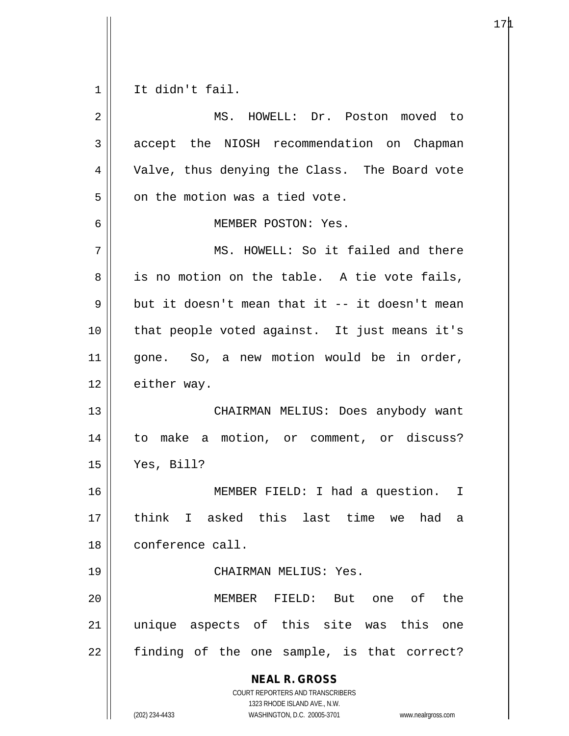It didn't fail.

MS. HOWELL: Dr. Poston moved to accept the NIOSH recommendation on Chapman Valve, thus denying the Class. The Board vote on the motion was a tied vote.

MEMBER POSTON: Yes.

MS. HOWELL: So it failed and there is no motion on the table. A tie vote fails, but it doesn't mean that it -- it doesn't mean that people voted against. It just means it's gone. So, a new motion would be in order, either way.

CHAIRMAN MELIUS: Does anybody want to make a motion, or comment, or discuss? Yes, Bill?

MEMBER FIELD: I had a question. I think I asked this last time we had a conference call.

CHAIRMAN MELIUS: Yes.

MEMBER FIELD: But one of the unique aspects of this site was this one finding of the one sample, is that correct?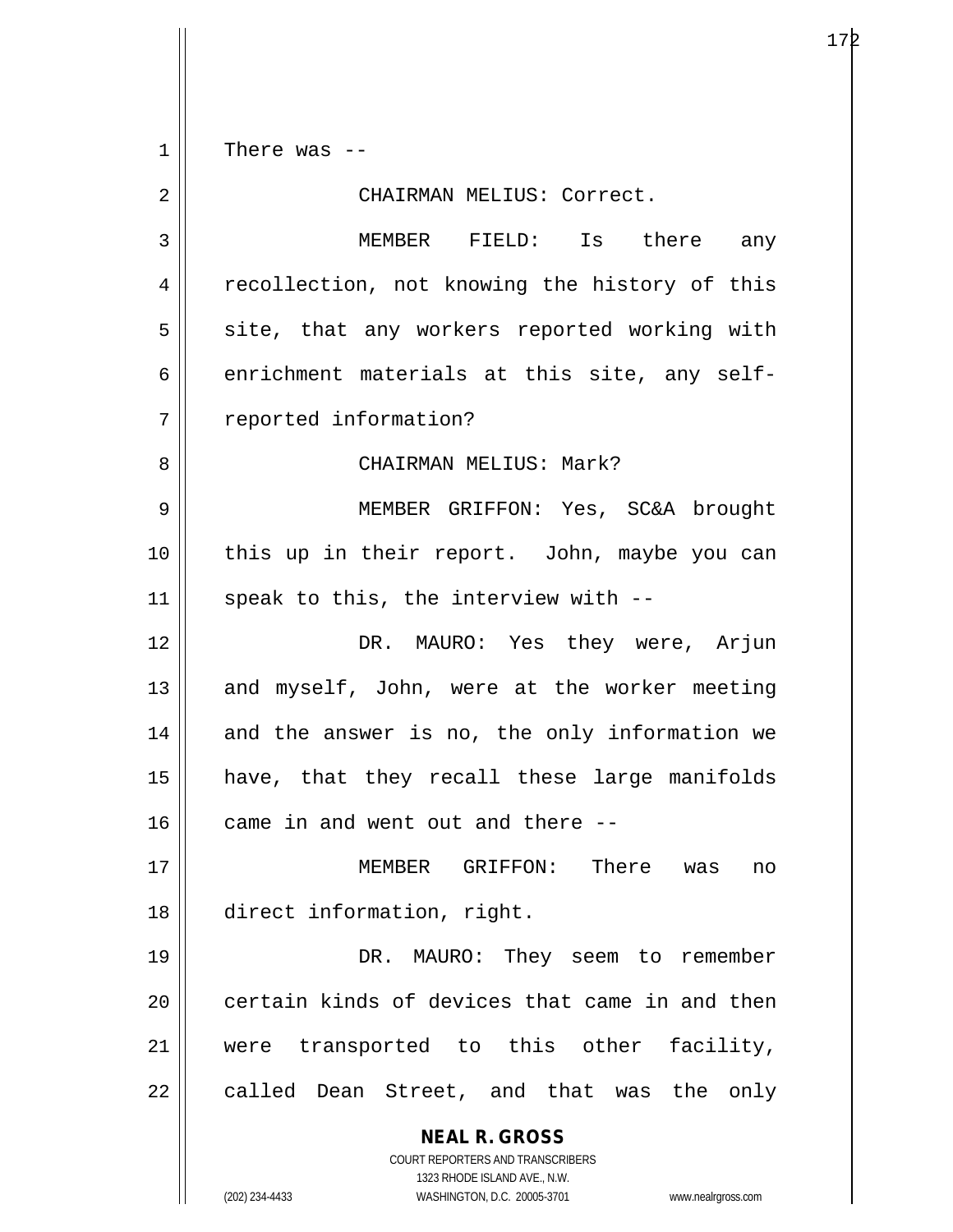There was --

CHAIRMAN MELIUS: Correct.

MEMBER FIELD: Is there any recollection, not knowing the history of this site, that any workers reported working with enrichment materials at this site, any self-reported information?

CHAIRMAN MELIUS: Mark?

MEMBER GRIFFON: Yes, SC&A brought this up in their report. John, maybe you can speak to this, the interview with --

DR. MAURO: Yes they were, Arjun and myself, John, were at the worker meeting and the answer is no, the only information we have, that they recall these large manifolds came in and went out and there --

MEMBER GRIFFON: There was no direct information, right.

DR. MAURO: They seem to remember certain kinds of devices that came in and then were transported to this other facility, called Dean Street, and that was the only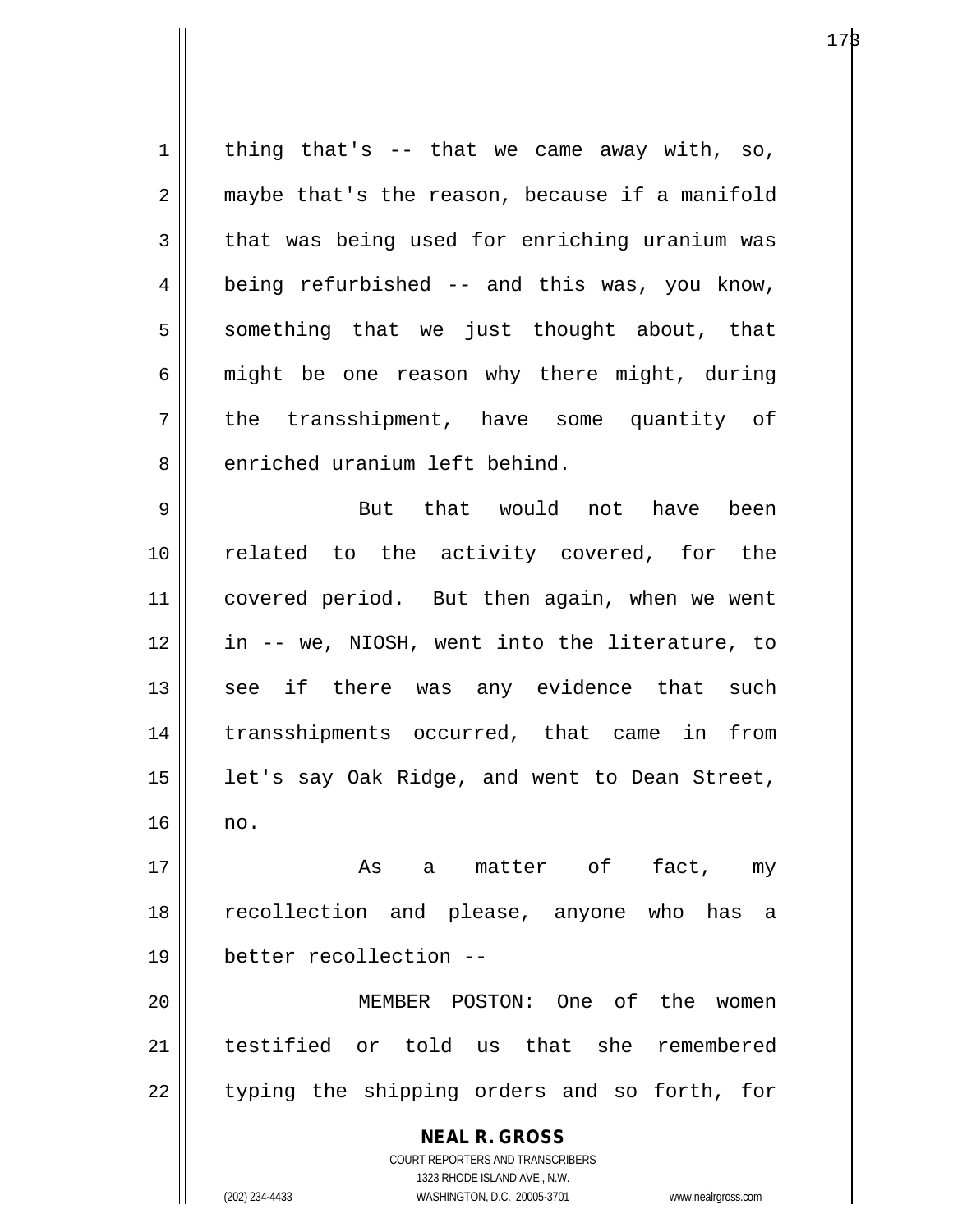thing that's -- that we came away with, so, maybe that's the reason, because if a manifold that was being used for enriching uranium was being refurbished -- and this was, you know, something that we just thought about, that might be one reason why there might, during the transshipment, have some quantity of enriched uranium left behind.

But that would not have been related to the activity covered, for the covered period. But then again, when we went in -- we, NIOSH, went into the literature, to see if there was any evidence that such transshipments occurred, that came in from let's say Oak Ridge, and went to Dean Street, no.

As a matter of fact, my recollection and please, anyone who has a better recollection --

MEMBER POSTON: One of the women testified or told us that she remembered typing the shipping orders and so forth, for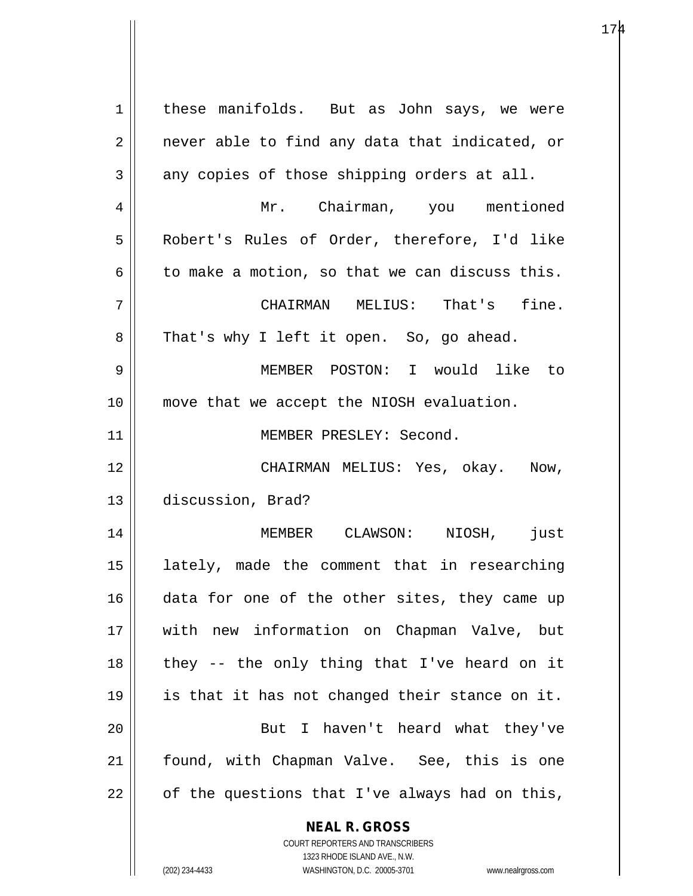these manifolds. But as John says, we were never able to find any data that indicated, or any copies of those shipping orders at all.

Mr. Chairman, you mentioned Robert's Rules of Order, therefore, I'd like to make a motion, so that we can discuss this.

CHAIRMAN MELIUS: That's fine. That's why I left it open. So, go ahead.

MEMBER POSTON: I would like to move that we accept the NIOSH evaluation.

MEMBER PRESLEY: Second.

CHAIRMAN MELIUS: Yes, okay. Now, discussion, Brad?

MEMBER CLAWSON: NIOSH, just lately, made the comment that in researching data for one of the other sites, they came up with new information on Chapman Valve, but they -- the only thing that I've heard on it is that it has not changed their stance on it.

But I haven't heard what they've found, with Chapman Valve. See, this is one of the questions that I've always had on this,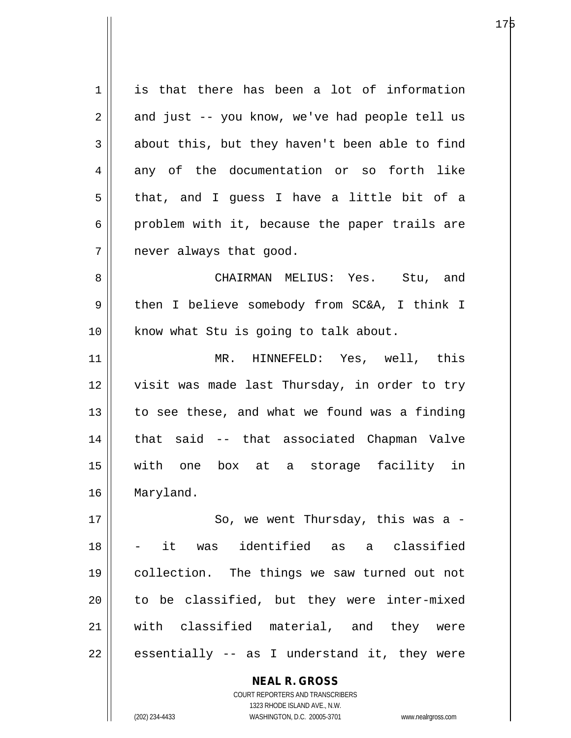is that there has been a lot of information and just -- you know, we've had people tell us about this, but they haven't been able to find any of the documentation or so forth like that, and I guess I have a little bit of a problem with it, because the paper trails are never always that good.

CHAIRMAN MELIUS: Yes. Stu, and then I believe somebody from SC&A, I think I know what Stu is going to talk about.

MR. HINNEFELD: Yes, well, this visit was made last Thursday, in order to try to see these, and what we found was a finding that said -- that associated Chapman Valve with one box at a storage facility in Maryland.

So, we went Thursday, this was a -- it was identified as a classified collection. The things we saw turned out not to be classified, but they were inter-mixed with classified material, and they were essentially -- as I understand it, they were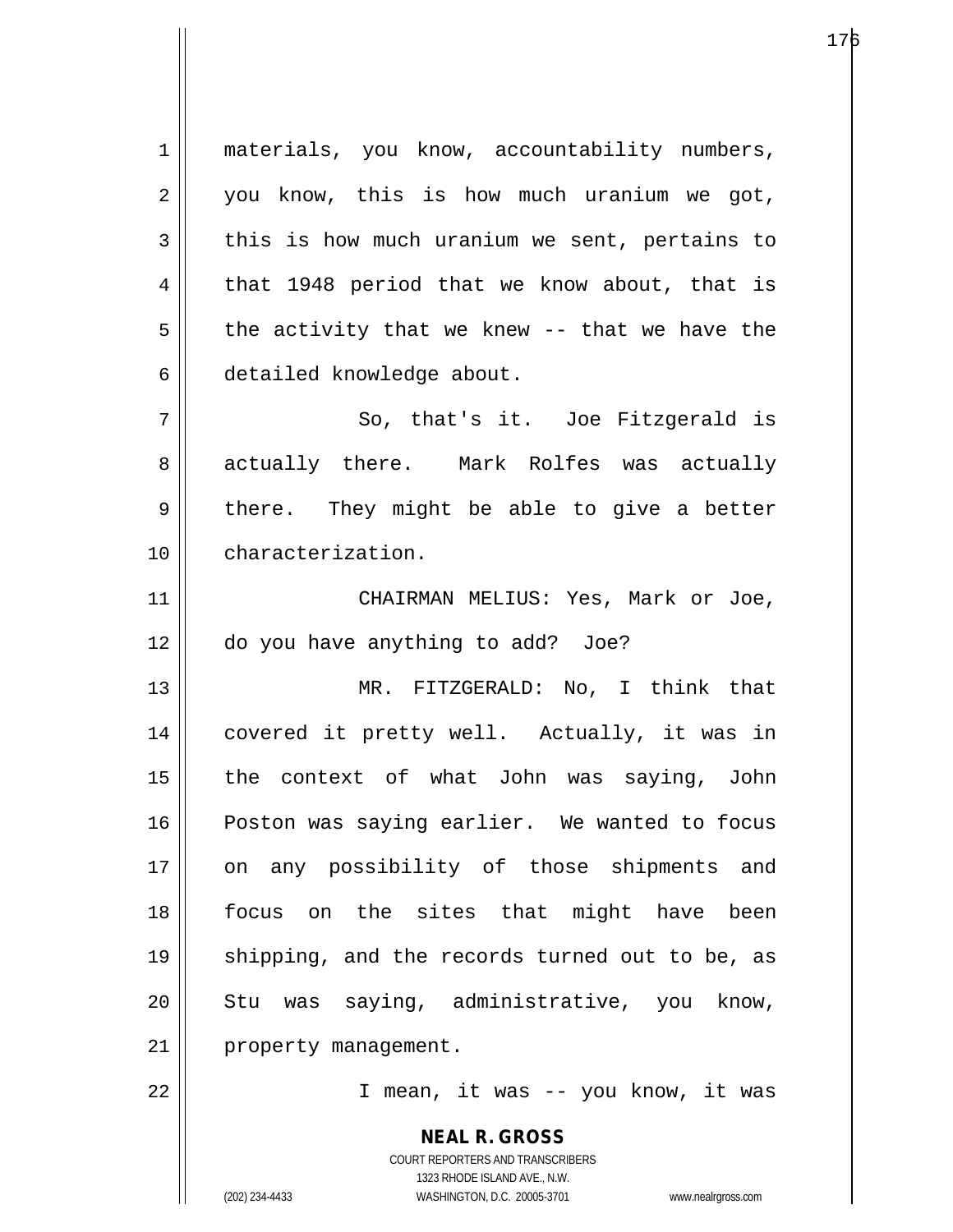materials, you know, accountability numbers, you know, this is how much uranium we got, this is how much uranium we sent, pertains to that 1948 period that we know about, that is the activity that we knew -- that we have the detailed knowledge about.

So, that's it. Joe Fitzgerald is actually there. Mark Rolfes was actually there. They might be able to give a better characterization.

CHAIRMAN MELIUS: Yes, Mark or Joe, do you have anything to add? Joe?

MR. FITZGERALD: No, I think that covered it pretty well. Actually, it was in the context of what John was saying, John Poston was saying earlier. We wanted to focus on any possibility of those shipments and focus on the sites that might have been shipping, and the records turned out to be, as Stu was saying, administrative, you know, property management.

I mean, it was -- you know, it was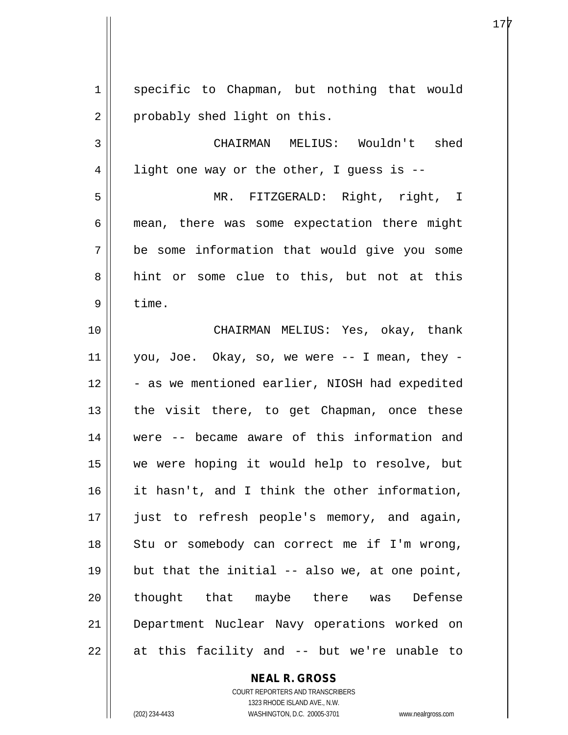specific to Chapman, but nothing that would probably shed light on this.

CHAIRMAN MELIUS: Wouldn't shed light one way or the other, I guess is --

MR. FITZGERALD: Right, right, I mean, there was some expectation there might be some information that would give you some hint or some clue to this, but not at this time.

CHAIRMAN MELIUS: Yes, okay, thank you, Joe. Okay, so, we were -- I mean, they -- as we mentioned earlier, NIOSH had expedited the visit there, to get Chapman, once these were -- became aware of this information and we were hoping it would help to resolve, but it hasn't, and I think the other information, just to refresh people's memory, and again, Stu or somebody can correct me if I'm wrong, but that the initial -- also we, at one point, thought that maybe there was Defense Department Nuclear Navy operations worked on at this facility and -- but we're unable to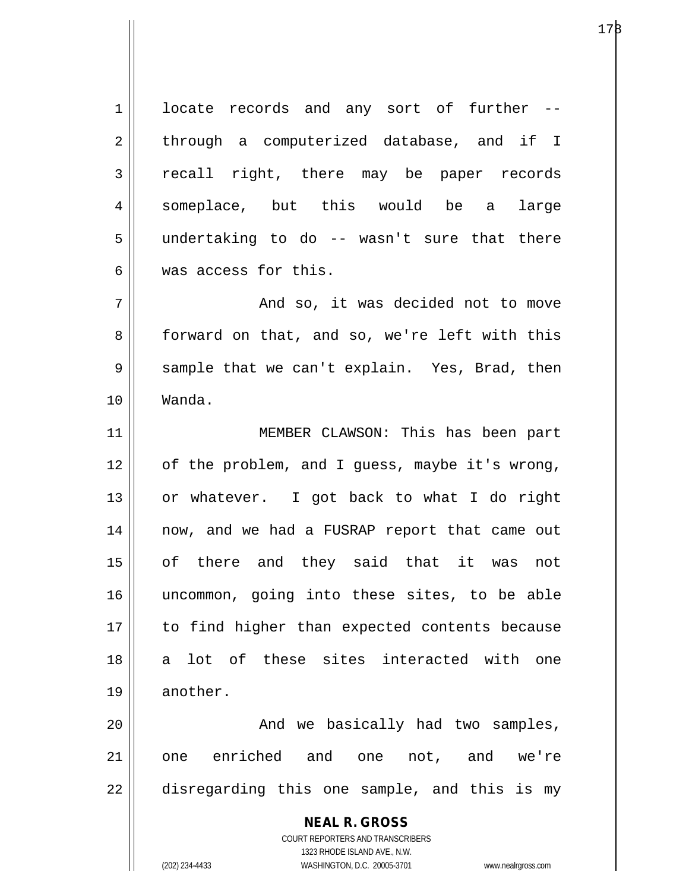locate records and any sort of further -- through a computerized database, and if I recall right, there may be paper records someplace, but this would be a large undertaking to do -- wasn't sure that there was access for this.

And so, it was decided not to move forward on that, and so, we're left with this sample that we can't explain. Yes, Brad, then Wanda.

MEMBER CLAWSON: This has been part of the problem, and I guess, maybe it's wrong, or whatever. I got back to what I do right now, and we had a FUSRAP report that came out of there and they said that it was not uncommon, going into these sites, to be able to find higher than expected contents because a lot of these sites interacted with one another.

And we basically had two samples, one enriched and one not, and we're disregarding this one sample, and this is my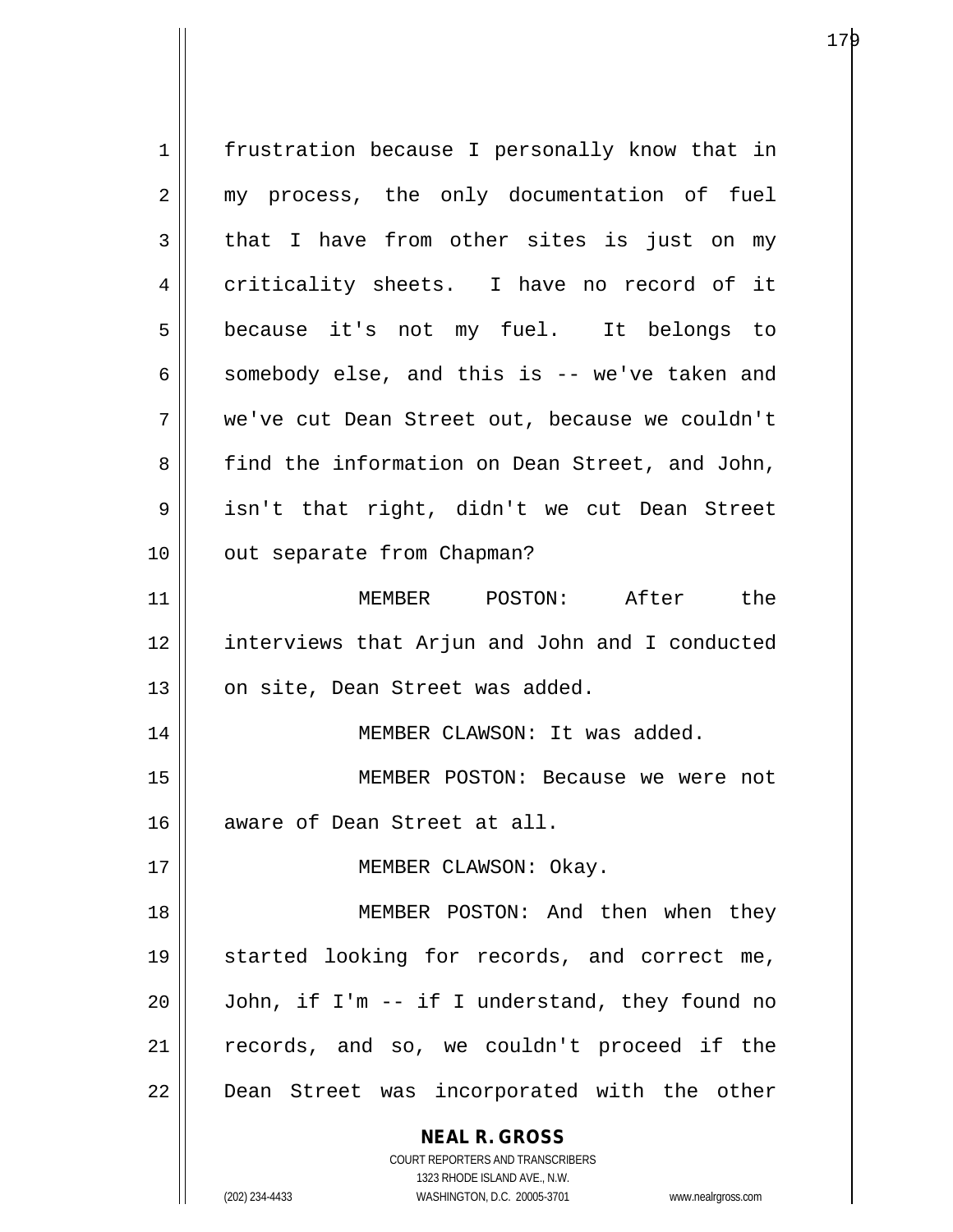frustration because I personally know that in my process, the only documentation of fuel that I have from other sites is just on my criticality sheets. I have no record of it because it's not my fuel. It belongs to somebody else, and this is -- we've taken and we've cut Dean Street out, because we couldn't find the information on Dean Street, and John, isn't that right, didn't we cut Dean Street out separate from Chapman?

MEMBER POSTON: After the interviews that Arjun and John and I conducted on site, Dean Street was added.

MEMBER CLAWSON: It was added.

MEMBER POSTON: Because we were not aware of Dean Street at all.

MEMBER CLAWSON: Okay.

MEMBER POSTON: And then when they started looking for records, and correct me, John, if I'm -- if I understand, they found no records, and so, we couldn't proceed if the Dean Street was incorporated with the other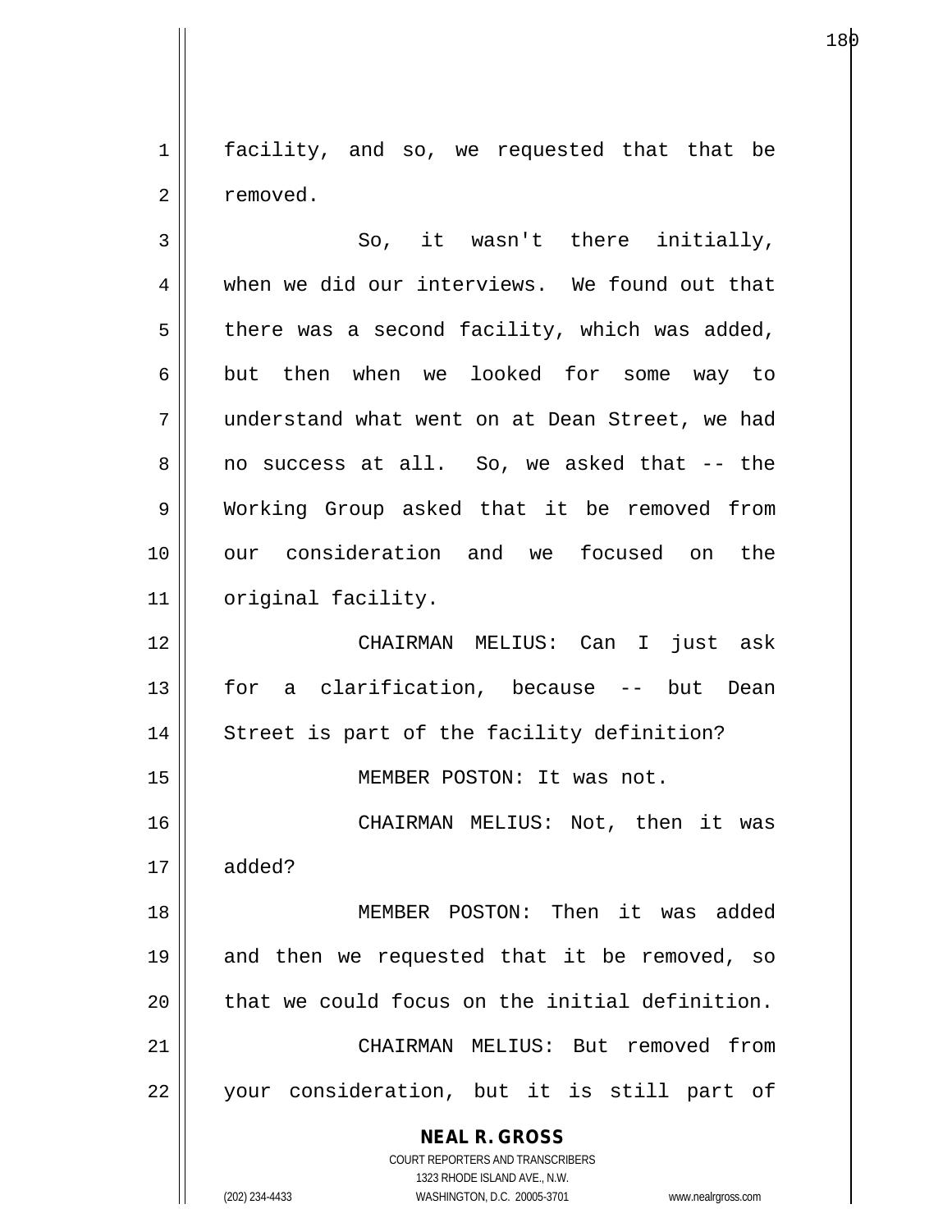facility, and so, we requested that that be removed.

So, it wasn't there initially, when we did our interviews. We found out that there was a second facility, which was added, but then when we looked for some way to understand what went on at Dean Street, we had no success at all. So, we asked that -- the Working Group asked that it be removed from our consideration and we focused on the original facility.

CHAIRMAN MELIUS: Can I just ask for a clarification, because -- but Dean Street is part of the facility definition?

MEMBER POSTON: It was not.

CHAIRMAN MELIUS: Not, then it was added?

MEMBER POSTON: Then it was added and then we requested that it be removed, so that we could focus on the initial definition.

CHAIRMAN MELIUS: But removed from your consideration, but it is still part of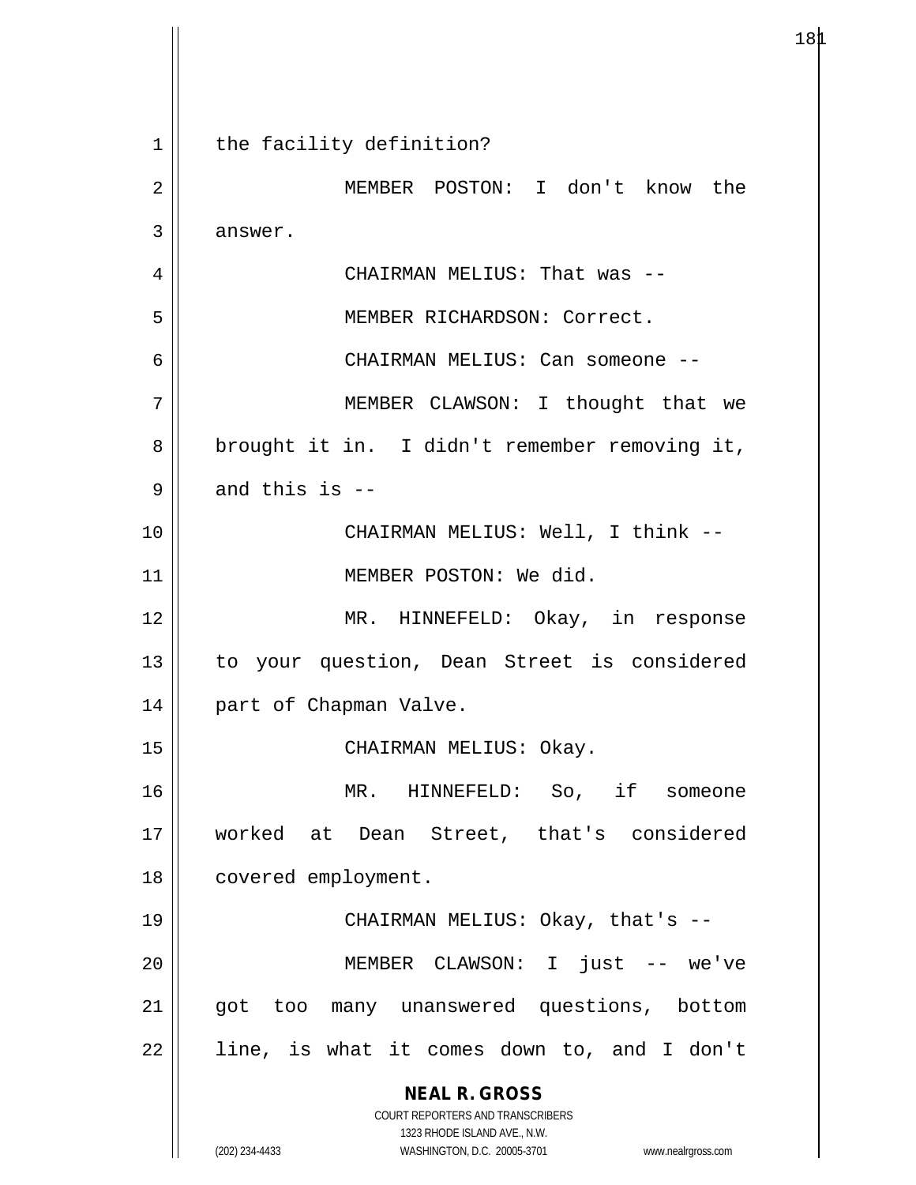the facility definition?

MEMBER POSTON: I don't know the answer.

CHAIRMAN MELIUS: That was --

MEMBER RICHARDSON: Correct.

CHAIRMAN MELIUS: Can someone --

MEMBER CLAWSON: I thought that we brought it in. I didn't remember removing it, and this is --

CHAIRMAN MELIUS: Well, I think --

MEMBER POSTON: We did.

MR. HINNEFELD: Okay, in response to your question, Dean Street is considered part of Chapman Valve.

CHAIRMAN MELIUS: Okay.

MR. HINNEFELD: So, if someone worked at Dean Street, that's considered covered employment.

CHAIRMAN MELIUS: Okay, that's --

MEMBER CLAWSON: I just -- we've got too many unanswered questions, bottom line, is what it comes down to, and I don't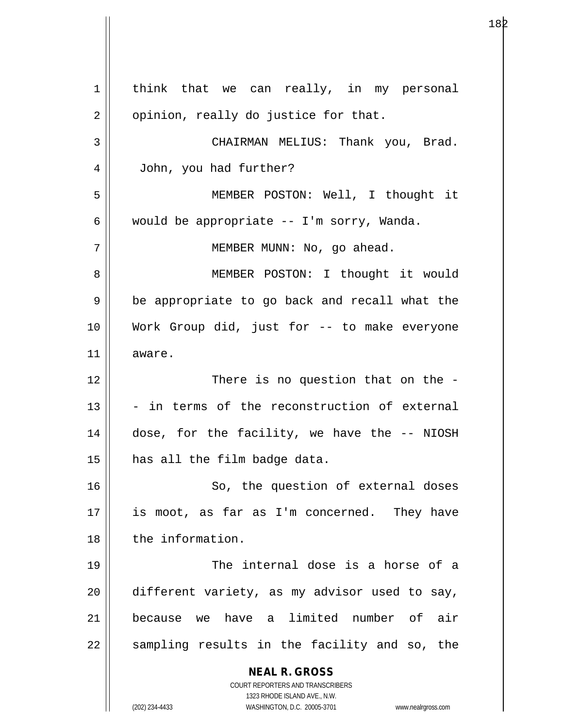think that we can really, in my personal opinion, really do justice for that.

CHAIRMAN MELIUS: Thank you, Brad. John, you had further?

MEMBER POSTON: Well, I thought it would be appropriate -- I'm sorry, Wanda.

MEMBER MUNN: No, go ahead.

MEMBER POSTON: I thought it would be appropriate to go back and recall what the Work Group did, just for -- to make everyone aware.

There is no question that on the -- in terms of the reconstruction of external dose, for the facility, we have the -- NIOSH has all the film badge data.

So, the question of external doses is moot, as far as I'm concerned. They have the information.

The internal dose is a horse of a different variety, as my advisor used to say, because we have a limited number of air sampling results in the facility and so, the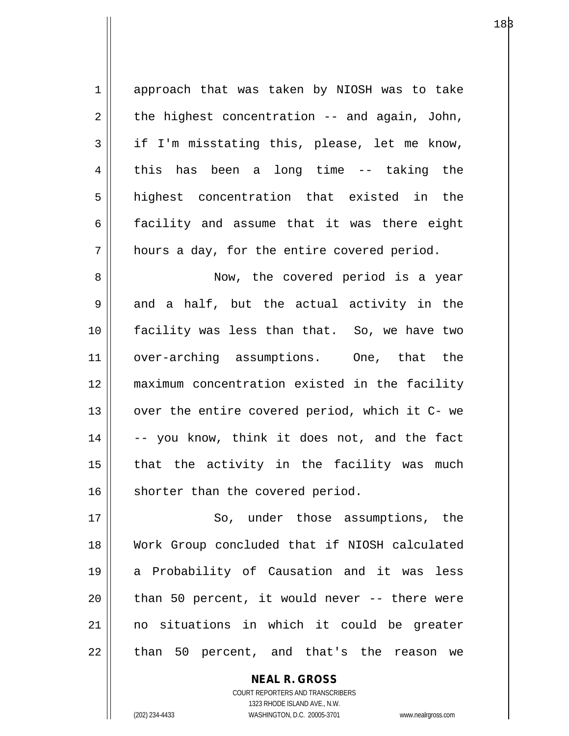approach that was taken by NIOSH was to take the highest concentration -- and again, John, if I'm misstating this, please, let me know, this has been a long time -- taking the highest concentration that existed in the facility and assume that it was there eight hours a day, for the entire covered period.

Now, the covered period is a year and a half, but the actual activity in the facility was less than that. So, we have two over-arching assumptions. One, that the maximum concentration existed in the facility over the entire covered period, which it C- we -- you know, think it does not, and the fact that the activity in the facility was much shorter than the covered period.

So, under those assumptions, the Work Group concluded that if NIOSH calculated a Probability of Causation and it was less than 50 percent, it would never -- there were no situations in which it could be greater than 50 percent, and that's the reason we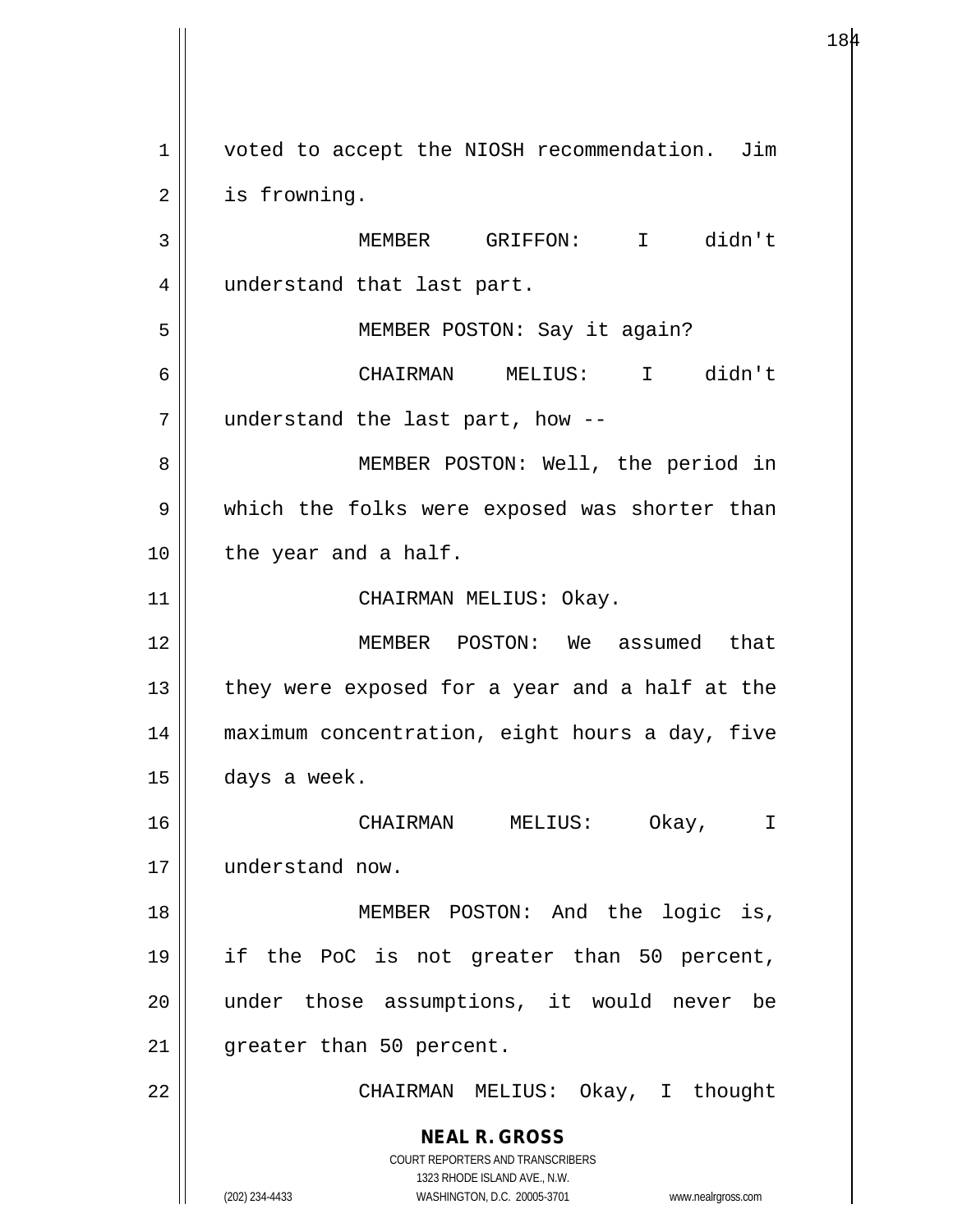voted to accept the NIOSH recommendation. Jim is frowning.

MEMBER GRIFFON: I didn't understand that last part.

MEMBER POSTON: Say it again?

CHAIRMAN MELIUS: I didn't understand the last part, how --

MEMBER POSTON: Well, the period in which the folks were exposed was shorter than the year and a half.

CHAIRMAN MELIUS: Okay.

MEMBER POSTON: We assumed that they were exposed for a year and a half at the maximum concentration, eight hours a day, five days a week.

CHAIRMAN MELIUS: Okay, I understand now.

MEMBER POSTON: And the logic is, if the PoC is not greater than 50 percent, under those assumptions, it would never be greater than 50 percent.

CHAIRMAN MELIUS: Okay, I thought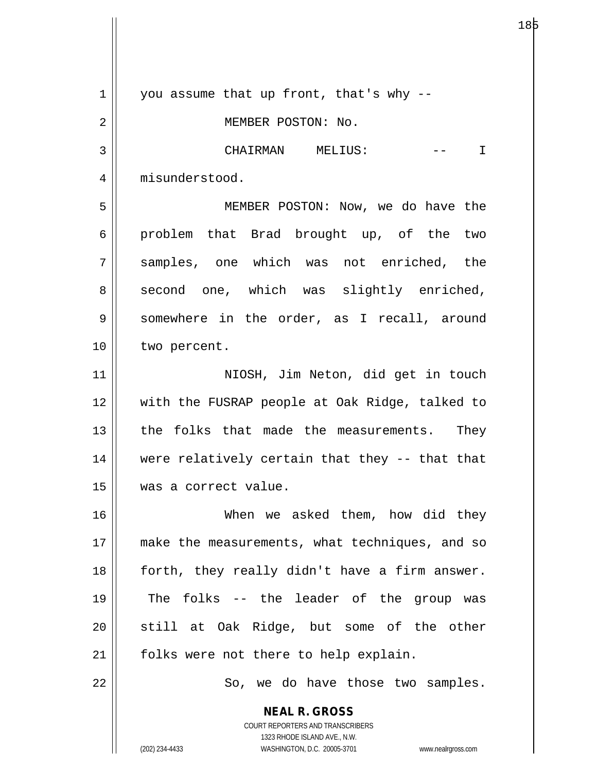you assume that up front, that's why --

MEMBER POSTON: No.

CHAIRMAN MELIUS: -- I misunderstood.

MEMBER POSTON: Now, we do have the problem that Brad brought up, of the two samples, one which was not enriched, the second one, which was slightly enriched, somewhere in the order, as I recall, around two percent.

NIOSH, Jim Neton, did get in touch with the FUSRAP people at Oak Ridge, talked to the folks that made the measurements. They were relatively certain that they -- that that was a correct value.

When we asked them, how did they make the measurements, what techniques, and so forth, they really didn't have a firm answer. The folks -- the leader of the group was still at Oak Ridge, but some of the other folks were not there to help explain.

So, we do have those two samples.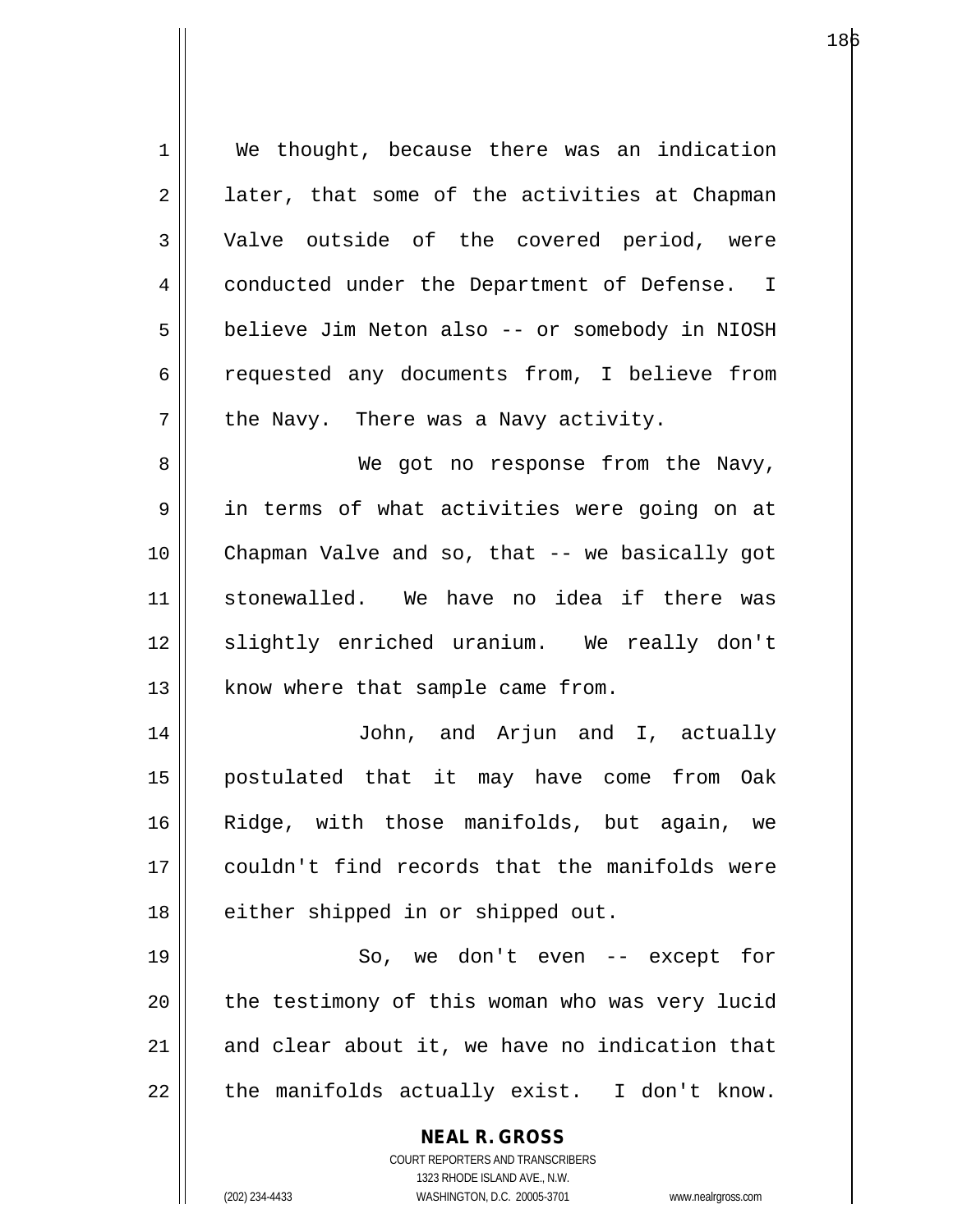We thought, because there was an indication later, that some of the activities at Chapman Valve outside of the covered period, were conducted under the Department of Defense. I believe Jim Neton also -- or somebody in NIOSH requested any documents from, I believe from the Navy. There was a Navy activity.

We got no response from the Navy, in terms of what activities were going on at Chapman Valve and so, that -- we basically got stonewalled. We have no idea if there was slightly enriched uranium. We really don't know where that sample came from.

John, and Arjun and I, actually postulated that it may have come from Oak Ridge, with those manifolds, but again, we couldn't find records that the manifolds were either shipped in or shipped out.

So, we don't even -- except for the testimony of this woman who was very lucid and clear about it, we have no indication that the manifolds actually exist. I don't know.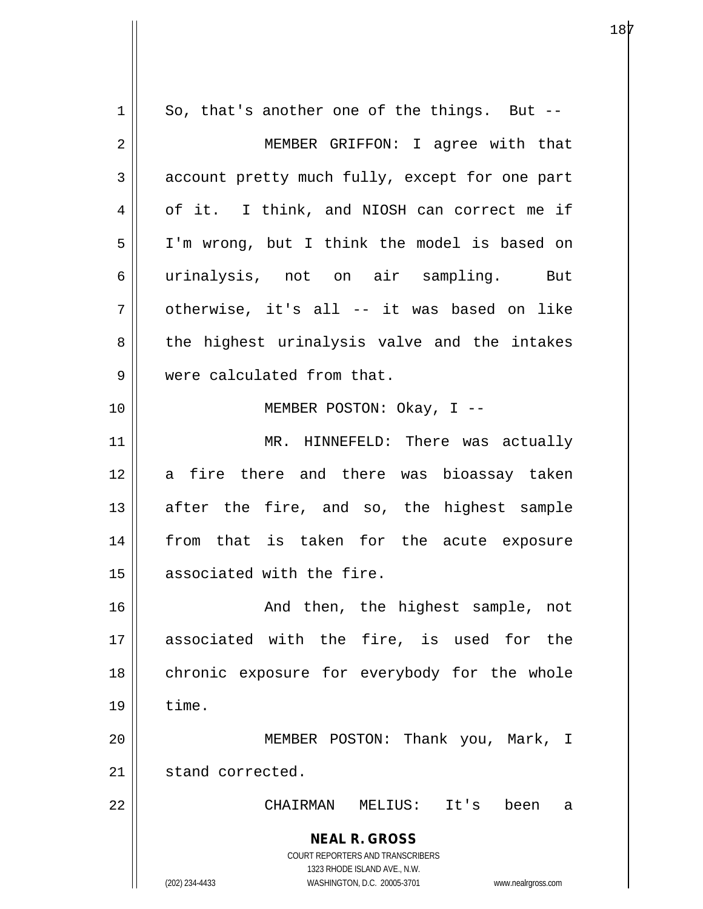So, that's another one of the things. But --

MEMBER GRIFFON: I agree with that account pretty much fully, except for one part of it. I think, and NIOSH can correct me if I'm wrong, but I think the model is based on urinalysis, not on air sampling. But otherwise, it's all -- it was based on like the highest urinalysis valve and the intakes were calculated from that.

MEMBER POSTON: Okay, I --

MR. HINNEFELD: There was actually a fire there and there was bioassay taken after the fire, and so, the highest sample from that is taken for the acute exposure associated with the fire.

And then, the highest sample, not associated with the fire, is used for the chronic exposure for everybody for the whole time.

MEMBER POSTON: Thank you, Mark, I stand corrected.

CHAIRMAN MELIUS: It's been a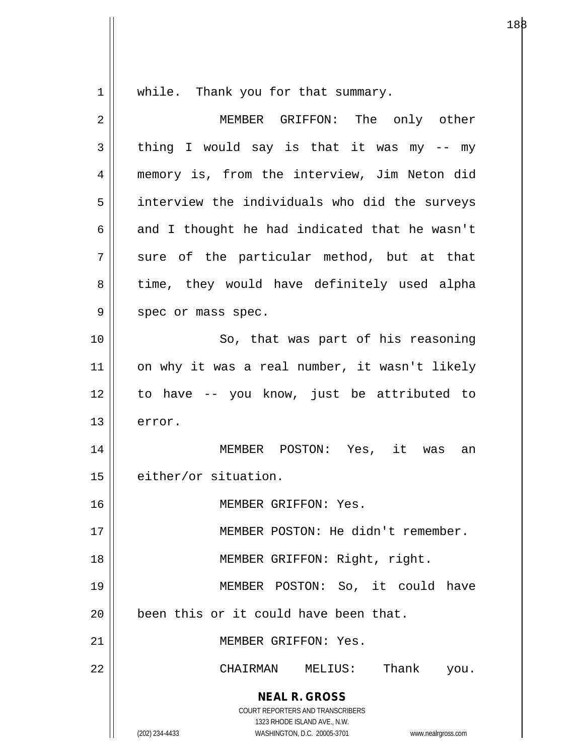while. Thank you for that summary.

MEMBER GRIFFON: The only other thing I would say is that it was my -- my memory is, from the interview, Jim Neton did interview the individuals who did the surveys and I thought he had indicated that he wasn't sure of the particular method, but at that time, they would have definitely used alpha spec or mass spec.

So, that was part of his reasoning on why it was a real number, it wasn't likely to have -- you know, just be attributed to error.

MEMBER POSTON: Yes, it was an either/or situation.

MEMBER GRIFFON: Yes.

MEMBER POSTON: He didn't remember.

MEMBER GRIFFON: Right, right.

MEMBER POSTON: So, it could have been this or it could have been that.

MEMBER GRIFFON: Yes.

CHAIRMAN MELIUS: Thank you.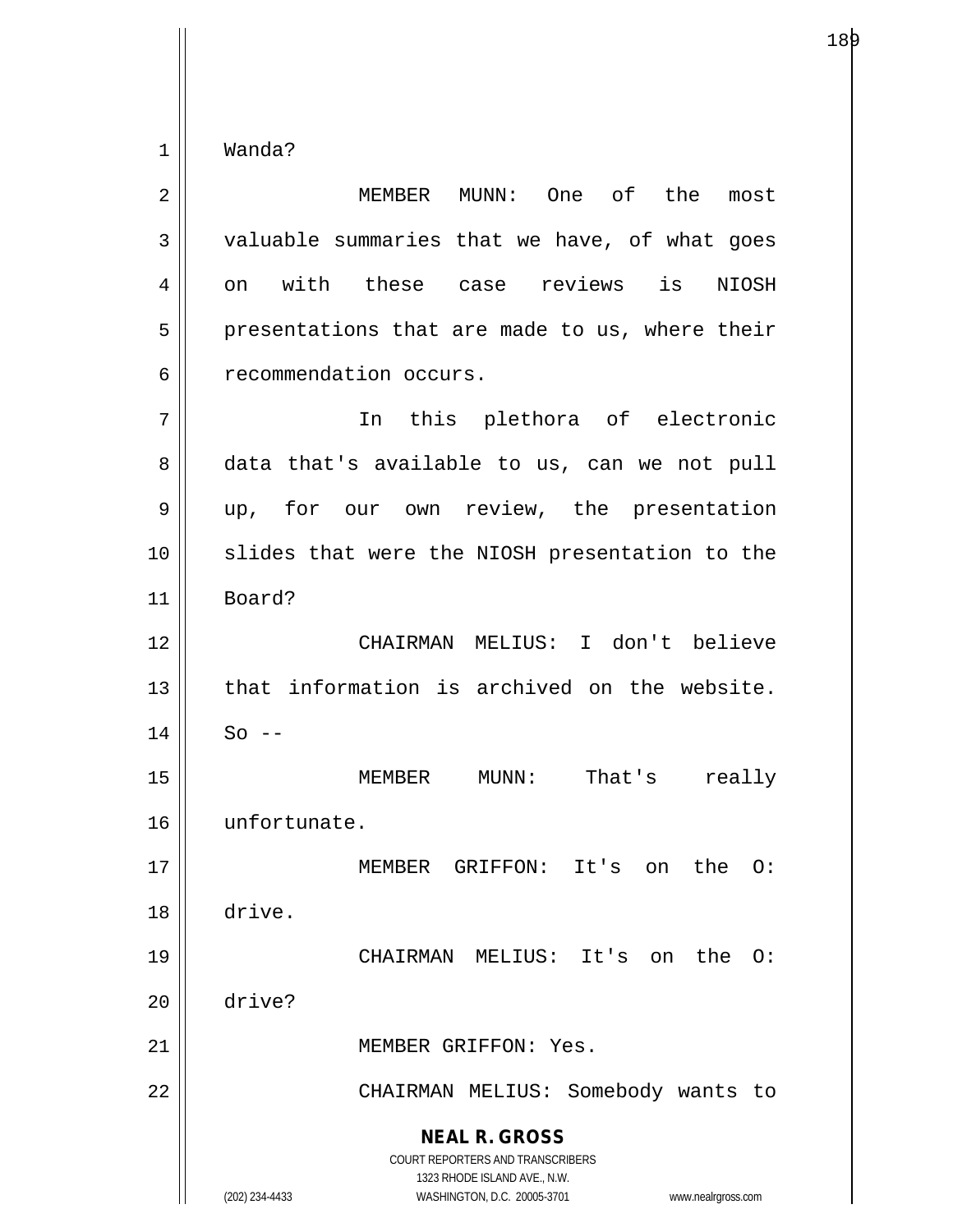Wanda?

MEMBER MUNN: One of the most valuable summaries that we have, of what goes on with these case reviews is NIOSH presentations that are made to us, where their recommendation occurs.

In this plethora of electronic data that's available to us, can we not pull up, for our own review, the presentation slides that were the NIOSH presentation to the Board?

CHAIRMAN MELIUS: I don't believe that information is archived on the website. So --

MEMBER MUNN: That's really unfortunate.

MEMBER GRIFFON: It's on the O: drive.

CHAIRMAN MELIUS: It's on the O: drive?

MEMBER GRIFFON: Yes.

CHAIRMAN MELIUS: Somebody wants to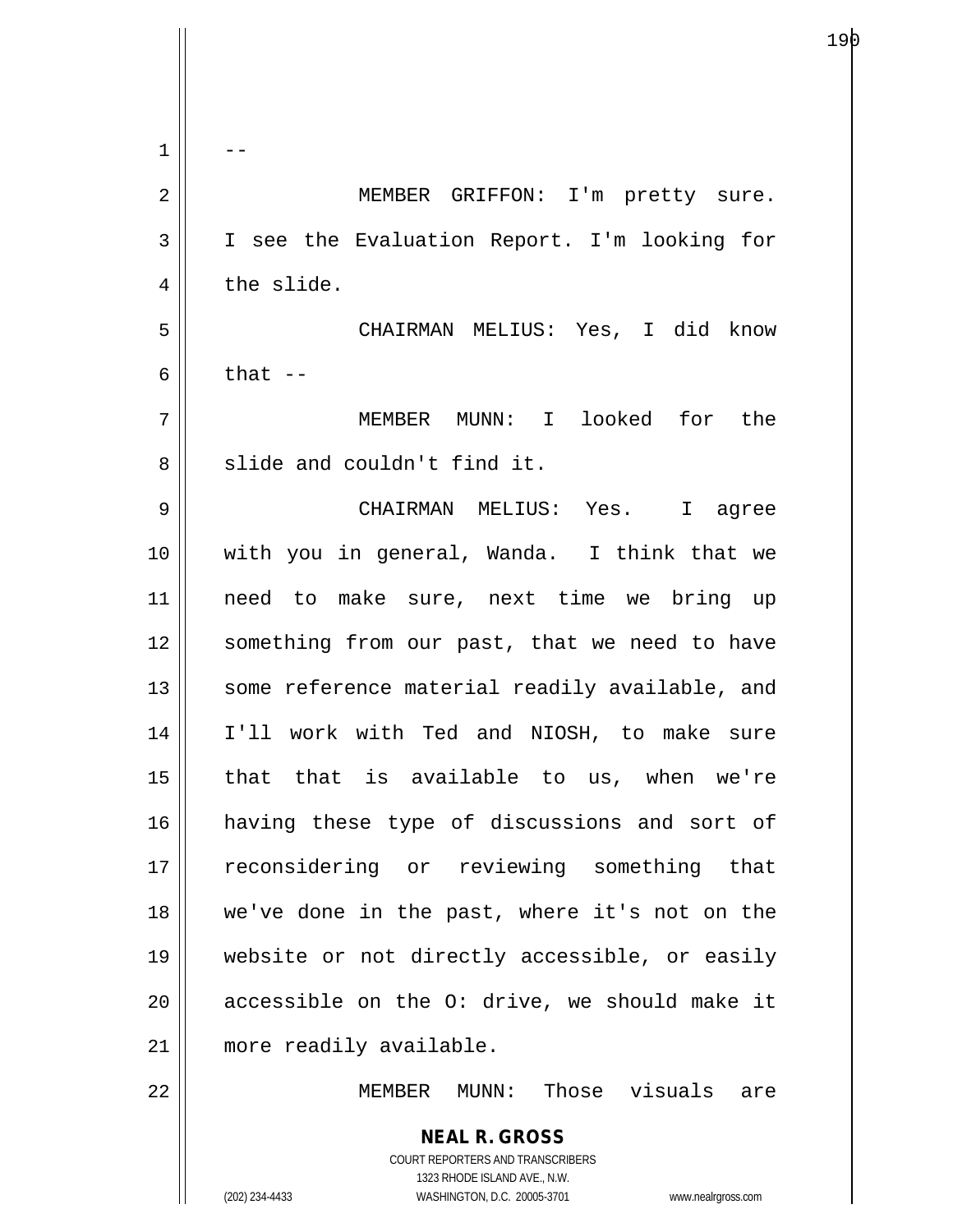--

MEMBER GRIFFON: I'm pretty sure. I see the Evaluation Report. I'm looking for the slide.

CHAIRMAN MELIUS: Yes, I did know that --

MEMBER MUNN: I looked for the slide and couldn't find it.

CHAIRMAN MELIUS: Yes. I agree with you in general, Wanda. I think that we need to make sure, next time we bring up something from our past, that we need to have some reference material readily available, and I'll work with Ted and NIOSH, to make sure that that is available to us, when we're having these type of discussions and sort of reconsidering or reviewing something that we've done in the past, where it's not on the website or not directly accessible, or easily accessible on the O: drive, we should make it more readily available.

MEMBER MUNN: Those visuals are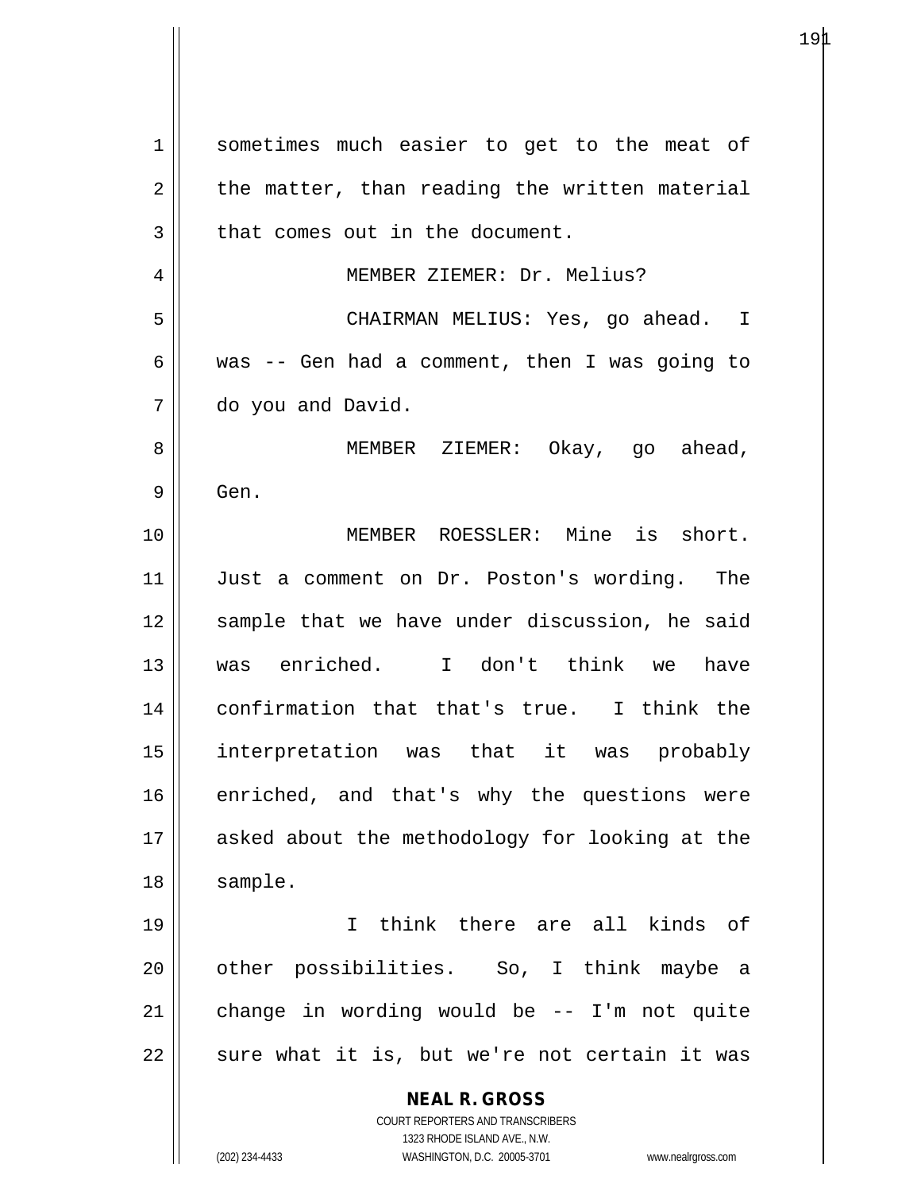sometimes much easier to get to the meat of the matter, than reading the written material that comes out in the document.

MEMBER ZIEMER: Dr. Melius?

CHAIRMAN MELIUS: Yes, go ahead. I was -- Gen had a comment, then I was going to do you and David.

MEMBER ZIEMER: Okay, go ahead, Gen.

MEMBER ROESSLER: Mine is short. Just a comment on Dr. Poston's wording. The sample that we have under discussion, he said was enriched. I don't think we have confirmation that that's true. I think the interpretation was that it was probably enriched, and that's why the questions were asked about the methodology for looking at the sample.

I think there are all kinds of other possibilities. So, I think maybe a change in wording would be -- I'm not quite sure what it is, but we're not certain it was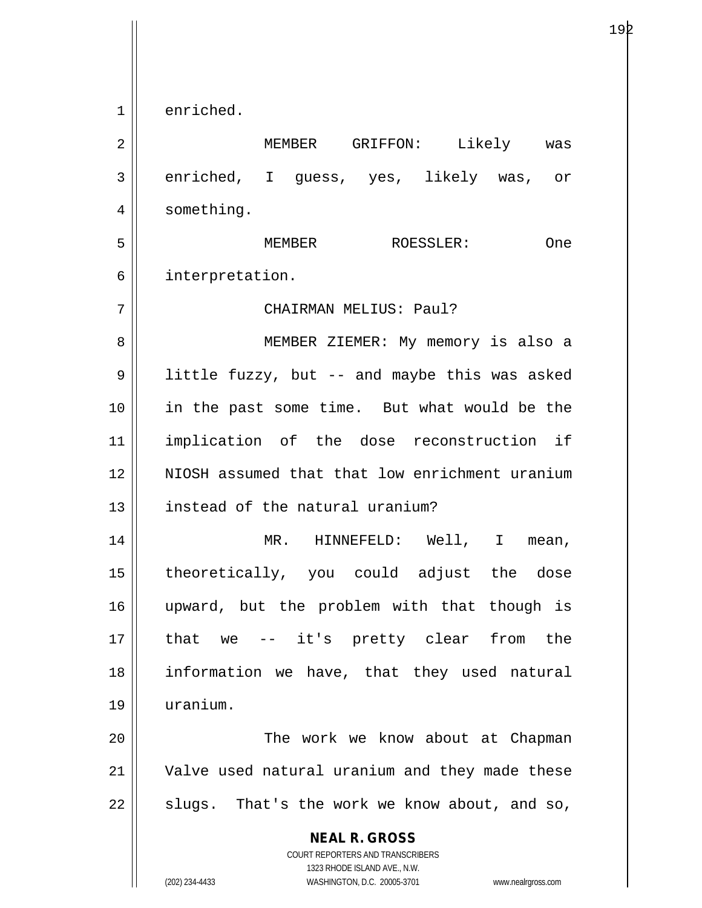enriched.

MEMBER GRIFFON: Likely was enriched, I guess, yes, likely was, or something.

MEMBER ROESSLER: One interpretation.

CHAIRMAN MELIUS: Paul?

MEMBER ZIEMER: My memory is also a little fuzzy, but -- and maybe this was asked in the past some time. But what would be the implication of the dose reconstruction if NIOSH assumed that that low enrichment uranium instead of the natural uranium?

MR. HINNEFELD: Well, I mean, theoretically, you could adjust the dose upward, but the problem with that though is that we -- it's pretty clear from the information we have, that they used natural uranium.

The work we know about at Chapman Valve used natural uranium and they made these slugs. That's the work we know about, and so,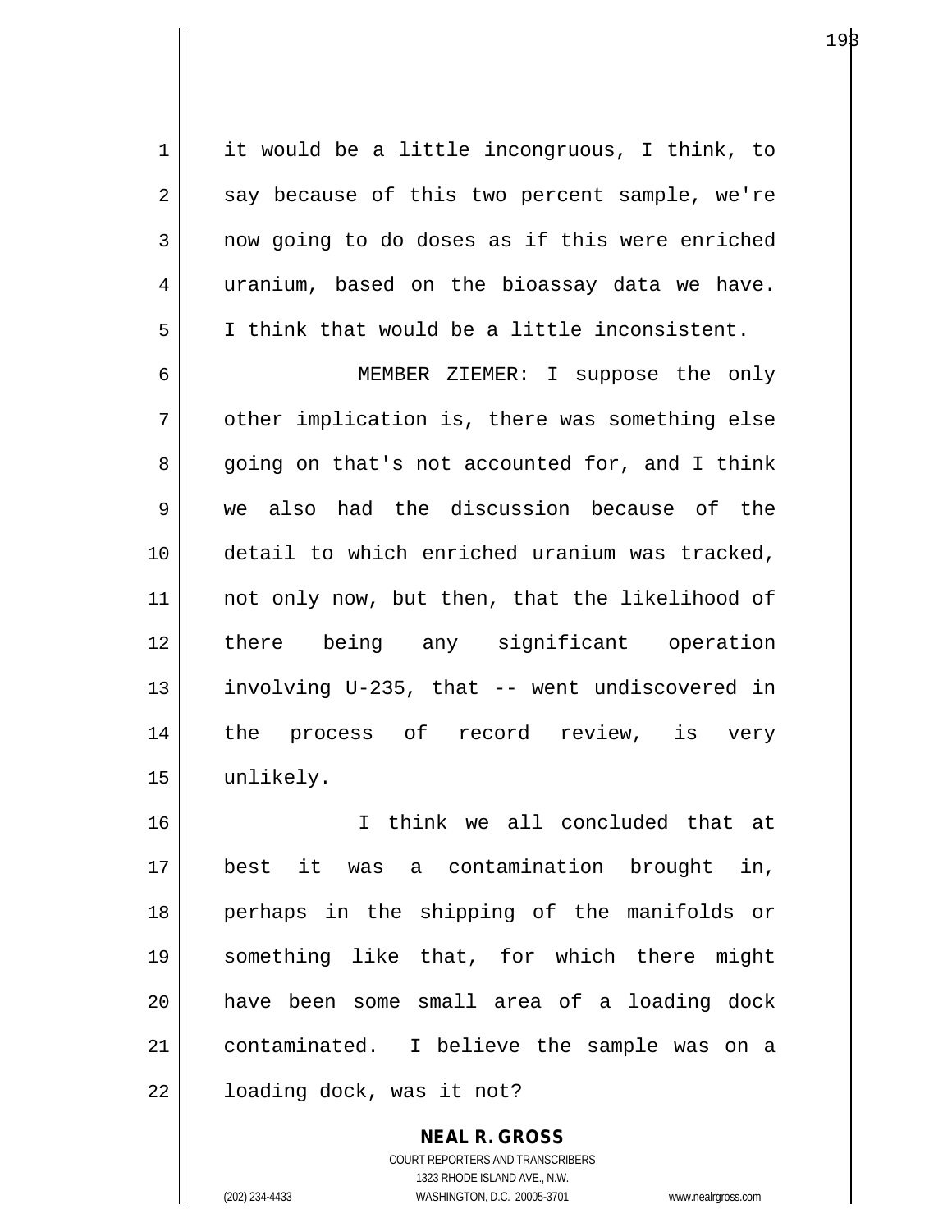it would be a little incongruous, I think, to say because of this two percent sample, we're now going to do doses as if this were enriched uranium, based on the bioassay data we have. I think that would be a little inconsistent.

MEMBER ZIEMER: I suppose the only other implication is, there was something else going on that's not accounted for, and I think we also had the discussion because of the detail to which enriched uranium was tracked, not only now, but then, that the likelihood of there being any significant operation involving U-235, that -- went undiscovered in the process of record review, is very unlikely.

I think we all concluded that at best it was a contamination brought in, perhaps in the shipping of the manifolds or something like that, for which there might have been some small area of a loading dock contaminated. I believe the sample was on a loading dock, was it not?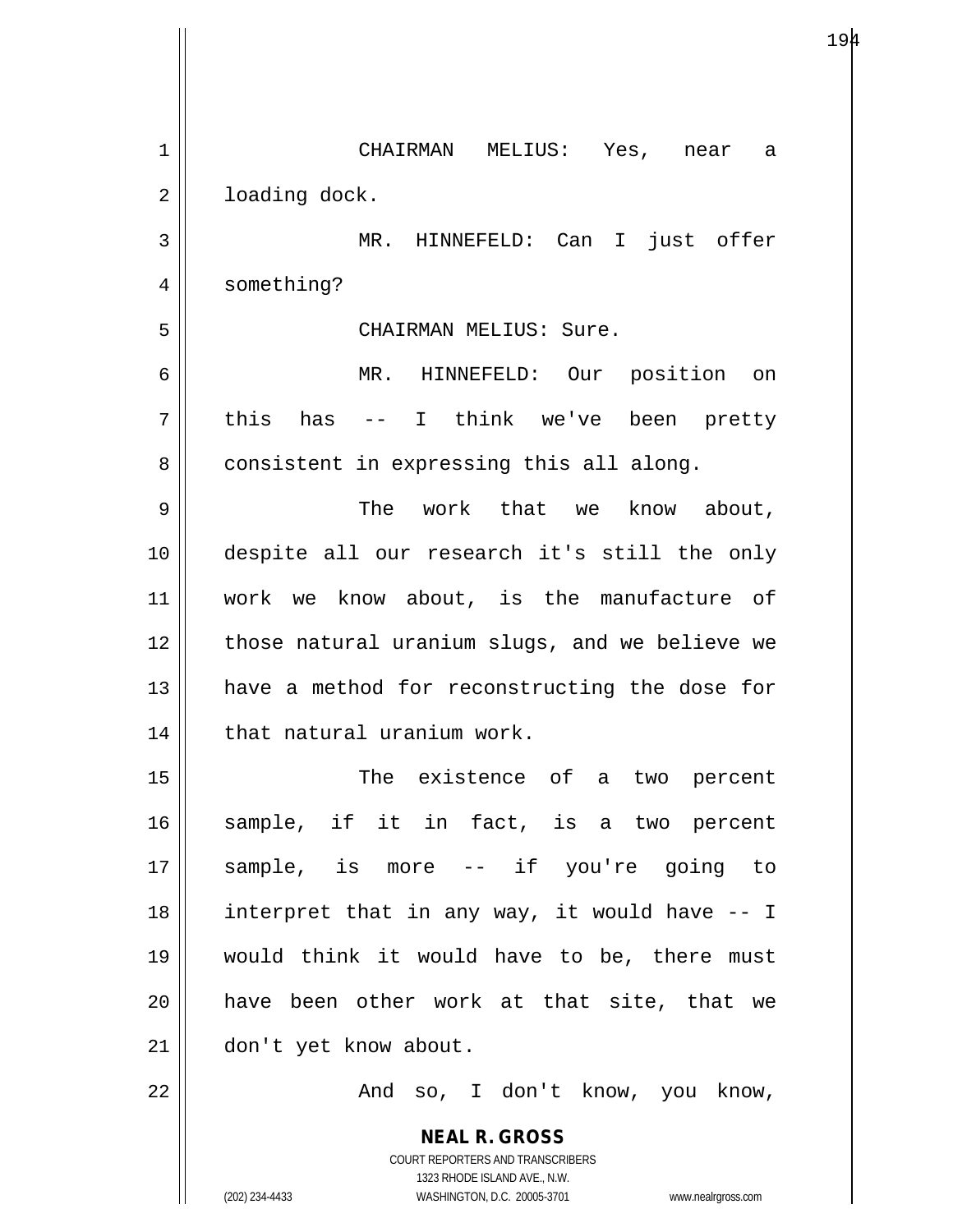CHAIRMAN MELIUS: Yes, near a loading dock.

MR. HINNEFELD: Can I just offer something?

CHAIRMAN MELIUS: Sure.

MR. HINNEFELD: Our position on this has -- I think we've been pretty consistent in expressing this all along.

The work that we know about, despite all our research it's still the only work we know about, is the manufacture of those natural uranium slugs, and we believe we have a method for reconstructing the dose for that natural uranium work.

The existence of a two percent sample, if it in fact, is a two percent sample, is more -- if you're going to interpret that in any way, it would have -- I would think it would have to be, there must have been other work at that site, that we don't yet know about.

And so, I don't know, you know,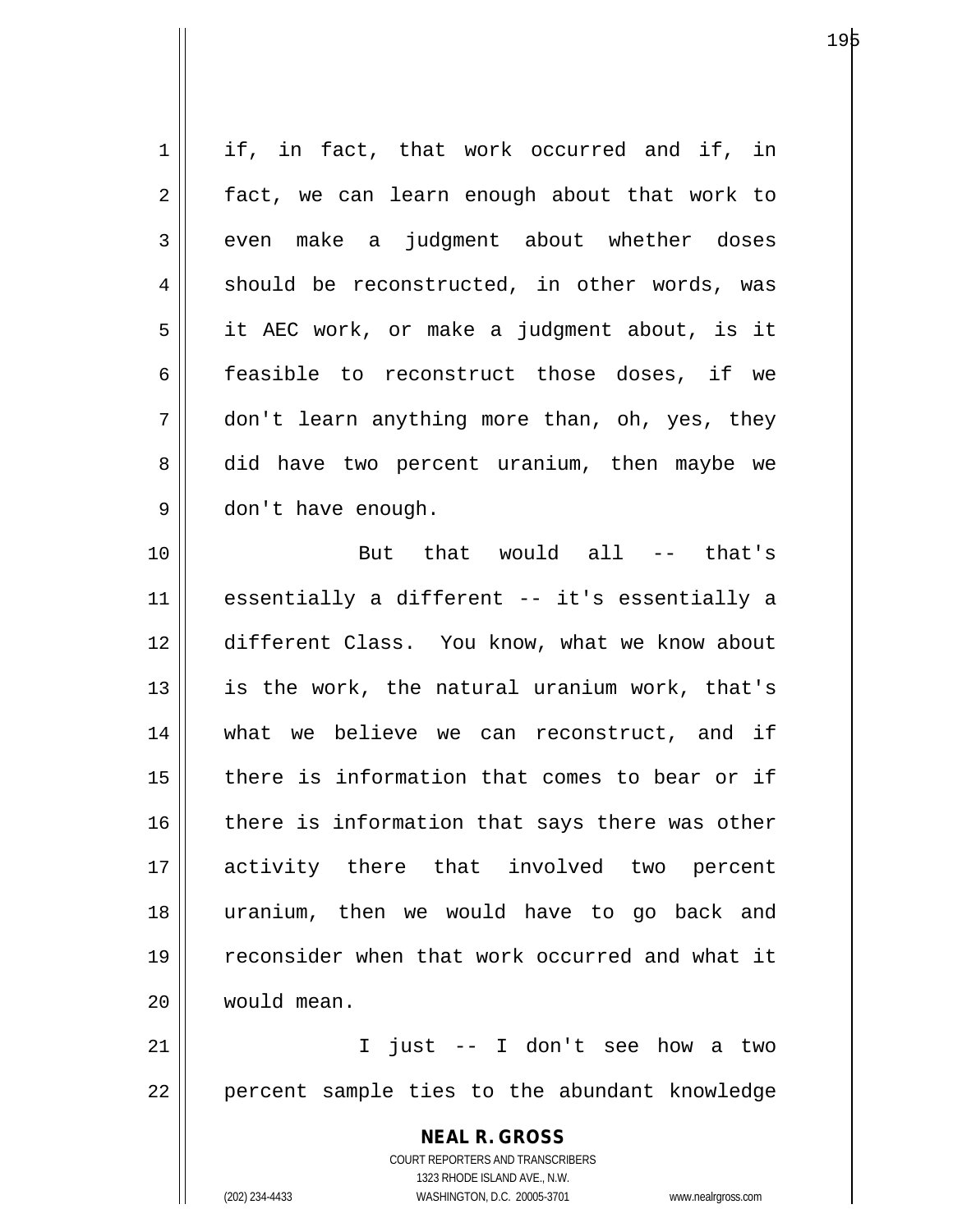if, in fact, that work occurred and if, in fact, we can learn enough about that work to even make a judgment about whether doses should be reconstructed, in other words, was it AEC work, or make a judgment about, is it feasible to reconstruct those doses, if we don't learn anything more than, oh, yes, they did have two percent uranium, then maybe we don't have enough.

But that would all -- that's essentially a different -- it's essentially a different Class. You know, what we know about is the work, the natural uranium work, that's what we believe we can reconstruct, and if there is information that comes to bear or if there is information that says there was other activity there that involved two percent uranium, then we would have to go back and reconsider when that work occurred and what it would mean.

I just -- I don't see how a two percent sample ties to the abundant knowledge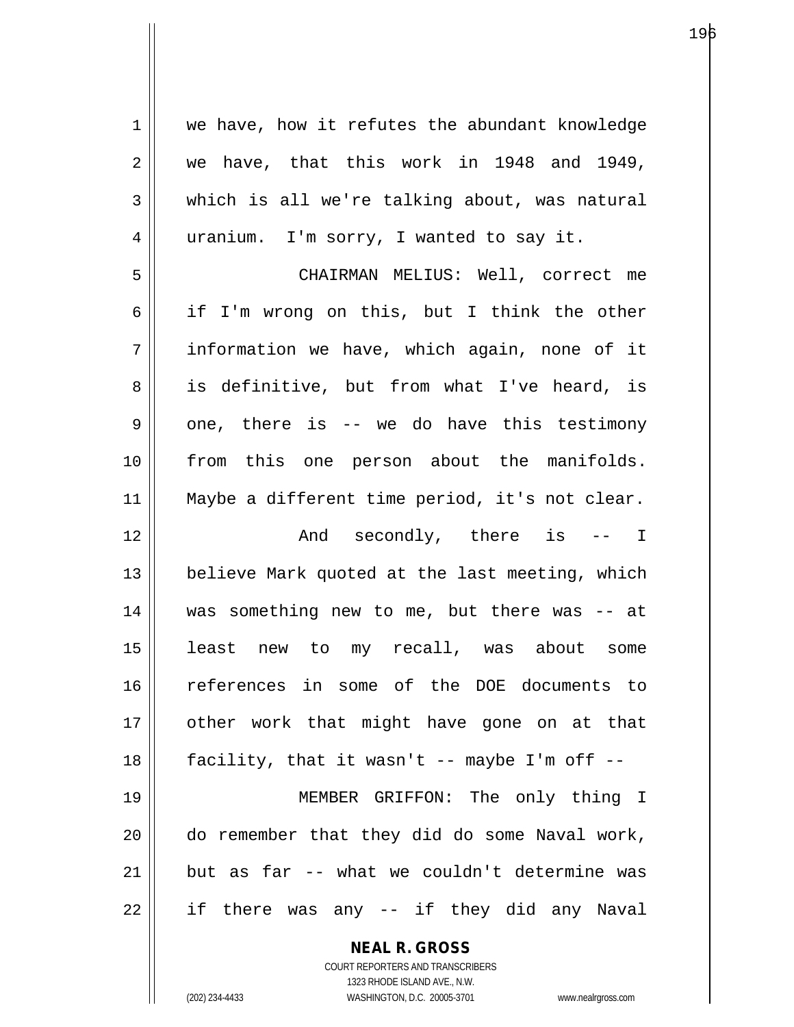we have, how it refutes the abundant knowledge we have, that this work in 1948 and 1949, which is all we're talking about, was natural uranium. I'm sorry, I wanted to say it.

CHAIRMAN MELIUS: Well, correct me if I'm wrong on this, but I think the other information we have, which again, none of it is definitive, but from what I've heard, is one, there is -- we do have this testimony from this one person about the manifolds. Maybe a different time period, it's not clear.

And secondly, there is -- I believe Mark quoted at the last meeting, which was something new to me, but there was -- at least new to my recall, was about some references in some of the DOE documents to other work that might have gone on at that facility, that it wasn't -- maybe I'm off --

MEMBER GRIFFON: The only thing I do remember that they did do some Naval work, but as far -- what we couldn't determine was if there was any -- if they did any Naval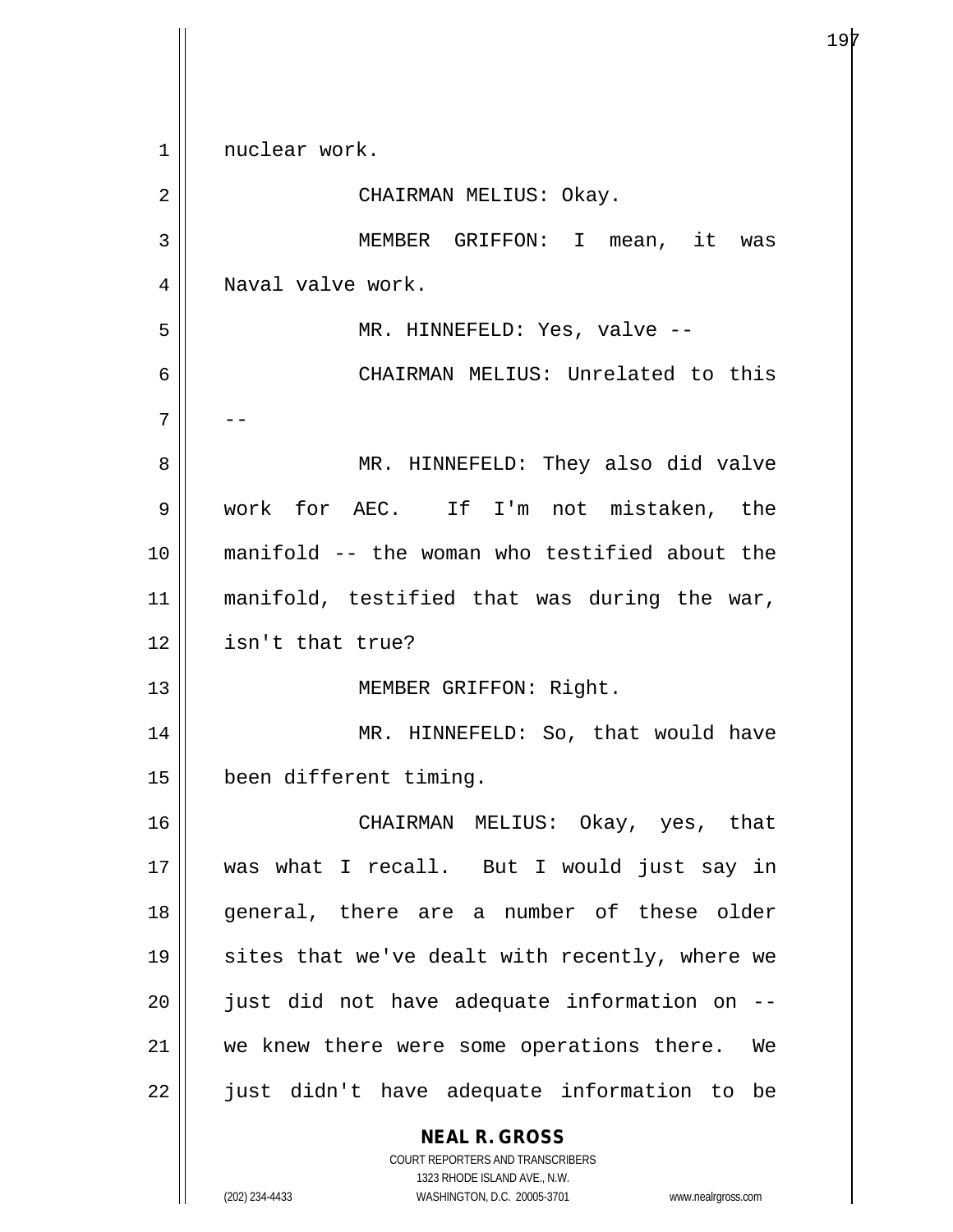nuclear work.

CHAIRMAN MELIUS: Okay.

MEMBER GRIFFON: I mean, it was Naval valve work.

MR. HINNEFELD: Yes, valve --

CHAIRMAN MELIUS: Unrelated to this --

MR. HINNEFELD: They also did valve work for AEC. If I'm not mistaken, the manifold -- the woman who testified about the manifold, testified that was during the war, isn't that true?

MEMBER GRIFFON: Right.

MR. HINNEFELD: So, that would have been different timing.

CHAIRMAN MELIUS: Okay, yes, that was what I recall. But I would just say in general, there are a number of these older sites that we've dealt with recently, where we just did not have adequate information on -- we knew there were some operations there. We just didn't have adequate information to be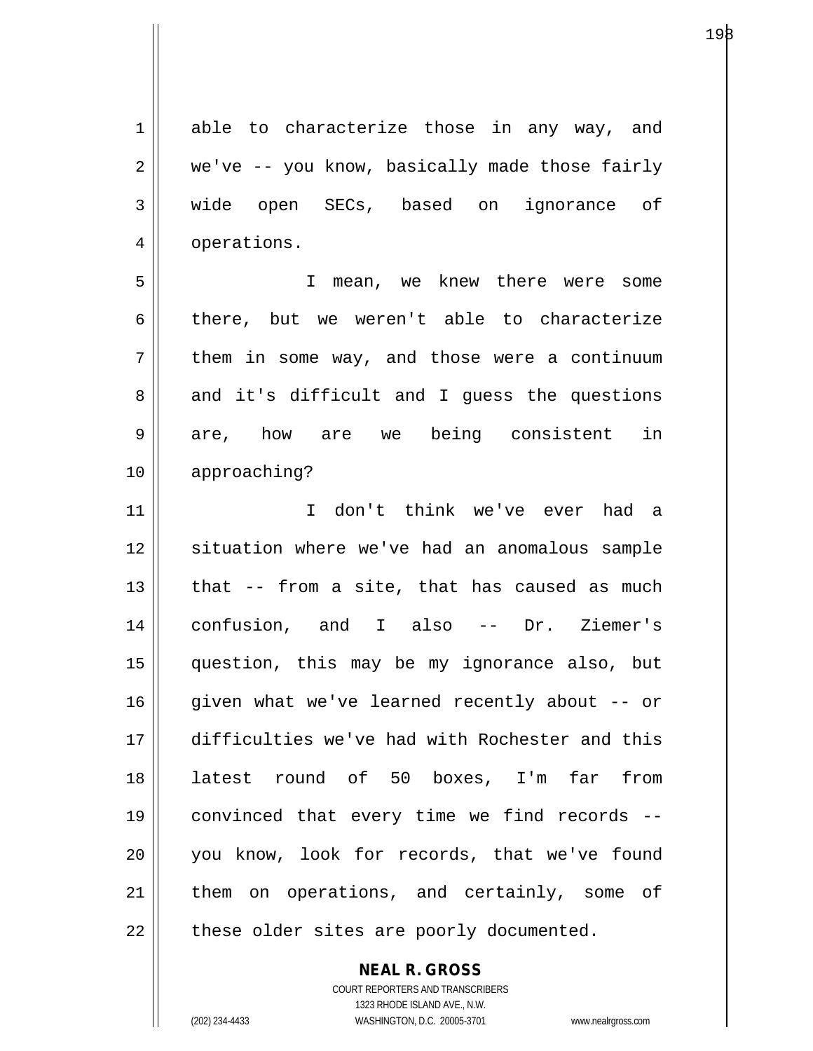able to characterize those in any way, and we've -- you know, basically made those fairly wide open SECs, based on ignorance of operations.

I mean, we knew there were some there, but we weren't able to characterize them in some way, and those were a continuum and it's difficult and I guess the questions are, how are we being consistent in approaching?

I don't think we've ever had a situation where we've had an anomalous sample that -- from a site, that has caused as much confusion, and I also -- Dr. Ziemer's question, this may be my ignorance also, but given what we've learned recently about -- or difficulties we've had with Rochester and this latest round of 50 boxes, I'm far from convinced that every time we find records -- you know, look for records, that we've found them on operations, and certainly, some of these older sites are poorly documented.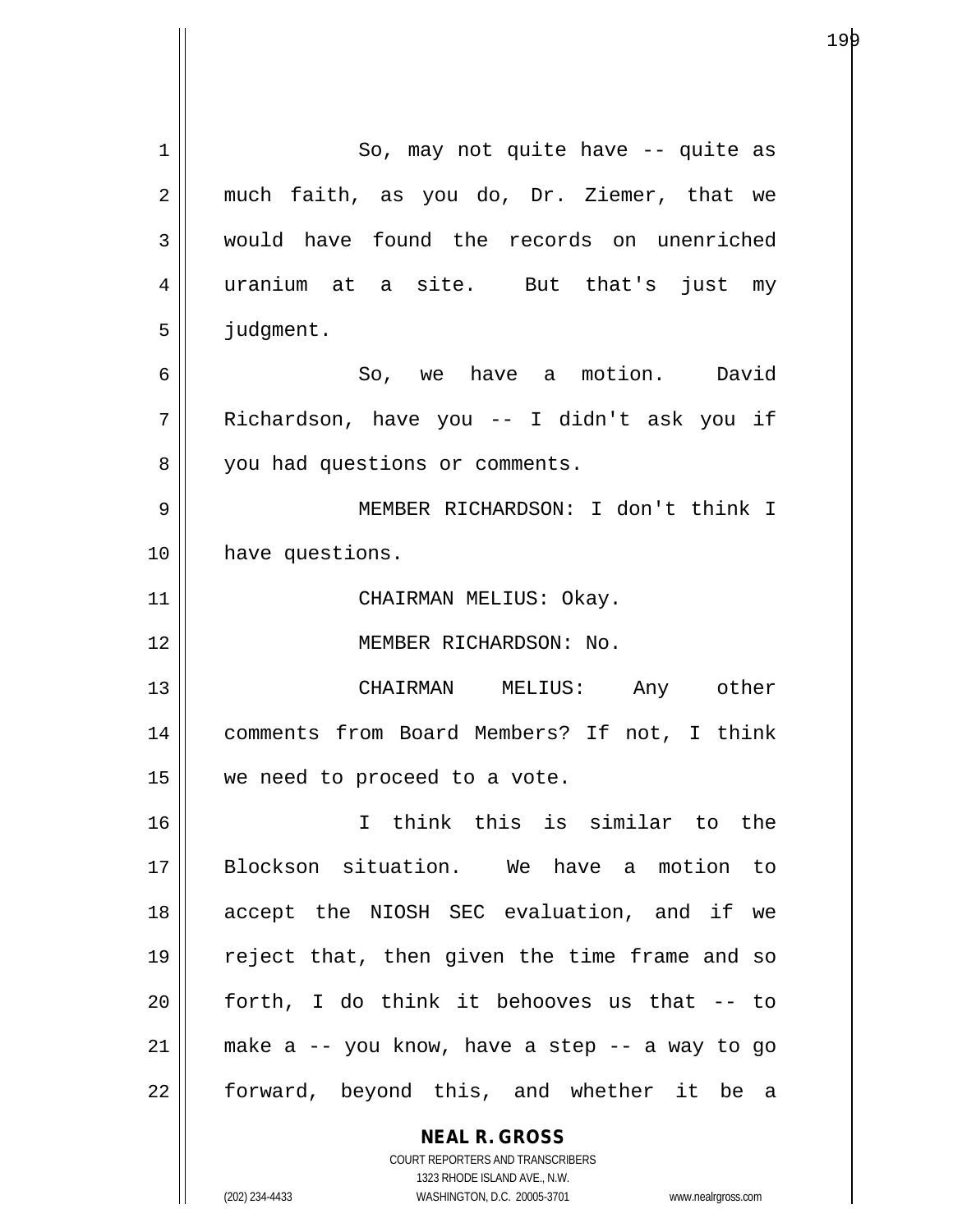So, may not quite have -- quite as much faith, as you do, Dr. Ziemer, that we would have found the records on unenriched uranium at a site. But that's just my judgment.

So, we have a motion. David Richardson, have you -- I didn't ask you if you had questions or comments.

MEMBER RICHARDSON: I don't think I have questions.

CHAIRMAN MELIUS: Okay.

MEMBER RICHARDSON: No.

CHAIRMAN MELIUS: Any other comments from Board Members? If not, I think we need to proceed to a vote.

I think this is similar to the Blockson situation. We have a motion to accept the NIOSH SEC evaluation, and if we reject that, then given the time frame and so forth, I do think it behooves us that -- to make a -- you know, have a step -- a way to go forward, beyond this, and whether it be a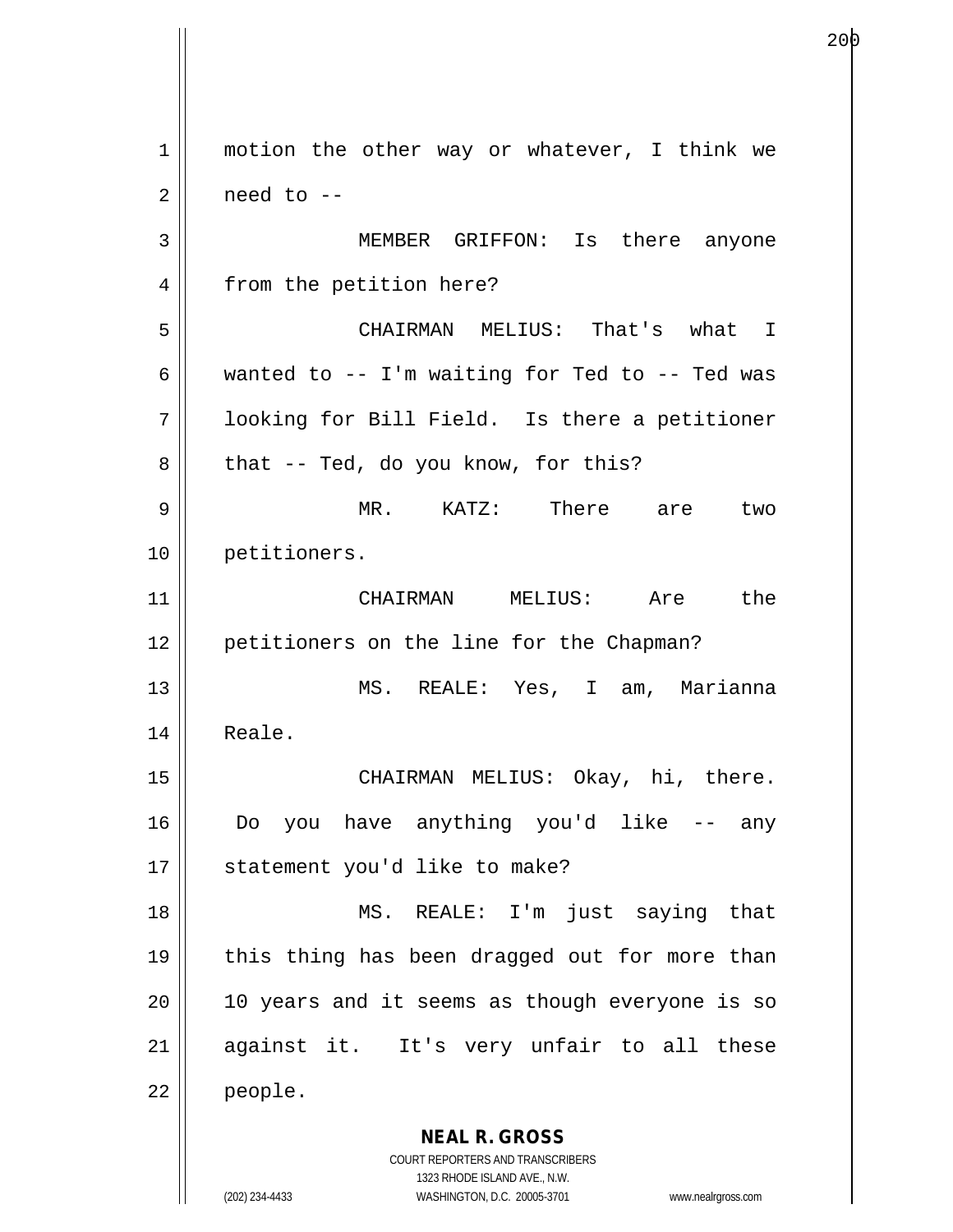motion the other way or whatever, I think we need to --

MEMBER GRIFFON: Is there anyone from the petition here?

CHAIRMAN MELIUS: That's what I wanted to -- I'm waiting for Ted to -- Ted was looking for Bill Field. Is there a petitioner that -- Ted, do you know, for this?

MR. KATZ: There are two petitioners.

CHAIRMAN MELIUS: Are the petitioners on the line for the Chapman?

MS. REALE: Yes, I am, Marianna Reale.

CHAIRMAN MELIUS: Okay, hi, there. Do you have anything you'd like -- any statement you'd like to make?

MS. REALE: I'm just saying that this thing has been dragged out for more than 10 years and it seems as though everyone is so against it. It's very unfair to all these people.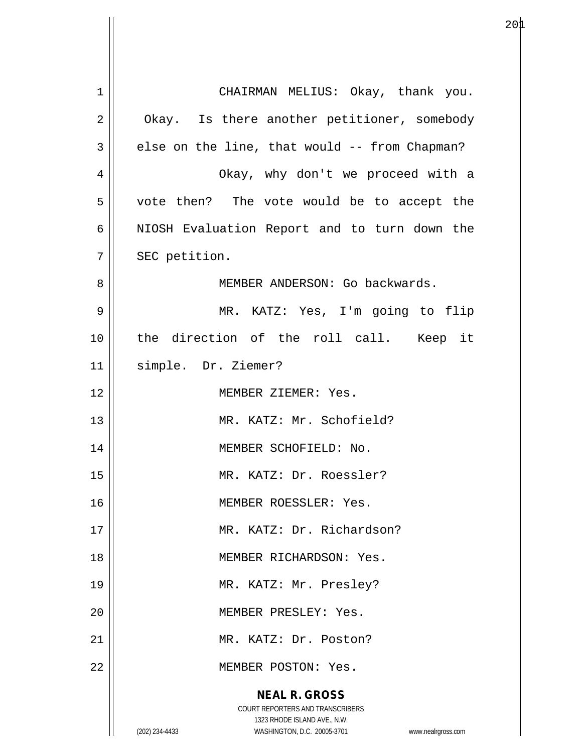CHAIRMAN MELIUS: Okay, thank you. Okay. Is there another petitioner, somebody else on the line, that would -- from Chapman?

Okay, why don't we proceed with a vote then? The vote would be to accept the NIOSH Evaluation Report and to turn down the SEC petition.

MEMBER ANDERSON: Go backwards.

MR. KATZ: Yes, I'm going to flip the direction of the roll call. Keep it simple. Dr. Ziemer?

MEMBER ZIEMER: Yes.

MR. KATZ: Mr. Schofield?

MEMBER SCHOFIELD: No.

MR. KATZ: Dr. Roessler?

MEMBER ROESSLER: Yes.

MR. KATZ: Dr. Richardson?

MEMBER RICHARDSON: Yes.

MR. KATZ: Mr. Presley?

MEMBER PRESLEY: Yes.

MR. KATZ: Dr. Poston?

MEMBER POSTON: Yes.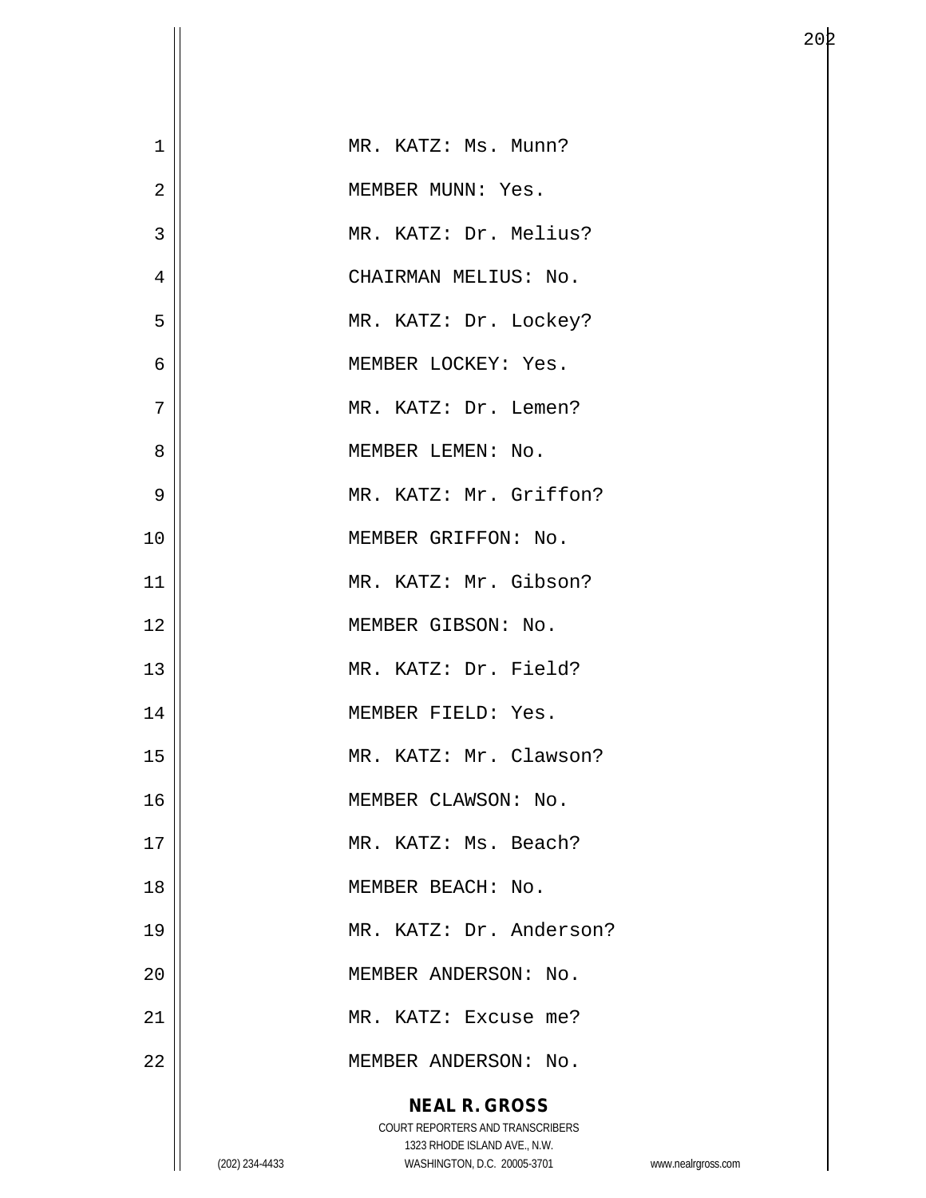MR. KATZ: Ms. Munn?

MEMBER MUNN: Yes.

MR. KATZ: Dr. Melius?

CHAIRMAN MELIUS: No.

MR. KATZ: Dr. Lockey?

MEMBER LOCKEY: Yes.

MR. KATZ: Dr. Lemen?

MEMBER LEMEN: No.

MR. KATZ: Mr. Griffon?

MEMBER GRIFFON: No.

MR. KATZ: Mr. Gibson?

MEMBER GIBSON: No.

MR. KATZ: Dr. Field?

MEMBER FIELD: Yes.

MR. KATZ: Mr. Clawson?

MEMBER CLAWSON: No.

MR. KATZ: Ms. Beach?

MEMBER BEACH: No.

MR. KATZ: Dr. Anderson?

MEMBER ANDERSON: No.

MR. KATZ: Excuse me?

MEMBER ANDERSON: No.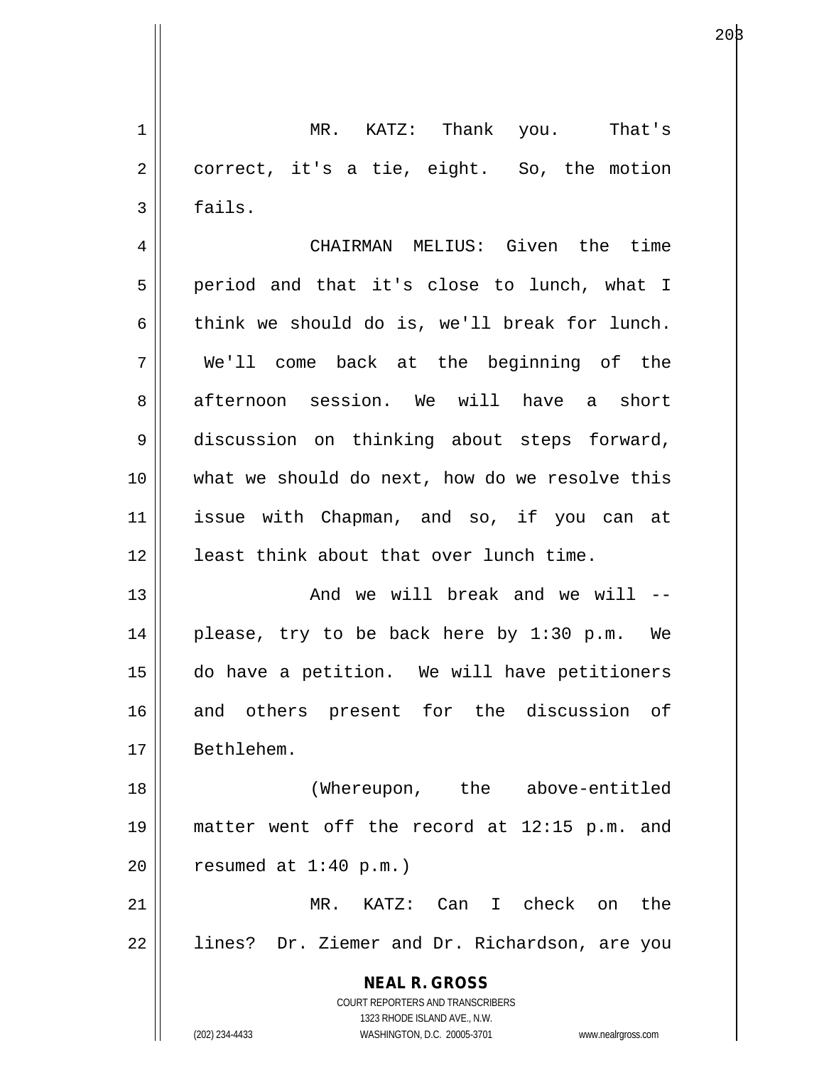MR. KATZ: Thank you. That's correct, it's a tie, eight. So, the motion fails.

CHAIRMAN MELIUS: Given the time period and that it's close to lunch, what I think we should do is, we'll break for lunch. We'll come back at the beginning of the afternoon session. We will have a short discussion on thinking about steps forward, what we should do next, how do we resolve this issue with Chapman, and so, if you can at least think about that over lunch time.

And we will break and we will -- please, try to be back here by 1:30 p.m. We do have a petition. We will have petitioners and others present for the discussion of Bethlehem.

(Whereupon, the above-entitled matter went off the record at 12:15 p.m. and resumed at 1:40 p.m.)

MR. KATZ: Can I check on the lines? Dr. Ziemer and Dr. Richardson, are you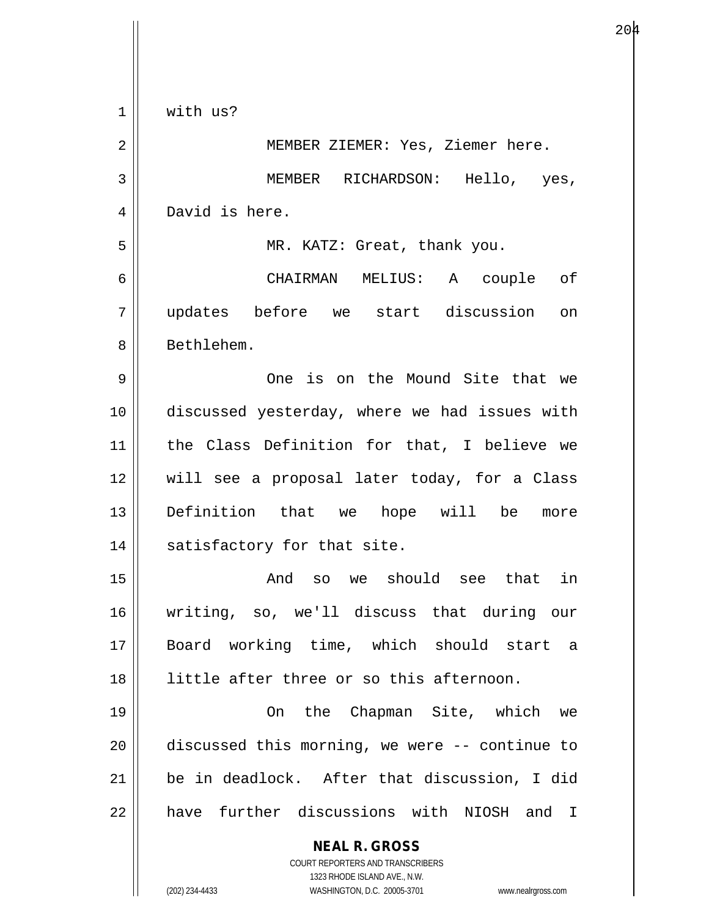with us?

MEMBER ZIEMER: Yes, Ziemer here.

MEMBER RICHARDSON: Hello, yes, David is here.

MR. KATZ: Great, thank you.

CHAIRMAN MELIUS: A couple of updates before we start discussion on Bethlehem.

One is on the Mound Site that we discussed yesterday, where we had issues with the Class Definition for that, I believe we will see a proposal later today, for a Class Definition that we hope will be more satisfactory for that site.

And so we should see that in writing, so, we'll discuss that during our Board working time, which should start a little after three or so this afternoon.

On the Chapman Site, which we discussed this morning, we were -- continue to be in deadlock. After that discussion, I did have further discussions with NIOSH and I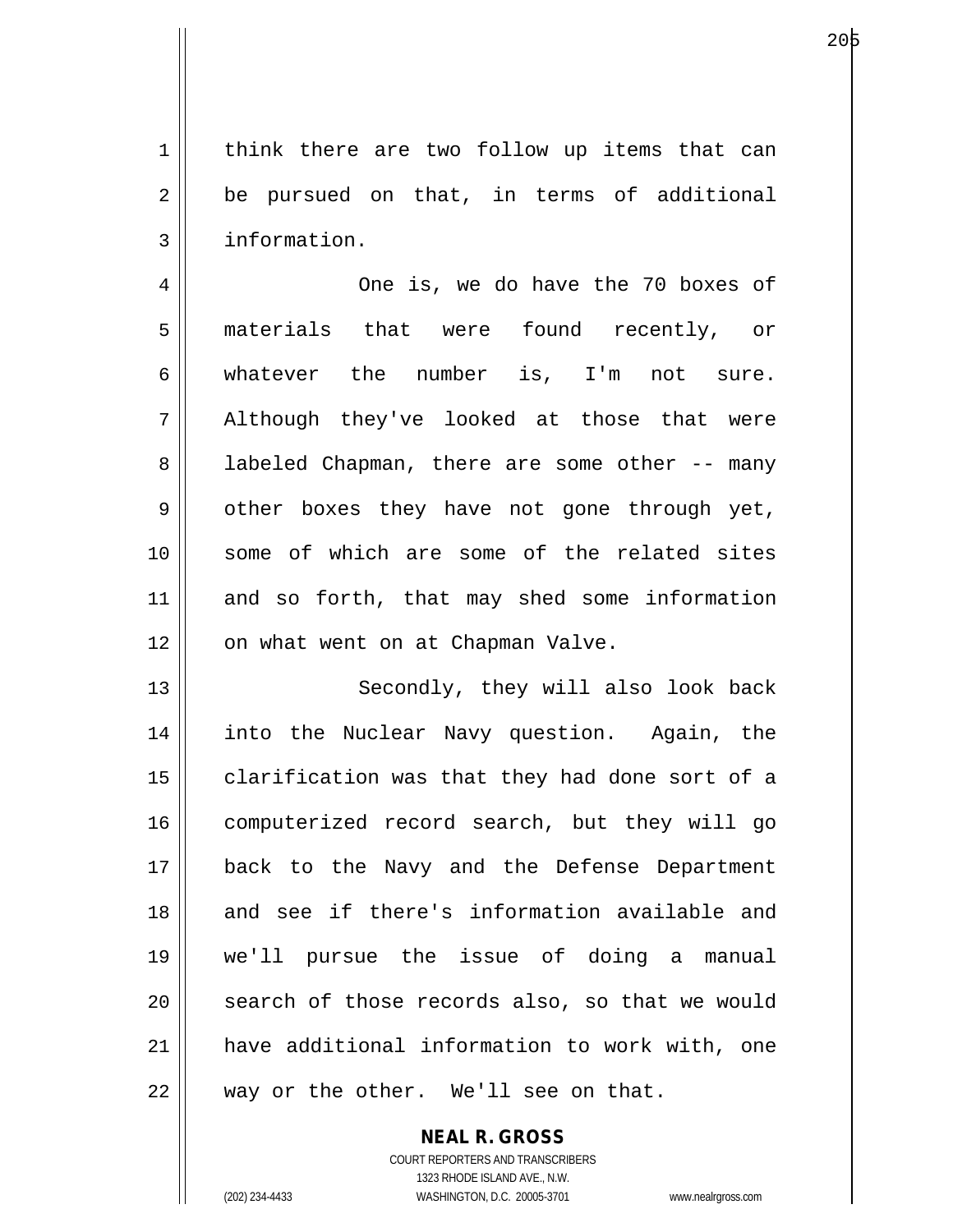think there are two follow up items that can be pursued on that, in terms of additional information.

One is, we do have the 70 boxes of materials that were found recently, or whatever the number is, I'm not sure. Although they've looked at those that were labeled Chapman, there are some other -- many other boxes they have not gone through yet, some of which are some of the related sites and so forth, that may shed some information on what went on at Chapman Valve.

Secondly, they will also look back into the Nuclear Navy question. Again, the clarification was that they had done sort of a computerized record search, but they will go back to the Navy and the Defense Department and see if there's information available and we'll pursue the issue of doing a manual search of those records also, so that we would have additional information to work with, one way or the other. We'll see on that.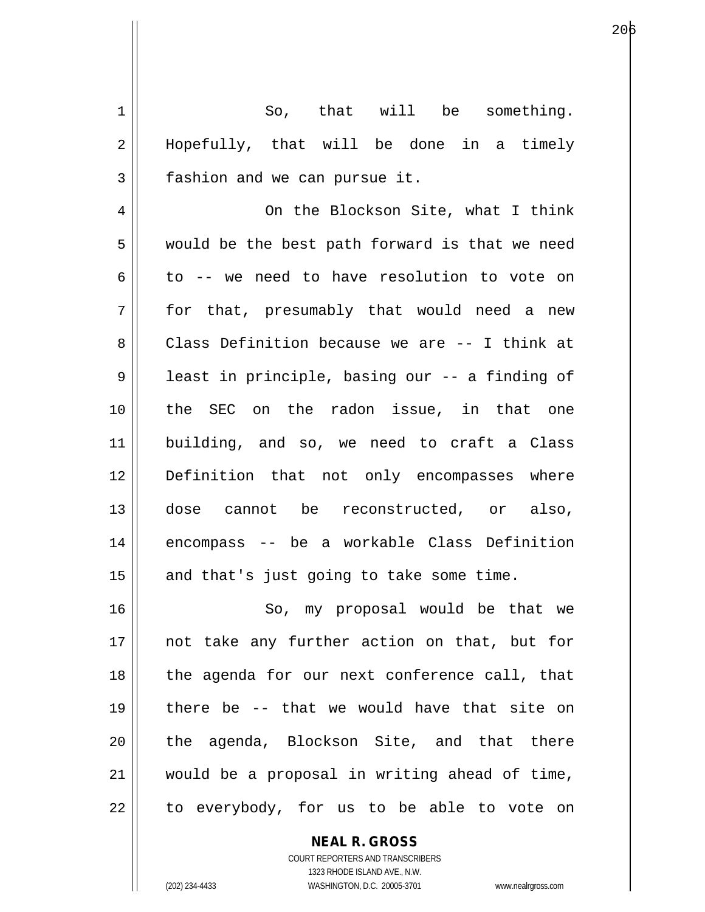So, that will be something. Hopefully, that will be done in a timely fashion and we can pursue it.

On the Blockson Site, what I think would be the best path forward is that we need to -- we need to have resolution to vote on for that, presumably that would need a new Class Definition because we are -- I think at least in principle, basing our -- a finding of the SEC on the radon issue, in that one building, and so, we need to craft a Class Definition that not only encompasses where dose cannot be reconstructed, or also, encompass -- be a workable Class Definition and that's just going to take some time.

So, my proposal would be that we not take any further action on that, but for the agenda for our next conference call, that there be -- that we would have that site on the agenda, Blockson Site, and that there would be a proposal in writing ahead of time, to everybody, for us to be able to vote on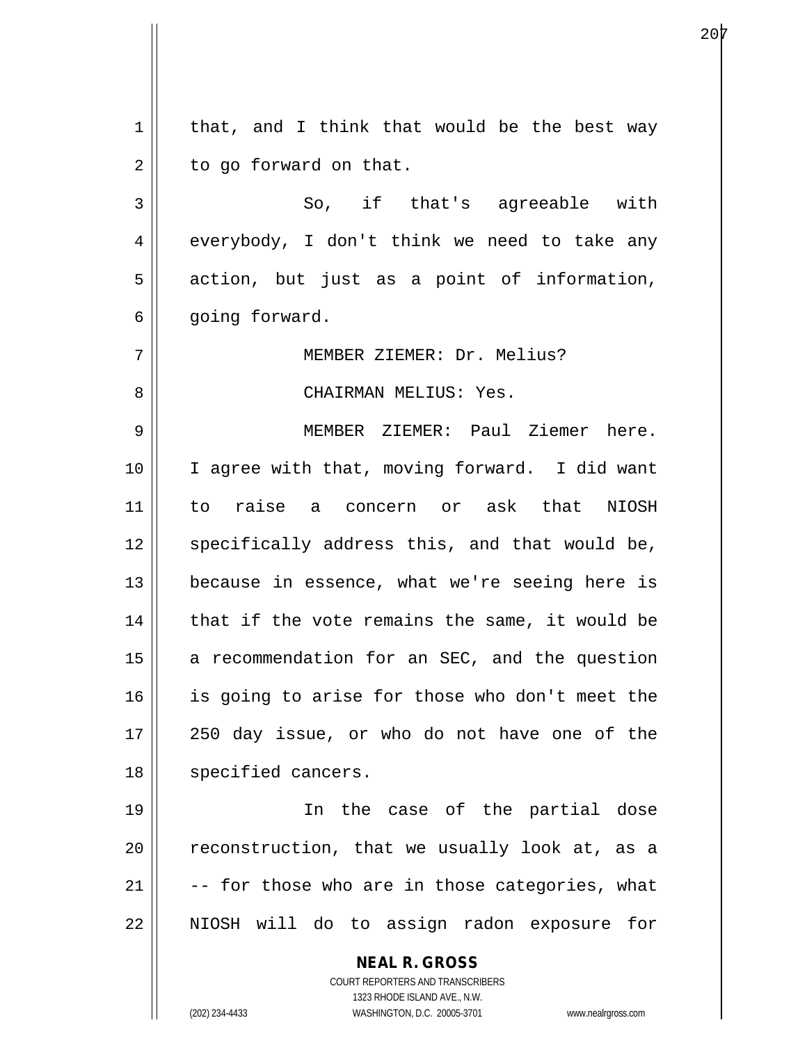that, and I think that would be the best way to go forward on that.

So, if that's agreeable with everybody, I don't think we need to take any action, but just as a point of information, going forward.

MEMBER ZIEMER: Dr. Melius?

CHAIRMAN MELIUS: Yes.

MEMBER ZIEMER: Paul Ziemer here. I agree with that, moving forward. I did want to raise a concern or ask that NIOSH specifically address this, and that would be, because in essence, what we're seeing here is that if the vote remains the same, it would be a recommendation for an SEC, and the question is going to arise for those who don't meet the 250 day issue, or who do not have one of the specified cancers.

In the case of the partial dose reconstruction, that we usually look at, as a -- for those who are in those categories, what NIOSH will do to assign radon exposure for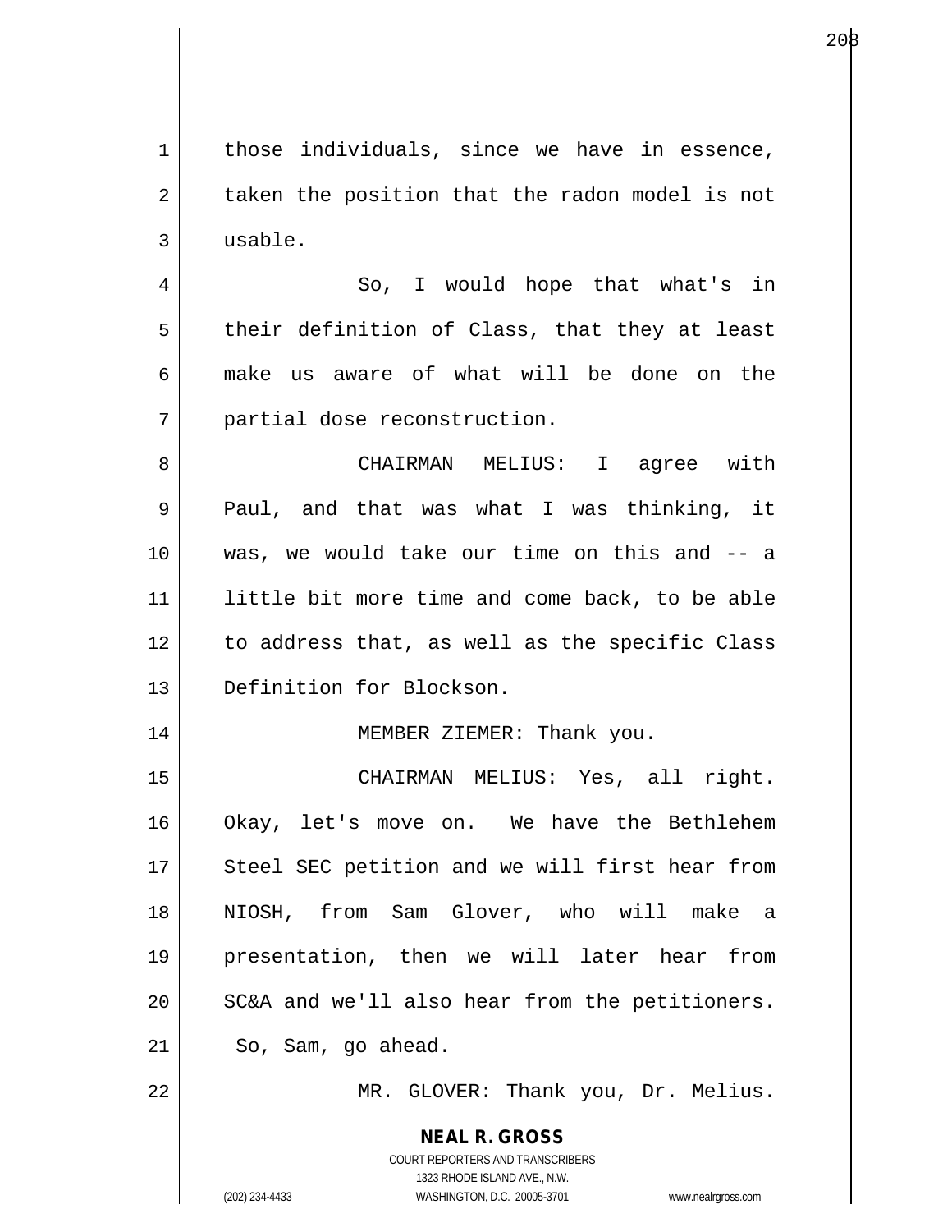those individuals, since we have in essence, taken the position that the radon model is not usable.

So, I would hope that what's in their definition of Class, that they at least make us aware of what will be done on the partial dose reconstruction.

CHAIRMAN MELIUS: I agree with Paul, and that was what I was thinking, it was, we would take our time on this and -- a little bit more time and come back, to be able to address that, as well as the specific Class Definition for Blockson.

MEMBER ZIEMER: Thank you.

CHAIRMAN MELIUS: Yes, all right. Okay, let's move on. We have the Bethlehem Steel SEC petition and we will first hear from NIOSH, from Sam Glover, who will make a presentation, then we will later hear from SC&A and we'll also hear from the petitioners. So, Sam, go ahead.

MR. GLOVER: Thank you, Dr. Melius.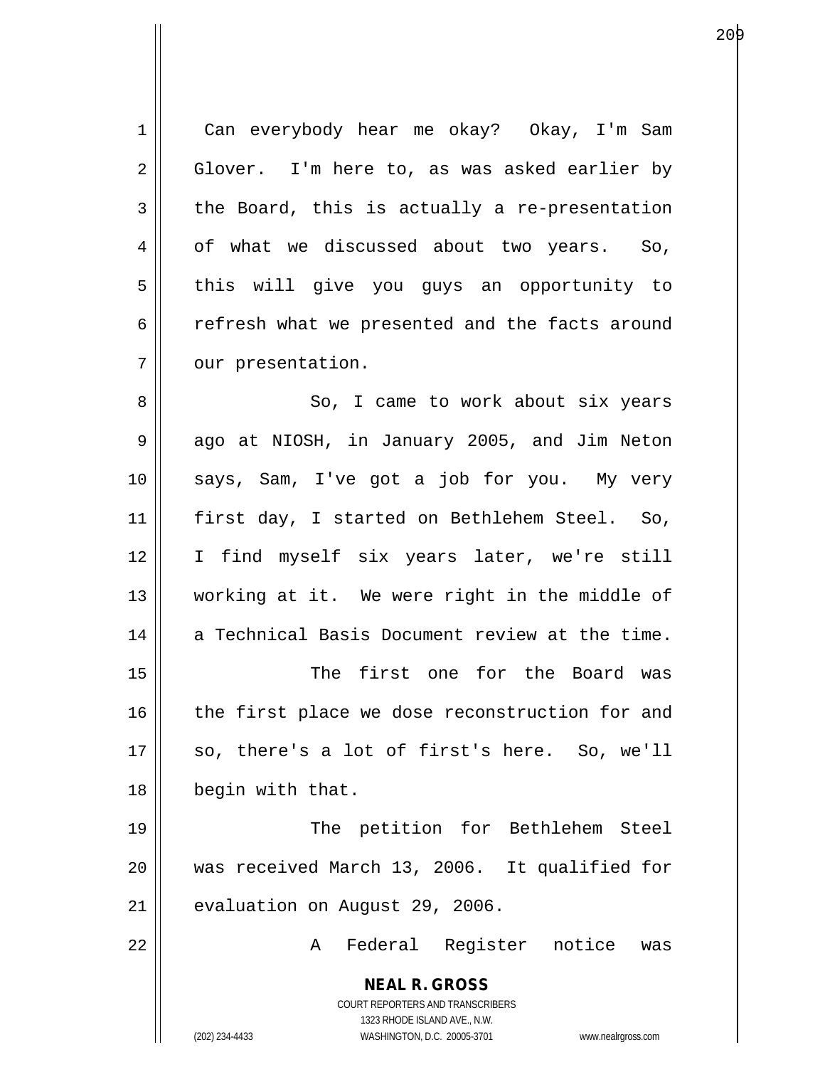Can everybody hear me okay? Okay, I'm Sam Glover. I'm here to, as was asked earlier by the Board, this is actually a re-presentation of what we discussed about two years. So, this will give you guys an opportunity to refresh what we presented and the facts around our presentation.

So, I came to work about six years ago at NIOSH, in January 2005, and Jim Neton says, Sam, I've got a job for you. My very first day, I started on Bethlehem Steel. So, I find myself six years later, we're still working at it. We were right in the middle of a Technical Basis Document review at the time.

The first one for the Board was the first place we dose reconstruction for and so, there's a lot of first's here. So, we'll begin with that.

The petition for Bethlehem Steel was received March 13, 2006. It qualified for evaluation on August 29, 2006.

A Federal Register notice was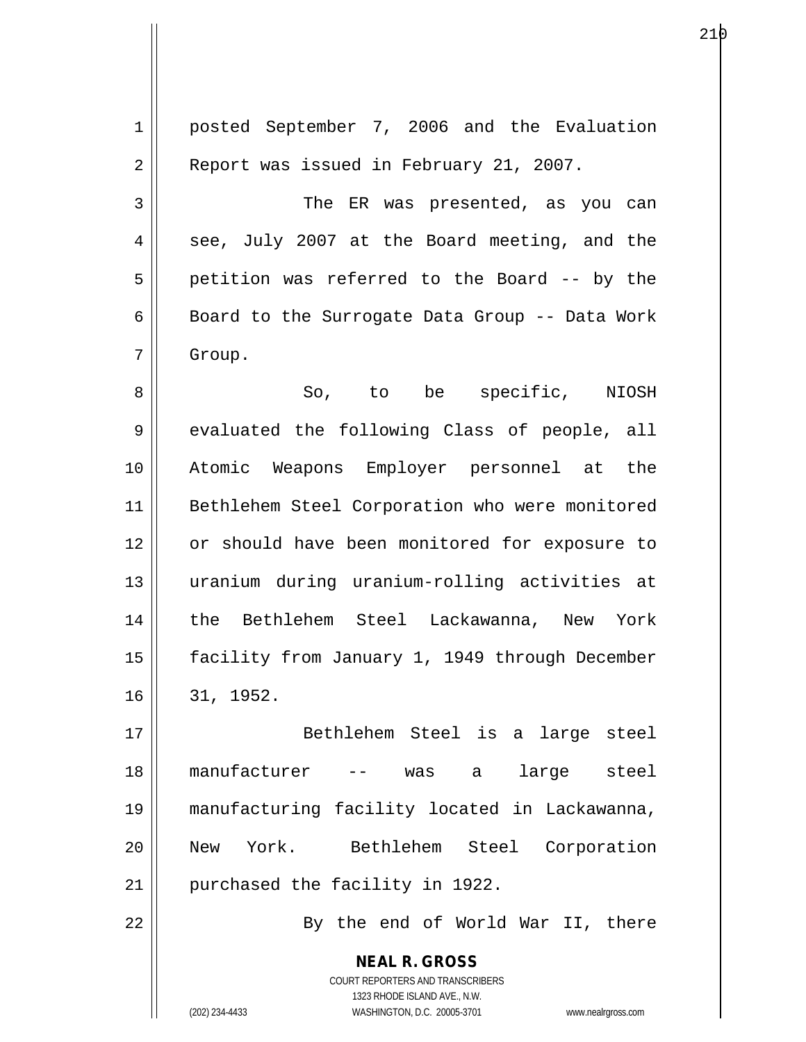posted September 7, 2006 and the Evaluation Report was issued in February 21, 2007.

The ER was presented, as you can see, July 2007 at the Board meeting, and the petition was referred to the Board -- by the Board to the Surrogate Data Group -- Data Work Group.

So, to be specific, NIOSH evaluated the following Class of people, all Atomic Weapons Employer personnel at the Bethlehem Steel Corporation who were monitored or should have been monitored for exposure to uranium during uranium-rolling activities at the Bethlehem Steel Lackawanna, New York facility from January 1, 1949 through December 31, 1952.

Bethlehem Steel is a large steel manufacturer -- was a large steel manufacturing facility located in Lackawanna, New York. Bethlehem Steel Corporation purchased the facility in 1922.

By the end of World War II, there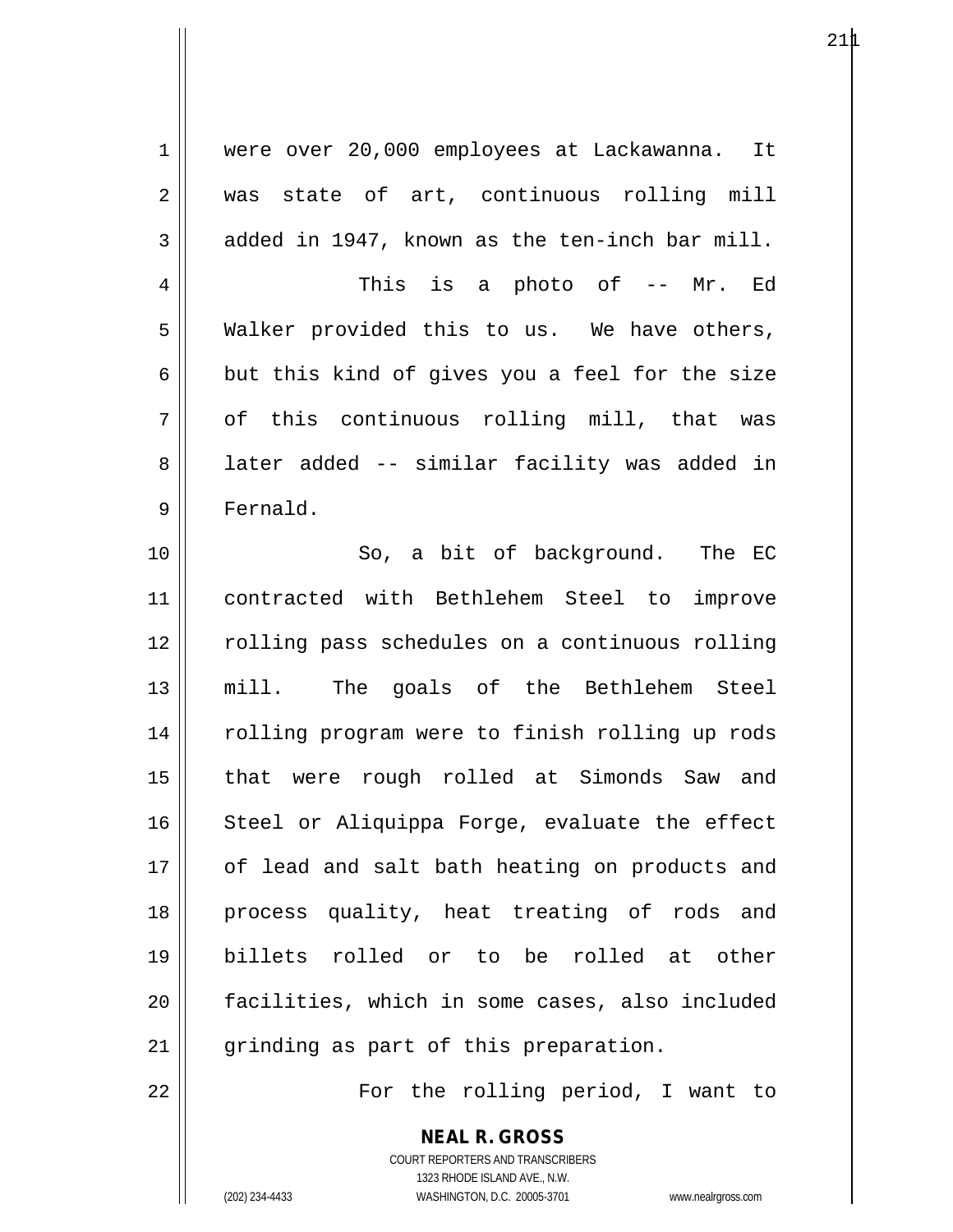were over 20,000 employees at Lackawanna. It was state of art, continuous rolling mill added in 1947, known as the ten-inch bar mill.

This is a photo of -- Mr. Ed Walker provided this to us. We have others, but this kind of gives you a feel for the size of this continuous rolling mill, that was later added -- similar facility was added in Fernald.

So, a bit of background. The EC contracted with Bethlehem Steel to improve rolling pass schedules on a continuous rolling mill. The goals of the Bethlehem Steel rolling program were to finish rolling up rods that were rough rolled at Simonds Saw and Steel or Aliquippa Forge, evaluate the effect of lead and salt bath heating on products and process quality, heat treating of rods and billets rolled or to be rolled at other facilities, which in some cases, also included grinding as part of this preparation.

For the rolling period, I want to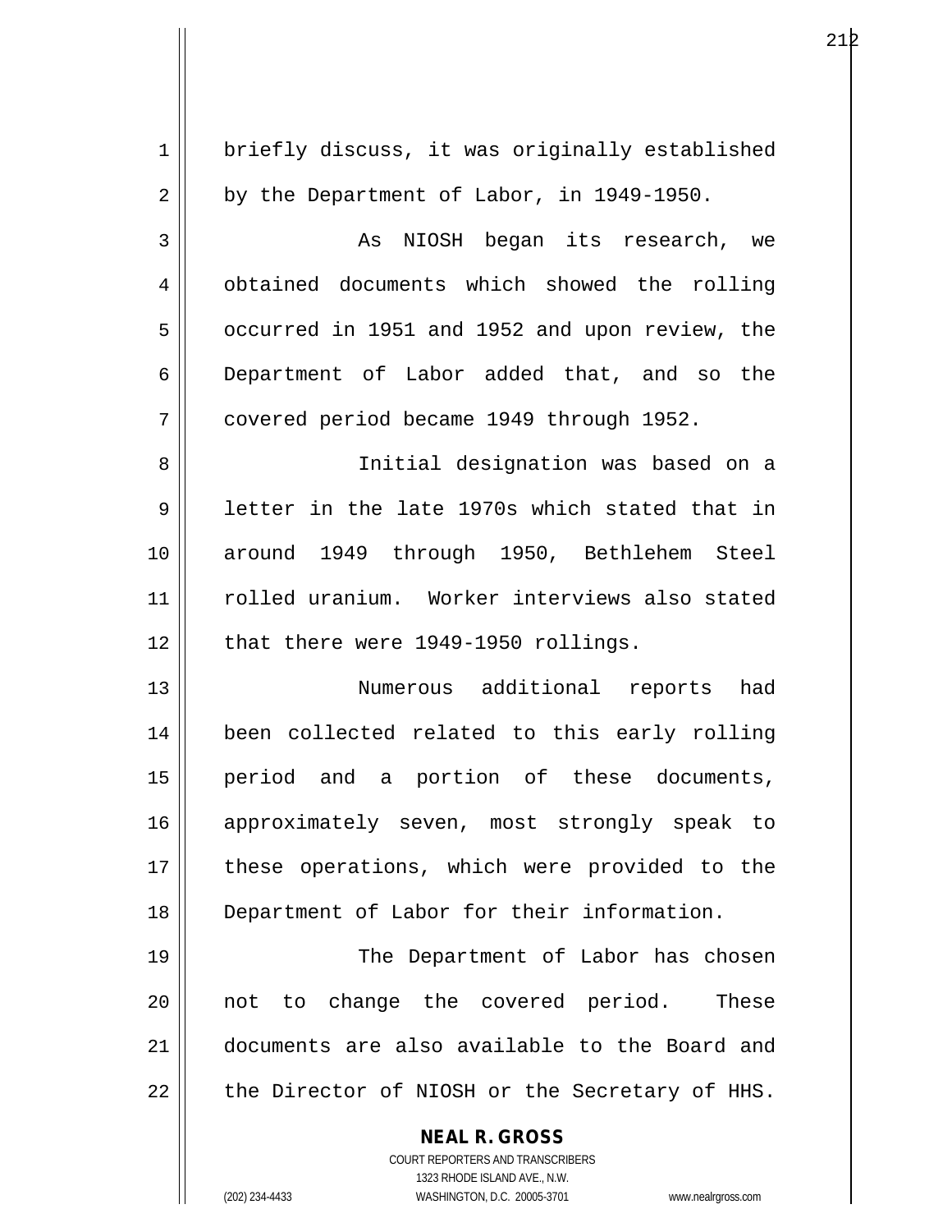briefly discuss, it was originally established by the Department of Labor, in 1949-1950.

As NIOSH began its research, we obtained documents which showed the rolling occurred in 1951 and 1952 and upon review, the Department of Labor added that, and so the covered period became 1949 through 1952.

Initial designation was based on a letter in the late 1970s which stated that in around 1949 through 1950, Bethlehem Steel rolled uranium. Worker interviews also stated that there were 1949-1950 rollings.

Numerous additional reports had been collected related to this early rolling period and a portion of these documents, approximately seven, most strongly speak to these operations, which were provided to the Department of Labor for their information.

The Department of Labor has chosen not to change the covered period. These documents are also available to the Board and the Director of NIOSH or the Secretary of HHS.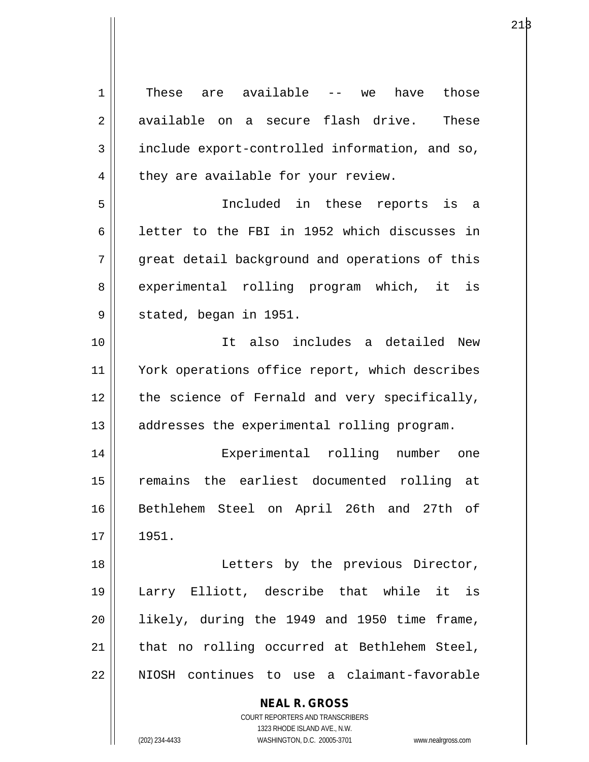These are available -- we have those available on a secure flash drive. These include export-controlled information, and so, they are available for your review.

Included in these reports is a letter to the FBI in 1952 which discusses in great detail background and operations of this experimental rolling program which, it is stated, began in 1951.

It also includes a detailed New York operations office report, which describes the science of Fernald and very specifically, addresses the experimental rolling program.

Experimental rolling number one remains the earliest documented rolling at Bethlehem Steel on April 26th and 27th of 1951.

Letters by the previous Director, Larry Elliott, describe that while it is likely, during the 1949 and 1950 time frame, that no rolling occurred at Bethlehem Steel, NIOSH continues to use a claimant-favorable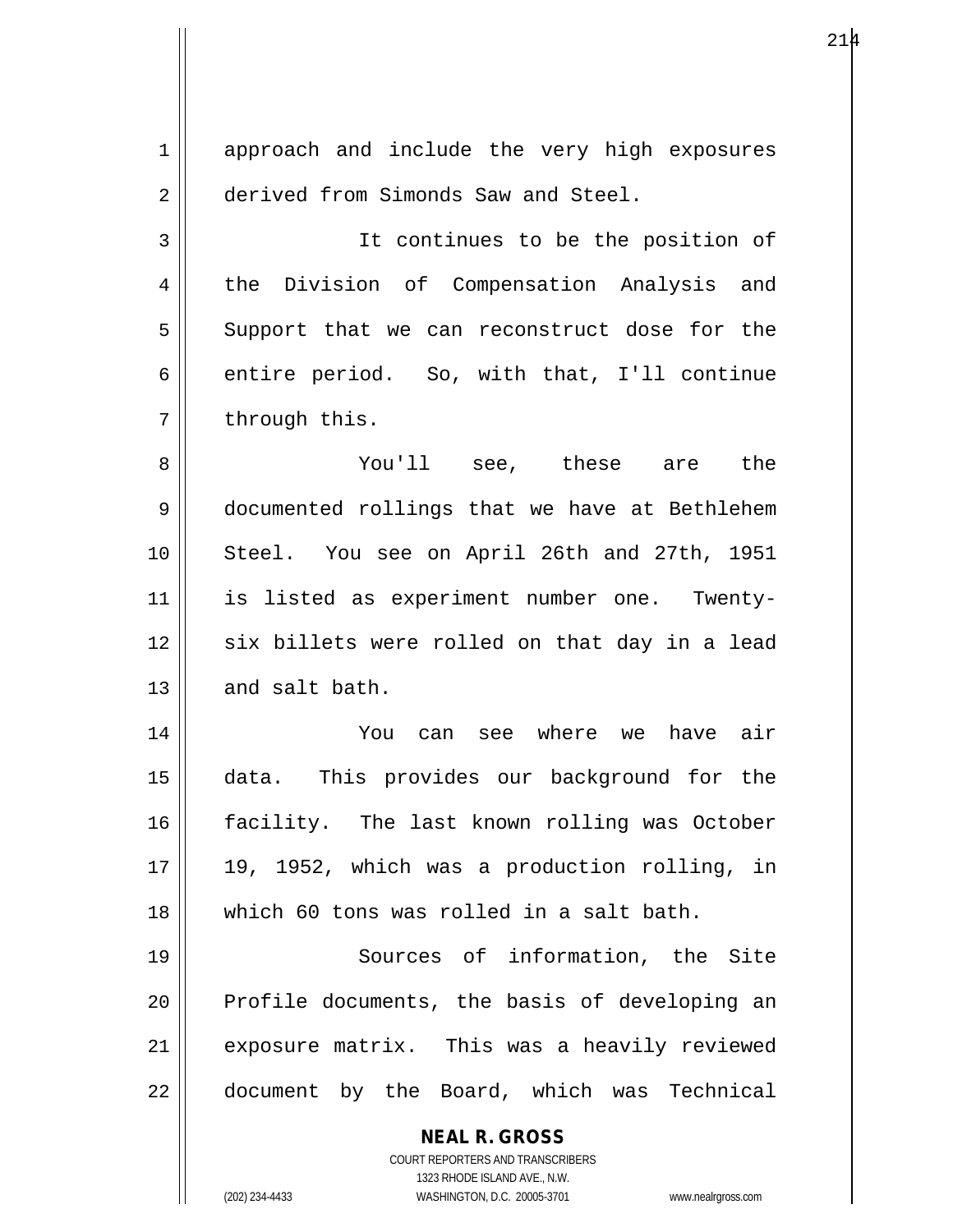approach and include the very high exposures derived from Simonds Saw and Steel.

It continues to be the position of the Division of Compensation Analysis and Support that we can reconstruct dose for the entire period. So, with that, I'll continue through this.

You'll see, these are the documented rollings that we have at Bethlehem Steel. You see on April 26th and 27th, 1951 is listed as experiment number one. Twenty-six billets were rolled on that day in a lead and salt bath.

You can see where we have air data. This provides our background for the facility. The last known rolling was October 19, 1952, which was a production rolling, in which 60 tons was rolled in a salt bath.

Sources of information, the Site Profile documents, the basis of developing an exposure matrix. This was a heavily reviewed document by the Board, which was Technical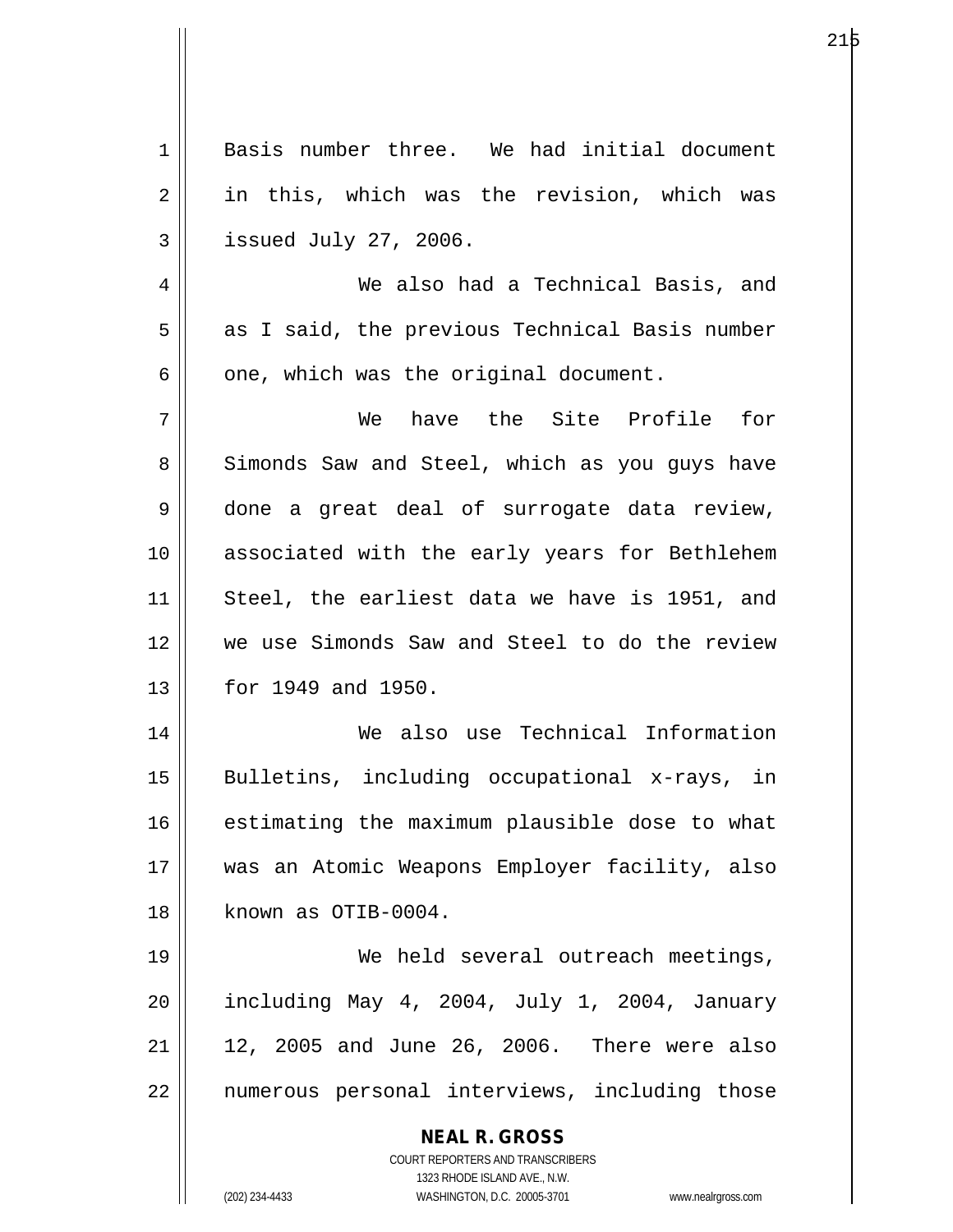Basis number three. We had initial document in this, which was the revision, which was issued July 27, 2006.

We also had a Technical Basis, and as I said, the previous Technical Basis number one, which was the original document.

We have the Site Profile for Simonds Saw and Steel, which as you guys have done a great deal of surrogate data review, associated with the early years for Bethlehem Steel, the earliest data we have is 1951, and we use Simonds Saw and Steel to do the review for 1949 and 1950.

We also use Technical Information Bulletins, including occupational x-rays, in estimating the maximum plausible dose to what was an Atomic Weapons Employer facility, also known as OTIB-0004.

We held several outreach meetings, including May 4, 2004, July 1, 2004, January 12, 2005 and June 26, 2006. There were also numerous personal interviews, including those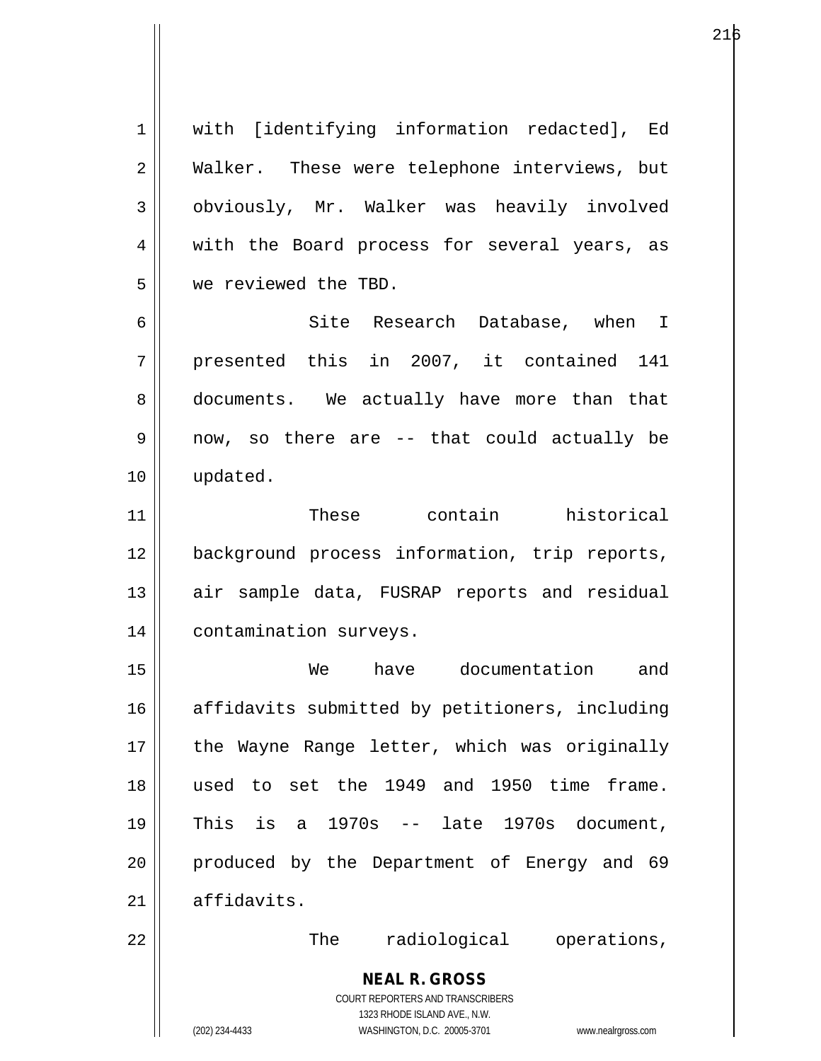with [identifying information redacted], Ed Walker. These were telephone interviews, but obviously, Mr. Walker was heavily involved with the Board process for several years, as we reviewed the TBD.

Site Research Database, when I presented this in 2007, it contained 141 documents. We actually have more than that now, so there are -- that could actually be updated.

These contain historical background process information, trip reports, air sample data, FUSRAP reports and residual contamination surveys.

We have documentation and affidavits submitted by petitioners, including the Wayne Range letter, which was originally used to set the 1949 and 1950 time frame. This is a 1970s -- late 1970s document, produced by the Department of Energy and 69 affidavits.

The radiological operations,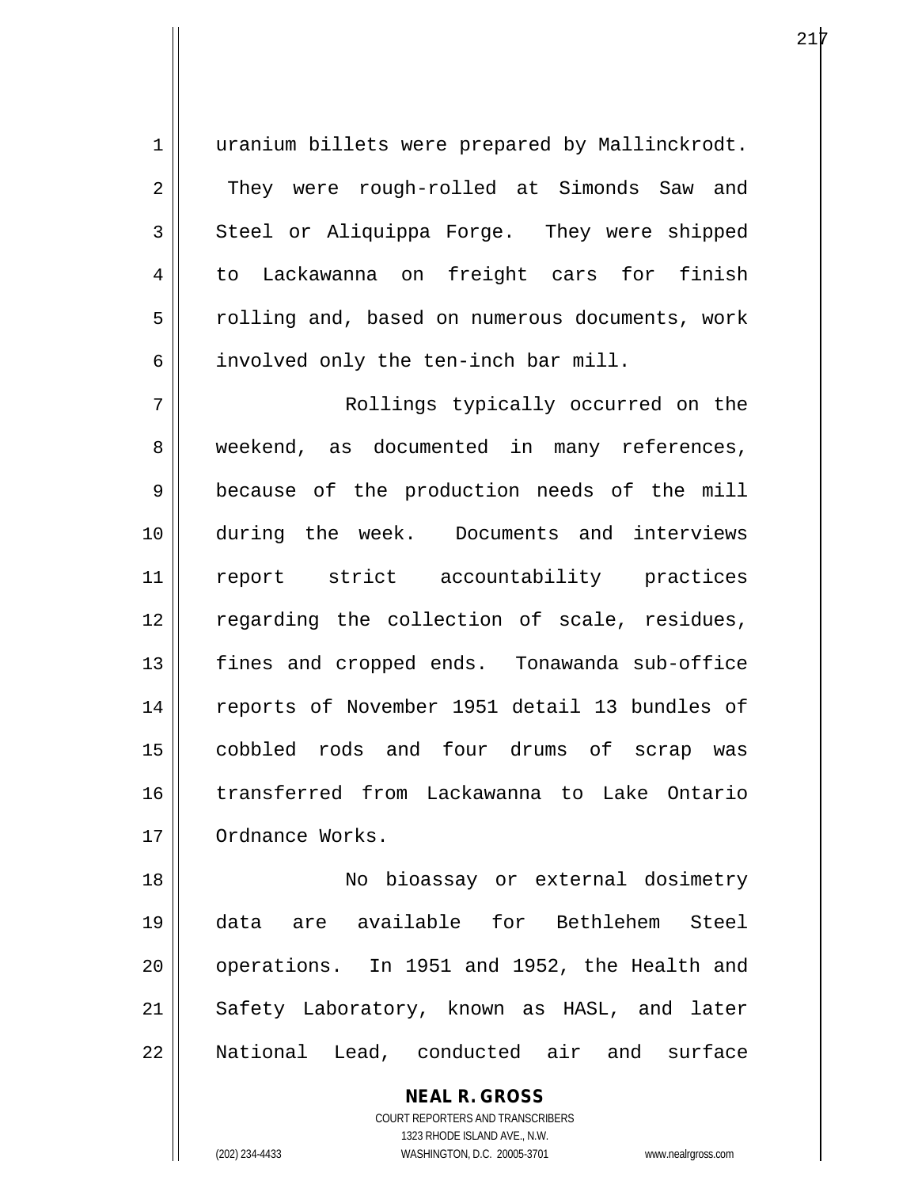uranium billets were prepared by Mallinckrodt. They were rough-rolled at Simonds Saw and Steel or Aliquippa Forge. They were shipped to Lackawanna on freight cars for finish rolling and, based on numerous documents, work involved only the ten-inch bar mill.

Rollings typically occurred on the weekend, as documented in many references, because of the production needs of the mill during the week. Documents and interviews report strict accountability practices regarding the collection of scale, residues, fines and cropped ends. Tonawanda sub-office reports of November 1951 detail 13 bundles of cobbled rods and four drums of scrap was transferred from Lackawanna to Lake Ontario Ordnance Works.

No bioassay or external dosimetry data are available for Bethlehem Steel operations. In 1951 and 1952, the Health and Safety Laboratory, known as HASL, and later National Lead, conducted air and surface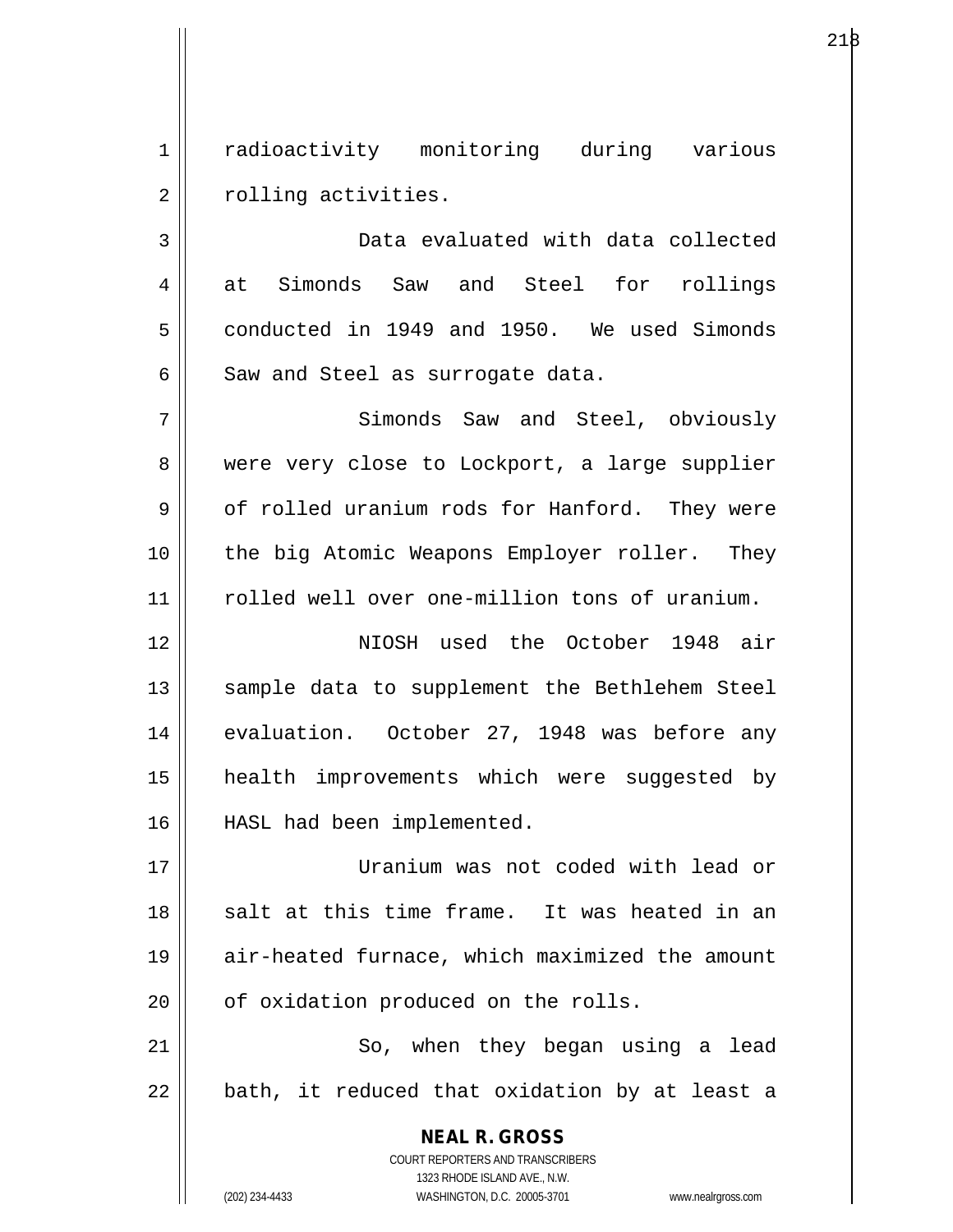radioactivity monitoring during various rolling activities.

Data evaluated with data collected at Simonds Saw and Steel for rollings conducted in 1949 and 1950. We used Simonds Saw and Steel as surrogate data.

Simonds Saw and Steel, obviously were very close to Lockport, a large supplier of rolled uranium rods for Hanford. They were the big Atomic Weapons Employer roller. They rolled well over one-million tons of uranium.

NIOSH used the October 1948 air sample data to supplement the Bethlehem Steel evaluation. October 27, 1948 was before any health improvements which were suggested by HASL had been implemented.

Uranium was not coded with lead or salt at this time frame. It was heated in an air-heated furnace, which maximized the amount of oxidation produced on the rolls.

So, when they began using a lead bath, it reduced that oxidation by at least a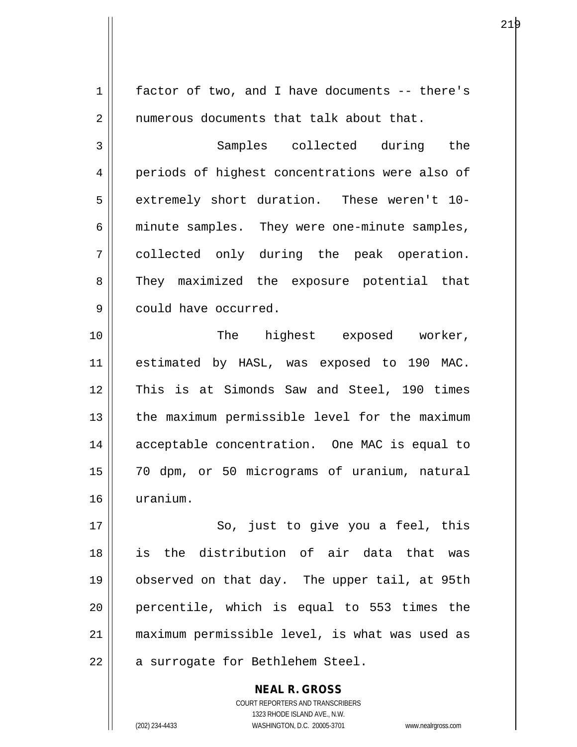factor of two, and I have documents -- there's numerous documents that talk about that.

Samples collected during the periods of highest concentrations were also of extremely short duration. These weren't 10-minute samples. They were one-minute samples, collected only during the peak operation. They maximized the exposure potential that could have occurred.

The highest exposed worker, estimated by HASL, was exposed to 190 MAC. This is at Simonds Saw and Steel, 190 times the maximum permissible level for the maximum acceptable concentration. One MAC is equal to 70 dpm, or 50 micrograms of uranium, natural uranium.

So, just to give you a feel, this is the distribution of air data that was observed on that day. The upper tail, at 95th percentile, which is equal to 553 times the maximum permissible level, is what was used as a surrogate for Bethlehem Steel.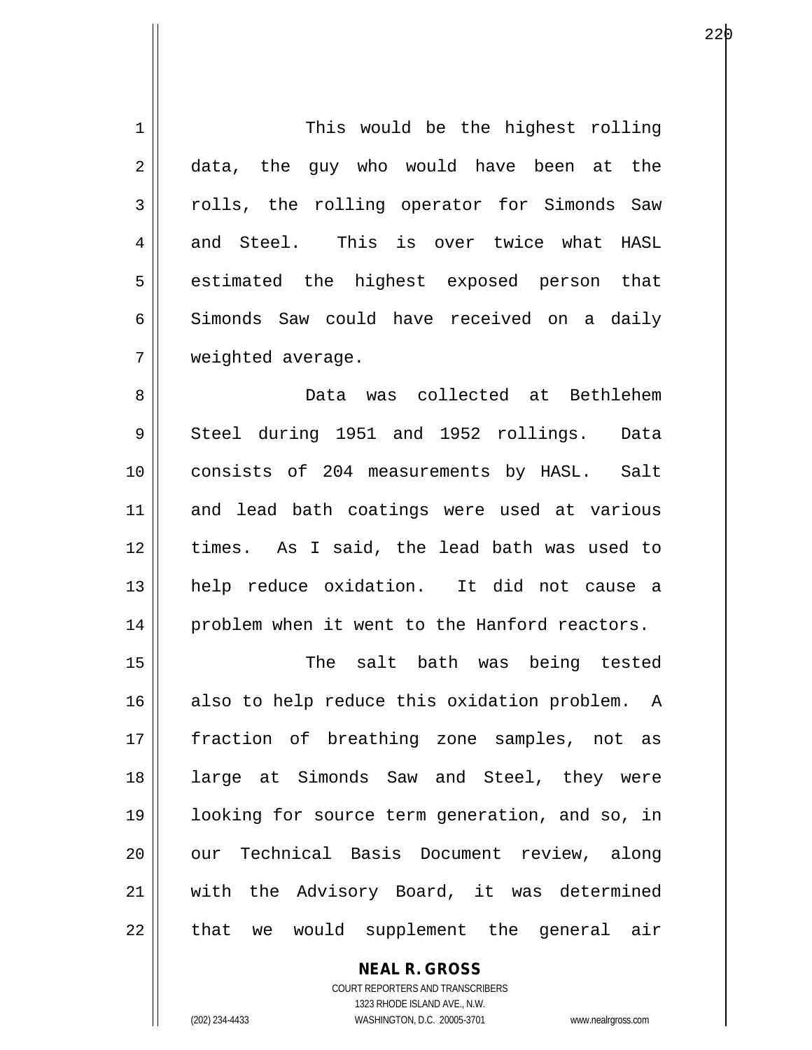This would be the highest rolling data, the guy who would have been at the rolls, the rolling operator for Simonds Saw and Steel. This is over twice what HASL estimated the highest exposed person that Simonds Saw could have received on a daily weighted average.

Data was collected at Bethlehem Steel during 1951 and 1952 rollings. Data consists of 204 measurements by HASL. Salt and lead bath coatings were used at various times. As I said, the lead bath was used to help reduce oxidation. It did not cause a problem when it went to the Hanford reactors.

The salt bath was being tested also to help reduce this oxidation problem. A fraction of breathing zone samples, not as large at Simonds Saw and Steel, they were looking for source term generation, and so, in our Technical Basis Document review, along with the Advisory Board, it was determined that we would supplement the general air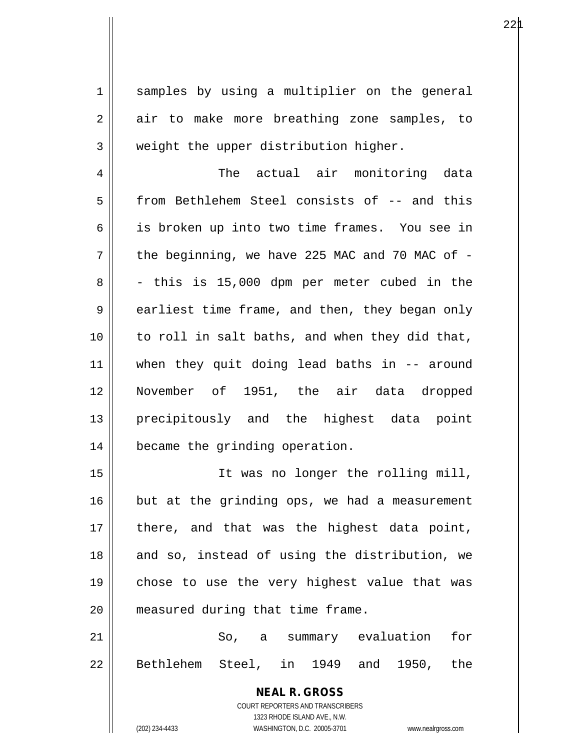samples by using a multiplier on the general air to make more breathing zone samples, to weight the upper distribution higher.

The actual air monitoring data from Bethlehem Steel consists of -- and this is broken up into two time frames. You see in the beginning, we have 225 MAC and 70 MAC of -- this is 15,000 dpm per meter cubed in the earliest time frame, and then, they began only to roll in salt baths, and when they did that, when they quit doing lead baths in -- around November of 1951, the air data dropped precipitously and the highest data point became the grinding operation.

It was no longer the rolling mill, but at the grinding ops, we had a measurement there, and that was the highest data point, and so, instead of using the distribution, we chose to use the very highest value that was measured during that time frame.

So, a summary evaluation for Bethlehem Steel, in 1949 and 1950, the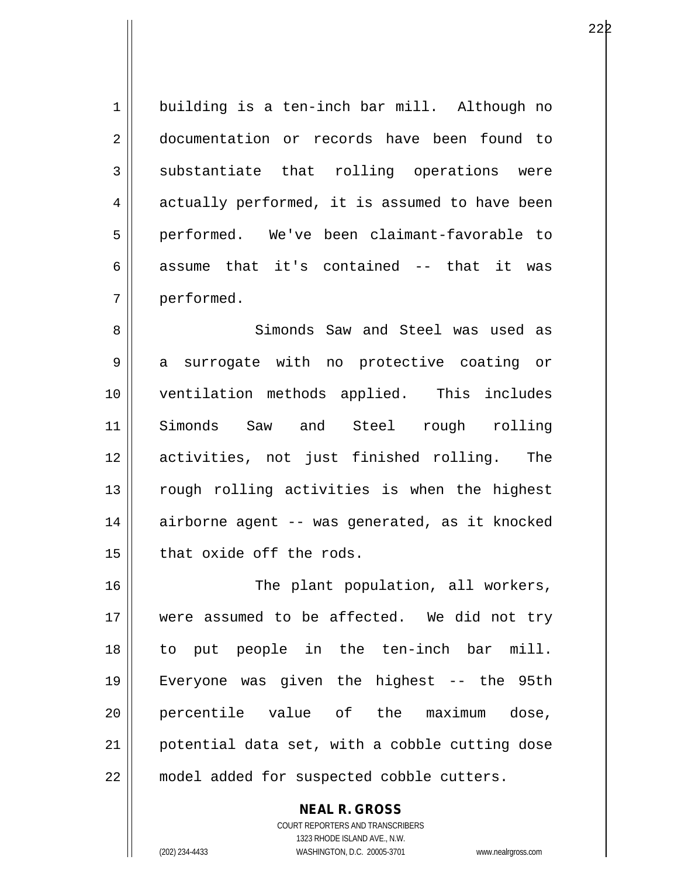building is a ten-inch bar mill. Although no documentation or records have been found to substantiate that rolling operations were actually performed, it is assumed to have been performed. We've been claimant-favorable to assume that it's contained -- that it was performed.

Simonds Saw and Steel was used as a surrogate with no protective coating or ventilation methods applied. This includes Simonds Saw and Steel rough rolling activities, not just finished rolling. The rough rolling activities is when the highest airborne agent -- was generated, as it knocked that oxide off the rods.

The plant population, all workers, were assumed to be affected. We did not try to put people in the ten-inch bar mill. Everyone was given the highest -- the 95th percentile value of the maximum dose, potential data set, with a cobble cutting dose model added for suspected cobble cutters.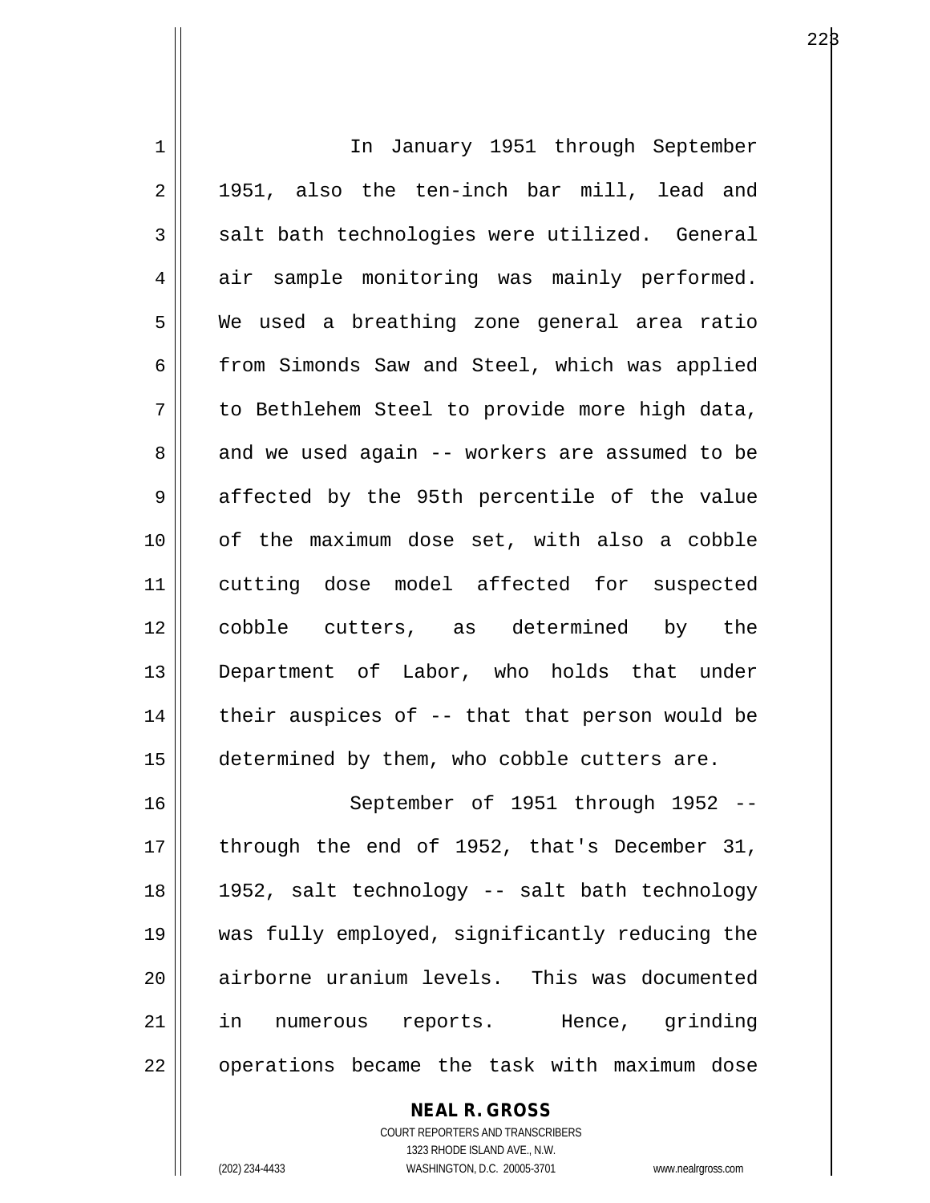In January 1951 through September 1951, also the ten-inch bar mill, lead and salt bath technologies were utilized. General air sample monitoring was mainly performed. We used a breathing zone general area ratio from Simonds Saw and Steel, which was applied to Bethlehem Steel to provide more high data, and we used again -- workers are assumed to be affected by the 95th percentile of the value of the maximum dose set, with also a cobble cutting dose model affected for suspected cobble cutters, as determined by the Department of Labor, who holds that under their auspices of -- that that person would be determined by them, who cobble cutters are.

September of 1951 through 1952 -- through the end of 1952, that's December 31, 1952, salt technology -- salt bath technology was fully employed, significantly reducing the airborne uranium levels. This was documented in numerous reports. Hence, grinding operations became the task with maximum dose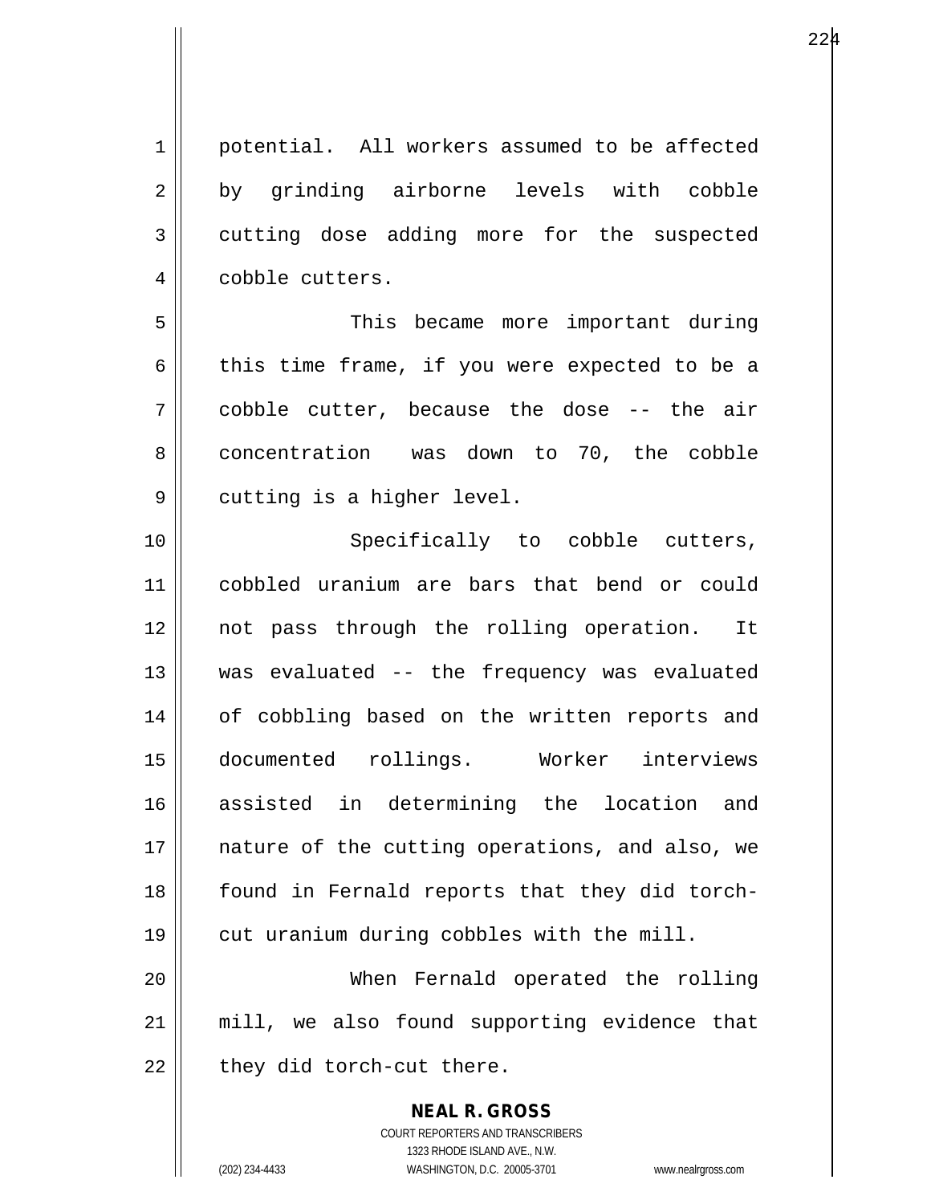potential. All workers assumed to be affected by grinding airborne levels with cobble cutting dose adding more for the suspected cobble cutters.

This became more important during this time frame, if you were expected to be a cobble cutter, because the dose -- the air concentration was down to 70, the cobble cutting is a higher level.

Specifically to cobble cutters, cobbled uranium are bars that bend or could not pass through the rolling operation. It was evaluated -- the frequency was evaluated of cobbling based on the written reports and documented rollings. Worker interviews assisted in determining the location and nature of the cutting operations, and also, we found in Fernald reports that they did torch-cut uranium during cobbles with the mill.

When Fernald operated the rolling mill, we also found supporting evidence that they did torch-cut there.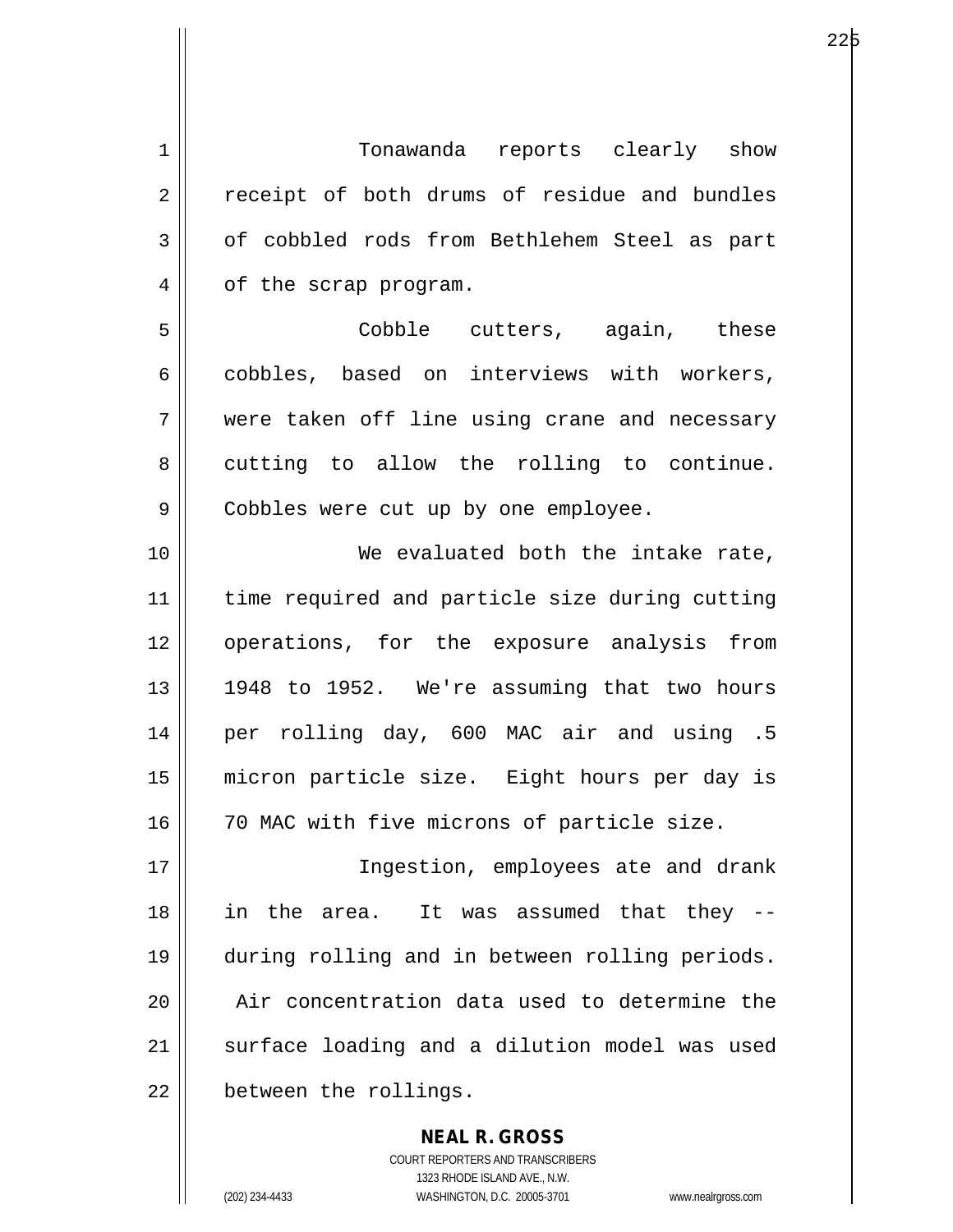Tonawanda reports clearly show receipt of both drums of residue and bundles of cobbled rods from Bethlehem Steel as part of the scrap program.

Cobble cutters, again, these cobbles, based on interviews with workers, were taken off line using crane and necessary cutting to allow the rolling to continue. Cobbles were cut up by one employee.

We evaluated both the intake rate, time required and particle size during cutting operations, for the exposure analysis from 1948 to 1952. We're assuming that two hours per rolling day, 600 MAC air and using .5 micron particle size. Eight hours per day is 70 MAC with five microns of particle size.

Ingestion, employees ate and drank in the area. It was assumed that they -- during rolling and in between rolling periods. Air concentration data used to determine the surface loading and a dilution model was used between the rollings.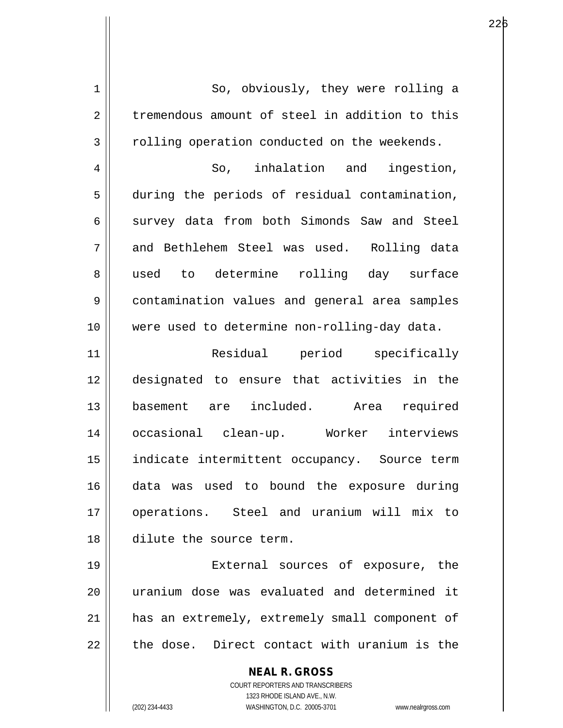So, obviously, they were rolling a tremendous amount of steel in addition to this rolling operation conducted on the weekends.

So, inhalation and ingestion, during the periods of residual contamination, survey data from both Simonds Saw and Steel and Bethlehem Steel was used. Rolling data used to determine rolling day surface contamination values and general area samples were used to determine non-rolling-day data.

Residual period specifically designated to ensure that activities in the basement are included. Area required occasional clean-up. Worker interviews indicate intermittent occupancy. Source term data was used to bound the exposure during operations. Steel and uranium will mix to dilute the source term.

External sources of exposure, the uranium dose was evaluated and determined it has an extremely, extremely small component of the dose. Direct contact with uranium is the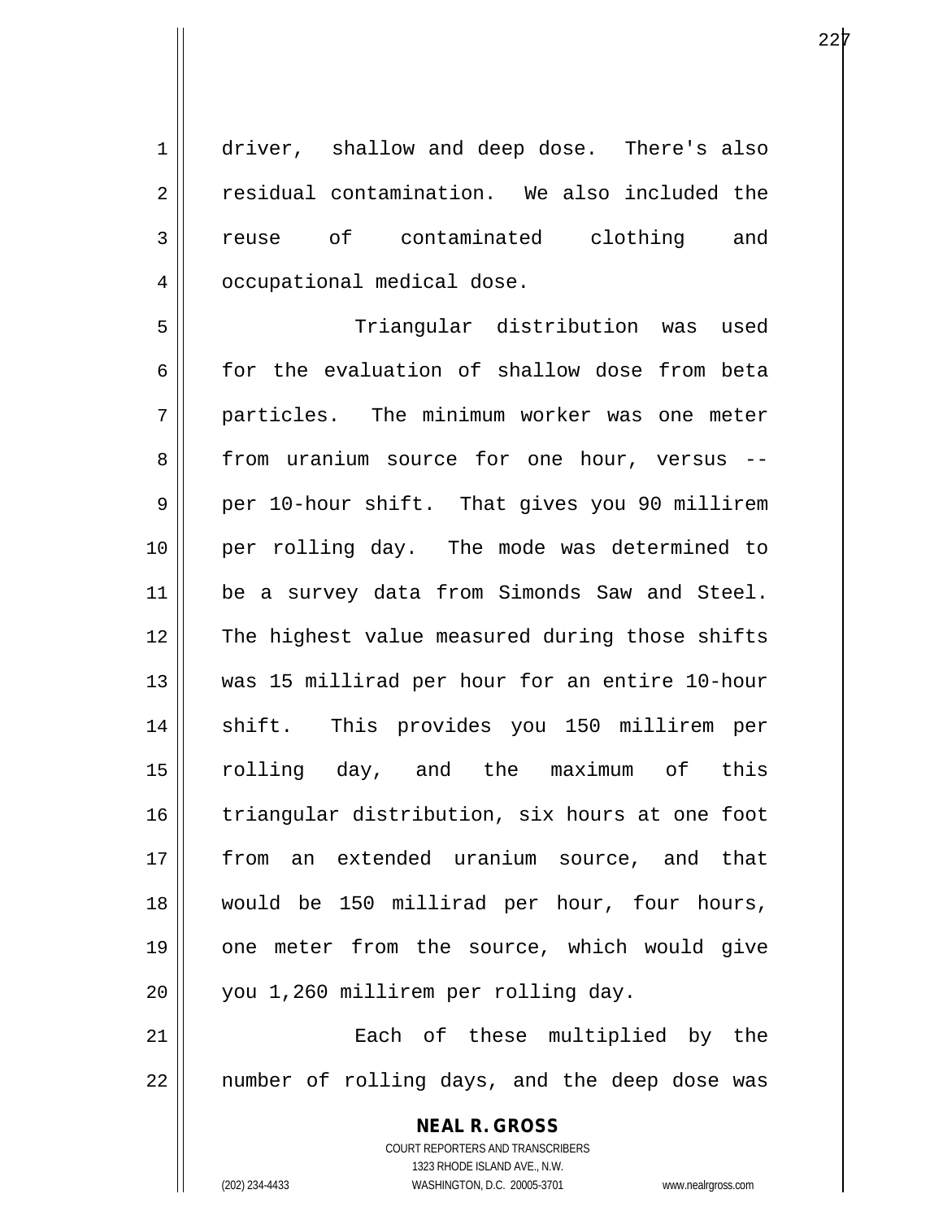driver, shallow and deep dose. There's also residual contamination. We also included the reuse of contaminated clothing and occupational medical dose.

Triangular distribution was used for the evaluation of shallow dose from beta particles. The minimum worker was one meter from uranium source for one hour, versus -- per 10-hour shift. That gives you 90 millirem per rolling day. The mode was determined to be a survey data from Simonds Saw and Steel. The highest value measured during those shifts was 15 millirad per hour for an entire 10-hour shift. This provides you 150 millirem per rolling day, and the maximum of this triangular distribution, six hours at one foot from an extended uranium source, and that would be 150 millirad per hour, four hours, one meter from the source, which would give you 1,260 millirem per rolling day.

Each of these multiplied by the number of rolling days, and the deep dose was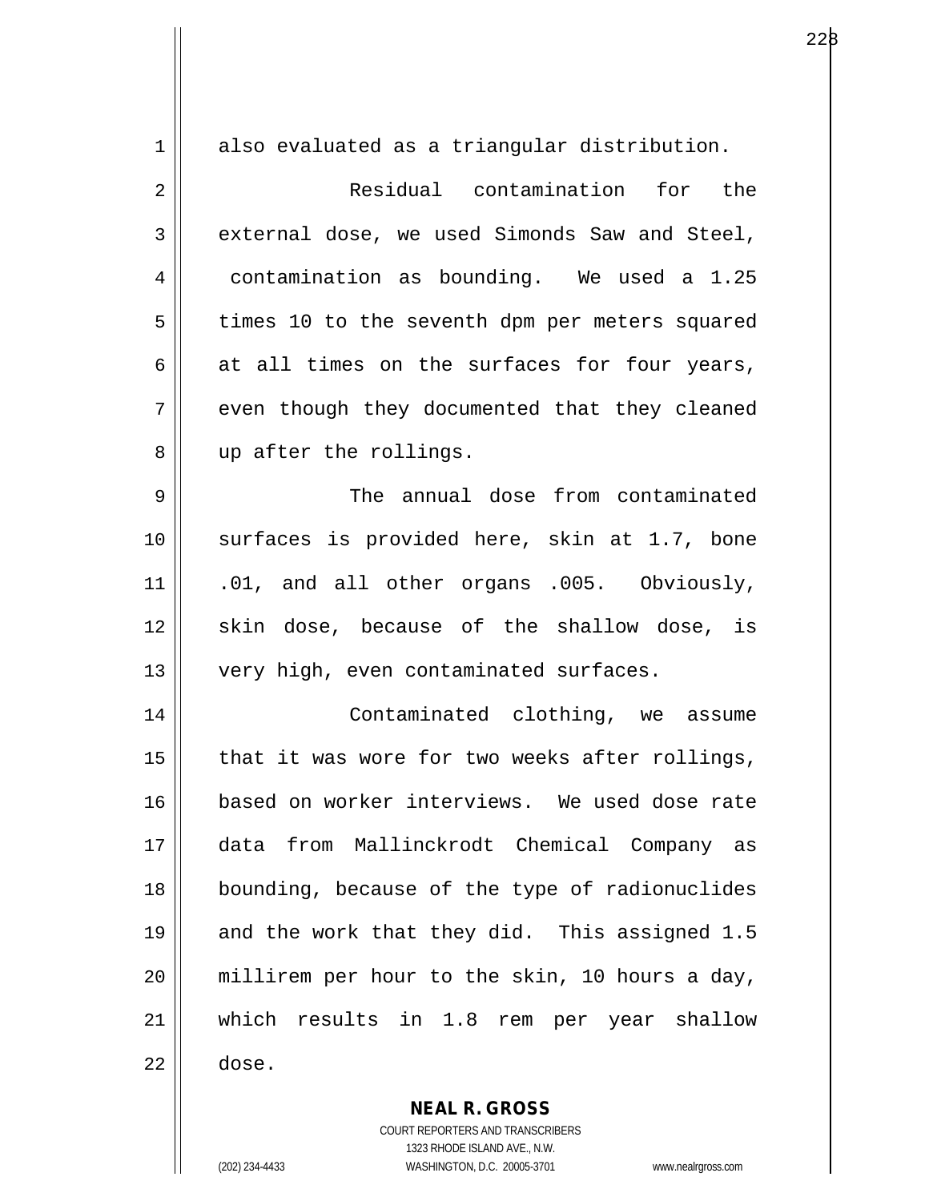also evaluated as a triangular distribution.

Residual contamination for the external dose, we used Simonds Saw and Steel, contamination as bounding. We used a 1.25 times 10 to the seventh dpm per meters squared at all times on the surfaces for four years, even though they documented that they cleaned up after the rollings.

The annual dose from contaminated surfaces is provided here, skin at 1.7, bone .01, and all other organs .005. Obviously, skin dose, because of the shallow dose, is very high, even contaminated surfaces.

Contaminated clothing, we assume that it was wore for two weeks after rollings, based on worker interviews. We used dose rate data from Mallinckrodt Chemical Company as bounding, because of the type of radionuclides and the work that they did. This assigned 1.5 millirem per hour to the skin, 10 hours a day, which results in 1.8 rem per year shallow dose.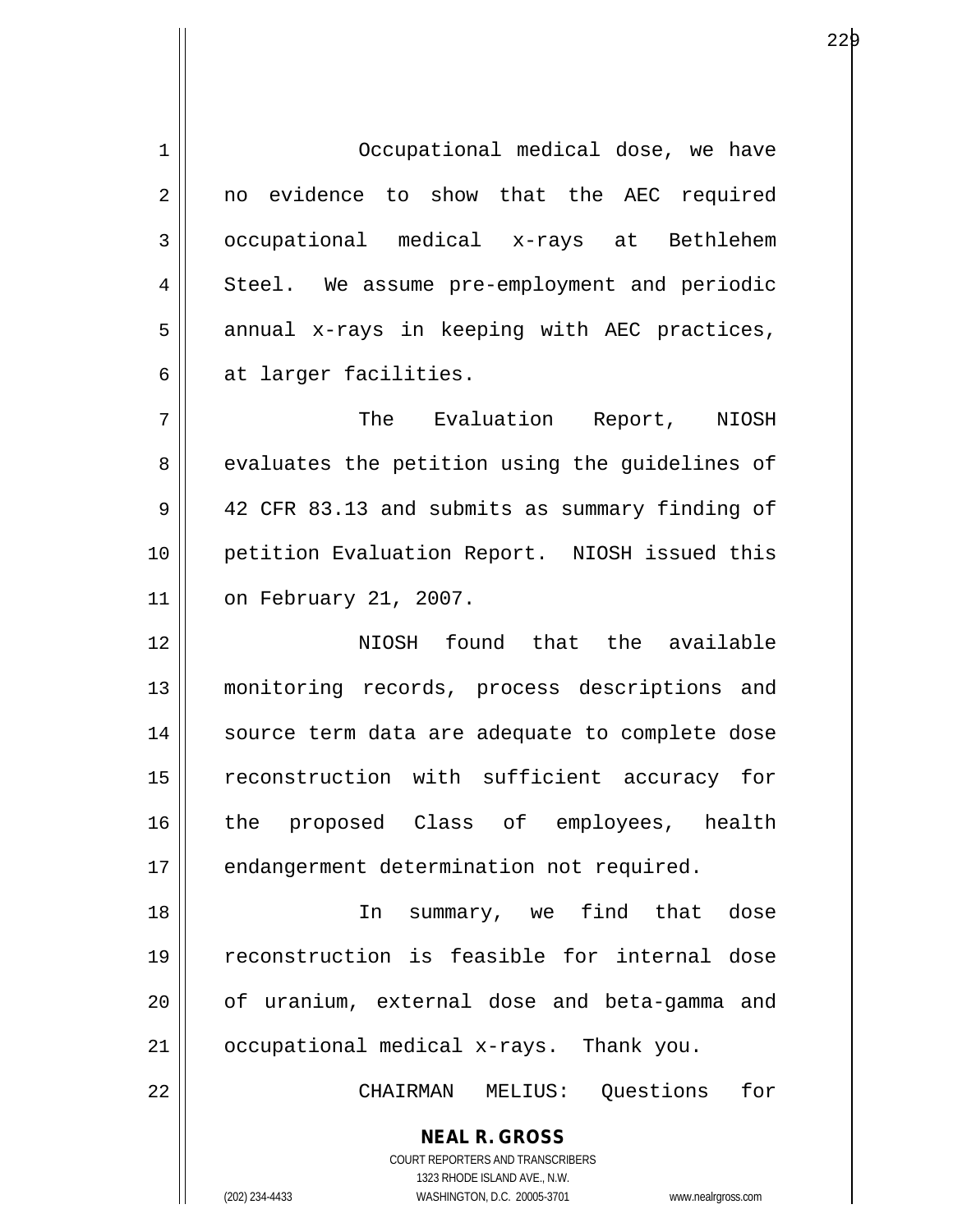Occupational medical dose, we have no evidence to show that the AEC required occupational medical x-rays at Bethlehem Steel. We assume pre-employment and periodic annual x-rays in keeping with AEC practices, at larger facilities.

The Evaluation Report, NIOSH evaluates the petition using the guidelines of 42 CFR 83.13 and submits as summary finding of petition Evaluation Report. NIOSH issued this on February 21, 2007.

NIOSH found that the available monitoring records, process descriptions and source term data are adequate to complete dose reconstruction with sufficient accuracy for the proposed Class of employees, health endangerment determination not required.

In summary, we find that dose reconstruction is feasible for internal dose of uranium, external dose and beta-gamma and occupational medical x-rays. Thank you.

CHAIRMAN MELIUS: Questions for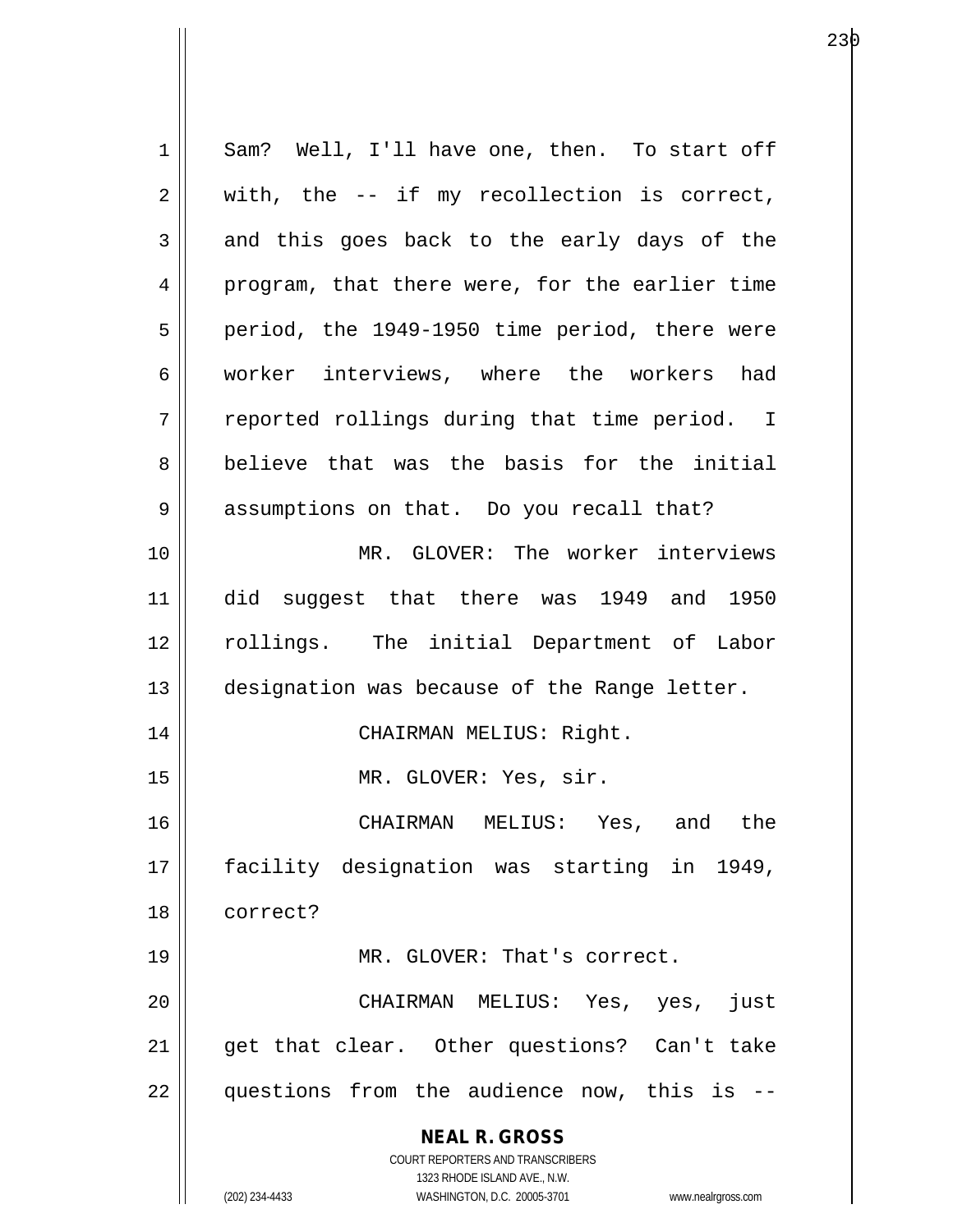Sam? Well, I'll have one, then. To start off with, the -- if my recollection is correct, and this goes back to the early days of the program, that there were, for the earlier time period, the 1949-1950 time period, there were worker interviews, where the workers had reported rollings during that time period. I believe that was the basis for the initial assumptions on that. Do you recall that?

MR. GLOVER: The worker interviews did suggest that there was 1949 and 1950 rollings. The initial Department of Labor designation was because of the Range letter.

CHAIRMAN MELIUS: Right.

MR. GLOVER: Yes, sir.

CHAIRMAN MELIUS: Yes, and the facility designation was starting in 1949, correct?

MR. GLOVER: That's correct.

CHAIRMAN MELIUS: Yes, yes, just get that clear. Other questions? Can't take questions from the audience now, this is --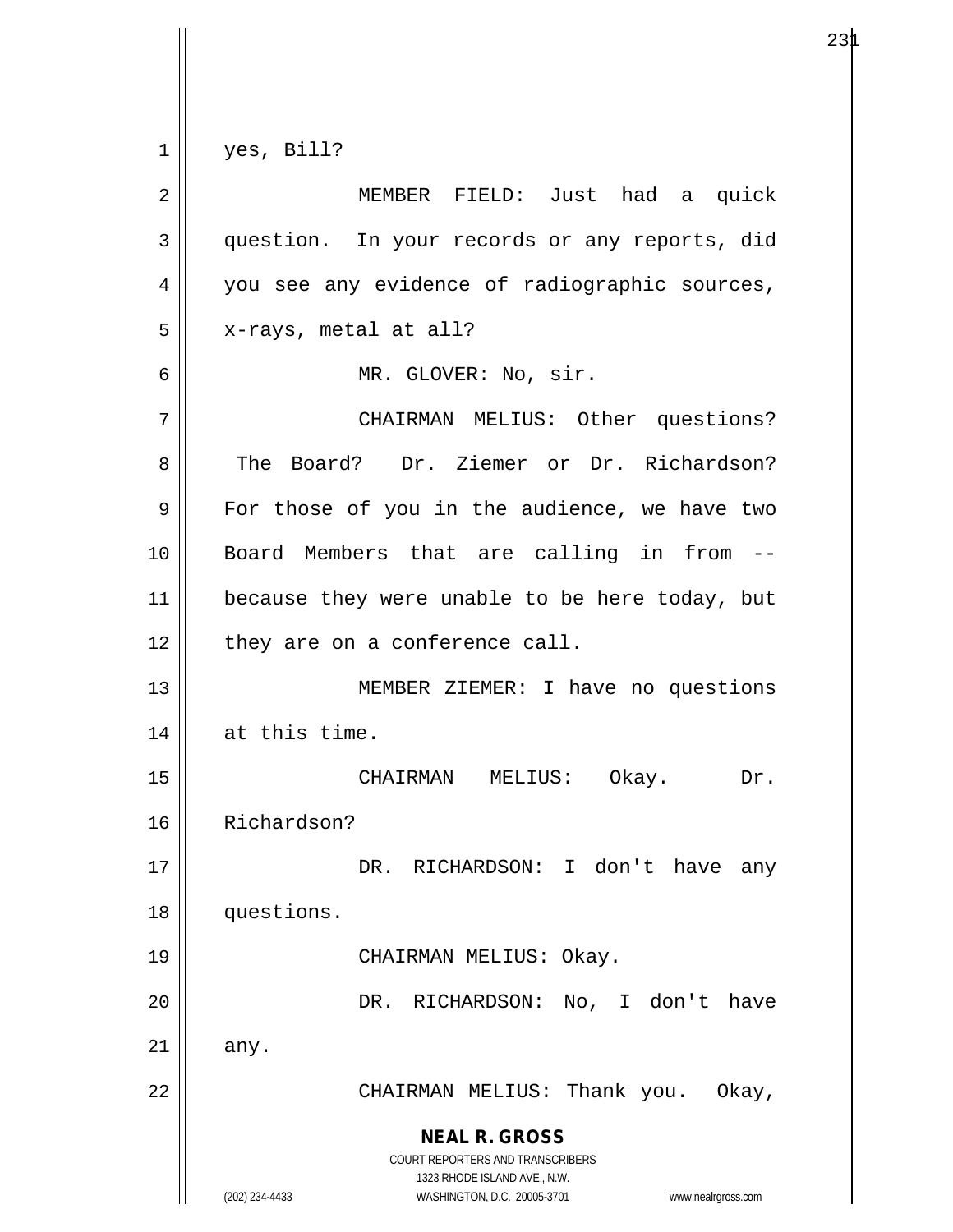yes, Bill?

MEMBER FIELD: Just had a quick question. In your records or any reports, did you see any evidence of radiographic sources, x-rays, metal at all?

MR. GLOVER: No, sir.

CHAIRMAN MELIUS: Other questions? The Board? Dr. Ziemer or Dr. Richardson? For those of you in the audience, we have two Board Members that are calling in from -- because they were unable to be here today, but they are on a conference call.

MEMBER ZIEMER: I have no questions at this time.

CHAIRMAN MELIUS: Okay. Dr. Richardson?

DR. RICHARDSON: I don't have any questions.

CHAIRMAN MELIUS: Okay.

DR. RICHARDSON: No, I don't have any.

CHAIRMAN MELIUS: Thank you. Okay,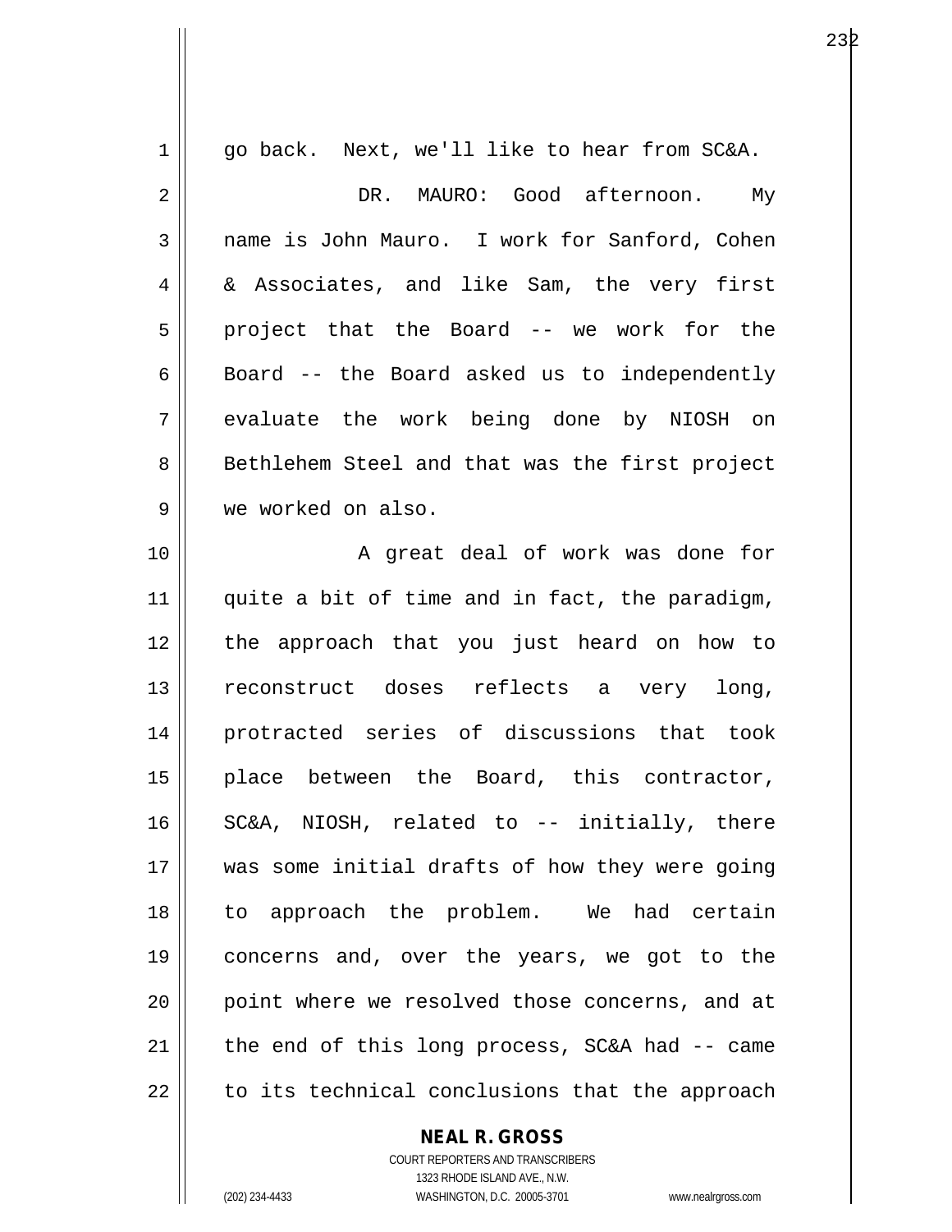go back. Next, we'll like to hear from SC&A.

DR. MAURO: Good afternoon. My name is John Mauro. I work for Sanford, Cohen & Associates, and like Sam, the very first project that the Board -- we work for the Board -- the Board asked us to independently evaluate the work being done by NIOSH on Bethlehem Steel and that was the first project we worked on also.

A great deal of work was done for quite a bit of time and in fact, the paradigm, the approach that you just heard on how to reconstruct doses reflects a very long, protracted series of discussions that took place between the Board, this contractor, SC&A, NIOSH, related to -- initially, there was some initial drafts of how they were going to approach the problem. We had certain concerns and, over the years, we got to the point where we resolved those concerns, and at the end of this long process, SC&A had -- came to its technical conclusions that the approach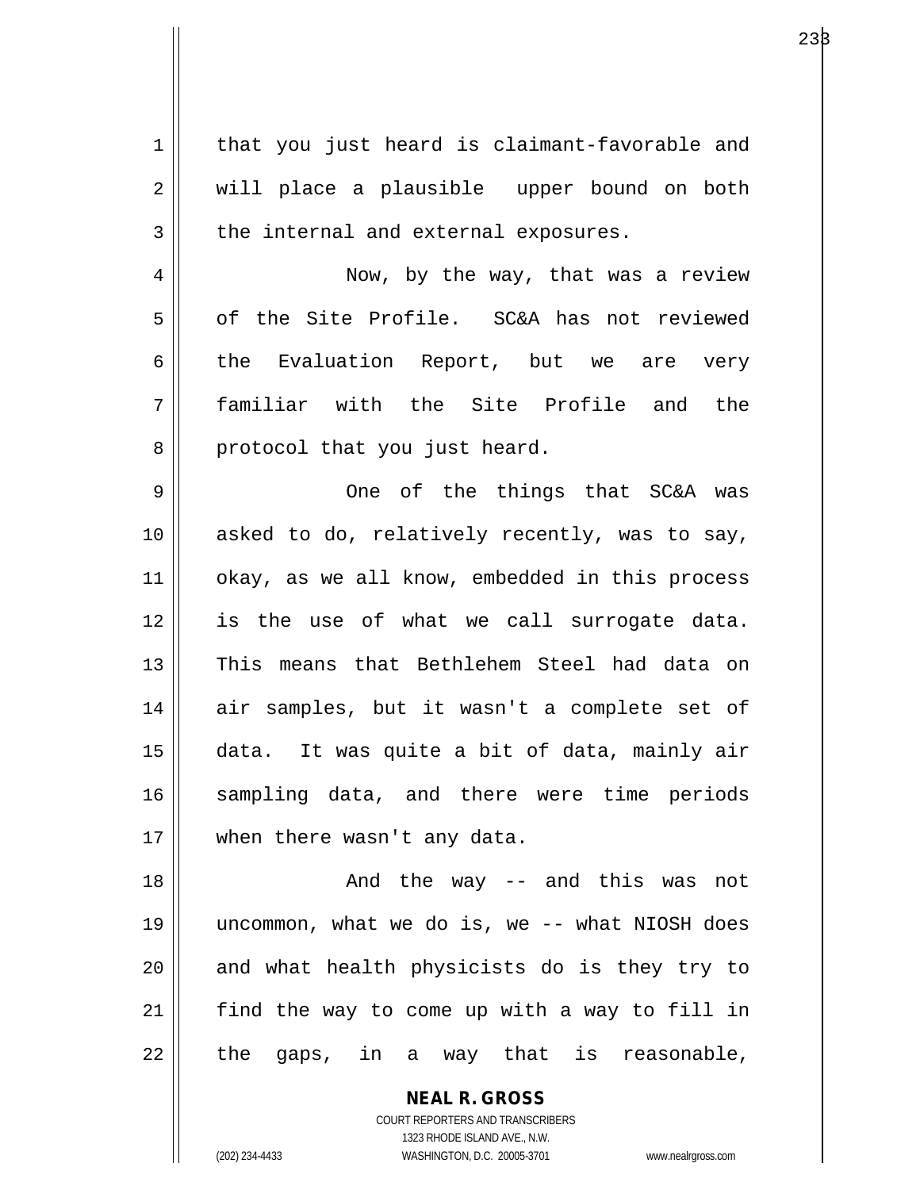that you just heard is claimant-favorable and will place a plausible upper bound on both the internal and external exposures.

Now, by the way, that was a review of the Site Profile. SC&A has not reviewed the Evaluation Report, but we are very familiar with the Site Profile and the protocol that you just heard.

One of the things that SC&A was asked to do, relatively recently, was to say, okay, as we all know, embedded in this process is the use of what we call surrogate data. This means that Bethlehem Steel had data on air samples, but it wasn't a complete set of data. It was quite a bit of data, mainly air sampling data, and there were time periods when there wasn't any data.

And the way -- and this was not uncommon, what we do is, we -- what NIOSH does and what health physicists do is they try to find the way to come up with a way to fill in the gaps, in a way that is reasonable,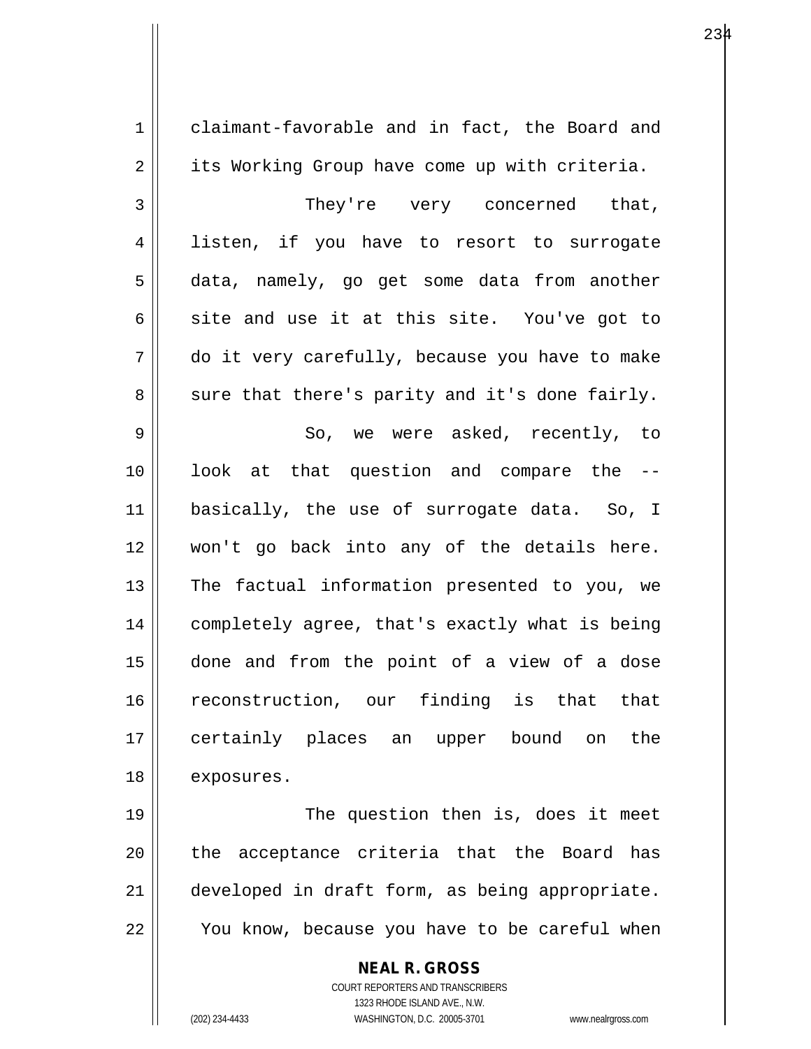claimant-favorable and in fact, the Board and its Working Group have come up with criteria.

They're very concerned that, listen, if you have to resort to surrogate data, namely, go get some data from another site and use it at this site. You've got to do it very carefully, because you have to make sure that there's parity and it's done fairly.

So, we were asked, recently, to look at that question and compare the -- basically, the use of surrogate data. So, I won't go back into any of the details here. The factual information presented to you, we completely agree, that's exactly what is being done and from the point of a view of a dose reconstruction, our finding is that that certainly places an upper bound on the exposures.

The question then is, does it meet the acceptance criteria that the Board has developed in draft form, as being appropriate. You know, because you have to be careful when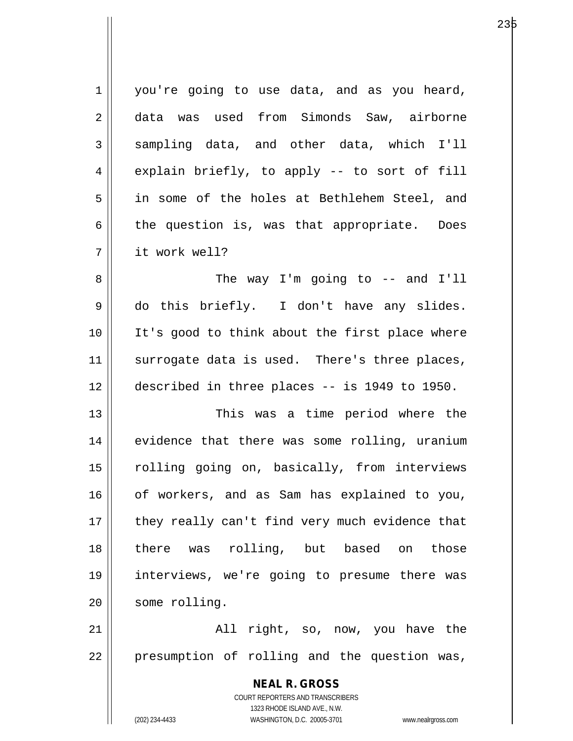you're going to use data, and as you heard, data was used from Simonds Saw, airborne sampling data, and other data, which I'll explain briefly, to apply -- to sort of fill in some of the holes at Bethlehem Steel, and the question is, was that appropriate. Does it work well?

The way I'm going to -- and I'll do this briefly. I don't have any slides. It's good to think about the first place where surrogate data is used. There's three places, described in three places -- is 1949 to 1950.

This was a time period where the evidence that there was some rolling, uranium rolling going on, basically, from interviews of workers, and as Sam has explained to you, they really can't find very much evidence that there was rolling, but based on those interviews, we're going to presume there was some rolling.

All right, so, now, you have the presumption of rolling and the question was,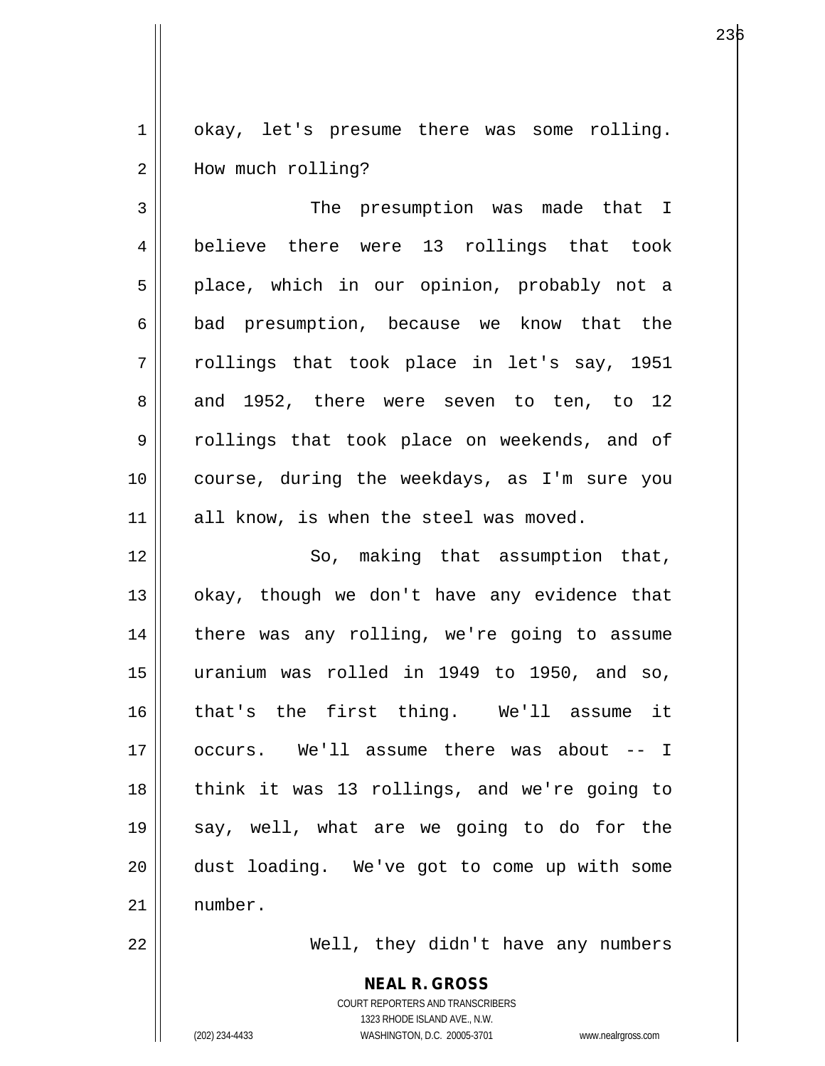okay, let's presume there was some rolling. How much rolling?

The presumption was made that I believe there were 13 rollings that took place, which in our opinion, probably not a bad presumption, because we know that the rollings that took place in let's say, 1951 and 1952, there were seven to ten, to 12 rollings that took place on weekends, and of course, during the weekdays, as I'm sure you all know, is when the steel was moved.

So, making that assumption that, okay, though we don't have any evidence that there was any rolling, we're going to assume uranium was rolled in 1949 to 1950, and so, that's the first thing. We'll assume it occurs. We'll assume there was about -- I think it was 13 rollings, and we're going to say, well, what are we going to do for the dust loading. We've got to come up with some number.

Well, they didn't have any numbers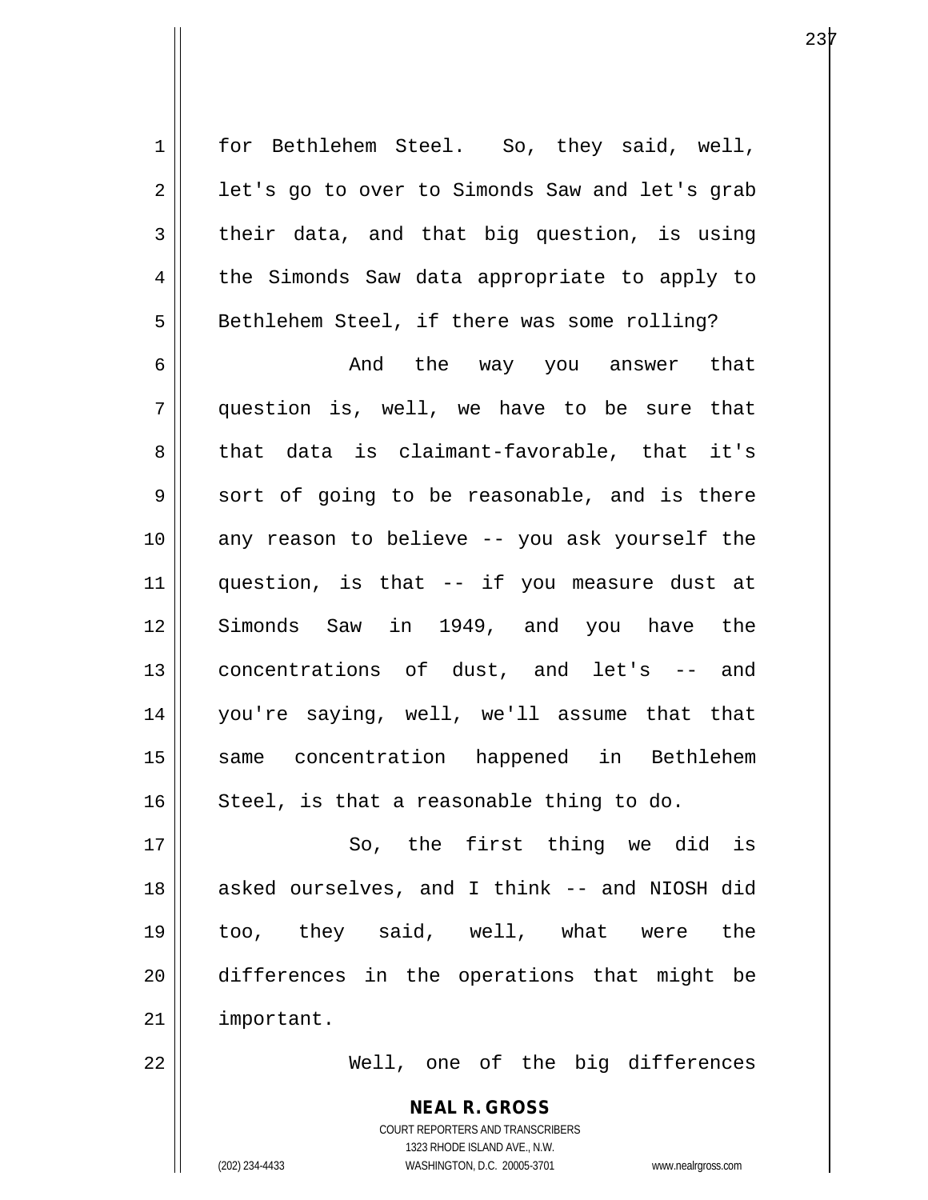for Bethlehem Steel. So, they said, well, let's go to over to Simonds Saw and let's grab their data, and that big question, is using the Simonds Saw data appropriate to apply to Bethlehem Steel, if there was some rolling?

And the way you answer that question is, well, we have to be sure that that data is claimant-favorable, that it's sort of going to be reasonable, and is there any reason to believe -- you ask yourself the question, is that -- if you measure dust at Simonds Saw in 1949, and you have the concentrations of dust, and let's -- and you're saying, well, we'll assume that that same concentration happened in Bethlehem Steel, is that a reasonable thing to do.

So, the first thing we did is asked ourselves, and I think -- and NIOSH did too, they said, well, what were the differences in the operations that might be important.

Well, one of the big differences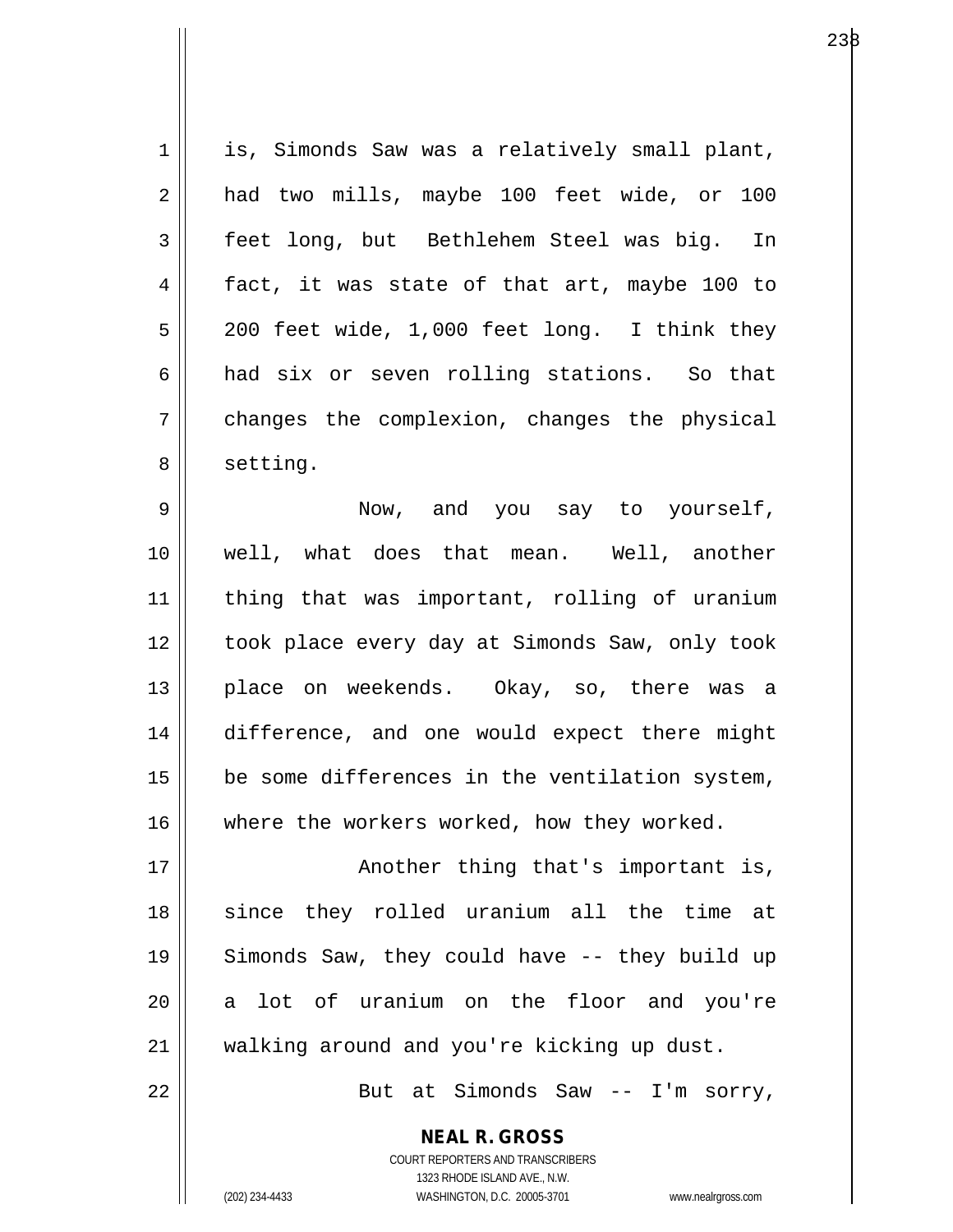is, Simonds Saw was a relatively small plant, had two mills, maybe 100 feet wide, or 100 feet long, but Bethlehem Steel was big. In fact, it was state of that art, maybe 100 to 200 feet wide, 1,000 feet long. I think they had six or seven rolling stations. So that changes the complexion, changes the physical setting.

Now, and you say to yourself, well, what does that mean. Well, another thing that was important, rolling of uranium took place every day at Simonds Saw, only took place on weekends. Okay, so, there was a difference, and one would expect there might be some differences in the ventilation system, where the workers worked, how they worked.

Another thing that's important is, since they rolled uranium all the time at Simonds Saw, they could have -- they build up a lot of uranium on the floor and you're walking around and you're kicking up dust.

But at Simonds Saw -- I'm sorry,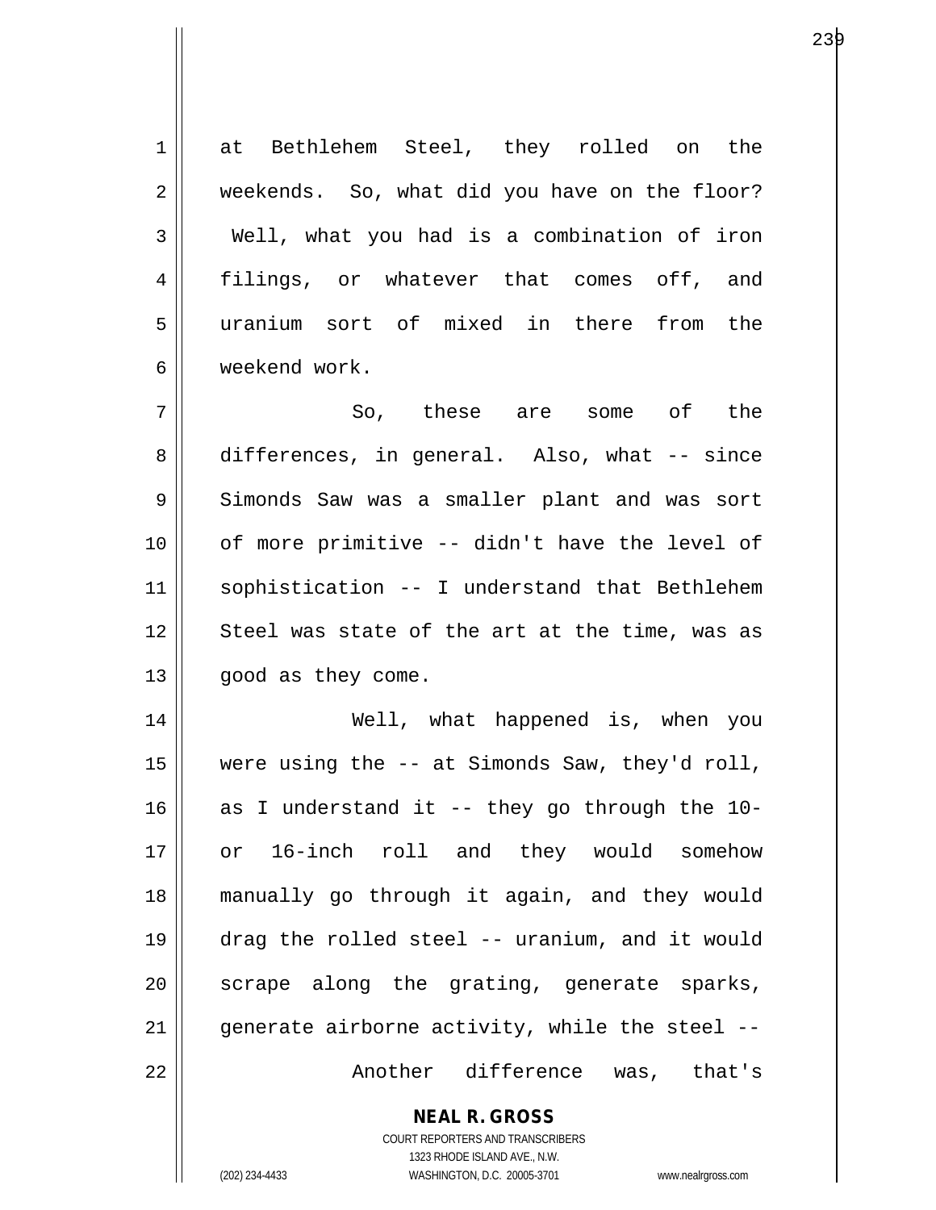at Bethlehem Steel, they rolled on the weekends. So, what did you have on the floor? Well, what you had is a combination of iron filings, or whatever that comes off, and uranium sort of mixed in there from the weekend work.

So, these are some of the differences, in general. Also, what -- since Simonds Saw was a smaller plant and was sort of more primitive -- didn't have the level of sophistication -- I understand that Bethlehem Steel was state of the art at the time, was as good as they come.

Well, what happened is, when you were using the -- at Simonds Saw, they'd roll, as I understand it -- they go through the 10- or 16-inch roll and they would somehow manually go through it again, and they would drag the rolled steel -- uranium, and it would scrape along the grating, generate sparks, generate airborne activity, while the steel --

Another difference was, that's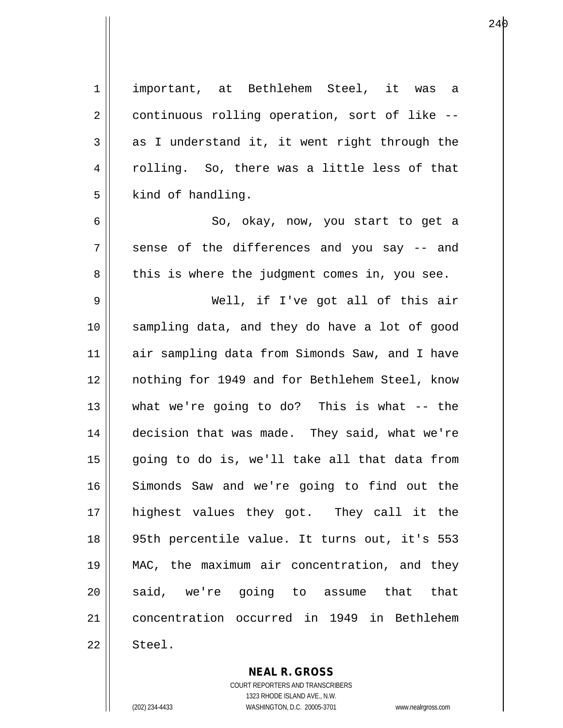important, at Bethlehem Steel, it was a continuous rolling operation, sort of like -- as I understand it, it went right through the rolling. So, there was a little less of that kind of handling.

So, okay, now, you start to get a sense of the differences and you say -- and this is where the judgment comes in, you see.

Well, if I've got all of this air sampling data, and they do have a lot of good air sampling data from Simonds Saw, and I have nothing for 1949 and for Bethlehem Steel, know what we're going to do? This is what -- the decision that was made. They said, what we're going to do is, we'll take all that data from Simonds Saw and we're going to find out the highest values they got. They call it the 95th percentile value. It turns out, it's 553 MAC, the maximum air concentration, and they said, we're going to assume that that concentration occurred in 1949 in Bethlehem Steel.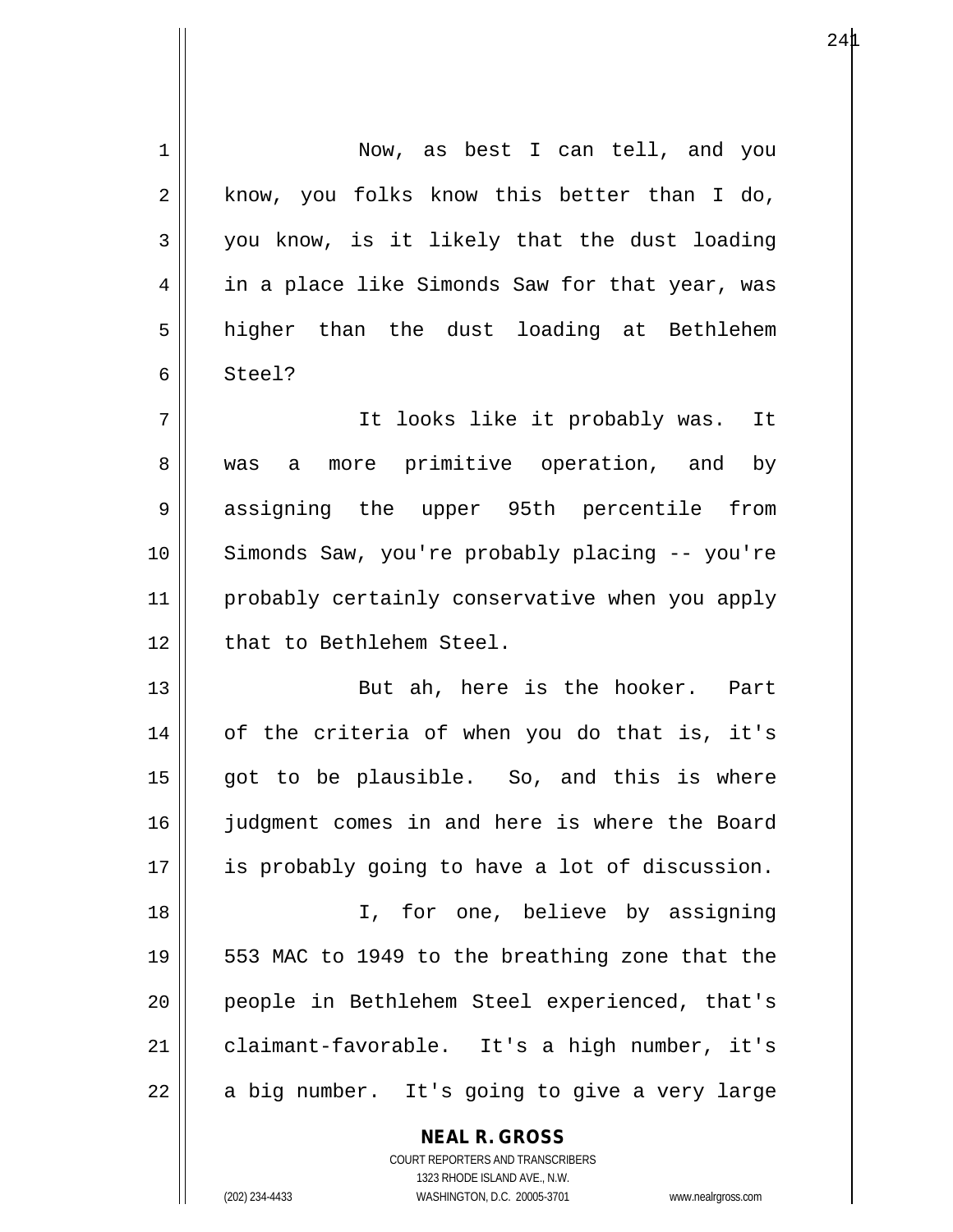Now, as best I can tell, and you know, you folks know this better than I do, you know, is it likely that the dust loading in a place like Simonds Saw for that year, was higher than the dust loading at Bethlehem Steel?

It looks like it probably was. It was a more primitive operation, and by assigning the upper 95th percentile from Simonds Saw, you're probably placing -- you're probably certainly conservative when you apply that to Bethlehem Steel.

But ah, here is the hooker. Part of the criteria of when you do that is, it's got to be plausible. So, and this is where judgment comes in and here is where the Board is probably going to have a lot of discussion.

I, for one, believe by assigning 553 MAC to 1949 to the breathing zone that the people in Bethlehem Steel experienced, that's claimant-favorable. It's a high number, it's a big number. It's going to give a very large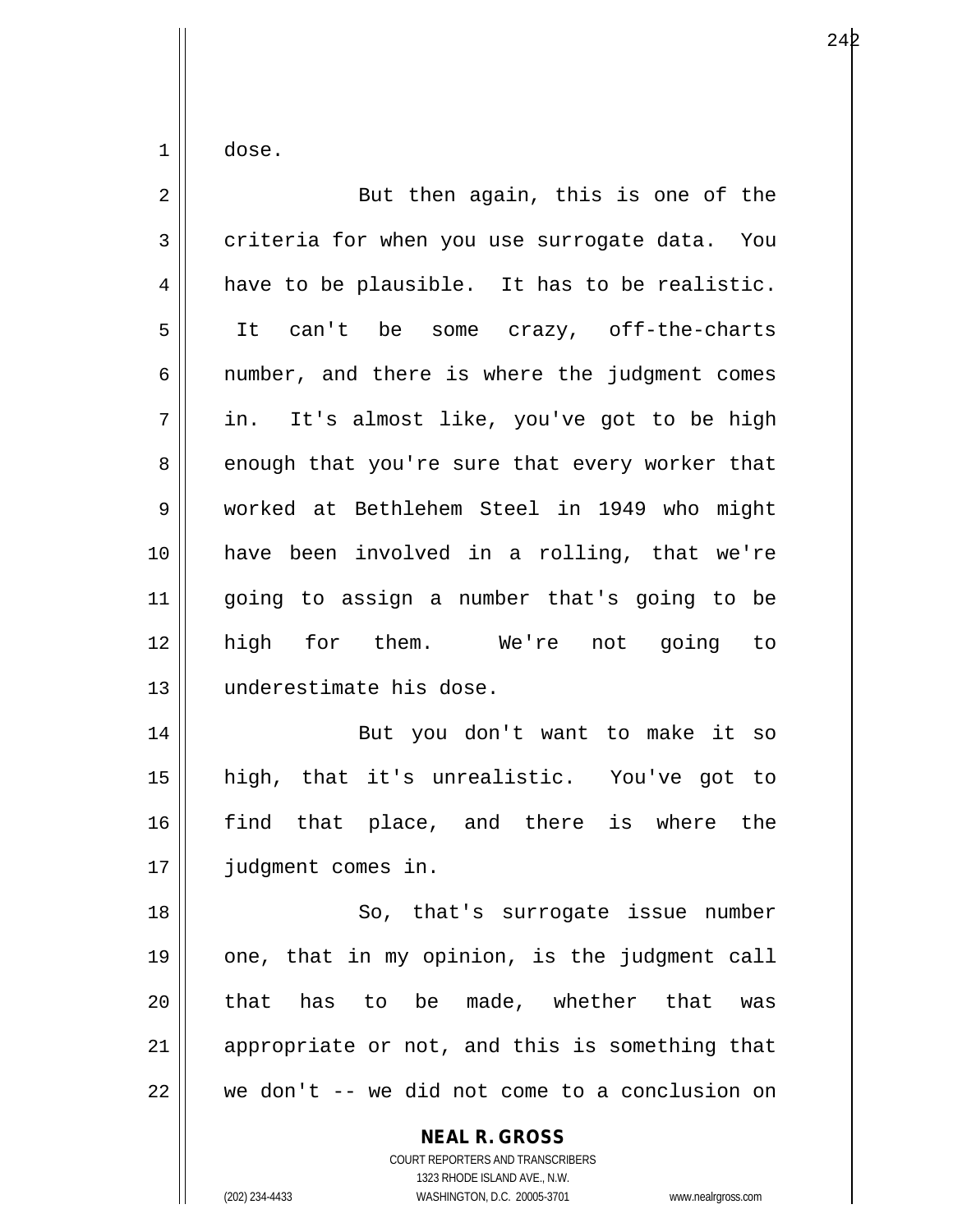dose.

But then again, this is one of the criteria for when you use surrogate data. You have to be plausible. It has to be realistic. It can't be some crazy, off-the-charts number, and there is where the judgment comes in. It's almost like, you've got to be high enough that you're sure that every worker that worked at Bethlehem Steel in 1949 who might have been involved in a rolling, that we're going to assign a number that's going to be high for them. We're not going to underestimate his dose.

But you don't want to make it so high, that it's unrealistic. You've got to find that place, and there is where the judgment comes in.

So, that's surrogate issue number one, that in my opinion, is the judgment call that has to be made, whether that was appropriate or not, and this is something that we don't -- we did not come to a conclusion on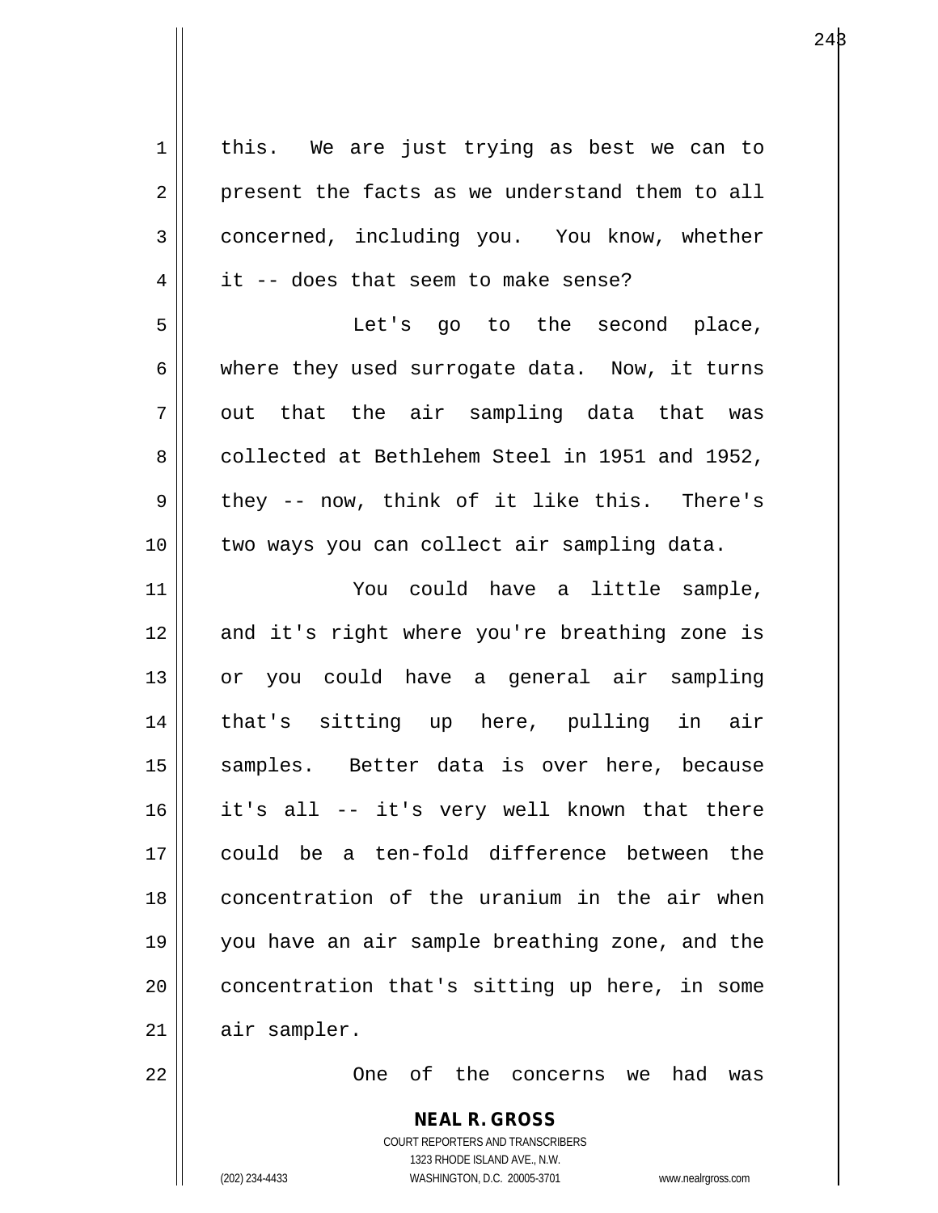this. We are just trying as best we can to present the facts as we understand them to all concerned, including you. You know, whether it -- does that seem to make sense?

Let's go to the second place, where they used surrogate data. Now, it turns out that the air sampling data that was collected at Bethlehem Steel in 1951 and 1952, they -- now, think of it like this. There's two ways you can collect air sampling data.

You could have a little sample, and it's right where you're breathing zone is or you could have a general air sampling that's sitting up here, pulling in air samples. Better data is over here, because it's all -- it's very well known that there could be a ten-fold difference between the concentration of the uranium in the air when you have an air sample breathing zone, and the concentration that's sitting up here, in some air sampler.

One of the concerns we had was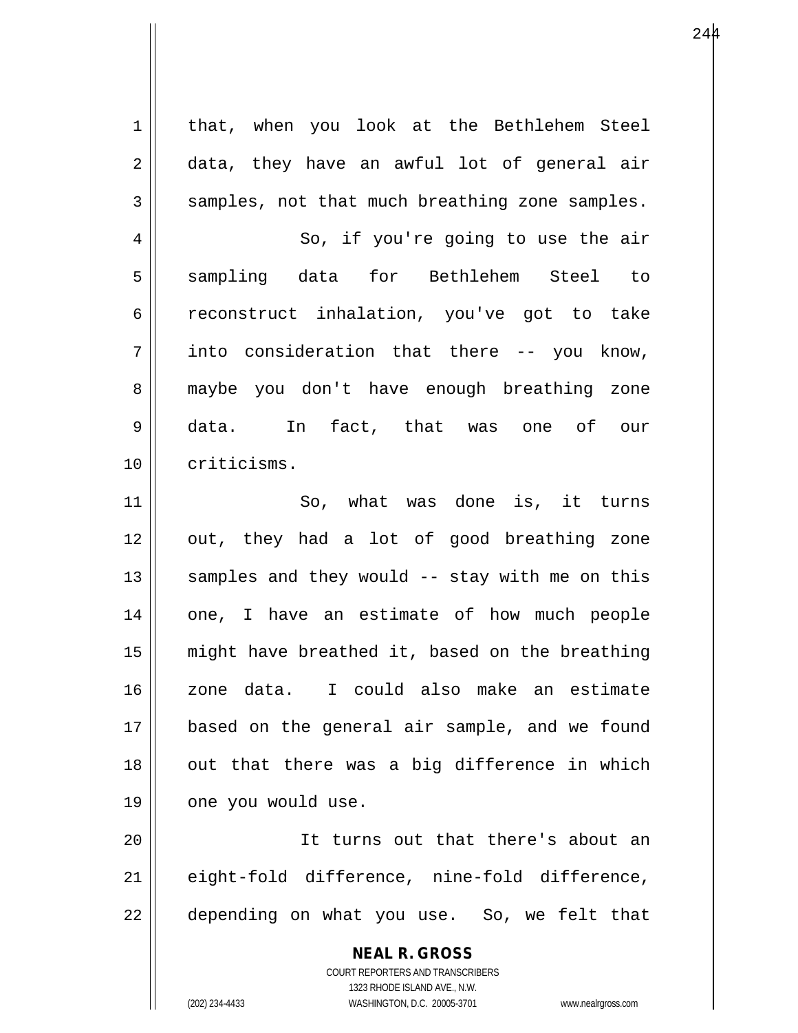that, when you look at the Bethlehem Steel data, they have an awful lot of general air samples, not that much breathing zone samples.

So, if you're going to use the air sampling data for Bethlehem Steel to reconstruct inhalation, you've got to take into consideration that there -- you know, maybe you don't have enough breathing zone data. In fact, that was one of our criticisms.

So, what was done is, it turns out, they had a lot of good breathing zone samples and they would -- stay with me on this one, I have an estimate of how much people might have breathed it, based on the breathing zone data. I could also make an estimate based on the general air sample, and we found out that there was a big difference in which one you would use.

It turns out that there's about an eight-fold difference, nine-fold difference, depending on what you use. So, we felt that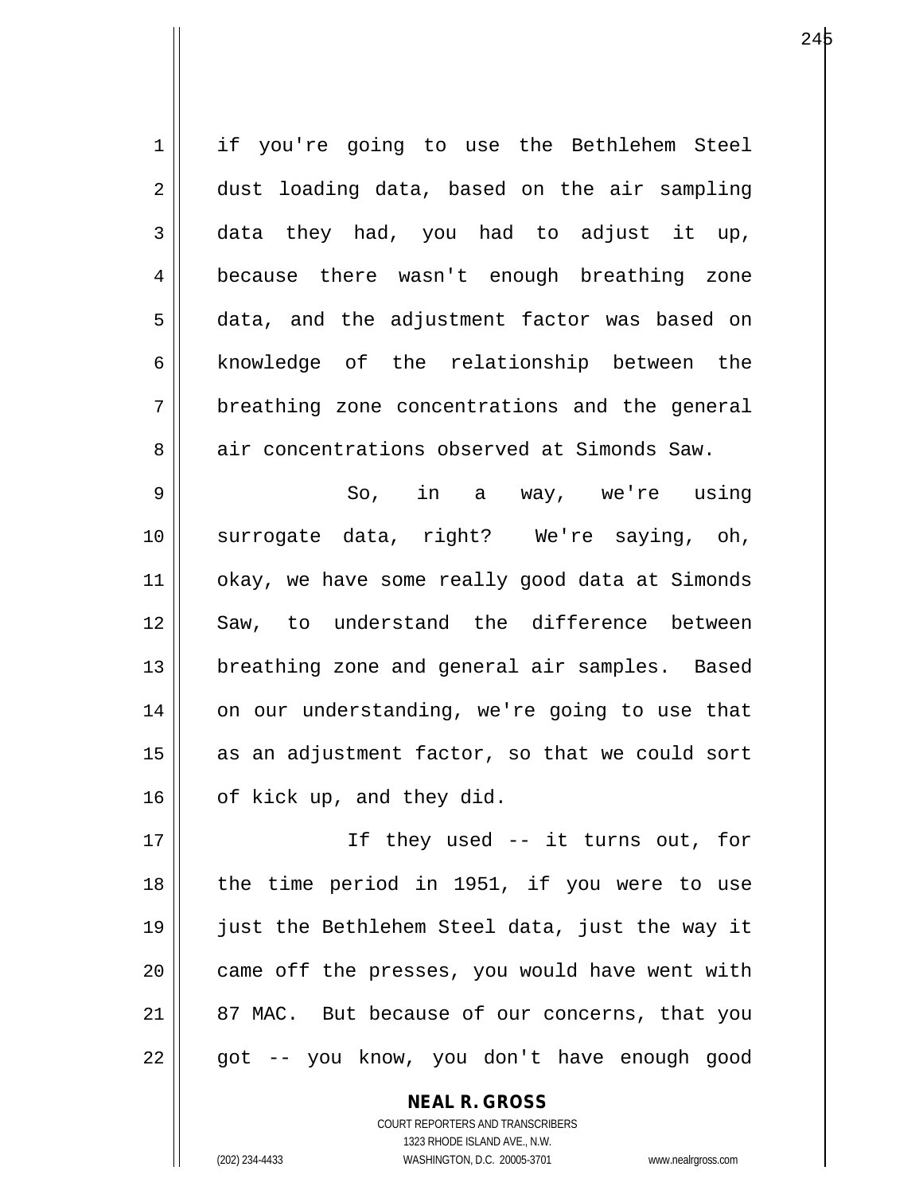if you're going to use the Bethlehem Steel dust loading data, based on the air sampling data they had, you had to adjust it up, because there wasn't enough breathing zone data, and the adjustment factor was based on knowledge of the relationship between the breathing zone concentrations and the general air concentrations observed at Simonds Saw.

So, in a way, we're using surrogate data, right? We're saying, oh, okay, we have some really good data at Simonds Saw, to understand the difference between breathing zone and general air samples. Based on our understanding, we're going to use that as an adjustment factor, so that we could sort of kick up, and they did.

If they used -- it turns out, for the time period in 1951, if you were to use just the Bethlehem Steel data, just the way it came off the presses, you would have went with 87 MAC. But because of our concerns, that you got -- you know, you don't have enough good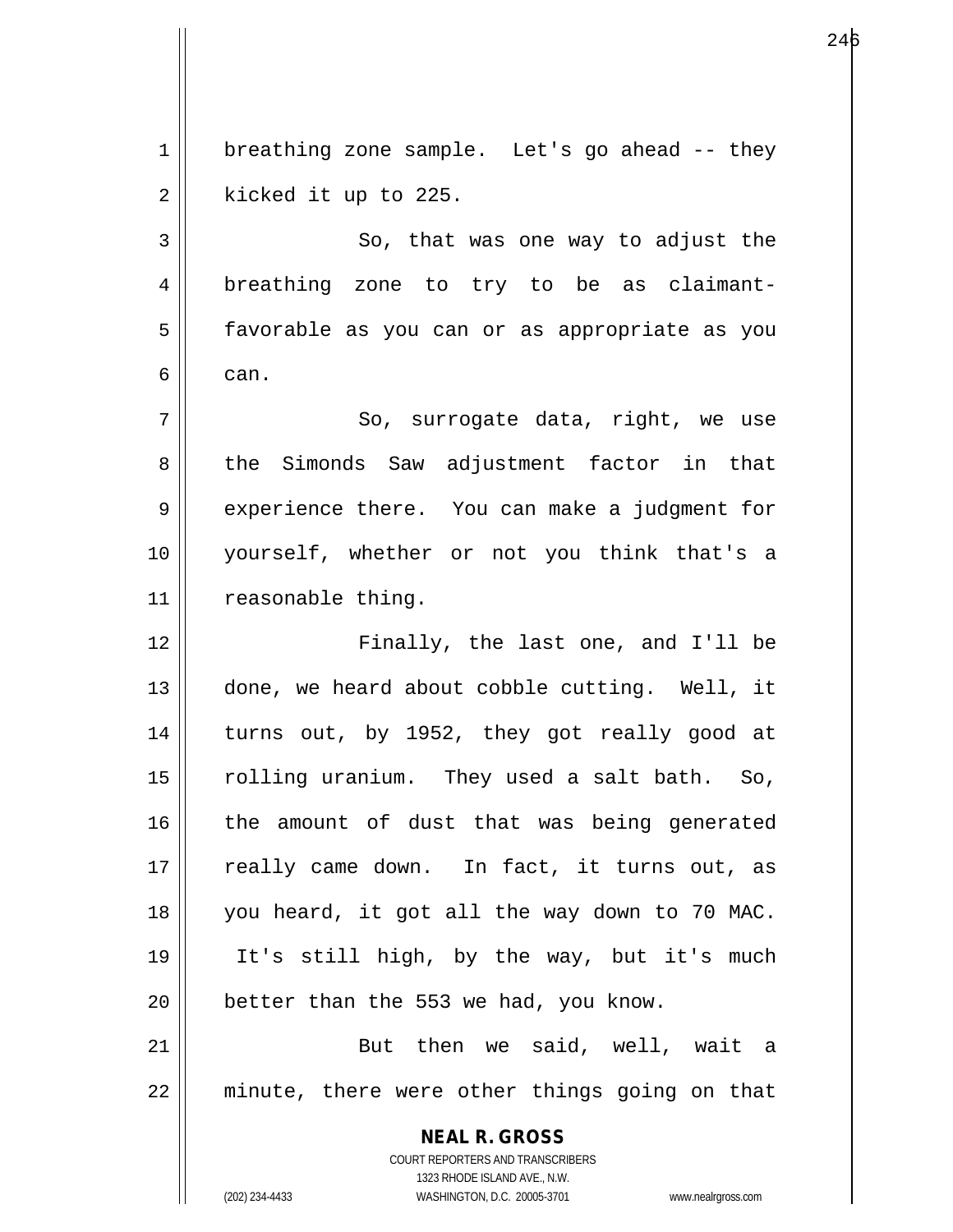breathing zone sample. Let's go ahead -- they kicked it up to 225.

So, that was one way to adjust the breathing zone to try to be as claimant-favorable as you can or as appropriate as you can.

So, surrogate data, right, we use the Simonds Saw adjustment factor in that experience there. You can make a judgment for yourself, whether or not you think that's a reasonable thing.

Finally, the last one, and I'll be done, we heard about cobble cutting. Well, it turns out, by 1952, they got really good at rolling uranium. They used a salt bath. So, the amount of dust that was being generated really came down. In fact, it turns out, as you heard, it got all the way down to 70 MAC. It's still high, by the way, but it's much better than the 553 we had, you know.

But then we said, well, wait a minute, there were other things going on that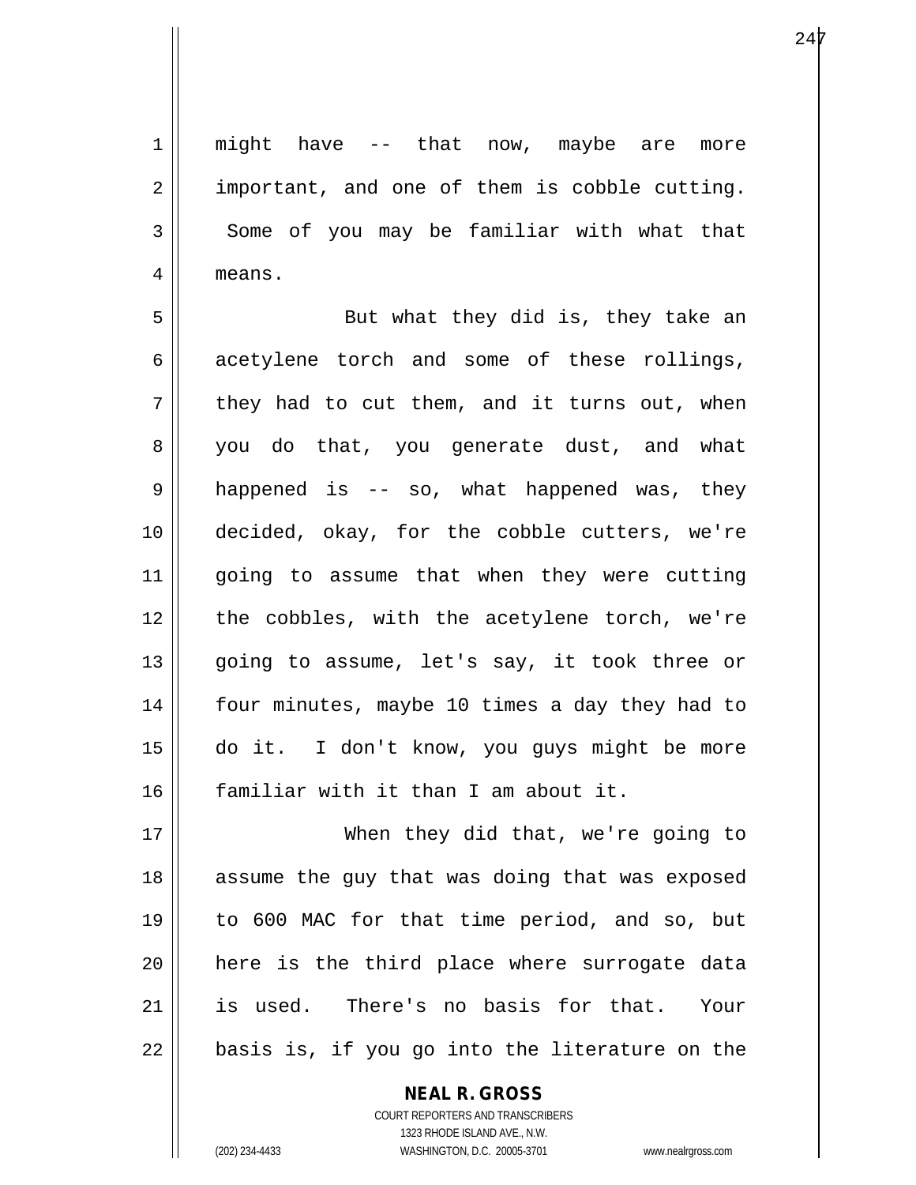might have -- that now, maybe are more important, and one of them is cobble cutting. Some of you may be familiar with what that means.

But what they did is, they take an acetylene torch and some of these rollings, they had to cut them, and it turns out, when you do that, you generate dust, and what happened is -- so, what happened was, they decided, okay, for the cobble cutters, we're going to assume that when they were cutting the cobbles, with the acetylene torch, we're going to assume, let's say, it took three or four minutes, maybe 10 times a day they had to do it. I don't know, you guys might be more familiar with it than I am about it.

When they did that, we're going to assume the guy that was doing that was exposed to 600 MAC for that time period, and so, but here is the third place where surrogate data is used. There's no basis for that. Your basis is, if you go into the literature on the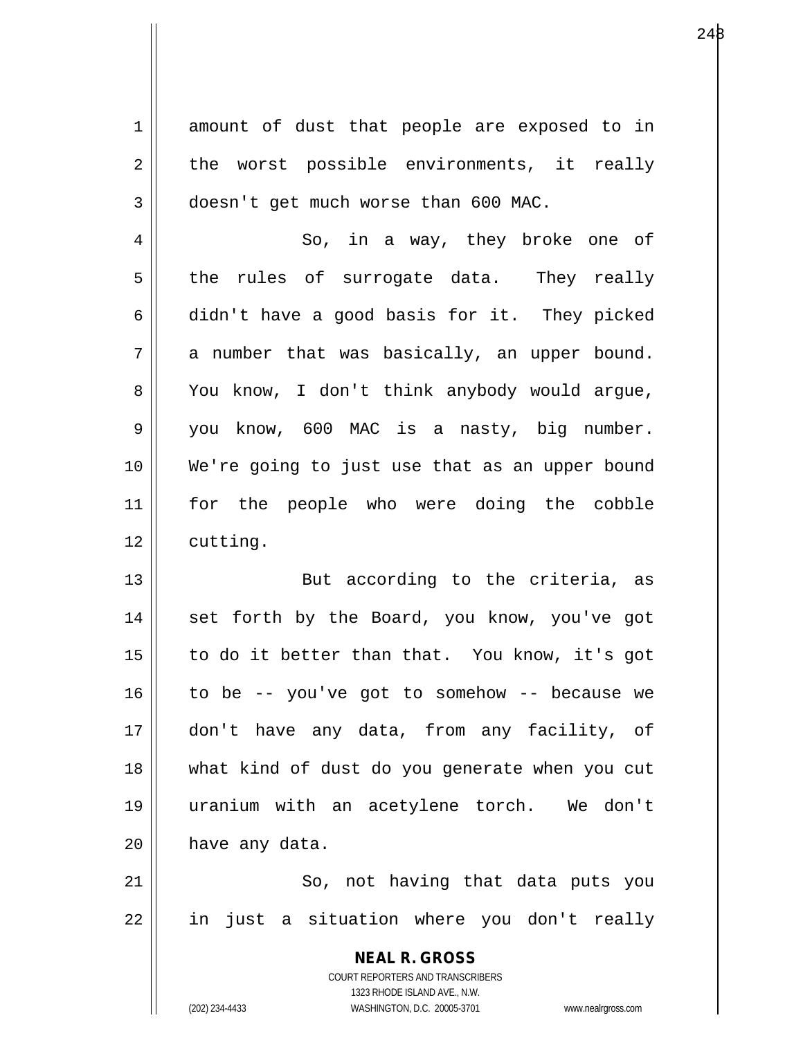amount of dust that people are exposed to in the worst possible environments, it really doesn't get much worse than 600 MAC.

So, in a way, they broke one of the rules of surrogate data. They really didn't have a good basis for it. They picked a number that was basically, an upper bound. You know, I don't think anybody would argue, you know, 600 MAC is a nasty, big number. We're going to just use that as an upper bound for the people who were doing the cobble cutting.

But according to the criteria, as set forth by the Board, you know, you've got to do it better than that. You know, it's got to be -- you've got to somehow -- because we don't have any data, from any facility, of what kind of dust do you generate when you cut uranium with an acetylene torch. We don't have any data.

So, not having that data puts you in just a situation where you don't really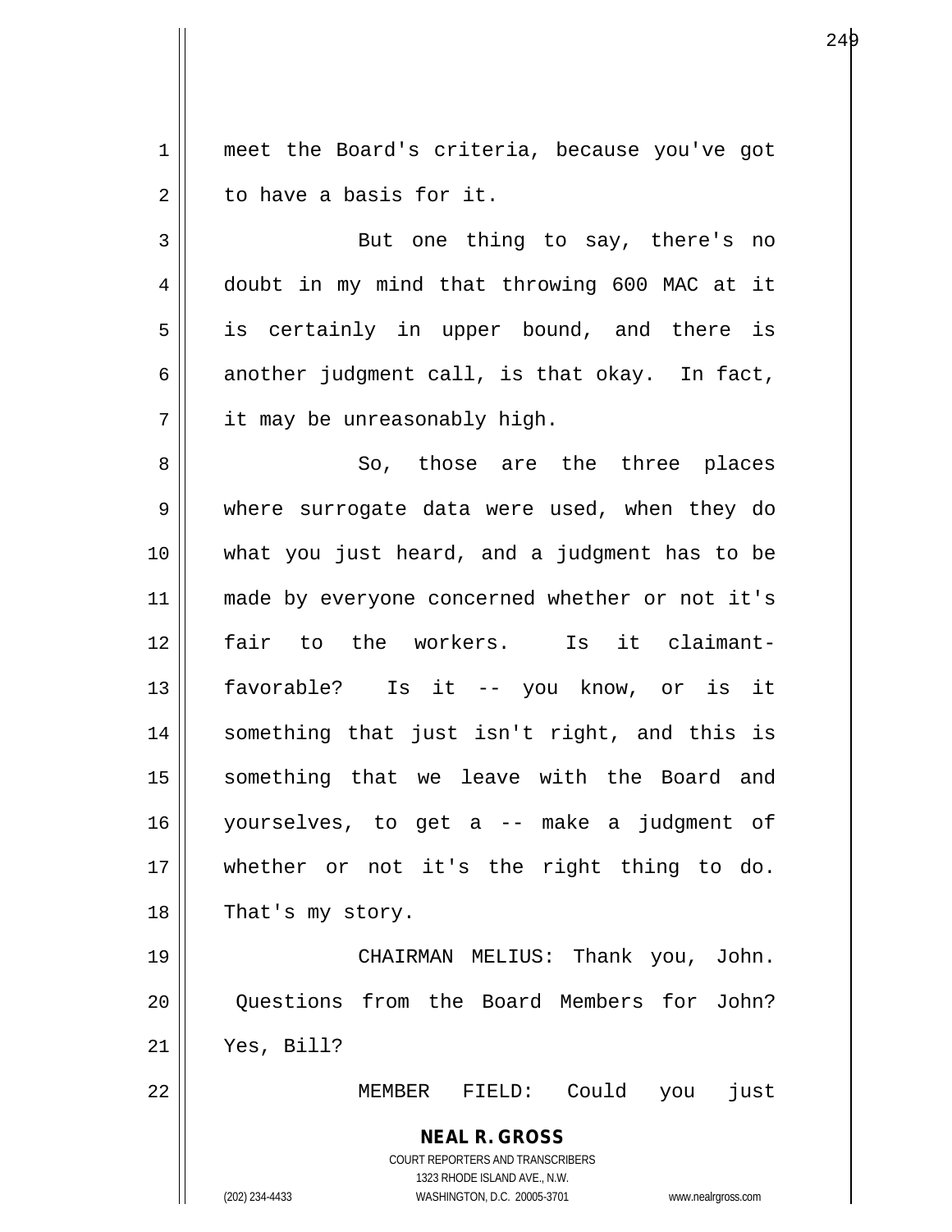meet the Board's criteria, because you've got to have a basis for it.

But one thing to say, there's no doubt in my mind that throwing 600 MAC at it is certainly in upper bound, and there is another judgment call, is that okay. In fact, it may be unreasonably high.

So, those are the three places where surrogate data were used, when they do what you just heard, and a judgment has to be made by everyone concerned whether or not it's fair to the workers. Is it claimant-favorable? Is it -- you know, or is it something that just isn't right, and this is something that we leave with the Board and yourselves, to get a -- make a judgment of whether or not it's the right thing to do. That's my story.

CHAIRMAN MELIUS: Thank you, John. Questions from the Board Members for John? Yes, Bill?

MEMBER FIELD: Could you just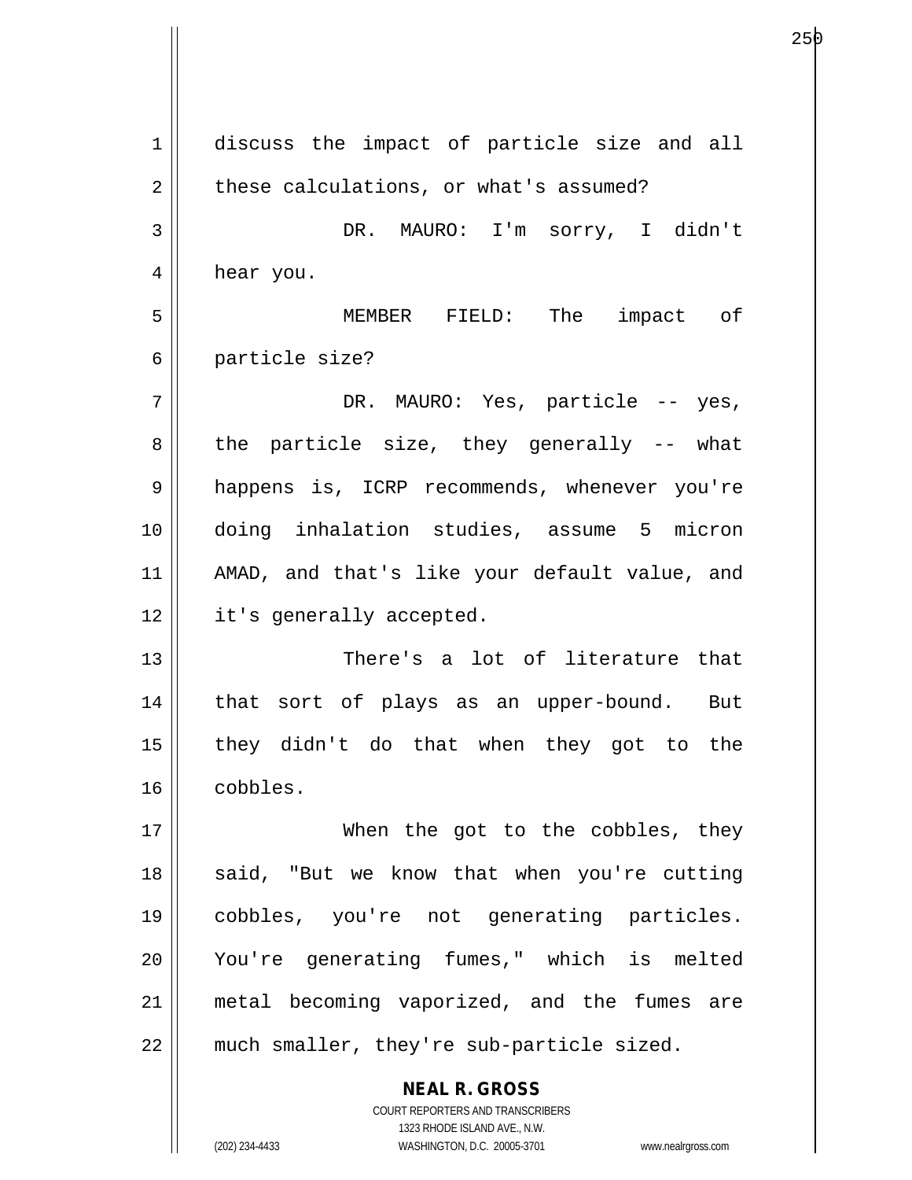discuss the impact of particle size and all these calculations, or what's assumed?

DR. MAURO: I'm sorry, I didn't hear you.

MEMBER FIELD: The impact of particle size?

DR. MAURO: Yes, particle -- yes, the particle size, they generally -- what happens is, ICRP recommends, whenever you're doing inhalation studies, assume 5 micron AMAD, and that's like your default value, and it's generally accepted.

There's a lot of literature that that sort of plays as an upper-bound. But they didn't do that when they got to the cobbles.

When the got to the cobbles, they said, "But we know that when you're cutting cobbles, you're not generating particles. You're generating fumes," which is melted metal becoming vaporized, and the fumes are much smaller, they're sub-particle sized.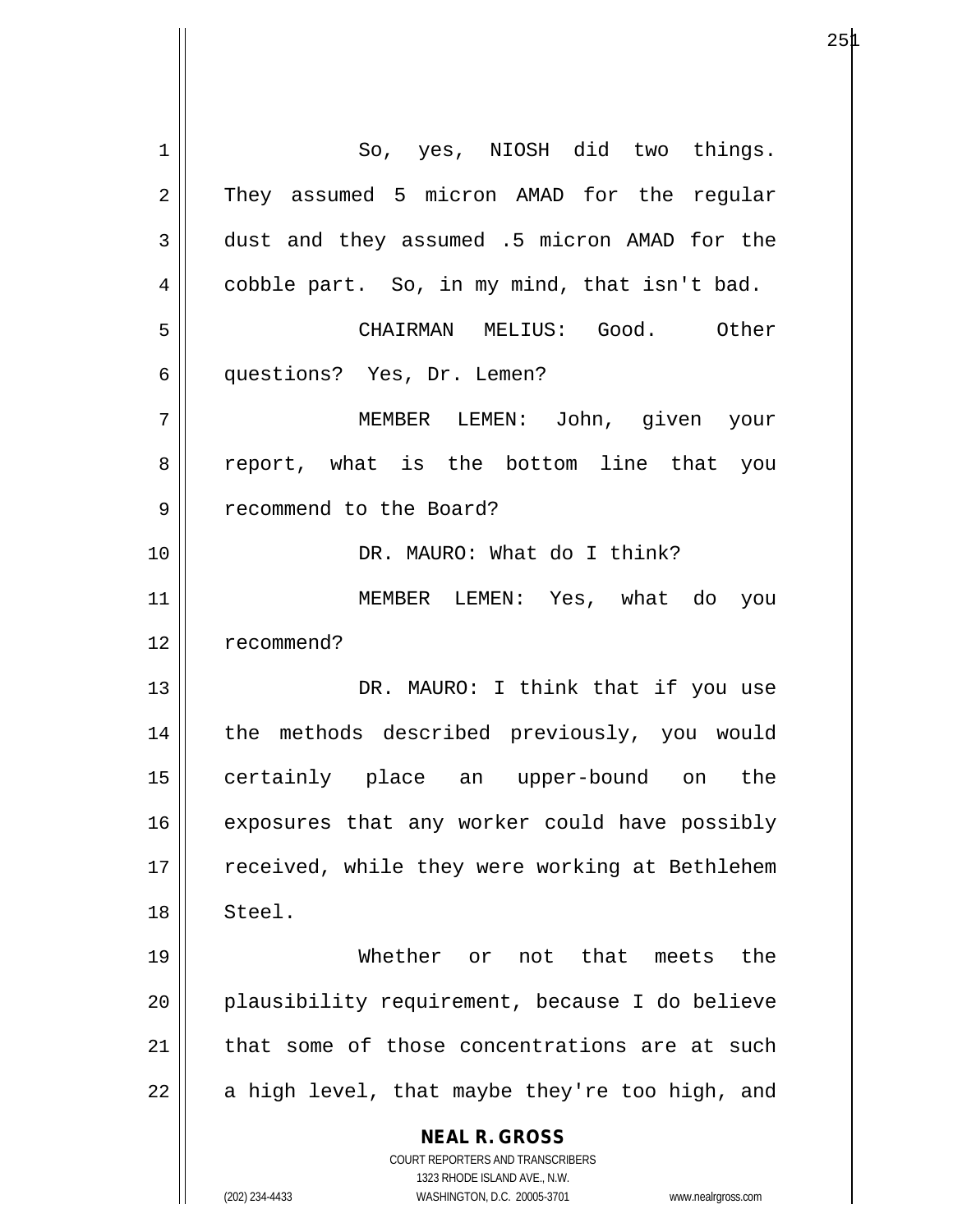So, yes, NIOSH did two things. They assumed 5 micron AMAD for the regular dust and they assumed .5 micron AMAD for the cobble part. So, in my mind, that isn't bad.

CHAIRMAN MELIUS: Good. Other questions? Yes, Dr. Lemen?

MEMBER LEMEN: John, given your report, what is the bottom line that you recommend to the Board?

DR. MAURO: What do I think?

MEMBER LEMEN: Yes, what do you recommend?

DR. MAURO: I think that if you use the methods described previously, you would certainly place an upper-bound on the exposures that any worker could have possibly received, while they were working at Bethlehem Steel.

Whether or not that meets the plausibility requirement, because I do believe that some of those concentrations are at such a high level, that maybe they're too high, and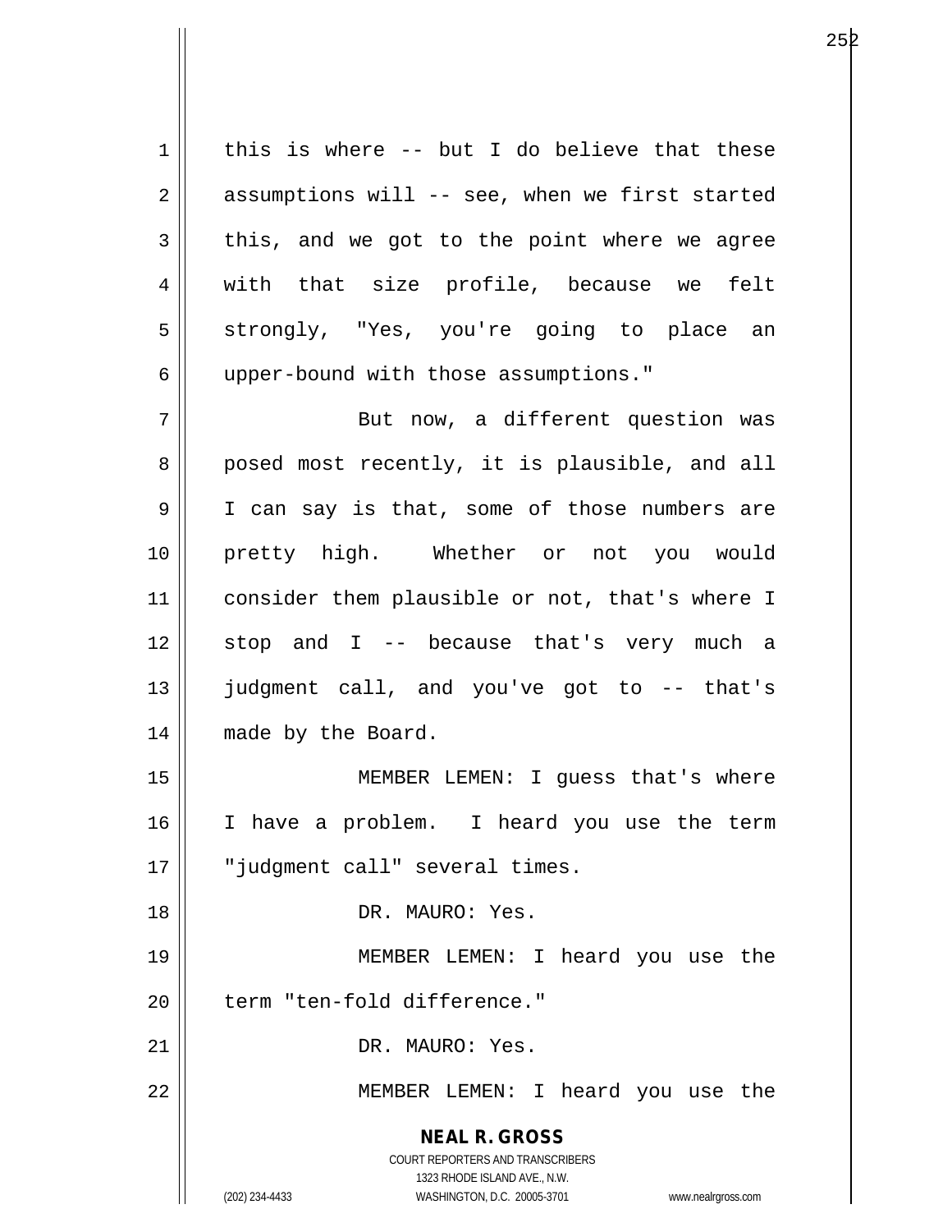this is where -- but I do believe that these assumptions will -- see, when we first started this, and we got to the point where we agree with that size profile, because we felt strongly, "Yes, you're going to place an upper-bound with those assumptions."

But now, a different question was posed most recently, it is plausible, and all I can say is that, some of those numbers are pretty high. Whether or not you would consider them plausible or not, that's where I stop and I -- because that's very much a judgment call, and you've got to -- that's made by the Board.

MEMBER LEMEN: I guess that's where I have a problem. I heard you use the term "judgment call" several times.

DR. MAURO: Yes.

MEMBER LEMEN: I heard you use the term "ten-fold difference."

DR. MAURO: Yes.

MEMBER LEMEN: I heard you use the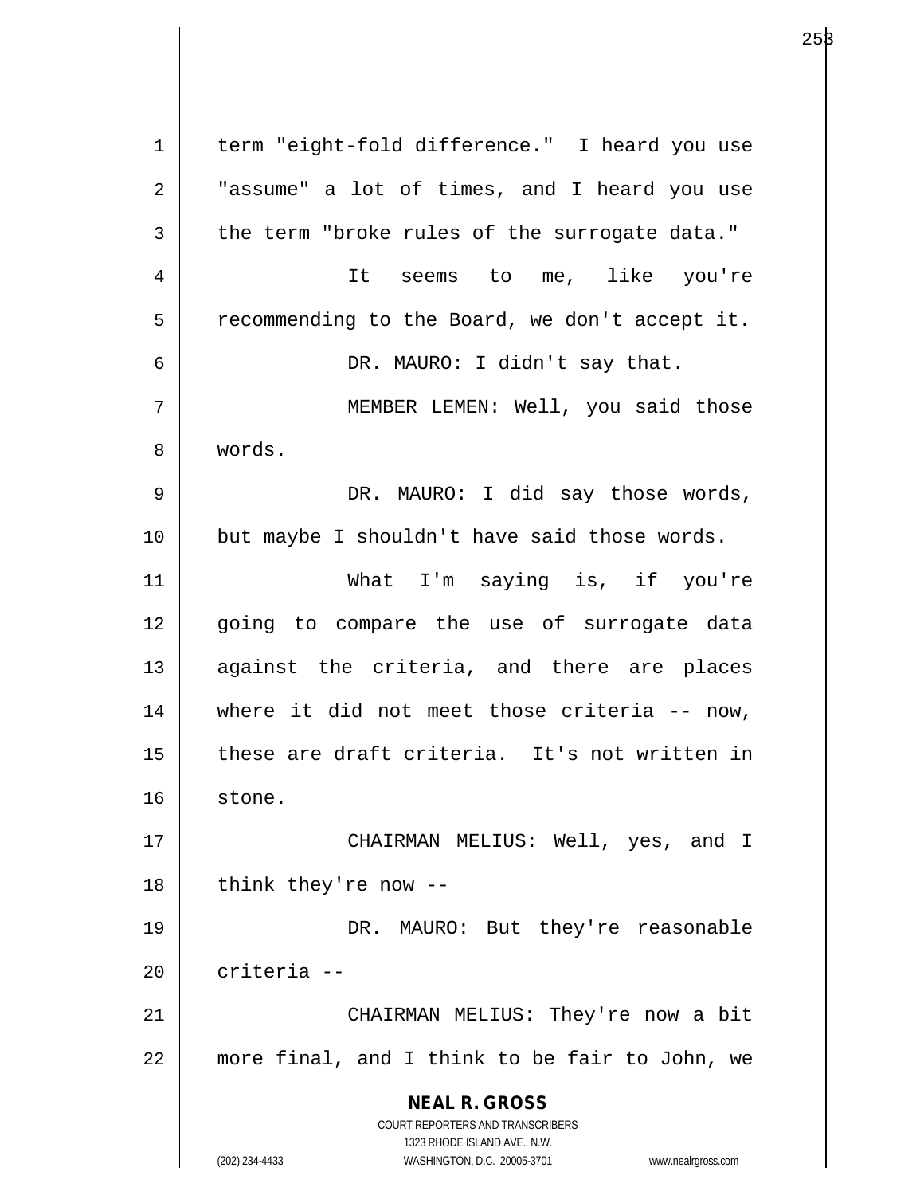term "eight-fold difference." I heard you use "assume" a lot of times, and I heard you use the term "broke rules of the surrogate data."

It seems to me, like you're recommending to the Board, we don't accept it.

DR. MAURO: I didn't say that.

MEMBER LEMEN: Well, you said those words.

DR. MAURO: I did say those words, but maybe I shouldn't have said those words.

What I'm saying is, if you're going to compare the use of surrogate data against the criteria, and there are places where it did not meet those criteria -- now, these are draft criteria. It's not written in stone.

CHAIRMAN MELIUS: Well, yes, and I think they're now --

DR. MAURO: But they're reasonable criteria --

CHAIRMAN MELIUS: They're now a bit more final, and I think to be fair to John, we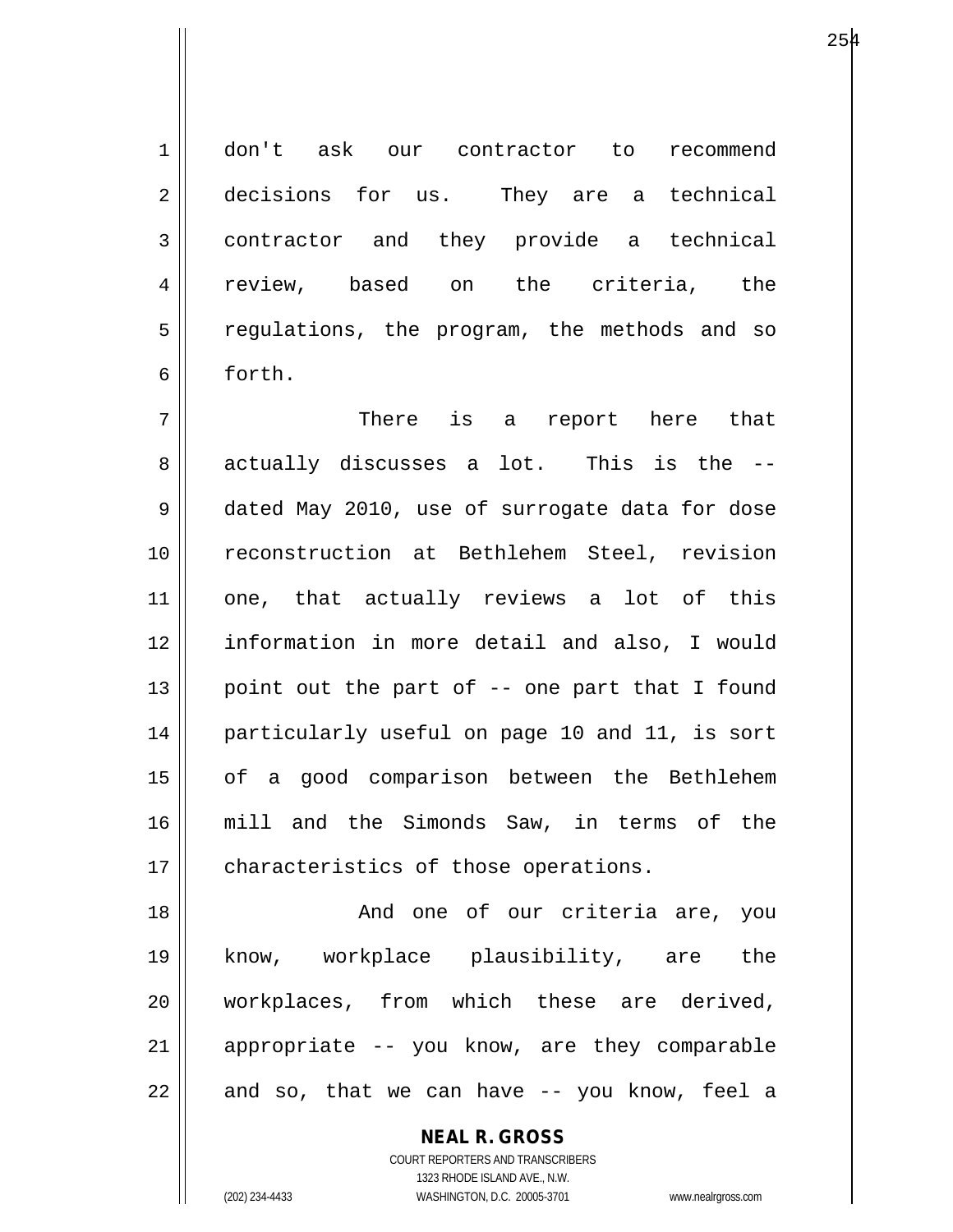don't ask our contractor to recommend decisions for us. They are a technical contractor and they provide a technical review, based on the criteria, the regulations, the program, the methods and so forth.

There is a report here that actually discusses a lot. This is the -- dated May 2010, use of surrogate data for dose reconstruction at Bethlehem Steel, revision one, that actually reviews a lot of this information in more detail and also, I would point out the part of -- one part that I found particularly useful on page 10 and 11, is sort of a good comparison between the Bethlehem mill and the Simonds Saw, in terms of the characteristics of those operations.

And one of our criteria are, you know, workplace plausibility, are the workplaces, from which these are derived, appropriate -- you know, are they comparable and so, that we can have -- you know, feel a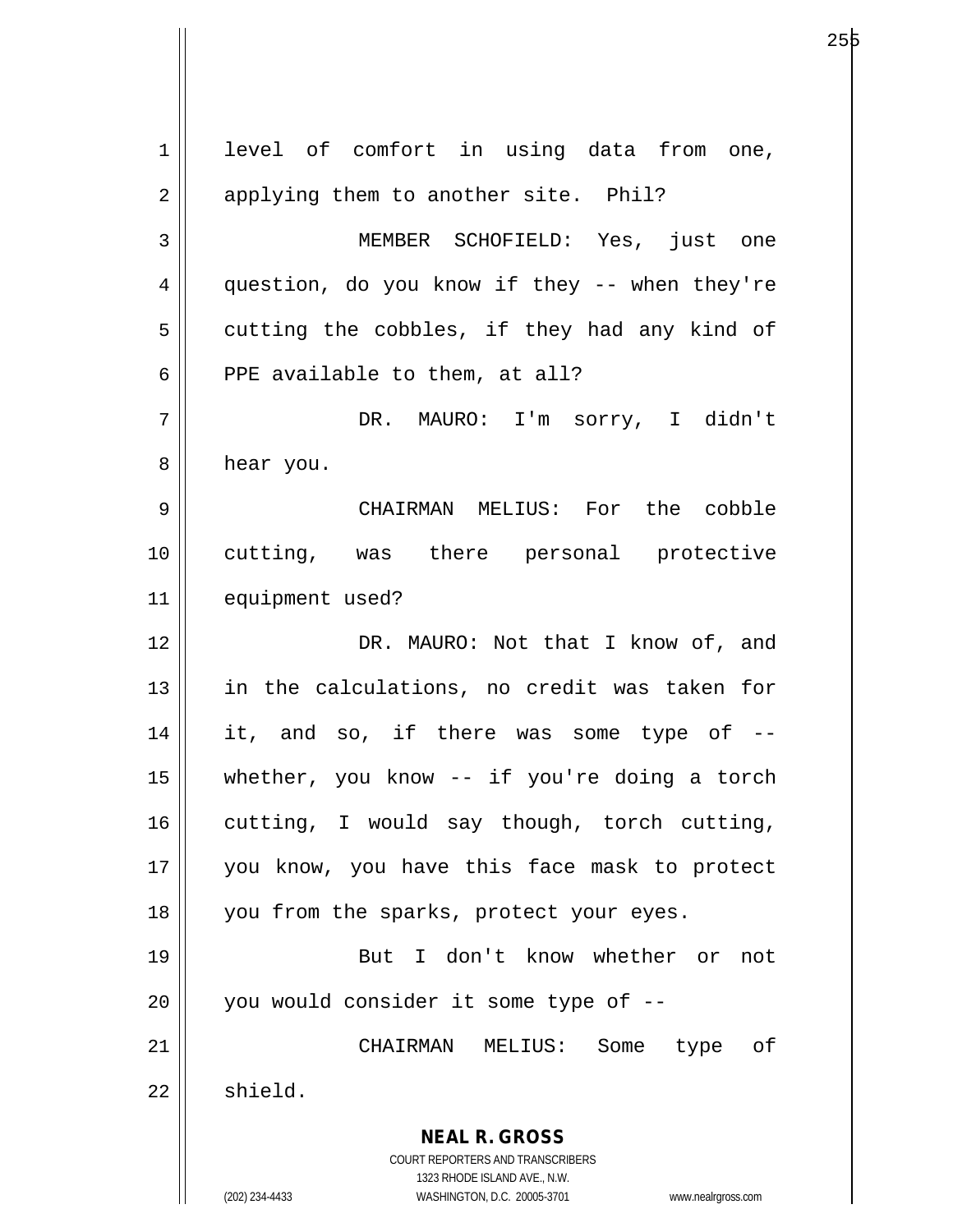level of comfort in using data from one, applying them to another site. Phil?

MEMBER SCHOFIELD: Yes, just one question, do you know if they -- when they're cutting the cobbles, if they had any kind of PPE available to them, at all?

DR. MAURO: I'm sorry, I didn't hear you.

CHAIRMAN MELIUS: For the cobble cutting, was there personal protective equipment used?

DR. MAURO: Not that I know of, and in the calculations, no credit was taken for it, and so, if there was some type of -- whether, you know -- if you're doing a torch cutting, I would say though, torch cutting, you know, you have this face mask to protect you from the sparks, protect your eyes.

But I don't know whether or not you would consider it some type of --

CHAIRMAN MELIUS: Some type of shield.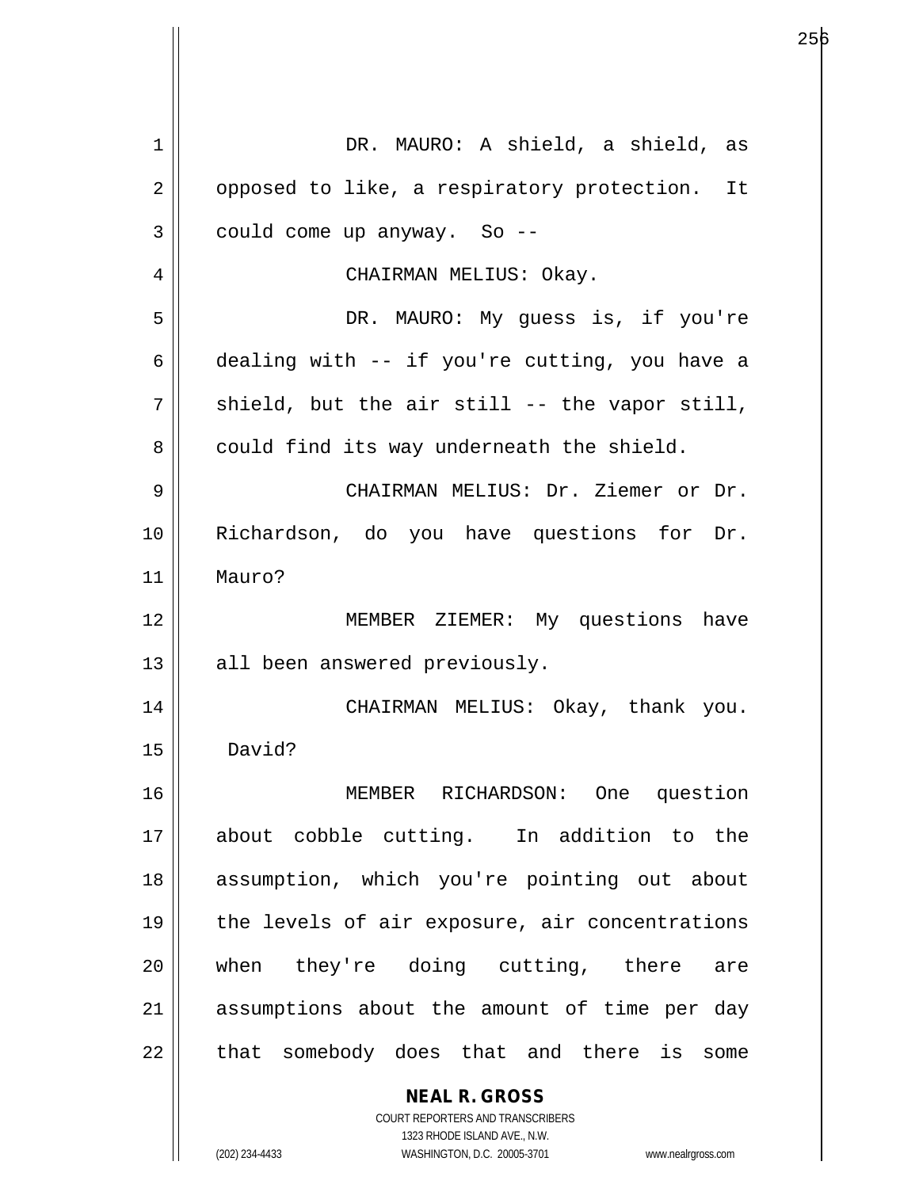DR. MAURO: A shield, a shield, as opposed to like, a respiratory protection. It could come up anyway. So --

CHAIRMAN MELIUS: Okay.

DR. MAURO: My guess is, if you're dealing with -- if you're cutting, you have a shield, but the air still -- the vapor still, could find its way underneath the shield.

CHAIRMAN MELIUS: Dr. Ziemer or Dr. Richardson, do you have questions for Dr. Mauro?

MEMBER ZIEMER: My questions have all been answered previously.

CHAIRMAN MELIUS: Okay, thank you. David?

MEMBER RICHARDSON: One question about cobble cutting. In addition to the assumption, which you're pointing out about the levels of air exposure, air concentrations when they're doing cutting, there are assumptions about the amount of time per day that somebody does that and there is some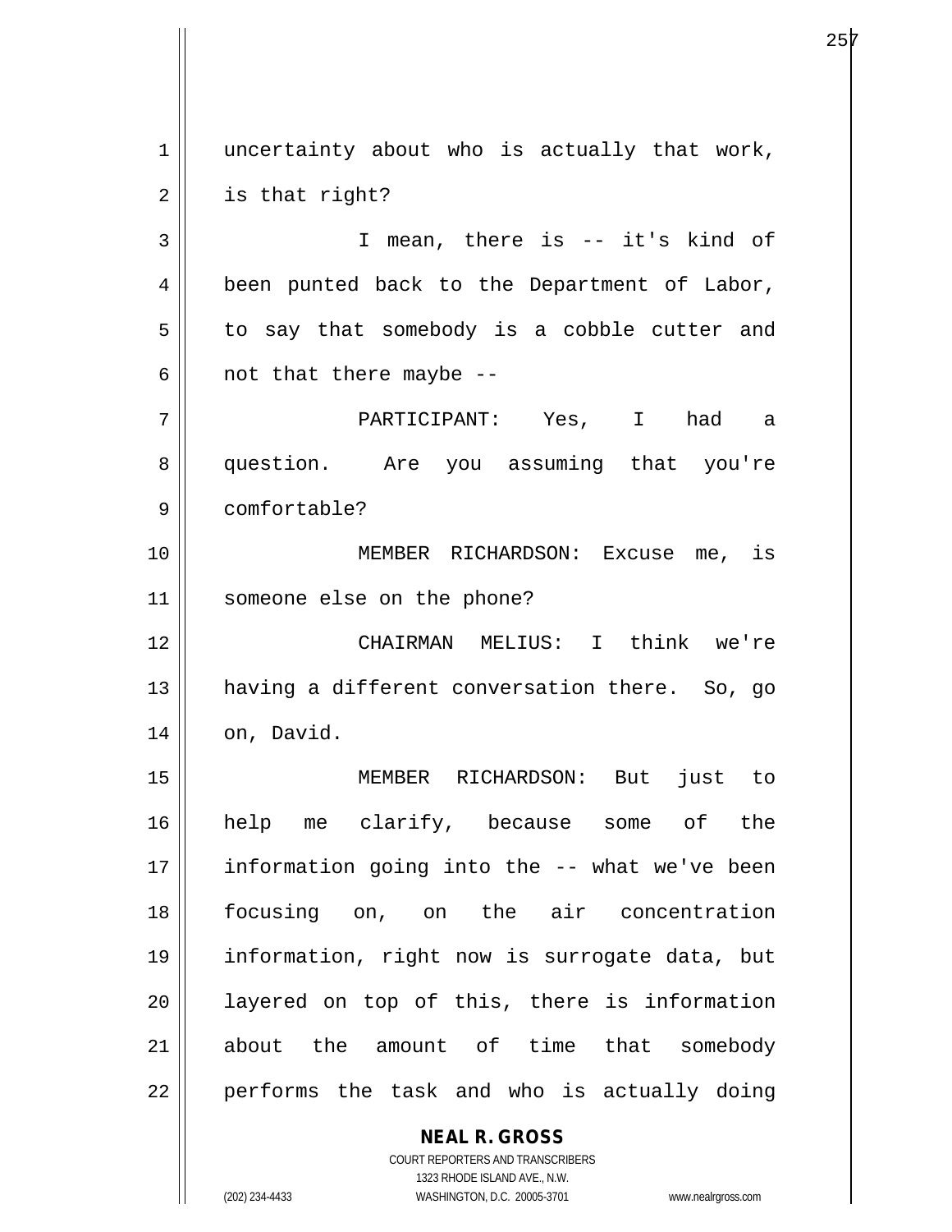uncertainty about who is actually that work, is that right?

I mean, there is -- it's kind of been punted back to the Department of Labor, to say that somebody is a cobble cutter and not that there maybe --

PARTICIPANT: Yes, I had a question. Are you assuming that you're comfortable?

MEMBER RICHARDSON: Excuse me, is someone else on the phone?

CHAIRMAN MELIUS: I think we're having a different conversation there. So, go on, David.

MEMBER RICHARDSON: But just to help me clarify, because some of the information going into the -- what we've been focusing on, on the air concentration information, right now is surrogate data, but layered on top of this, there is information about the amount of time that somebody performs the task and who is actually doing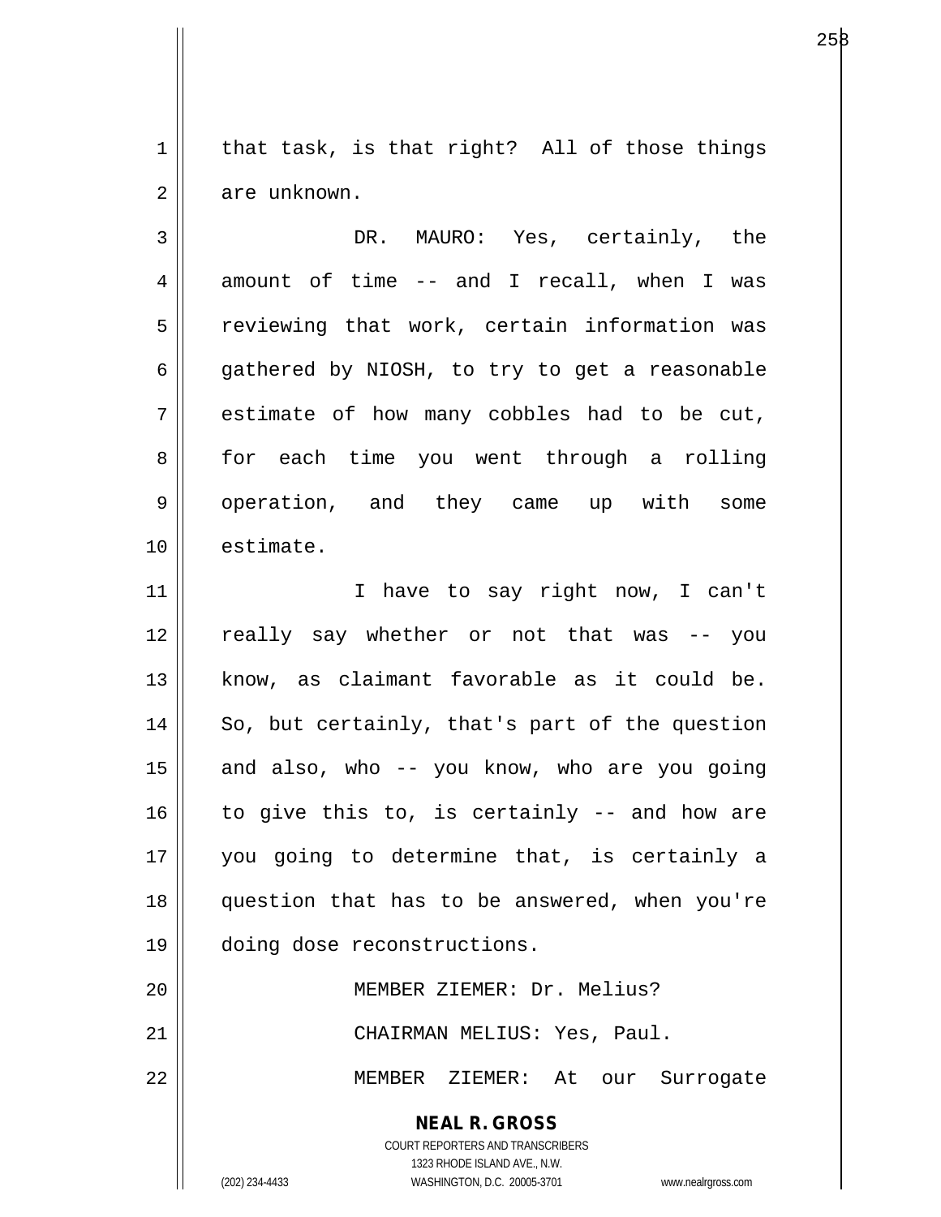that task, is that right? All of those things are unknown.

DR. MAURO: Yes, certainly, the amount of time -- and I recall, when I was reviewing that work, certain information was gathered by NIOSH, to try to get a reasonable estimate of how many cobbles had to be cut, for each time you went through a rolling operation, and they came up with some estimate.

I have to say right now, I can't really say whether or not that was -- you know, as claimant favorable as it could be. So, but certainly, that's part of the question and also, who -- you know, who are you going to give this to, is certainly -- and how are you going to determine that, is certainly a question that has to be answered, when you're doing dose reconstructions.

MEMBER ZIEMER: Dr. Melius?

CHAIRMAN MELIUS: Yes, Paul.

MEMBER ZIEMER: At our Surrogate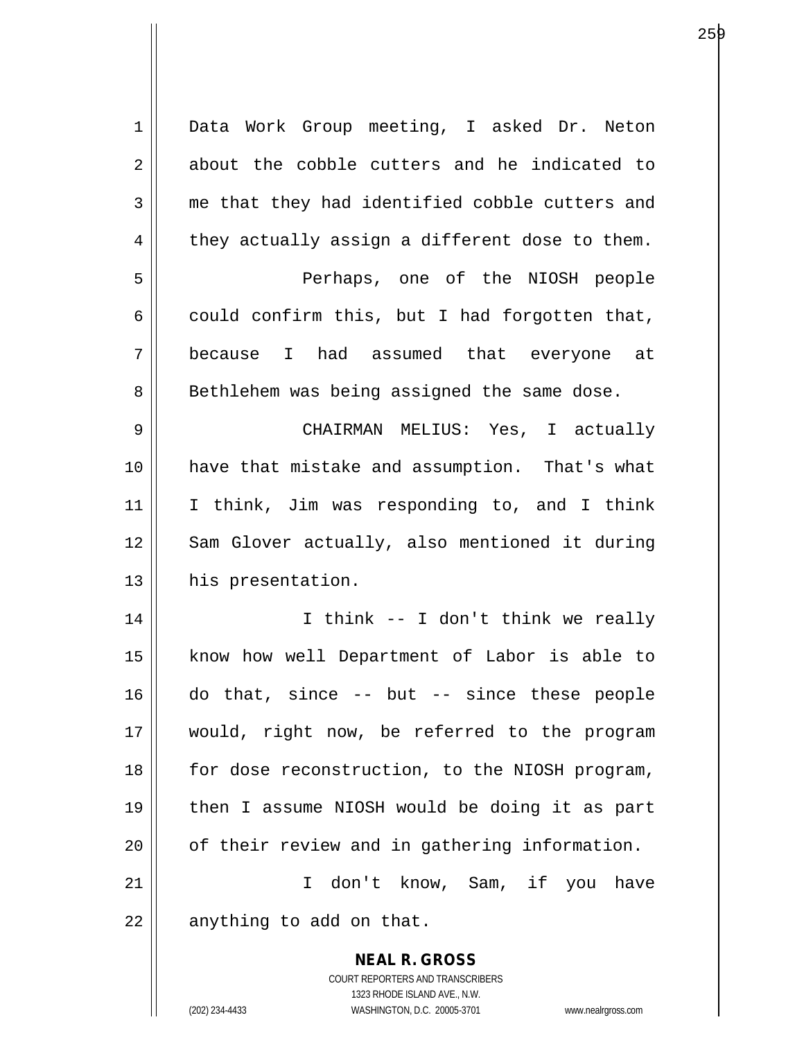Data Work Group meeting, I asked Dr. Neton about the cobble cutters and he indicated to me that they had identified cobble cutters and they actually assign a different dose to them.

Perhaps, one of the NIOSH people could confirm this, but I had forgotten that, because I had assumed that everyone at Bethlehem was being assigned the same dose.

CHAIRMAN MELIUS: Yes, I actually have that mistake and assumption. That's what I think, Jim was responding to, and I think Sam Glover actually, also mentioned it during his presentation.

I think -- I don't think we really know how well Department of Labor is able to do that, since -- but -- since these people would, right now, be referred to the program for dose reconstruction, to the NIOSH program, then I assume NIOSH would be doing it as part of their review and in gathering information.

I don't know, Sam, if you have anything to add on that.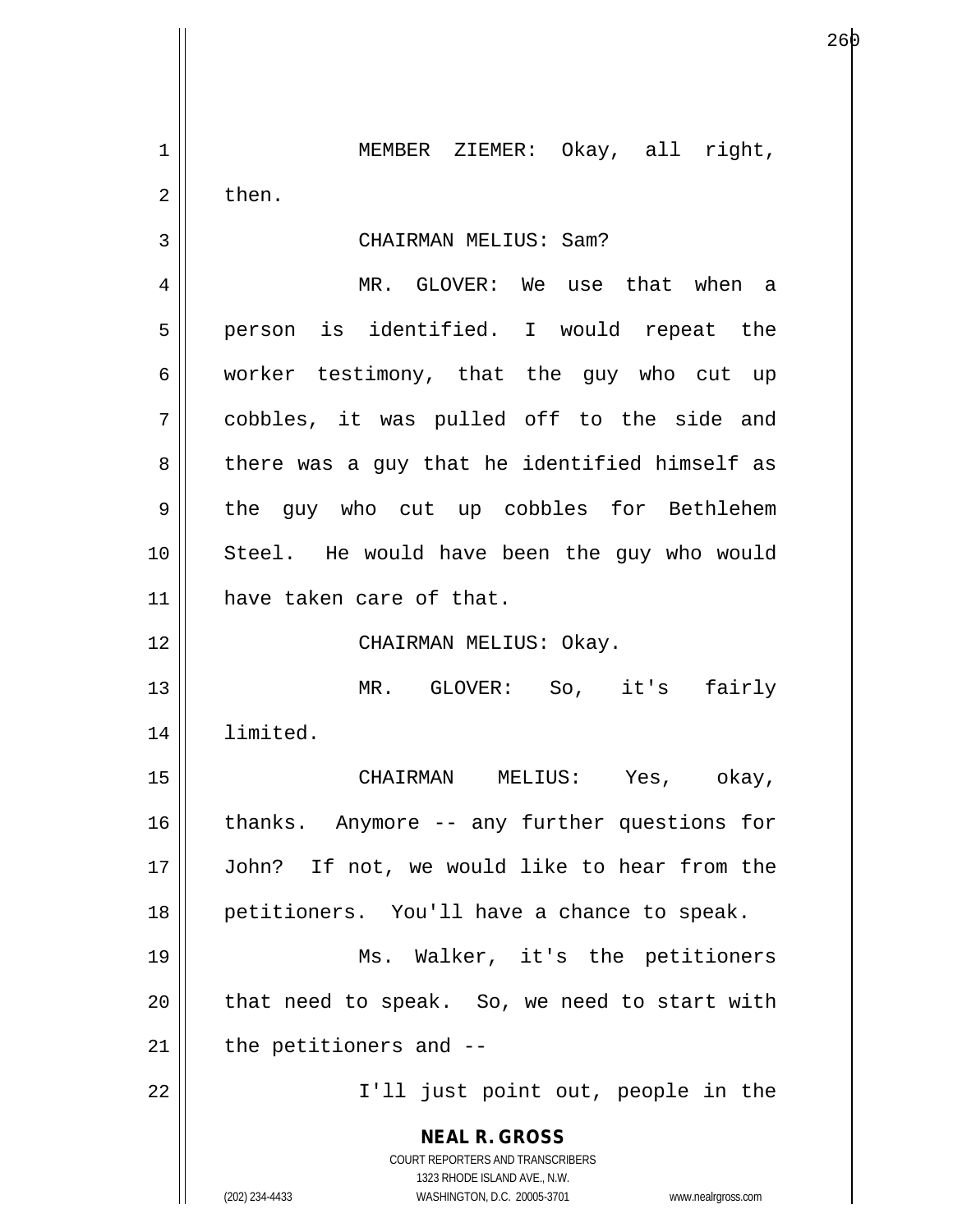MEMBER ZIEMER: Okay, all right, then.

CHAIRMAN MELIUS: Sam?

MR. GLOVER: We use that when a person is identified. I would repeat the worker testimony, that the guy who cut up cobbles, it was pulled off to the side and there was a guy that he identified himself as the guy who cut up cobbles for Bethlehem Steel. He would have been the guy who would have taken care of that.

CHAIRMAN MELIUS: Okay.

MR. GLOVER: So, it's fairly limited.

CHAIRMAN MELIUS: Yes, okay, thanks. Anymore -- any further questions for John? If not, we would like to hear from the petitioners. You'll have a chance to speak.

Ms. Walker, it's the petitioners that need to speak. So, we need to start with the petitioners and --

I'll just point out, people in the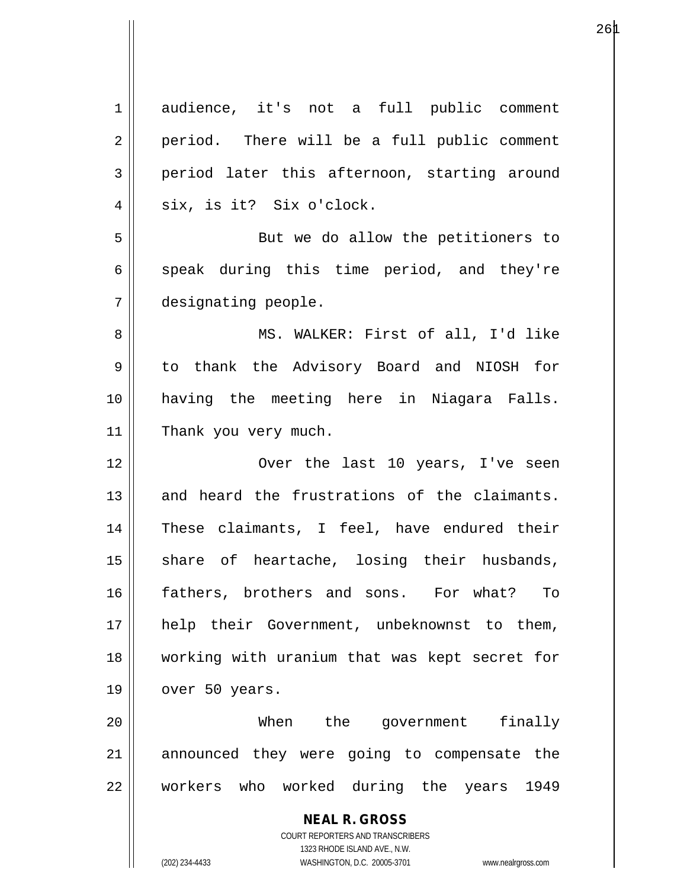audience, it's not a full public comment period. There will be a full public comment period later this afternoon, starting around six, is it? Six o'clock.

But we do allow the petitioners to speak during this time period, and they're designating people.

MS. WALKER: First of all, I'd like to thank the Advisory Board and NIOSH for having the meeting here in Niagara Falls. Thank you very much.

Over the last 10 years, I've seen and heard the frustrations of the claimants. These claimants, I feel, have endured their share of heartache, losing their husbands, fathers, brothers and sons. For what? To help their Government, unbeknownst to them, working with uranium that was kept secret for over 50 years.

When the government finally announced they were going to compensate the workers who worked during the years 1949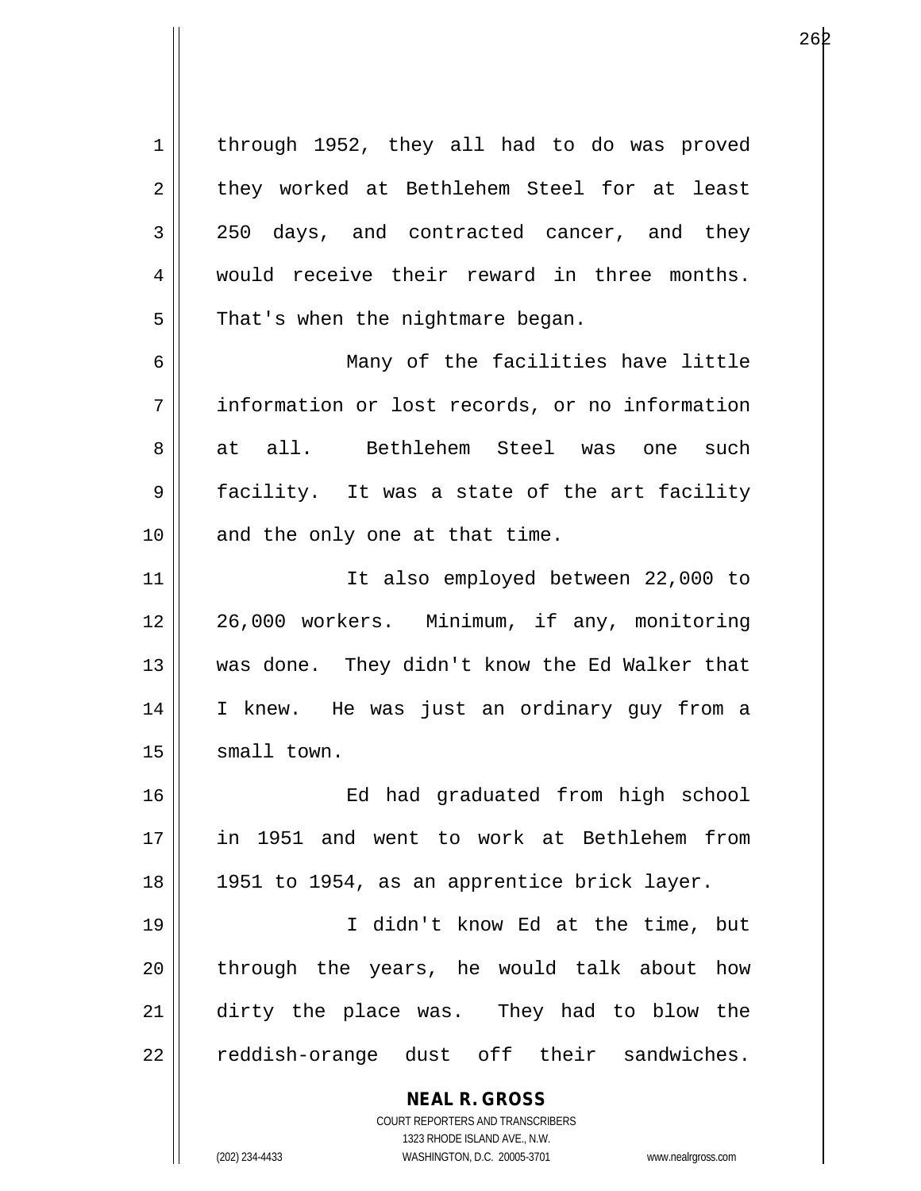through 1952, they all had to do was proved they worked at Bethlehem Steel for at least 250 days, and contracted cancer, and they would receive their reward in three months. That's when the nightmare began.

Many of the facilities have little information or lost records, or no information at all. Bethlehem Steel was one such facility. It was a state of the art facility and the only one at that time.

It also employed between 22,000 to 26,000 workers. Minimum, if any, monitoring was done. They didn't know the Ed Walker that I knew. He was just an ordinary guy from a small town.

Ed had graduated from high school in 1951 and went to work at Bethlehem from 1951 to 1954, as an apprentice brick layer.

I didn't know Ed at the time, but through the years, he would talk about how dirty the place was. They had to blow the reddish-orange dust off their sandwiches.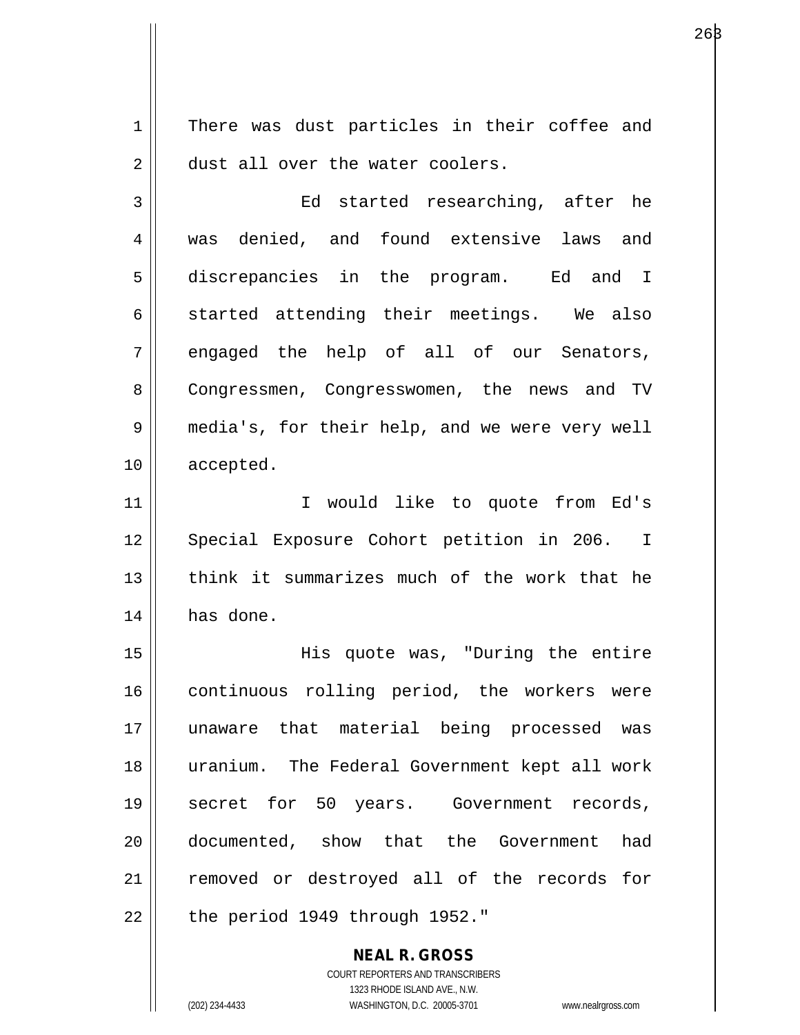There was dust particles in their coffee and dust all over the water coolers.

Ed started researching, after he was denied, and found extensive laws and discrepancies in the program. Ed and I started attending their meetings. We also engaged the help of all of our Senators, Congressmen, Congresswomen, the news and TV media's, for their help, and we were very well accepted.

I would like to quote from Ed's Special Exposure Cohort petition in 206. I think it summarizes much of the work that he has done.

His quote was, "During the entire continuous rolling period, the workers were unaware that material being processed was uranium. The Federal Government kept all work secret for 50 years. Government records, documented, show that the Government had removed or destroyed all of the records for the period 1949 through 1952."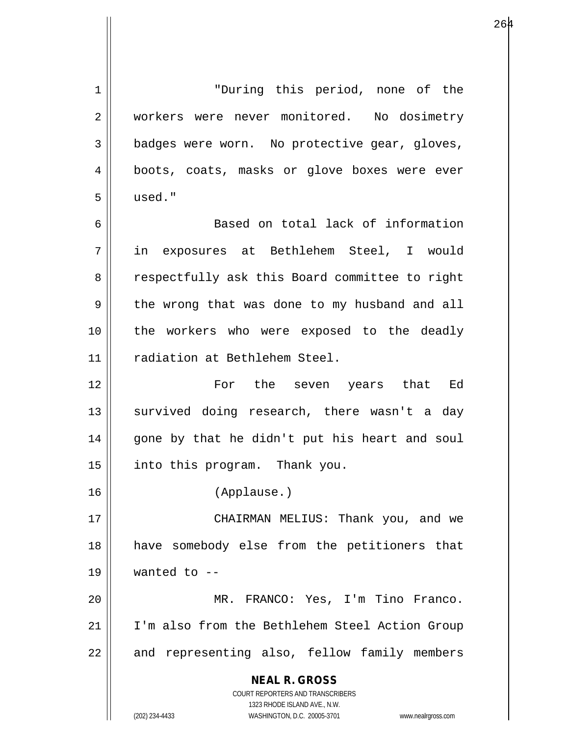"During this period, none of the workers were never monitored. No dosimetry badges were worn. No protective gear, gloves, boots, coats, masks or glove boxes were ever used."

Based on total lack of information in exposures at Bethlehem Steel, I would respectfully ask this Board committee to right the wrong that was done to my husband and all the workers who were exposed to the deadly radiation at Bethlehem Steel.

For the seven years that Ed survived doing research, there wasn't a day gone by that he didn't put his heart and soul into this program. Thank you.

(Applause.)

CHAIRMAN MELIUS: Thank you, and we have somebody else from the petitioners that wanted to --

MR. FRANCO: Yes, I'm Tino Franco. I'm also from the Bethlehem Steel Action Group and representing also, fellow family members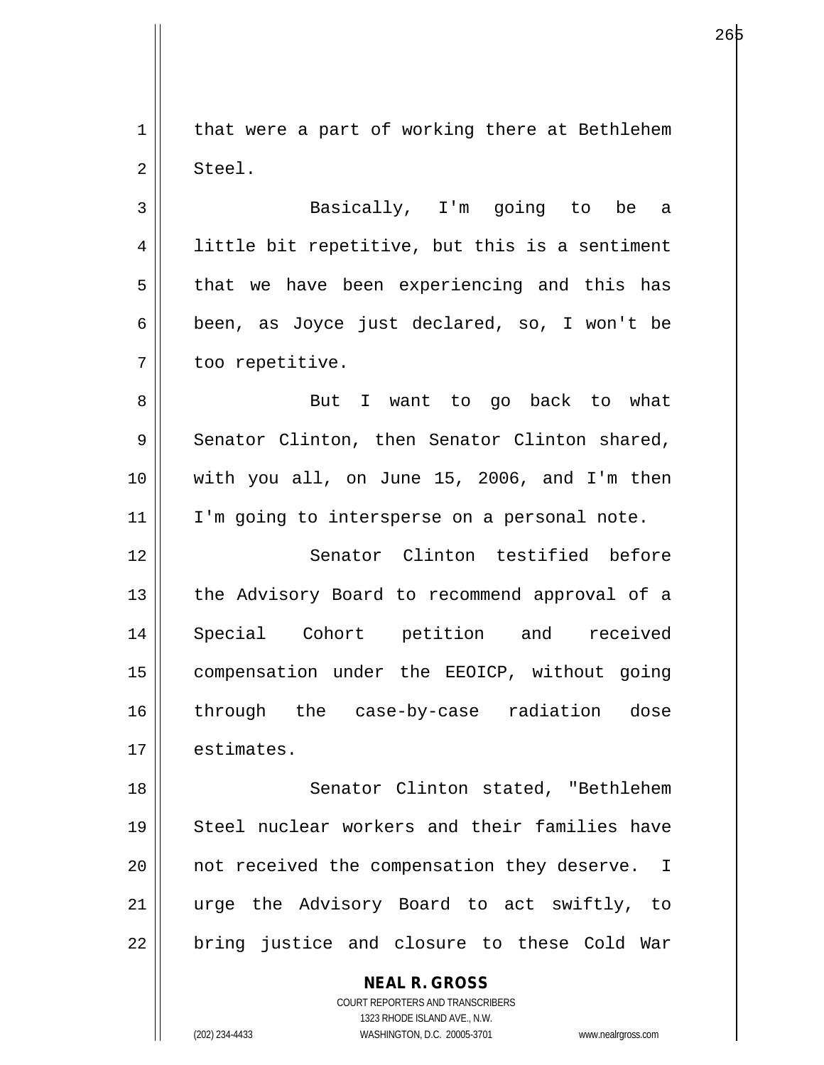that were a part of working there at Bethlehem Steel.

Basically, I'm going to be a little bit repetitive, but this is a sentiment that we have been experiencing and this has been, as Joyce just declared, so, I won't be too repetitive.

But I want to go back to what Senator Clinton, then Senator Clinton shared, with you all, on June 15, 2006, and I'm then I'm going to intersperse on a personal note.

Senator Clinton testified before the Advisory Board to recommend approval of a Special Cohort petition and received compensation under the EEOICP, without going through the case-by-case radiation dose estimates.

Senator Clinton stated, "Bethlehem Steel nuclear workers and their families have not received the compensation they deserve. I urge the Advisory Board to act swiftly, to bring justice and closure to these Cold War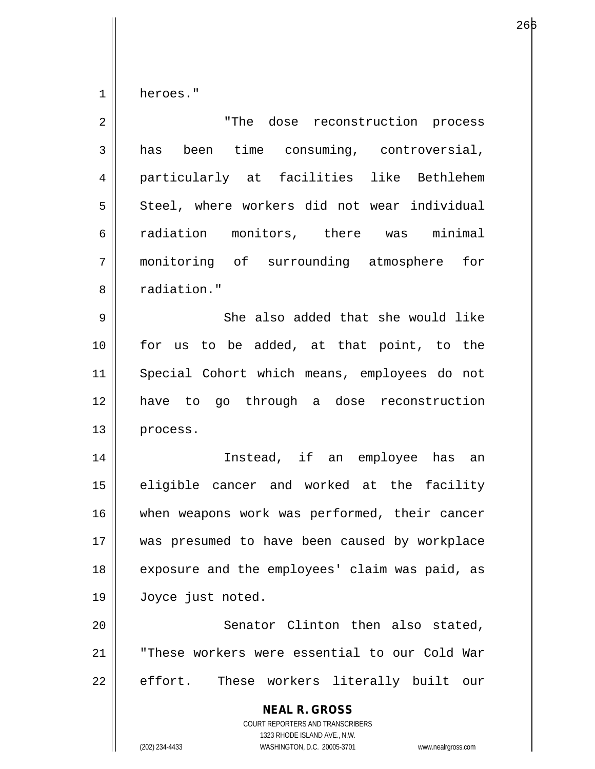heroes."

"The dose reconstruction process has been time consuming, controversial, particularly at facilities like Bethlehem Steel, where workers did not wear individual radiation monitors, there was minimal monitoring of surrounding atmosphere for radiation."

She also added that she would like for us to be added, at that point, to the Special Cohort which means, employees do not have to go through a dose reconstruction process.

Instead, if an employee has an eligible cancer and worked at the facility when weapons work was performed, their cancer was presumed to have been caused by workplace exposure and the employees' claim was paid, as Joyce just noted.

Senator Clinton then also stated, "These workers were essential to our Cold War effort. These workers literally built our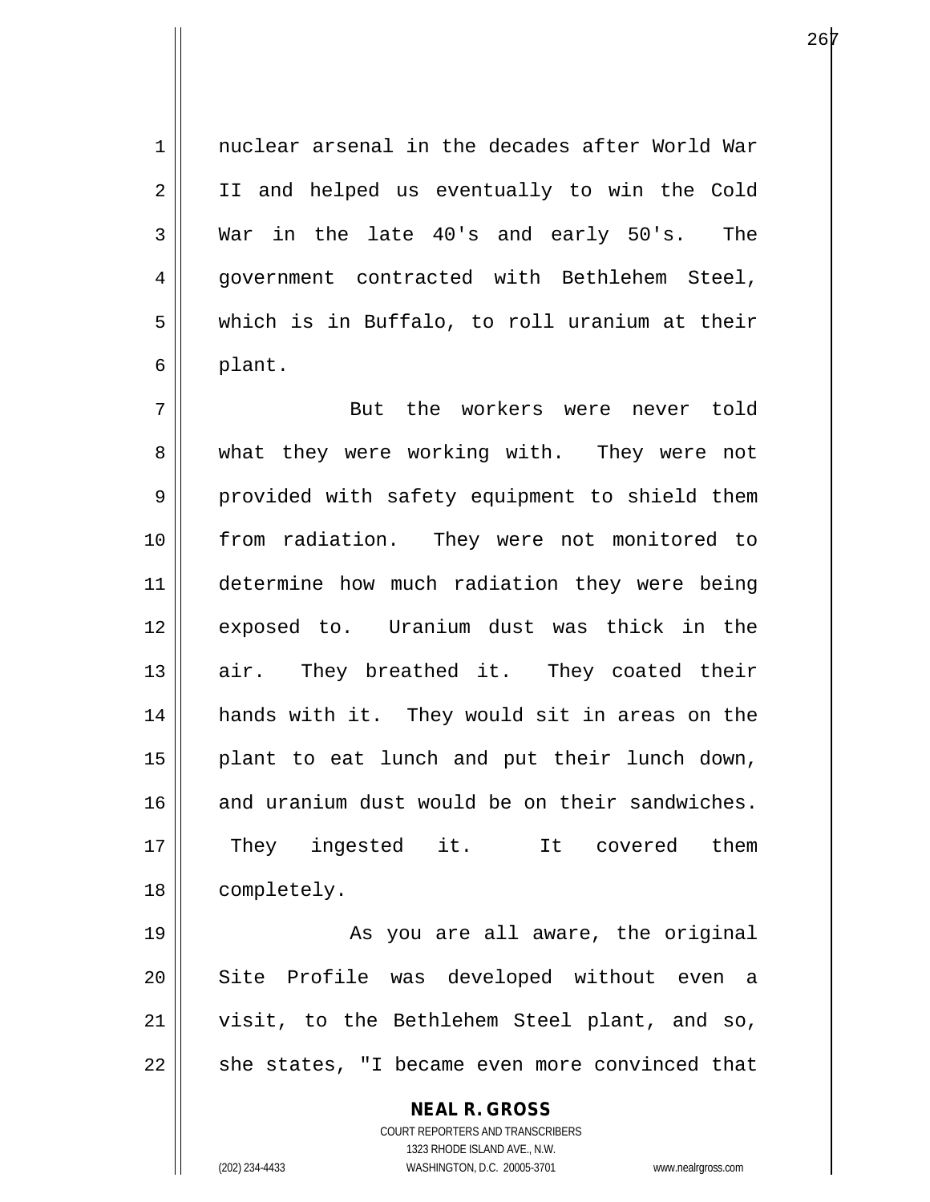nuclear arsenal in the decades after World War II and helped us eventually to win the Cold War in the late 40's and early 50's. The government contracted with Bethlehem Steel, which is in Buffalo, to roll uranium at their plant.

But the workers were never told what they were working with. They were not provided with safety equipment to shield them from radiation. They were not monitored to determine how much radiation they were being exposed to. Uranium dust was thick in the air. They breathed it. They coated their hands with it. They would sit in areas on the plant to eat lunch and put their lunch down, and uranium dust would be on their sandwiches. They ingested it. It covered them completely.

As you are all aware, the original Site Profile was developed without even a visit, to the Bethlehem Steel plant, and so, she states, "I became even more convinced that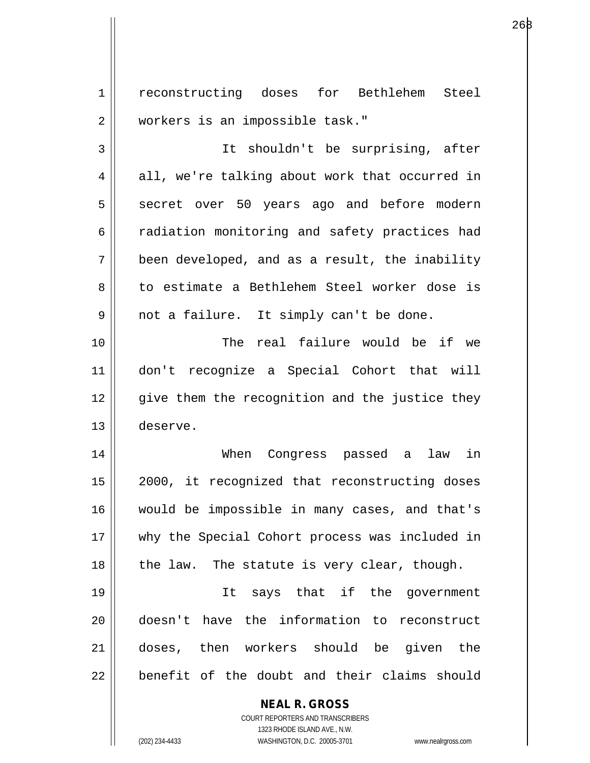reconstructing doses for Bethlehem Steel workers is an impossible task."

It shouldn't be surprising, after all, we're talking about work that occurred in secret over 50 years ago and before modern radiation monitoring and safety practices had been developed, and as a result, the inability to estimate a Bethlehem Steel worker dose is not a failure. It simply can't be done.

The real failure would be if we don't recognize a Special Cohort that will give them the recognition and the justice they deserve.

When Congress passed a law in 2000, it recognized that reconstructing doses would be impossible in many cases, and that's why the Special Cohort process was included in the law. The statute is very clear, though.

It says that if the government doesn't have the information to reconstruct doses, then workers should be given the benefit of the doubt and their claims should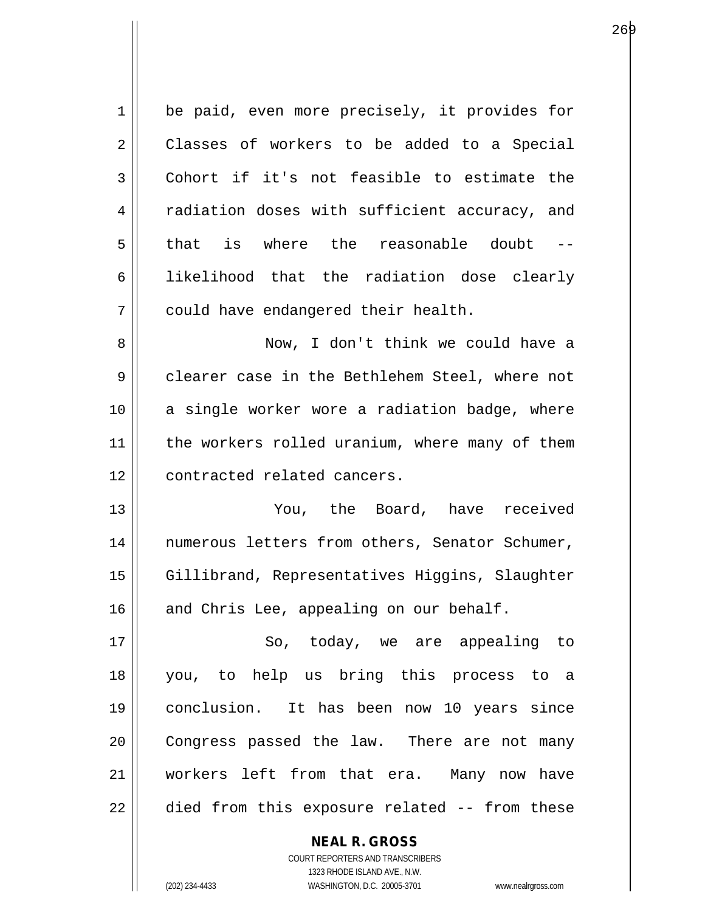be paid, even more precisely, it provides for Classes of workers to be added to a Special Cohort if it's not feasible to estimate the radiation doses with sufficient accuracy, and that is where the reasonable doubt -- likelihood that the radiation dose clearly could have endangered their health.

Now, I don't think we could have a clearer case in the Bethlehem Steel, where not a single worker wore a radiation badge, where the workers rolled uranium, where many of them contracted related cancers.

You, the Board, have received numerous letters from others, Senator Schumer, Gillibrand, Representatives Higgins, Slaughter and Chris Lee, appealing on our behalf.

So, today, we are appealing to you, to help us bring this process to a conclusion. It has been now 10 years since Congress passed the law. There are not many workers left from that era. Many now have died from this exposure related -- from these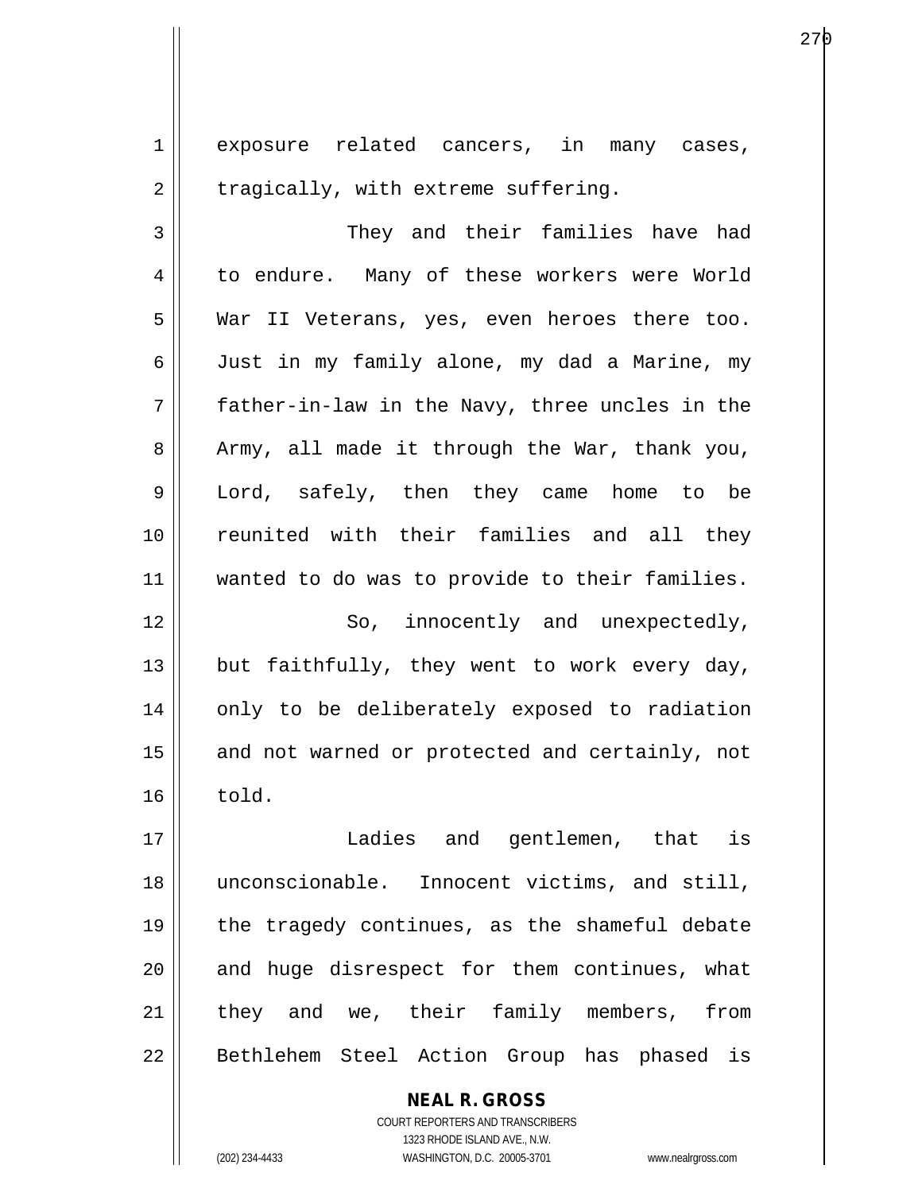exposure related cancers, in many cases, tragically, with extreme suffering.

They and their families have had to endure. Many of these workers were World War II Veterans, yes, even heroes there too. Just in my family alone, my dad a Marine, my father-in-law in the Navy, three uncles in the Army, all made it through the War, thank you, Lord, safely, then they came home to be reunited with their families and all they wanted to do was to provide to their families.

So, innocently and unexpectedly, but faithfully, they went to work every day, only to be deliberately exposed to radiation and not warned or protected and certainly, not told.

Ladies and gentlemen, that is unconscionable. Innocent victims, and still, the tragedy continues, as the shameful debate and huge disrespect for them continues, what they and we, their family members, from Bethlehem Steel Action Group has phased is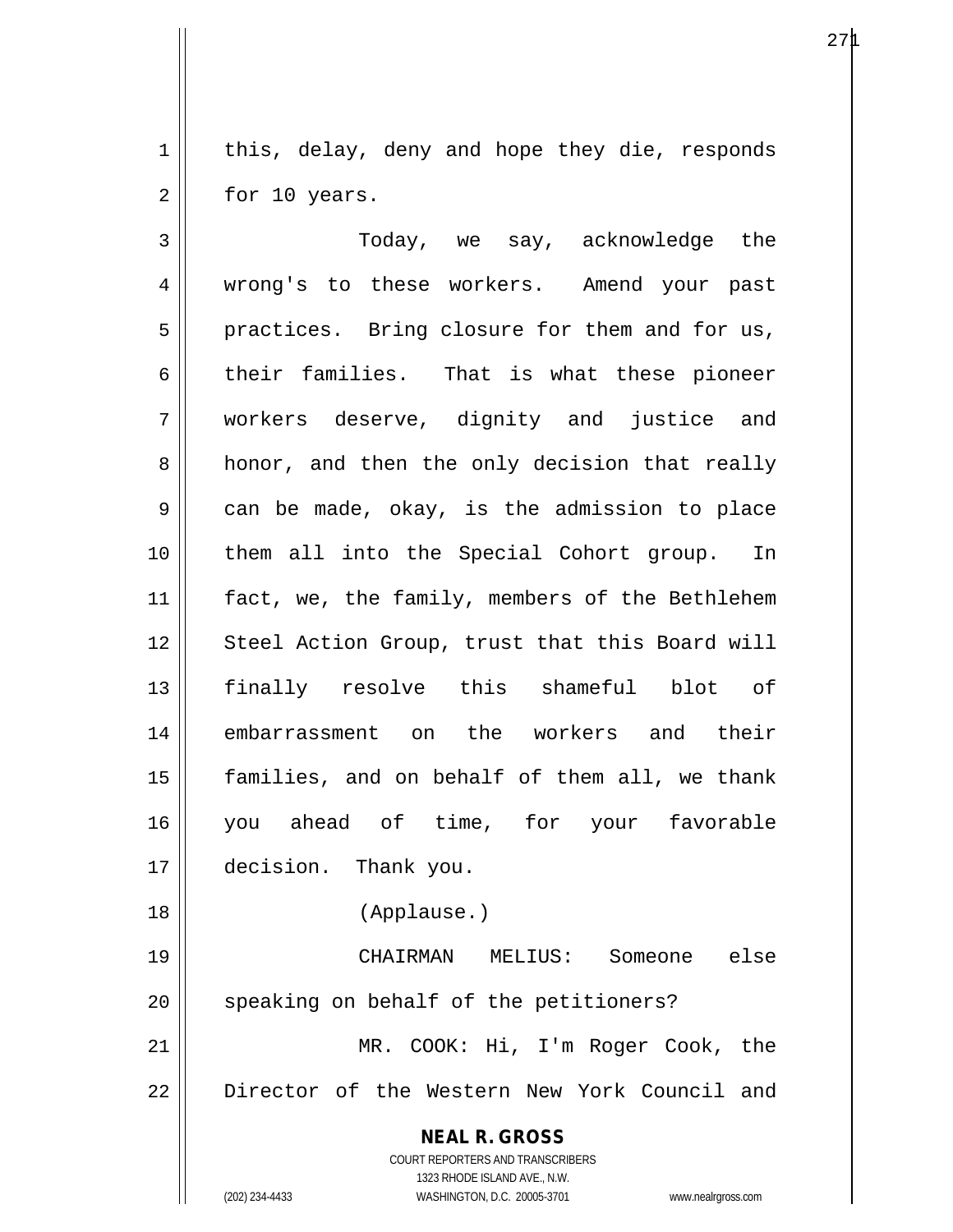this, delay, deny and hope they die, responds for 10 years.

Today, we say, acknowledge the wrong's to these workers. Amend your past practices. Bring closure for them and for us, their families. That is what these pioneer workers deserve, dignity and justice and honor, and then the only decision that really can be made, okay, is the admission to place them all into the Special Cohort group. In fact, we, the family, members of the Bethlehem Steel Action Group, trust that this Board will finally resolve this shameful blot of embarrassment on the workers and their families, and on behalf of them all, we thank you ahead of time, for your favorable decision. Thank you.

(Applause.)

CHAIRMAN MELIUS: Someone else speaking on behalf of the petitioners?

MR. COOK: Hi, I'm Roger Cook, the Director of the Western New York Council and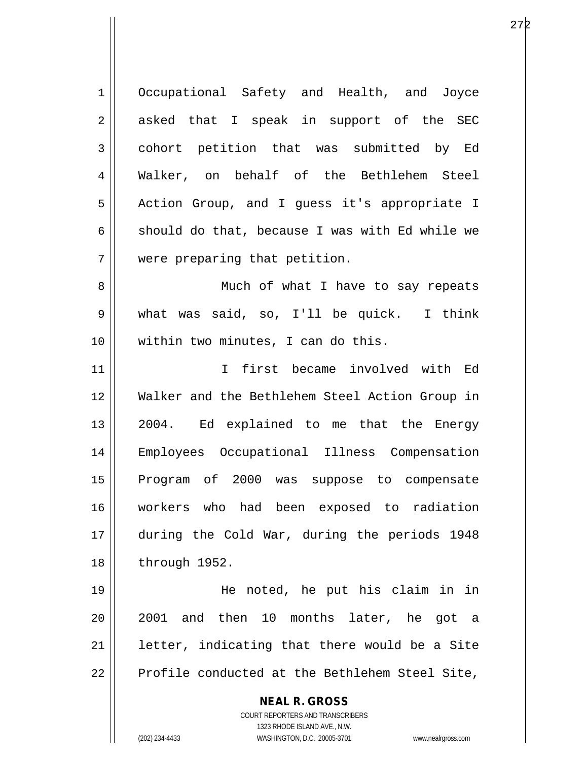Occupational Safety and Health, and Joyce asked that I speak in support of the SEC cohort petition that was submitted by Ed Walker, on behalf of the Bethlehem Steel Action Group, and I guess it's appropriate I should do that, because I was with Ed while we were preparing that petition.

Much of what I have to say repeats what was said, so, I'll be quick. I think within two minutes, I can do this.

I first became involved with Ed Walker and the Bethlehem Steel Action Group in 2004. Ed explained to me that the Energy Employees Occupational Illness Compensation Program of 2000 was suppose to compensate workers who had been exposed to radiation during the Cold War, during the periods 1948 through 1952.

He noted, he put his claim in in 2001 and then 10 months later, he got a letter, indicating that there would be a Site Profile conducted at the Bethlehem Steel Site,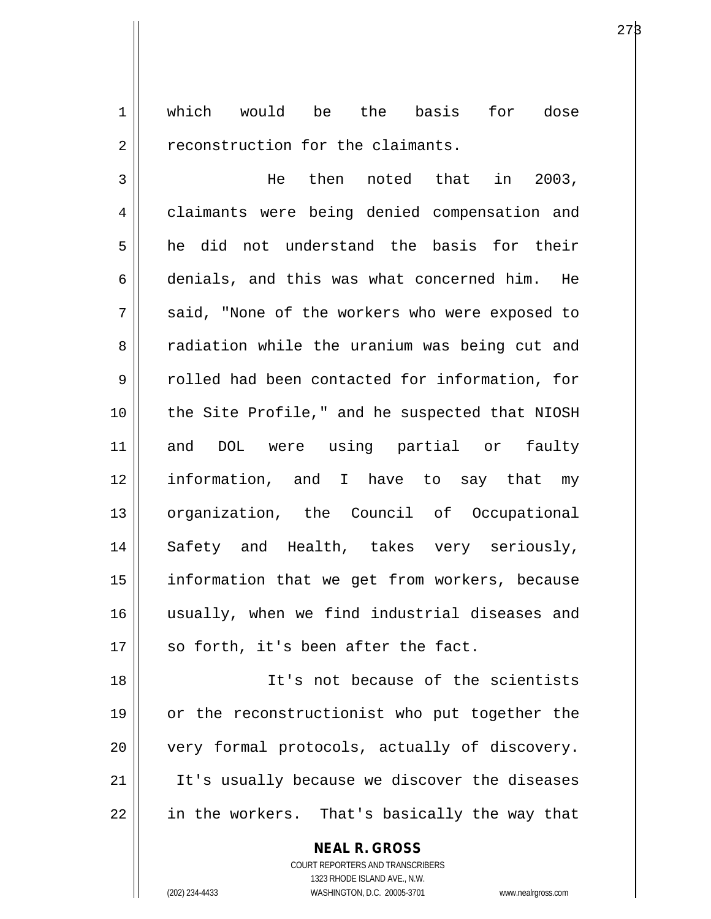which would be the basis for dose reconstruction for the claimants.

He then noted that in 2003, claimants were being denied compensation and he did not understand the basis for their denials, and this was what concerned him. He said, "None of the workers who were exposed to radiation while the uranium was being cut and rolled had been contacted for information, for the Site Profile," and he suspected that NIOSH and DOL were using partial or faulty information, and I have to say that my organization, the Council of Occupational Safety and Health, takes very seriously, information that we get from workers, because usually, when we find industrial diseases and so forth, it's been after the fact.

It's not because of the scientists or the reconstructionist who put together the very formal protocols, actually of discovery. It's usually because we discover the diseases in the workers. That's basically the way that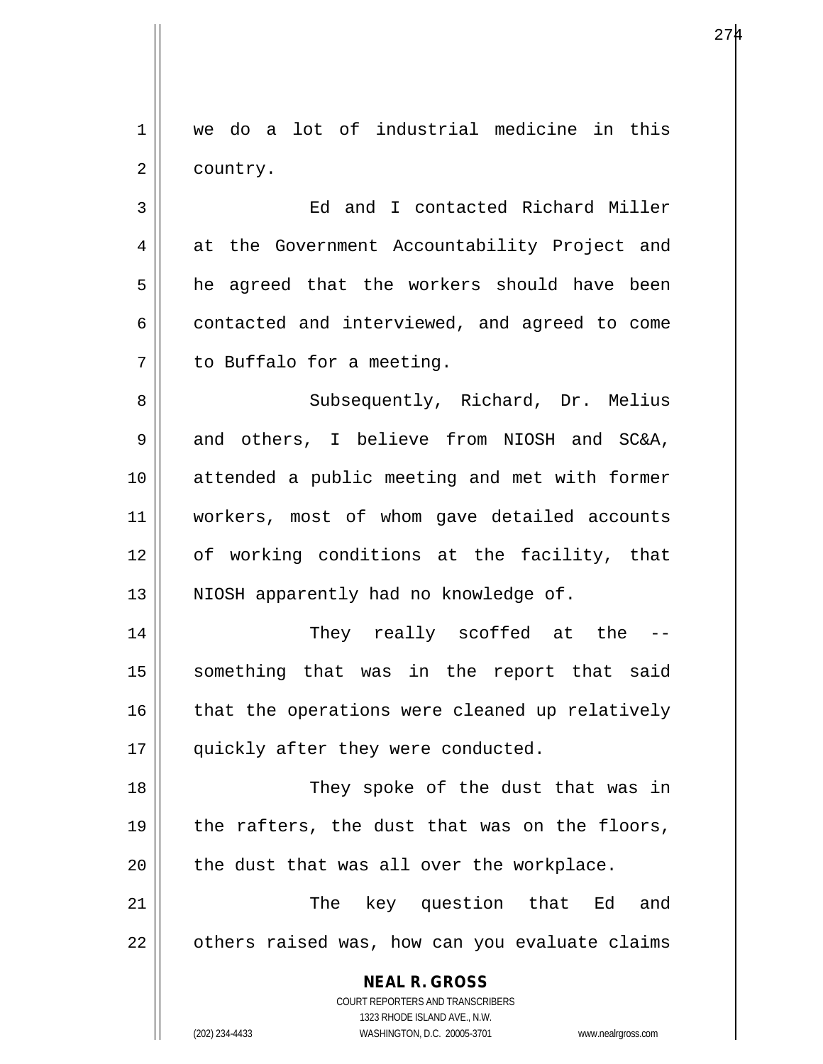we do a lot of industrial medicine in this country.

Ed and I contacted Richard Miller at the Government Accountability Project and he agreed that the workers should have been contacted and interviewed, and agreed to come to Buffalo for a meeting.

Subsequently, Richard, Dr. Melius and others, I believe from NIOSH and SC&A, attended a public meeting and met with former workers, most of whom gave detailed accounts of working conditions at the facility, that NIOSH apparently had no knowledge of.

They really scoffed at the -- something that was in the report that said that the operations were cleaned up relatively quickly after they were conducted.

They spoke of the dust that was in the rafters, the dust that was on the floors, the dust that was all over the workplace.

The key question that Ed and others raised was, how can you evaluate claims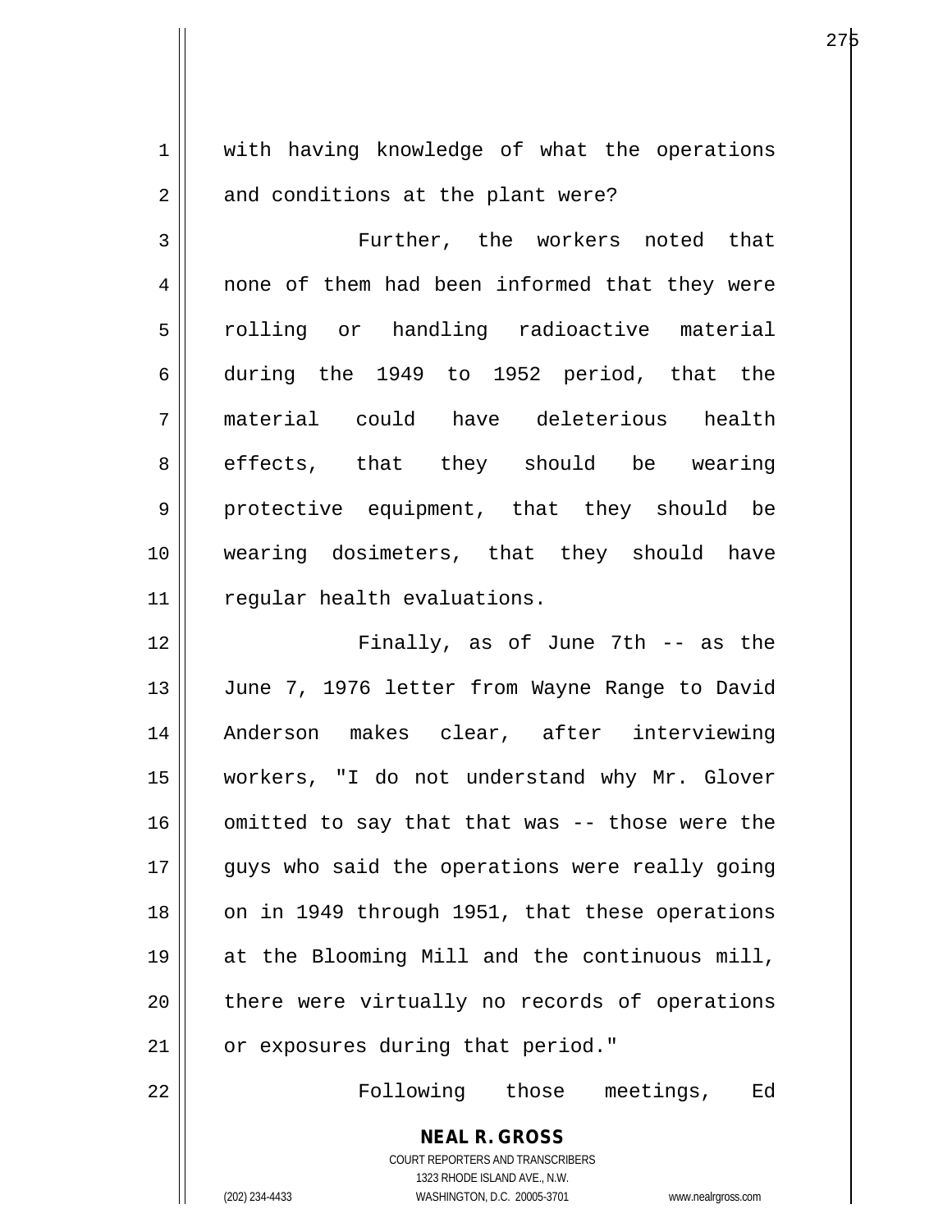with having knowledge of what the operations and conditions at the plant were?

Further, the workers noted that none of them had been informed that they were rolling or handling radioactive material during the 1949 to 1952 period, that the material could have deleterious health effects, that they should be wearing protective equipment, that they should be wearing dosimeters, that they should have regular health evaluations.

Finally, as of June 7th -- as the June 7, 1976 letter from Wayne Range to David Anderson makes clear, after interviewing workers, "I do not understand why Mr. Glover omitted to say that that was -- those were the guys who said the operations were really going on in 1949 through 1951, that these operations at the Blooming Mill and the continuous mill, there were virtually no records of operations or exposures during that period."

Following those meetings, Ed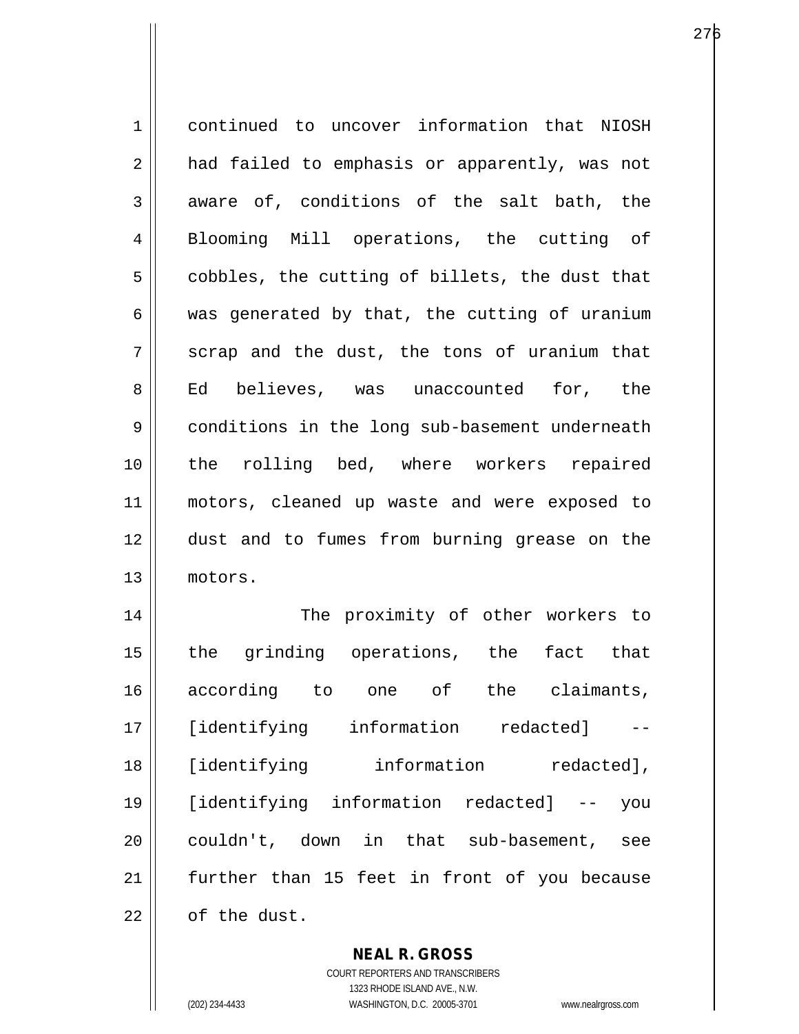continued to uncover information that NIOSH had failed to emphasis or apparently, was not aware of, conditions of the salt bath, the Blooming Mill operations, the cutting of cobbles, the cutting of billets, the dust that was generated by that, the cutting of uranium scrap and the dust, the tons of uranium that Ed believes, was unaccounted for, the conditions in the long sub-basement underneath the rolling bed, where workers repaired motors, cleaned up waste and were exposed to dust and to fumes from burning grease on the motors.

The proximity of other workers to the grinding operations, the fact that according to one of the claimants, [identifying information redacted] -- [identifying information redacted], [identifying information redacted] -- you couldn't, down in that sub-basement, see further than 15 feet in front of you because of the dust.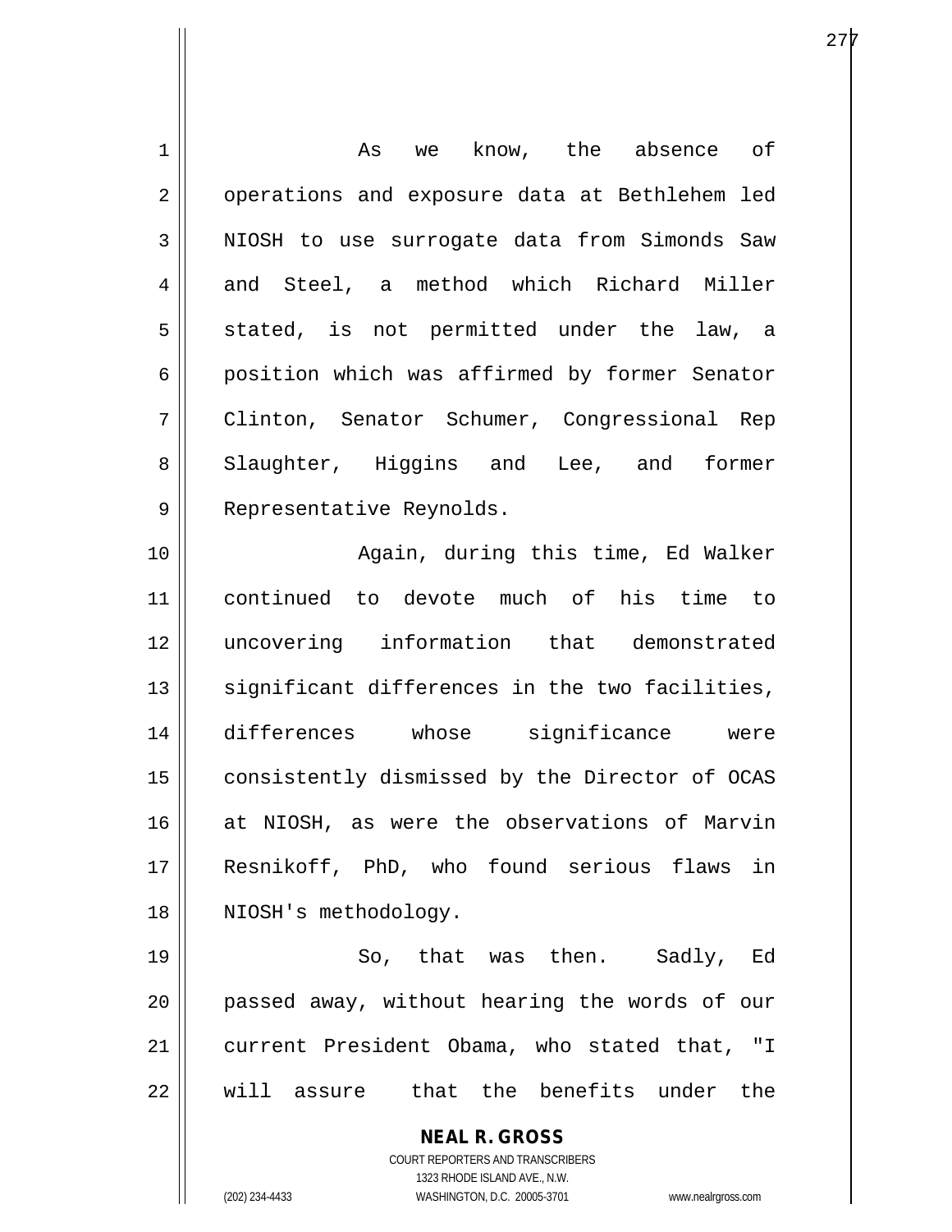As we know, the absence of operations and exposure data at Bethlehem led NIOSH to use surrogate data from Simonds Saw and Steel, a method which Richard Miller stated, is not permitted under the law, a position which was affirmed by former Senator Clinton, Senator Schumer, Congressional Rep Slaughter, Higgins and Lee, and former Representative Reynolds.

Again, during this time, Ed Walker continued to devote much of his time to uncovering information that demonstrated significant differences in the two facilities, differences whose significance were consistently dismissed by the Director of OCAS at NIOSH, as were the observations of Marvin Resnikoff, PhD, who found serious flaws in NIOSH's methodology.

So, that was then. Sadly, Ed passed away, without hearing the words of our current President Obama, who stated that, "I will assure that the benefits under the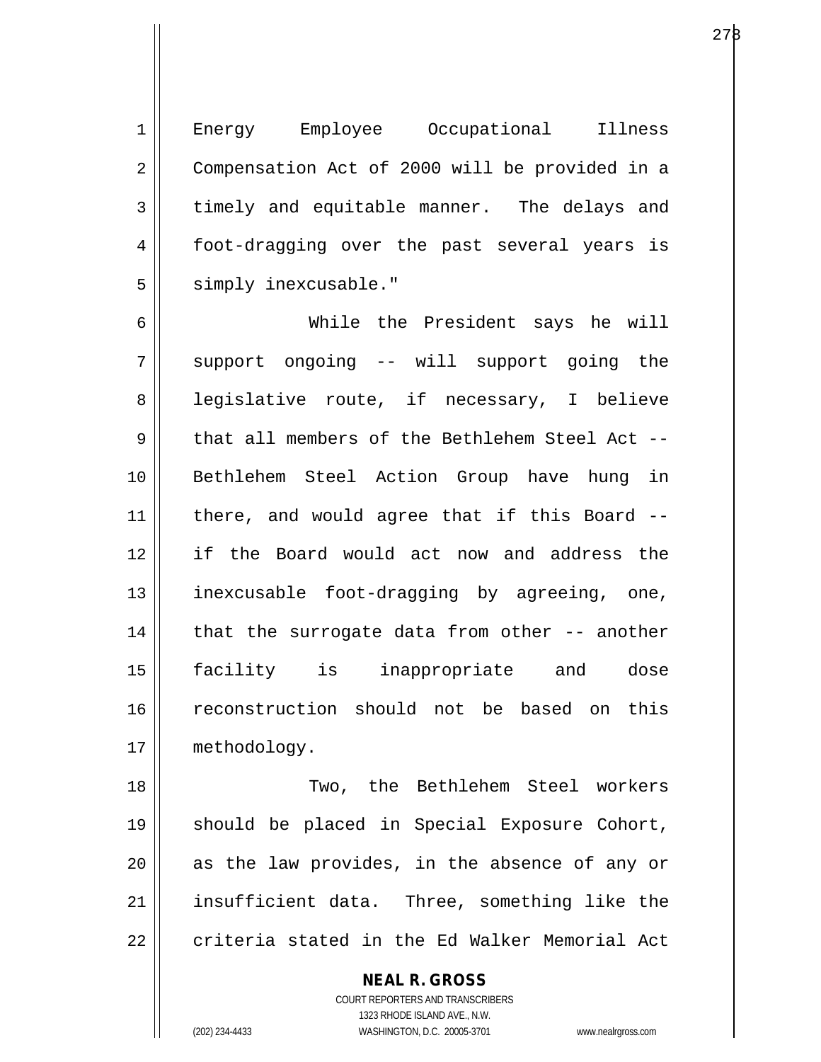Energy Employee Occupational Illness Compensation Act of 2000 will be provided in a timely and equitable manner. The delays and foot-dragging over the past several years is simply inexcusable."

While the President says he will support ongoing -- will support going the legislative route, if necessary, I believe that all members of the Bethlehem Steel Act -- Bethlehem Steel Action Group have hung in there, and would agree that if this Board -- if the Board would act now and address the inexcusable foot-dragging by agreeing, one, that the surrogate data from other -- another facility is inappropriate and dose reconstruction should not be based on this methodology.

Two, the Bethlehem Steel workers should be placed in Special Exposure Cohort, as the law provides, in the absence of any or insufficient data. Three, something like the criteria stated in the Ed Walker Memorial Act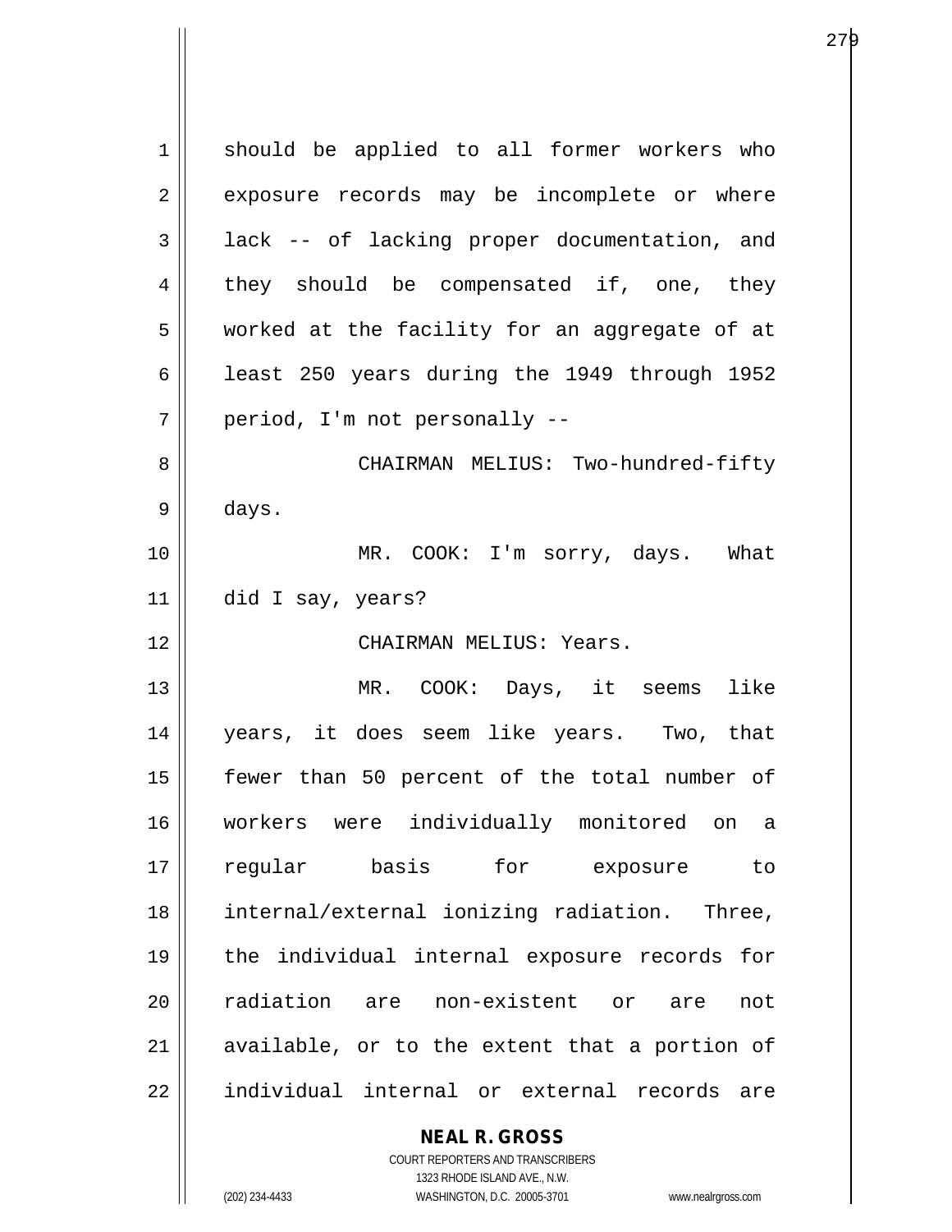should be applied to all former workers who exposure records may be incomplete or where lack -- of lacking proper documentation, and they should be compensated if, one, they worked at the facility for an aggregate of at least 250 years during the 1949 through 1952 period, I'm not personally --

CHAIRMAN MELIUS: Two-hundred-fifty days.

MR. COOK: I'm sorry, days. What did I say, years?

CHAIRMAN MELIUS: Years.

MR. COOK: Days, it seems like years, it does seem like years. Two, that fewer than 50 percent of the total number of workers were individually monitored on a regular basis for exposure to internal/external ionizing radiation. Three, the individual internal exposure records for radiation are non-existent or are not available, or to the extent that a portion of individual internal or external records are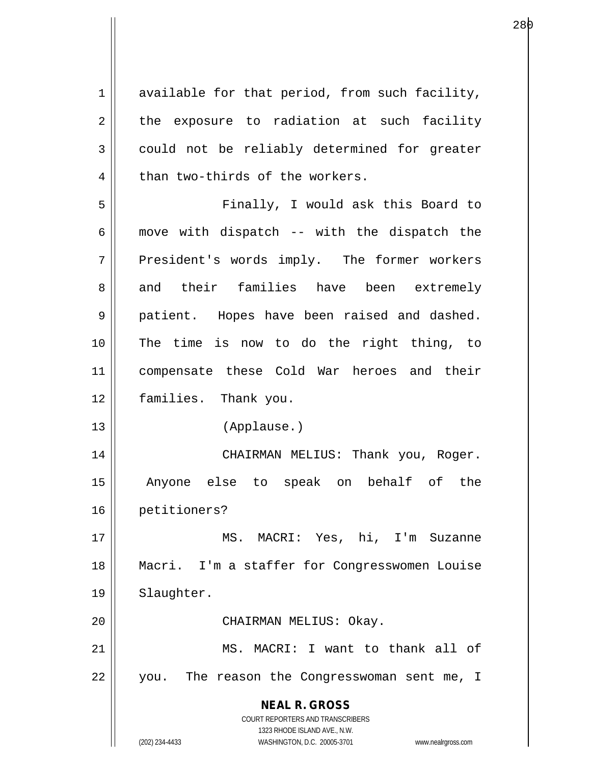available for that period, from such facility, the exposure to radiation at such facility could not be reliably determined for greater than two-thirds of the workers.

Finally, I would ask this Board to move with dispatch -- with the dispatch the President's words imply. The former workers and their families have been extremely patient. Hopes have been raised and dashed. The time is now to do the right thing, to compensate these Cold War heroes and their families. Thank you.

(Applause.)

CHAIRMAN MELIUS: Thank you, Roger. Anyone else to speak on behalf of the petitioners?

MS. MACRI: Yes, hi, I'm Suzanne Macri. I'm a staffer for Congresswomen Louise Slaughter.

CHAIRMAN MELIUS: Okay.

MS. MACRI: I want to thank all of you. The reason the Congresswoman sent me, I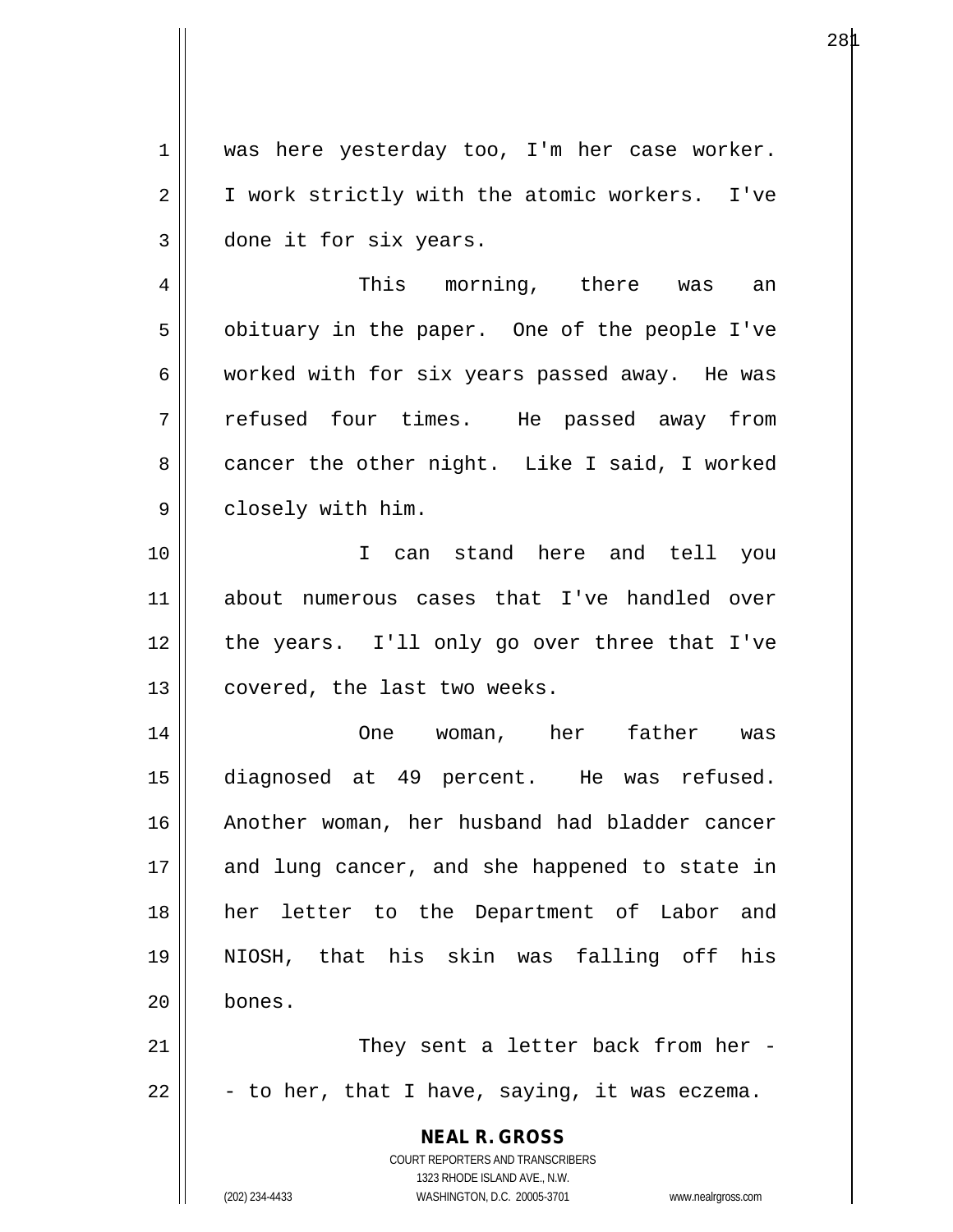was here yesterday too, I'm her case worker. I work strictly with the atomic workers. I've done it for six years.

This morning, there was an obituary in the paper. One of the people I've worked with for six years passed away. He was refused four times. He passed away from cancer the other night. Like I said, I worked closely with him.

I can stand here and tell you about numerous cases that I've handled over the years. I'll only go over three that I've covered, the last two weeks.

One woman, her father was diagnosed at 49 percent. He was refused. Another woman, her husband had bladder cancer and lung cancer, and she happened to state in her letter to the Department of Labor and NIOSH, that his skin was falling off his bones.

They sent a letter back from her -- to her, that I have, saying, it was eczema.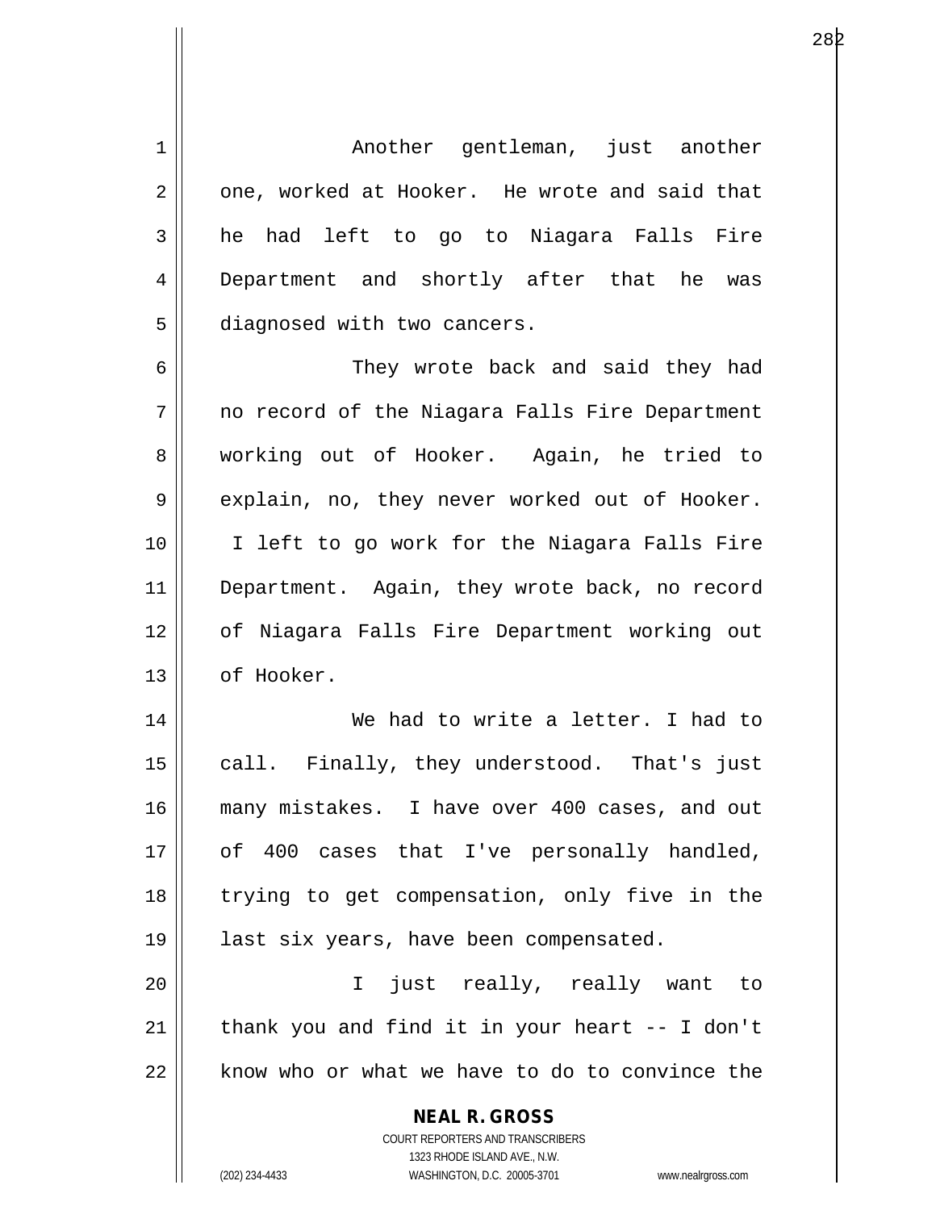Another gentleman, just another one, worked at Hooker. He wrote and said that he had left to go to Niagara Falls Fire Department and shortly after that he was diagnosed with two cancers.

They wrote back and said they had no record of the Niagara Falls Fire Department working out of Hooker. Again, he tried to explain, no, they never worked out of Hooker. I left to go work for the Niagara Falls Fire Department. Again, they wrote back, no record of Niagara Falls Fire Department working out of Hooker.

We had to write a letter. I had to call. Finally, they understood. That's just many mistakes. I have over 400 cases, and out of 400 cases that I've personally handled, trying to get compensation, only five in the last six years, have been compensated.

I just really, really want to thank you and find it in your heart -- I don't know who or what we have to do to convince the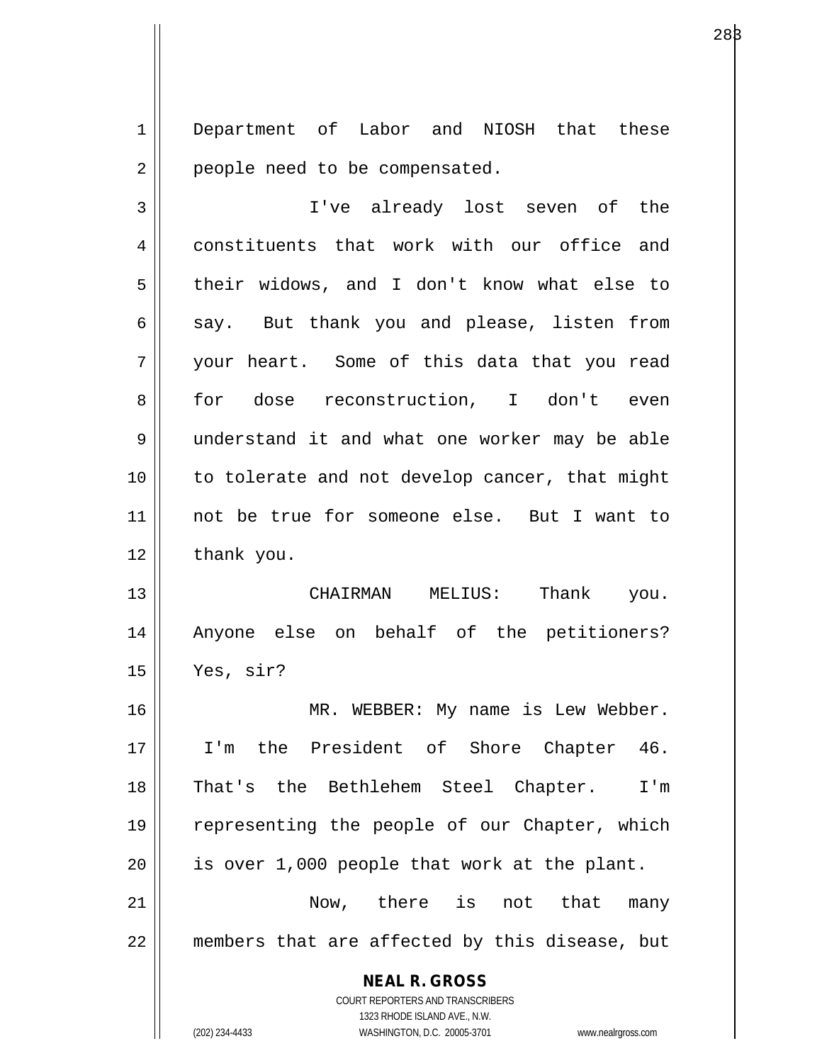Department of Labor and NIOSH that these people need to be compensated.

I've already lost seven of the constituents that work with our office and their widows, and I don't know what else to say. But thank you and please, listen from your heart. Some of this data that you read for dose reconstruction, I don't even understand it and what one worker may be able to tolerate and not develop cancer, that might not be true for someone else. But I want to thank you.

CHAIRMAN MELIUS: Thank you. Anyone else on behalf of the petitioners? Yes, sir?

MR. WEBBER: My name is Lew Webber. I'm the President of Shore Chapter 46. That's the Bethlehem Steel Chapter. I'm representing the people of our Chapter, which is over 1,000 people that work at the plant.

Now, there is not that many members that are affected by this disease, but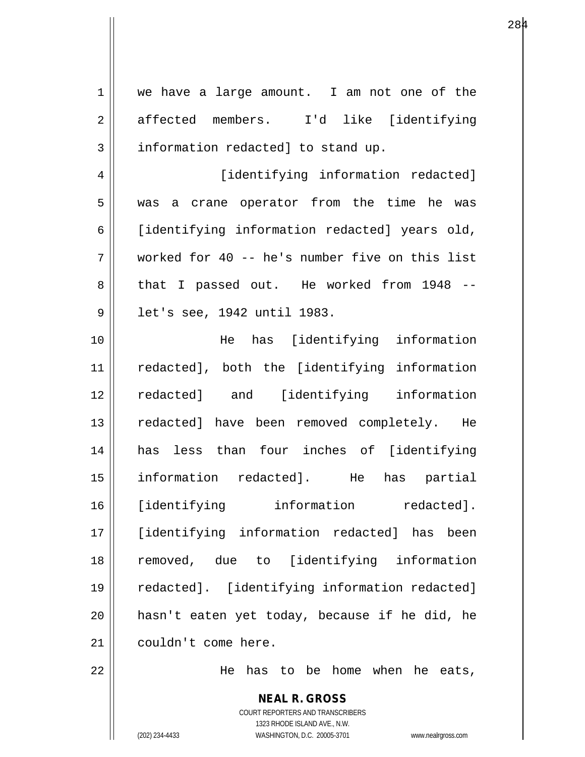we have a large amount. I am not one of the affected members. I'd like [identifying information redacted] to stand up.

[identifying information redacted] was a crane operator from the time he was [identifying information redacted] years old, worked for 40 -- he's number five on this list that I passed out. He worked from 1948 -- let's see, 1942 until 1983.

He has [identifying information redacted], both the [identifying information redacted] and [identifying information redacted] have been removed completely. He has less than four inches of [identifying information redacted]. He has partial [identifying information redacted]. [identifying information redacted] has been removed, due to [identifying information redacted]. [identifying information redacted] hasn't eaten yet today, because if he did, he couldn't come here.

He has to be home when he eats,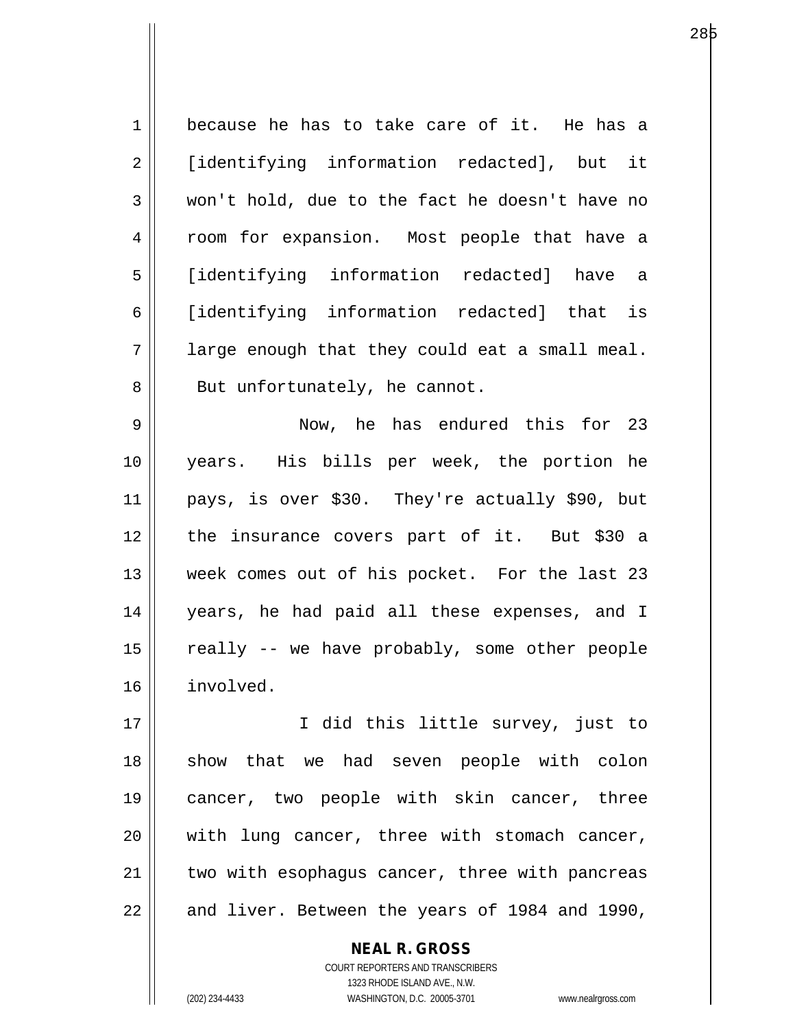because he has to take care of it. He has a [identifying information redacted], but it won't hold, due to the fact he doesn't have no room for expansion. Most people that have a [identifying information redacted] have a [identifying information redacted] that is large enough that they could eat a small meal. But unfortunately, he cannot.

Now, he has endured this for 23 years. His bills per week, the portion he pays, is over $30. They're actually $90, but the insurance covers part of it. But $30 a week comes out of his pocket. For the last 23 years, he had paid all these expenses, and I really -- we have probably, some other people involved.

I did this little survey, just to show that we had seven people with colon cancer, two people with skin cancer, three with lung cancer, three with stomach cancer, two with esophagus cancer, three with pancreas and liver. Between the years of 1984 and 1990,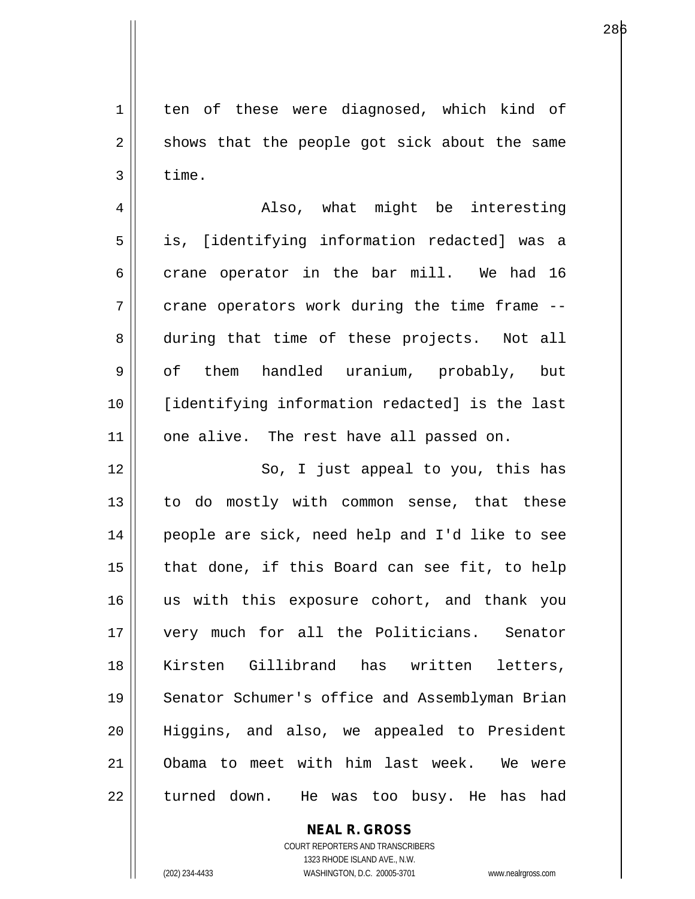ten of these were diagnosed, which kind of shows that the people got sick about the same time.

Also, what might be interesting is, [identifying information redacted] was a crane operator in the bar mill. We had 16 crane operators work during the time frame -- during that time of these projects. Not all of them handled uranium, probably, but [identifying information redacted] is the last one alive. The rest have all passed on.

So, I just appeal to you, this has to do mostly with common sense, that these people are sick, need help and I'd like to see that done, if this Board can see fit, to help us with this exposure cohort, and thank you very much for all the Politicians. Senator Kirsten Gillibrand has written letters, Senator Schumer's office and Assemblyman Brian Higgins, and also, we appealed to President Obama to meet with him last week. We were turned down. He was too busy. He has had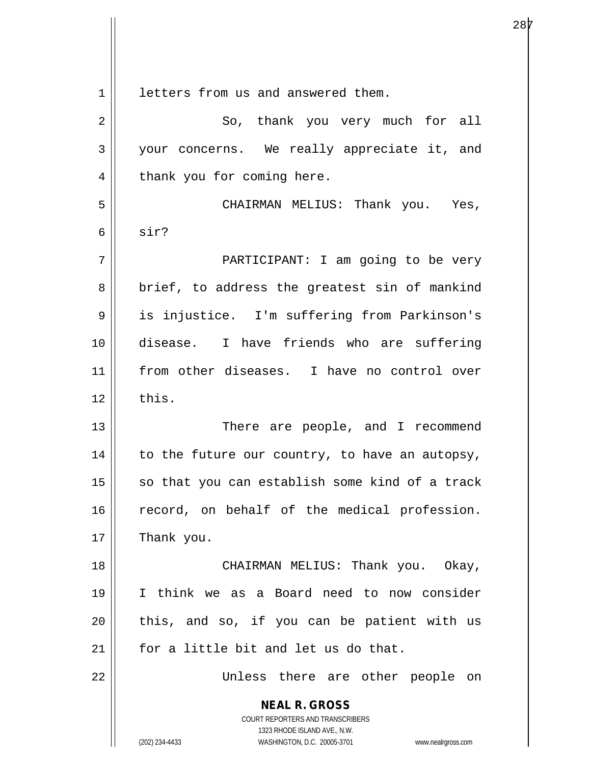letters from us and answered them.

So, thank you very much for all your concerns. We really appreciate it, and thank you for coming here.

CHAIRMAN MELIUS: Thank you. Yes, sir?

PARTICIPANT: I am going to be very brief, to address the greatest sin of mankind is injustice. I'm suffering from Parkinson's disease. I have friends who are suffering from other diseases. I have no control over this.

There are people, and I recommend to the future our country, to have an autopsy, so that you can establish some kind of a track record, on behalf of the medical profession. Thank you.

CHAIRMAN MELIUS: Thank you. Okay, I think we as a Board need to now consider this, and so, if you can be patient with us for a little bit and let us do that.

Unless there are other people on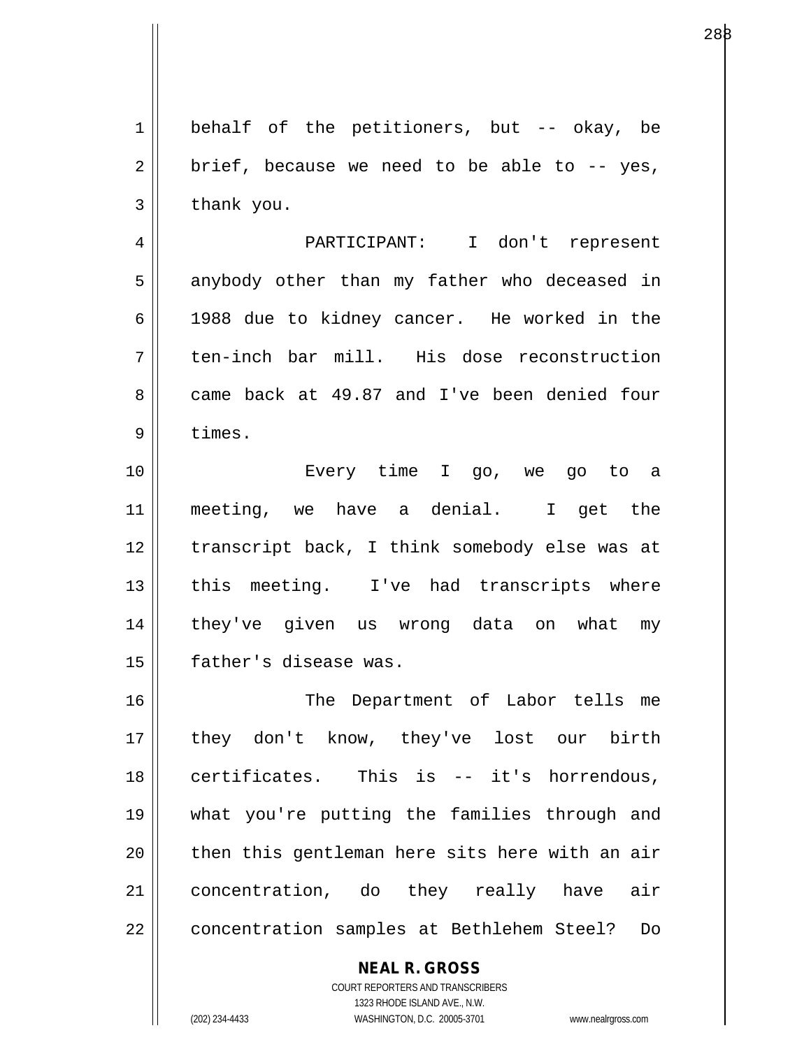behalf of the petitioners, but -- okay, be brief, because we need to be able to -- yes, thank you.

PARTICIPANT: I don't represent anybody other than my father who deceased in 1988 due to kidney cancer. He worked in the ten-inch bar mill. His dose reconstruction came back at 49.87 and I've been denied four times.

Every time I go, we go to a meeting, we have a denial. I get the transcript back, I think somebody else was at this meeting. I've had transcripts where they've given us wrong data on what my father's disease was.

The Department of Labor tells me they don't know, they've lost our birth certificates. This is -- it's horrendous, what you're putting the families through and then this gentleman here sits here with an air concentration, do they really have air concentration samples at Bethlehem Steel? Do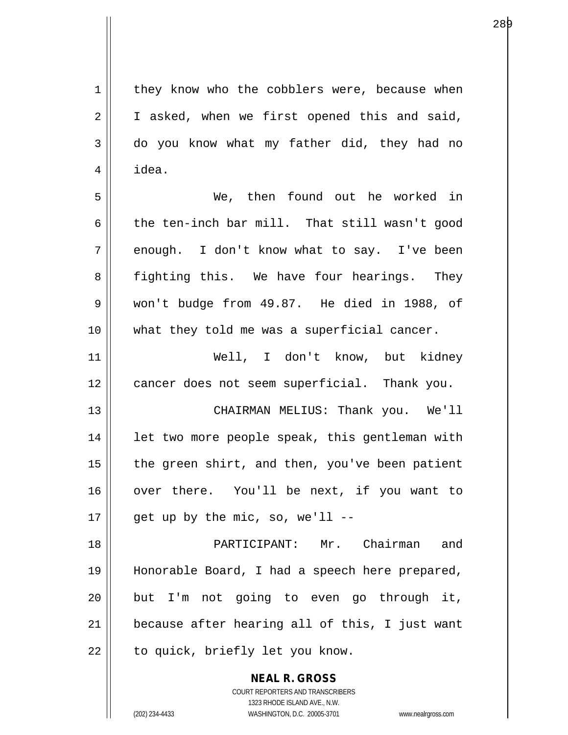they know who the cobblers were, because when I asked, when we first opened this and said, do you know what my father did, they had no idea.

We, then found out he worked in the ten-inch bar mill. That still wasn't good enough. I don't know what to say. I've been fighting this. We have four hearings. They won't budge from 49.87. He died in 1988, of what they told me was a superficial cancer.

Well, I don't know, but kidney cancer does not seem superficial. Thank you.

CHAIRMAN MELIUS: Thank you. We'll let two more people speak, this gentleman with the green shirt, and then, you've been patient over there. You'll be next, if you want to get up by the mic, so, we'll --

PARTICIPANT: Mr. Chairman and Honorable Board, I had a speech here prepared, but I'm not going to even go through it, because after hearing all of this, I just want to quick, briefly let you know.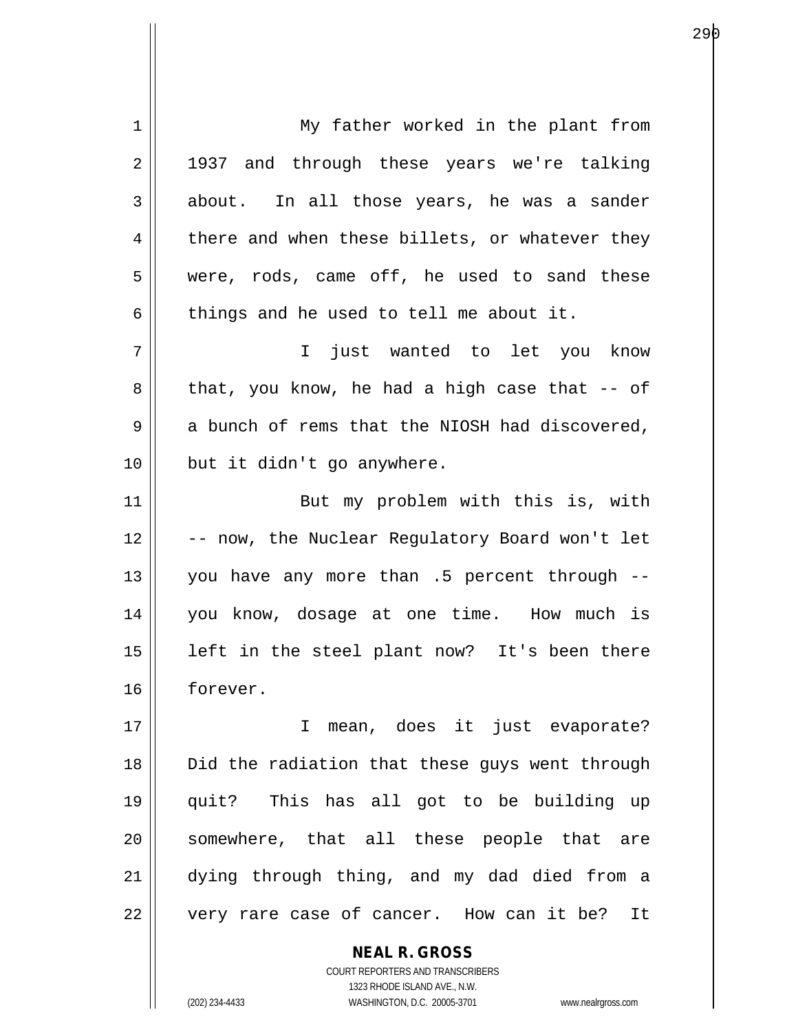My father worked in the plant from 1937 and through these years we're talking about. In all those years, he was a sander there and when these billets, or whatever they were, rods, came off, he used to sand these things and he used to tell me about it.

I just wanted to let you know that, you know, he had a high case that -- of a bunch of rems that the NIOSH had discovered, but it didn't go anywhere.

But my problem with this is, with -- now, the Nuclear Regulatory Board won't let you have any more than .5 percent through -- you know, dosage at one time. How much is left in the steel plant now? It's been there forever.

I mean, does it just evaporate? Did the radiation that these guys went through quit? This has all got to be building up somewhere, that all these people that are dying through thing, and my dad died from a very rare case of cancer. How can it be? It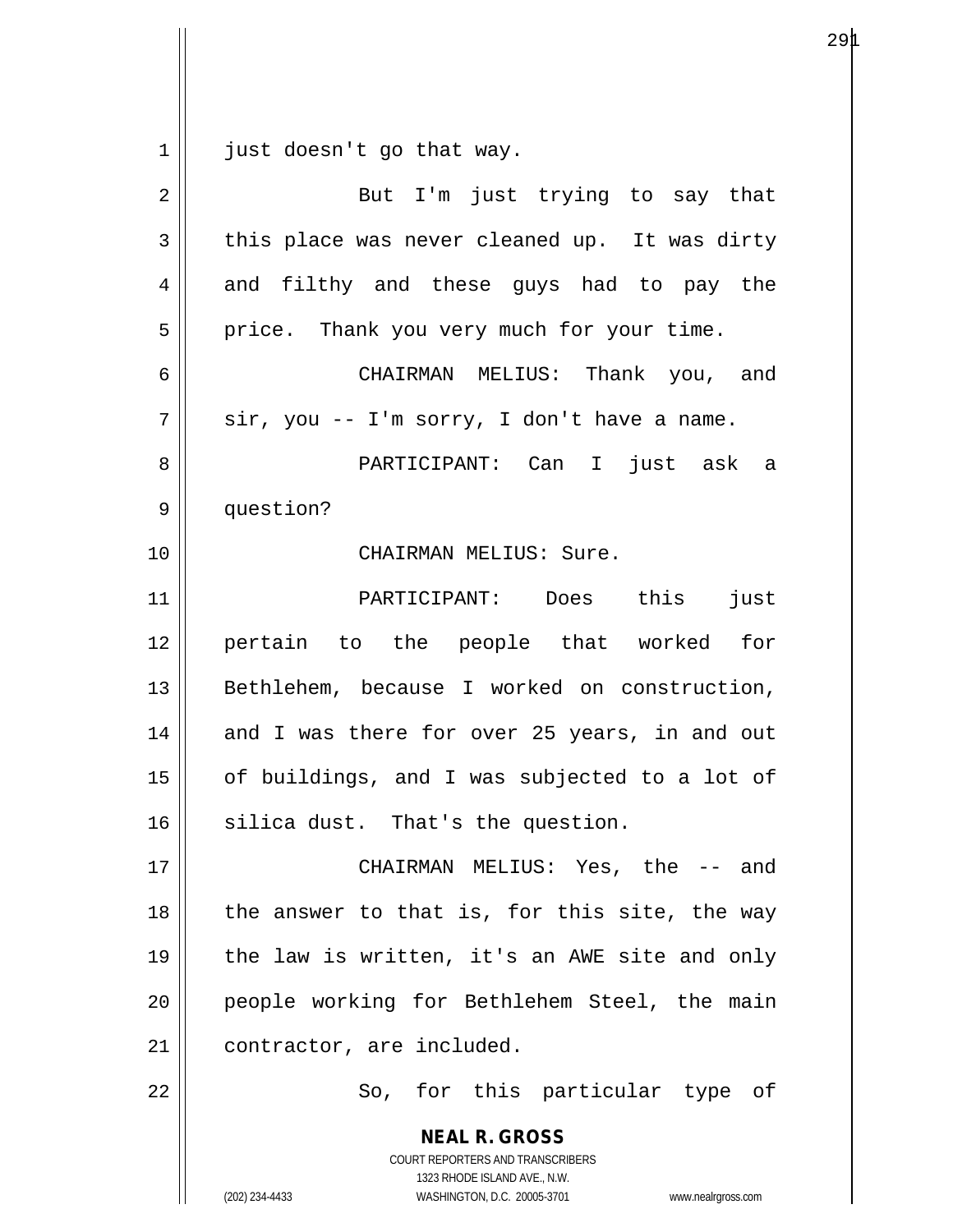just doesn't go that way.

But I'm just trying to say that this place was never cleaned up. It was dirty and filthy and these guys had to pay the price. Thank you very much for your time.

CHAIRMAN MELIUS: Thank you, and sir, you -- I'm sorry, I don't have a name.

PARTICIPANT: Can I just ask a question?

CHAIRMAN MELIUS: Sure.

PARTICIPANT: Does this just pertain to the people that worked for Bethlehem, because I worked on construction, and I was there for over 25 years, in and out of buildings, and I was subjected to a lot of silica dust. That's the question.

CHAIRMAN MELIUS: Yes, the -- and the answer to that is, for this site, the way the law is written, it's an AWE site and only people working for Bethlehem Steel, the main contractor, are included.

So, for this particular type of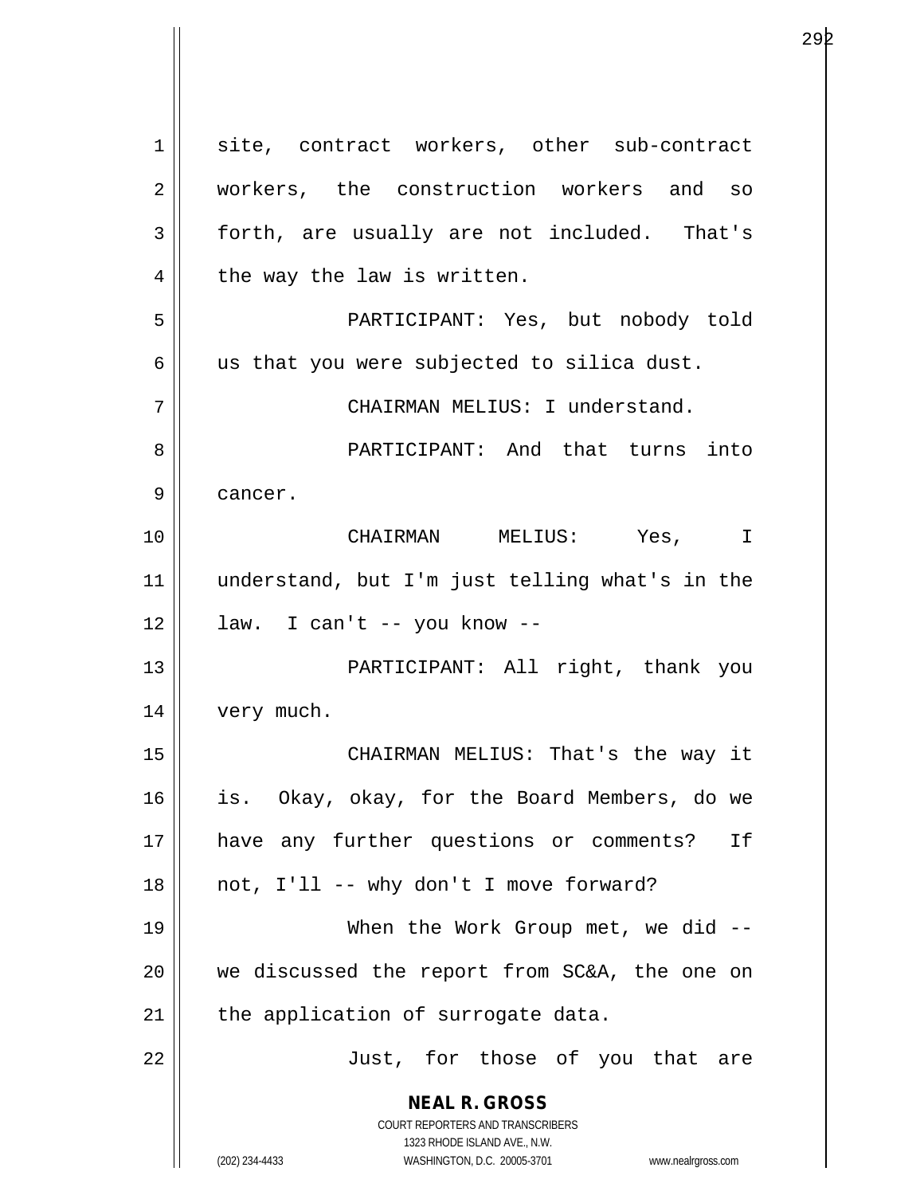site, contract workers, other sub-contract workers, the construction workers and so forth, are usually are not included. That's the way the law is written.

PARTICIPANT: Yes, but nobody told us that you were subjected to silica dust.

CHAIRMAN MELIUS: I understand.

PARTICIPANT: And that turns into cancer.

CHAIRMAN MELIUS: Yes, I understand, but I'm just telling what's in the law. I can't -- you know --

PARTICIPANT: All right, thank you very much.

CHAIRMAN MELIUS: That's the way it is. Okay, okay, for the Board Members, do we have any further questions or comments? If not, I'll -- why don't I move forward?

When the Work Group met, we did -- we discussed the report from SC&A, the one on the application of surrogate data.

Just, for those of you that are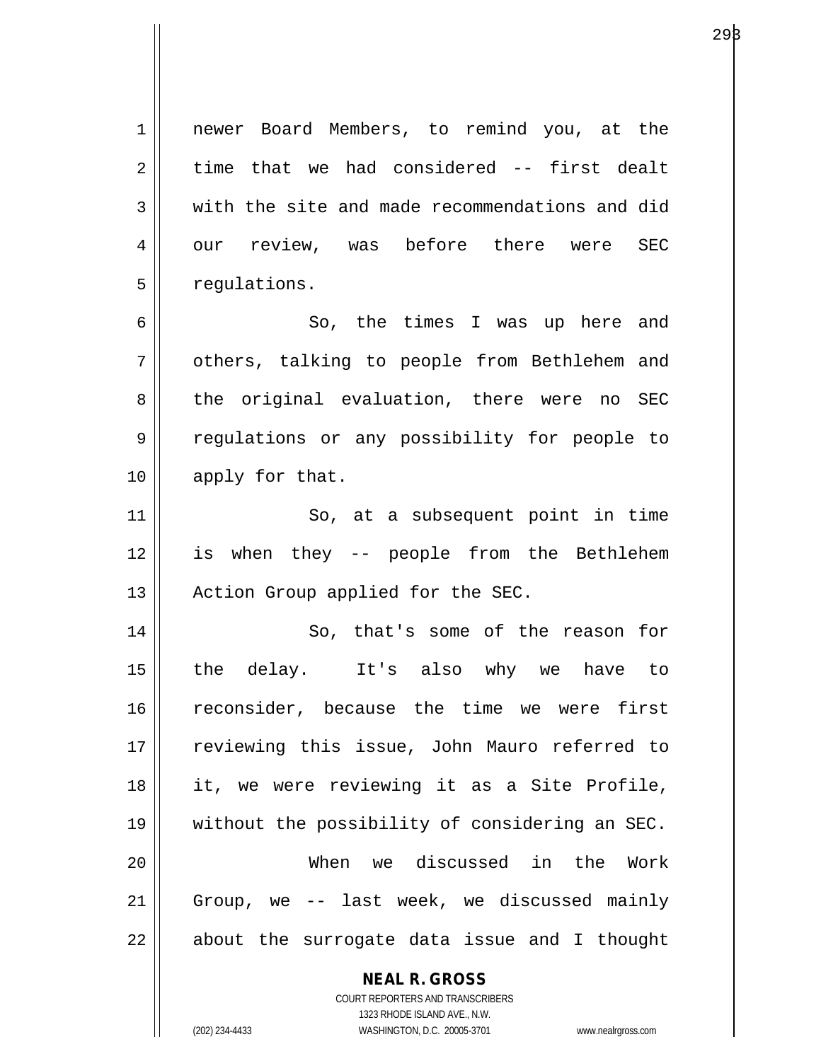newer Board Members, to remind you, at the time that we had considered -- first dealt with the site and made recommendations and did our review, was before there were SEC regulations.

So, the times I was up here and others, talking to people from Bethlehem and the original evaluation, there were no SEC regulations or any possibility for people to apply for that.

So, at a subsequent point in time is when they -- people from the Bethlehem Action Group applied for the SEC.

So, that's some of the reason for the delay. It's also why we have to reconsider, because the time we were first reviewing this issue, John Mauro referred to it, we were reviewing it as a Site Profile, without the possibility of considering an SEC.

When we discussed in the Work Group, we -- last week, we discussed mainly about the surrogate data issue and I thought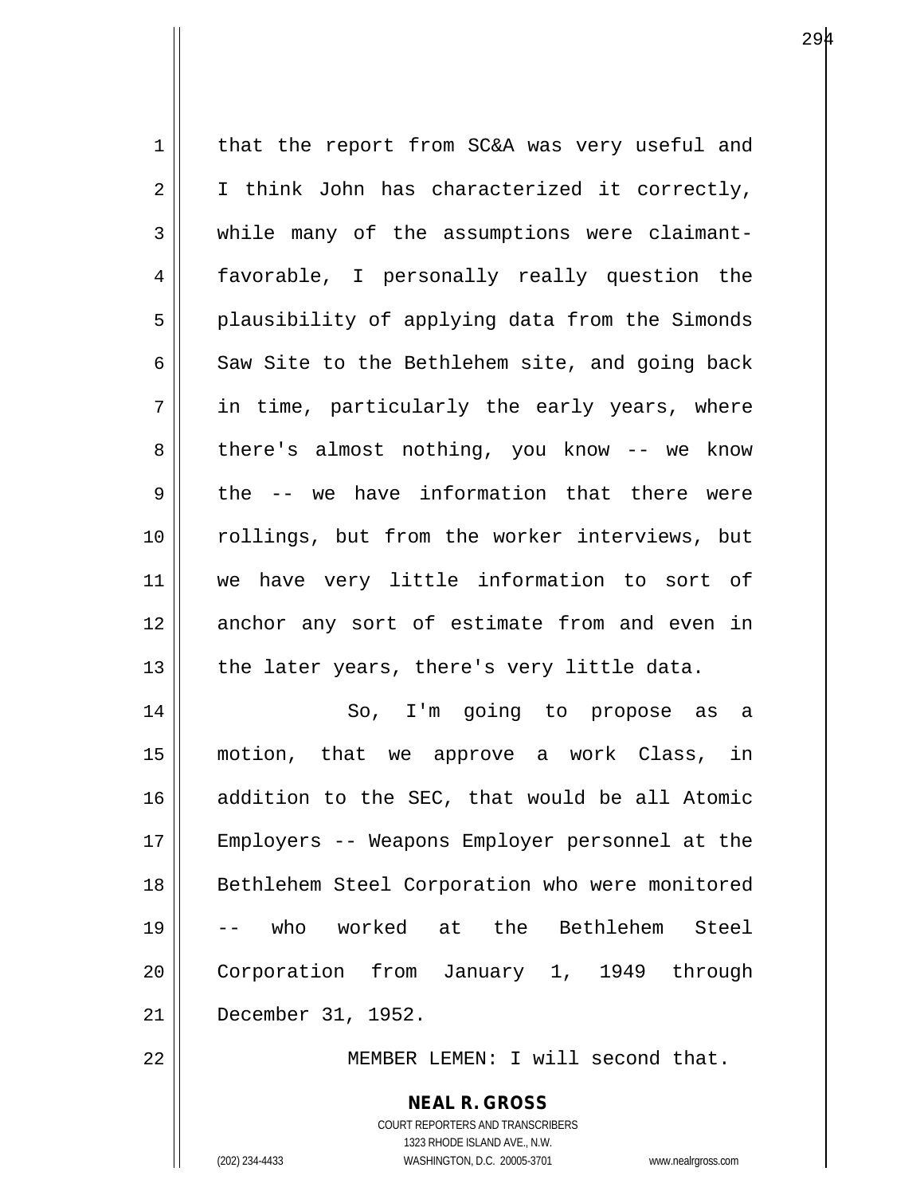that the report from SC&A was very useful and I think John has characterized it correctly, while many of the assumptions were claimant-favorable, I personally really question the plausibility of applying data from the Simonds Saw Site to the Bethlehem site, and going back in time, particularly the early years, where there's almost nothing, you know -- we know the -- we have information that there were rollings, but from the worker interviews, but we have very little information to sort of anchor any sort of estimate from and even in the later years, there's very little data.

So, I'm going to propose as a motion, that we approve a work Class, in addition to the SEC, that would be all Atomic Employers -- Weapons Employer personnel at the Bethlehem Steel Corporation who were monitored -- who worked at the Bethlehem Steel Corporation from January 1, 1949 through December 31, 1952.

MEMBER LEMEN: I will second that.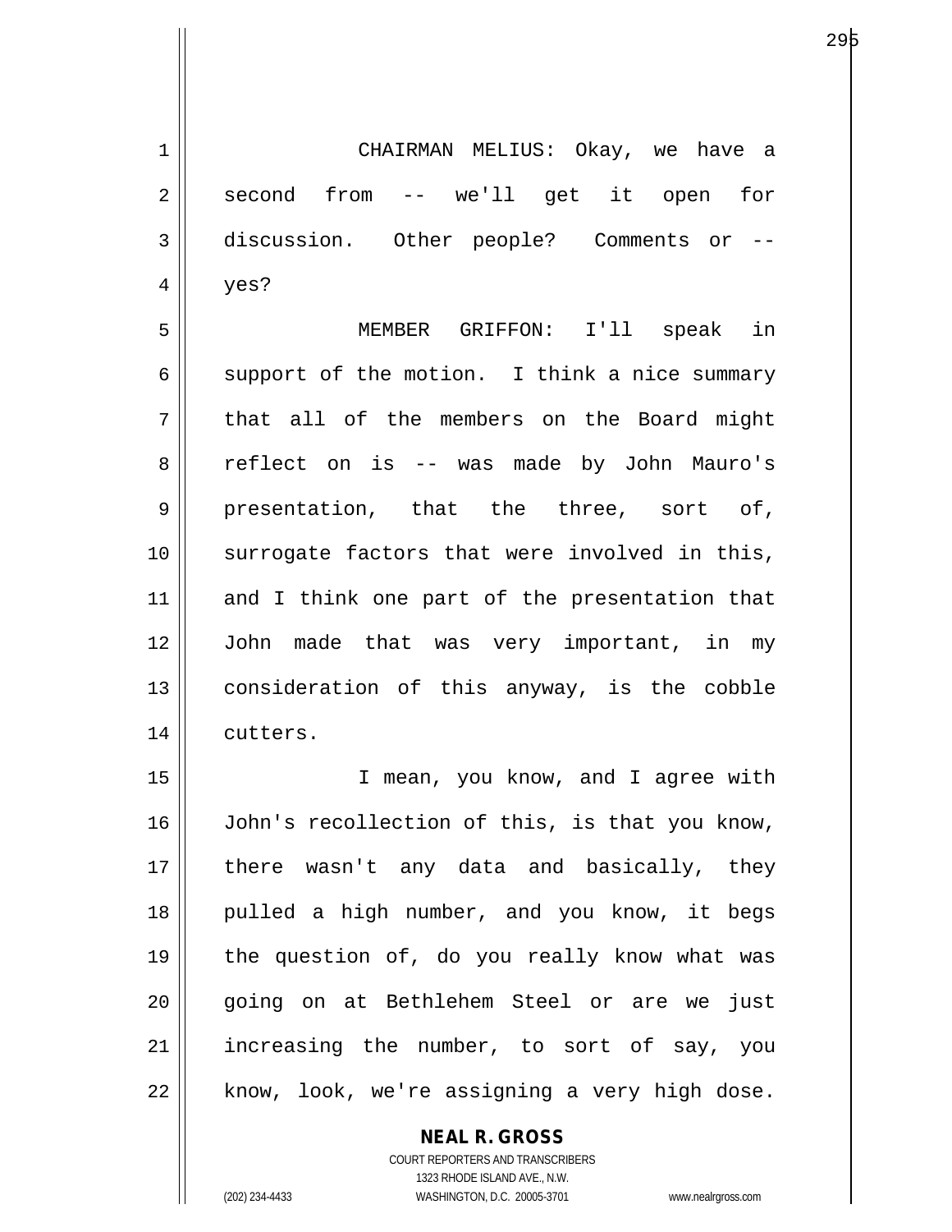CHAIRMAN MELIUS: Okay, we have a second from -- we'll get it open for discussion. Other people? Comments or -- yes?

MEMBER GRIFFON: I'll speak in support of the motion. I think a nice summary that all of the members on the Board might reflect on is -- was made by John Mauro's presentation, that the three, sort of, surrogate factors that were involved in this, and I think one part of the presentation that John made that was very important, in my consideration of this anyway, is the cobble cutters.

I mean, you know, and I agree with John's recollection of this, is that you know, there wasn't any data and basically, they pulled a high number, and you know, it begs the question of, do you really know what was going on at Bethlehem Steel or are we just increasing the number, to sort of say, you know, look, we're assigning a very high dose.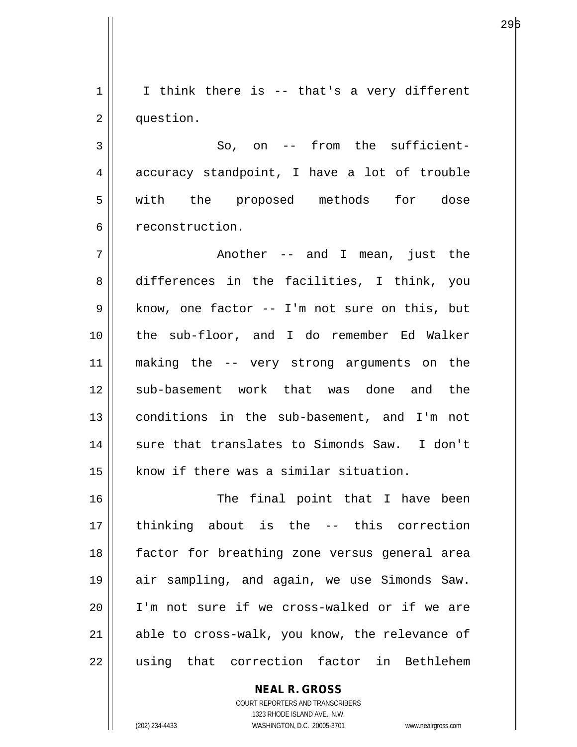I think there is -- that's a very different question.

So, on -- from the sufficient-accuracy standpoint, I have a lot of trouble with the proposed methods for dose reconstruction.

Another -- and I mean, just the differences in the facilities, I think, you know, one factor -- I'm not sure on this, but the sub-floor, and I do remember Ed Walker making the -- very strong arguments on the sub-basement work that was done and the conditions in the sub-basement, and I'm not sure that translates to Simonds Saw. I don't know if there was a similar situation.

The final point that I have been thinking about is the -- this correction factor for breathing zone versus general area air sampling, and again, we use Simonds Saw. I'm not sure if we cross-walked or if we are able to cross-walk, you know, the relevance of using that correction factor in Bethlehem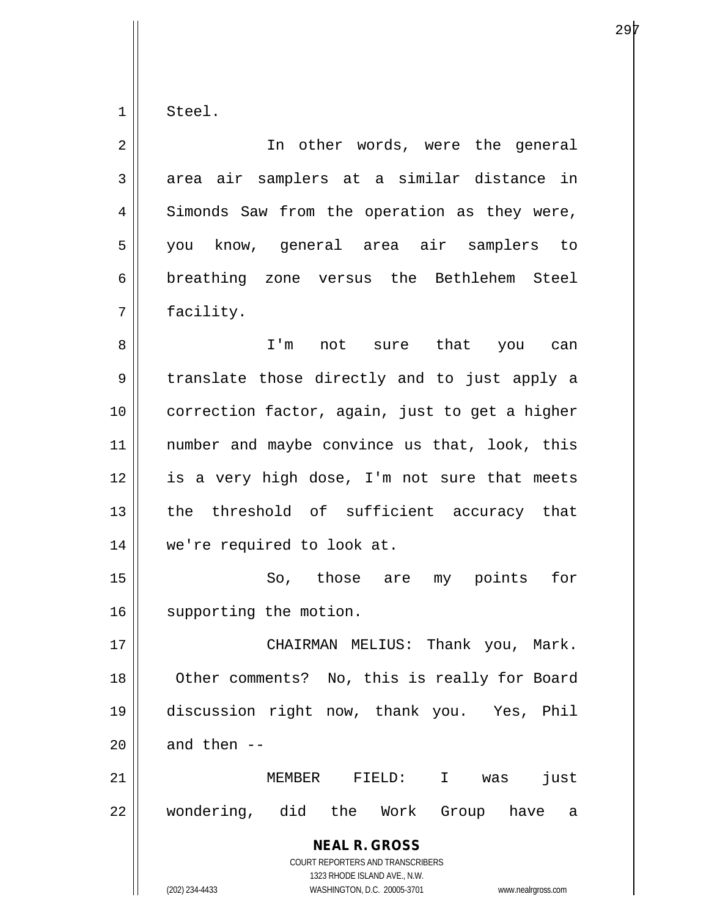Steel.

In other words, were the general area air samplers at a similar distance in Simonds Saw from the operation as they were, you know, general area air samplers to breathing zone versus the Bethlehem Steel facility.

I'm not sure that you can translate those directly and to just apply a correction factor, again, just to get a higher number and maybe convince us that, look, this is a very high dose, I'm not sure that meets the threshold of sufficient accuracy that we're required to look at.

So, those are my points for supporting the motion.

CHAIRMAN MELIUS: Thank you, Mark. Other comments? No, this is really for Board discussion right now, thank you. Yes, Phil and then --

MEMBER FIELD: I was just wondering, did the Work Group have a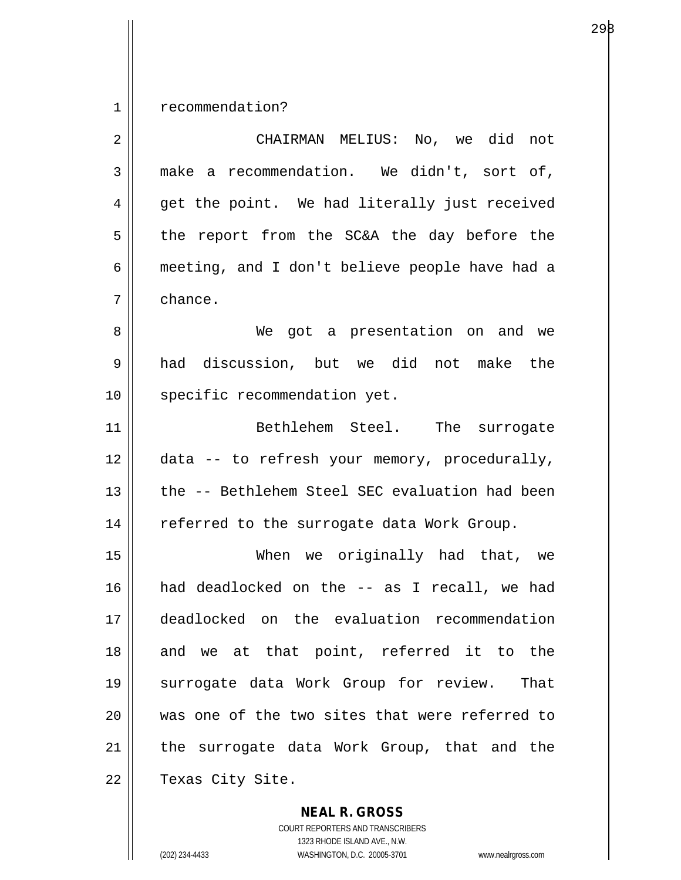recommendation?

CHAIRMAN MELIUS: No, we did not make a recommendation. We didn't, sort of, get the point. We had literally just received the report from the SC&A the day before the meeting, and I don't believe people have had a chance.

We got a presentation on and we had discussion, but we did not make the specific recommendation yet.

Bethlehem Steel. The surrogate data -- to refresh your memory, procedurally, the -- Bethlehem Steel SEC evaluation had been referred to the surrogate data Work Group.

When we originally had that, we had deadlocked on the -- as I recall, we had deadlocked on the evaluation recommendation and we at that point, referred it to the surrogate data Work Group for review. That was one of the two sites that were referred to the surrogate data Work Group, that and the Texas City Site.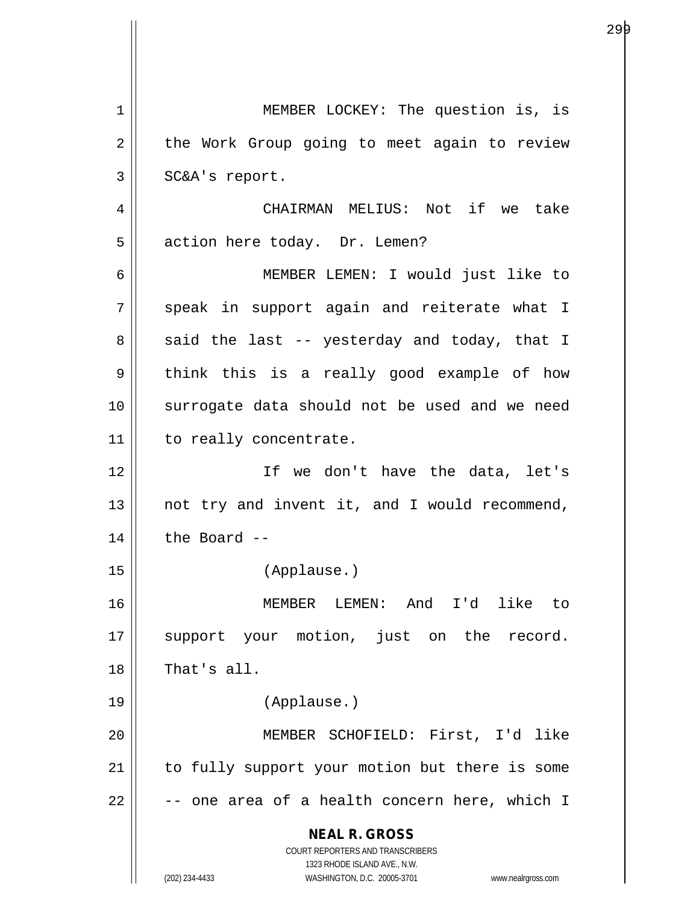MEMBER LOCKEY: The question is, is the Work Group going to meet again to review SC&A's report.

CHAIRMAN MELIUS: Not if we take action here today. Dr. Lemen?

MEMBER LEMEN: I would just like to speak in support again and reiterate what I said the last -- yesterday and today, that I think this is a really good example of how surrogate data should not be used and we need to really concentrate.

If we don't have the data, let's not try and invent it, and I would recommend, the Board --

(Applause.)

MEMBER LEMEN: And I'd like to support your motion, just on the record. That's all.

(Applause.)

MEMBER SCHOFIELD: First, I'd like to fully support your motion but there is some -- one area of a health concern here, which I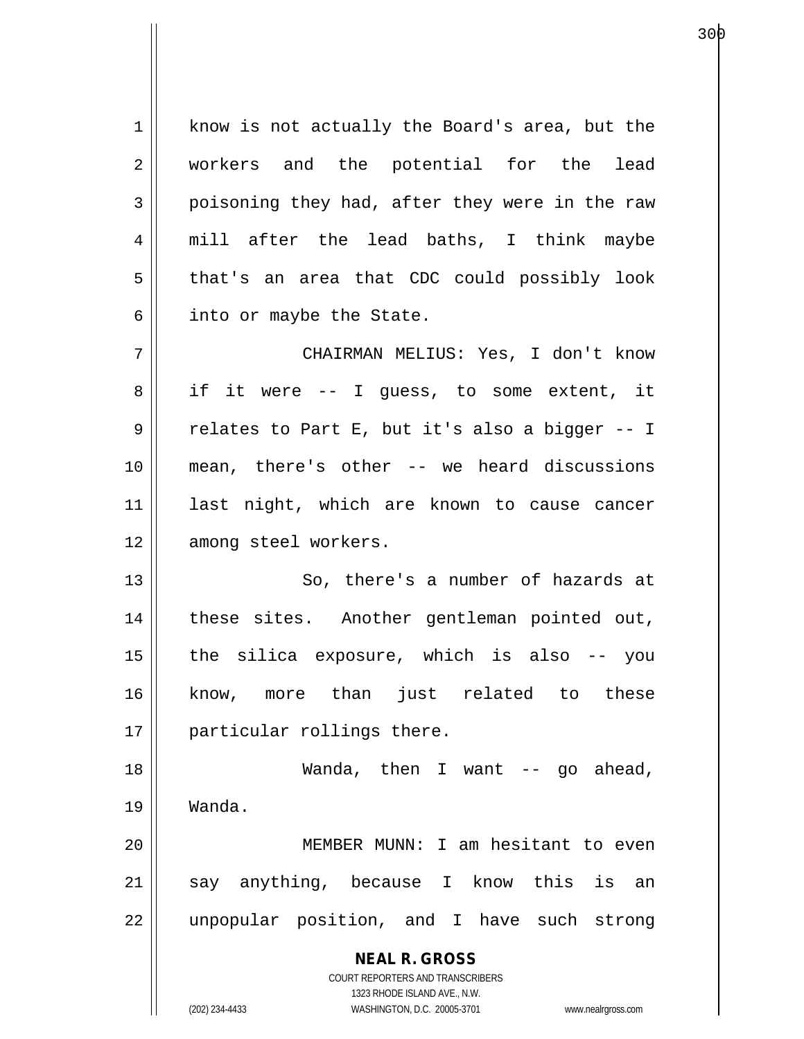know is not actually the Board's area, but the workers and the potential for the lead poisoning they had, after they were in the raw mill after the lead baths, I think maybe that's an area that CDC could possibly look into or maybe the State.

CHAIRMAN MELIUS: Yes, I don't know if it were -- I guess, to some extent, it relates to Part E, but it's also a bigger -- I mean, there's other -- we heard discussions last night, which are known to cause cancer among steel workers.

So, there's a number of hazards at these sites. Another gentleman pointed out, the silica exposure, which is also -- you know, more than just related to these particular rollings there.

Wanda, then I want -- go ahead, Wanda.

MEMBER MUNN: I am hesitant to even say anything, because I know this is an unpopular position, and I have such strong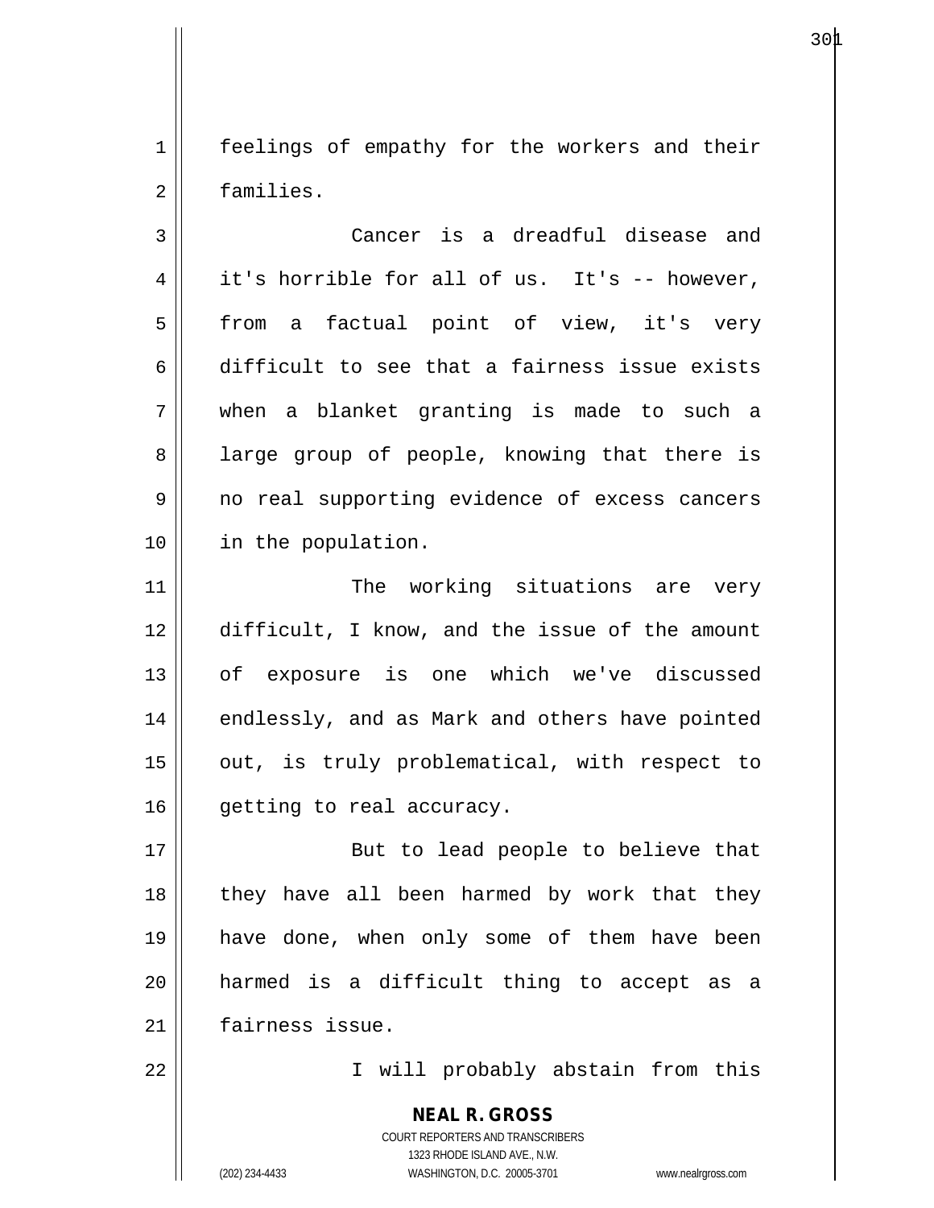feelings of empathy for the workers and their families.

Cancer is a dreadful disease and it's horrible for all of us. It's -- however, from a factual point of view, it's very difficult to see that a fairness issue exists when a blanket granting is made to such a large group of people, knowing that there is no real supporting evidence of excess cancers in the population.

The working situations are very difficult, I know, and the issue of the amount of exposure is one which we've discussed endlessly, and as Mark and others have pointed out, is truly problematical, with respect to getting to real accuracy.

But to lead people to believe that they have all been harmed by work that they have done, when only some of them have been harmed is a difficult thing to accept as a fairness issue.

I will probably abstain from this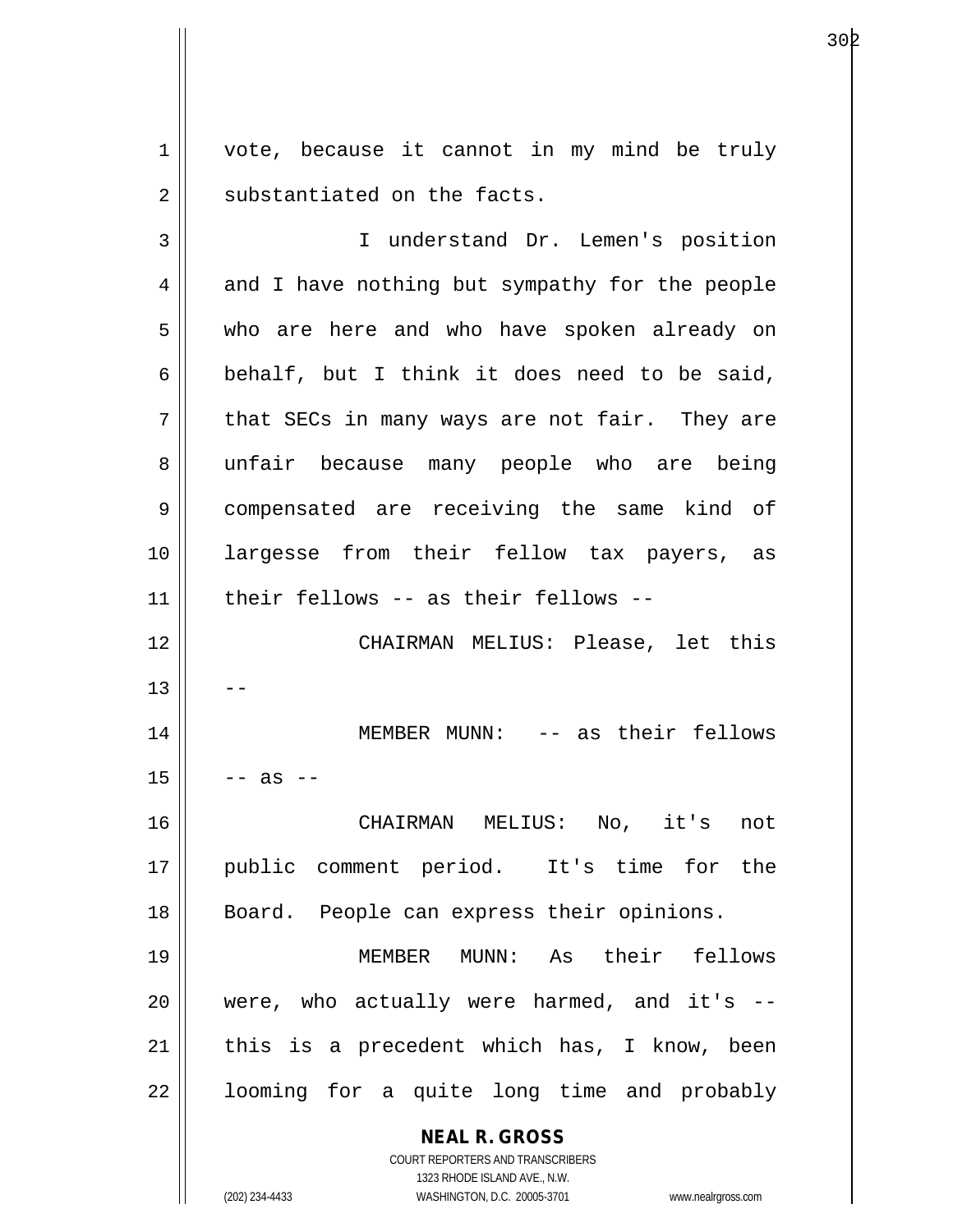vote, because it cannot in my mind be truly substantiated on the facts.

I understand Dr. Lemen's position and I have nothing but sympathy for the people who are here and who have spoken already on behalf, but I think it does need to be said, that SECs in many ways are not fair. They are unfair because many people who are being compensated are receiving the same kind of largesse from their fellow tax payers, as their fellows -- as their fellows --

CHAIRMAN MELIUS: Please, let this --

MEMBER MUNN: -- as their fellows -- as --

CHAIRMAN MELIUS: No, it's not public comment period. It's time for the Board. People can express their opinions.

MEMBER MUNN: As their fellows were, who actually were harmed, and it's -- this is a precedent which has, I know, been looming for a quite long time and probably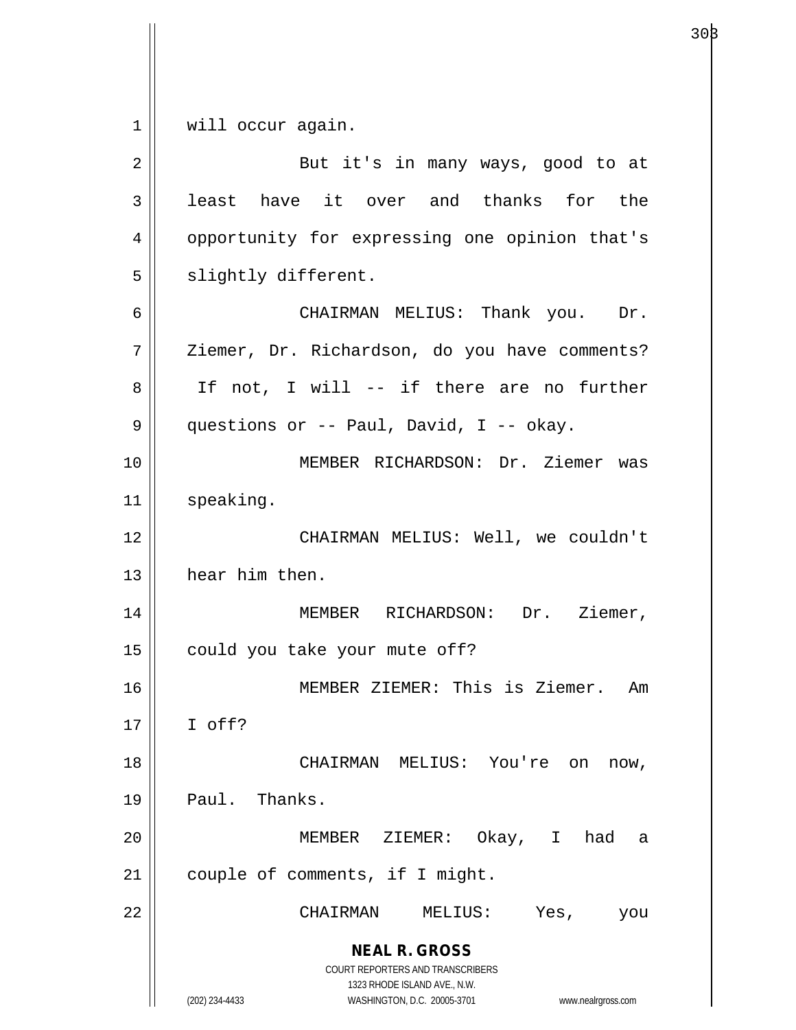will occur again.

But it's in many ways, good to at least have it over and thanks for the opportunity for expressing one opinion that's slightly different.

CHAIRMAN MELIUS: Thank you. Dr. Ziemer, Dr. Richardson, do you have comments? If not, I will -- if there are no further questions or -- Paul, David, I -- okay.

MEMBER RICHARDSON: Dr. Ziemer was speaking.

CHAIRMAN MELIUS: Well, we couldn't hear him then.

MEMBER RICHARDSON: Dr. Ziemer, could you take your mute off?

MEMBER ZIEMER: This is Ziemer. Am I off?

CHAIRMAN MELIUS: You're on now, Paul. Thanks.

MEMBER ZIEMER: Okay, I had a couple of comments, if I might.

CHAIRMAN MELIUS: Yes, you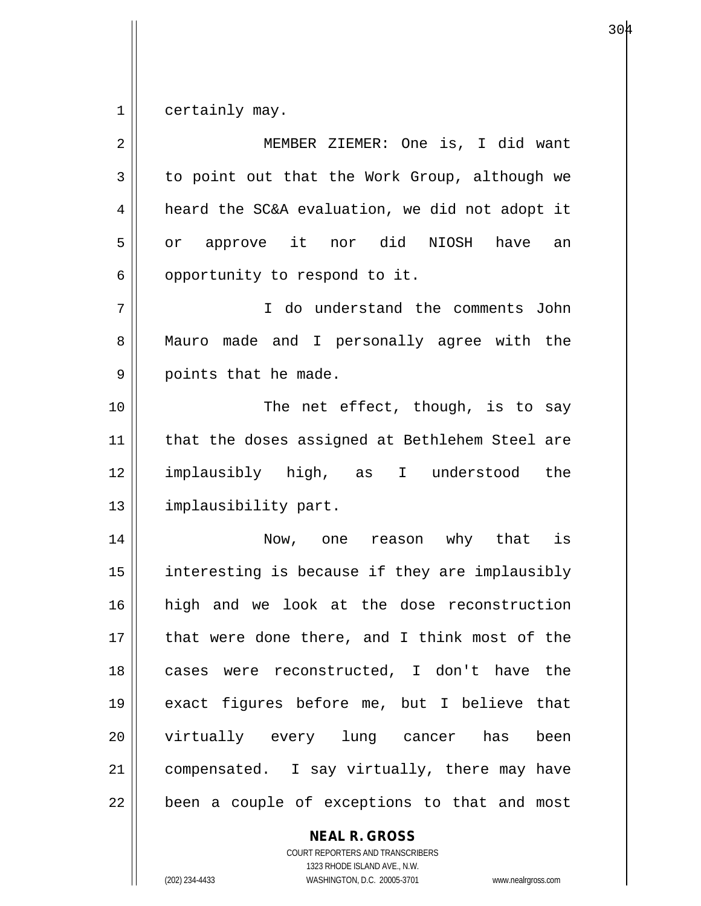certainly may.

MEMBER ZIEMER: One is, I did want to point out that the Work Group, although we heard the SC&A evaluation, we did not adopt it or approve it nor did NIOSH have an opportunity to respond to it.

I do understand the comments John Mauro made and I personally agree with the points that he made.

The net effect, though, is to say that the doses assigned at Bethlehem Steel are implausibly high, as I understood the implausibility part.

Now, one reason why that is interesting is because if they are implausibly high and we look at the dose reconstruction that were done there, and I think most of the cases were reconstructed, I don't have the exact figures before me, but I believe that virtually every lung cancer has been compensated. I say virtually, there may have been a couple of exceptions to that and most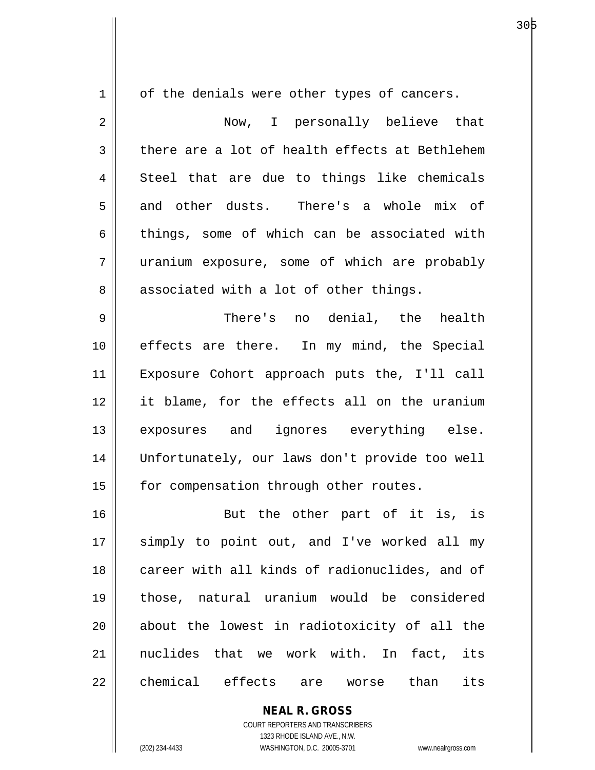of the denials were other types of cancers.

Now, I personally believe that there are a lot of health effects at Bethlehem Steel that are due to things like chemicals and other dusts. There's a whole mix of things, some of which can be associated with uranium exposure, some of which are probably associated with a lot of other things.

There's no denial, the health effects are there. In my mind, the Special Exposure Cohort approach puts the, I'll call it blame, for the effects all on the uranium exposures and ignores everything else. Unfortunately, our laws don't provide too well for compensation through other routes.

But the other part of it is, is simply to point out, and I've worked all my career with all kinds of radionuclides, and of those, natural uranium would be considered about the lowest in radiotoxicity of all the nuclides that we work with. In fact, its chemical effects are worse than its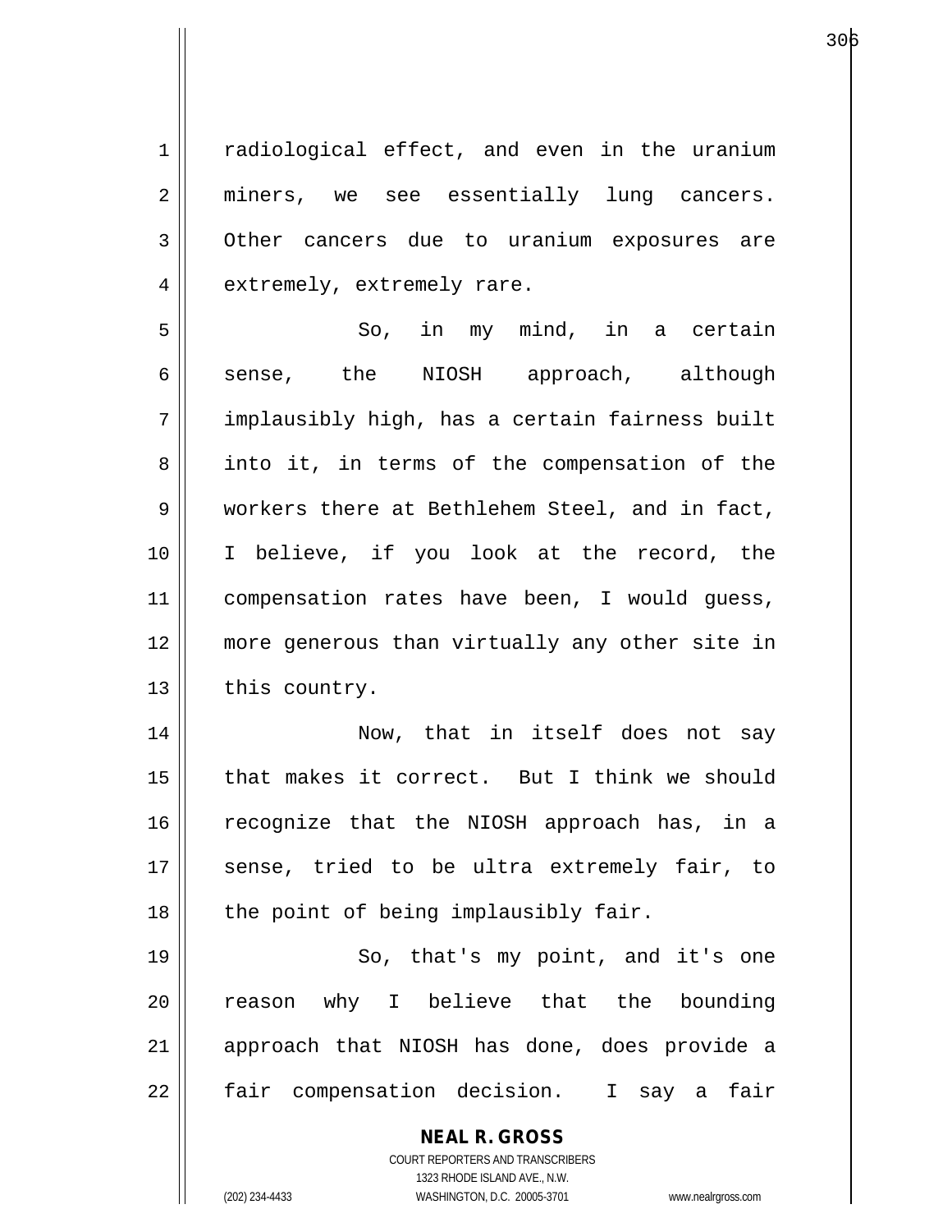radiological effect, and even in the uranium miners, we see essentially lung cancers. Other cancers due to uranium exposures are extremely, extremely rare.

So, in my mind, in a certain sense, the NIOSH approach, although implausibly high, has a certain fairness built into it, in terms of the compensation of the workers there at Bethlehem Steel, and in fact, I believe, if you look at the record, the compensation rates have been, I would guess, more generous than virtually any other site in this country.

Now, that in itself does not say that makes it correct. But I think we should recognize that the NIOSH approach has, in a sense, tried to be ultra extremely fair, to the point of being implausibly fair.

So, that's my point, and it's one reason why I believe that the bounding approach that NIOSH has done, does provide a fair compensation decision. I say a fair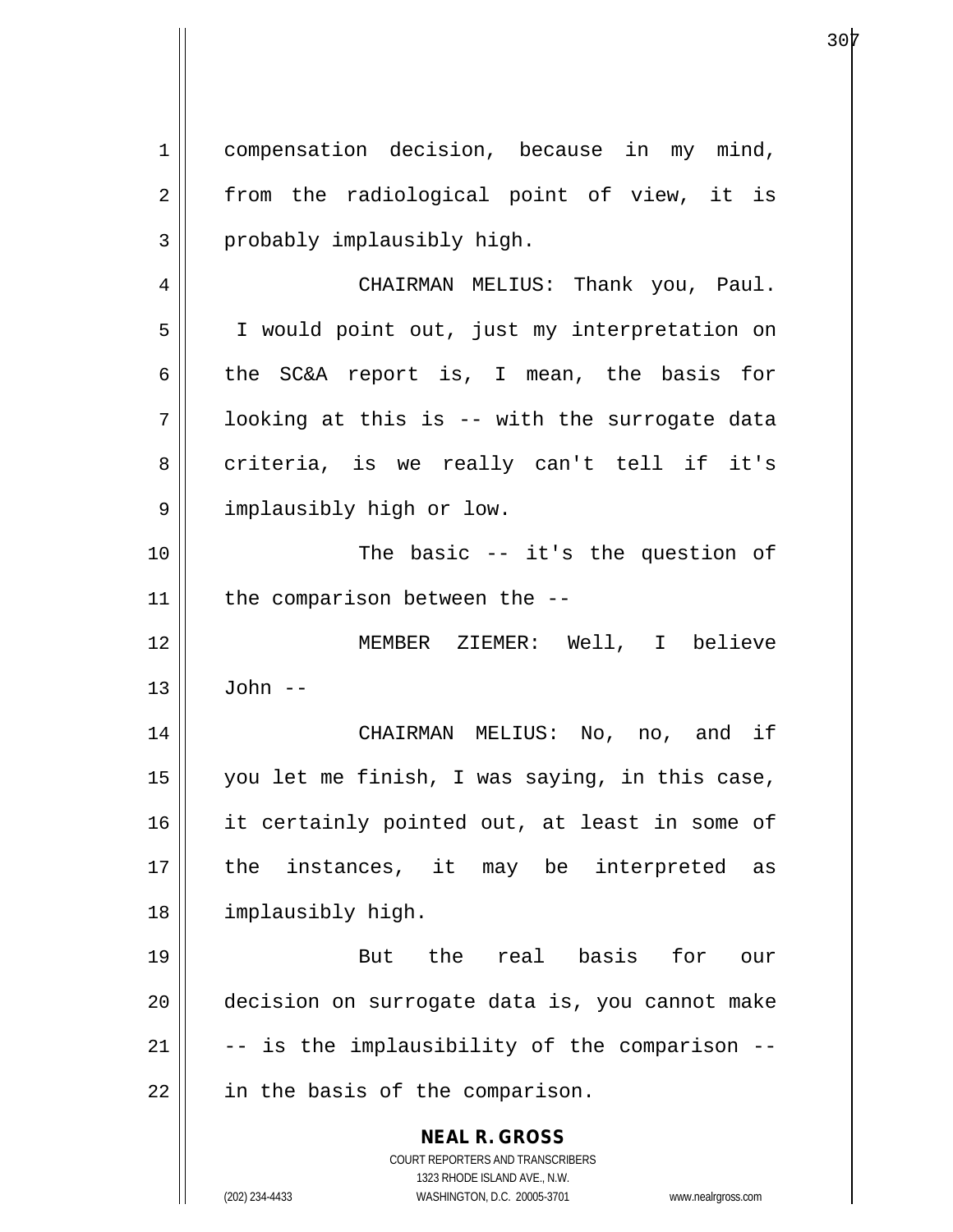compensation decision, because in my mind, from the radiological point of view, it is probably implausibly high.

CHAIRMAN MELIUS: Thank you, Paul. I would point out, just my interpretation on the SC&A report is, I mean, the basis for looking at this is -- with the surrogate data criteria, is we really can't tell if it's implausibly high or low.

The basic -- it's the question of the comparison between the --

MEMBER ZIEMER: Well, I believe John --

CHAIRMAN MELIUS: No, no, and if you let me finish, I was saying, in this case, it certainly pointed out, at least in some of the instances, it may be interpreted as implausibly high.

But the real basis for our decision on surrogate data is, you cannot make -- is the implausibility of the comparison -- in the basis of the comparison.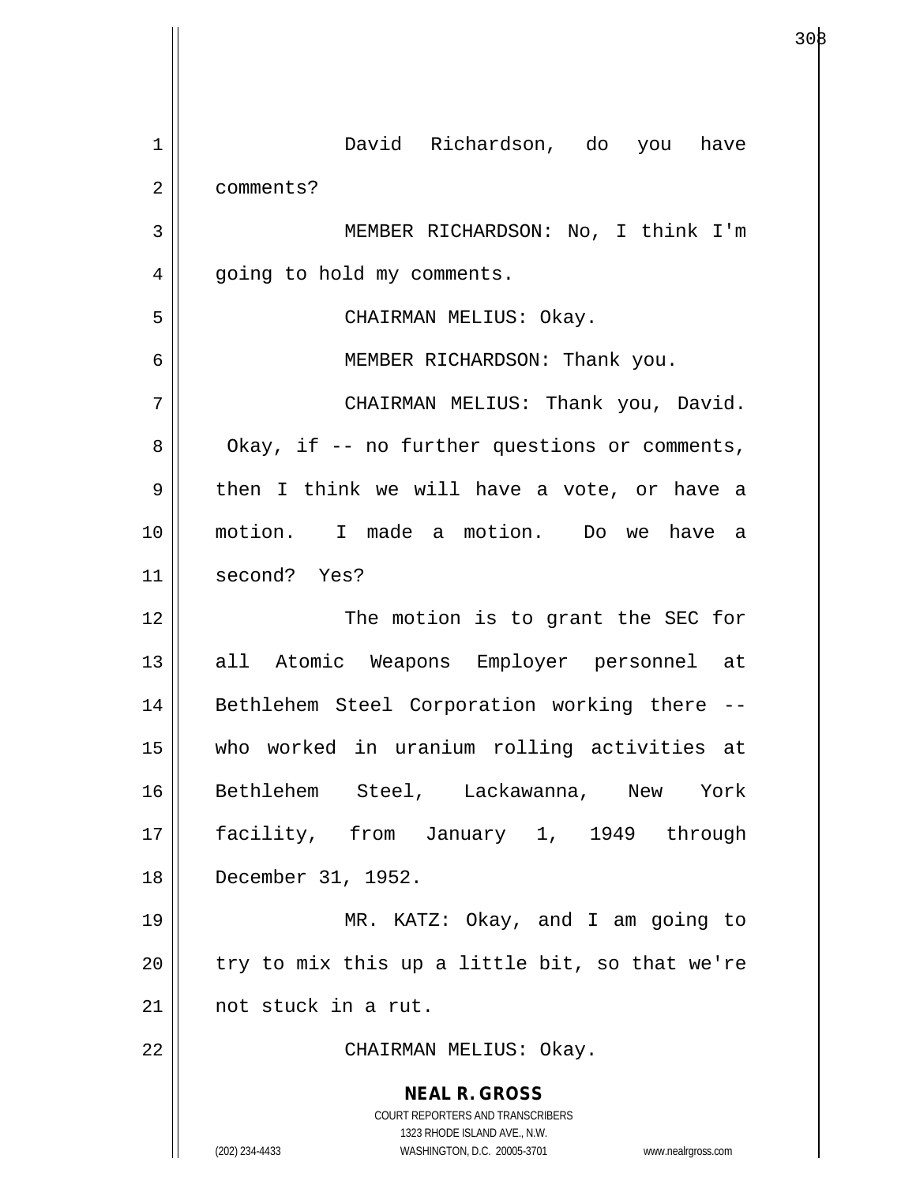David Richardson, do you have comments?

MEMBER RICHARDSON: No, I think I'm going to hold my comments.

CHAIRMAN MELIUS: Okay.

MEMBER RICHARDSON: Thank you.

CHAIRMAN MELIUS: Thank you, David. Okay, if -- no further questions or comments, then I think we will have a vote, or have a motion. I made a motion. Do we have a second? Yes?

The motion is to grant the SEC for all Atomic Weapons Employer personnel at Bethlehem Steel Corporation working there -- who worked in uranium rolling activities at Bethlehem Steel, Lackawanna, New York facility, from January 1, 1949 through December 31, 1952.

MR. KATZ: Okay, and I am going to try to mix this up a little bit, so that we're not stuck in a rut.

CHAIRMAN MELIUS: Okay.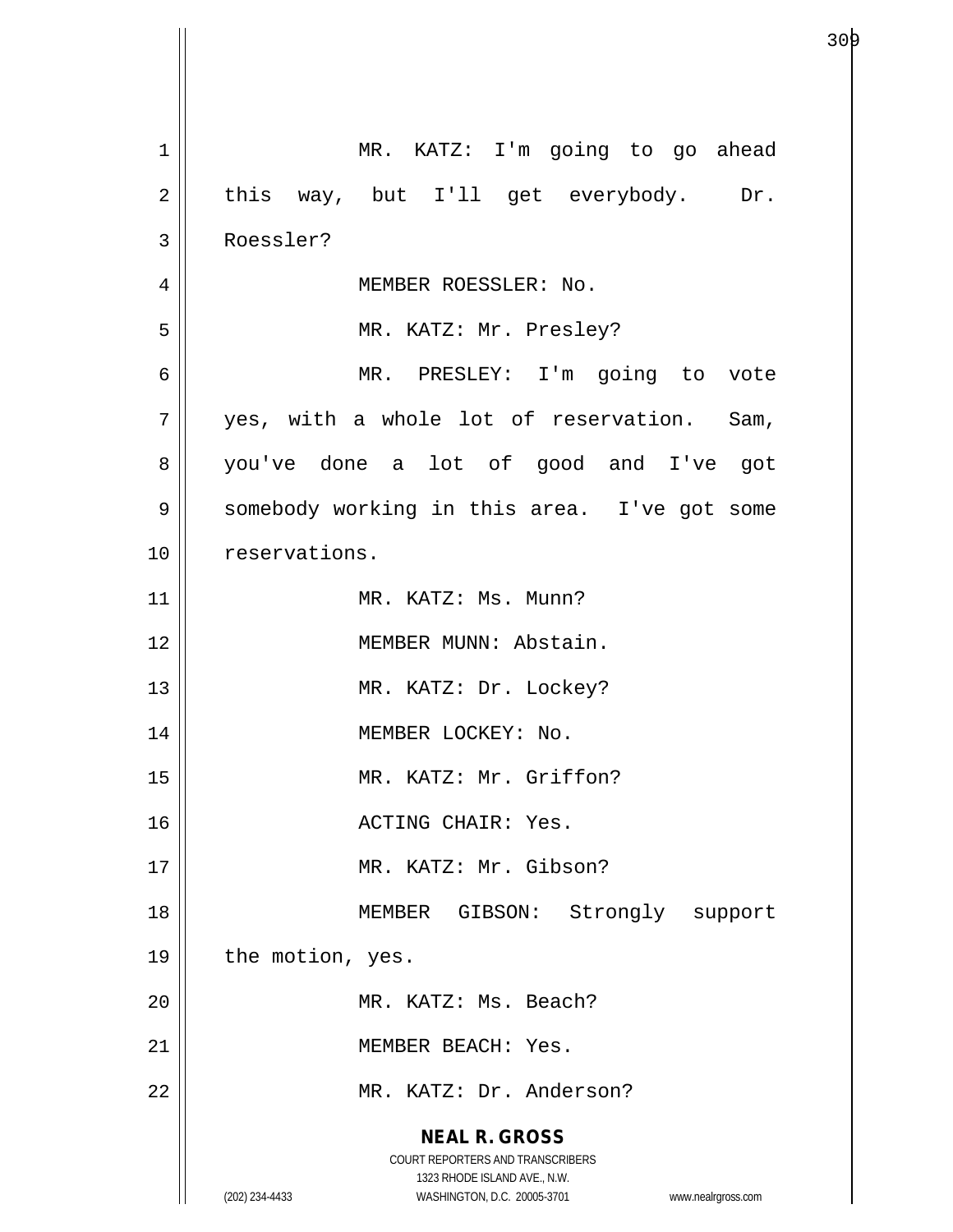MR. KATZ: I'm going to go ahead this way, but I'll get everybody. Dr. Roessler?

MEMBER ROESSLER: No.

MR. KATZ: Mr. Presley?

MR. PRESLEY: I'm going to vote yes, with a whole lot of reservation. Sam, you've done a lot of good and I've got somebody working in this area. I've got some reservations.

MR. KATZ: Ms. Munn?

MEMBER MUNN: Abstain.

MR. KATZ: Dr. Lockey?

MEMBER LOCKEY: No.

MR. KATZ: Mr. Griffon?

ACTING CHAIR: Yes.

MR. KATZ: Mr. Gibson?

MEMBER GIBSON: Strongly support the motion, yes.

MR. KATZ: Ms. Beach?

MEMBER BEACH: Yes.

MR. KATZ: Dr. Anderson?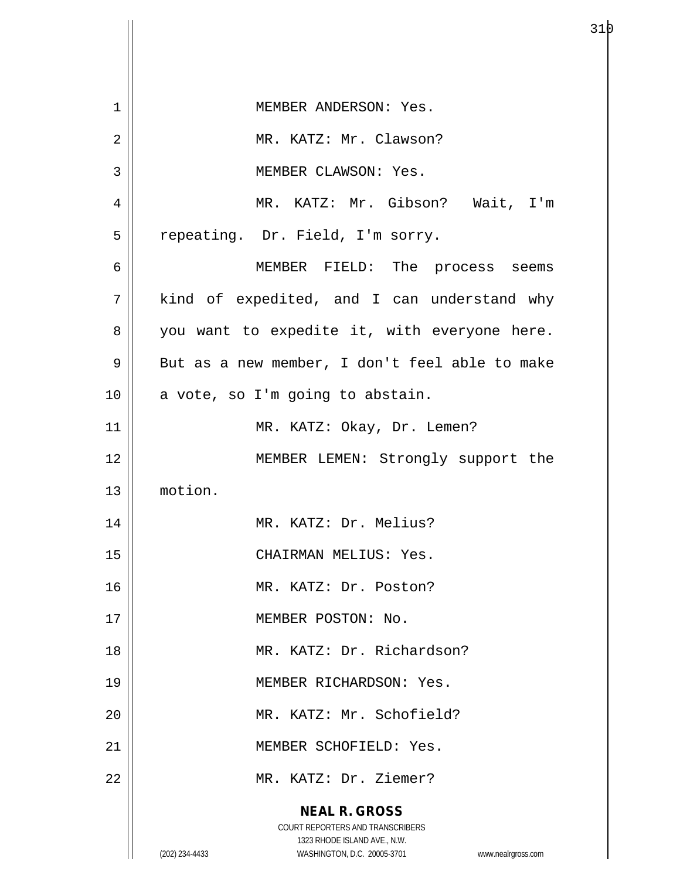MEMBER ANDERSON: Yes.

MR. KATZ: Mr. Clawson?

MEMBER CLAWSON: Yes.

MR. KATZ: Mr. Gibson? Wait, I'm repeating. Dr. Field, I'm sorry.

MEMBER FIELD: The process seems kind of expedited, and I can understand why you want to expedite it, with everyone here. But as a new member, I don't feel able to make a vote, so I'm going to abstain.

MR. KATZ: Okay, Dr. Lemen?

MEMBER LEMEN: Strongly support the motion.

MR. KATZ: Dr. Melius?

CHAIRMAN MELIUS: Yes.

MR. KATZ: Dr. Poston?

MEMBER POSTON: No.

MR. KATZ: Dr. Richardson?

MEMBER RICHARDSON: Yes.

MR. KATZ: Mr. Schofield?

MEMBER SCHOFIELD: Yes.

MR. KATZ: Dr. Ziemer?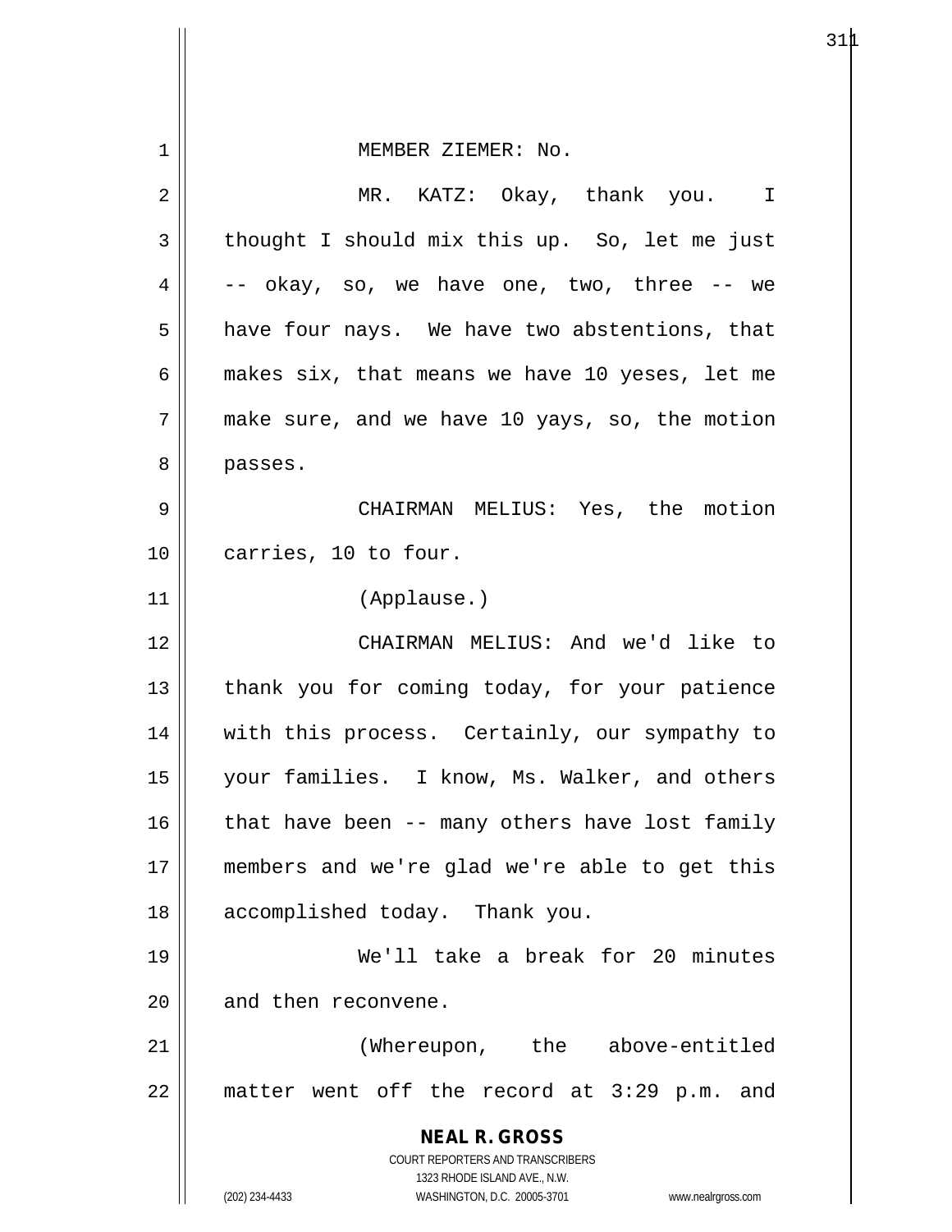MEMBER ZIEMER: No.

MR. KATZ: Okay, thank you. I thought I should mix this up. So, let me just -- okay, so, we have one, two, three -- we have four nays. We have two abstentions, that makes six, that means we have 10 yeses, let me make sure, and we have 10 yays, so, the motion passes.

CHAIRMAN MELIUS: Yes, the motion carries, 10 to four.

(Applause.)

CHAIRMAN MELIUS: And we'd like to thank you for coming today, for your patience with this process. Certainly, our sympathy to your families. I know, Ms. Walker, and others that have been -- many others have lost family members and we're glad we're able to get this accomplished today. Thank you.

We'll take a break for 20 minutes and then reconvene.

(Whereupon, the above-entitled matter went off the record at 3:29 p.m. and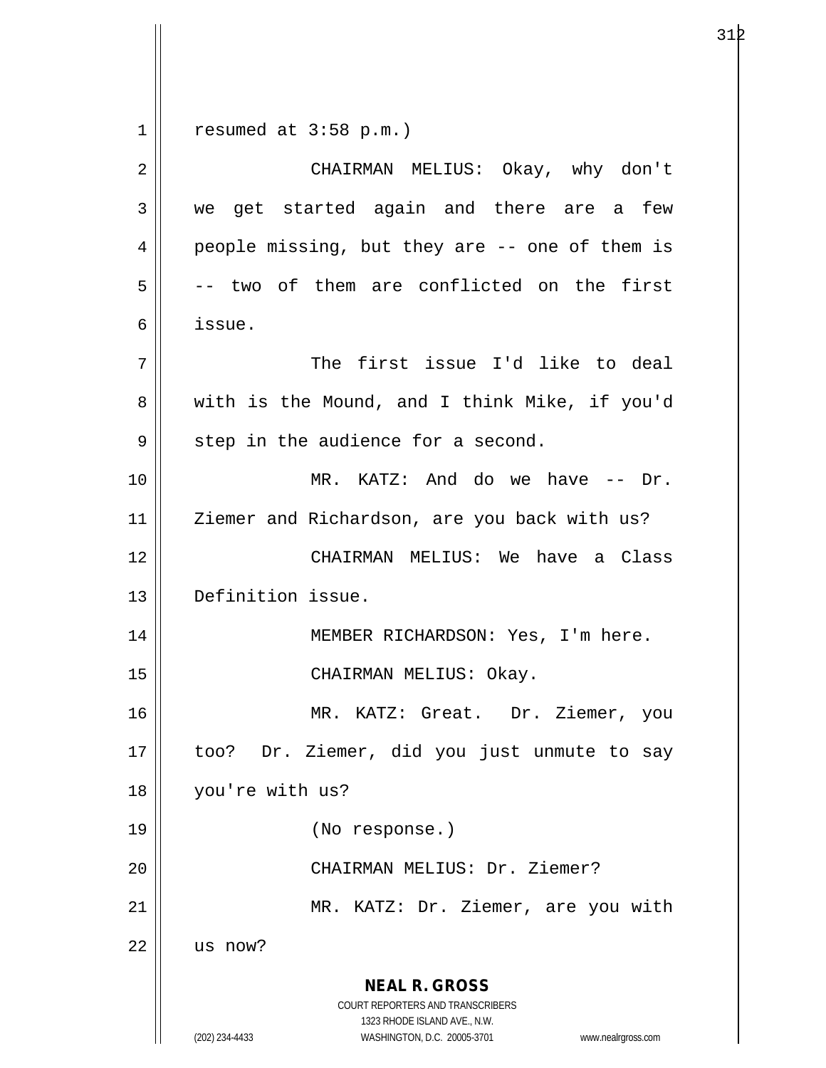resumed at 3:58 p.m.)

CHAIRMAN MELIUS: Okay, why don't we get started again and there are a few people missing, but they are -- one of them is -- two of them are conflicted on the first issue.

The first issue I'd like to deal with is the Mound, and I think Mike, if you'd step in the audience for a second.

MR. KATZ: And do we have -- Dr. Ziemer and Richardson, are you back with us?

CHAIRMAN MELIUS: We have a Class Definition issue.

MEMBER RICHARDSON: Yes, I'm here.

CHAIRMAN MELIUS: Okay.

MR. KATZ: Great. Dr. Ziemer, you too? Dr. Ziemer, did you just unmute to say you're with us?

(No response.)

CHAIRMAN MELIUS: Dr. Ziemer?

MR. KATZ: Dr. Ziemer, are you with us now?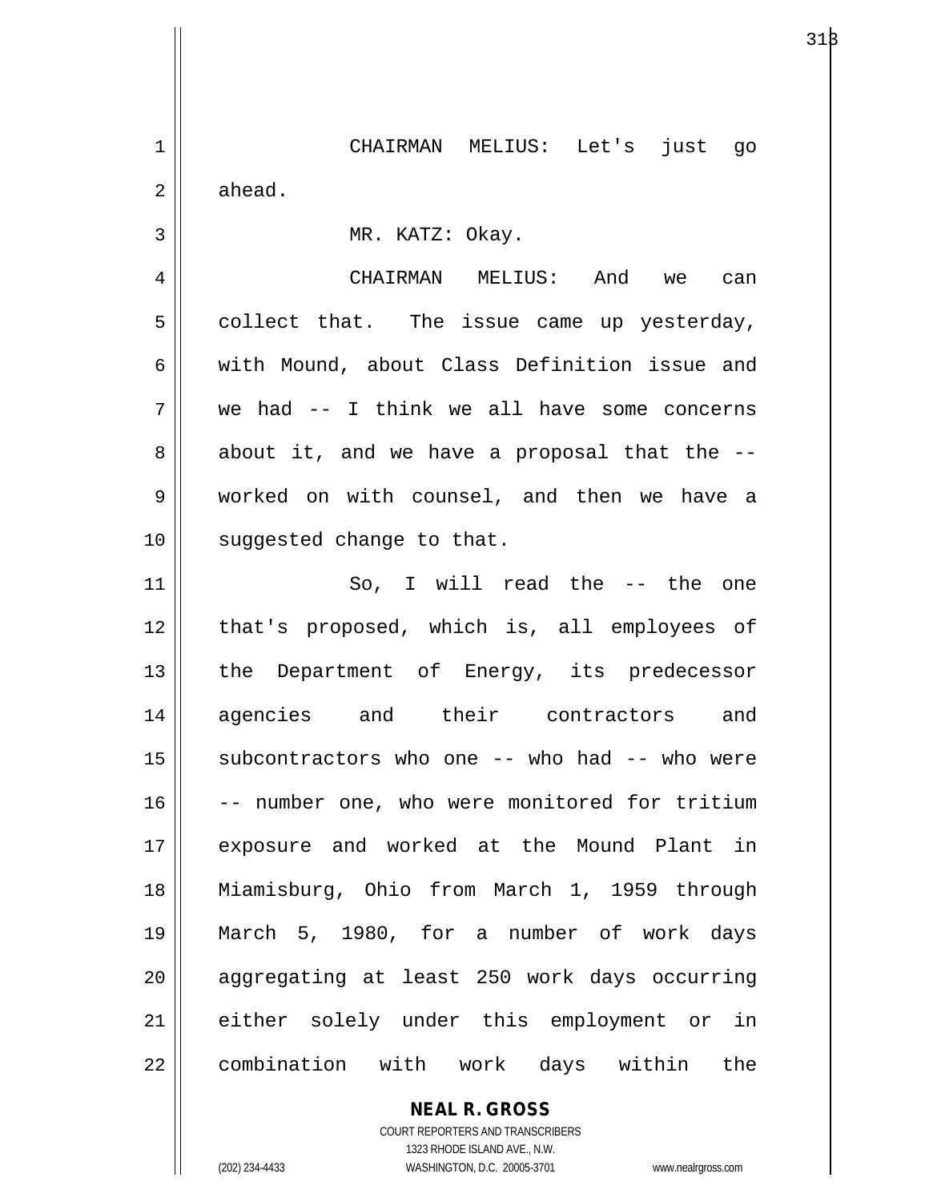CHAIRMAN MELIUS: Let's just go ahead.

MR. KATZ: Okay.

CHAIRMAN MELIUS: And we can collect that. The issue came up yesterday, with Mound, about Class Definition issue and we had -- I think we all have some concerns about it, and we have a proposal that the -- worked on with counsel, and then we have a suggested change to that.

So, I will read the -- the one that's proposed, which is, all employees of the Department of Energy, its predecessor agencies and their contractors and subcontractors who one -- who had -- who were -- number one, who were monitored for tritium exposure and worked at the Mound Plant in Miamisburg, Ohio from March 1, 1959 through March 5, 1980, for a number of work days aggregating at least 250 work days occurring either solely under this employment or in combination with work days within the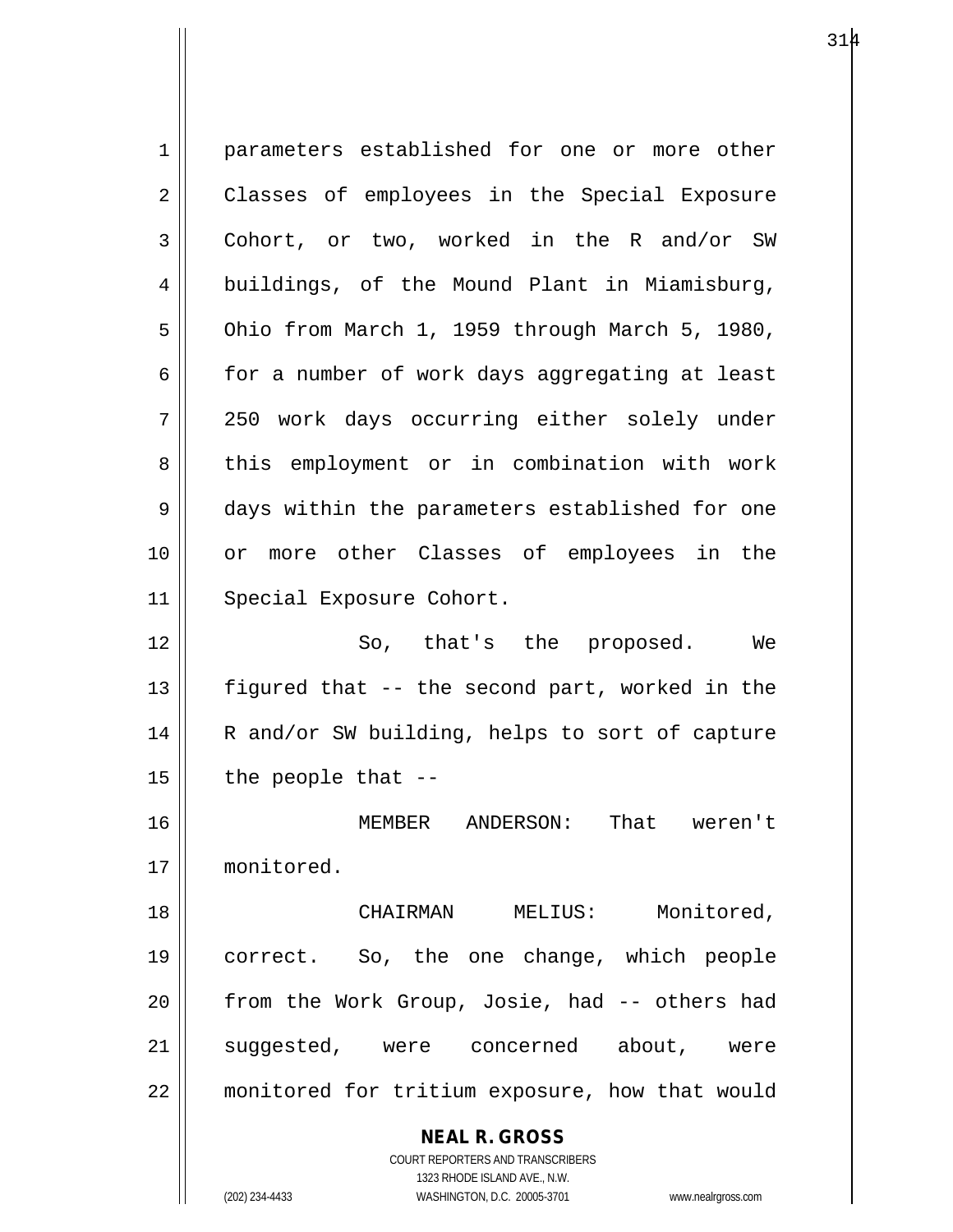parameters established for one or more other Classes of employees in the Special Exposure Cohort, or two, worked in the R and/or SW buildings, of the Mound Plant in Miamisburg, Ohio from March 1, 1959 through March 5, 1980, for a number of work days aggregating at least 250 work days occurring either solely under this employment or in combination with work days within the parameters established for one or more other Classes of employees in the Special Exposure Cohort.

So, that's the proposed. We figured that -- the second part, worked in the R and/or SW building, helps to sort of capture the people that --

MEMBER ANDERSON: That weren't monitored.

CHAIRMAN MELIUS: Monitored, correct. So, the one change, which people from the Work Group, Josie, had -- others had suggested, were concerned about, were monitored for tritium exposure, how that would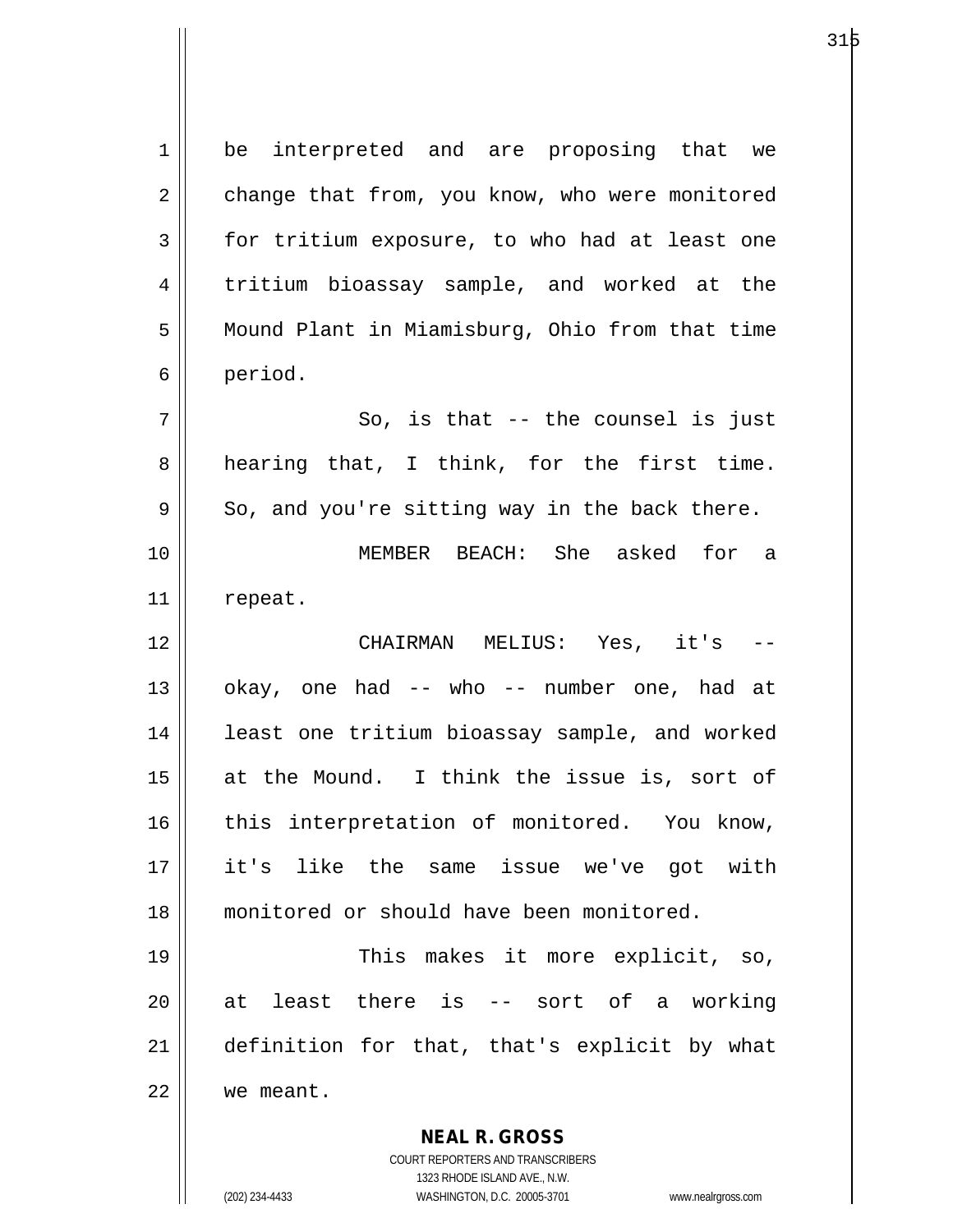be interpreted and are proposing that we change that from, you know, who were monitored for tritium exposure, to who had at least one tritium bioassay sample, and worked at the Mound Plant in Miamisburg, Ohio from that time period.

So, is that -- the counsel is just hearing that, I think, for the first time. So, and you're sitting way in the back there.

MEMBER BEACH: She asked for a repeat.

CHAIRMAN MELIUS: Yes, it's -- okay, one had -- who -- number one, had at least one tritium bioassay sample, and worked at the Mound. I think the issue is, sort of this interpretation of monitored. You know, it's like the same issue we've got with monitored or should have been monitored.

This makes it more explicit, so, at least there is -- sort of a working definition for that, that's explicit by what we meant.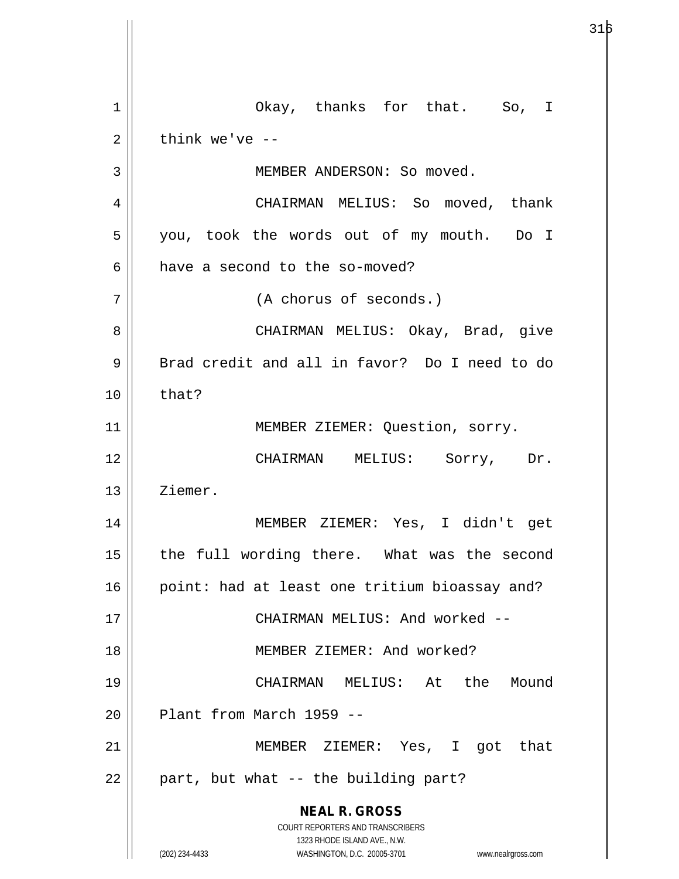Okay, thanks for that. So, I think we've --

MEMBER ANDERSON: So moved.

CHAIRMAN MELIUS: So moved, thank you, took the words out of my mouth. Do I have a second to the so-moved?

(A chorus of seconds.)

CHAIRMAN MELIUS: Okay, Brad, give Brad credit and all in favor? Do I need to do that?

MEMBER ZIEMER: Question, sorry.

CHAIRMAN MELIUS: Sorry, Dr. Ziemer.

MEMBER ZIEMER: Yes, I didn't get the full wording there. What was the second point: had at least one tritium bioassay and?

CHAIRMAN MELIUS: And worked --

MEMBER ZIEMER: And worked?

CHAIRMAN MELIUS: At the Mound Plant from March 1959 --

MEMBER ZIEMER: Yes, I got that part, but what -- the building part?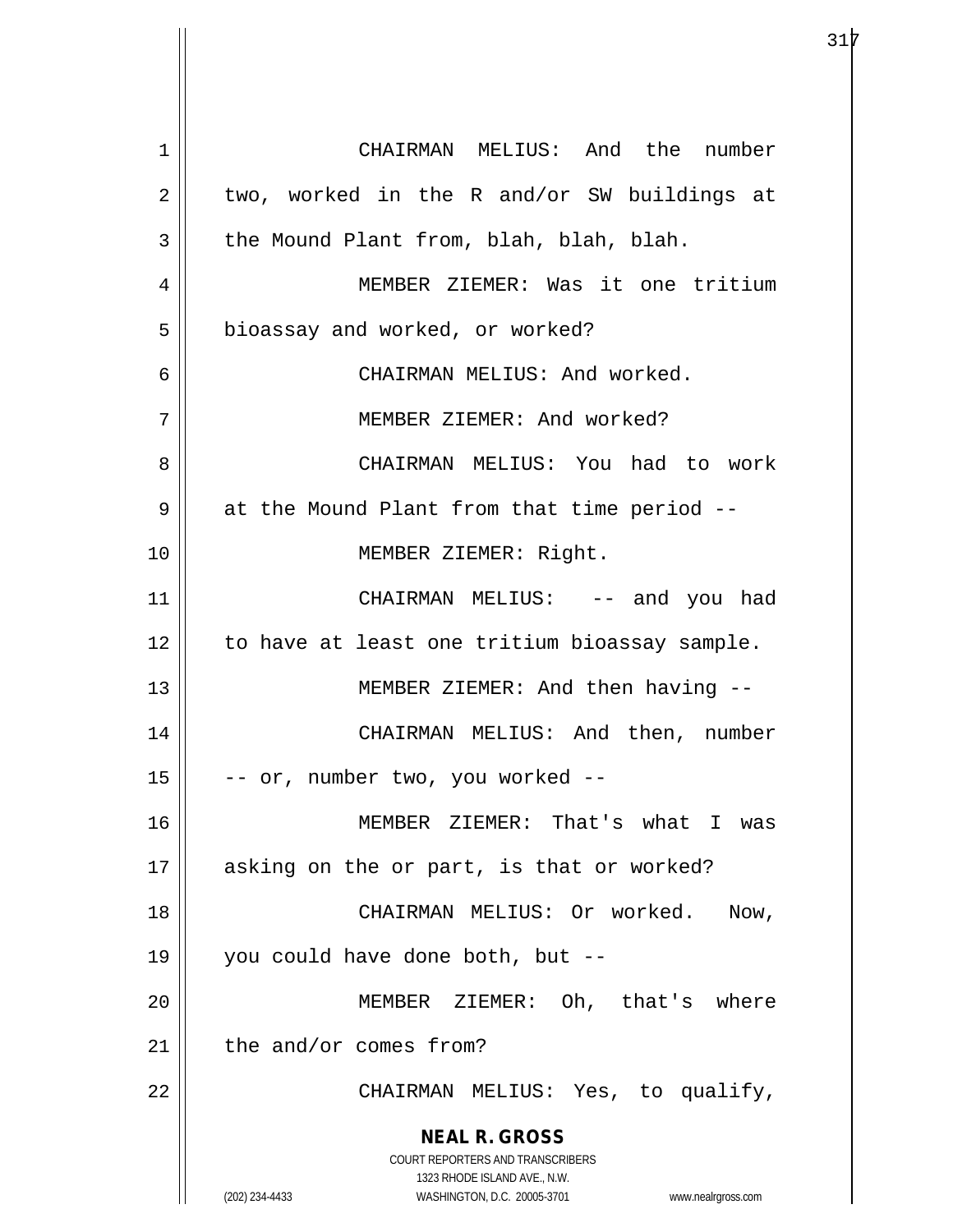CHAIRMAN MELIUS: And the number two, worked in the R and/or SW buildings at the Mound Plant from, blah, blah, blah.

MEMBER ZIEMER: Was it one tritium bioassay and worked, or worked?

CHAIRMAN MELIUS: And worked.

MEMBER ZIEMER: And worked?

CHAIRMAN MELIUS: You had to work at the Mound Plant from that time period --

MEMBER ZIEMER: Right.

CHAIRMAN MELIUS: -- and you had to have at least one tritium bioassay sample.

MEMBER ZIEMER: And then having --

CHAIRMAN MELIUS: And then, number -- or, number two, you worked --

MEMBER ZIEMER: That's what I was asking on the or part, is that or worked?

CHAIRMAN MELIUS: Or worked. Now, you could have done both, but --

MEMBER ZIEMER: Oh, that's where the and/or comes from?

CHAIRMAN MELIUS: Yes, to qualify,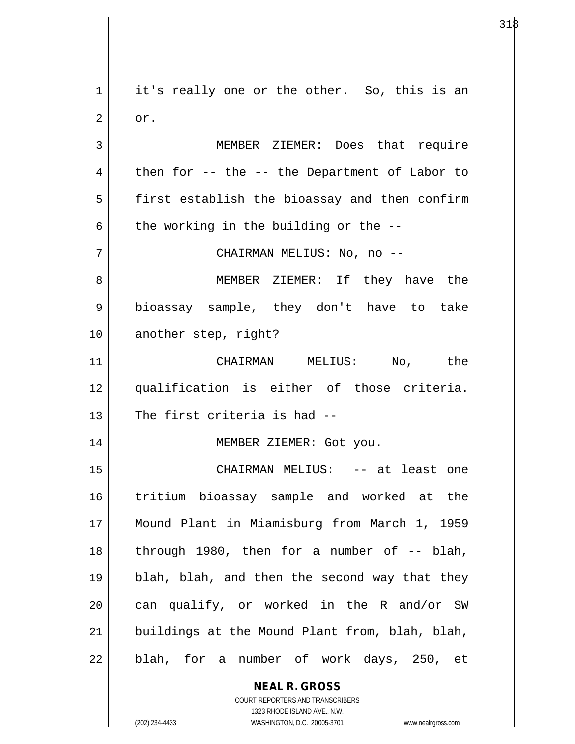it's really one or the other. So, this is an or.

MEMBER ZIEMER: Does that require then for -- the -- the Department of Labor to first establish the bioassay and then confirm the working in the building or the --

CHAIRMAN MELIUS: No, no --

MEMBER ZIEMER: If they have the bioassay sample, they don't have to take another step, right?

CHAIRMAN MELIUS: No, the qualification is either of those criteria. The first criteria is had --

MEMBER ZIEMER: Got you.

CHAIRMAN MELIUS: -- at least one tritium bioassay sample and worked at the Mound Plant in Miamisburg from March 1, 1959 through 1980, then for a number of -- blah, blah, blah, and then the second way that they can qualify, or worked in the R and/or SW buildings at the Mound Plant from, blah, blah, blah, for a number of work days, 250, et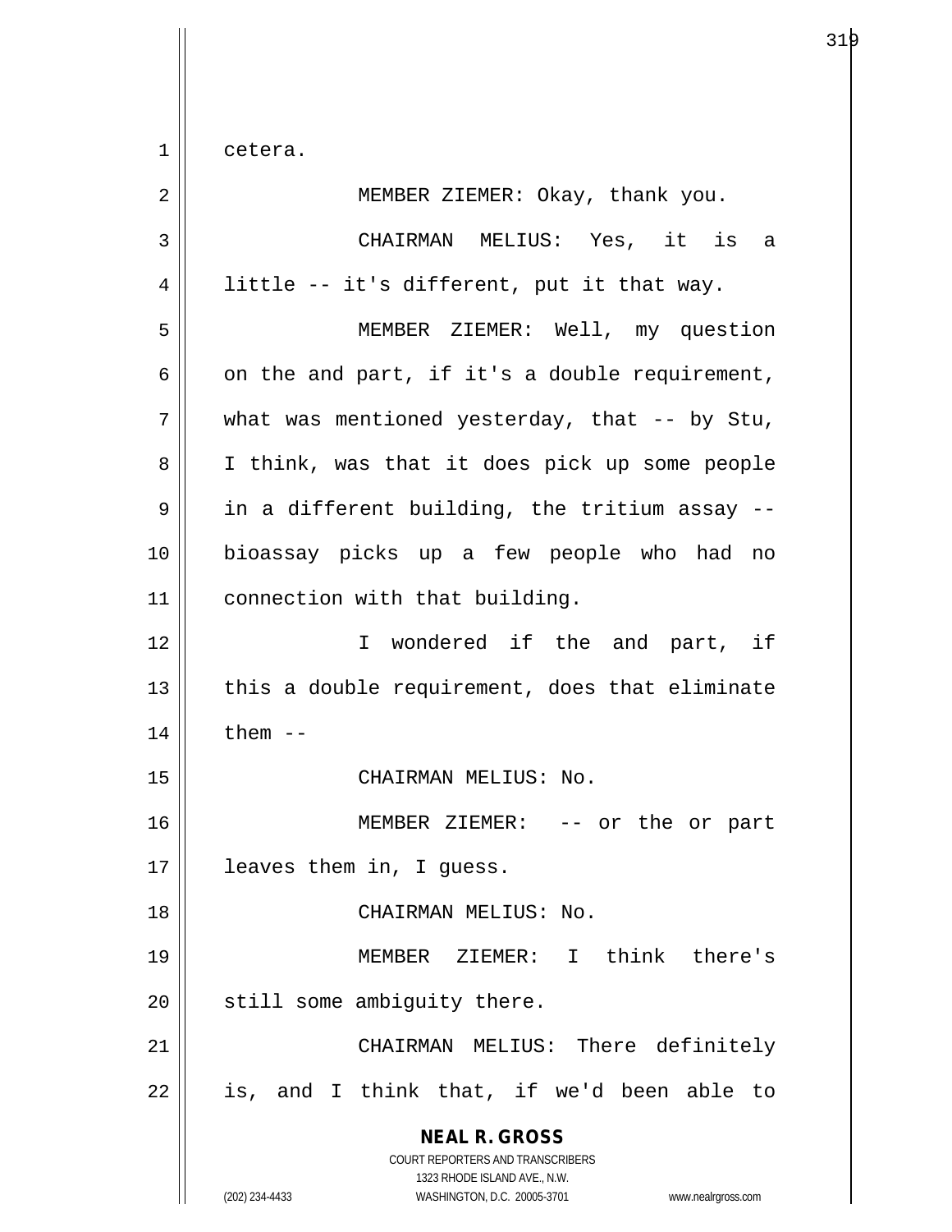cetera.

MEMBER ZIEMER: Okay, thank you.

CHAIRMAN MELIUS: Yes, it is a little -- it's different, put it that way.

MEMBER ZIEMER: Well, my question on the and part, if it's a double requirement, what was mentioned yesterday, that -- by Stu, I think, was that it does pick up some people in a different building, the tritium assay -- bioassay picks up a few people who had no connection with that building.

I wondered if the and part, if this a double requirement, does that eliminate them --

CHAIRMAN MELIUS: No.

MEMBER ZIEMER: -- or the or part leaves them in, I guess.

CHAIRMAN MELIUS: No.

MEMBER ZIEMER: I think there's still some ambiguity there.

CHAIRMAN MELIUS: There definitely is, and I think that, if we'd been able to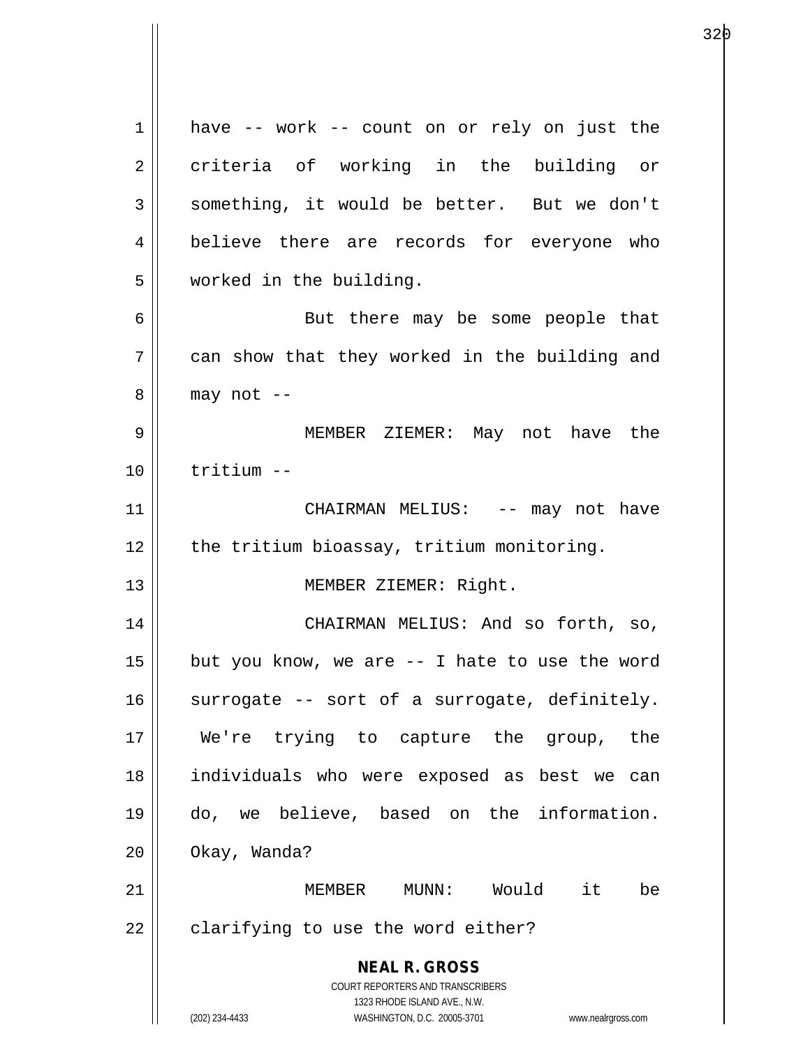have -- work -- count on or rely on just the criteria of working in the building or something, it would be better. But we don't believe there are records for everyone who worked in the building.

But there may be some people that can show that they worked in the building and may not --

MEMBER ZIEMER: May not have the tritium --

CHAIRMAN MELIUS: -- may not have the tritium bioassay, tritium monitoring.

MEMBER ZIEMER: Right.

CHAIRMAN MELIUS: And so forth, so, but you know, we are -- I hate to use the word surrogate -- sort of a surrogate, definitely. We're trying to capture the group, the individuals who were exposed as best we can do, we believe, based on the information. Okay, Wanda?

MEMBER MUNN: Would it be clarifying to use the word either?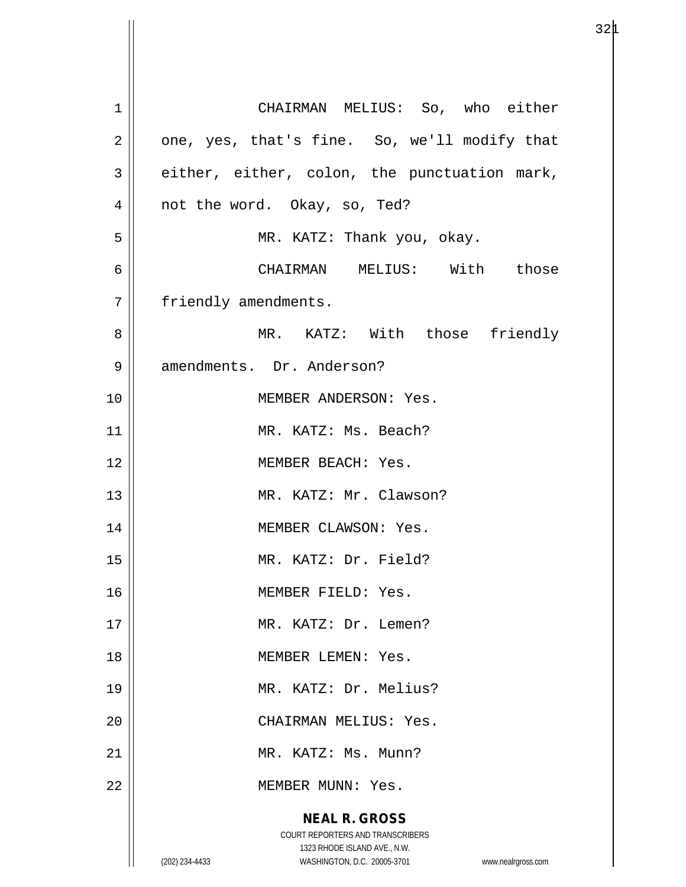CHAIRMAN MELIUS: So, who either one, yes, that's fine. So, we'll modify that either, either, colon, the punctuation mark, not the word. Okay, so, Ted?

MR. KATZ: Thank you, okay.

CHAIRMAN MELIUS: With those friendly amendments.

MR. KATZ: With those friendly amendments. Dr. Anderson?

MEMBER ANDERSON: Yes.

MR. KATZ: Ms. Beach?

MEMBER BEACH: Yes.

MR. KATZ: Mr. Clawson?

MEMBER CLAWSON: Yes.

MR. KATZ: Dr. Field?

MEMBER FIELD: Yes.

MR. KATZ: Dr. Lemen?

MEMBER LEMEN: Yes.

MR. KATZ: Dr. Melius?

CHAIRMAN MELIUS: Yes.

MR. KATZ: Ms. Munn?

MEMBER MUNN: Yes.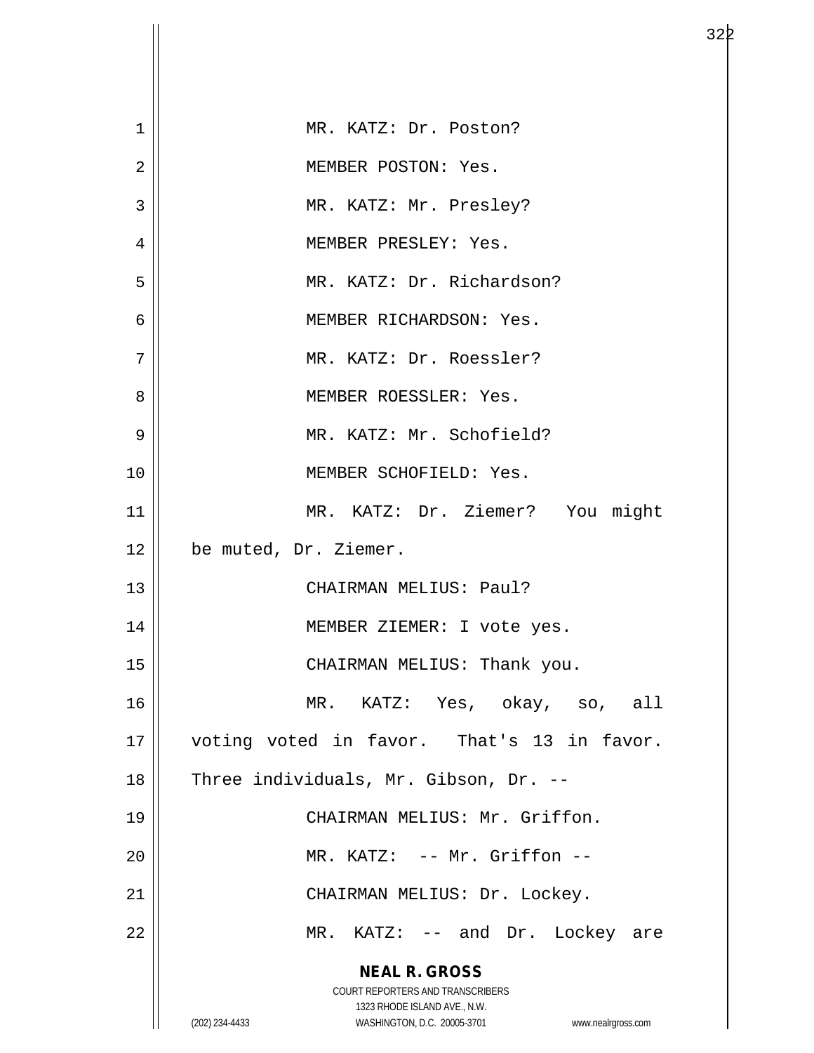MR. KATZ: Dr. Poston?

MEMBER POSTON: Yes.

MR. KATZ: Mr. Presley?

MEMBER PRESLEY: Yes.

MR. KATZ: Dr. Richardson?

MEMBER RICHARDSON: Yes.

MR. KATZ: Dr. Roessler?

MEMBER ROESSLER: Yes.

MR. KATZ: Mr. Schofield?

MEMBER SCHOFIELD: Yes.

MR. KATZ: Dr. Ziemer? You might be muted, Dr. Ziemer.

CHAIRMAN MELIUS: Paul?

MEMBER ZIEMER: I vote yes.

CHAIRMAN MELIUS: Thank you.

MR. KATZ: Yes, okay, so, all voting voted in favor. That's 13 in favor. Three individuals, Mr. Gibson, Dr. --

CHAIRMAN MELIUS: Mr. Griffon.

MR. KATZ: -- Mr. Griffon --

CHAIRMAN MELIUS: Dr. Lockey.

MR. KATZ: -- and Dr. Lockey are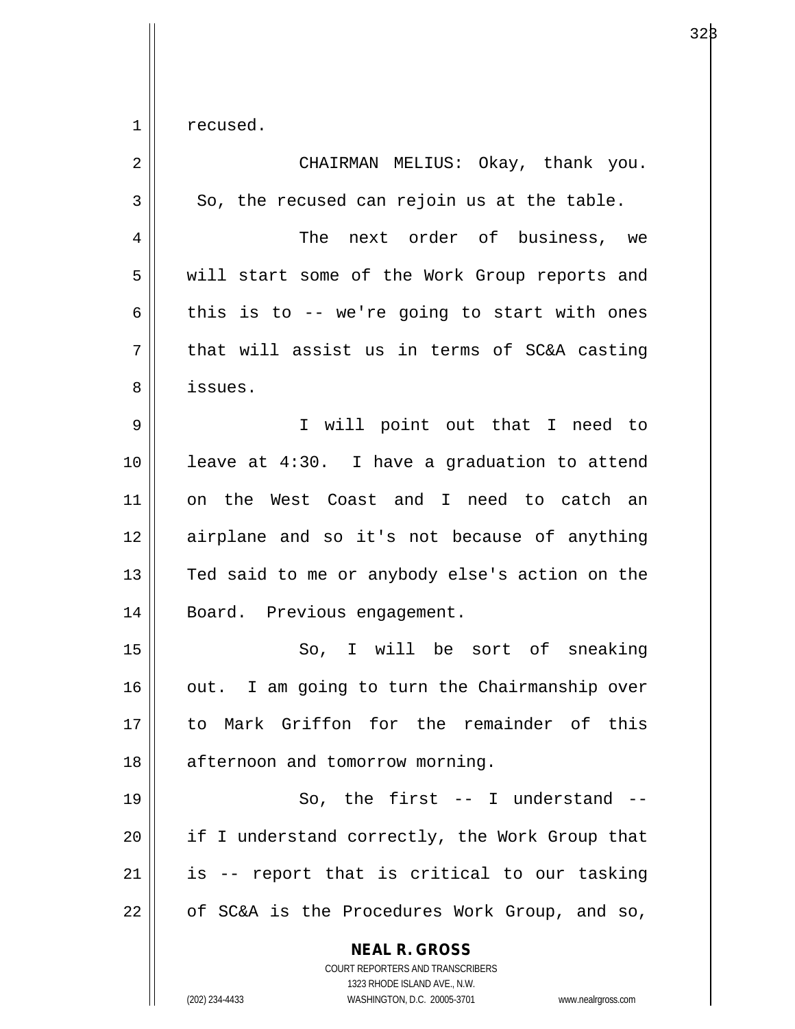recused.

CHAIRMAN MELIUS: Okay, thank you. So, the recused can rejoin us at the table.

The next order of business, we will start some of the Work Group reports and this is to -- we're going to start with ones that will assist us in terms of SC&A casting issues.

I will point out that I need to leave at 4:30. I have a graduation to attend on the West Coast and I need to catch an airplane and so it's not because of anything Ted said to me or anybody else's action on the Board. Previous engagement.

So, I will be sort of sneaking out. I am going to turn the Chairmanship over to Mark Griffon for the remainder of this afternoon and tomorrow morning.

So, the first -- I understand -- if I understand correctly, the Work Group that is -- report that is critical to our tasking of SC&A is the Procedures Work Group, and so,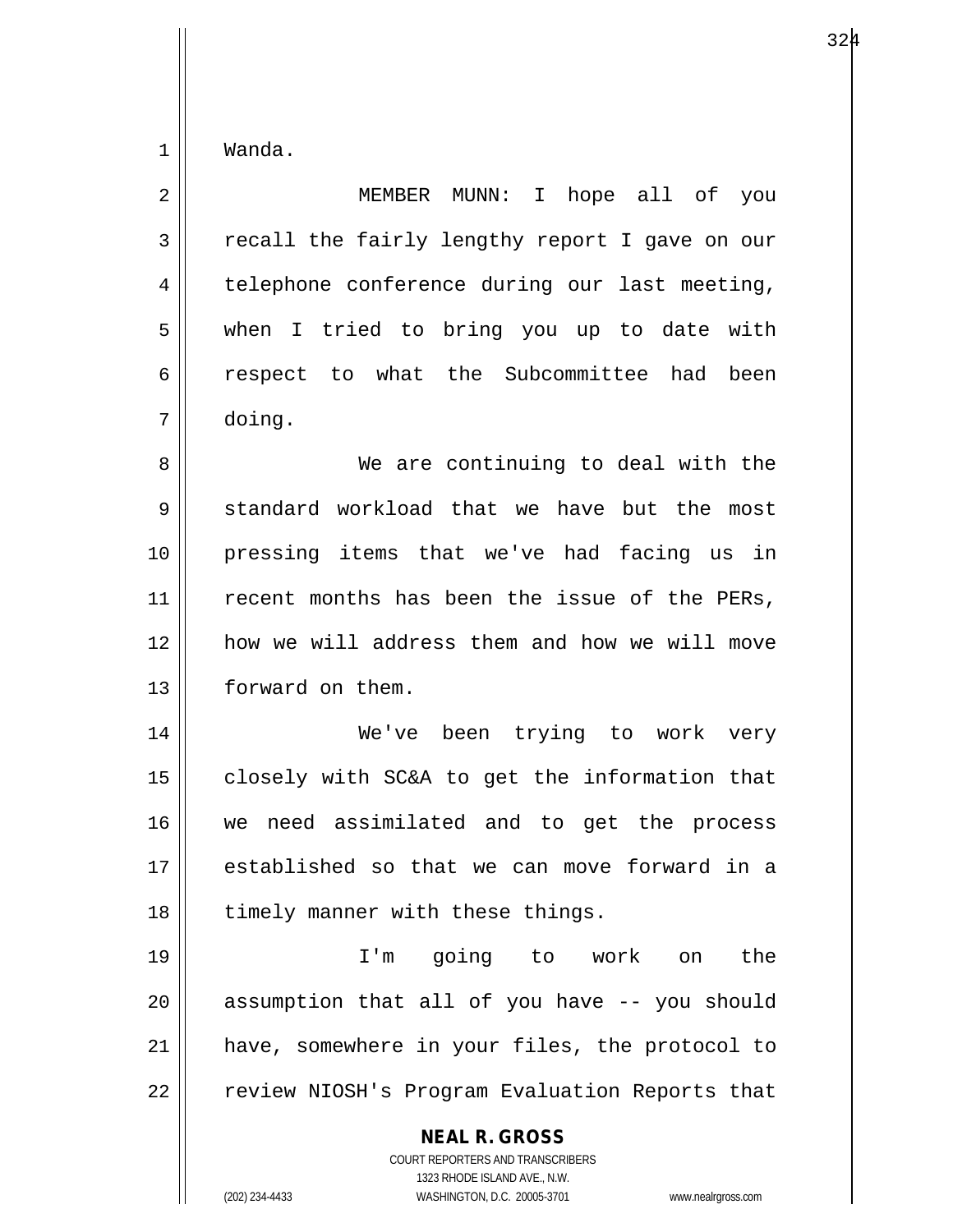Wanda.

MEMBER MUNN: I hope all of you recall the fairly lengthy report I gave on our telephone conference during our last meeting, when I tried to bring you up to date with respect to what the Subcommittee had been doing.

We are continuing to deal with the standard workload that we have but the most pressing items that we've had facing us in recent months has been the issue of the PERs, how we will address them and how we will move forward on them.

We've been trying to work very closely with SC&A to get the information that we need assimilated and to get the process established so that we can move forward in a timely manner with these things.

I'm going to work on the assumption that all of you have -- you should have, somewhere in your files, the protocol to review NIOSH's Program Evaluation Reports that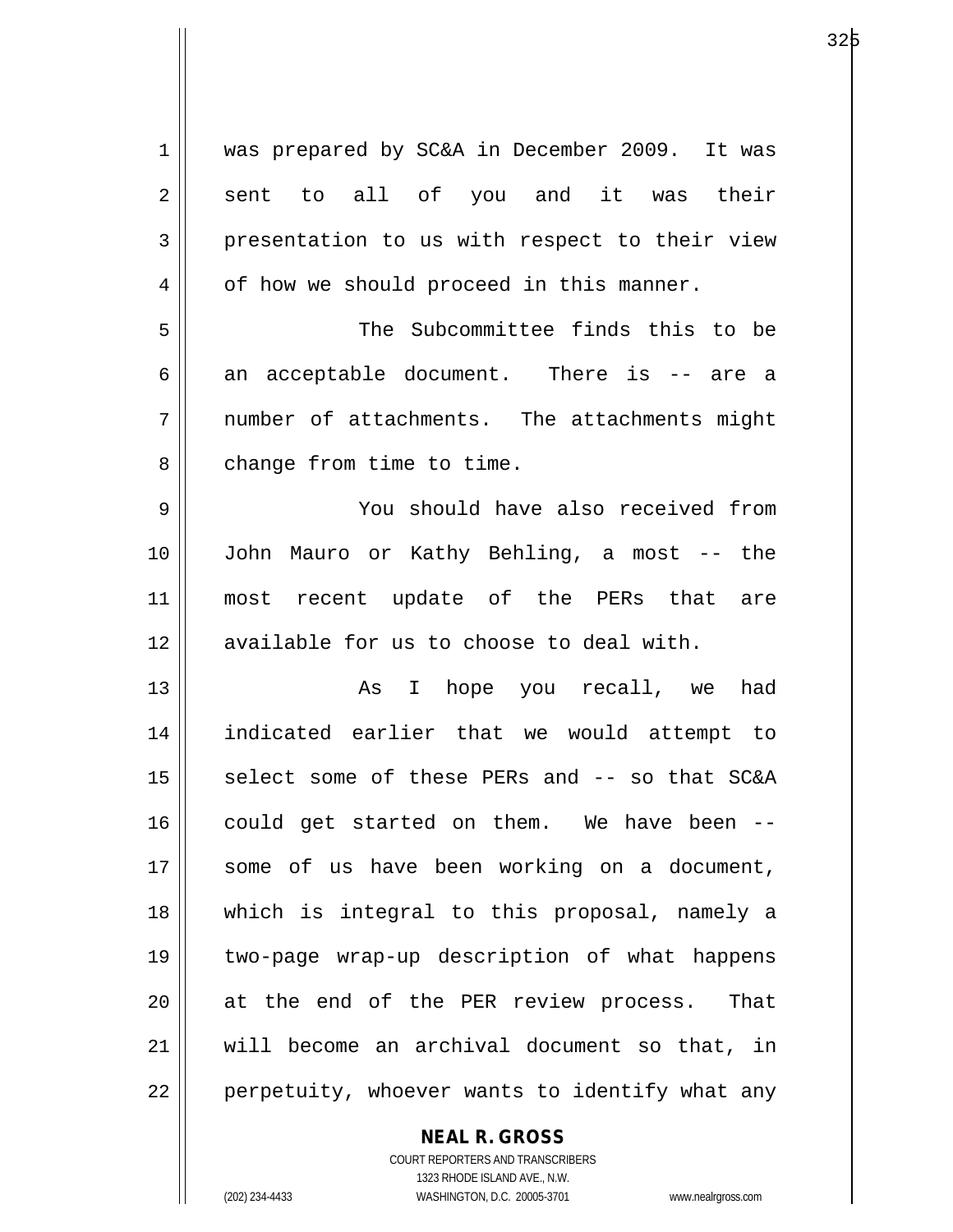was prepared by SC&A in December 2009. It was sent to all of you and it was their presentation to us with respect to their view of how we should proceed in this manner.

The Subcommittee finds this to be an acceptable document. There is -- are a number of attachments. The attachments might change from time to time.

You should have also received from John Mauro or Kathy Behling, a most -- the most recent update of the PERs that are available for us to choose to deal with.

As I hope you recall, we had indicated earlier that we would attempt to select some of these PERs and -- so that SC&A could get started on them. We have been -- some of us have been working on a document, which is integral to this proposal, namely a two-page wrap-up description of what happens at the end of the PER review process. That will become an archival document so that, in perpetuity, whoever wants to identify what any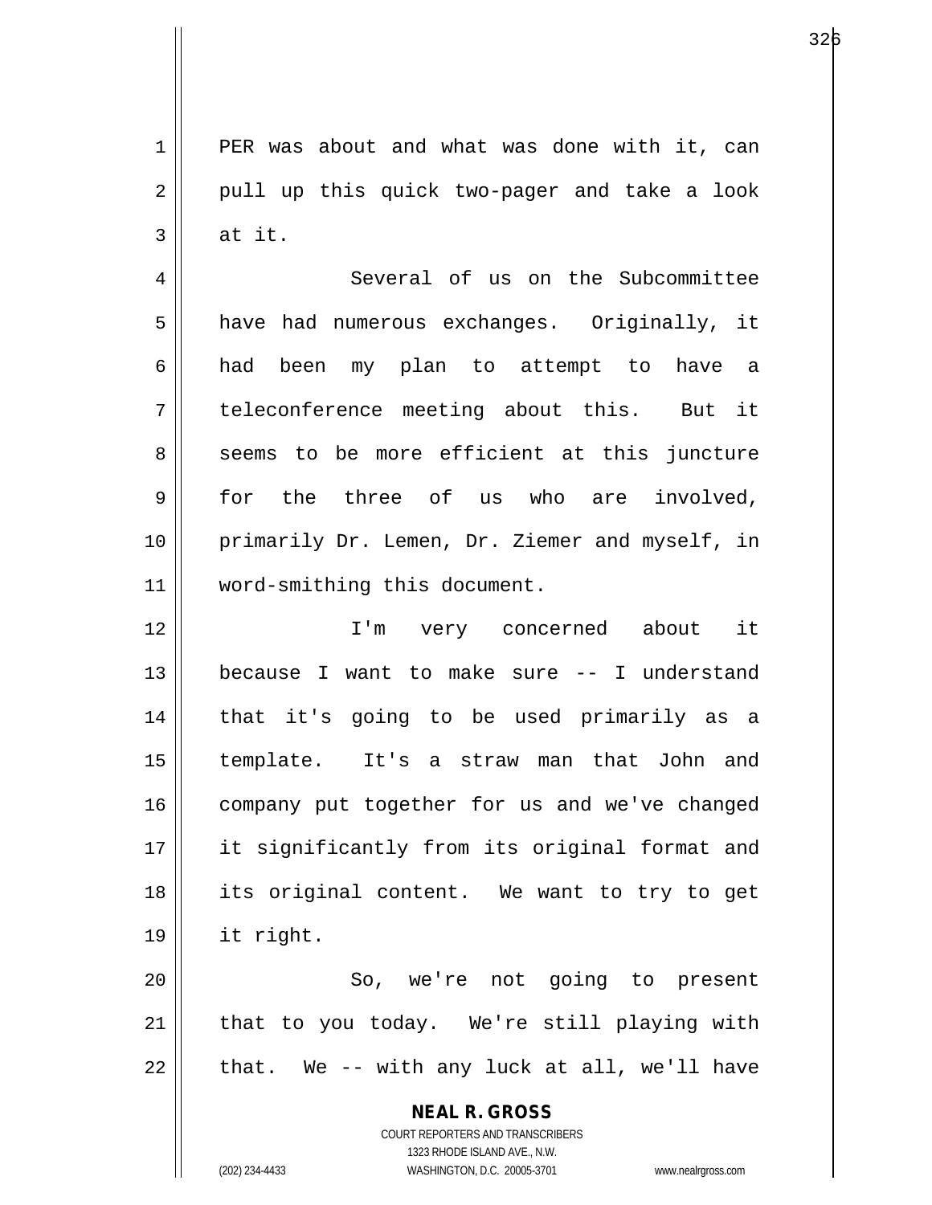PER was about and what was done with it, can pull up this quick two-pager and take a look at it.

Several of us on the Subcommittee have had numerous exchanges. Originally, it had been my plan to attempt to have a teleconference meeting about this. But it seems to be more efficient at this juncture for the three of us who are involved, primarily Dr. Lemen, Dr. Ziemer and myself, in word-smithing this document.

I'm very concerned about it because I want to make sure -- I understand that it's going to be used primarily as a template. It's a straw man that John and company put together for us and we've changed it significantly from its original format and its original content. We want to try to get it right.

So, we're not going to present that to you today. We're still playing with that. We -- with any luck at all, we'll have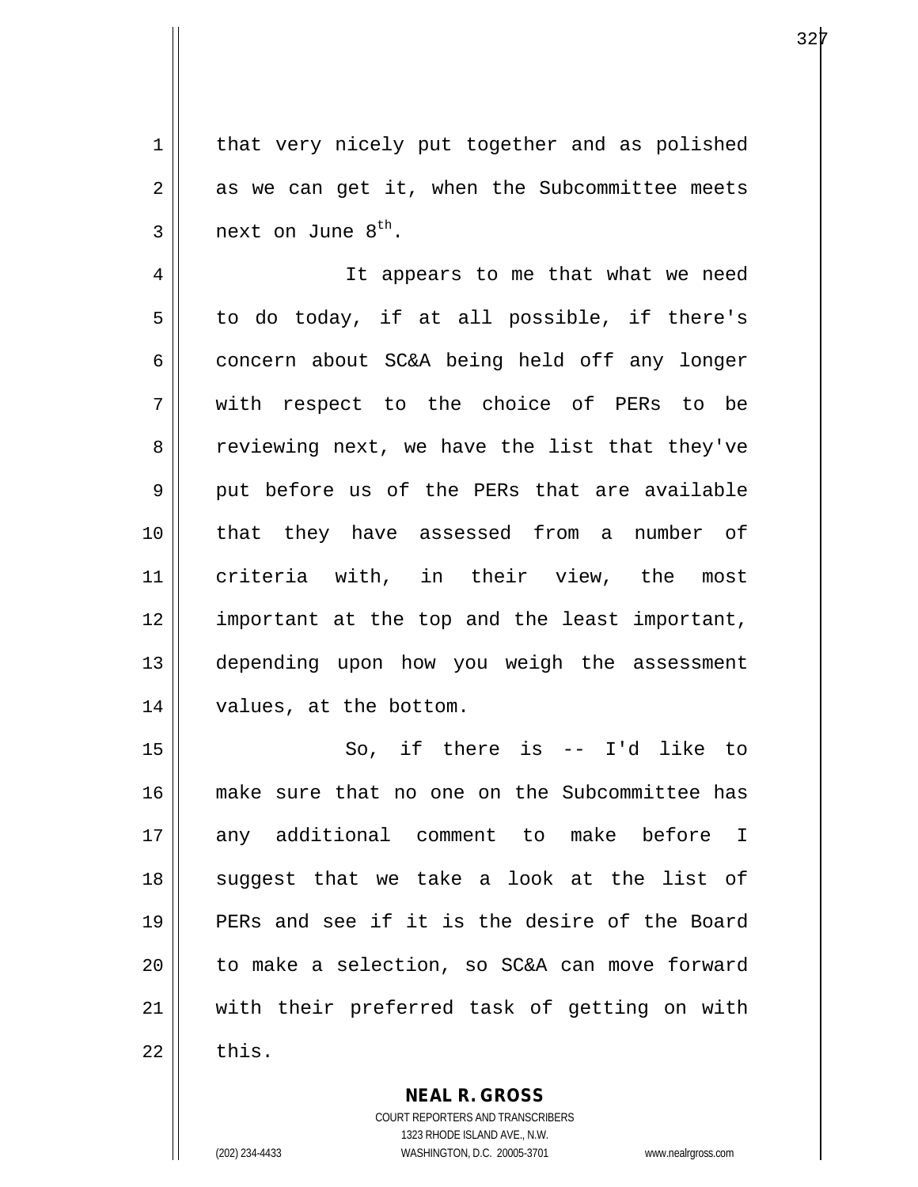that very nicely put together and as polished as we can get it, when the Subcommittee meets next on June 8th.

It appears to me that what we need to do today, if at all possible, if there's concern about SC&A being held off any longer with respect to the choice of PERs to be reviewing next, we have the list that they've put before us of the PERs that are available that they have assessed from a number of criteria with, in their view, the most important at the top and the least important, depending upon how you weigh the assessment values, at the bottom.

So, if there is -- I'd like to make sure that no one on the Subcommittee has any additional comment to make before I suggest that we take a look at the list of PERs and see if it is the desire of the Board to make a selection, so SC&A can move forward with their preferred task of getting on with this.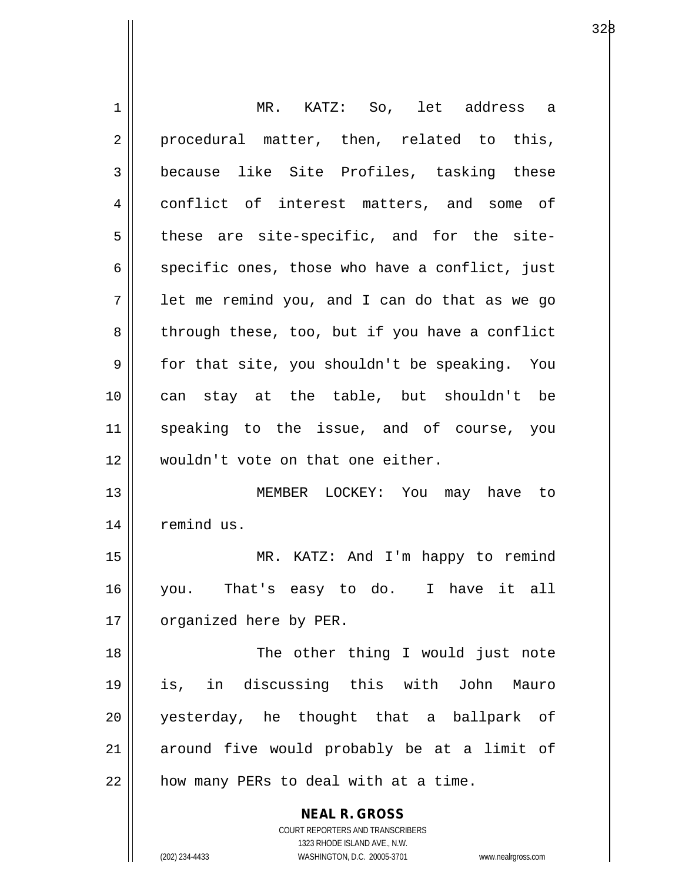MR. KATZ: So, let address a procedural matter, then, related to this, because like Site Profiles, tasking these conflict of interest matters, and some of these are site-specific, and for the site-specific ones, those who have a conflict, just let me remind you, and I can do that as we go through these, too, but if you have a conflict for that site, you shouldn't be speaking. You can stay at the table, but shouldn't be speaking to the issue, and of course, you wouldn't vote on that one either.

MEMBER LOCKEY: You may have to remind us.

MR. KATZ: And I'm happy to remind you. That's easy to do. I have it all organized here by PER.

The other thing I would just note is, in discussing this with John Mauro yesterday, he thought that a ballpark of around five would probably be at a limit of how many PERs to deal with at a time.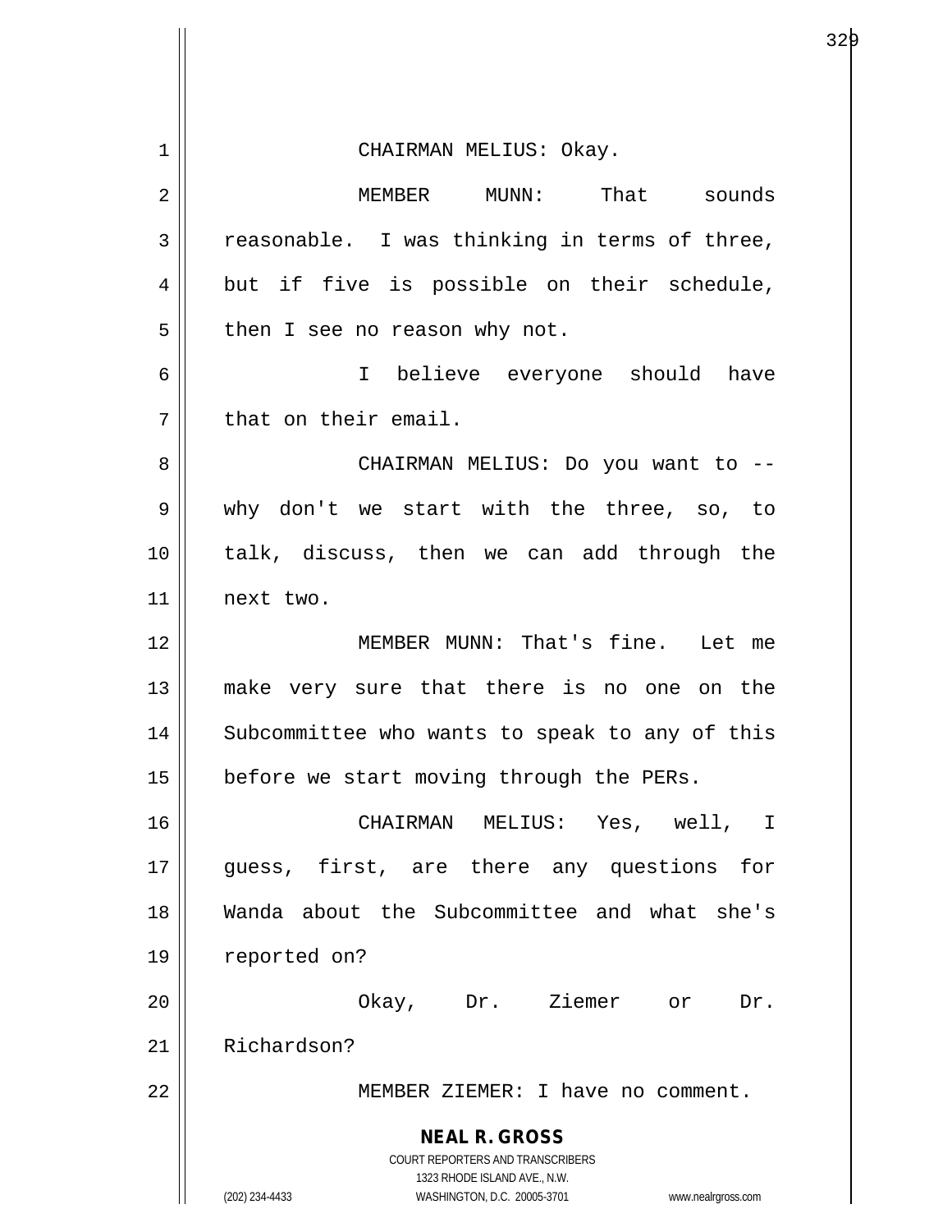CHAIRMAN MELIUS: Okay.

MEMBER MUNN: That sounds reasonable. I was thinking in terms of three, but if five is possible on their schedule, then I see no reason why not.

I believe everyone should have that on their email.

CHAIRMAN MELIUS: Do you want to -- why don't we start with the three, so, to talk, discuss, then we can add through the next two.

MEMBER MUNN: That's fine. Let me make very sure that there is no one on the Subcommittee who wants to speak to any of this before we start moving through the PERs.

CHAIRMAN MELIUS: Yes, well, I guess, first, are there any questions for Wanda about the Subcommittee and what she's reported on?

Okay, Dr. Ziemer or Dr. Richardson?

MEMBER ZIEMER: I have no comment.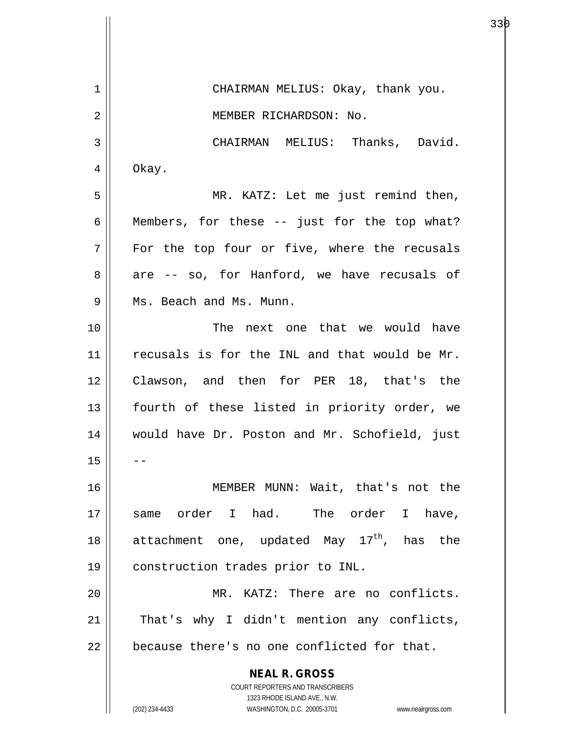CHAIRMAN MELIUS: Okay, thank you.

MEMBER RICHARDSON: No.

CHAIRMAN MELIUS: Thanks, David. Okay.

MR. KATZ: Let me just remind then, Members, for these -- just for the top what? For the top four or five, where the recusals are -- so, for Hanford, we have recusals of Ms. Beach and Ms. Munn.

The next one that we would have recusals is for the INL and that would be Mr. Clawson, and then for PER 18, that's the fourth of these listed in priority order, we would have Dr. Poston and Mr. Schofield, just --

MEMBER MUNN: Wait, that's not the same order I had. The order I have, attachment one, updated May 17th, has the construction trades prior to INL.

MR. KATZ: There are no conflicts. That's why I didn't mention any conflicts, because there's no one conflicted for that.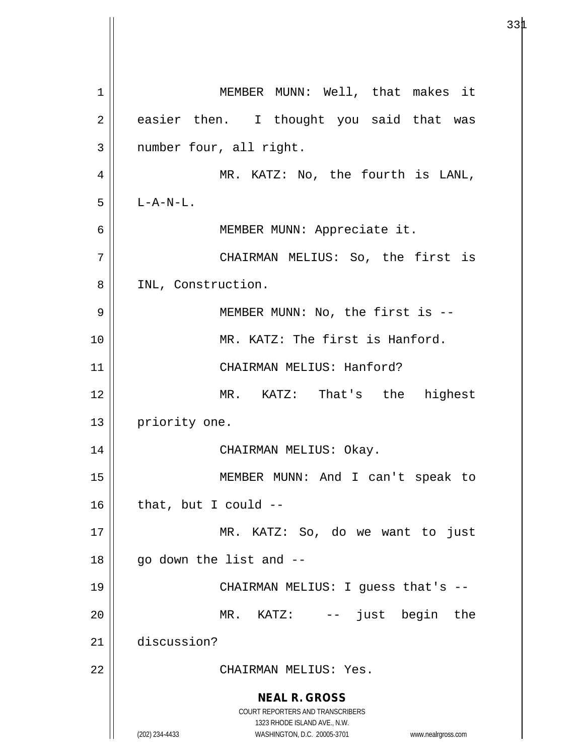MEMBER MUNN: Well, that makes it easier then. I thought you said that was number four, all right.

MR. KATZ: No, the fourth is LANL, L-A-N-L.

MEMBER MUNN: Appreciate it.

CHAIRMAN MELIUS: So, the first is INL, Construction.

MEMBER MUNN: No, the first is --

MR. KATZ: The first is Hanford.

CHAIRMAN MELIUS: Hanford?

MR. KATZ: That's the highest priority one.

CHAIRMAN MELIUS: Okay.

MEMBER MUNN: And I can't speak to that, but I could --

MR. KATZ: So, do we want to just go down the list and --

CHAIRMAN MELIUS: I guess that's --

MR. KATZ: -- just begin the discussion?

CHAIRMAN MELIUS: Yes.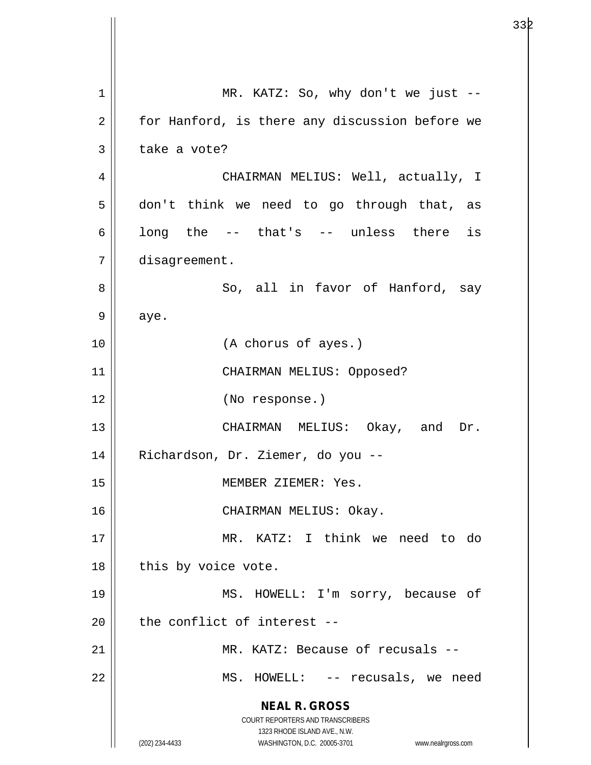MR. KATZ: So, why don't we just -- for Hanford, is there any discussion before we take a vote?

CHAIRMAN MELIUS: Well, actually, I don't think we need to go through that, as long the -- that's -- unless there is disagreement.

So, all in favor of Hanford, say aye.

(A chorus of ayes.)

CHAIRMAN MELIUS: Opposed?

(No response.)

CHAIRMAN MELIUS: Okay, and Dr. Richardson, Dr. Ziemer, do you --

MEMBER ZIEMER: Yes.

CHAIRMAN MELIUS: Okay.

MR. KATZ: I think we need to do this by voice vote.

MS. HOWELL: I'm sorry, because of the conflict of interest --

MR. KATZ: Because of recusals --

MS. HOWELL: -- recusals, we need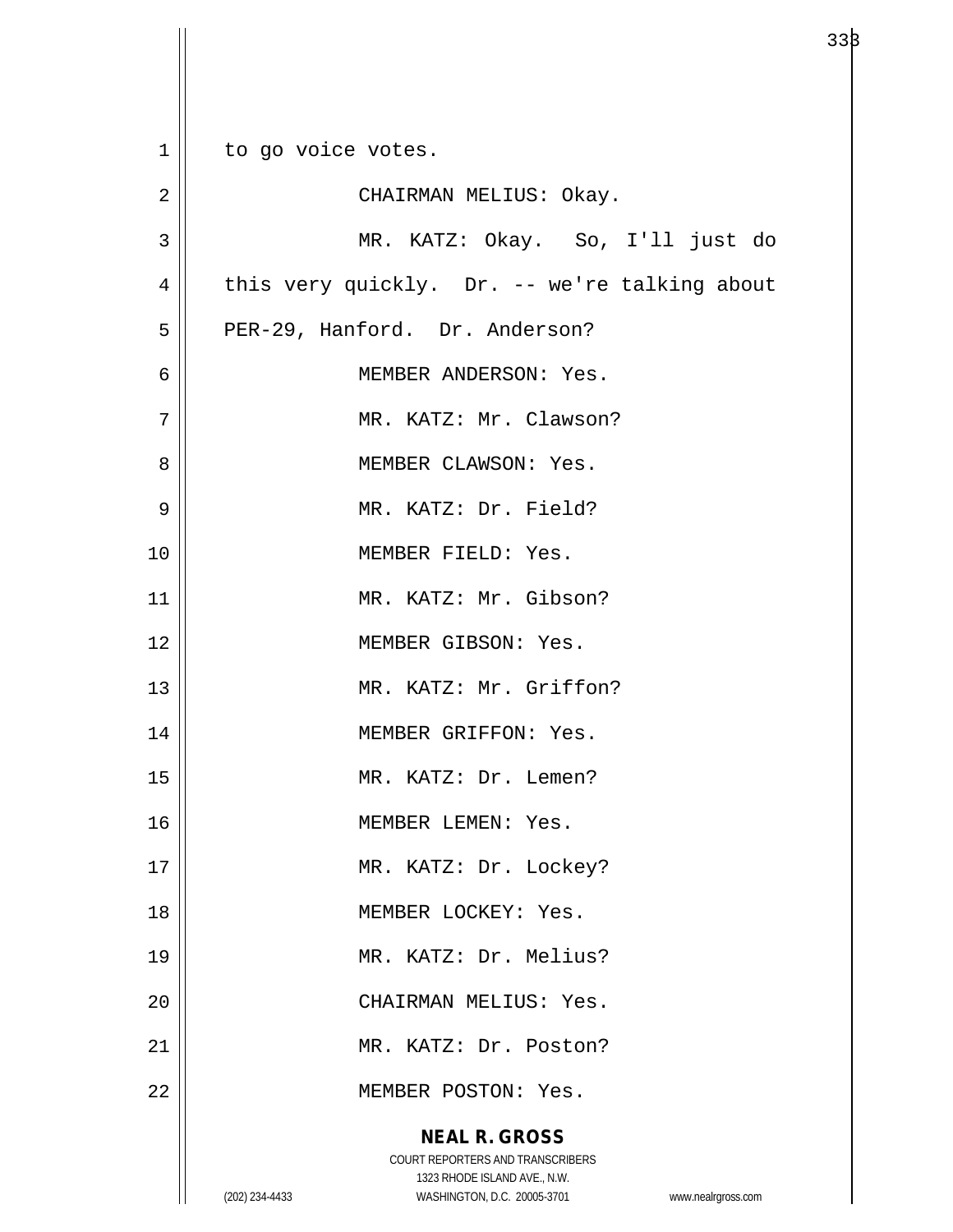to go voice votes.

CHAIRMAN MELIUS: Okay.

MR. KATZ: Okay. So, I'll just do this very quickly. Dr. -- we're talking about PER-29, Hanford. Dr. Anderson?

MEMBER ANDERSON: Yes.

MR. KATZ: Mr. Clawson?

MEMBER CLAWSON: Yes.

MR. KATZ: Dr. Field?

MEMBER FIELD: Yes.

MR. KATZ: Mr. Gibson?

MEMBER GIBSON: Yes.

MR. KATZ: Mr. Griffon?

MEMBER GRIFFON: Yes.

MR. KATZ: Dr. Lemen?

MEMBER LEMEN: Yes.

MR. KATZ: Dr. Lockey?

MEMBER LOCKEY: Yes.

MR. KATZ: Dr. Melius?

CHAIRMAN MELIUS: Yes.

MR. KATZ: Dr. Poston?

MEMBER POSTON: Yes.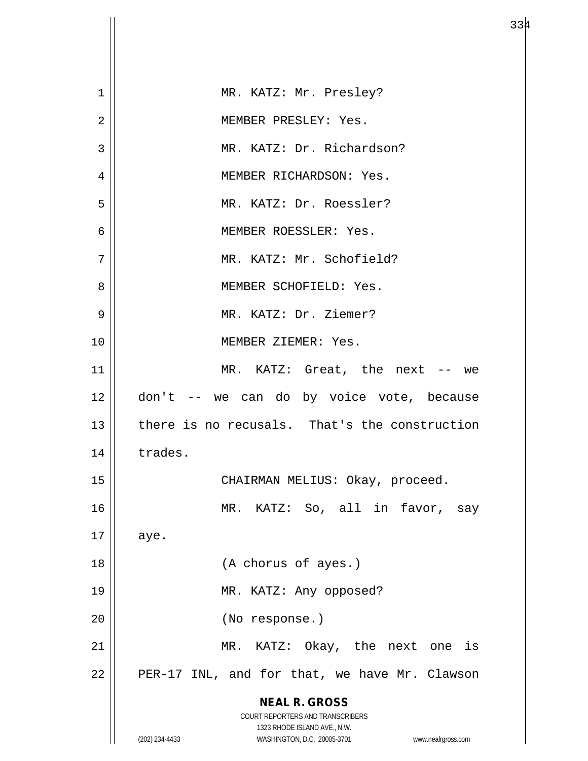MR. KATZ: Mr. Presley?

MEMBER PRESLEY: Yes.

MR. KATZ: Dr. Richardson?

MEMBER RICHARDSON: Yes.

MR. KATZ: Dr. Roessler?

MEMBER ROESSLER: Yes.

MR. KATZ: Mr. Schofield?

MEMBER SCHOFIELD: Yes.

MR. KATZ: Dr. Ziemer?

MEMBER ZIEMER: Yes.

MR. KATZ: Great, the next -- we don't -- we can do by voice vote, because there is no recusals. That's the construction trades.

CHAIRMAN MELIUS: Okay, proceed.

MR. KATZ: So, all in favor, say aye.

(A chorus of ayes.)

MR. KATZ: Any opposed?

(No response.)

MR. KATZ: Okay, the next one is PER-17 INL, and for that, we have Mr. Clawson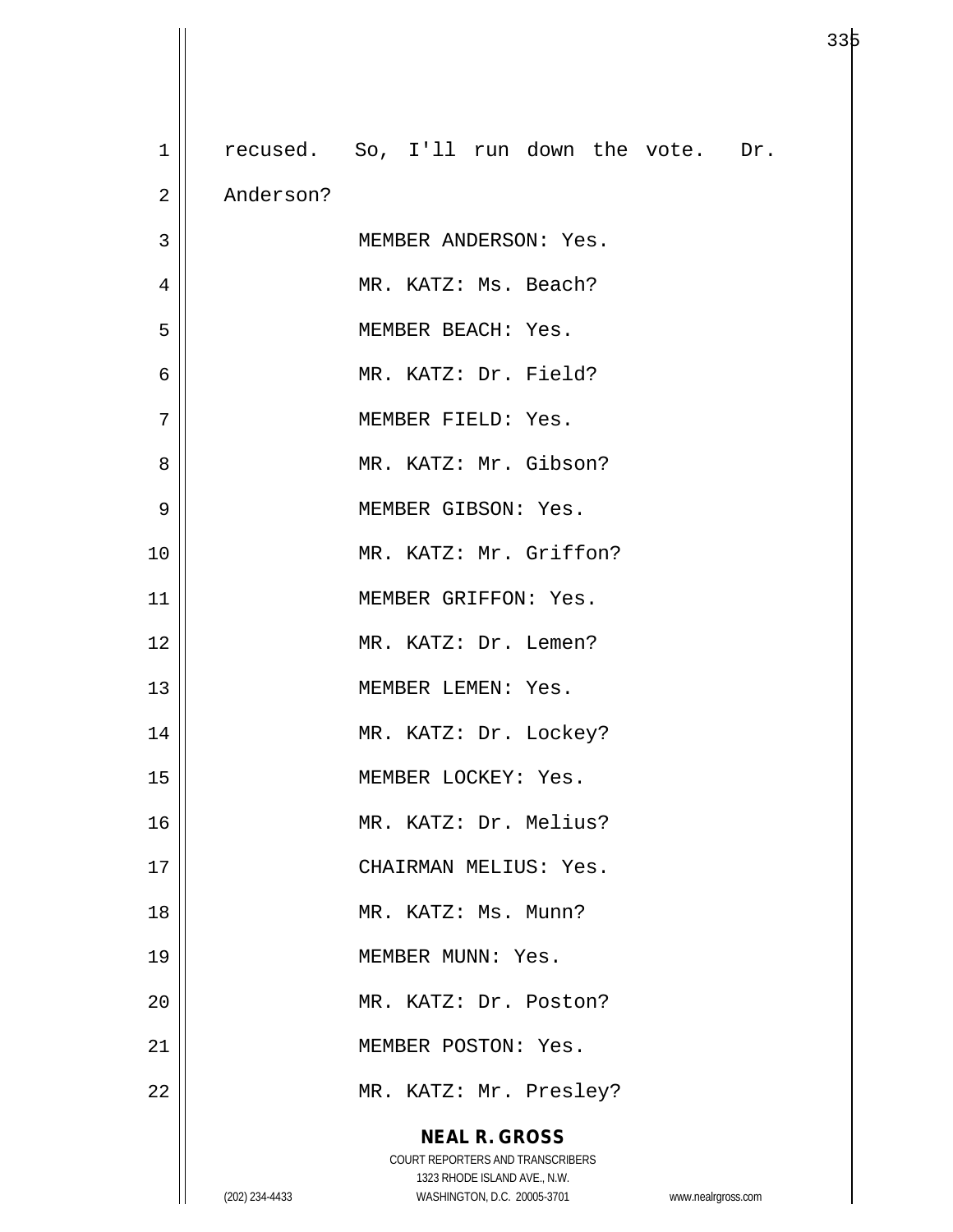recused. So, I'll run down the vote. Dr. Anderson?

MEMBER ANDERSON: Yes.

MR. KATZ: Ms. Beach?

MEMBER BEACH: Yes.

MR. KATZ: Dr. Field?

MEMBER FIELD: Yes.

MR. KATZ: Mr. Gibson?

MEMBER GIBSON: Yes.

MR. KATZ: Mr. Griffon?

MEMBER GRIFFON: Yes.

MR. KATZ: Dr. Lemen?

MEMBER LEMEN: Yes.

MR. KATZ: Dr. Lockey?

MEMBER LOCKEY: Yes.

MR. KATZ: Dr. Melius?

CHAIRMAN MELIUS: Yes.

MR. KATZ: Ms. Munn?

MEMBER MUNN: Yes.

MR. KATZ: Dr. Poston?

MEMBER POSTON: Yes.

MR. KATZ: Mr. Presley?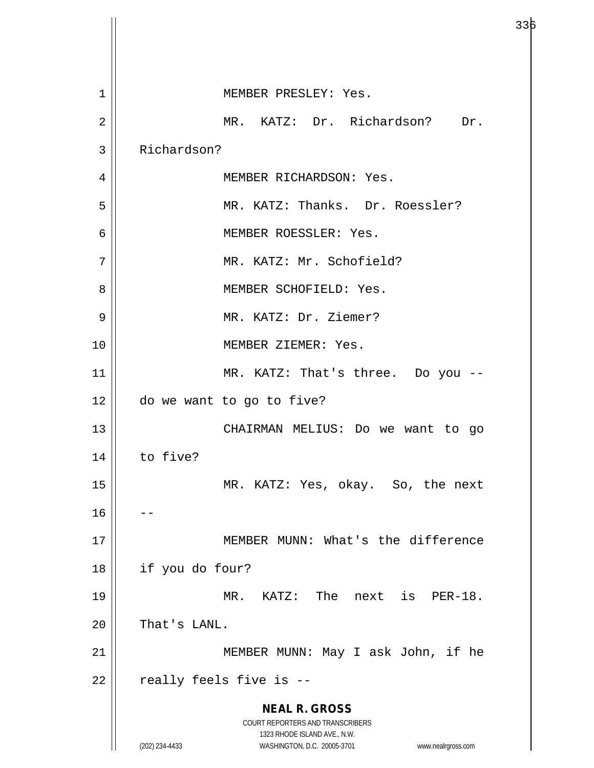MEMBER PRESLEY: Yes.

MR. KATZ: Dr. Richardson? Dr. Richardson?

MEMBER RICHARDSON: Yes.

MR. KATZ: Thanks. Dr. Roessler?

MEMBER ROESSLER: Yes.

MR. KATZ: Mr. Schofield?

MEMBER SCHOFIELD: Yes.

MR. KATZ: Dr. Ziemer?

MEMBER ZIEMER: Yes.

MR. KATZ: That's three. Do you -- do we want to go to five?

CHAIRMAN MELIUS: Do we want to go to five?

MR. KATZ: Yes, okay. So, the next --

MEMBER MUNN: What's the difference if you do four?

MR. KATZ: The next is PER-18. That's LANL.

MEMBER MUNN: May I ask John, if he really feels five is --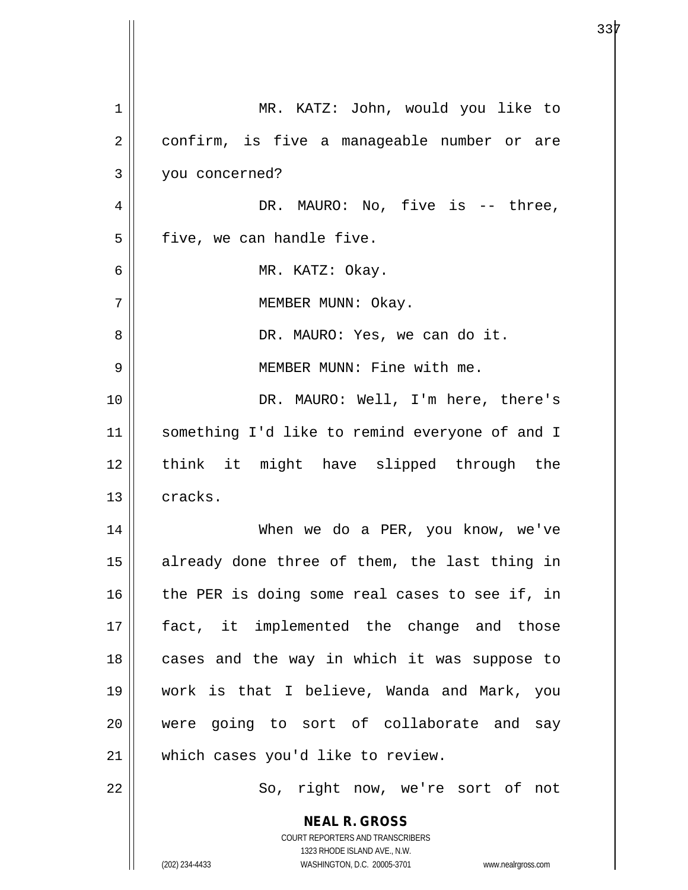MR. KATZ: John, would you like to confirm, is five a manageable number or are you concerned?

DR. MAURO: No, five is -- three, five, we can handle five.

MR. KATZ: Okay.

MEMBER MUNN: Okay.

DR. MAURO: Yes, we can do it.

MEMBER MUNN: Fine with me.

DR. MAURO: Well, I'm here, there's something I'd like to remind everyone of and I think it might have slipped through the cracks.

When we do a PER, you know, we've already done three of them, the last thing in the PER is doing some real cases to see if, in fact, it implemented the change and those cases and the way in which it was suppose to work is that I believe, Wanda and Mark, you were going to sort of collaborate and say which cases you'd like to review.

So, right now, we're sort of not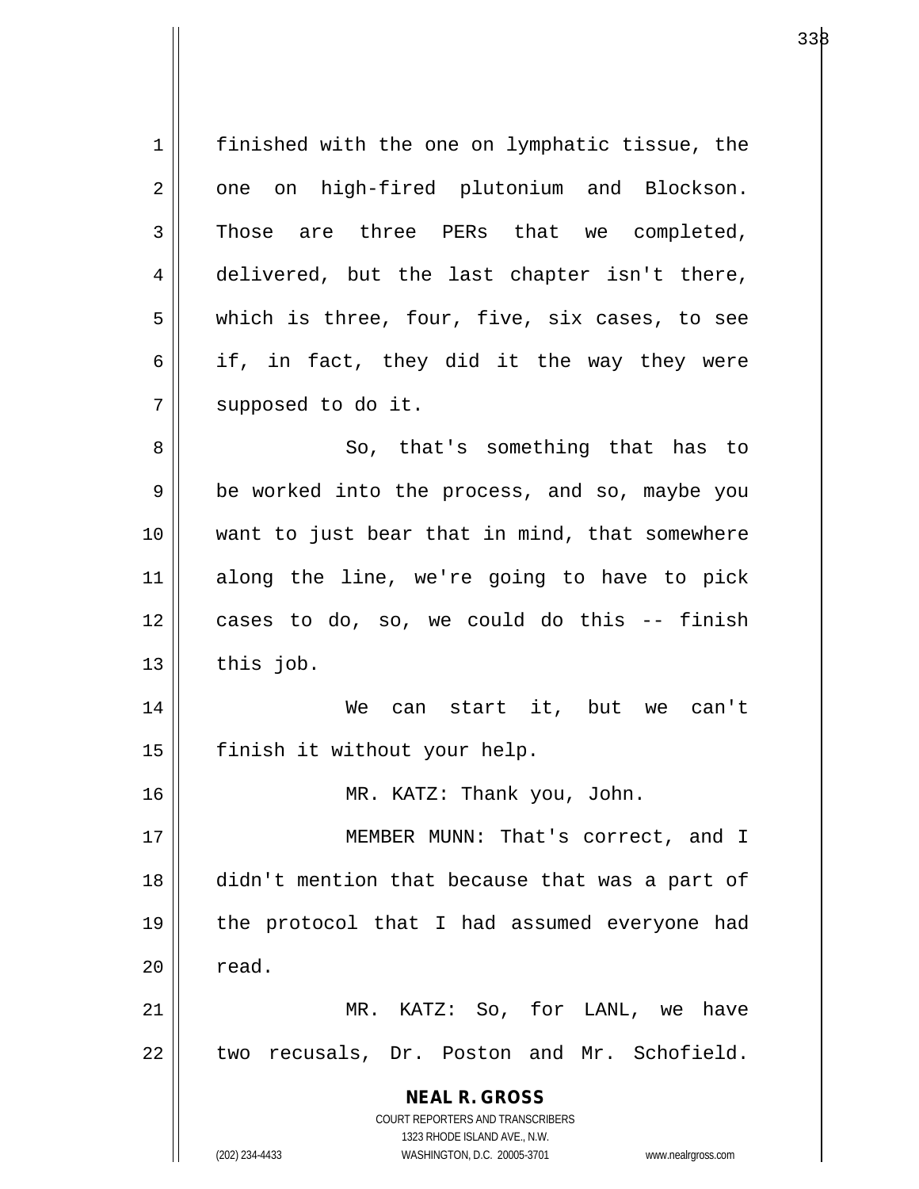finished with the one on lymphatic tissue, the one on high-fired plutonium and Blockson. Those are three PERs that we completed, delivered, but the last chapter isn't there, which is three, four, five, six cases, to see if, in fact, they did it the way they were supposed to do it.

So, that's something that has to be worked into the process, and so, maybe you want to just bear that in mind, that somewhere along the line, we're going to have to pick cases to do, so, we could do this -- finish this job.

We can start it, but we can't finish it without your help.

MR. KATZ: Thank you, John.

MEMBER MUNN: That's correct, and I didn't mention that because that was a part of the protocol that I had assumed everyone had read.

MR. KATZ: So, for LANL, we have two recusals, Dr. Poston and Mr. Schofield.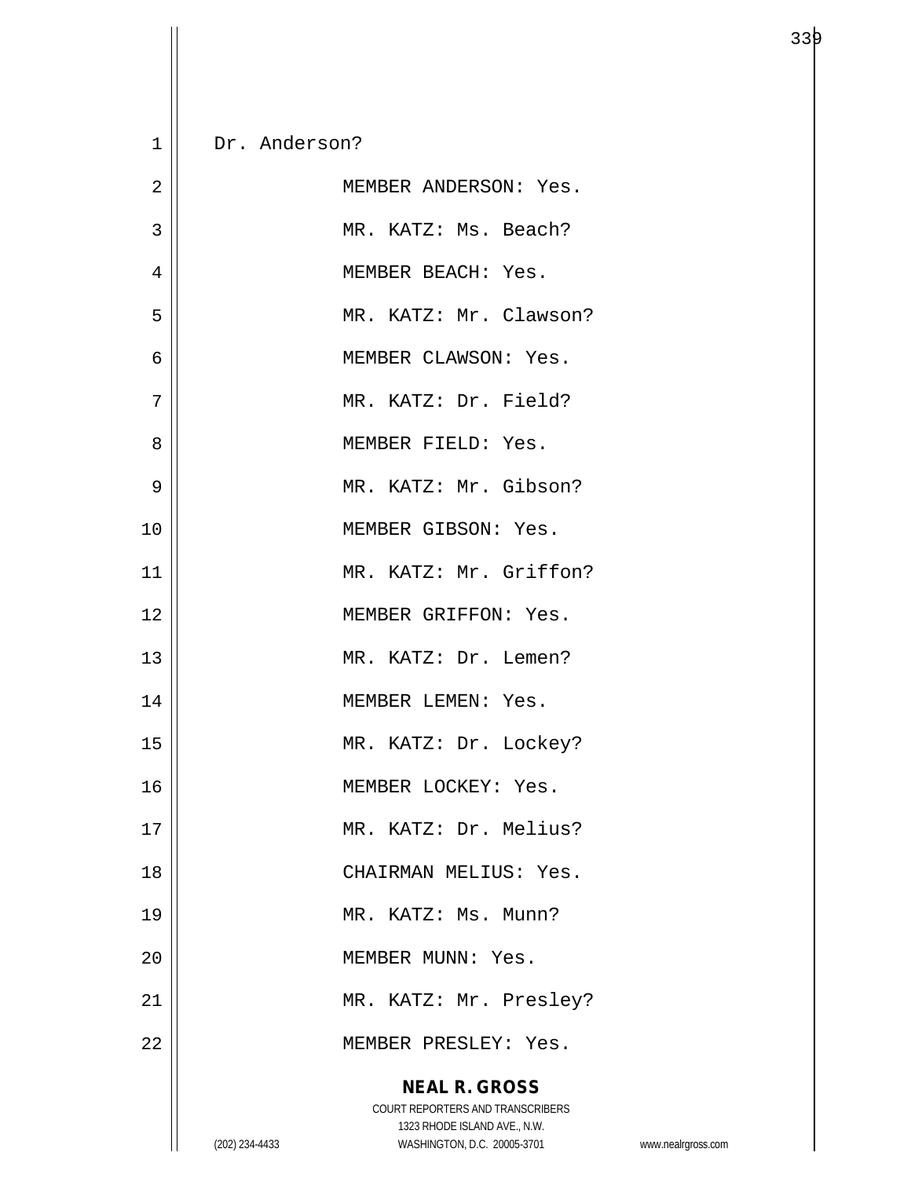Dr. Anderson?

MEMBER ANDERSON: Yes.

MR. KATZ: Ms. Beach?

MEMBER BEACH: Yes.

MR. KATZ: Mr. Clawson?

MEMBER CLAWSON: Yes.

MR. KATZ: Dr. Field?

MEMBER FIELD: Yes.

MR. KATZ: Mr. Gibson?

MEMBER GIBSON: Yes.

MR. KATZ: Mr. Griffon?

MEMBER GRIFFON: Yes.

MR. KATZ: Dr. Lemen?

MEMBER LEMEN: Yes.

MR. KATZ: Dr. Lockey?

MEMBER LOCKEY: Yes.

MR. KATZ: Dr. Melius?

CHAIRMAN MELIUS: Yes.

MR. KATZ: Ms. Munn?

MEMBER MUNN: Yes.

MR. KATZ: Mr. Presley?

MEMBER PRESLEY: Yes.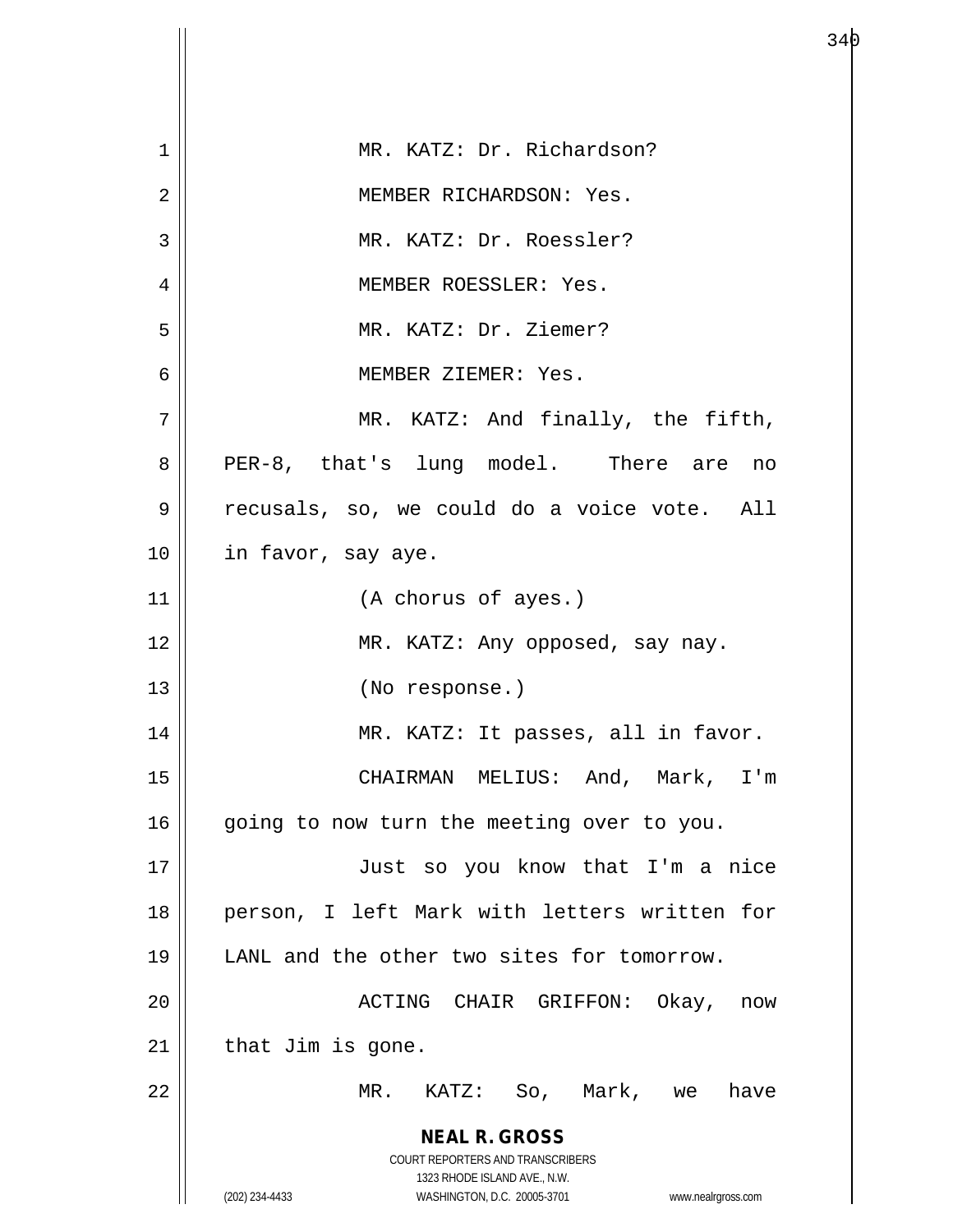MR. KATZ: Dr. Richardson?

MEMBER RICHARDSON: Yes.

MR. KATZ: Dr. Roessler?

MEMBER ROESSLER: Yes.

MR. KATZ: Dr. Ziemer?

MEMBER ZIEMER: Yes.

MR. KATZ: And finally, the fifth, PER-8, that's lung model. There are no recusals, so, we could do a voice vote. All in favor, say aye.

(A chorus of ayes.)

MR. KATZ: Any opposed, say nay.

(No response.)

MR. KATZ: It passes, all in favor.

CHAIRMAN MELIUS: And, Mark, I'm going to now turn the meeting over to you.

Just so you know that I'm a nice person, I left Mark with letters written for LANL and the other two sites for tomorrow.

ACTING CHAIR GRIFFON: Okay, now that Jim is gone.

MR. KATZ: So, Mark, we have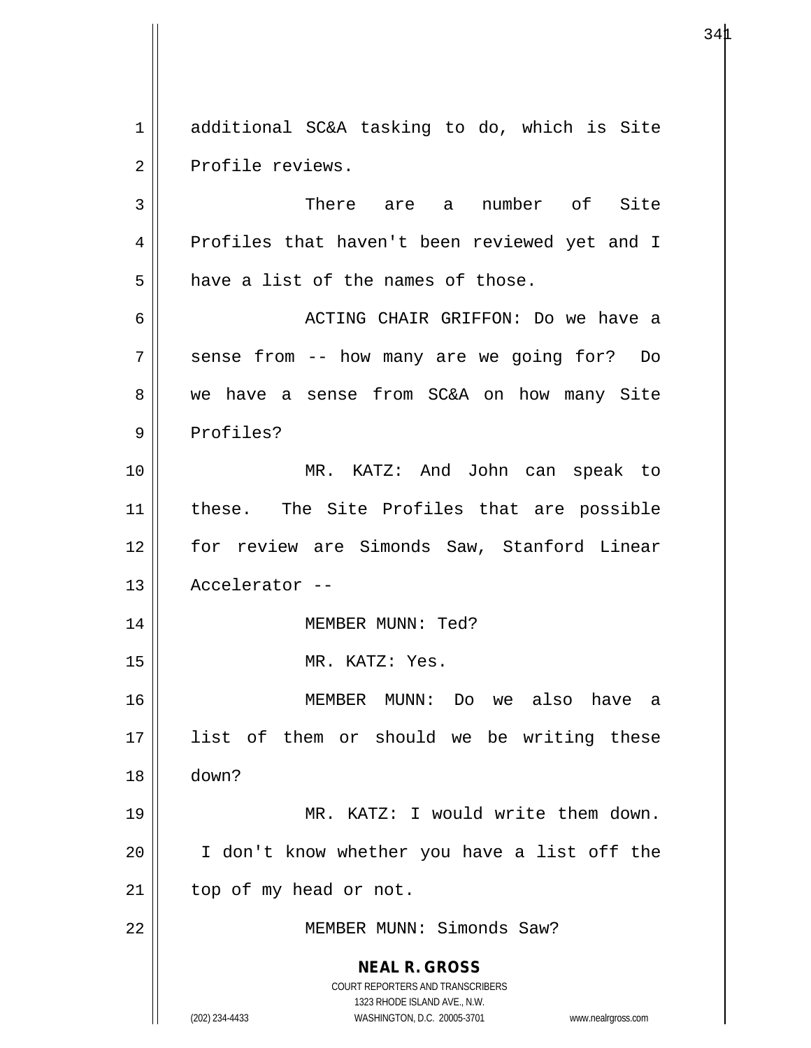additional SC&A tasking to do, which is Site Profile reviews.

There are a number of Site Profiles that haven't been reviewed yet and I have a list of the names of those.

ACTING CHAIR GRIFFON: Do we have a sense from -- how many are we going for? Do we have a sense from SC&A on how many Site Profiles?

MR. KATZ: And John can speak to these. The Site Profiles that are possible for review are Simonds Saw, Stanford Linear Accelerator --

MEMBER MUNN: Ted?

MR. KATZ: Yes.

MEMBER MUNN: Do we also have a list of them or should we be writing these down?

MR. KATZ: I would write them down. I don't know whether you have a list off the top of my head or not.

MEMBER MUNN: Simonds Saw?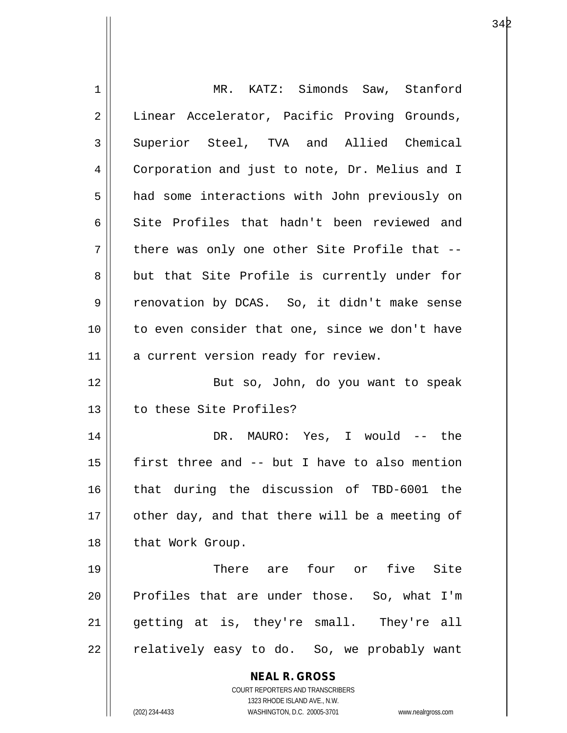MR. KATZ: Simonds Saw, Stanford Linear Accelerator, Pacific Proving Grounds, Superior Steel, TVA and Allied Chemical Corporation and just to note, Dr. Melius and I had some interactions with John previously on Site Profiles that hadn't been reviewed and there was only one other Site Profile that -- but that Site Profile is currently under for renovation by DCAS. So, it didn't make sense to even consider that one, since we don't have a current version ready for review.

But so, John, do you want to speak to these Site Profiles?

DR. MAURO: Yes, I would -- the first three and -- but I have to also mention that during the discussion of TBD-6001 the other day, and that there will be a meeting of that Work Group.

There are four or five Site Profiles that are under those. So, what I'm getting at is, they're small. They're all relatively easy to do. So, we probably want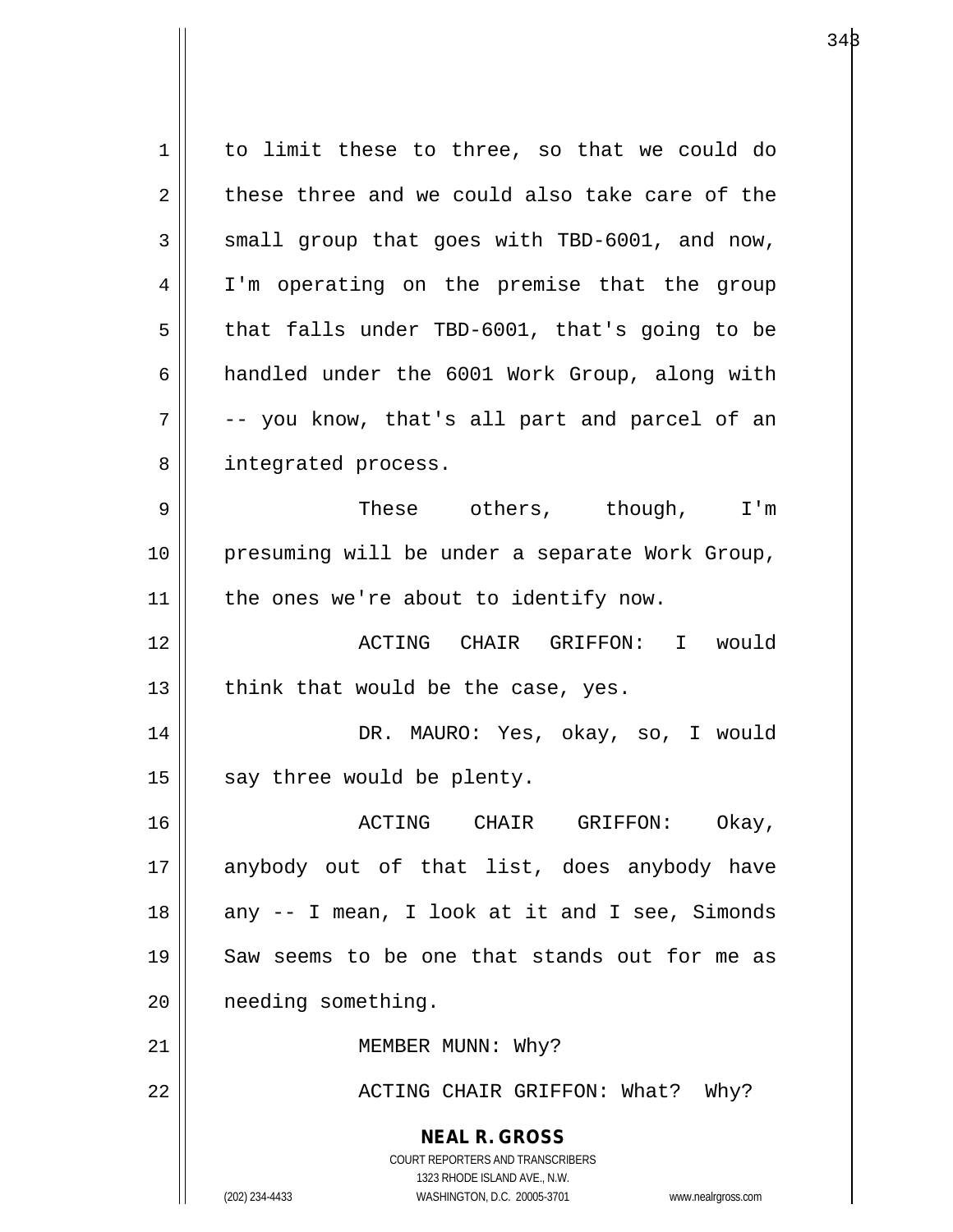to limit these to three, so that we could do these three and we could also take care of the small group that goes with TBD-6001, and now, I'm operating on the premise that the group that falls under TBD-6001, that's going to be handled under the 6001 Work Group, along with -- you know, that's all part and parcel of an integrated process.

These others, though, I'm presuming will be under a separate Work Group, the ones we're about to identify now.

ACTING CHAIR GRIFFON: I would think that would be the case, yes.

DR. MAURO: Yes, okay, so, I would say three would be plenty.

ACTING CHAIR GRIFFON: Okay, anybody out of that list, does anybody have any -- I mean, I look at it and I see, Simonds Saw seems to be one that stands out for me as needing something.

MEMBER MUNN: Why?

ACTING CHAIR GRIFFON: What? Why?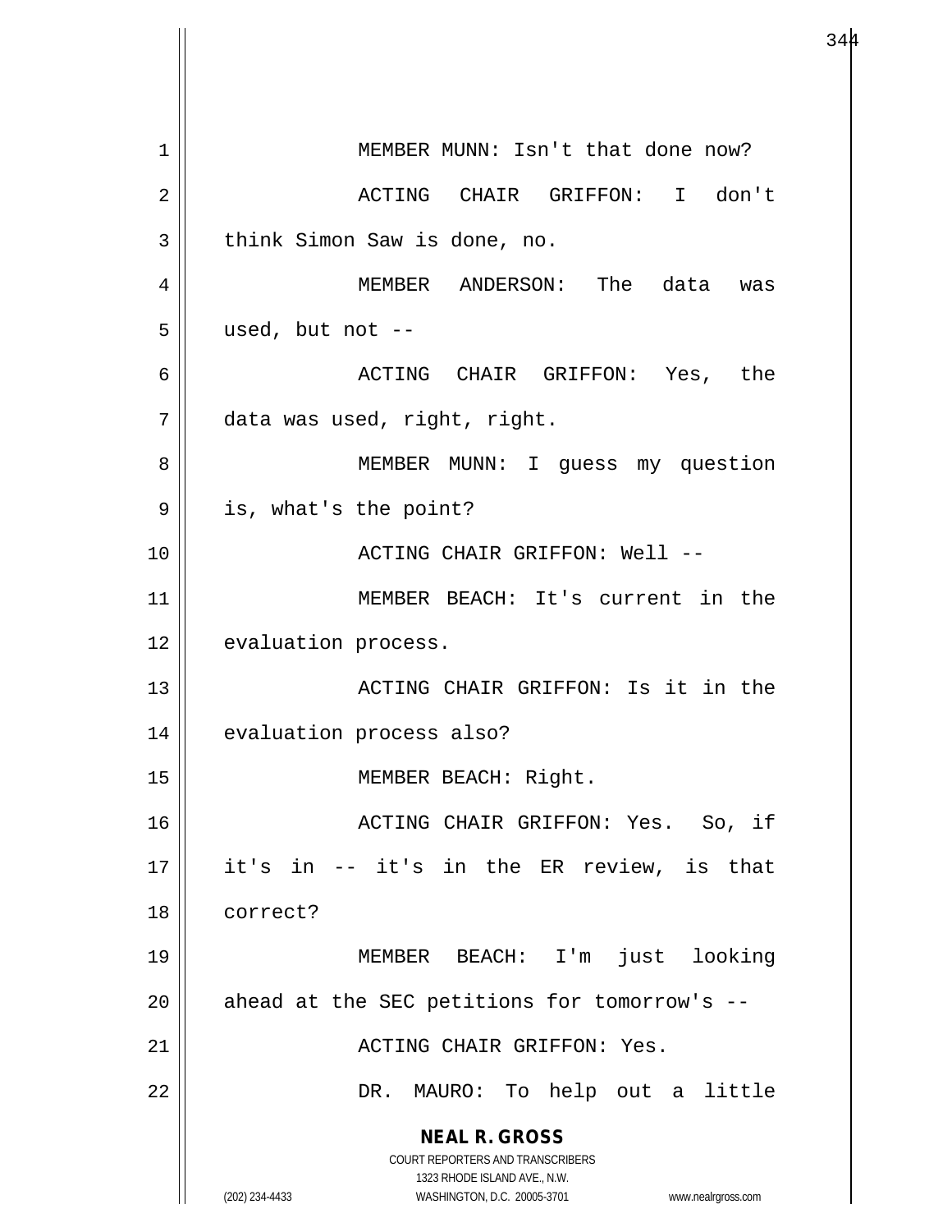MEMBER MUNN: Isn't that done now?

ACTING CHAIR GRIFFON: I don't think Simon Saw is done, no.

MEMBER ANDERSON: The data was used, but not --

ACTING CHAIR GRIFFON: Yes, the data was used, right, right.

MEMBER MUNN: I guess my question is, what's the point?

ACTING CHAIR GRIFFON: Well --

MEMBER BEACH: It's current in the evaluation process.

ACTING CHAIR GRIFFON: Is it in the evaluation process also?

MEMBER BEACH: Right.

ACTING CHAIR GRIFFON: Yes. So, if it's in -- it's in the ER review, is that correct?

MEMBER BEACH: I'm just looking ahead at the SEC petitions for tomorrow's --

ACTING CHAIR GRIFFON: Yes.

DR. MAURO: To help out a little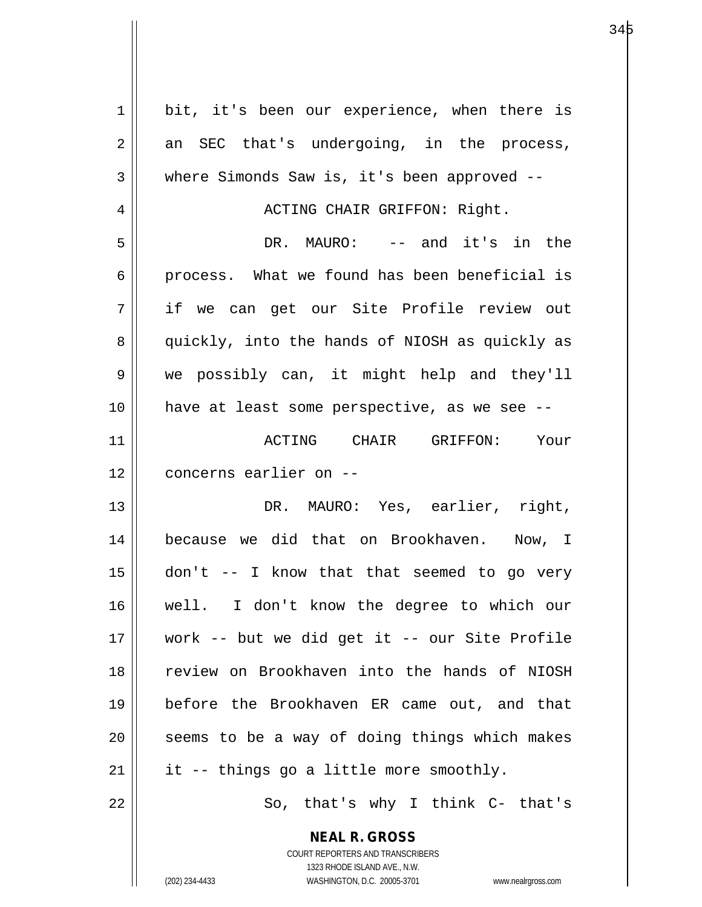bit, it's been our experience, when there is an SEC that's undergoing, in the process, where Simonds Saw is, it's been approved --

ACTING CHAIR GRIFFON: Right.

DR. MAURO: -- and it's in the process. What we found has been beneficial is if we can get our Site Profile review out quickly, into the hands of NIOSH as quickly as we possibly can, it might help and they'll have at least some perspective, as we see --

ACTING CHAIR GRIFFON: Your concerns earlier on --

DR. MAURO: Yes, earlier, right, because we did that on Brookhaven. Now, I don't -- I know that that seemed to go very well. I don't know the degree to which our work -- but we did get it -- our Site Profile review on Brookhaven into the hands of NIOSH before the Brookhaven ER came out, and that seems to be a way of doing things which makes it -- things go a little more smoothly.

So, that's why I think C- that's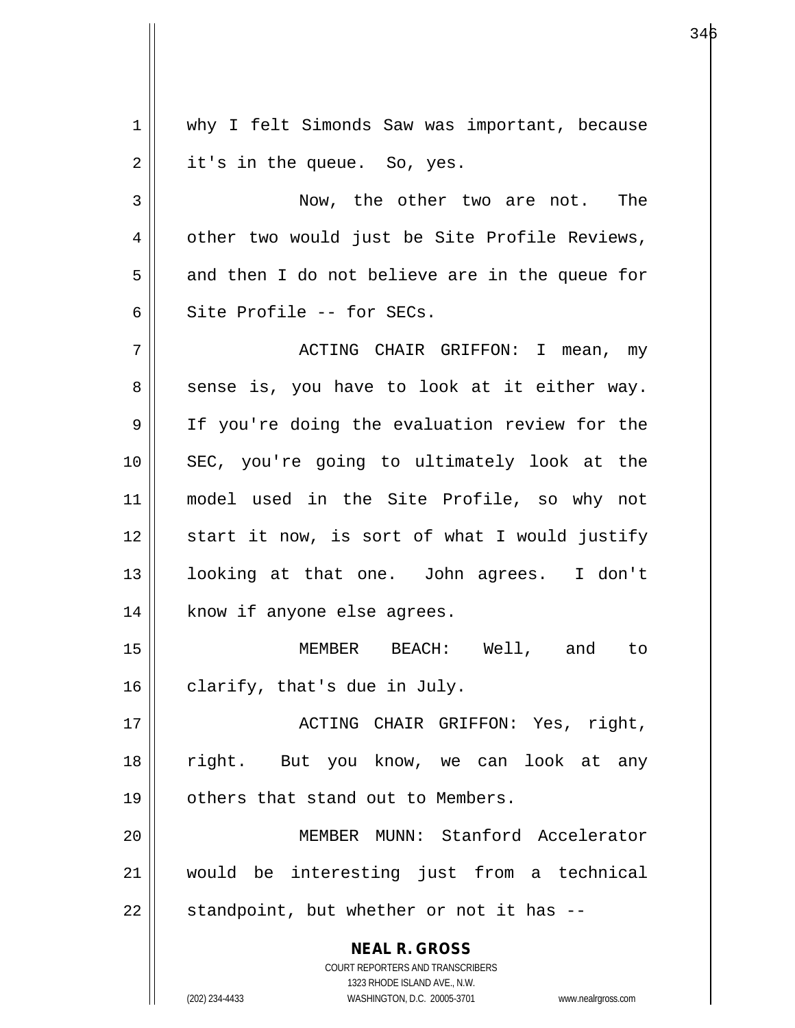why I felt Simonds Saw was important, because it's in the queue. So, yes.

Now, the other two are not. The other two would just be Site Profile Reviews, and then I do not believe are in the queue for Site Profile -- for SECs.

ACTING CHAIR GRIFFON: I mean, my sense is, you have to look at it either way. If you're doing the evaluation review for the SEC, you're going to ultimately look at the model used in the Site Profile, so why not start it now, is sort of what I would justify looking at that one. John agrees. I don't know if anyone else agrees.

MEMBER BEACH: Well, and to clarify, that's due in July.

ACTING CHAIR GRIFFON: Yes, right, right. But you know, we can look at any others that stand out to Members.

MEMBER MUNN: Stanford Accelerator would be interesting just from a technical standpoint, but whether or not it has --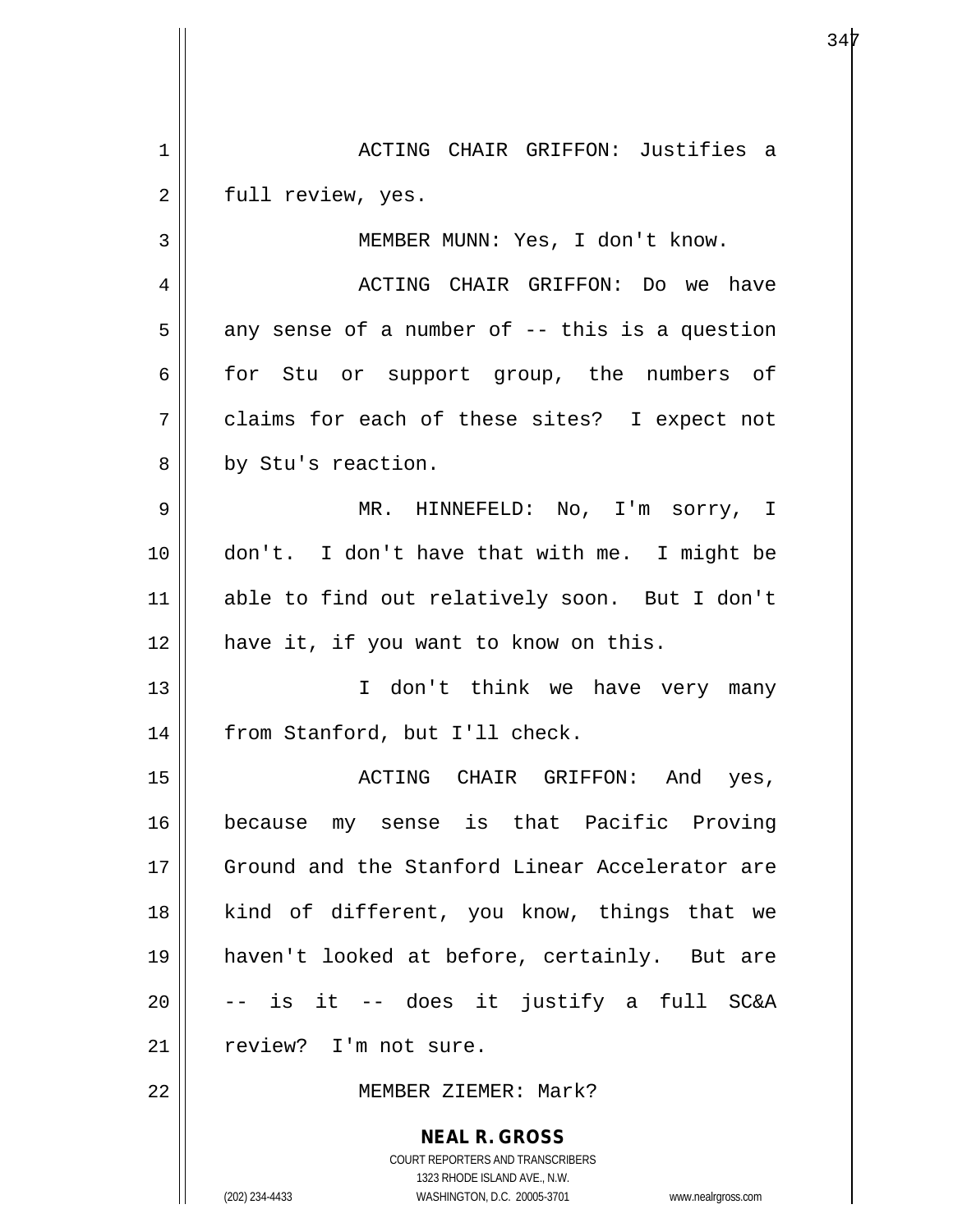ACTING CHAIR GRIFFON: Justifies a full review, yes.

MEMBER MUNN: Yes, I don't know.

ACTING CHAIR GRIFFON: Do we have any sense of a number of -- this is a question for Stu or support group, the numbers of claims for each of these sites? I expect not by Stu's reaction.

MR. HINNEFELD: No, I'm sorry, I don't. I don't have that with me. I might be able to find out relatively soon. But I don't have it, if you want to know on this.

I don't think we have very many from Stanford, but I'll check.

ACTING CHAIR GRIFFON: And yes, because my sense is that Pacific Proving Ground and the Stanford Linear Accelerator are kind of different, you know, things that we haven't looked at before, certainly. But are -- is it -- does it justify a full SC&A review? I'm not sure.

MEMBER ZIEMER: Mark?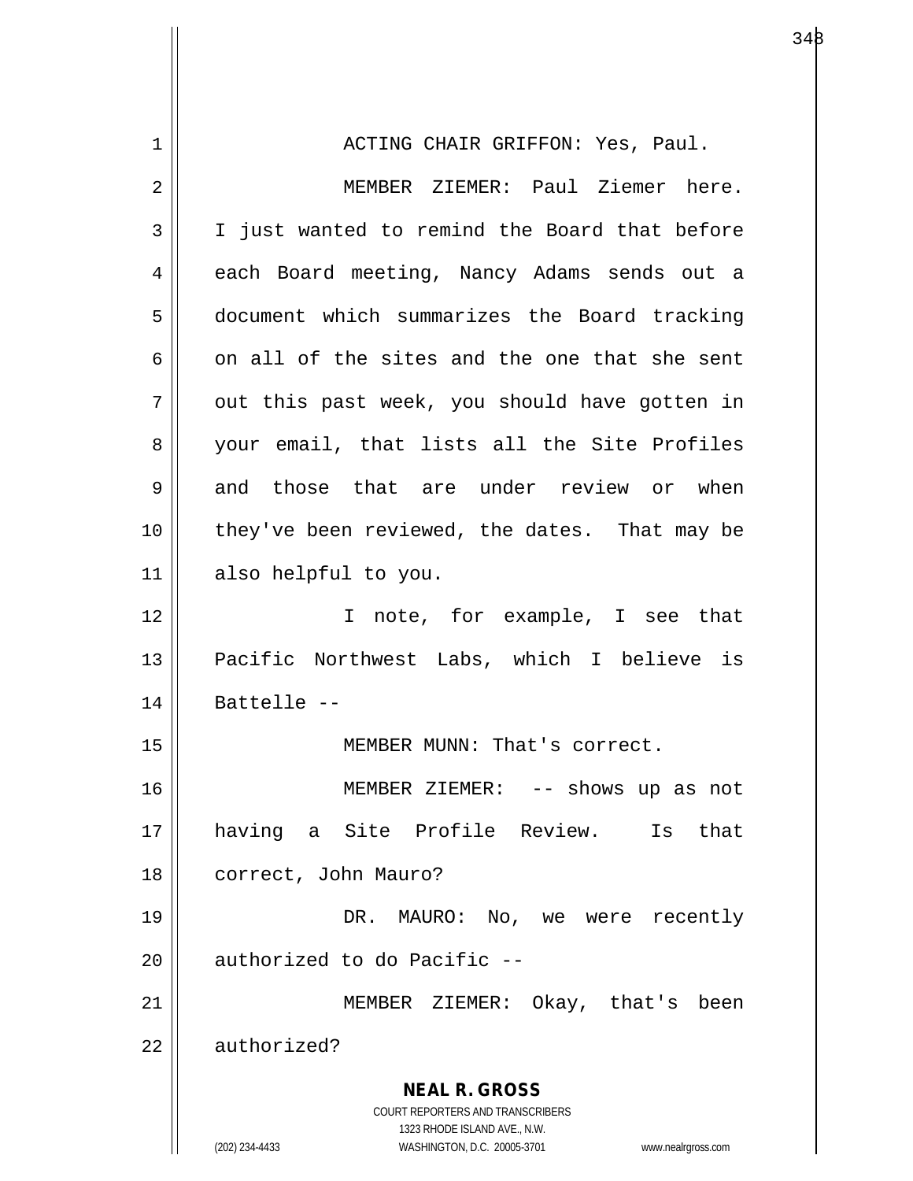ACTING CHAIR GRIFFON: Yes, Paul.

MEMBER ZIEMER: Paul Ziemer here. I just wanted to remind the Board that before each Board meeting, Nancy Adams sends out a document which summarizes the Board tracking on all of the sites and the one that she sent out this past week, you should have gotten in your email, that lists all the Site Profiles and those that are under review or when they've been reviewed, the dates. That may be also helpful to you.

I note, for example, I see that Pacific Northwest Labs, which I believe is Battelle --

MEMBER MUNN: That's correct.

MEMBER ZIEMER: -- shows up as not having a Site Profile Review. Is that correct, John Mauro?

DR. MAURO: No, we were recently authorized to do Pacific --

MEMBER ZIEMER: Okay, that's been authorized?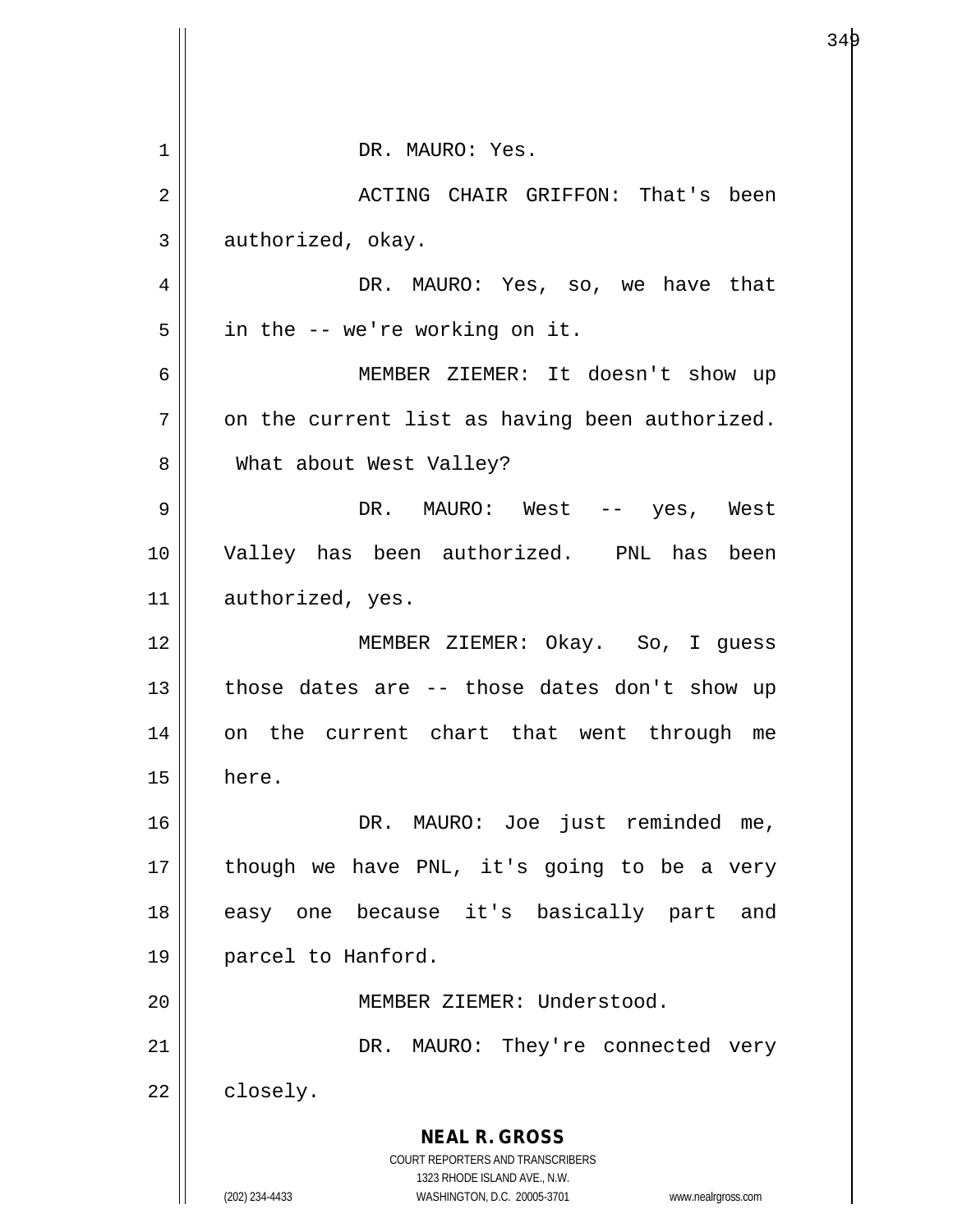DR. MAURO: Yes.

ACTING CHAIR GRIFFON: That's been authorized, okay.

DR. MAURO: Yes, so, we have that in the -- we're working on it.

MEMBER ZIEMER: It doesn't show up on the current list as having been authorized. What about West Valley?

DR. MAURO: West -- yes, West Valley has been authorized. PNL has been authorized, yes.

MEMBER ZIEMER: Okay. So, I guess those dates are -- those dates don't show up on the current chart that went through me here.

DR. MAURO: Joe just reminded me, though we have PNL, it's going to be a very easy one because it's basically part and parcel to Hanford.

MEMBER ZIEMER: Understood.

DR. MAURO: They're connected very closely.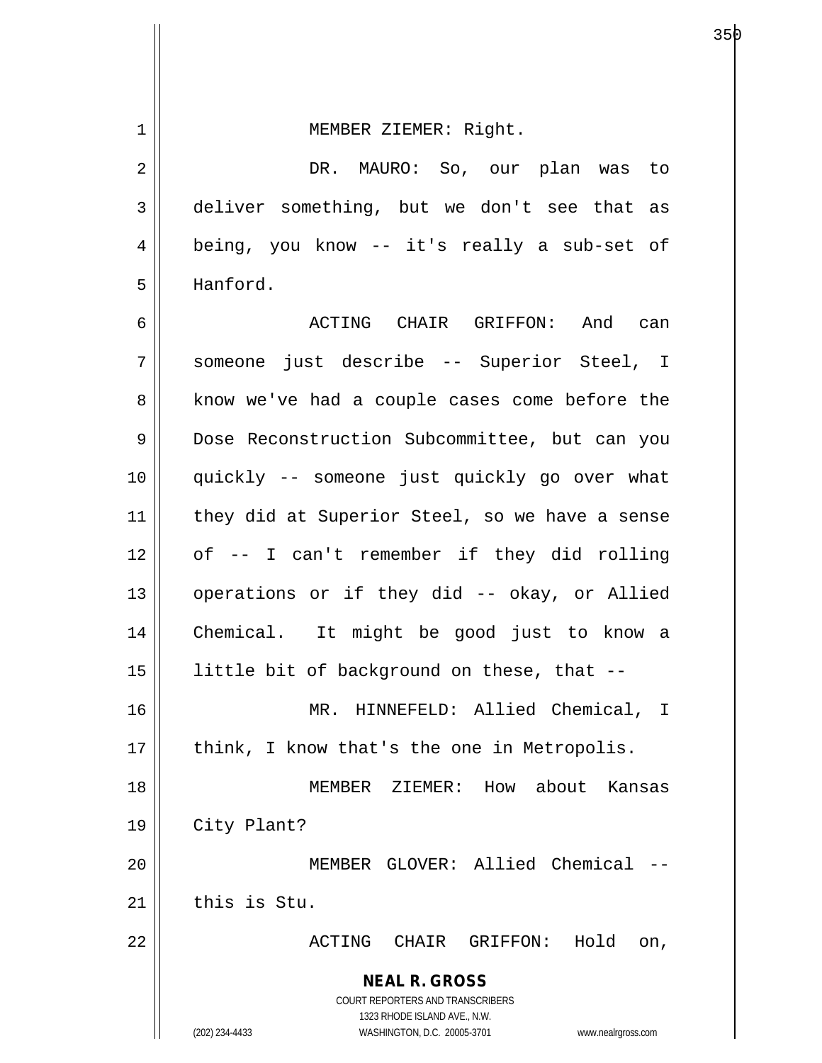MEMBER ZIEMER: Right.

DR. MAURO: So, our plan was to deliver something, but we don't see that as being, you know -- it's really a sub-set of Hanford.

ACTING CHAIR GRIFFON: And can someone just describe -- Superior Steel, I know we've had a couple cases come before the Dose Reconstruction Subcommittee, but can you quickly -- someone just quickly go over what they did at Superior Steel, so we have a sense of -- I can't remember if they did rolling operations or if they did -- okay, or Allied Chemical. It might be good just to know a little bit of background on these, that --

MR. HINNEFELD: Allied Chemical, I think, I know that's the one in Metropolis.

MEMBER ZIEMER: How about Kansas City Plant?

MEMBER GLOVER: Allied Chemical -- this is Stu.

ACTING CHAIR GRIFFON: Hold on,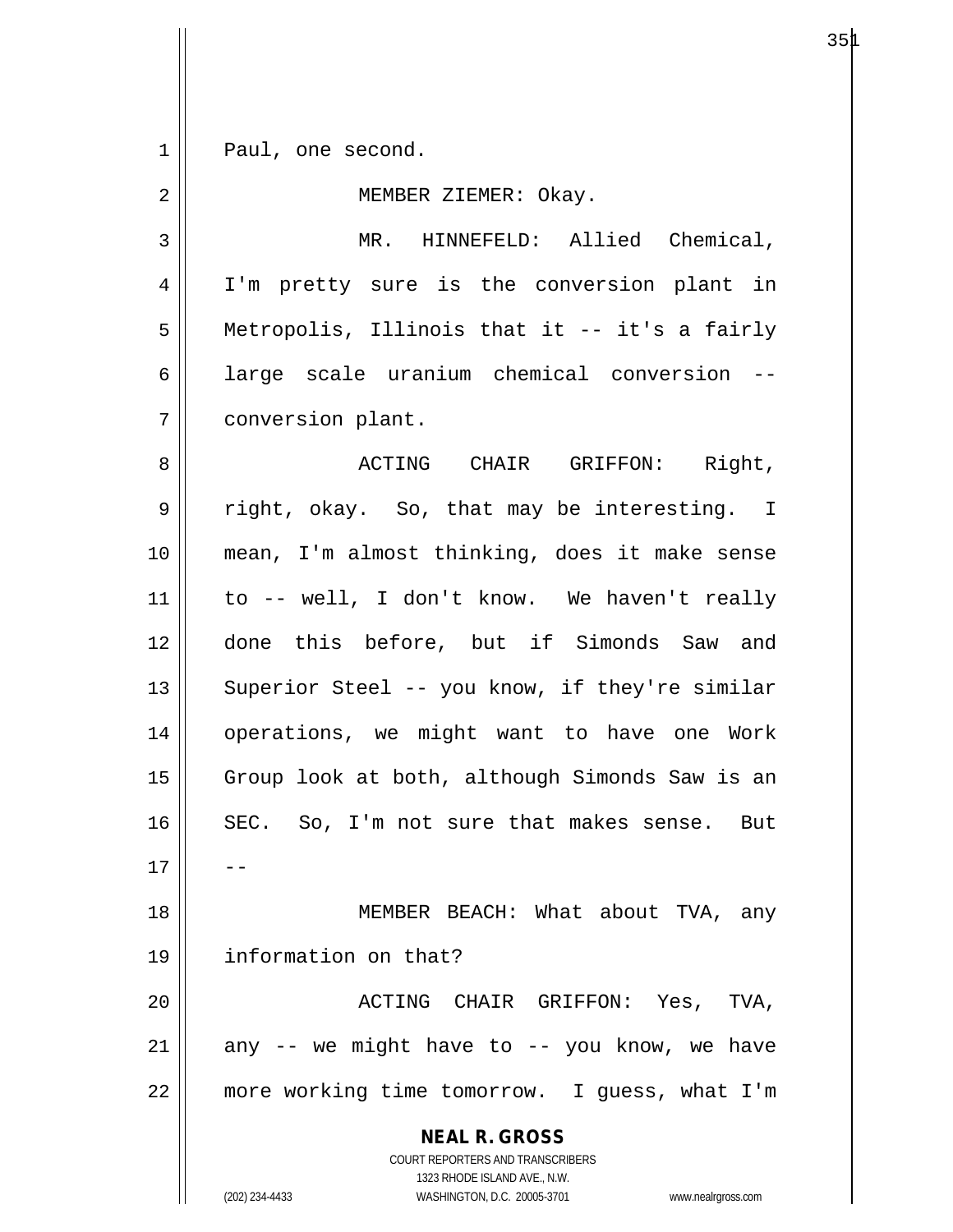Paul, one second.

MEMBER ZIEMER: Okay.

MR. HINNEFELD: Allied Chemical, I'm pretty sure is the conversion plant in Metropolis, Illinois that it -- it's a fairly large scale uranium chemical conversion -- conversion plant.

ACTING CHAIR GRIFFON: Right, right, okay. So, that may be interesting. I mean, I'm almost thinking, does it make sense to -- well, I don't know. We haven't really done this before, but if Simonds Saw and Superior Steel -- you know, if they're similar operations, we might want to have one Work Group look at both, although Simonds Saw is an SEC. So, I'm not sure that makes sense. But --

MEMBER BEACH: What about TVA, any information on that?

ACTING CHAIR GRIFFON: Yes, TVA, any -- we might have to -- you know, we have more working time tomorrow. I guess, what I'm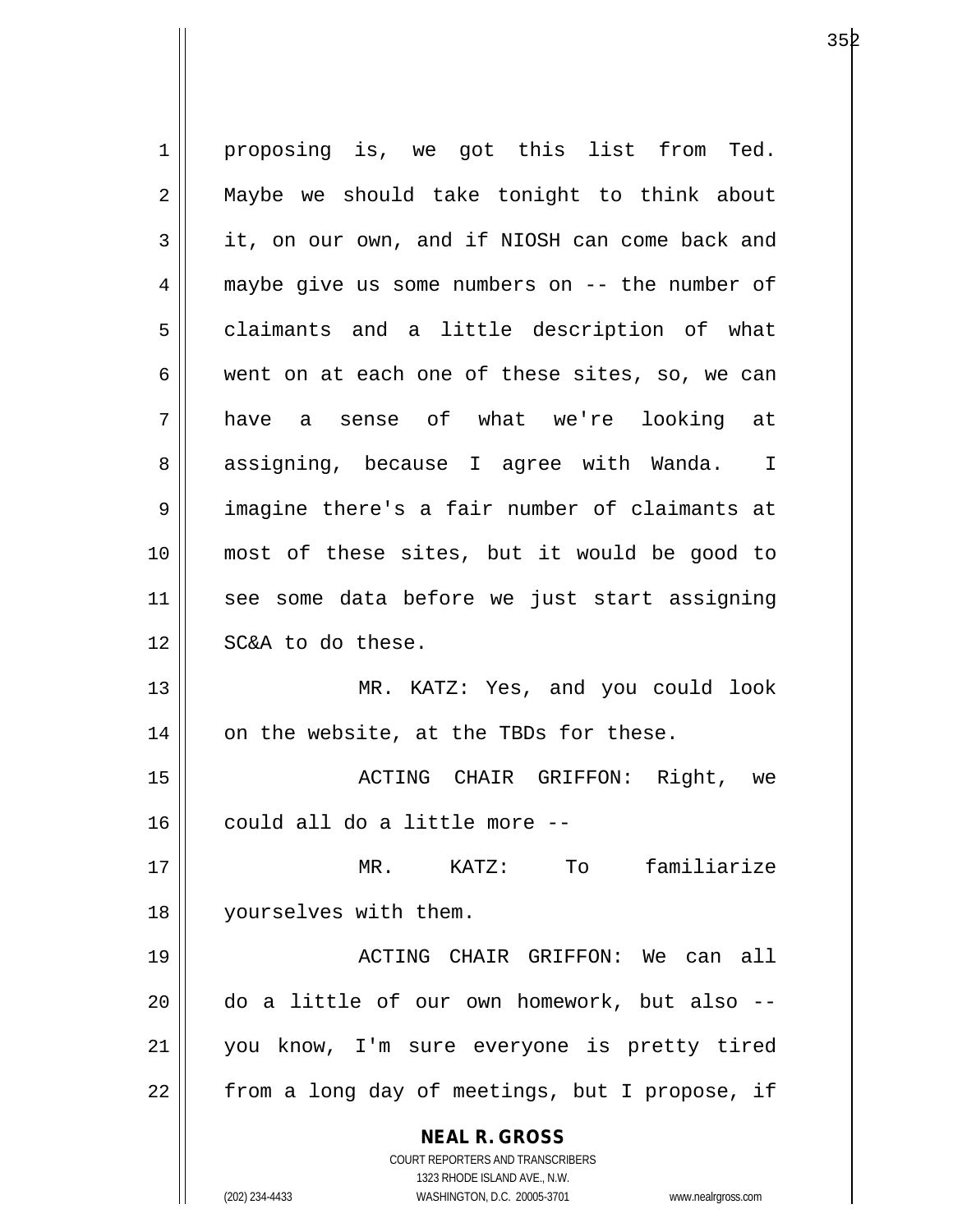proposing is, we got this list from Ted. Maybe we should take tonight to think about it, on our own, and if NIOSH can come back and maybe give us some numbers on -- the number of claimants and a little description of what went on at each one of these sites, so, we can have a sense of what we're looking at assigning, because I agree with Wanda. I imagine there's a fair number of claimants at most of these sites, but it would be good to see some data before we just start assigning SC&A to do these.

MR. KATZ: Yes, and you could look on the website, at the TBDs for these.

ACTING CHAIR GRIFFON: Right, we could all do a little more --

MR. KATZ: To familiarize yourselves with them.

ACTING CHAIR GRIFFON: We can all do a little of our own homework, but also -- you know, I'm sure everyone is pretty tired from a long day of meetings, but I propose, if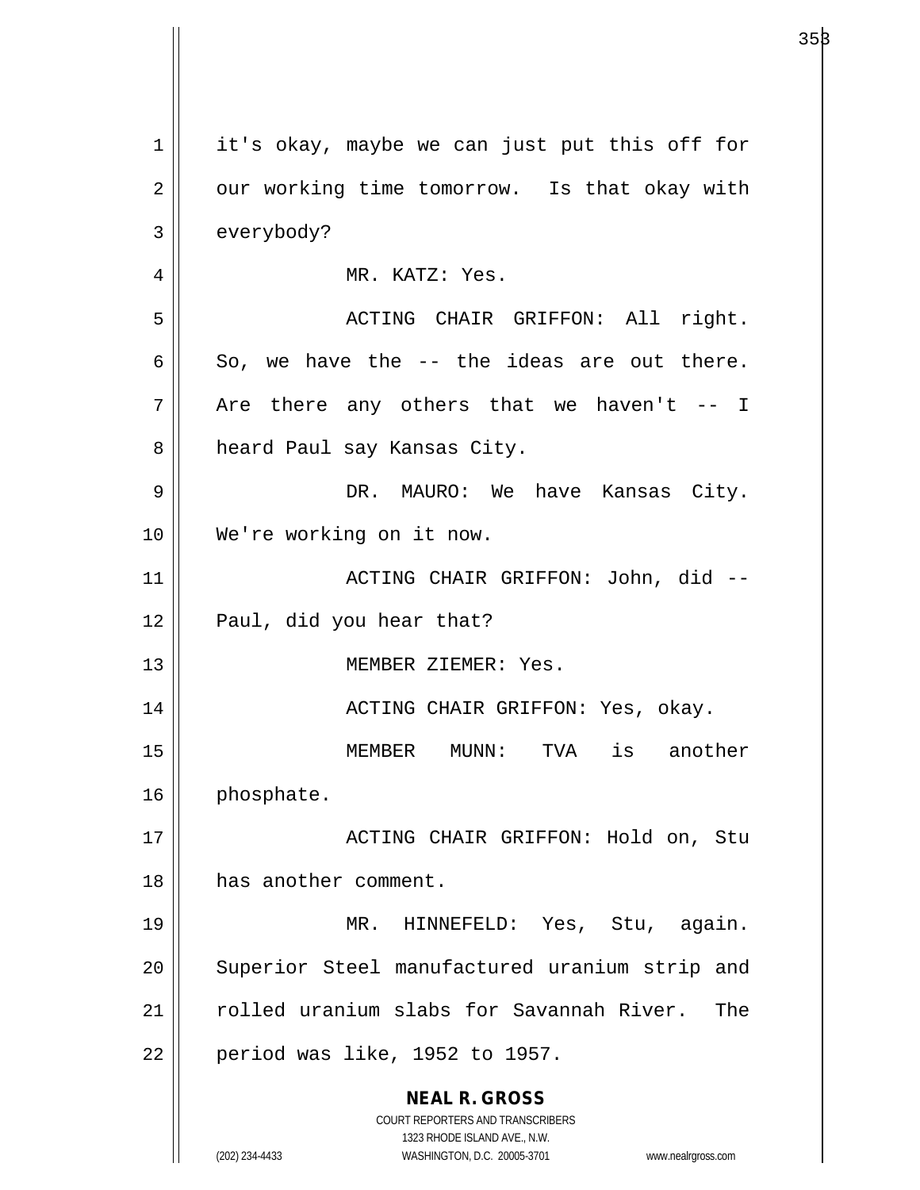it's okay, maybe we can just put this off for our working time tomorrow. Is that okay with everybody?

MR. KATZ: Yes.

ACTING CHAIR GRIFFON: All right. So, we have the -- the ideas are out there. Are there any others that we haven't -- I heard Paul say Kansas City.

DR. MAURO: We have Kansas City. We're working on it now.

ACTING CHAIR GRIFFON: John, did -- Paul, did you hear that?

MEMBER ZIEMER: Yes.

ACTING CHAIR GRIFFON: Yes, okay.

MEMBER MUNN: TVA is another phosphate.

ACTING CHAIR GRIFFON: Hold on, Stu has another comment.

MR. HINNEFELD: Yes, Stu, again. Superior Steel manufactured uranium strip and rolled uranium slabs for Savannah River. The period was like, 1952 to 1957.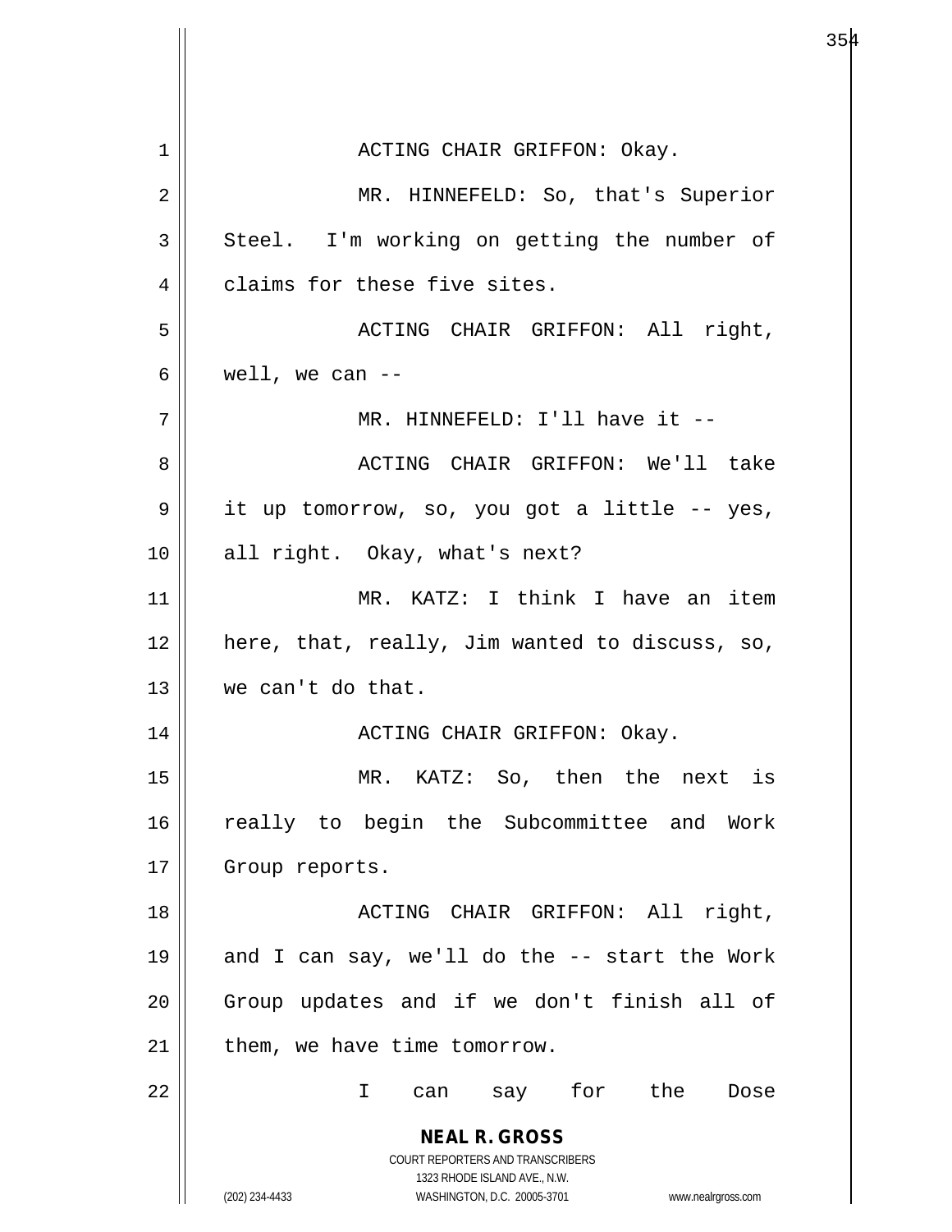ACTING CHAIR GRIFFON: Okay.

MR. HINNEFELD: So, that's Superior Steel. I'm working on getting the number of claims for these five sites.

ACTING CHAIR GRIFFON: All right, well, we can --

MR. HINNEFELD: I'll have it --

ACTING CHAIR GRIFFON: We'll take it up tomorrow, so, you got a little -- yes, all right. Okay, what's next?

MR. KATZ: I think I have an item here, that, really, Jim wanted to discuss, so, we can't do that.

ACTING CHAIR GRIFFON: Okay.

MR. KATZ: So, then the next is really to begin the Subcommittee and Work Group reports.

ACTING CHAIR GRIFFON: All right, and I can say, we'll do the -- start the Work Group updates and if we don't finish all of them, we have time tomorrow.

I can say for the Dose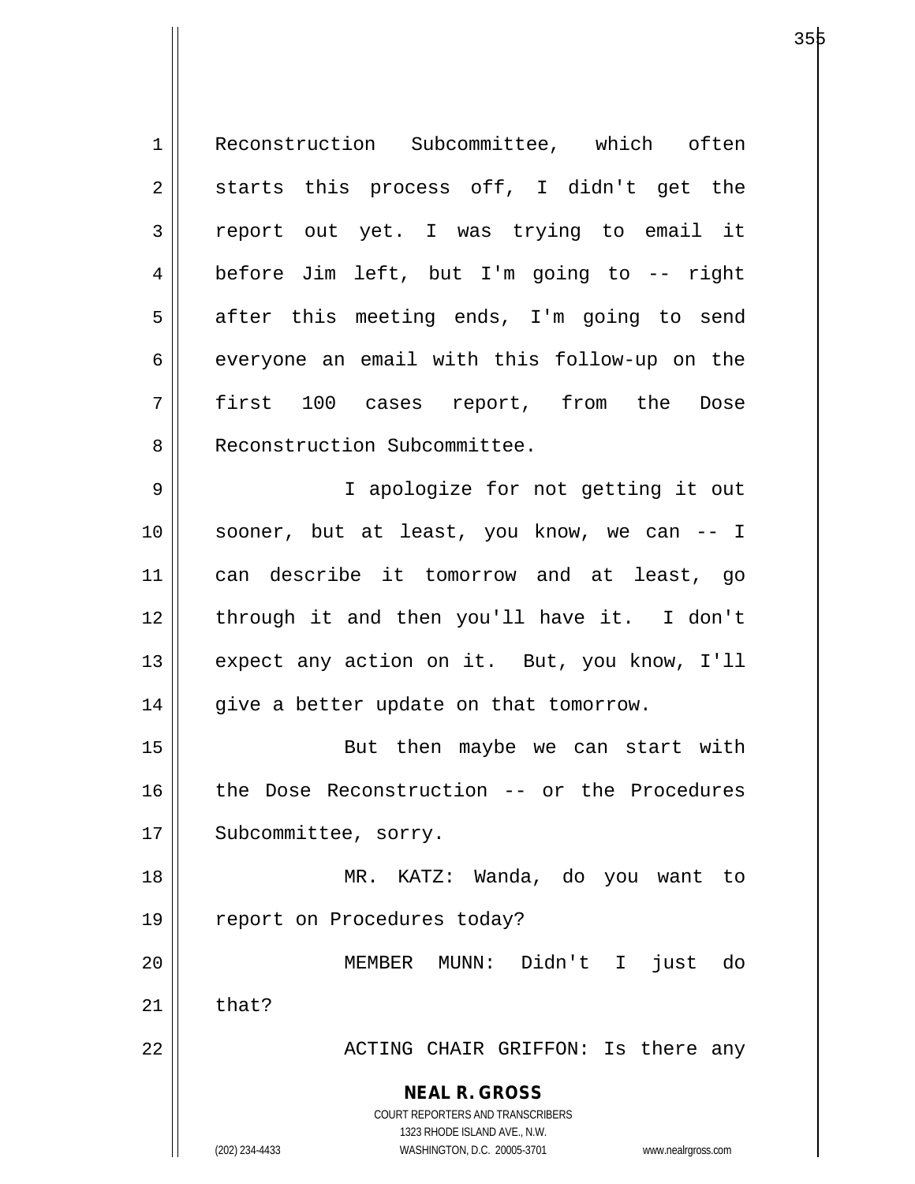Reconstruction Subcommittee, which often starts this process off, I didn't get the report out yet. I was trying to email it before Jim left, but I'm going to -- right after this meeting ends, I'm going to send everyone an email with this follow-up on the first 100 cases report, from the Dose Reconstruction Subcommittee.

I apologize for not getting it out sooner, but at least, you know, we can -- I can describe it tomorrow and at least, go through it and then you'll have it. I don't expect any action on it. But, you know, I'll give a better update on that tomorrow.

But then maybe we can start with the Dose Reconstruction -- or the Procedures Subcommittee, sorry.

MR. KATZ: Wanda, do you want to report on Procedures today?

MEMBER MUNN: Didn't I just do that?

ACTING CHAIR GRIFFON: Is there any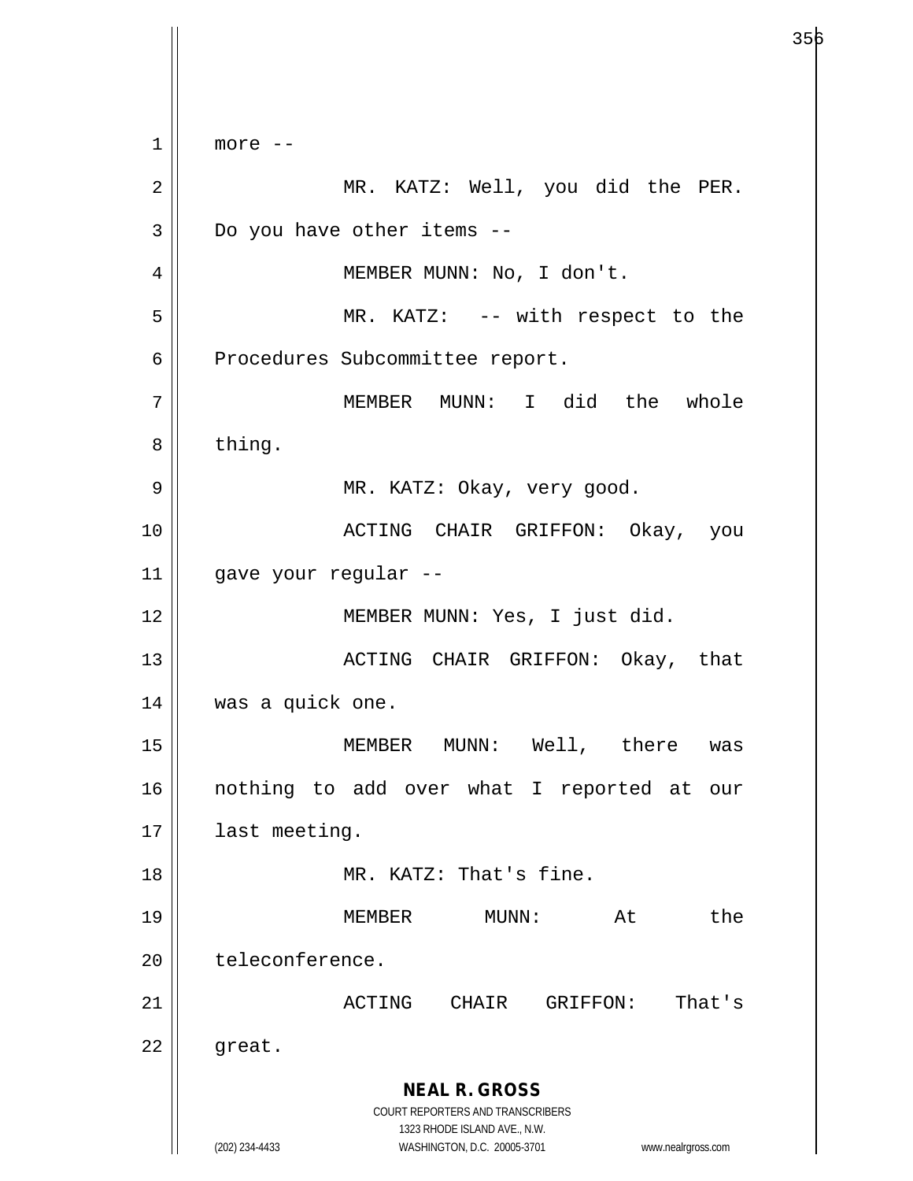more --

MR. KATZ: Well, you did the PER. Do you have other items --

MEMBER MUNN: No, I don't.

MR. KATZ: -- with respect to the Procedures Subcommittee report.

MEMBER MUNN: I did the whole thing.

MR. KATZ: Okay, very good.

ACTING CHAIR GRIFFON: Okay, you gave your regular --

MEMBER MUNN: Yes, I just did.

ACTING CHAIR GRIFFON: Okay, that was a quick one.

MEMBER MUNN: Well, there was nothing to add over what I reported at our last meeting.

MR. KATZ: That's fine.

MEMBER MUNN: At the teleconference.

ACTING CHAIR GRIFFON: That's great.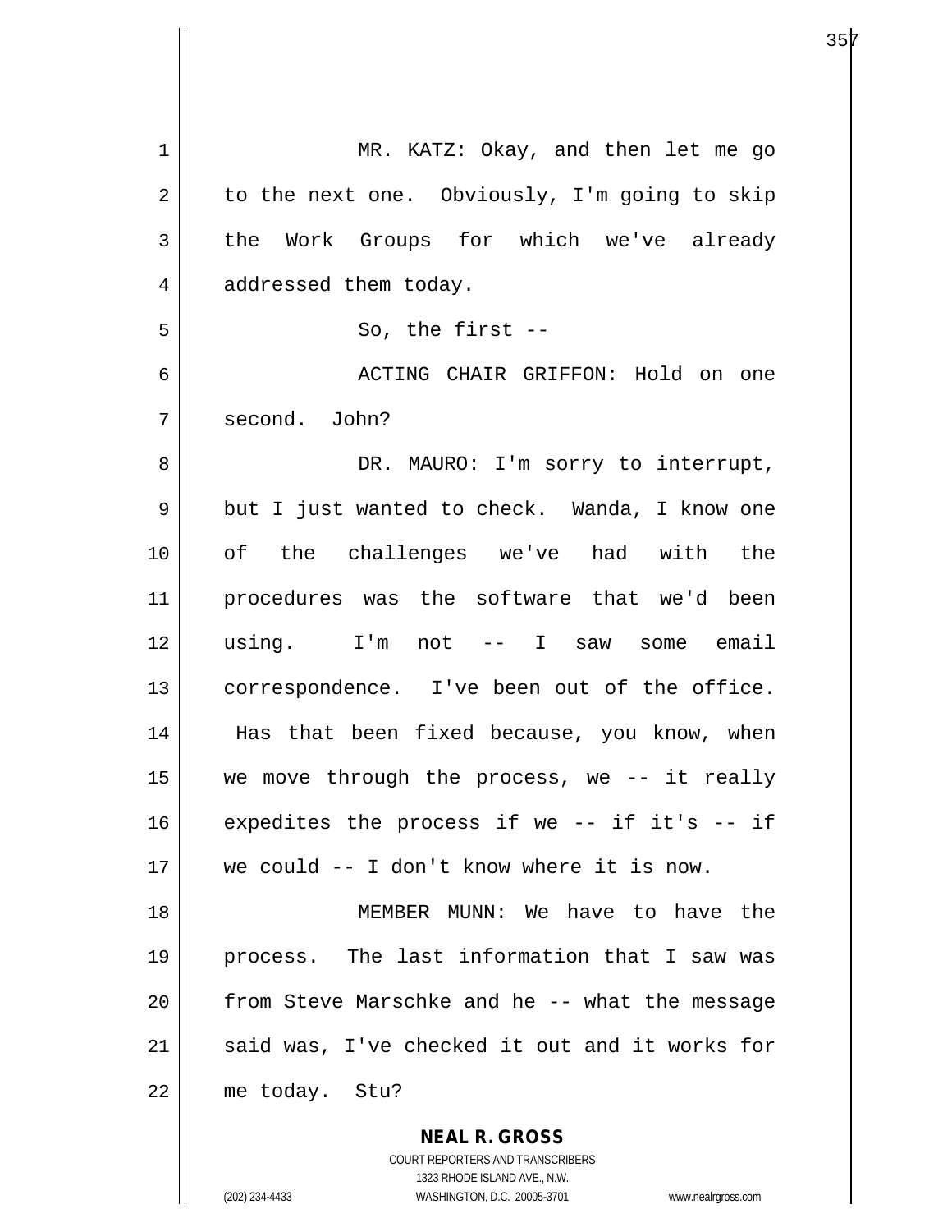MR. KATZ: Okay, and then let me go to the next one. Obviously, I'm going to skip the Work Groups for which we've already addressed them today.

So, the first --

ACTING CHAIR GRIFFON: Hold on one second. John?

DR. MAURO: I'm sorry to interrupt, but I just wanted to check. Wanda, I know one of the challenges we've had with the procedures was the software that we'd been using. I'm not -- I saw some email correspondence. I've been out of the office. Has that been fixed because, you know, when we move through the process, we -- it really expedites the process if we -- if it's -- if we could -- I don't know where it is now.

MEMBER MUNN: We have to have the process. The last information that I saw was from Steve Marschke and he -- what the message said was, I've checked it out and it works for me today. Stu?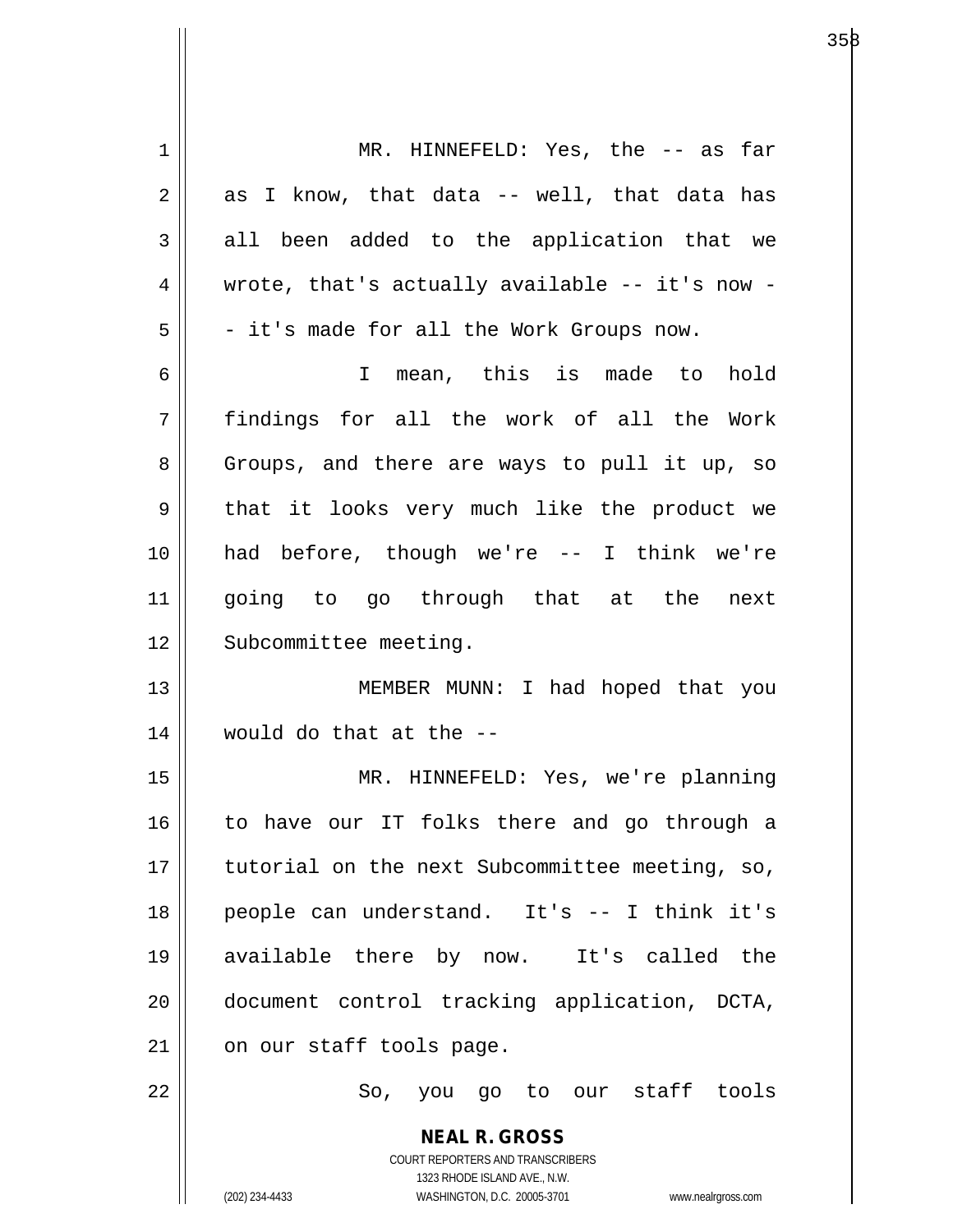MR. HINNEFELD: Yes, the -- as far as I know, that data -- well, that data has all been added to the application that we wrote, that's actually available -- it's now -- it's made for all the Work Groups now.

I mean, this is made to hold findings for all the work of all the Work Groups, and there are ways to pull it up, so that it looks very much like the product we had before, though we're -- I think we're going to go through that at the next Subcommittee meeting.

MEMBER MUNN: I had hoped that you would do that at the --

MR. HINNEFELD: Yes, we're planning to have our IT folks there and go through a tutorial on the next Subcommittee meeting, so, people can understand. It's -- I think it's available there by now. It's called the document control tracking application, DCTA, on our staff tools page.

So, you go to our staff tools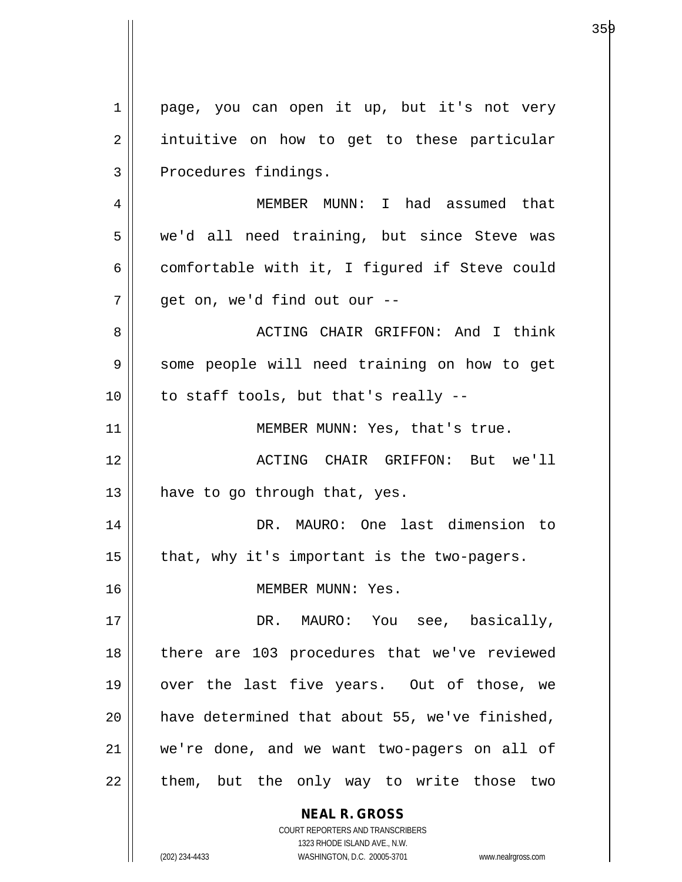page, you can open it up, but it's not very intuitive on how to get to these particular Procedures findings.

MEMBER MUNN: I had assumed that we'd all need training, but since Steve was comfortable with it, I figured if Steve could get on, we'd find out our --

ACTING CHAIR GRIFFON: And I think some people will need training on how to get to staff tools, but that's really --

MEMBER MUNN: Yes, that's true.

ACTING CHAIR GRIFFON: But we'll have to go through that, yes.

DR. MAURO: One last dimension to that, why it's important is the two-pagers.

MEMBER MUNN: Yes.

DR. MAURO: You see, basically, there are 103 procedures that we've reviewed over the last five years. Out of those, we have determined that about 55, we've finished, we're done, and we want two-pagers on all of them, but the only way to write those two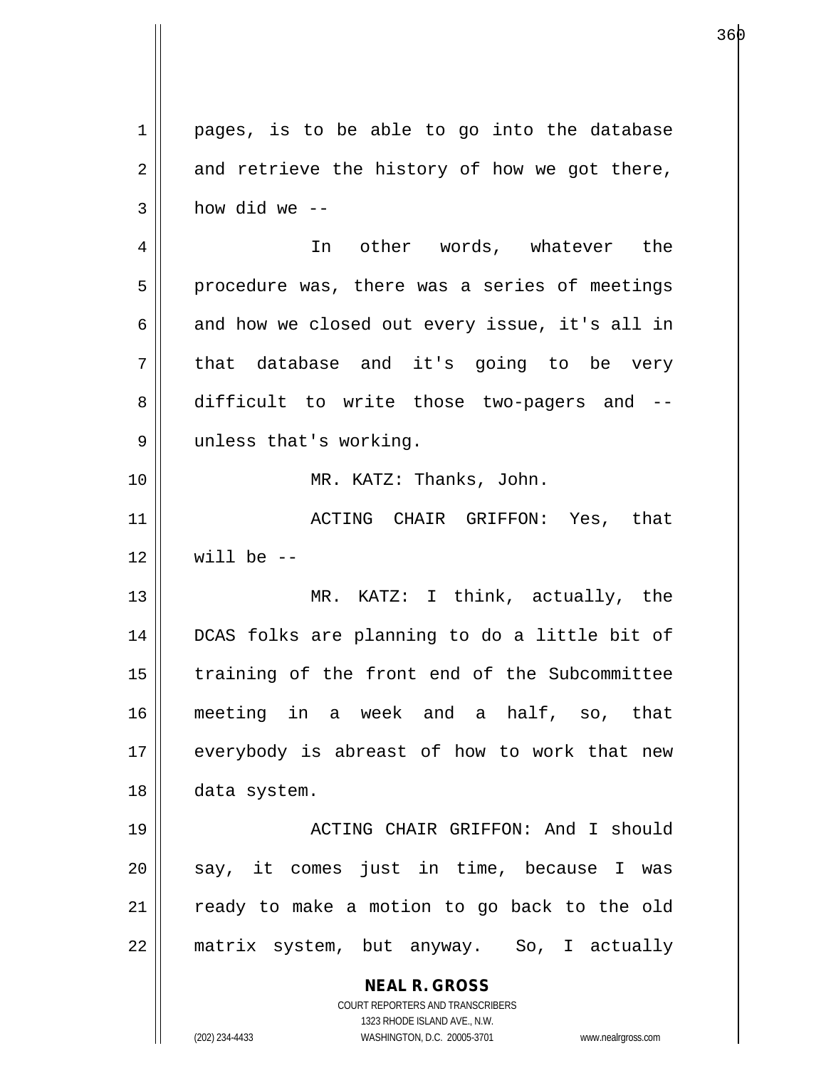pages, is to be able to go into the database and retrieve the history of how we got there, how did we --

In other words, whatever the procedure was, there was a series of meetings and how we closed out every issue, it's all in that database and it's going to be very difficult to write those two-pagers and -- unless that's working.

MR. KATZ: Thanks, John.

ACTING CHAIR GRIFFON: Yes, that will be --

MR. KATZ: I think, actually, the DCAS folks are planning to do a little bit of training of the front end of the Subcommittee meeting in a week and a half, so, that everybody is abreast of how to work that new data system.

ACTING CHAIR GRIFFON: And I should say, it comes just in time, because I was ready to make a motion to go back to the old matrix system, but anyway. So, I actually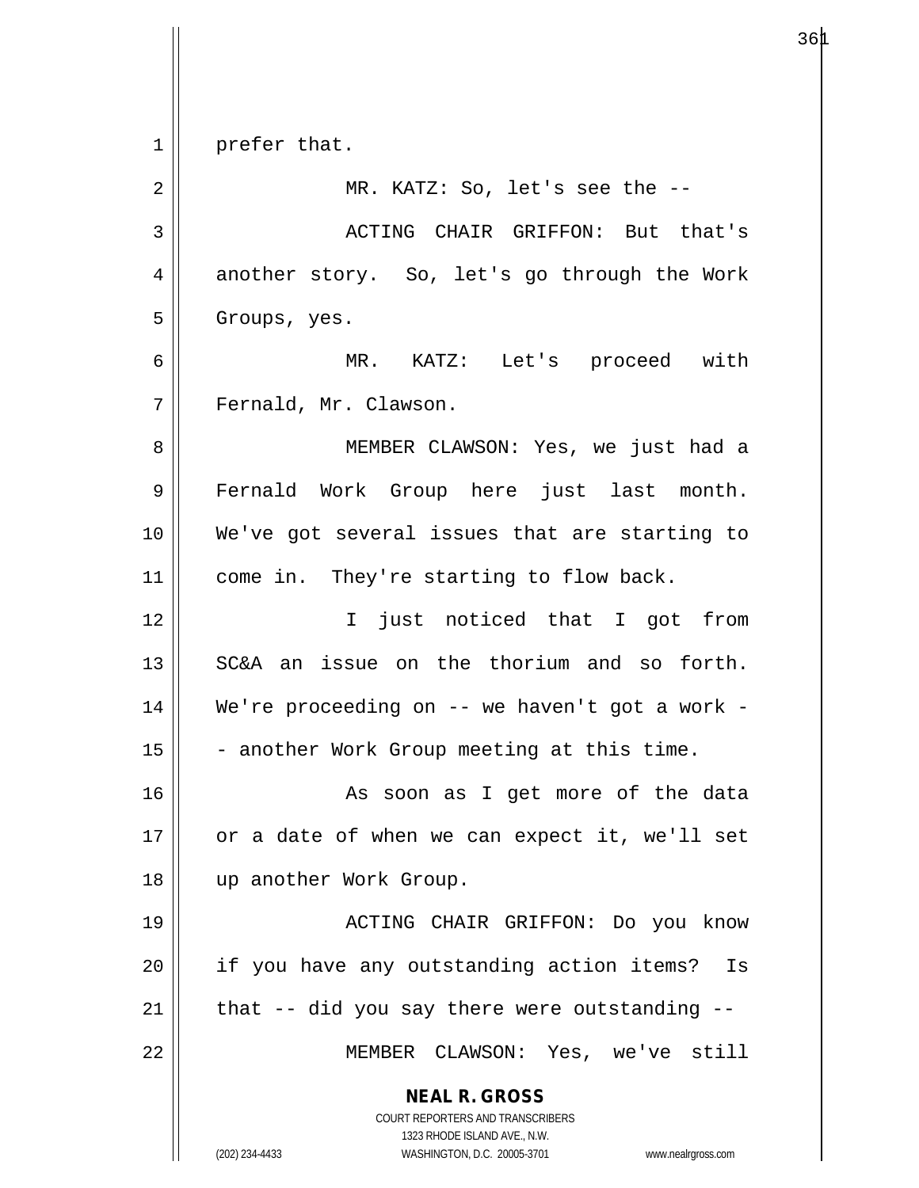prefer that.

MR. KATZ: So, let's see the --

ACTING CHAIR GRIFFON: But that's another story. So, let's go through the Work Groups, yes.

MR. KATZ: Let's proceed with Fernald, Mr. Clawson.

MEMBER CLAWSON: Yes, we just had a Fernald Work Group here just last month. We've got several issues that are starting to come in. They're starting to flow back.

I just noticed that I got from SC&A an issue on the thorium and so forth. We're proceeding on -- we haven't got a work -- another Work Group meeting at this time.

As soon as I get more of the data or a date of when we can expect it, we'll set up another Work Group.

ACTING CHAIR GRIFFON: Do you know if you have any outstanding action items? Is that -- did you say there were outstanding --

MEMBER CLAWSON: Yes, we've still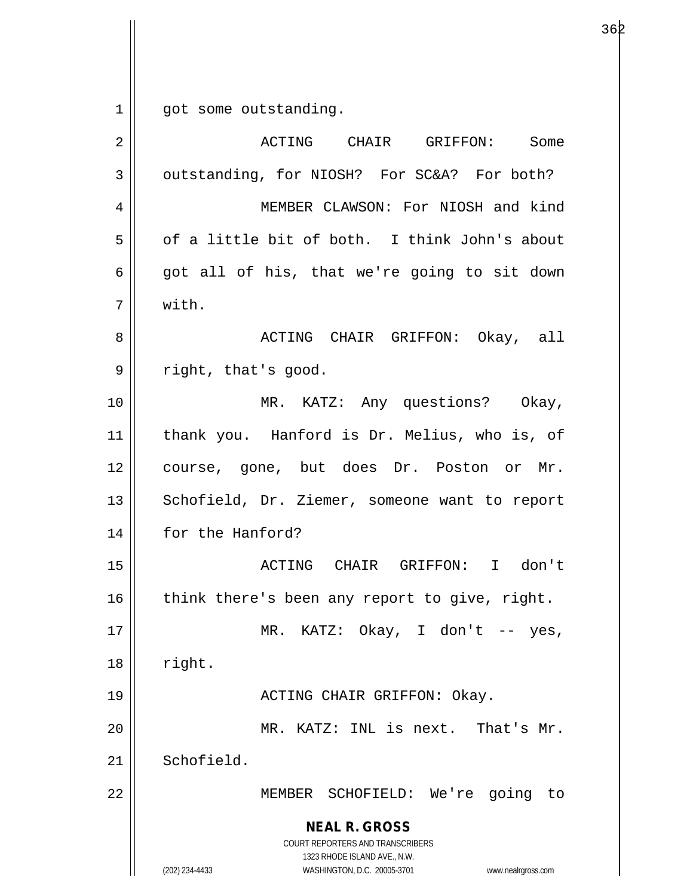got some outstanding.

ACTING CHAIR GRIFFON: Some outstanding, for NIOSH? For SC&A? For both?

MEMBER CLAWSON: For NIOSH and kind of a little bit of both. I think John's about got all of his, that we're going to sit down with.

ACTING CHAIR GRIFFON: Okay, all right, that's good.

MR. KATZ: Any questions? Okay, thank you. Hanford is Dr. Melius, who is, of course, gone, but does Dr. Poston or Mr. Schofield, Dr. Ziemer, someone want to report for the Hanford?

ACTING CHAIR GRIFFON: I don't think there's been any report to give, right.

MR. KATZ: Okay, I don't -- yes, right.

ACTING CHAIR GRIFFON: Okay.

MR. KATZ: INL is next. That's Mr. Schofield.

MEMBER SCHOFIELD: We're going to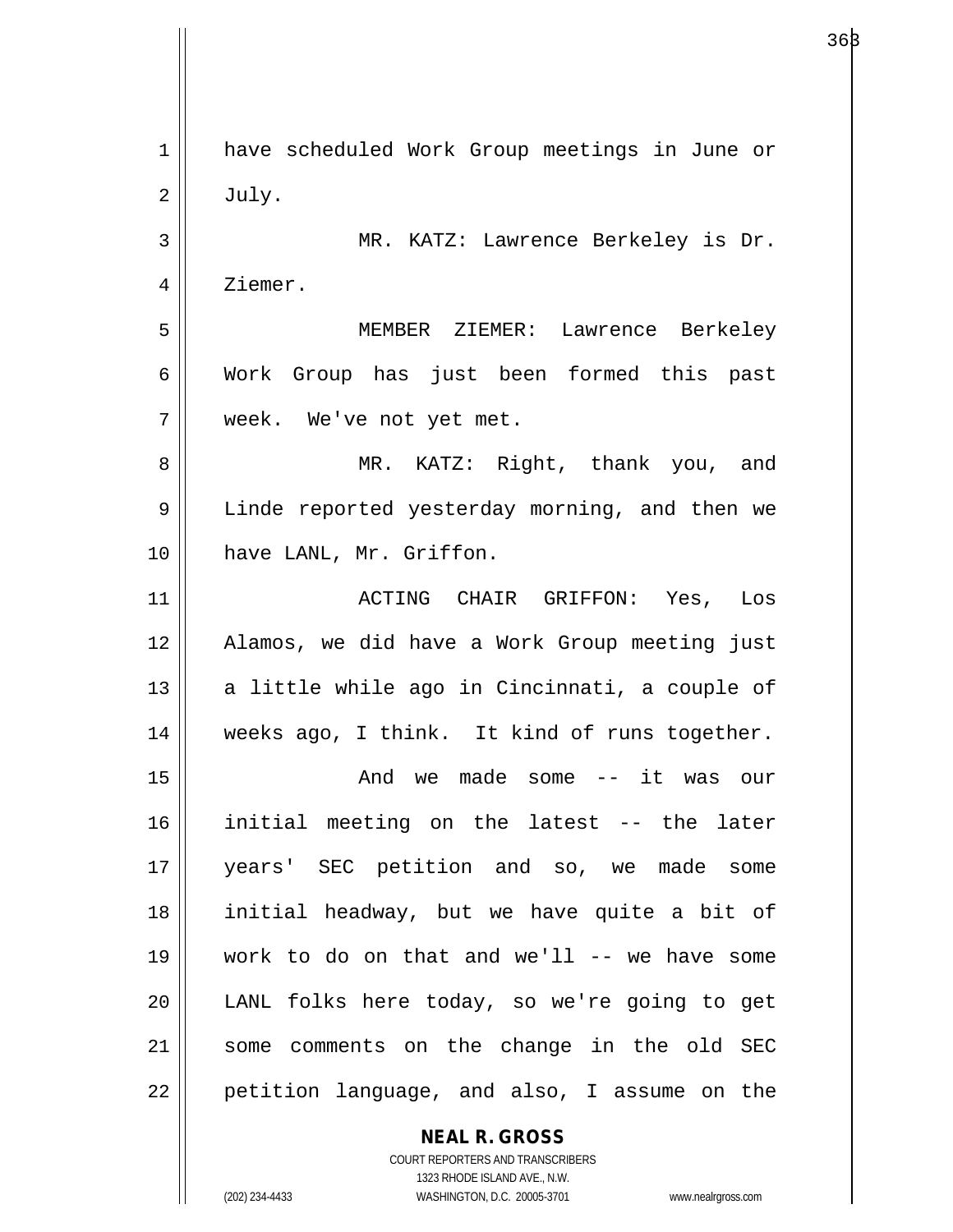have scheduled Work Group meetings in June or July.

MR. KATZ: Lawrence Berkeley is Dr. Ziemer.

MEMBER ZIEMER: Lawrence Berkeley Work Group has just been formed this past week. We've not yet met.

MR. KATZ: Right, thank you, and Linde reported yesterday morning, and then we have LANL, Mr. Griffon.

ACTING CHAIR GRIFFON: Yes, Los Alamos, we did have a Work Group meeting just a little while ago in Cincinnati, a couple of weeks ago, I think. It kind of runs together.

And we made some -- it was our initial meeting on the latest -- the later years' SEC petition and so, we made some initial headway, but we have quite a bit of work to do on that and we'll -- we have some LANL folks here today, so we're going to get some comments on the change in the old SEC petition language, and also, I assume on the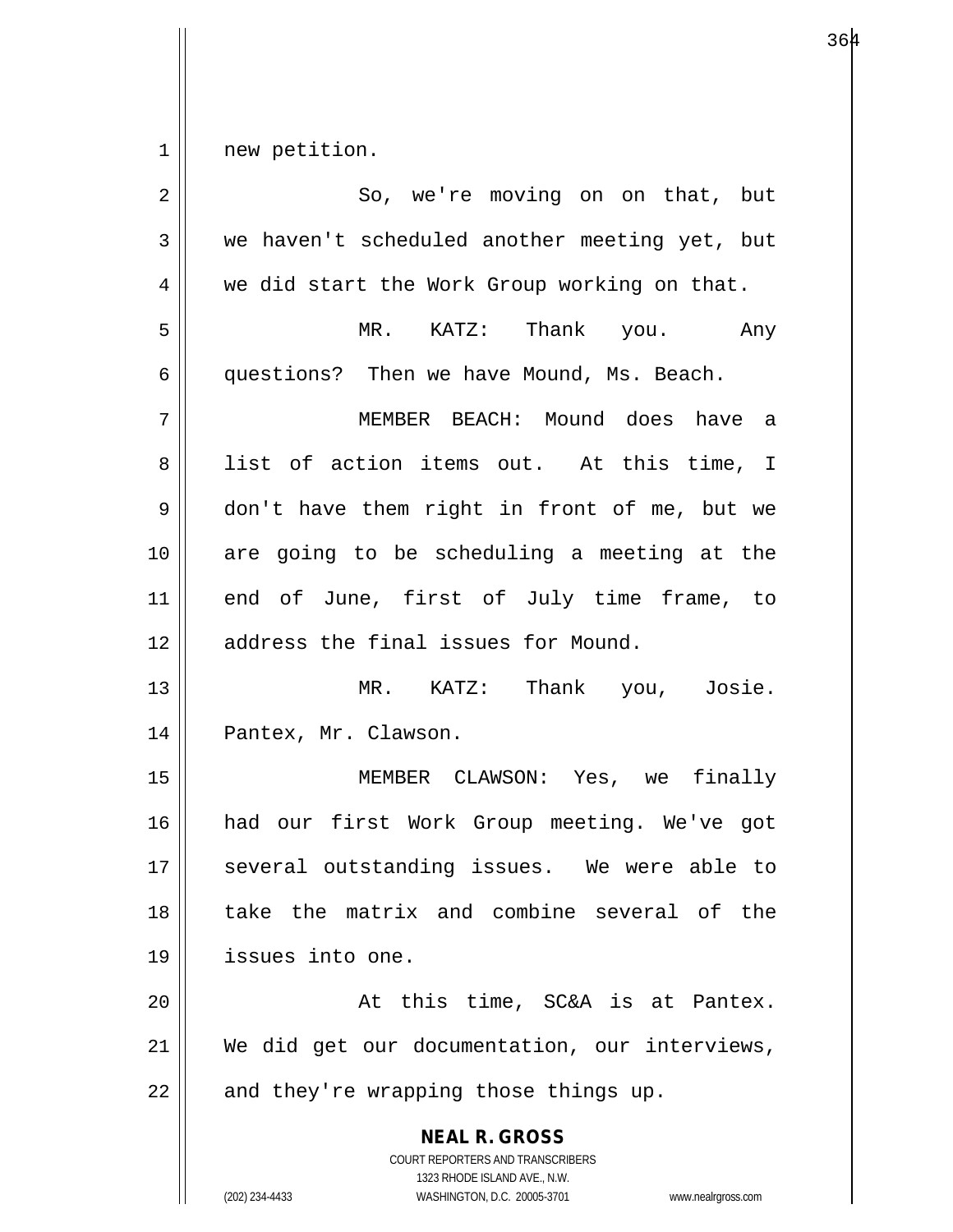new petition.

So, we're moving on on that, but we haven't scheduled another meeting yet, but we did start the Work Group working on that.

MR. KATZ: Thank you. Any questions? Then we have Mound, Ms. Beach.

MEMBER BEACH: Mound does have a list of action items out. At this time, I don't have them right in front of me, but we are going to be scheduling a meeting at the end of June, first of July time frame, to address the final issues for Mound.

MR. KATZ: Thank you, Josie. Pantex, Mr. Clawson.

MEMBER CLAWSON: Yes, we finally had our first Work Group meeting. We've got several outstanding issues. We were able to take the matrix and combine several of the issues into one.

At this time, SC&A is at Pantex. We did get our documentation, our interviews, and they're wrapping those things up.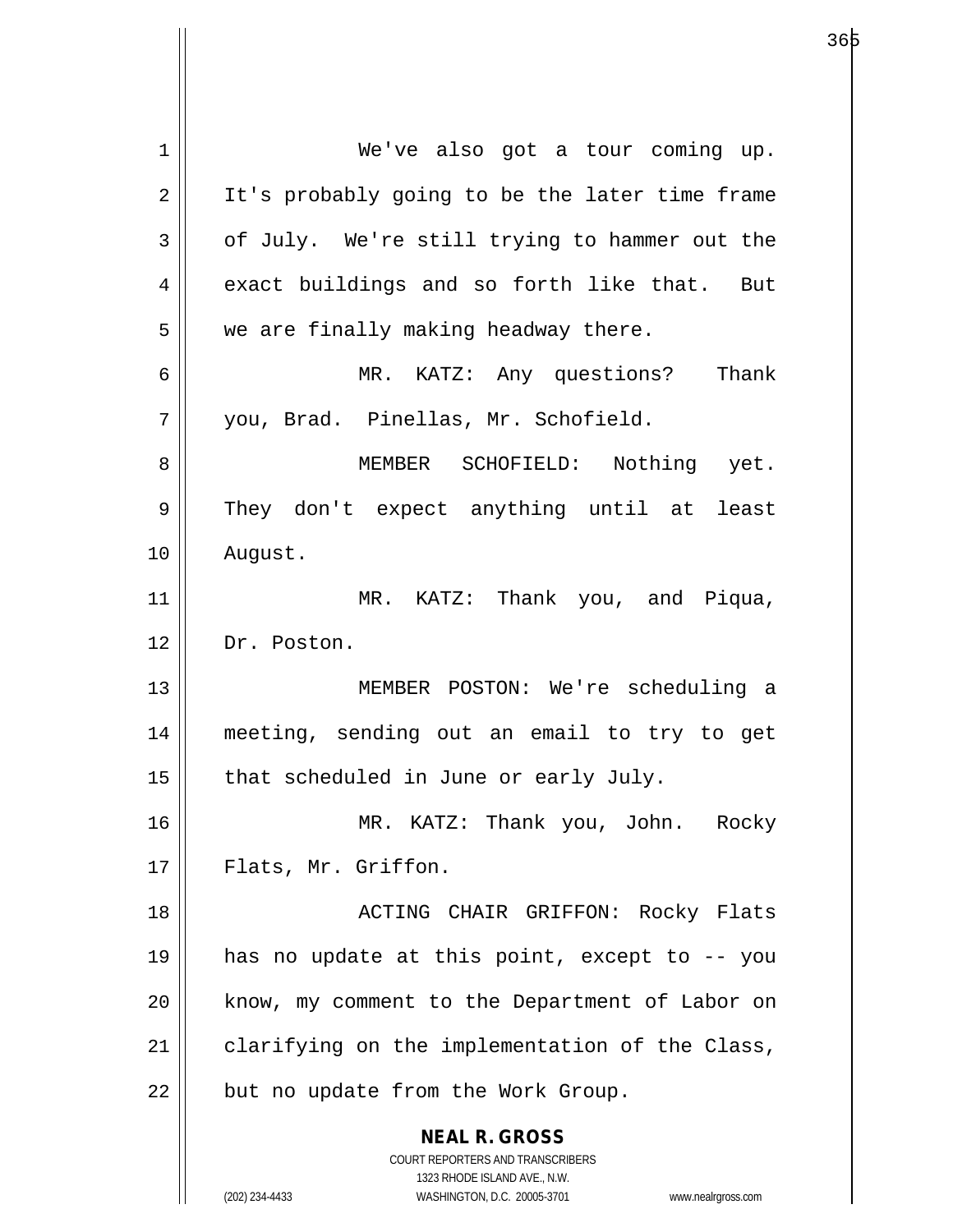We've also got a tour coming up. It's probably going to be the later time frame of July. We're still trying to hammer out the exact buildings and so forth like that. But we are finally making headway there.

MR. KATZ: Any questions? Thank you, Brad. Pinellas, Mr. Schofield.

MEMBER SCHOFIELD: Nothing yet. They don't expect anything until at least August.

MR. KATZ: Thank you, and Piqua, Dr. Poston.

MEMBER POSTON: We're scheduling a meeting, sending out an email to try to get that scheduled in June or early July.

MR. KATZ: Thank you, John. Rocky Flats, Mr. Griffon.

ACTING CHAIR GRIFFON: Rocky Flats has no update at this point, except to -- you know, my comment to the Department of Labor on clarifying on the implementation of the Class, but no update from the Work Group.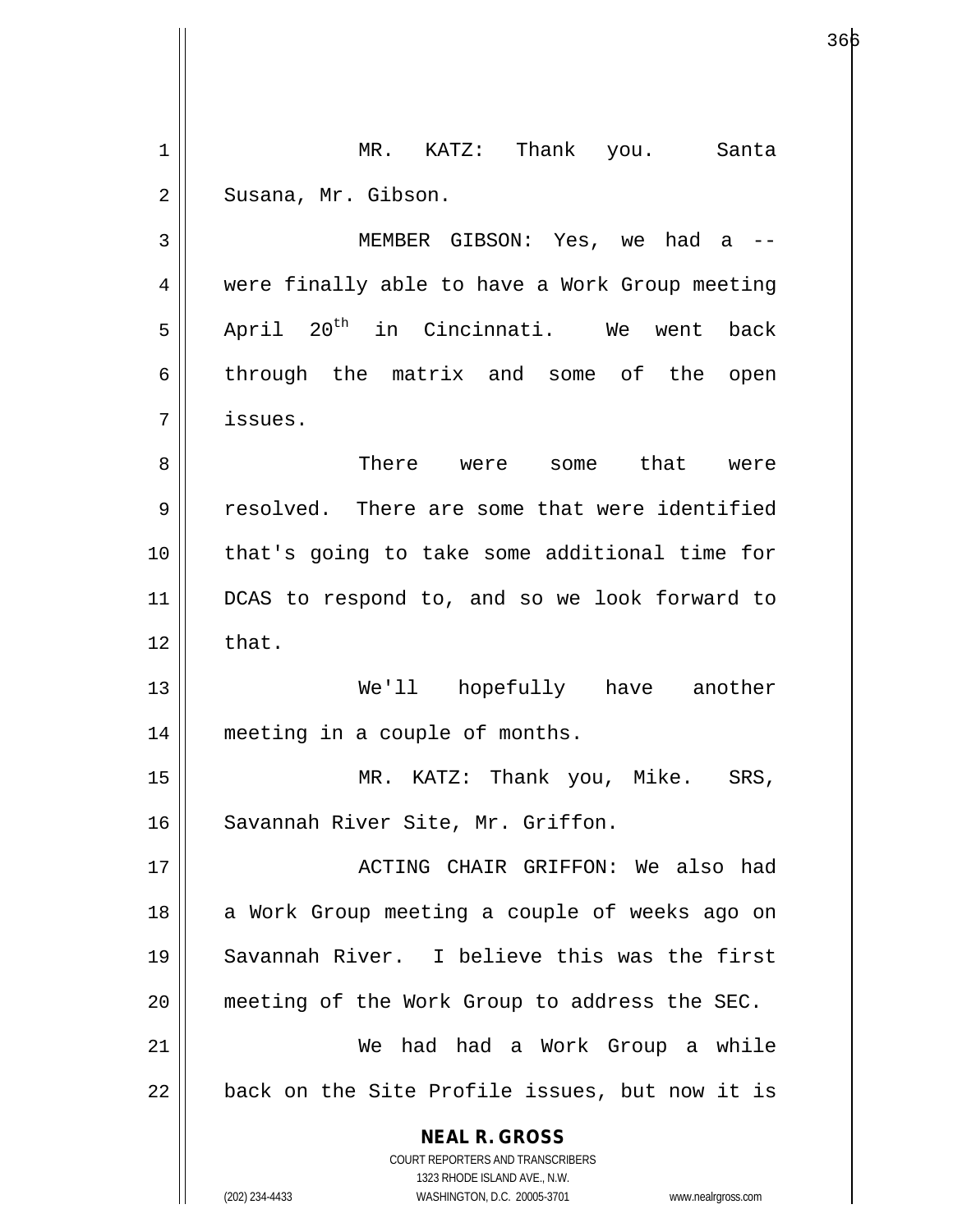MR. KATZ: Thank you. Santa Susana, Mr. Gibson.

MEMBER GIBSON: Yes, we had a -- were finally able to have a Work Group meeting April 20th in Cincinnati. We went back through the matrix and some of the open issues.

There were some that were resolved. There are some that were identified that's going to take some additional time for DCAS to respond to, and so we look forward to that.

We'll hopefully have another meeting in a couple of months.

MR. KATZ: Thank you, Mike. SRS, Savannah River Site, Mr. Griffon.

ACTING CHAIR GRIFFON: We also had a Work Group meeting a couple of weeks ago on Savannah River. I believe this was the first meeting of the Work Group to address the SEC.

We had had a Work Group a while back on the Site Profile issues, but now it is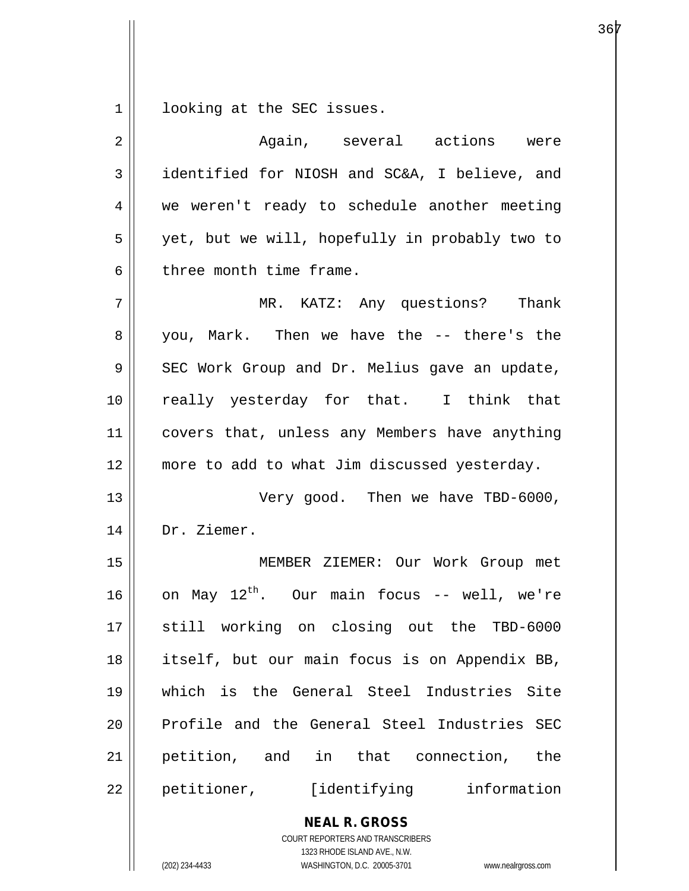looking at the SEC issues.

Again, several actions were identified for NIOSH and SC&A, I believe, and we weren't ready to schedule another meeting yet, but we will, hopefully in probably two to three month time frame.

MR. KATZ: Any questions? Thank you, Mark. Then we have the -- there's the SEC Work Group and Dr. Melius gave an update, really yesterday for that. I think that covers that, unless any Members have anything more to add to what Jim discussed yesterday.

Very good. Then we have TBD-6000, Dr. Ziemer.

MEMBER ZIEMER: Our Work Group met on May 12th. Our main focus -- well, we're still working on closing out the TBD-6000 itself, but our main focus is on Appendix BB, which is the General Steel Industries Site Profile and the General Steel Industries SEC petition, and in that connection, the petitioner, [identifying information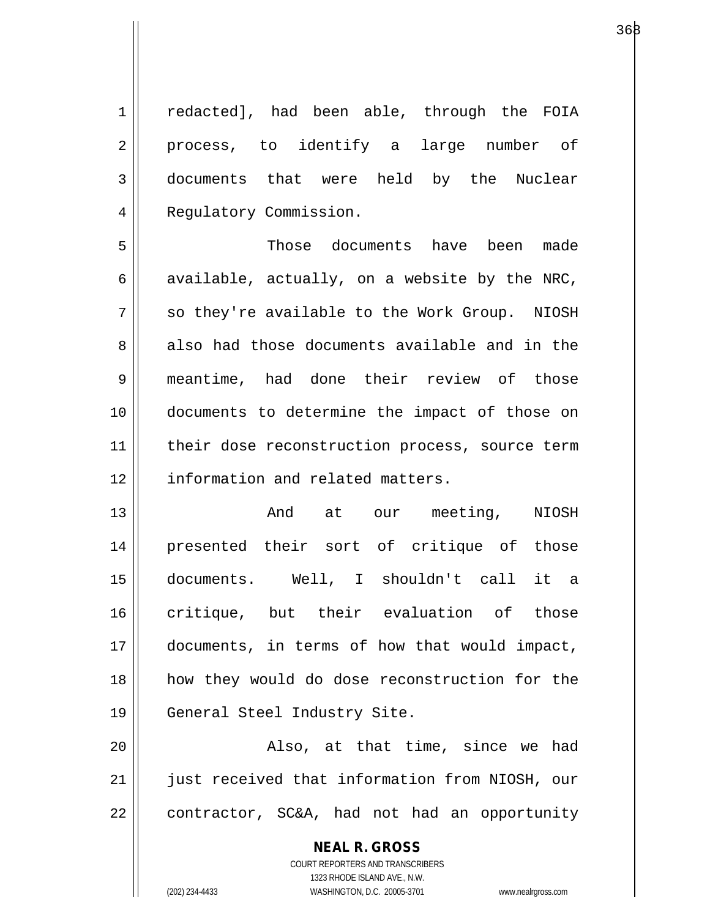redacted], had been able, through the FOIA process, to identify a large number of documents that were held by the Nuclear Regulatory Commission.

Those documents have been made available, actually, on a website by the NRC, so they're available to the Work Group. NIOSH also had those documents available and in the meantime, had done their review of those documents to determine the impact of those on their dose reconstruction process, source term information and related matters.

And at our meeting, NIOSH presented their sort of critique of those documents. Well, I shouldn't call it a critique, but their evaluation of those documents, in terms of how that would impact, how they would do dose reconstruction for the General Steel Industry Site.

Also, at that time, since we had just received that information from NIOSH, our contractor, SC&A, had not had an opportunity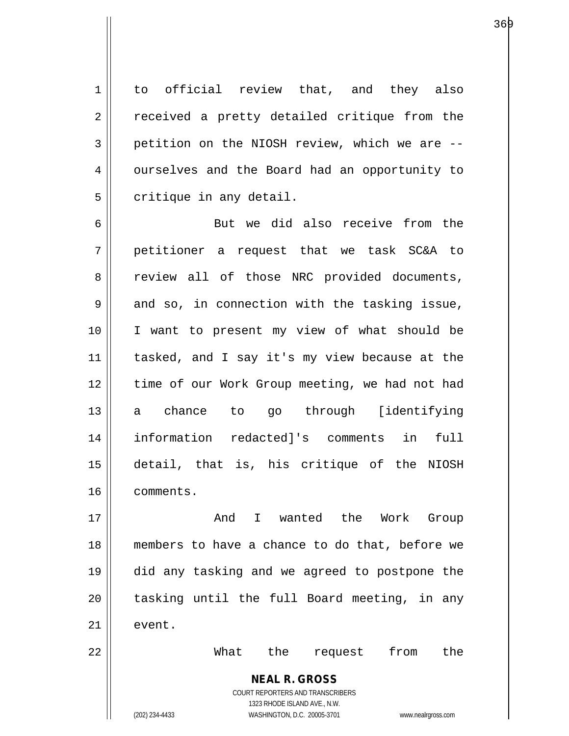to official review that, and they also received a pretty detailed critique from the petition on the NIOSH review, which we are -- ourselves and the Board had an opportunity to critique in any detail.

But we did also receive from the petitioner a request that we task SC&A to review all of those NRC provided documents, and so, in connection with the tasking issue, I want to present my view of what should be tasked, and I say it's my view because at the time of our Work Group meeting, we had not had a chance to go through [identifying information redacted]'s comments in full detail, that is, his critique of the NIOSH comments.

And I wanted the Work Group members to have a chance to do that, before we did any tasking and we agreed to postpone the tasking until the full Board meeting, in any event.

What the request from the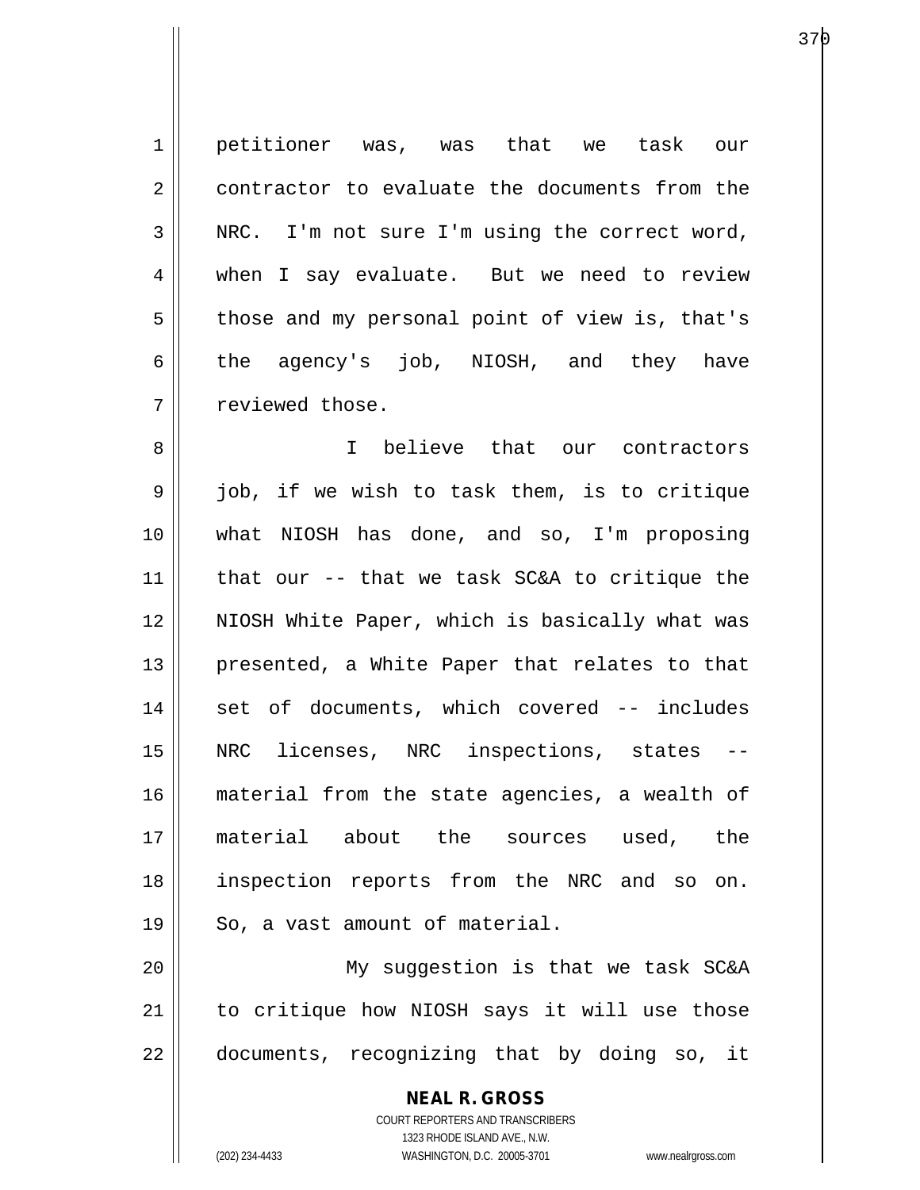petitioner was, was that we task our contractor to evaluate the documents from the NRC. I'm not sure I'm using the correct word, when I say evaluate. But we need to review those and my personal point of view is, that's the agency's job, NIOSH, and they have reviewed those.

I believe that our contractors job, if we wish to task them, is to critique what NIOSH has done, and so, I'm proposing that our -- that we task SC&A to critique the NIOSH White Paper, which is basically what was presented, a White Paper that relates to that set of documents, which covered -- includes NRC licenses, NRC inspections, states -- material from the state agencies, a wealth of material about the sources used, the inspection reports from the NRC and so on. So, a vast amount of material.

My suggestion is that we task SC&A to critique how NIOSH says it will use those documents, recognizing that by doing so, it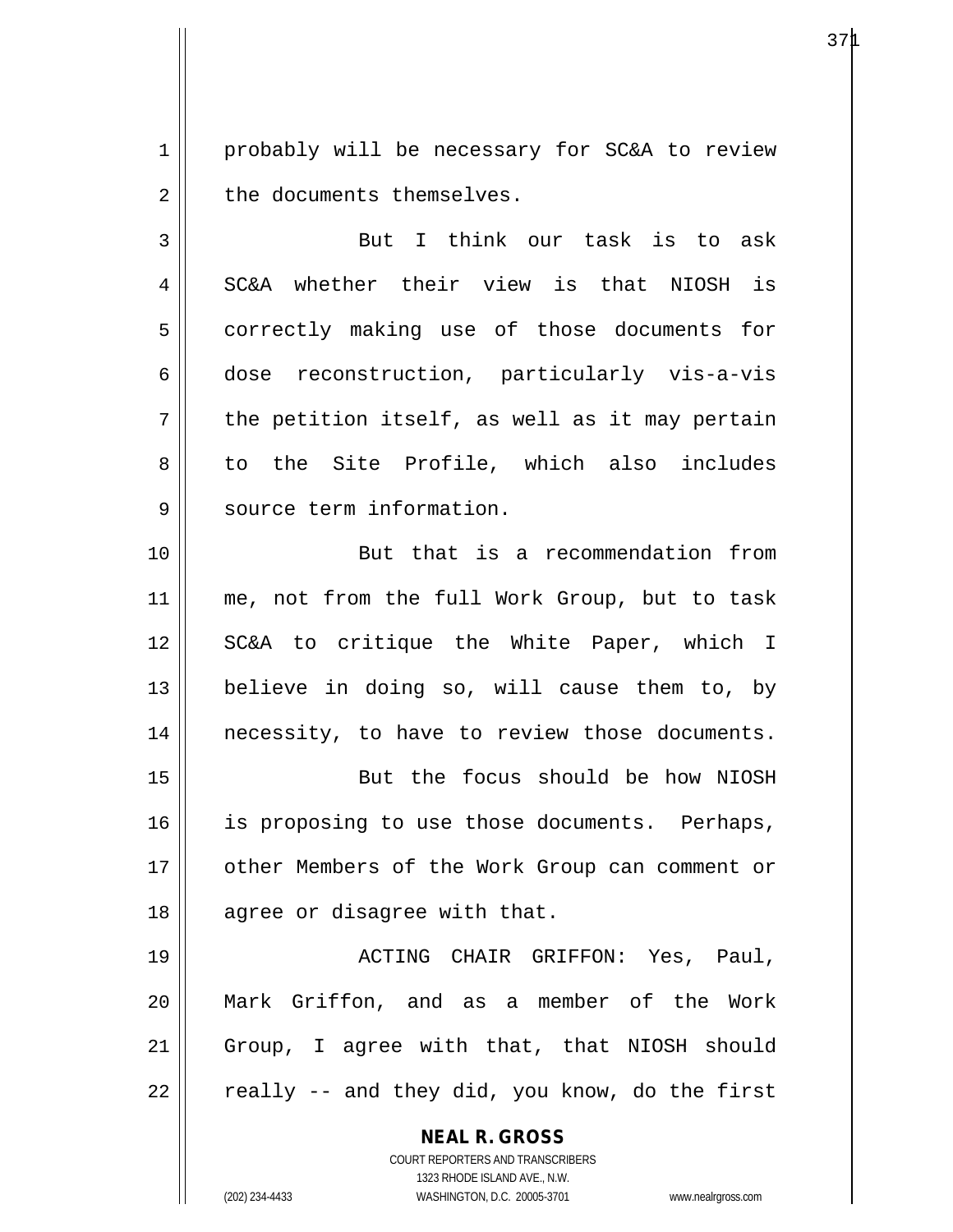probably will be necessary for SC&A to review the documents themselves.

But I think our task is to ask SC&A whether their view is that NIOSH is correctly making use of those documents for dose reconstruction, particularly vis-a-vis the petition itself, as well as it may pertain to the Site Profile, which also includes source term information.

But that is a recommendation from me, not from the full Work Group, but to task SC&A to critique the White Paper, which I believe in doing so, will cause them to, by necessity, to have to review those documents.

But the focus should be how NIOSH is proposing to use those documents. Perhaps, other Members of the Work Group can comment or agree or disagree with that.

ACTING CHAIR GRIFFON: Yes, Paul, Mark Griffon, and as a member of the Work Group, I agree with that, that NIOSH should really -- and they did, you know, do the first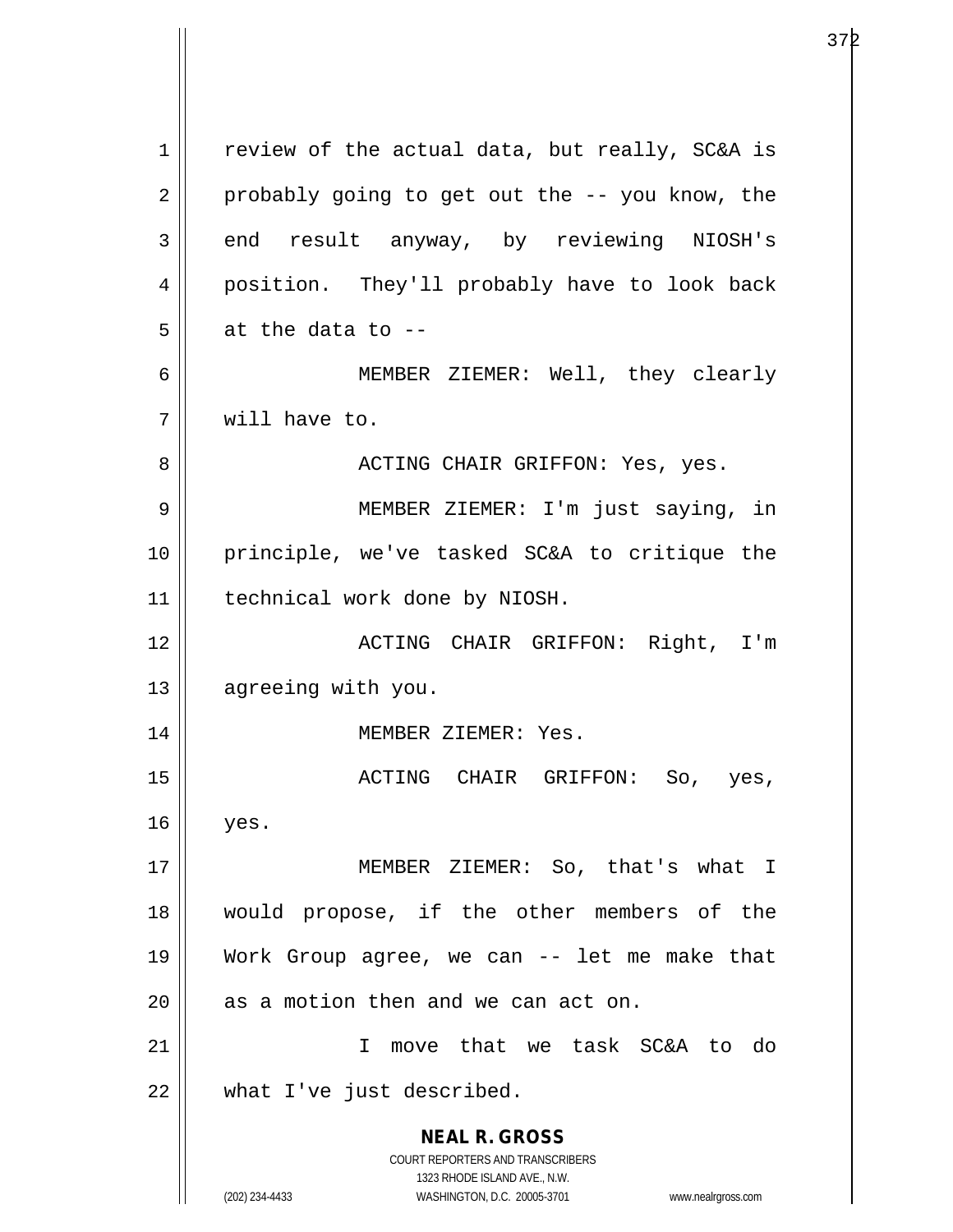review of the actual data, but really, SC&A is probably going to get out the -- you know, the end result anyway, by reviewing NIOSH's position. They'll probably have to look back at the data to --

MEMBER ZIEMER: Well, they clearly will have to.

ACTING CHAIR GRIFFON: Yes, yes.

MEMBER ZIEMER: I'm just saying, in principle, we've tasked SC&A to critique the technical work done by NIOSH.

ACTING CHAIR GRIFFON: Right, I'm agreeing with you.

MEMBER ZIEMER: Yes.

ACTING CHAIR GRIFFON: So, yes, yes.

MEMBER ZIEMER: So, that's what I would propose, if the other members of the Work Group agree, we can -- let me make that as a motion then and we can act on.

I move that we task SC&A to do what I've just described.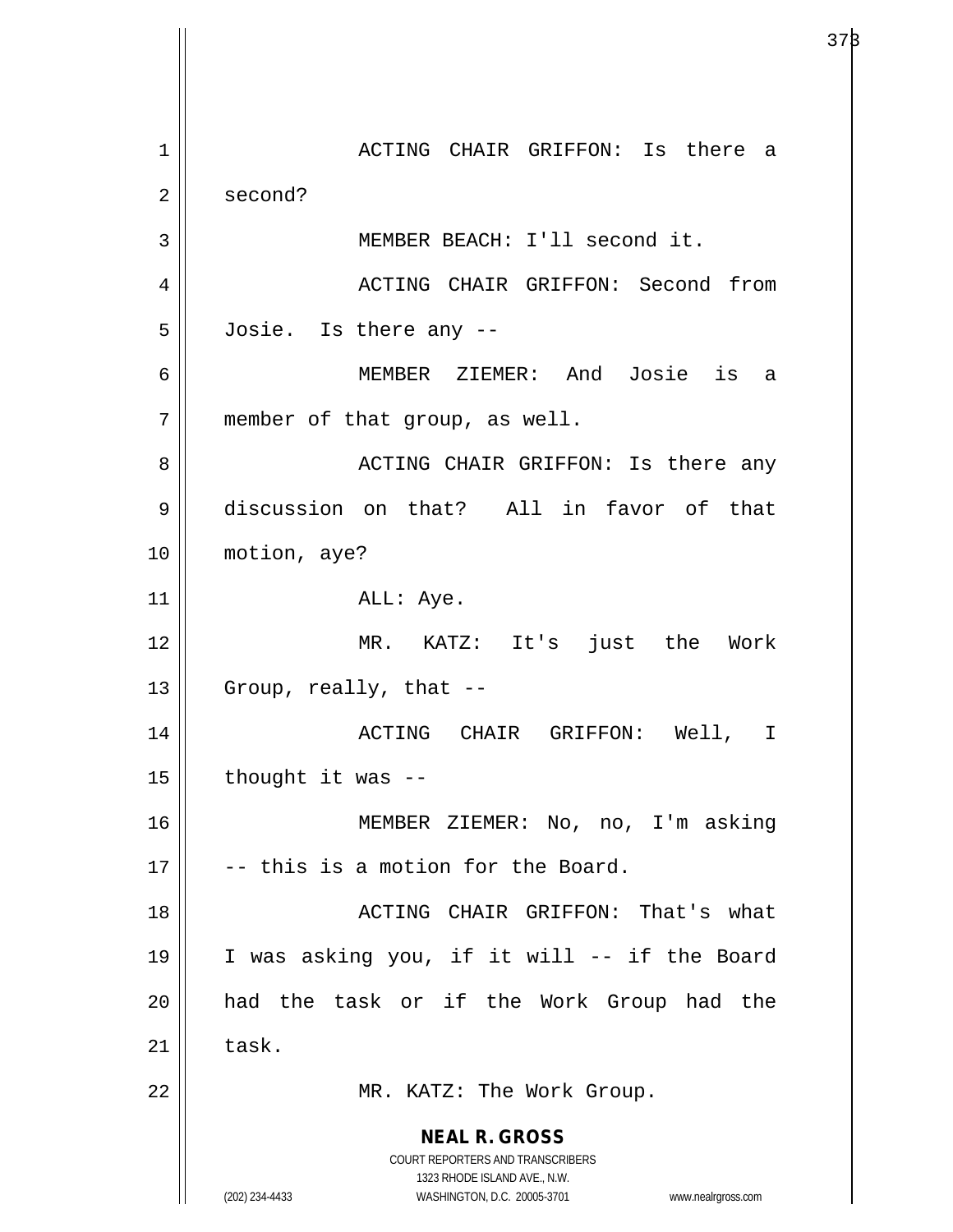ACTING CHAIR GRIFFON: Is there a second?

MEMBER BEACH: I'll second it.

ACTING CHAIR GRIFFON: Second from Josie. Is there any --

MEMBER ZIEMER: And Josie is a member of that group, as well.

ACTING CHAIR GRIFFON: Is there any discussion on that? All in favor of that motion, aye?

ALL: Aye.

MR. KATZ: It's just the Work Group, really, that --

ACTING CHAIR GRIFFON: Well, I thought it was --

MEMBER ZIEMER: No, no, I'm asking -- this is a motion for the Board.

ACTING CHAIR GRIFFON: That's what I was asking you, if it will -- if the Board had the task or if the Work Group had the task.

MR. KATZ: The Work Group.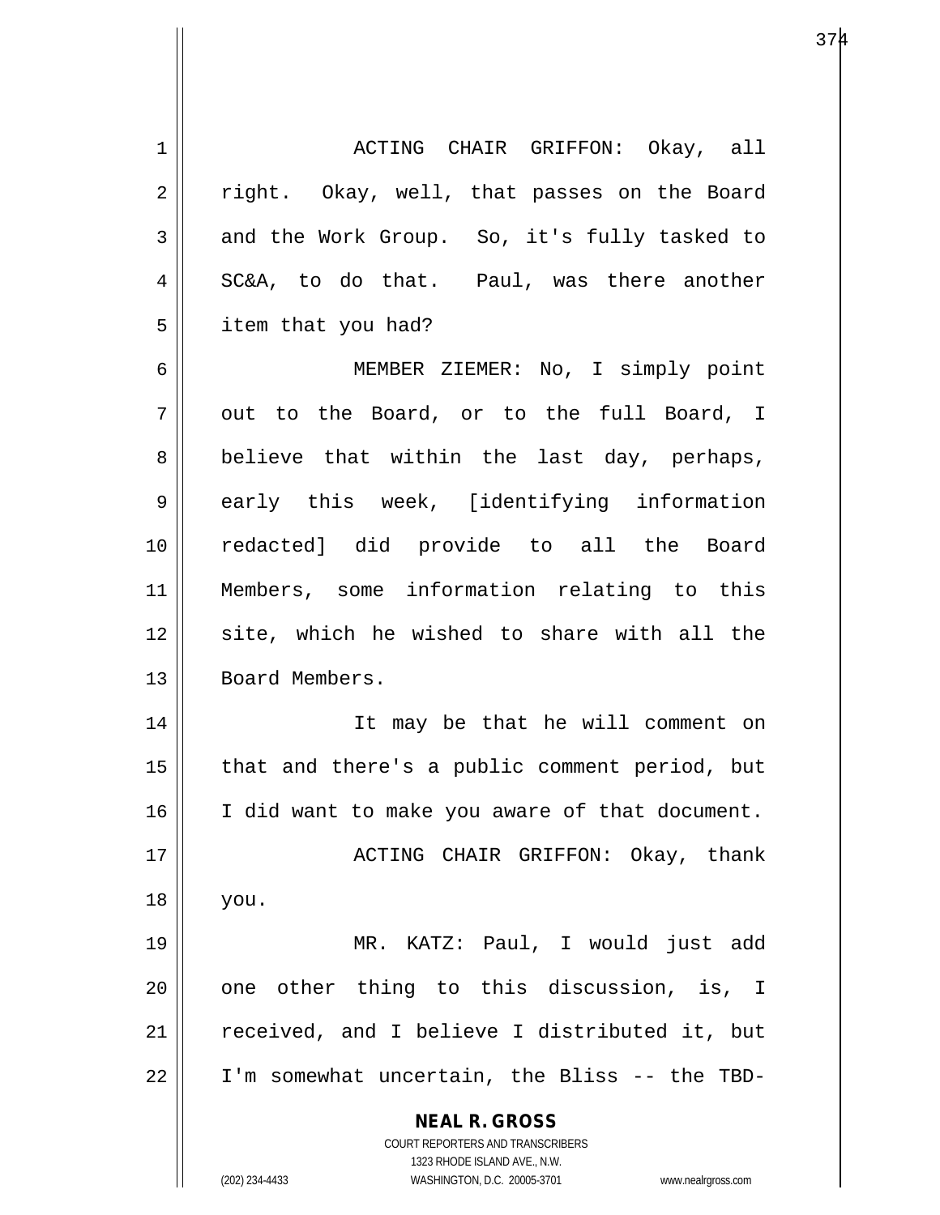ACTING CHAIR GRIFFON: Okay, all right. Okay, well, that passes on the Board and the Work Group. So, it's fully tasked to SC&A, to do that. Paul, was there another item that you had?

MEMBER ZIEMER: No, I simply point out to the Board, or to the full Board, I believe that within the last day, perhaps, early this week, [identifying information redacted] did provide to all the Board Members, some information relating to this site, which he wished to share with all the Board Members.

It may be that he will comment on that and there's a public comment period, but I did want to make you aware of that document.

ACTING CHAIR GRIFFON: Okay, thank you.

MR. KATZ: Paul, I would just add one other thing to this discussion, is, I received, and I believe I distributed it, but I'm somewhat uncertain, the Bliss -- the TBD-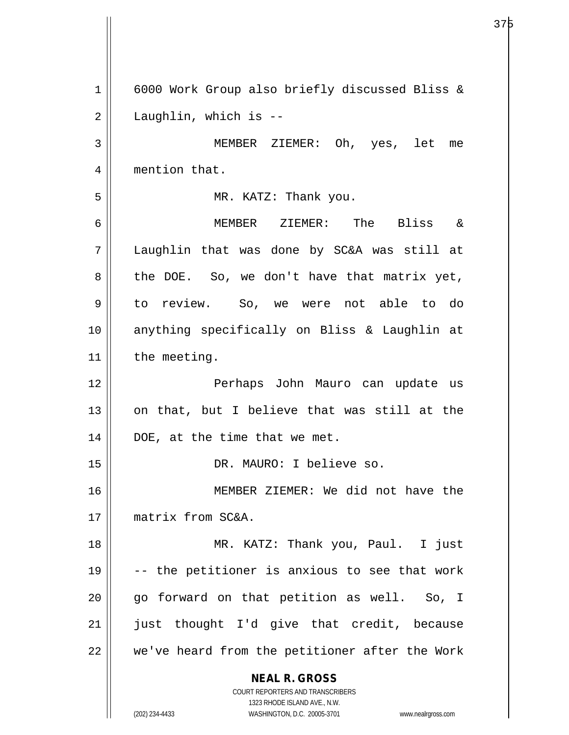6000 Work Group also briefly discussed Bliss & Laughlin, which is --

MEMBER ZIEMER: Oh, yes, let me mention that.

MR. KATZ: Thank you.

MEMBER ZIEMER: The Bliss & Laughlin that was done by SC&A was still at the DOE. So, we don't have that matrix yet, to review. So, we were not able to do anything specifically on Bliss & Laughlin at the meeting.

Perhaps John Mauro can update us on that, but I believe that was still at the DOE, at the time that we met.

DR. MAURO: I believe so.

MEMBER ZIEMER: We did not have the matrix from SC&A.

MR. KATZ: Thank you, Paul. I just -- the petitioner is anxious to see that work go forward on that petition as well. So, I just thought I'd give that credit, because we've heard from the petitioner after the Work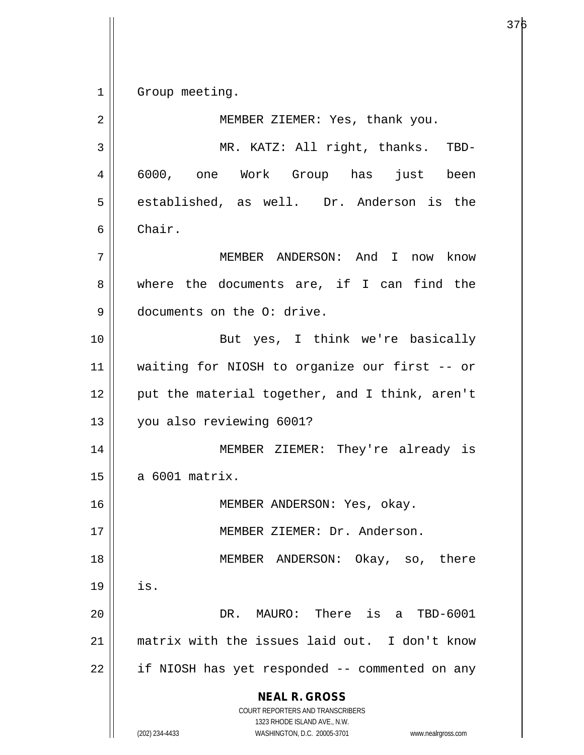Group meeting.

MEMBER ZIEMER: Yes, thank you.

MR. KATZ: All right, thanks. TBD-6000, one Work Group has just been established, as well. Dr. Anderson is the Chair.

MEMBER ANDERSON: And I now know where the documents are, if I can find the documents on the O: drive.

But yes, I think we're basically waiting for NIOSH to organize our first -- or put the material together, and I think, aren't you also reviewing 6001?

MEMBER ZIEMER: They're already is a 6001 matrix.

MEMBER ANDERSON: Yes, okay.

MEMBER ZIEMER: Dr. Anderson.

MEMBER ANDERSON: Okay, so, there is.

DR. MAURO: There is a TBD-6001 matrix with the issues laid out. I don't know if NIOSH has yet responded -- commented on any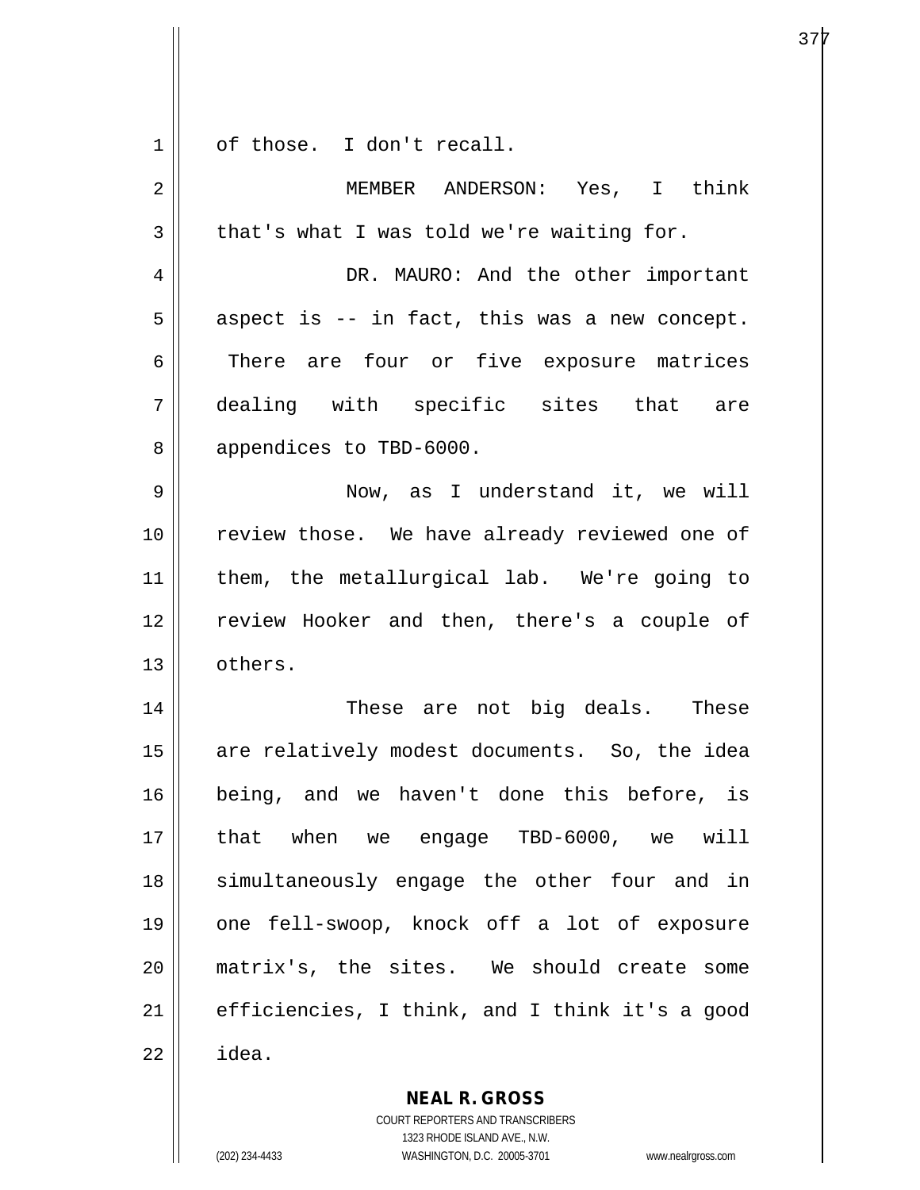of those. I don't recall.

MEMBER ANDERSON: Yes, I think that's what I was told we're waiting for.

DR. MAURO: And the other important aspect is -- in fact, this was a new concept. There are four or five exposure matrices dealing with specific sites that are appendices to TBD-6000.

Now, as I understand it, we will review those. We have already reviewed one of them, the metallurgical lab. We're going to review Hooker and then, there's a couple of others.

These are not big deals. These are relatively modest documents. So, the idea being, and we haven't done this before, is that when we engage TBD-6000, we will simultaneously engage the other four and in one fell-swoop, knock off a lot of exposure matrix's, the sites. We should create some efficiencies, I think, and I think it's a good idea.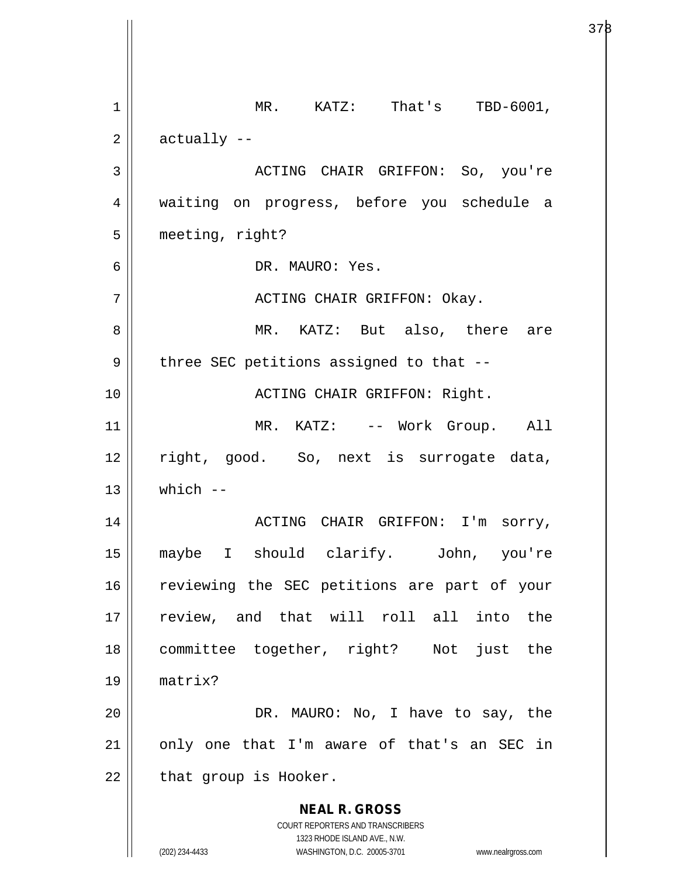MR. KATZ: That's TBD-6001, actually --

ACTING CHAIR GRIFFON: So, you're waiting on progress, before you schedule a meeting, right?

DR. MAURO: Yes.

ACTING CHAIR GRIFFON: Okay.

MR. KATZ: But also, there are three SEC petitions assigned to that --

ACTING CHAIR GRIFFON: Right.

MR. KATZ: -- Work Group. All right, good. So, next is surrogate data, which --

ACTING CHAIR GRIFFON: I'm sorry, maybe I should clarify. John, you're reviewing the SEC petitions are part of your review, and that will roll all into the committee together, right? Not just the matrix?

DR. MAURO: No, I have to say, the only one that I'm aware of that's an SEC in that group is Hooker.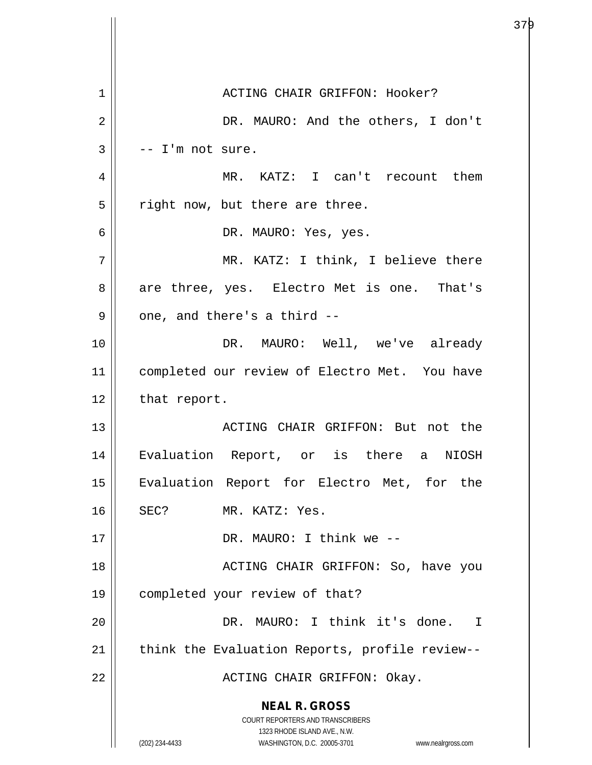ACTING CHAIR GRIFFON: Hooker?

DR. MAURO: And the others, I don't -- I'm not sure.

MR. KATZ: I can't recount them right now, but there are three.

DR. MAURO: Yes, yes.

MR. KATZ: I think, I believe there are three, yes. Electro Met is one. That's one, and there's a third --

DR. MAURO: Well, we've already completed our review of Electro Met. You have that report.

ACTING CHAIR GRIFFON: But not the Evaluation Report, or is there a NIOSH Evaluation Report for Electro Met, for the SEC?

MR. KATZ: Yes.

DR. MAURO: I think we --

ACTING CHAIR GRIFFON: So, have you completed your review of that?

DR. MAURO: I think it's done. I think the Evaluation Reports, profile review--

ACTING CHAIR GRIFFON: Okay.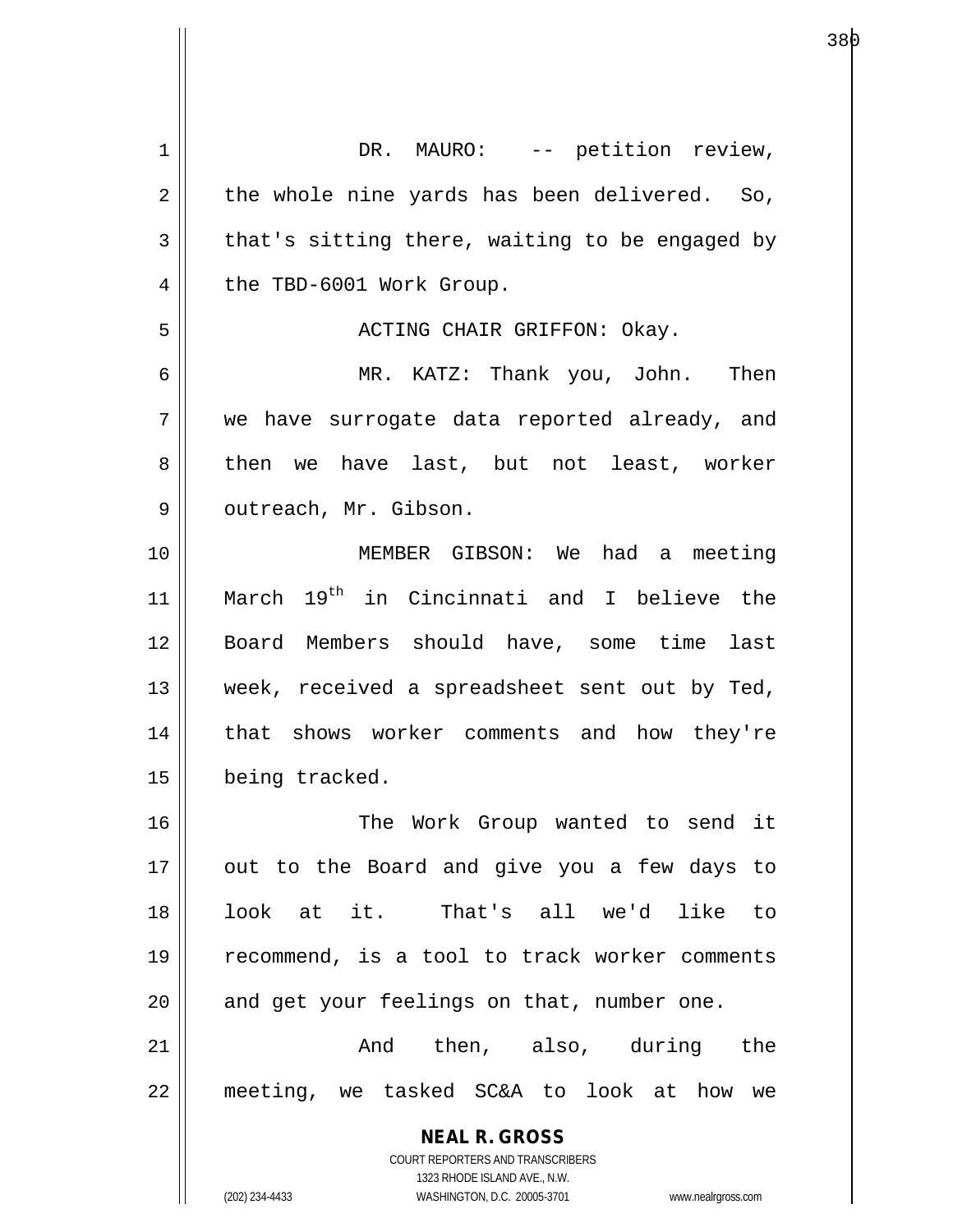DR. MAURO: -- petition review, the whole nine yards has been delivered. So, that's sitting there, waiting to be engaged by the TBD-6001 Work Group.

ACTING CHAIR GRIFFON: Okay.

MR. KATZ: Thank you, John. Then we have surrogate data reported already, and then we have last, but not least, worker outreach, Mr. Gibson.

MEMBER GIBSON: We had a meeting March 19th in Cincinnati and I believe the Board Members should have, some time last week, received a spreadsheet sent out by Ted, that shows worker comments and how they're being tracked.

The Work Group wanted to send it out to the Board and give you a few days to look at it. That's all we'd like to recommend, is a tool to track worker comments and get your feelings on that, number one.

And then, also, during the meeting, we tasked SC&A to look at how we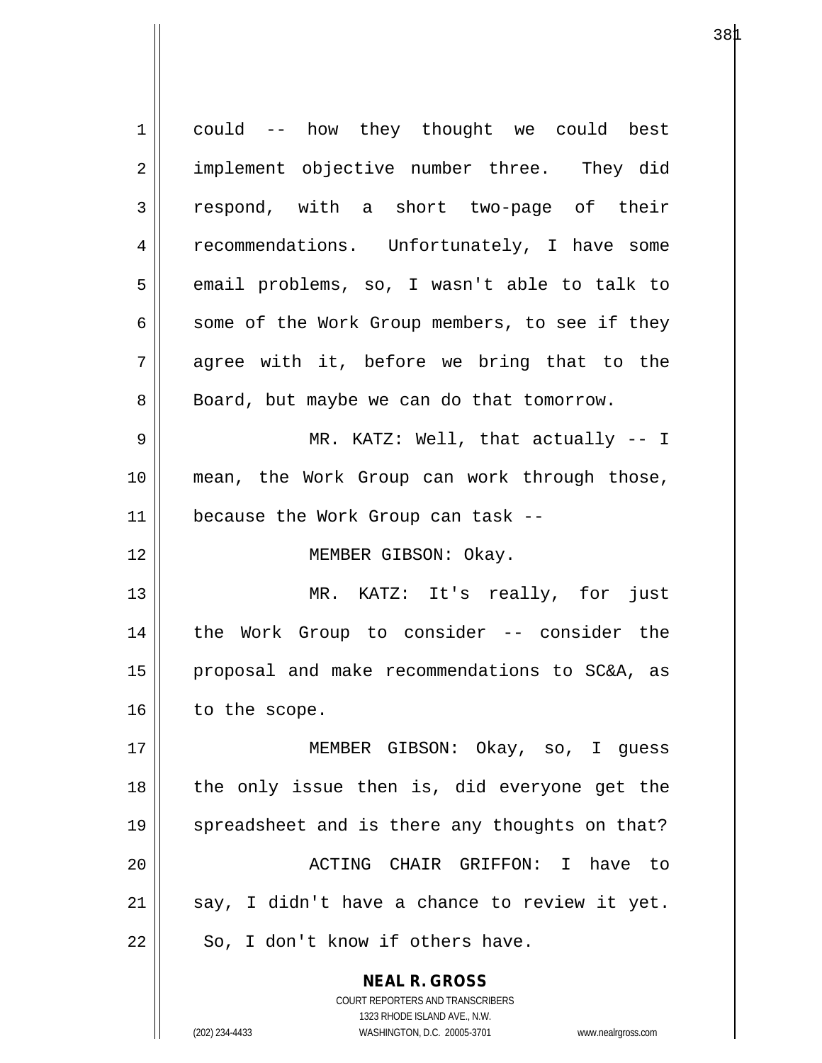could -- how they thought we could best implement objective number three. They did respond, with a short two-page of their recommendations. Unfortunately, I have some email problems, so, I wasn't able to talk to some of the Work Group members, to see if they agree with it, before we bring that to the Board, but maybe we can do that tomorrow.

MR. KATZ: Well, that actually -- I mean, the Work Group can work through those, because the Work Group can task --

MEMBER GIBSON: Okay.

MR. KATZ: It's really, for just the Work Group to consider -- consider the proposal and make recommendations to SC&A, as to the scope.

MEMBER GIBSON: Okay, so, I guess the only issue then is, did everyone get the spreadsheet and is there any thoughts on that?

ACTING CHAIR GRIFFON: I have to say, I didn't have a chance to review it yet. So, I don't know if others have.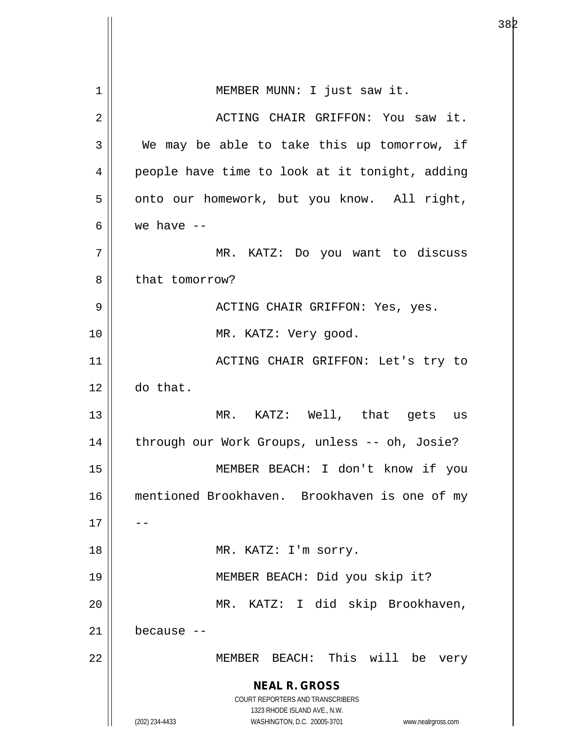MEMBER MUNN: I just saw it.

ACTING CHAIR GRIFFON: You saw it. We may be able to take this up tomorrow, if people have time to look at it tonight, adding onto our homework, but you know. All right, we have --

MR. KATZ: Do you want to discuss that tomorrow?

ACTING CHAIR GRIFFON: Yes, yes.

MR. KATZ: Very good.

ACTING CHAIR GRIFFON: Let's try to do that.

MR. KATZ: Well, that gets us through our Work Groups, unless -- oh, Josie?

MEMBER BEACH: I don't know if you mentioned Brookhaven. Brookhaven is one of my --

MR. KATZ: I'm sorry.

MEMBER BEACH: Did you skip it?

MR. KATZ: I did skip Brookhaven, because --

MEMBER BEACH: This will be very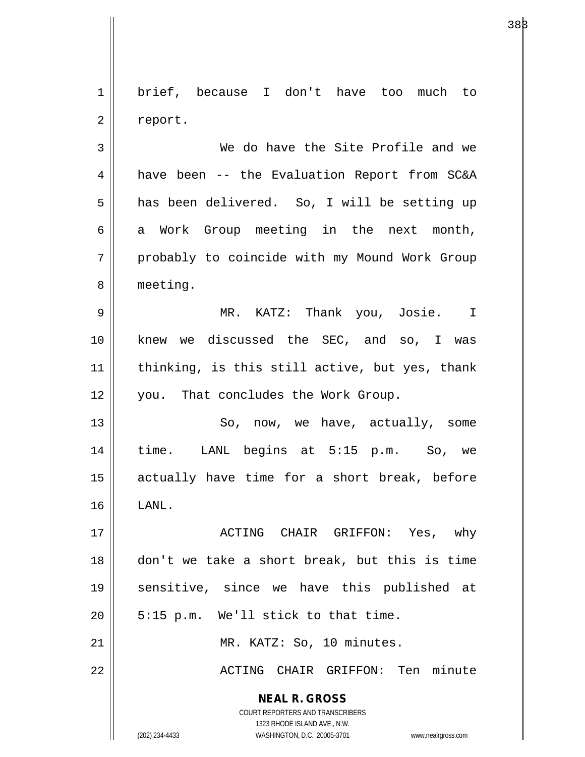brief, because I don't have too much to report.

We do have the Site Profile and we have been -- the Evaluation Report from SC&A has been delivered. So, I will be setting up a Work Group meeting in the next month, probably to coincide with my Mound Work Group meeting.

MR. KATZ: Thank you, Josie. I knew we discussed the SEC, and so, I was thinking, is this still active, but yes, thank you. That concludes the Work Group.

So, now, we have, actually, some time. LANL begins at 5:15 p.m. So, we actually have time for a short break, before LANL.

ACTING CHAIR GRIFFON: Yes, why don't we take a short break, but this is time sensitive, since we have this published at 5:15 p.m. We'll stick to that time.

MR. KATZ: So, 10 minutes.

ACTING CHAIR GRIFFON: Ten minute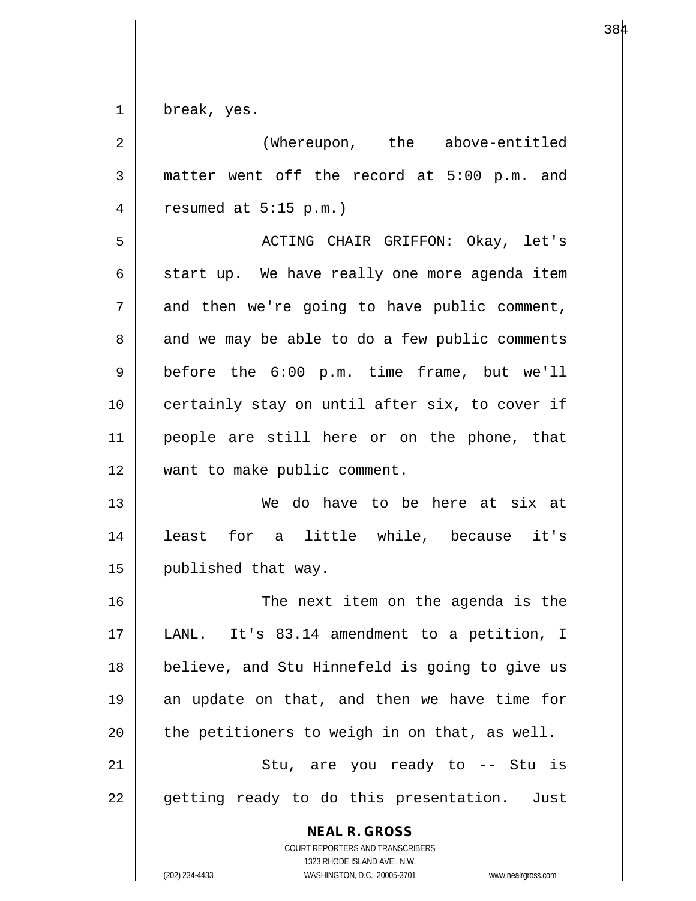break, yes.

(Whereupon, the above-entitled matter went off the record at 5:00 p.m. and resumed at 5:15 p.m.)

ACTING CHAIR GRIFFON: Okay, let's start up. We have really one more agenda item and then we're going to have public comment, and we may be able to do a few public comments before the 6:00 p.m. time frame, but we'll certainly stay on until after six, to cover if people are still here or on the phone, that want to make public comment.

We do have to be here at six at least for a little while, because it's published that way.

The next item on the agenda is the LANL. It's 83.14 amendment to a petition, I believe, and Stu Hinnefeld is going to give us an update on that, and then we have time for the petitioners to weigh in on that, as well.

Stu, are you ready to -- Stu is getting ready to do this presentation. Just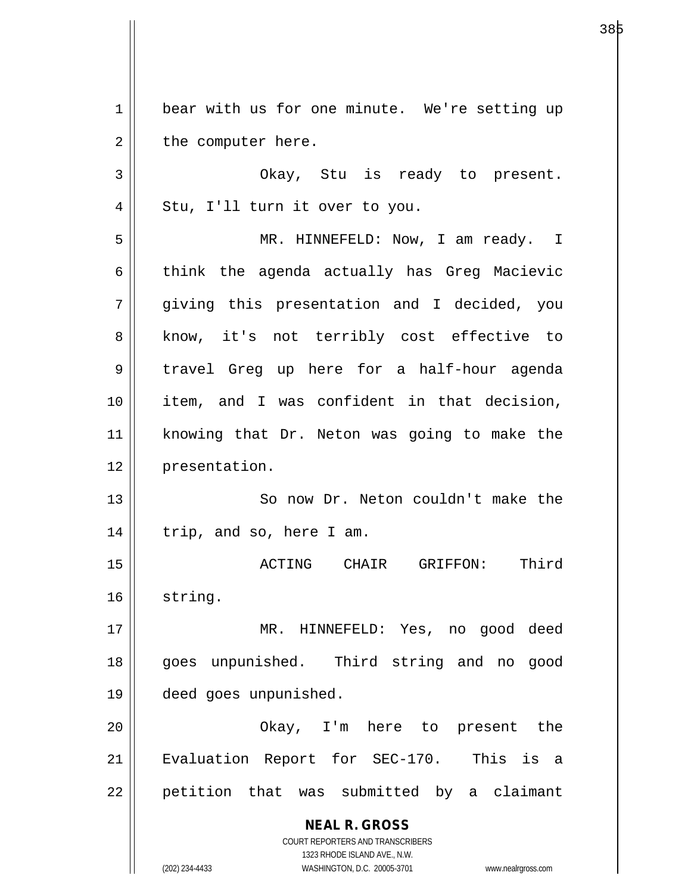bear with us for one minute. We're setting up the computer here.

Okay, Stu is ready to present. Stu, I'll turn it over to you.

MR. HINNEFELD: Now, I am ready. I think the agenda actually has Greg Macievic giving this presentation and I decided, you know, it's not terribly cost effective to travel Greg up here for a half-hour agenda item, and I was confident in that decision, knowing that Dr. Neton was going to make the presentation.

So now Dr. Neton couldn't make the trip, and so, here I am.

ACTING CHAIR GRIFFON: Third string.

MR. HINNEFELD: Yes, no good deed goes unpunished. Third string and no good deed goes unpunished.

Okay, I'm here to present the Evaluation Report for SEC-170. This is a petition that was submitted by a claimant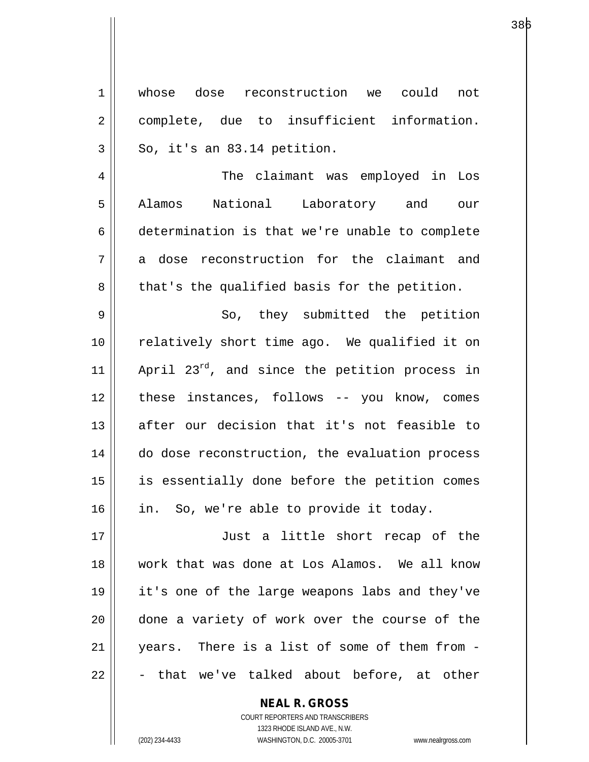whose dose reconstruction we could not complete, due to insufficient information. So, it's an 83.14 petition.

The claimant was employed in Los Alamos National Laboratory and our determination is that we're unable to complete a dose reconstruction for the claimant and that's the qualified basis for the petition.

So, they submitted the petition relatively short time ago. We qualified it on April 23rd, and since the petition process in these instances, follows -- you know, comes after our decision that it's not feasible to do dose reconstruction, the evaluation process is essentially done before the petition comes in. So, we're able to provide it today.

Just a little short recap of the work that was done at Los Alamos. We all know it's one of the large weapons labs and they've done a variety of work over the course of the years. There is a list of some of them from -- that we've talked about before, at other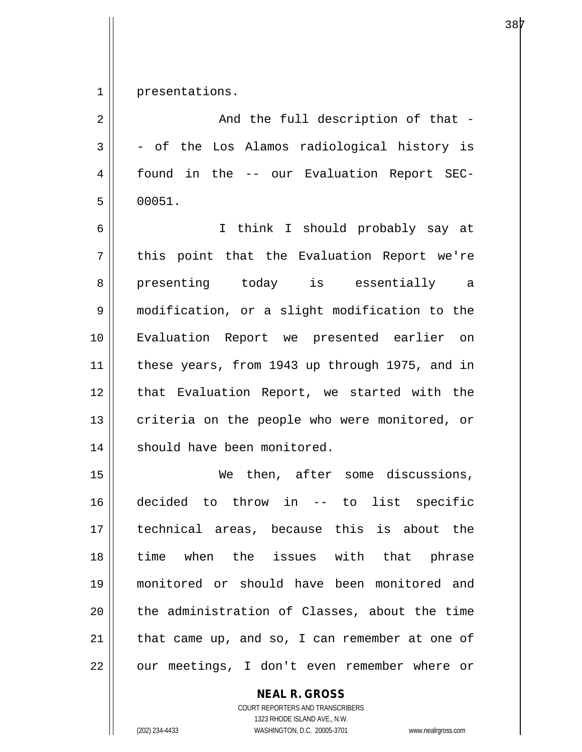presentations.

And the full description of that -- of the Los Alamos radiological history is found in the -- our Evaluation Report SEC-00051.

I think I should probably say at this point that the Evaluation Report we're presenting today is essentially a modification, or a slight modification to the Evaluation Report we presented earlier on these years, from 1943 up through 1975, and in that Evaluation Report, we started with the criteria on the people who were monitored, or should have been monitored.

We then, after some discussions, decided to throw in -- to list specific technical areas, because this is about the time when the issues with that phrase monitored or should have been monitored and the administration of Classes, about the time that came up, and so, I can remember at one of our meetings, I don't even remember where or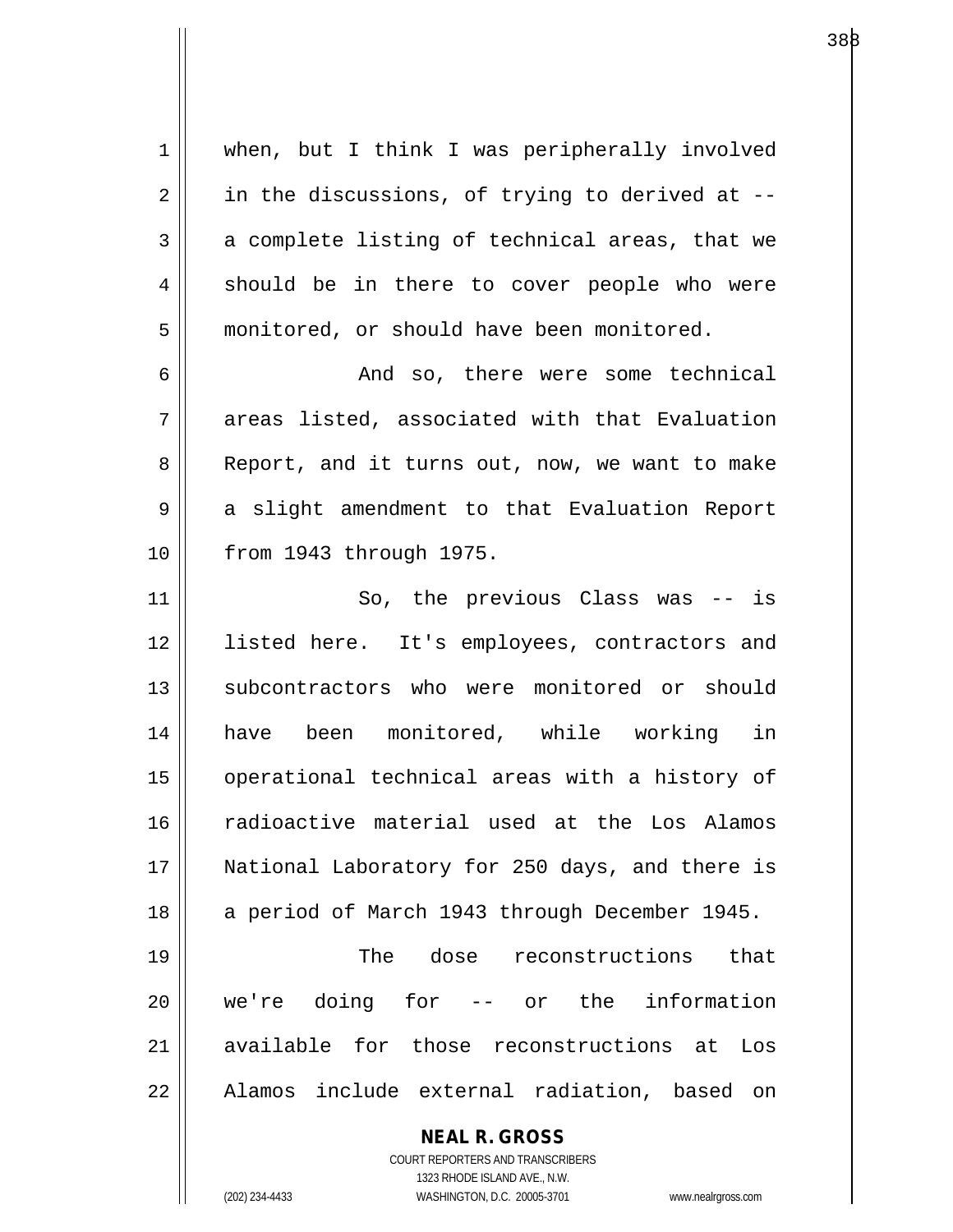when, but I think I was peripherally involved in the discussions, of trying to derived at -- a complete listing of technical areas, that we should be in there to cover people who were monitored, or should have been monitored.

And so, there were some technical areas listed, associated with that Evaluation Report, and it turns out, now, we want to make a slight amendment to that Evaluation Report from 1943 through 1975.

So, the previous Class was -- is listed here. It's employees, contractors and subcontractors who were monitored or should have been monitored, while working in operational technical areas with a history of radioactive material used at the Los Alamos National Laboratory for 250 days, and there is a period of March 1943 through December 1945.

The dose reconstructions that we're doing for -- or the information available for those reconstructions at Los Alamos include external radiation, based on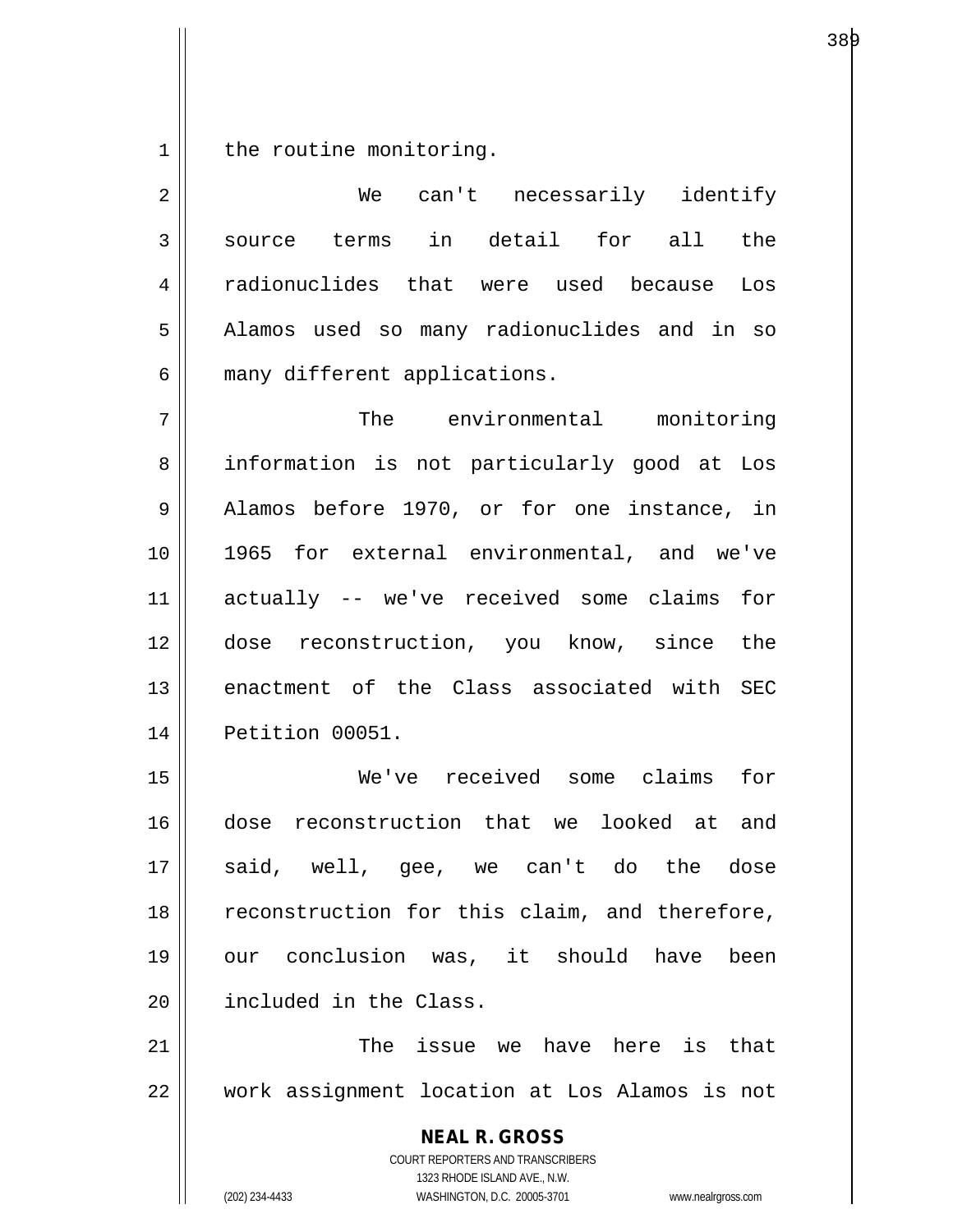the routine monitoring.

We can't necessarily identify source terms in detail for all the radionuclides that were used because Los Alamos used so many radionuclides and in so many different applications.

The environmental monitoring information is not particularly good at Los Alamos before 1970, or for one instance, in 1965 for external environmental, and we've actually -- we've received some claims for dose reconstruction, you know, since the enactment of the Class associated with SEC Petition 00051.

We've received some claims for dose reconstruction that we looked at and said, well, gee, we can't do the dose reconstruction for this claim, and therefore, our conclusion was, it should have been included in the Class.

The issue we have here is that work assignment location at Los Alamos is not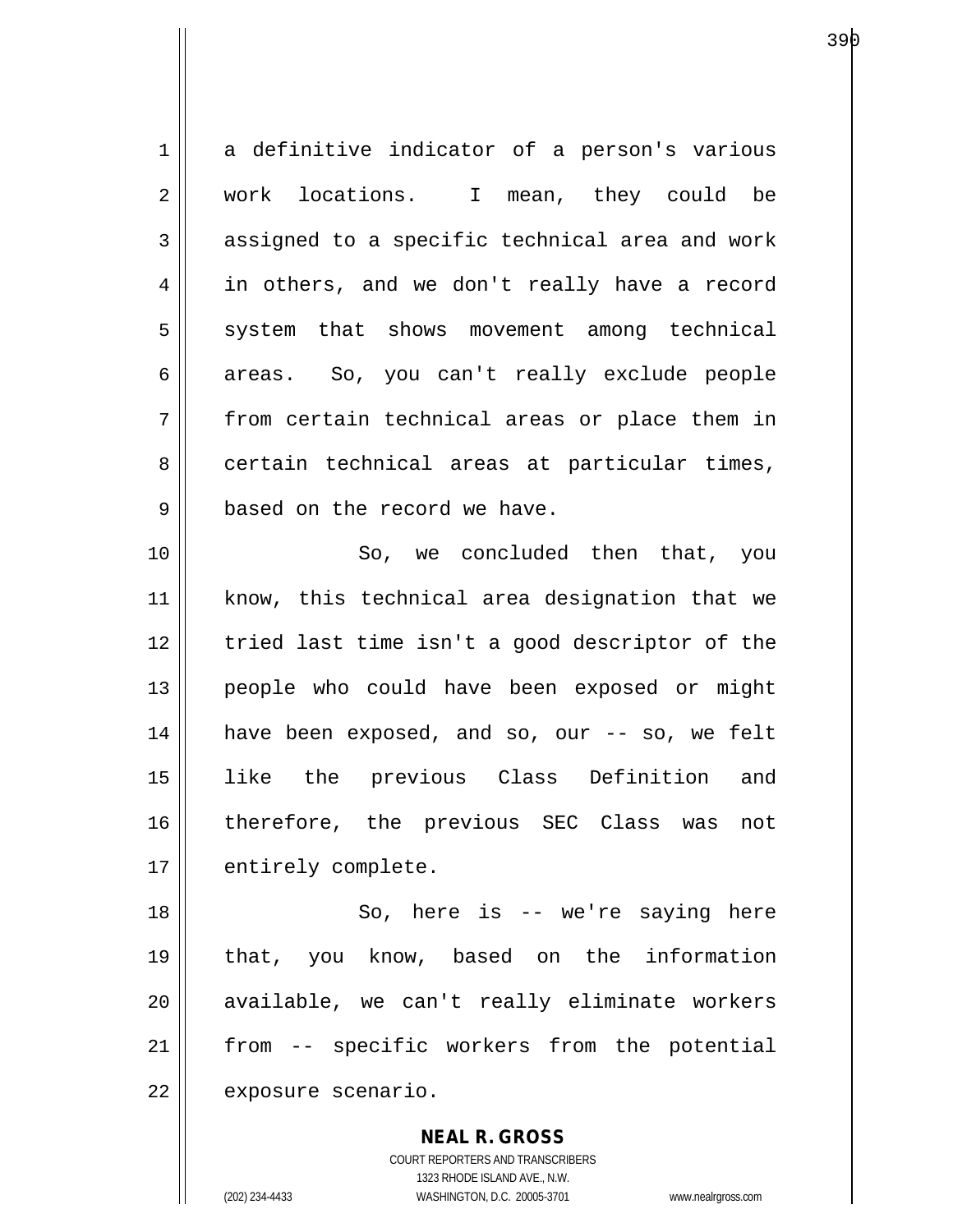a definitive indicator of a person's various work locations. I mean, they could be assigned to a specific technical area and work in others, and we don't really have a record system that shows movement among technical areas. So, you can't really exclude people from certain technical areas or place them in certain technical areas at particular times, based on the record we have.

So, we concluded then that, you know, this technical area designation that we tried last time isn't a good descriptor of the people who could have been exposed or might have been exposed, and so, our -- so, we felt like the previous Class Definition and therefore, the previous SEC Class was not entirely complete.

So, here is -- we're saying here that, you know, based on the information available, we can't really eliminate workers from -- specific workers from the potential exposure scenario.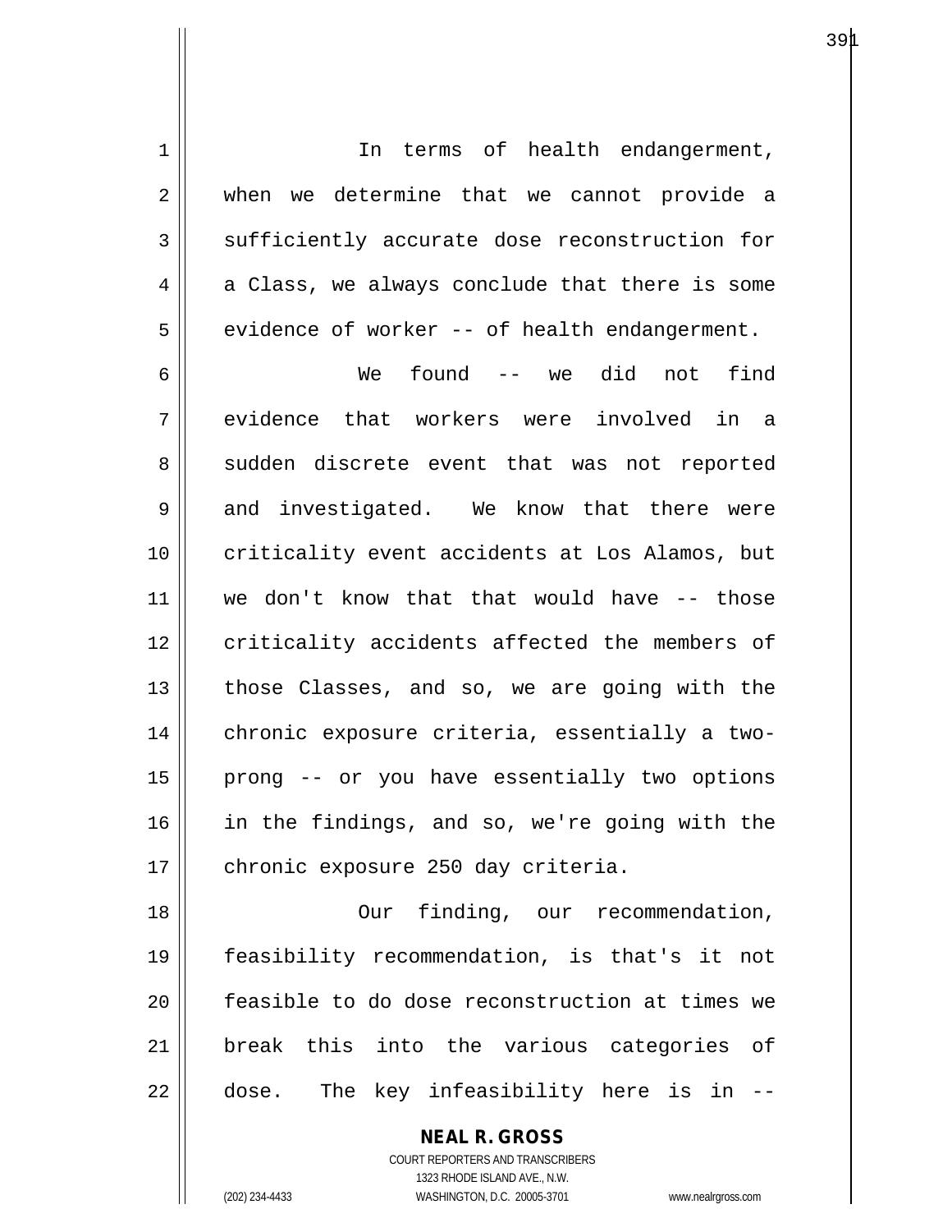In terms of health endangerment, when we determine that we cannot provide a sufficiently accurate dose reconstruction for a Class, we always conclude that there is some evidence of worker -- of health endangerment.

We found -- we did not find evidence that workers were involved in a sudden discrete event that was not reported and investigated. We know that there were criticality event accidents at Los Alamos, but we don't know that that would have -- those criticality accidents affected the members of those Classes, and so, we are going with the chronic exposure criteria, essentially a two-prong -- or you have essentially two options in the findings, and so, we're going with the chronic exposure 250 day criteria.

Our finding, our recommendation, feasibility recommendation, is that's it not feasible to do dose reconstruction at times we break this into the various categories of dose. The key infeasibility here is in --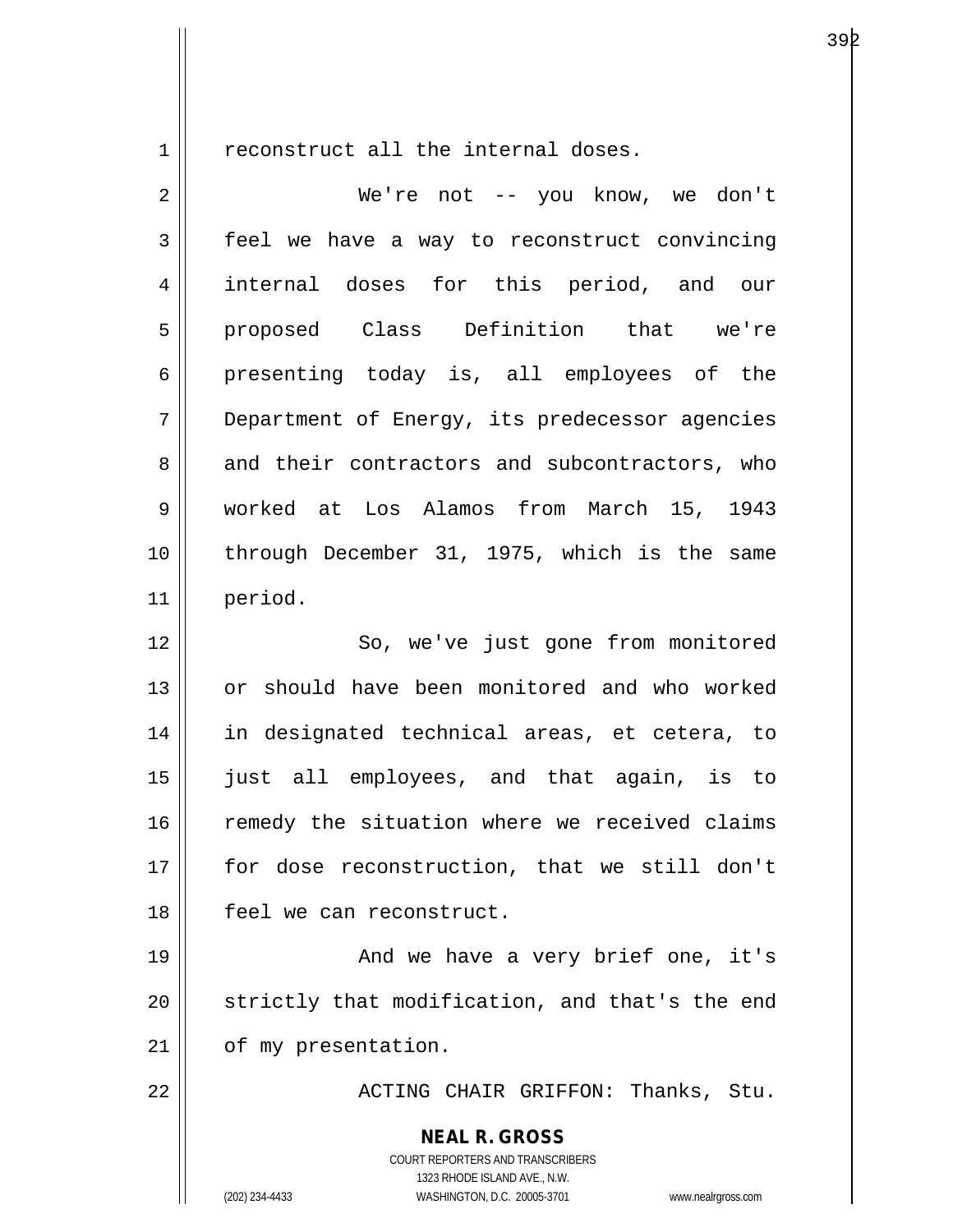reconstruct all the internal doses.

We're not -- you know, we don't feel we have a way to reconstruct convincing internal doses for this period, and our proposed Class Definition that we're presenting today is, all employees of the Department of Energy, its predecessor agencies and their contractors and subcontractors, who worked at Los Alamos from March 15, 1943 through December 31, 1975, which is the same period.

So, we've just gone from monitored or should have been monitored and who worked in designated technical areas, et cetera, to just all employees, and that again, is to remedy the situation where we received claims for dose reconstruction, that we still don't feel we can reconstruct.

And we have a very brief one, it's strictly that modification, and that's the end of my presentation.

ACTING CHAIR GRIFFON: Thanks, Stu.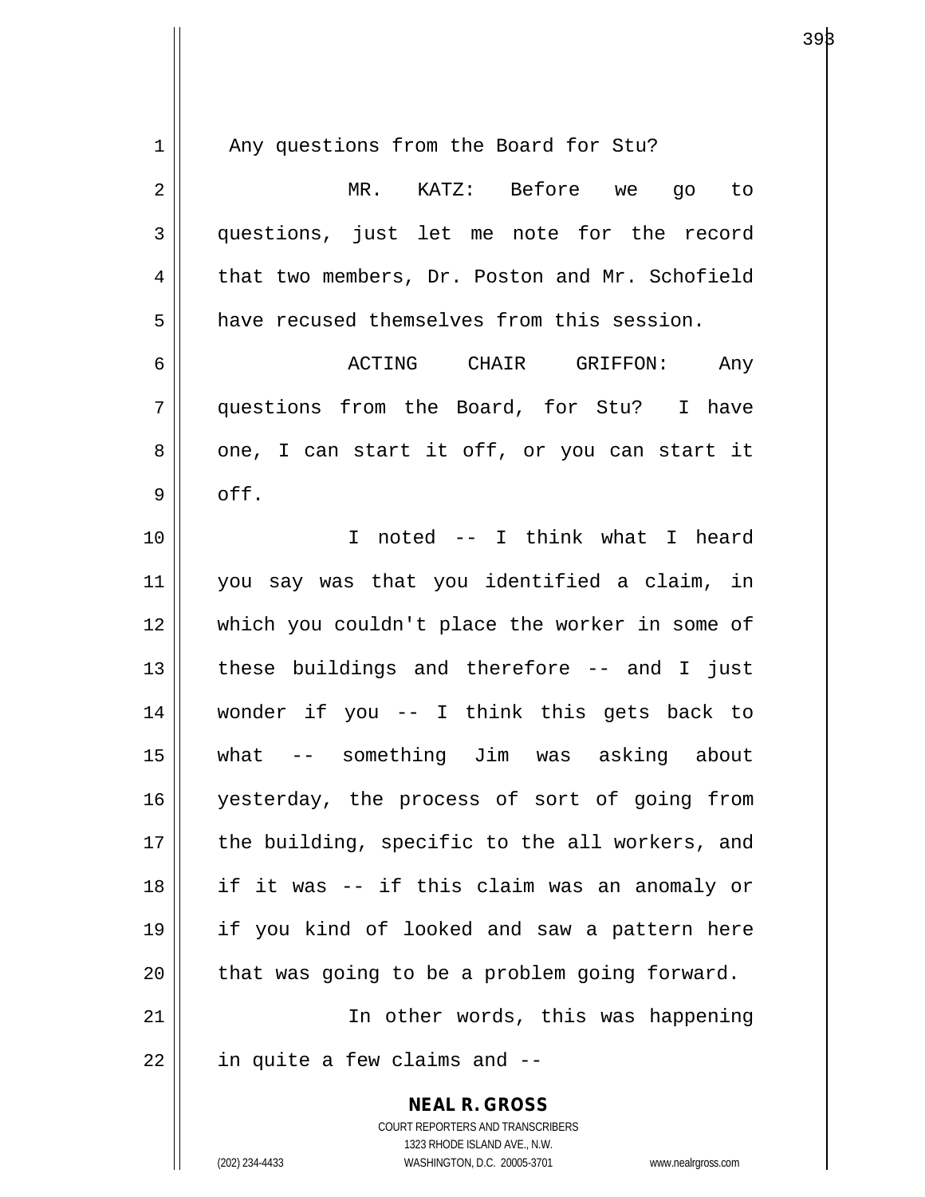Any questions from the Board for Stu?

MR. KATZ: Before we go to questions, just let me note for the record that two members, Dr. Poston and Mr. Schofield have recused themselves from this session.

ACTING CHAIR GRIFFON: Any questions from the Board, for Stu? I have one, I can start it off, or you can start it off.

I noted -- I think what I heard you say was that you identified a claim, in which you couldn't place the worker in some of these buildings and therefore -- and I just wonder if you -- I think this gets back to what -- something Jim was asking about yesterday, the process of sort of going from the building, specific to the all workers, and if it was -- if this claim was an anomaly or if you kind of looked and saw a pattern here that was going to be a problem going forward.

In other words, this was happening in quite a few claims and --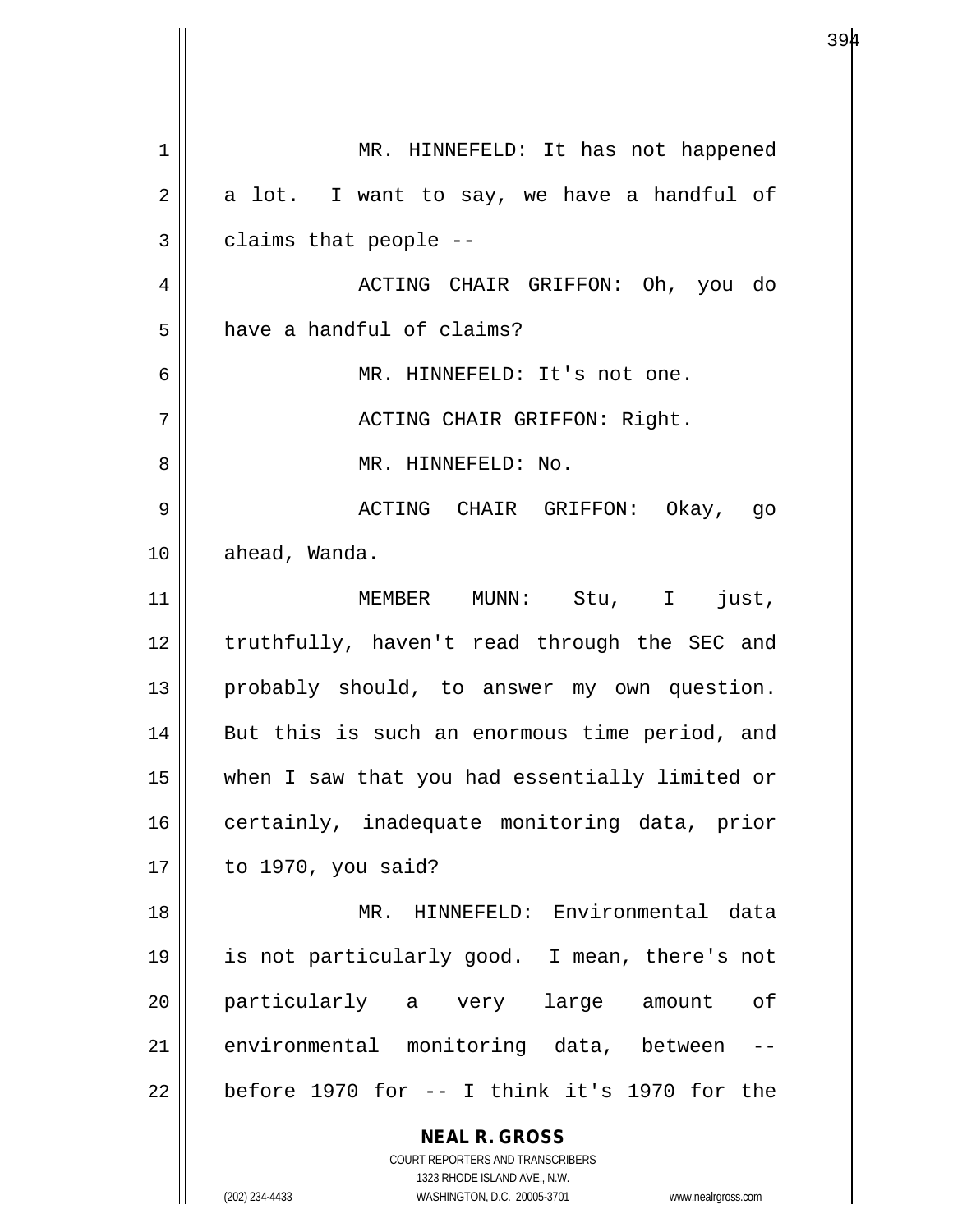MR. HINNEFELD: It has not happened a lot. I want to say, we have a handful of claims that people --

ACTING CHAIR GRIFFON: Oh, you do have a handful of claims?

MR. HINNEFELD: It's not one.

ACTING CHAIR GRIFFON: Right.

MR. HINNEFELD: No.

ACTING CHAIR GRIFFON: Okay, go ahead, Wanda.

MEMBER MUNN: Stu, I just, truthfully, haven't read through the SEC and probably should, to answer my own question. But this is such an enormous time period, and when I saw that you had essentially limited or certainly, inadequate monitoring data, prior to 1970, you said?

MR. HINNEFELD: Environmental data is not particularly good. I mean, there's not particularly a very large amount of environmental monitoring data, between -- before 1970 for -- I think it's 1970 for the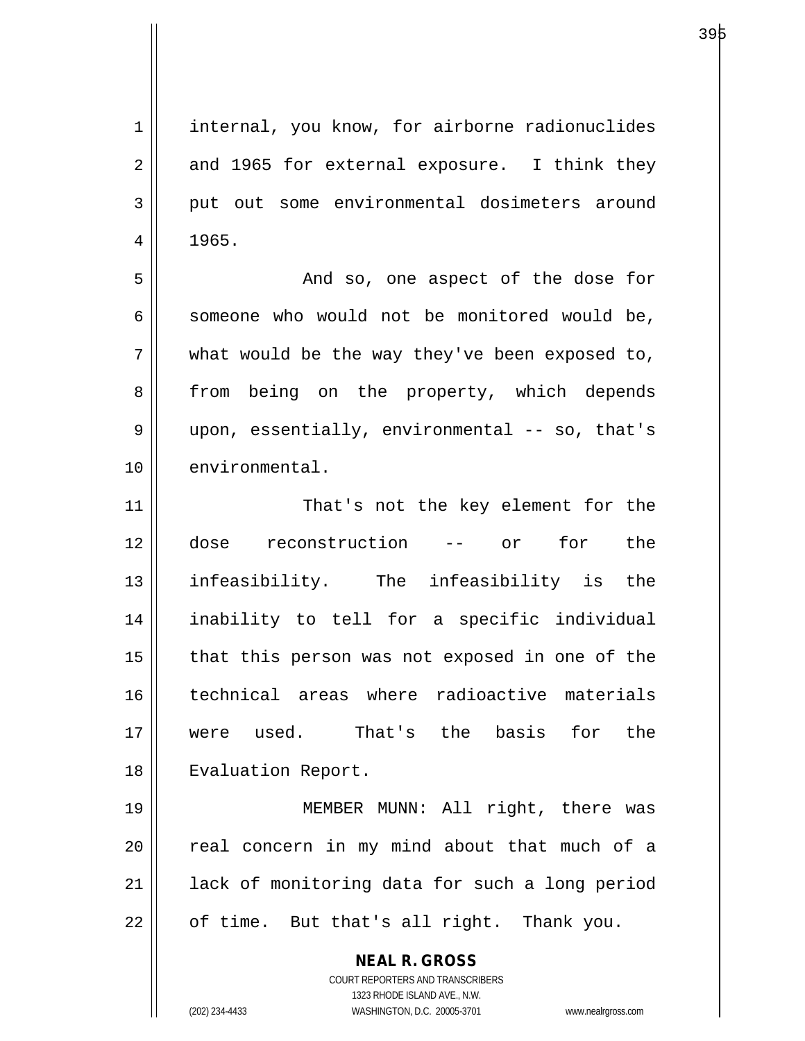internal, you know, for airborne radionuclides and 1965 for external exposure. I think they put out some environmental dosimeters around 1965.

And so, one aspect of the dose for someone who would not be monitored would be, what would be the way they've been exposed to, from being on the property, which depends upon, essentially, environmental -- so, that's environmental.

That's not the key element for the dose reconstruction -- or for the infeasibility. The infeasibility is the inability to tell for a specific individual that this person was not exposed in one of the technical areas where radioactive materials were used. That's the basis for the Evaluation Report.

MEMBER MUNN: All right, there was real concern in my mind about that much of a lack of monitoring data for such a long period of time. But that's all right. Thank you.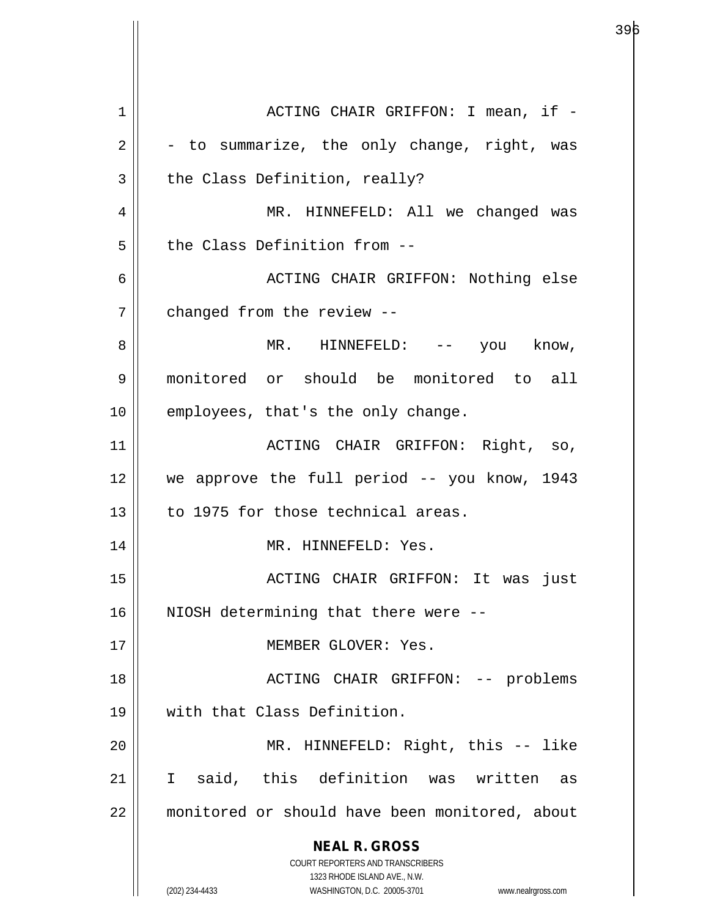ACTING CHAIR GRIFFON: I mean, if -- to summarize, the only change, right, was the Class Definition, really?

MR. HINNEFELD: All we changed was the Class Definition from --

ACTING CHAIR GRIFFON: Nothing else changed from the review --

MR. HINNEFELD: -- you know, monitored or should be monitored to all employees, that's the only change.

ACTING CHAIR GRIFFON: Right, so, we approve the full period -- you know, 1943 to 1975 for those technical areas.

MR. HINNEFELD: Yes.

ACTING CHAIR GRIFFON: It was just NIOSH determining that there were --

MEMBER GLOVER: Yes.

ACTING CHAIR GRIFFON: -- problems with that Class Definition.

MR. HINNEFELD: Right, this -- like I said, this definition was written as monitored or should have been monitored, about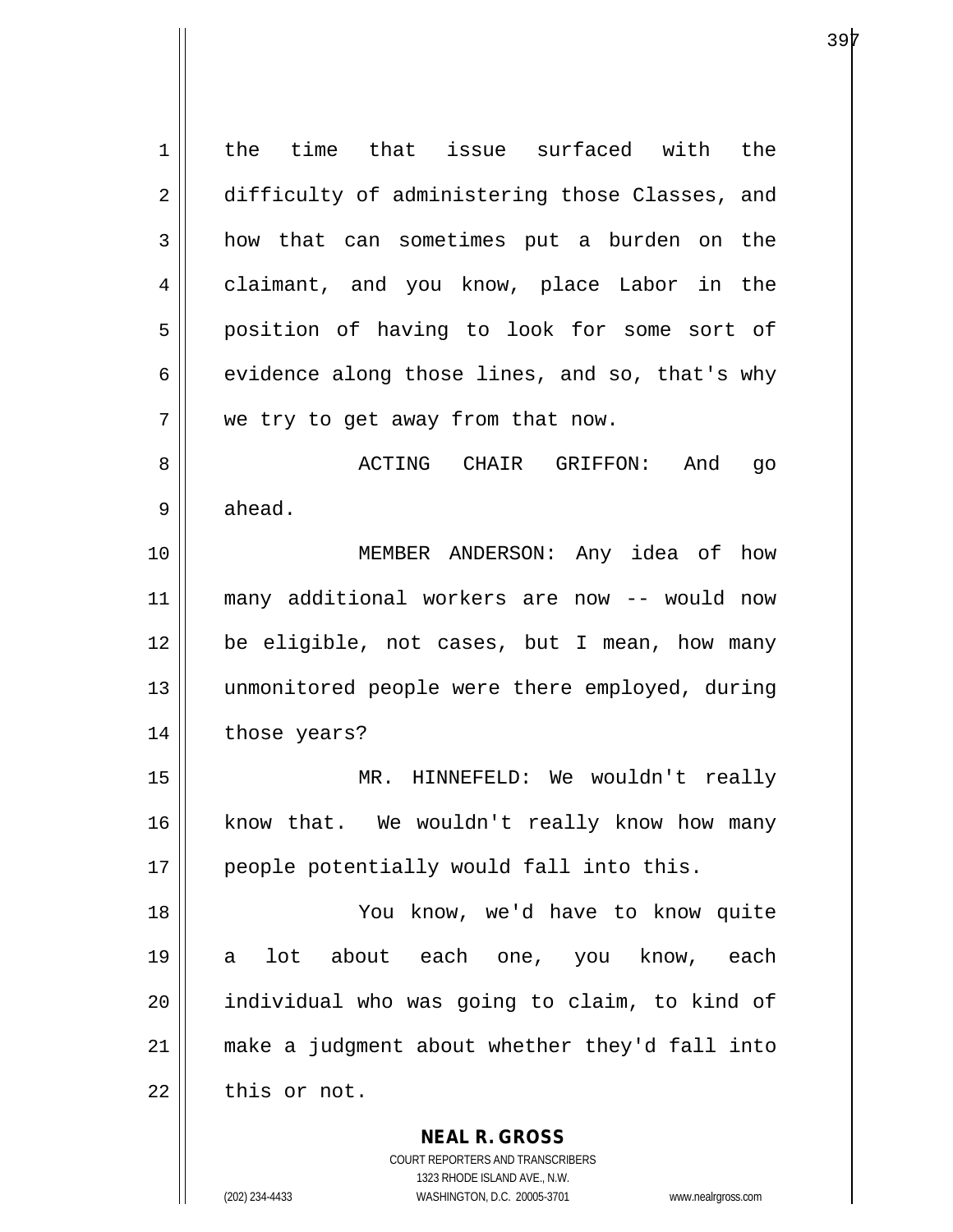the time that issue surfaced with the difficulty of administering those Classes, and how that can sometimes put a burden on the claimant, and you know, place Labor in the position of having to look for some sort of evidence along those lines, and so, that's why we try to get away from that now.

ACTING CHAIR GRIFFON: And go ahead.

MEMBER ANDERSON: Any idea of how many additional workers are now -- would now be eligible, not cases, but I mean, how many unmonitored people were there employed, during those years?

MR. HINNEFELD: We wouldn't really know that. We wouldn't really know how many people potentially would fall into this.

You know, we'd have to know quite a lot about each one, you know, each individual who was going to claim, to kind of make a judgment about whether they'd fall into this or not.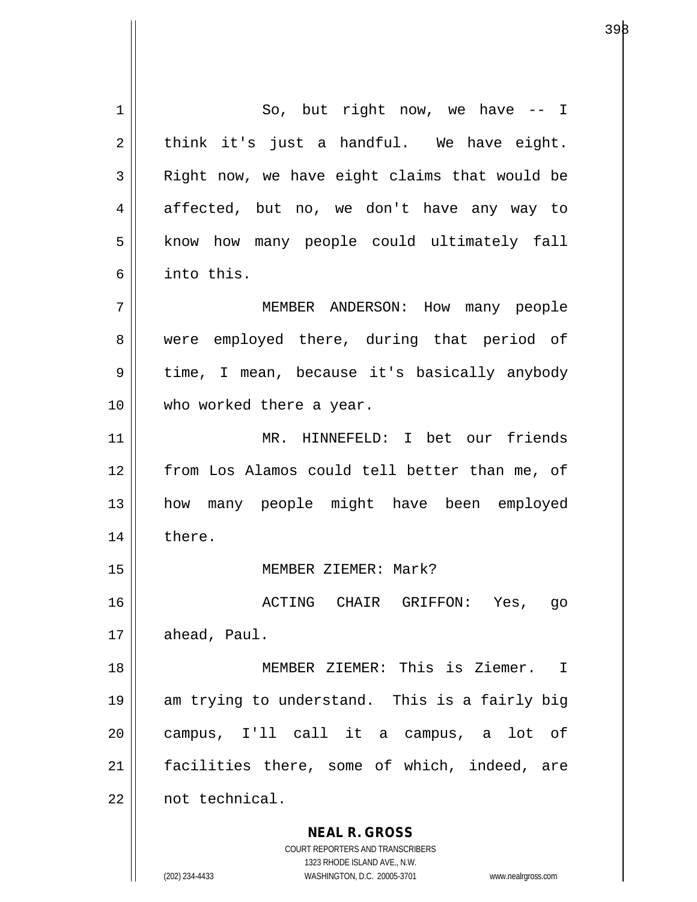So, but right now, we have -- I think it's just a handful. We have eight. Right now, we have eight claims that would be affected, but no, we don't have any way to know how many people could ultimately fall into this.

MEMBER ANDERSON: How many people were employed there, during that period of time, I mean, because it's basically anybody who worked there a year.

MR. HINNEFELD: I bet our friends from Los Alamos could tell better than me, of how many people might have been employed there.

MEMBER ZIEMER: Mark?

ACTING CHAIR GRIFFON: Yes, go ahead, Paul.

MEMBER ZIEMER: This is Ziemer. I am trying to understand. This is a fairly big campus, I'll call it a campus, a lot of facilities there, some of which, indeed, are not technical.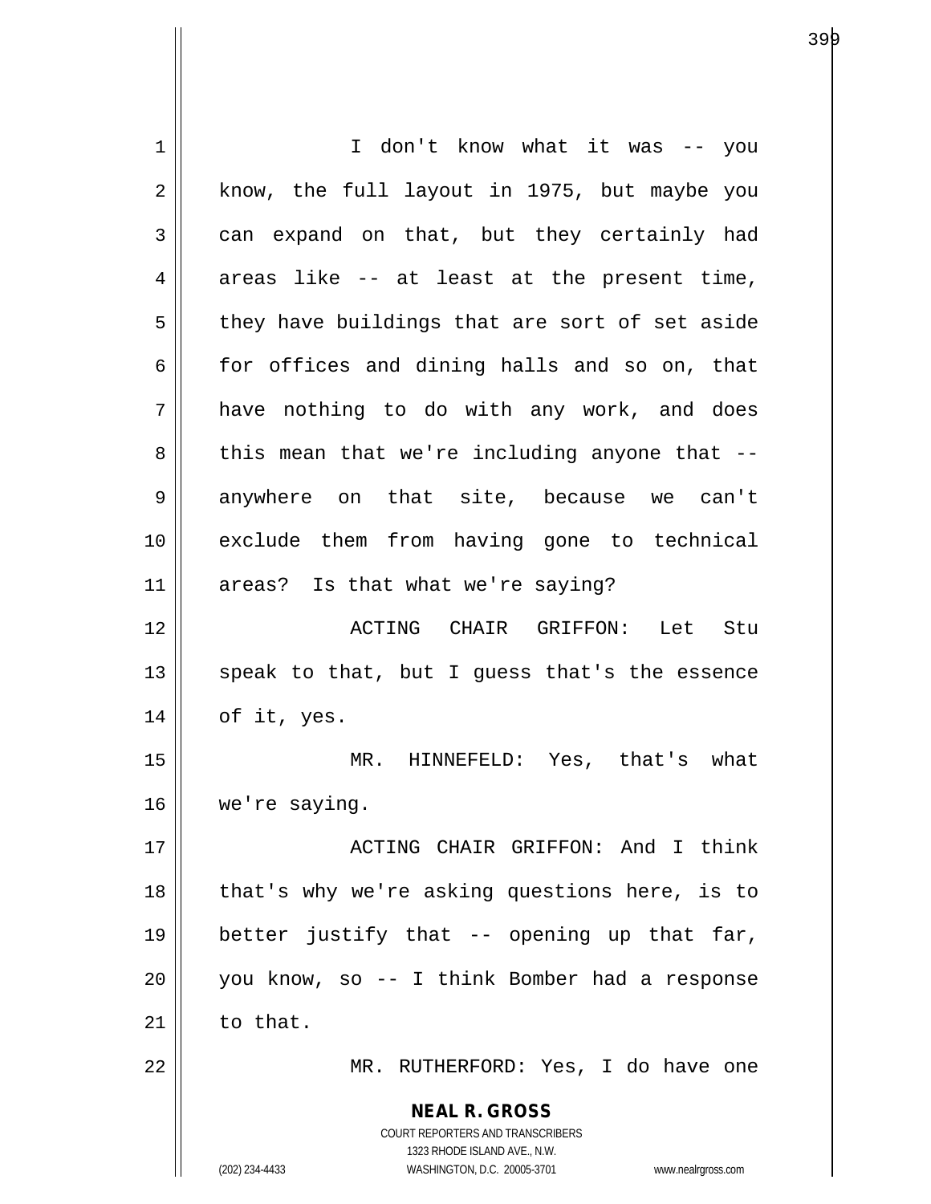I don't know what it was -- you know, the full layout in 1975, but maybe you can expand on that, but they certainly had areas like -- at least at the present time, they have buildings that are sort of set aside for offices and dining halls and so on, that have nothing to do with any work, and does this mean that we're including anyone that -- anywhere on that site, because we can't exclude them from having gone to technical areas? Is that what we're saying?

ACTING CHAIR GRIFFON: Let Stu speak to that, but I guess that's the essence of it, yes.

MR. HINNEFELD: Yes, that's what we're saying.

ACTING CHAIR GRIFFON: And I think that's why we're asking questions here, is to better justify that -- opening up that far, you know, so -- I think Bomber had a response to that.

MR. RUTHERFORD: Yes, I do have one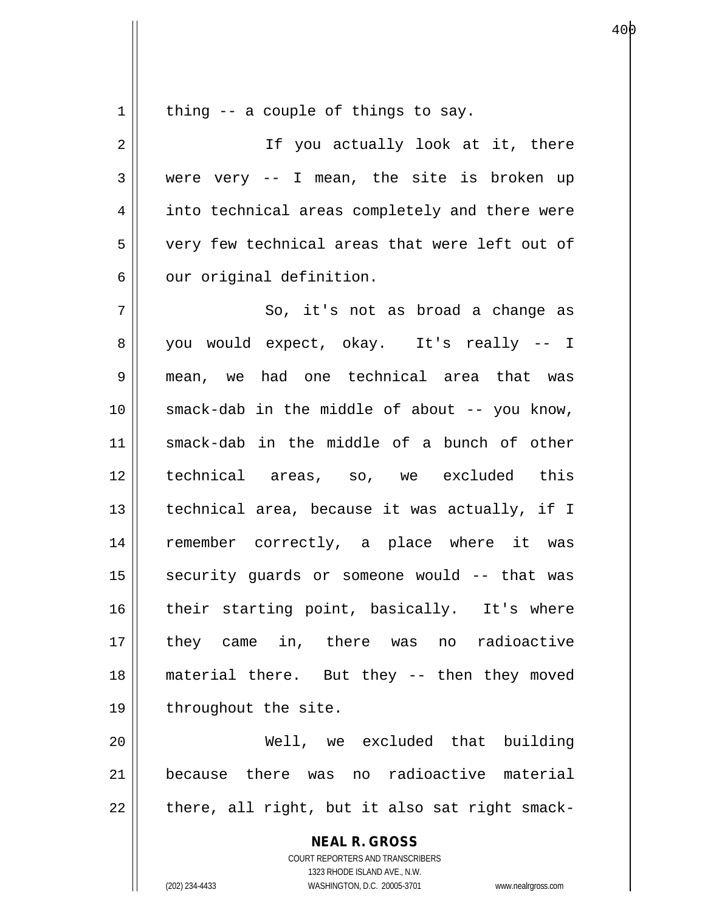thing -- a couple of things to say.

If you actually look at it, there were very -- I mean, the site is broken up into technical areas completely and there were very few technical areas that were left out of our original definition.

So, it's not as broad a change as you would expect, okay. It's really -- I mean, we had one technical area that was smack-dab in the middle of about -- you know, smack-dab in the middle of a bunch of other technical areas, so, we excluded this technical area, because it was actually, if I remember correctly, a place where it was security guards or someone would -- that was their starting point, basically. It's where they came in, there was no radioactive material there. But they -- then they moved throughout the site.

Well, we excluded that building because there was no radioactive material there, all right, but it also sat right smack-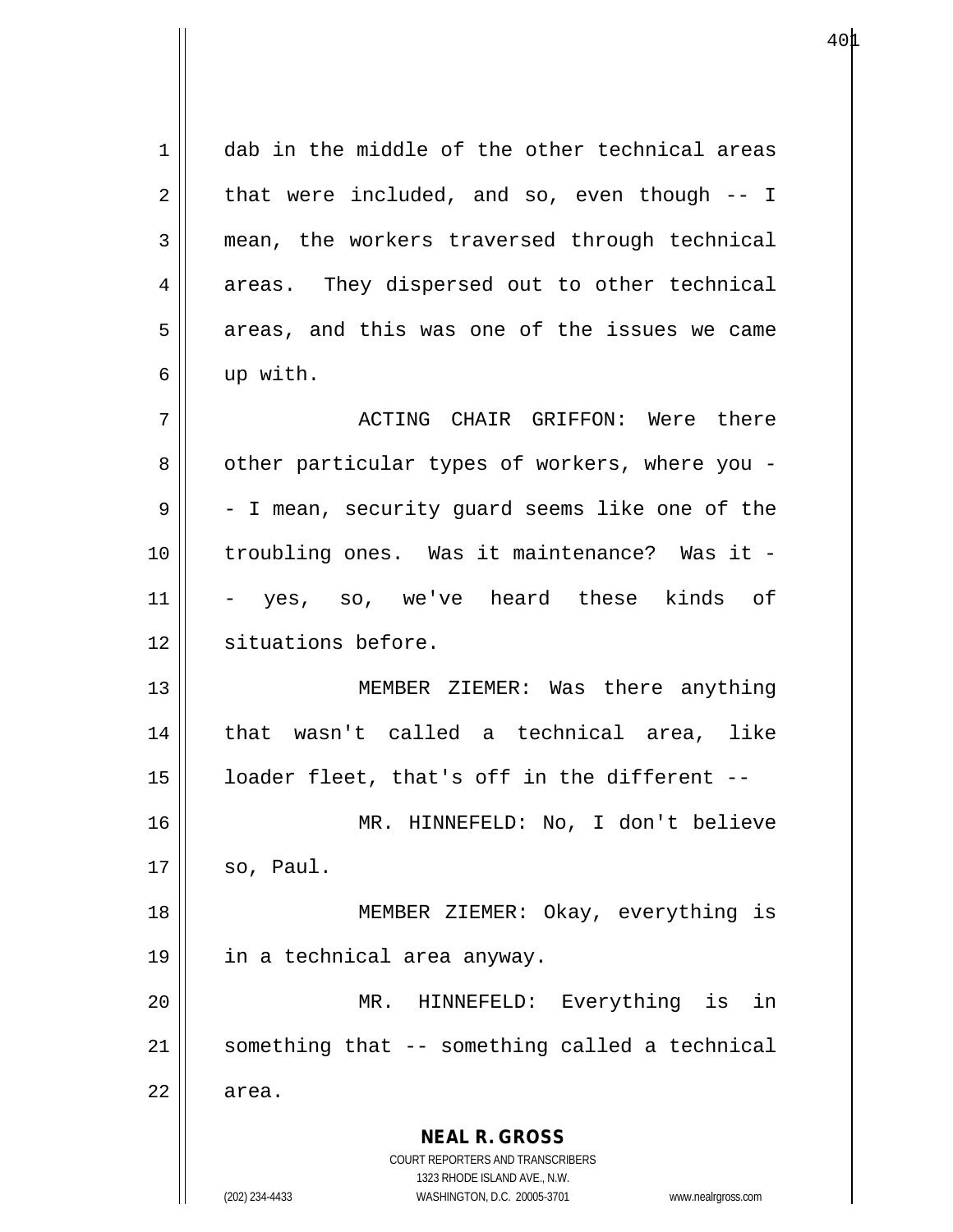dab in the middle of the other technical areas that were included, and so, even though -- I mean, the workers traversed through technical areas. They dispersed out to other technical areas, and this was one of the issues we came up with.

ACTING CHAIR GRIFFON: Were there other particular types of workers, where you -- I mean, security guard seems like one of the troubling ones. Was it maintenance? Was it -- yes, so, we've heard these kinds of situations before.

MEMBER ZIEMER: Was there anything that wasn't called a technical area, like loader fleet, that's off in the different --

MR. HINNEFELD: No, I don't believe so, Paul.

MEMBER ZIEMER: Okay, everything is in a technical area anyway.

MR. HINNEFELD: Everything is in something that -- something called a technical area.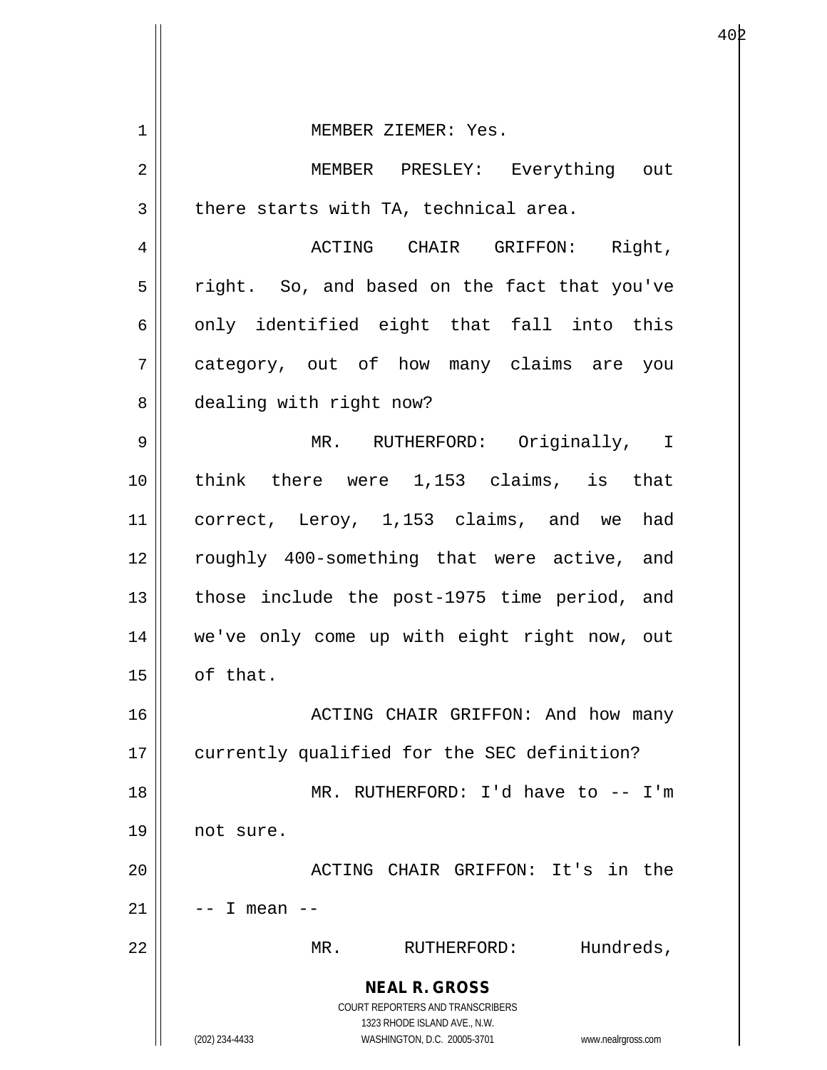MEMBER ZIEMER: Yes.

MEMBER PRESLEY: Everything out there starts with TA, technical area.

ACTING CHAIR GRIFFON: Right, right. So, and based on the fact that you've only identified eight that fall into this category, out of how many claims are you dealing with right now?

MR. RUTHERFORD: Originally, I think there were 1,153 claims, is that correct, Leroy, 1,153 claims, and we had roughly 400-something that were active, and those include the post-1975 time period, and we've only come up with eight right now, out of that.

ACTING CHAIR GRIFFON: And how many currently qualified for the SEC definition?

MR. RUTHERFORD: I'd have to -- I'm not sure.

ACTING CHAIR GRIFFON: It's in the -- I mean --

MR. RUTHERFORD: Hundreds,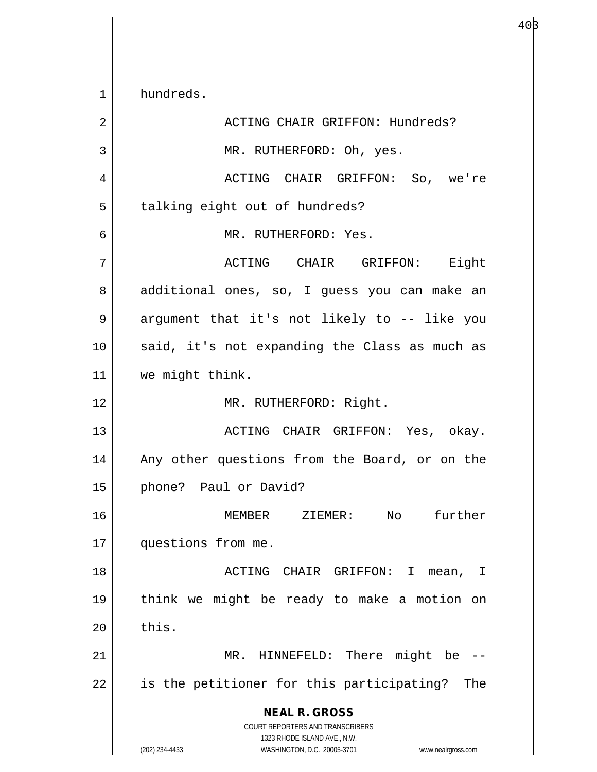hundreds.

ACTING CHAIR GRIFFON: Hundreds?

MR. RUTHERFORD: Oh, yes.

ACTING CHAIR GRIFFON: So, we're talking eight out of hundreds?

MR. RUTHERFORD: Yes.

ACTING CHAIR GRIFFON: Eight additional ones, so, I guess you can make an argument that it's not likely to -- like you said, it's not expanding the Class as much as we might think.

MR. RUTHERFORD: Right.

ACTING CHAIR GRIFFON: Yes, okay. Any other questions from the Board, or on the phone? Paul or David?

MEMBER ZIEMER: No further questions from me.

ACTING CHAIR GRIFFON: I mean, I think we might be ready to make a motion on this.

MR. HINNEFELD: There might be -- is the petitioner for this participating? The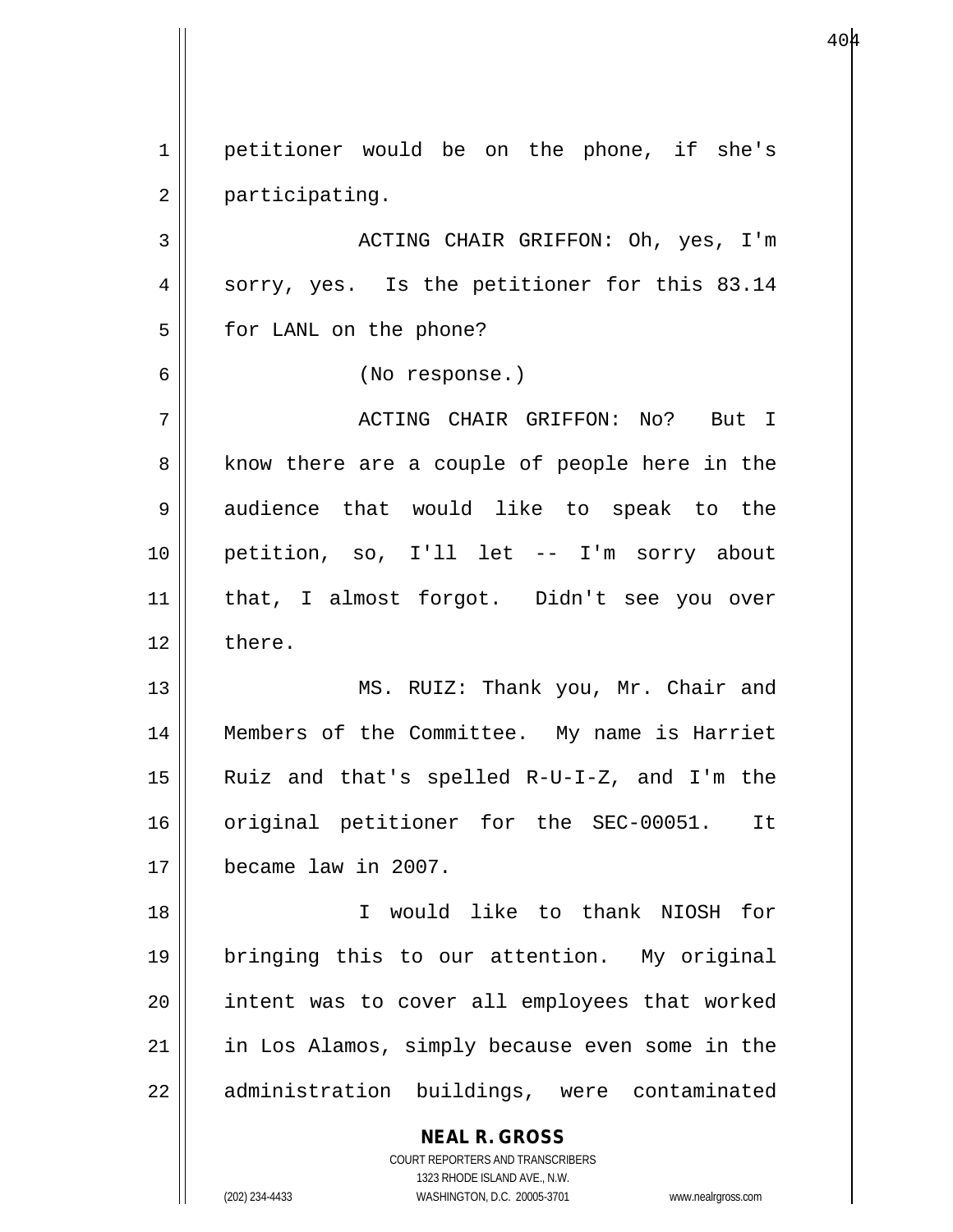petitioner would be on the phone, if she's participating.

ACTING CHAIR GRIFFON: Oh, yes, I'm sorry, yes. Is the petitioner for this 83.14 for LANL on the phone?

(No response.)

ACTING CHAIR GRIFFON: No? But I know there are a couple of people here in the audience that would like to speak to the petition, so, I'll let -- I'm sorry about that, I almost forgot. Didn't see you over there.

MS. RUIZ: Thank you, Mr. Chair and Members of the Committee. My name is Harriet Ruiz and that's spelled R-U-I-Z, and I'm the original petitioner for the SEC-00051. It became law in 2007.

I would like to thank NIOSH for bringing this to our attention. My original intent was to cover all employees that worked in Los Alamos, simply because even some in the administration buildings, were contaminated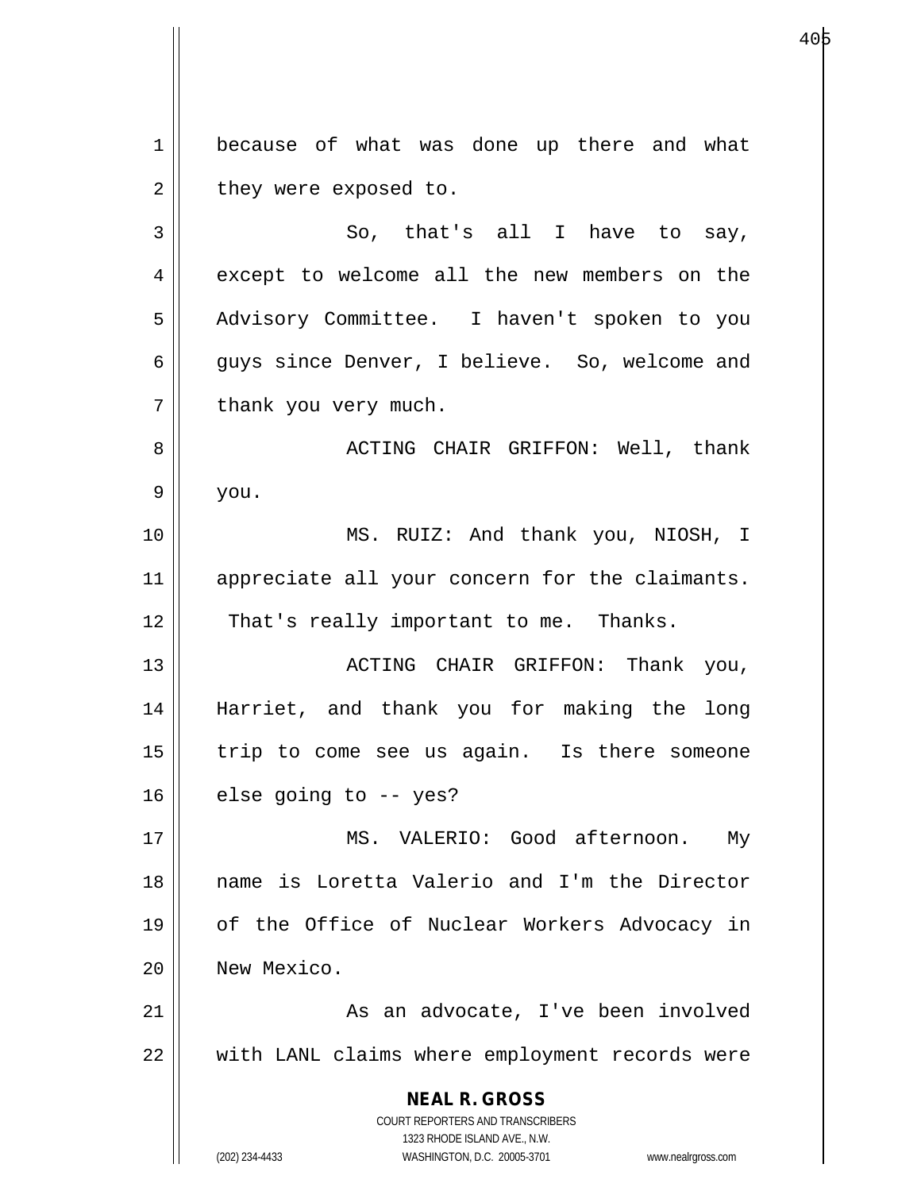because of what was done up there and what they were exposed to.

So, that's all I have to say, except to welcome all the new members on the Advisory Committee. I haven't spoken to you guys since Denver, I believe. So, welcome and thank you very much.

ACTING CHAIR GRIFFON: Well, thank you.

MS. RUIZ: And thank you, NIOSH, I appreciate all your concern for the claimants. That's really important to me. Thanks.

ACTING CHAIR GRIFFON: Thank you, Harriet, and thank you for making the long trip to come see us again. Is there someone else going to -- yes?

MS. VALERIO: Good afternoon. My name is Loretta Valerio and I'm the Director of the Office of Nuclear Workers Advocacy in New Mexico.

As an advocate, I've been involved with LANL claims where employment records were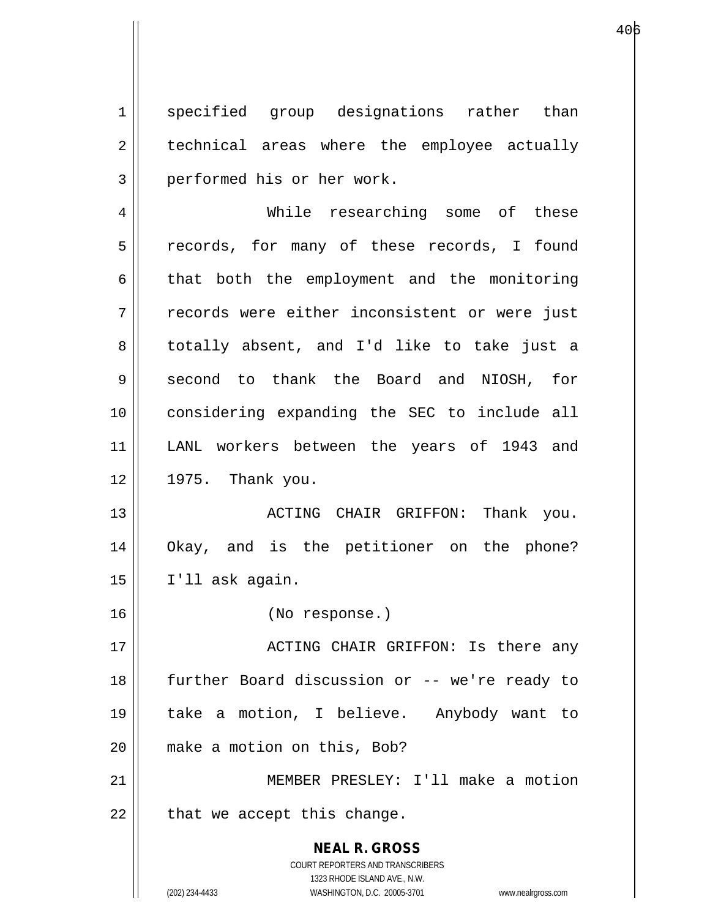specified group designations rather than technical areas where the employee actually performed his or her work.

While researching some of these records, for many of these records, I found that both the employment and the monitoring records were either inconsistent or were just totally absent, and I'd like to take just a second to thank the Board and NIOSH, for considering expanding the SEC to include all LANL workers between the years of 1943 and 1975. Thank you.

ACTING CHAIR GRIFFON: Thank you. Okay, and is the petitioner on the phone? I'll ask again.

(No response.)

ACTING CHAIR GRIFFON: Is there any further Board discussion or -- we're ready to take a motion, I believe. Anybody want to make a motion on this, Bob?

MEMBER PRESLEY: I'll make a motion that we accept this change.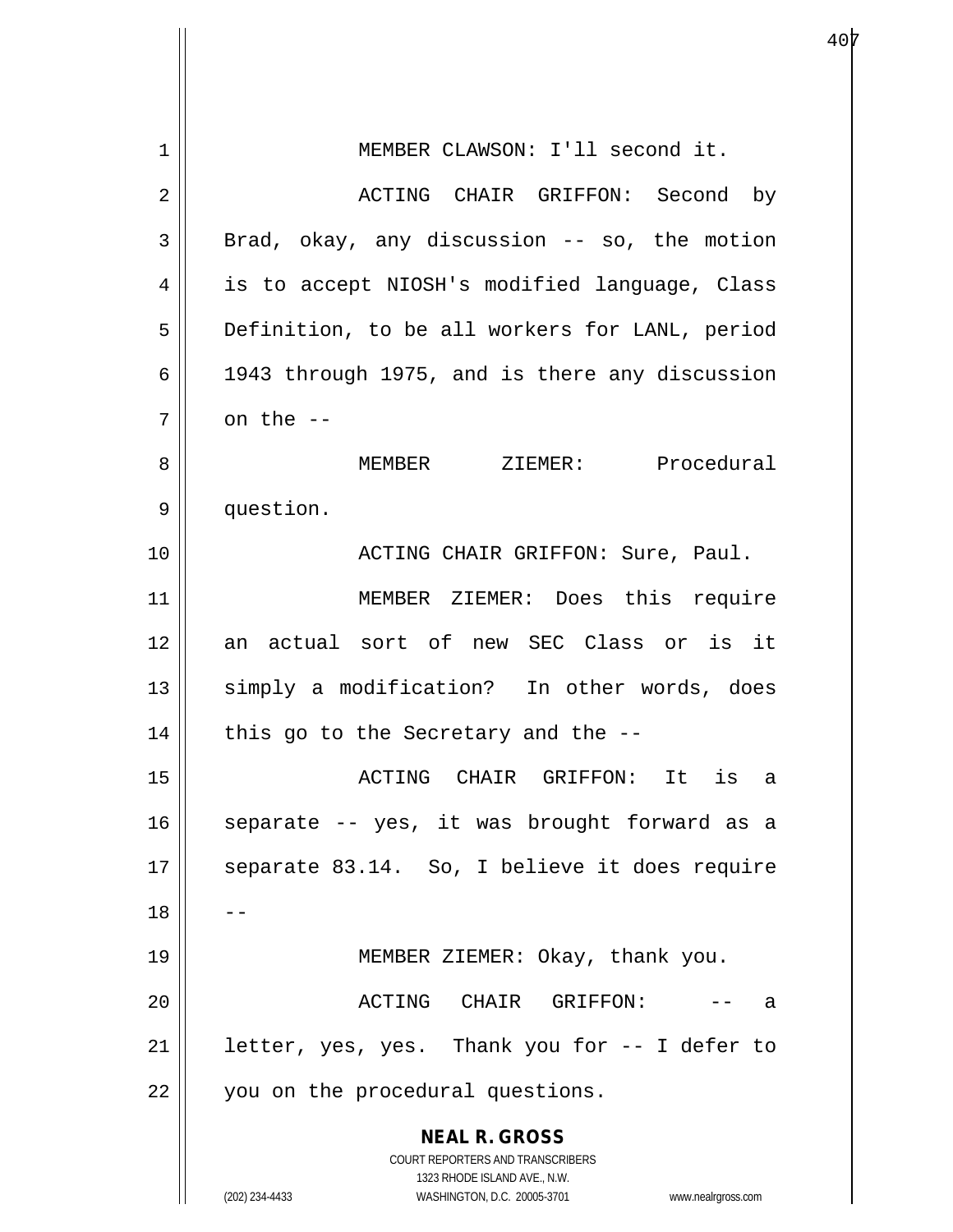MEMBER CLAWSON: I'll second it.

ACTING CHAIR GRIFFON: Second by Brad, okay, any discussion -- so, the motion is to accept NIOSH's modified language, Class Definition, to be all workers for LANL, period 1943 through 1975, and is there any discussion on the --

MEMBER ZIEMER: Procedural question.

ACTING CHAIR GRIFFON: Sure, Paul.

MEMBER ZIEMER: Does this require an actual sort of new SEC Class or is it simply a modification? In other words, does this go to the Secretary and the --

ACTING CHAIR GRIFFON: It is a separate -- yes, it was brought forward as a separate 83.14. So, I believe it does require --

MEMBER ZIEMER: Okay, thank you.

ACTING CHAIR GRIFFON: -- a letter, yes, yes. Thank you for -- I defer to you on the procedural questions.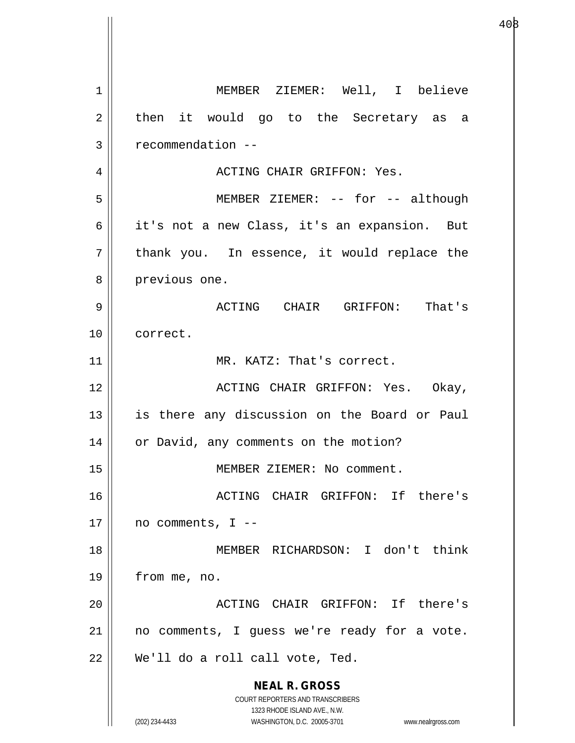MEMBER ZIEMER: Well, I believe then it would go to the Secretary as a recommendation --

ACTING CHAIR GRIFFON: Yes.

MEMBER ZIEMER: -- for -- although it's not a new Class, it's an expansion. But thank you. In essence, it would replace the previous one.

ACTING CHAIR GRIFFON: That's correct.

MR. KATZ: That's correct.

ACTING CHAIR GRIFFON: Yes. Okay, is there any discussion on the Board or Paul or David, any comments on the motion?

MEMBER ZIEMER: No comment.

ACTING CHAIR GRIFFON: If there's no comments, I --

MEMBER RICHARDSON: I don't think from me, no.

ACTING CHAIR GRIFFON: If there's no comments, I guess we're ready for a vote. We'll do a roll call vote, Ted.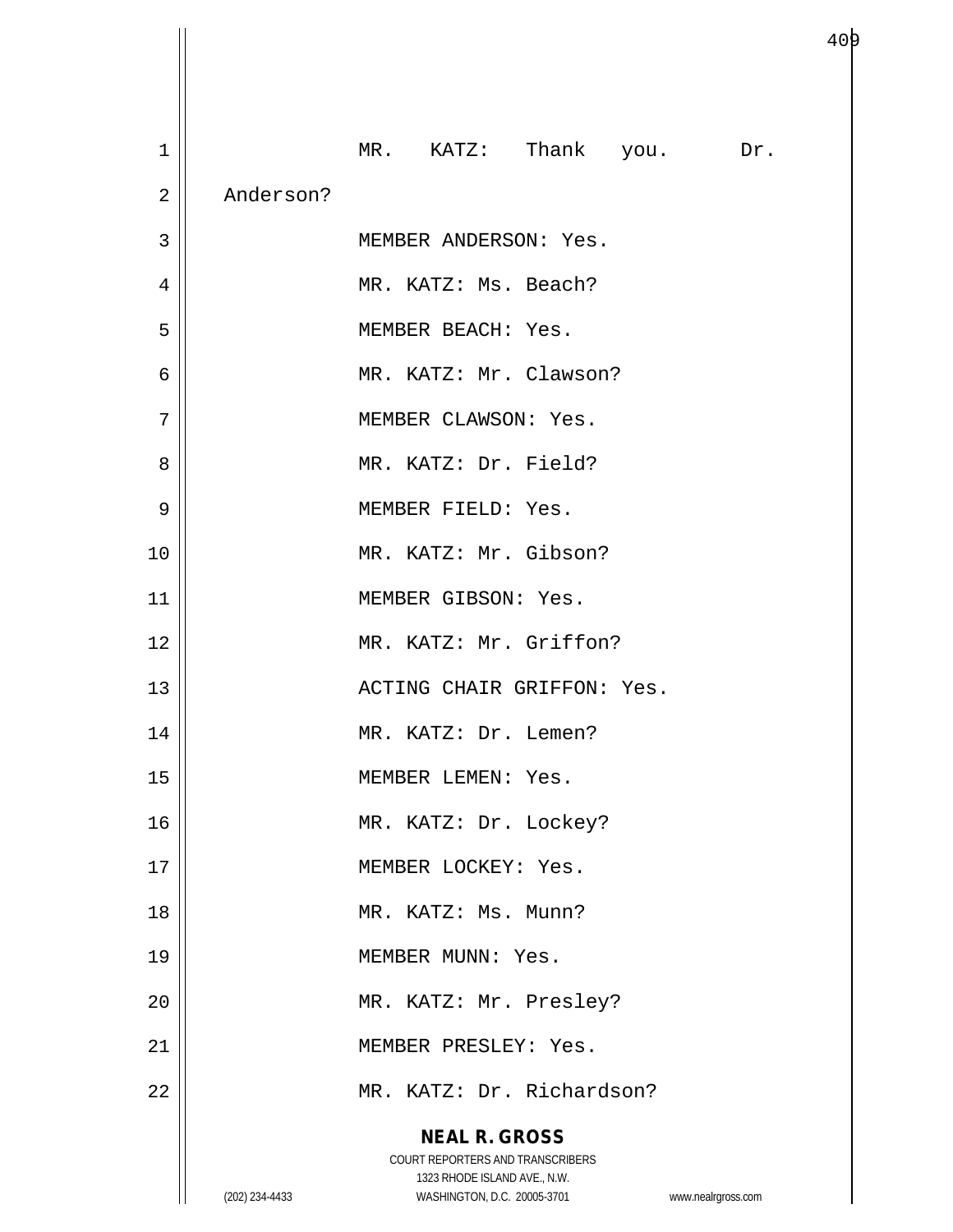MR. KATZ: Thank you. Dr. Anderson?

MEMBER ANDERSON: Yes.

MR. KATZ: Ms. Beach?

MEMBER BEACH: Yes.

MR. KATZ: Mr. Clawson?

MEMBER CLAWSON: Yes.

MR. KATZ: Dr. Field?

MEMBER FIELD: Yes.

MR. KATZ: Mr. Gibson?

MEMBER GIBSON: Yes.

MR. KATZ: Mr. Griffon?

ACTING CHAIR GRIFFON: Yes.

MR. KATZ: Dr. Lemen?

MEMBER LEMEN: Yes.

MR. KATZ: Dr. Lockey?

MEMBER LOCKEY: Yes.

MR. KATZ: Ms. Munn?

MEMBER MUNN: Yes.

MR. KATZ: Mr. Presley?

MEMBER PRESLEY: Yes.

MR. KATZ: Dr. Richardson?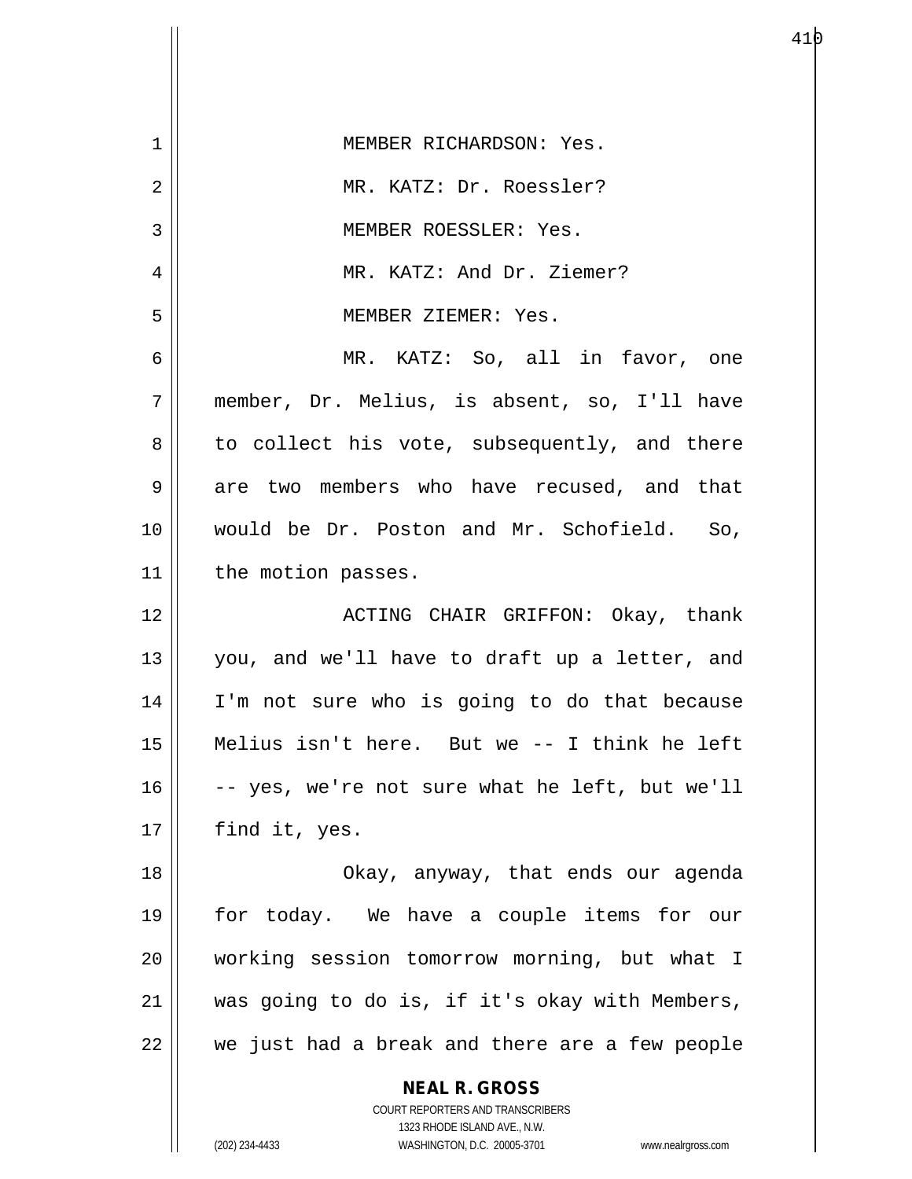MEMBER RICHARDSON: Yes.

MR. KATZ: Dr. Roessler?

MEMBER ROESSLER: Yes.

MR. KATZ: And Dr. Ziemer?

MEMBER ZIEMER: Yes.

MR. KATZ: So, all in favor, one member, Dr. Melius, is absent, so, I'll have to collect his vote, subsequently, and there are two members who have recused, and that would be Dr. Poston and Mr. Schofield. So, the motion passes.

ACTING CHAIR GRIFFON: Okay, thank you, and we'll have to draft up a letter, and I'm not sure who is going to do that because Melius isn't here. But we -- I think he left -- yes, we're not sure what he left, but we'll find it, yes.

Okay, anyway, that ends our agenda for today. We have a couple items for our working session tomorrow morning, but what I was going to do is, if it's okay with Members, we just had a break and there are a few people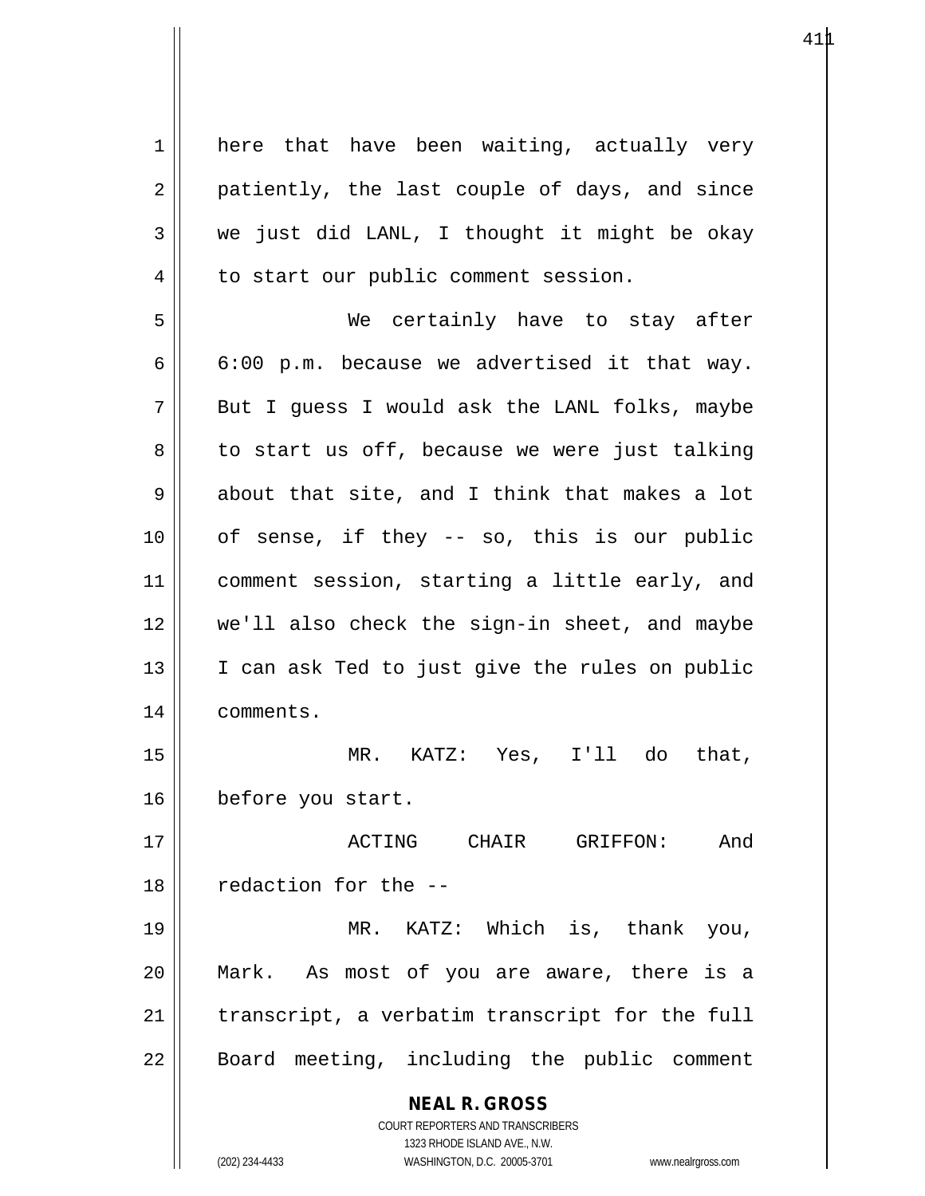here that have been waiting, actually very patiently, the last couple of days, and since we just did LANL, I thought it might be okay to start our public comment session.

We certainly have to stay after 6:00 p.m. because we advertised it that way. But I guess I would ask the LANL folks, maybe to start us off, because we were just talking about that site, and I think that makes a lot of sense, if they -- so, this is our public comment session, starting a little early, and we'll also check the sign-in sheet, and maybe I can ask Ted to just give the rules on public comments.

MR. KATZ: Yes, I'll do that, before you start.

ACTING CHAIR GRIFFON: And redaction for the --

MR. KATZ: Which is, thank you, Mark. As most of you are aware, there is a transcript, a verbatim transcript for the full Board meeting, including the public comment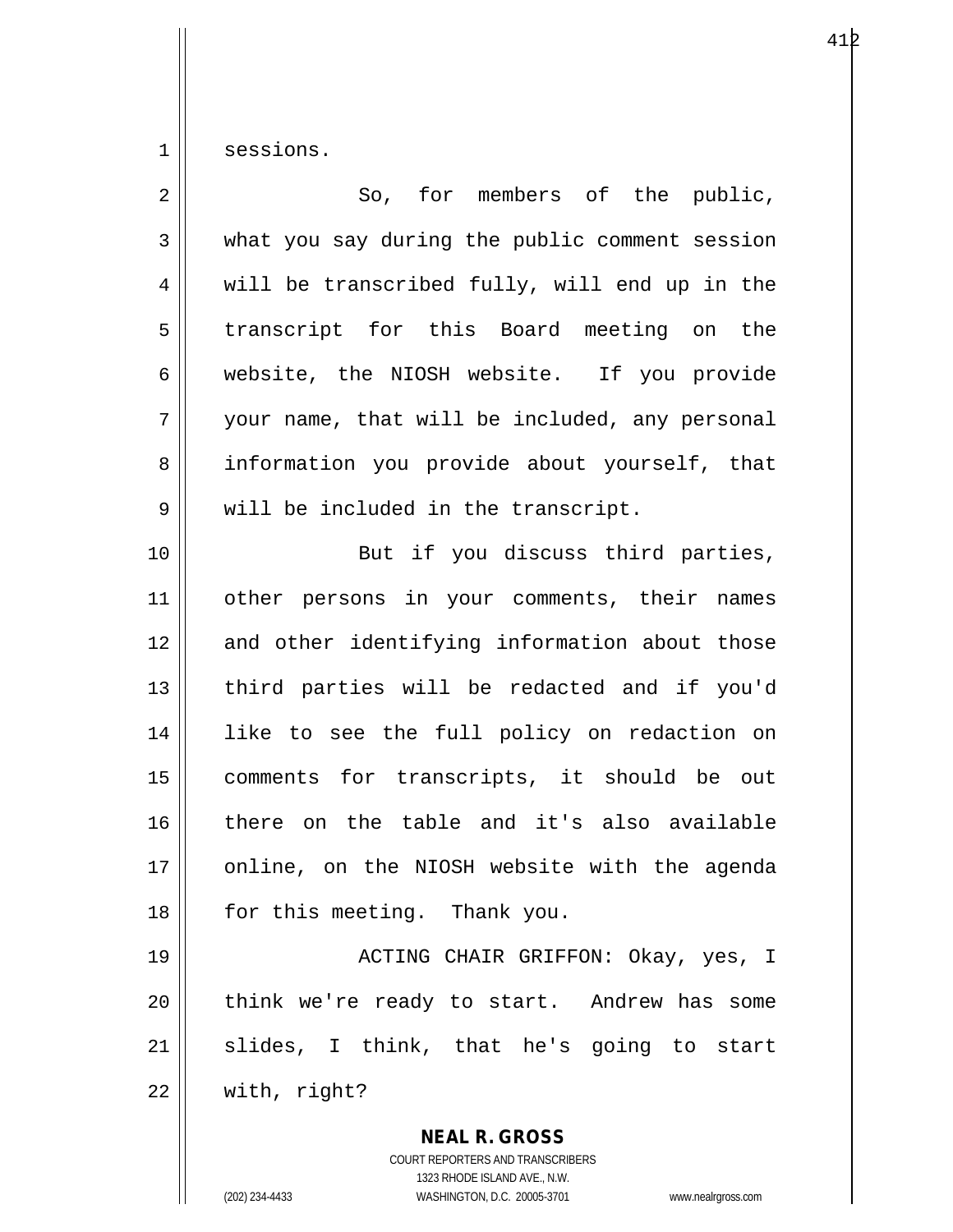sessions.

So, for members of the public, what you say during the public comment session will be transcribed fully, will end up in the transcript for this Board meeting on the website, the NIOSH website. If you provide your name, that will be included, any personal information you provide about yourself, that will be included in the transcript.

But if you discuss third parties, other persons in your comments, their names and other identifying information about those third parties will be redacted and if you'd like to see the full policy on redaction on comments for transcripts, it should be out there on the table and it's also available online, on the NIOSH website with the agenda for this meeting. Thank you.

ACTING CHAIR GRIFFON: Okay, yes, I think we're ready to start. Andrew has some slides, I think, that he's going to start with, right?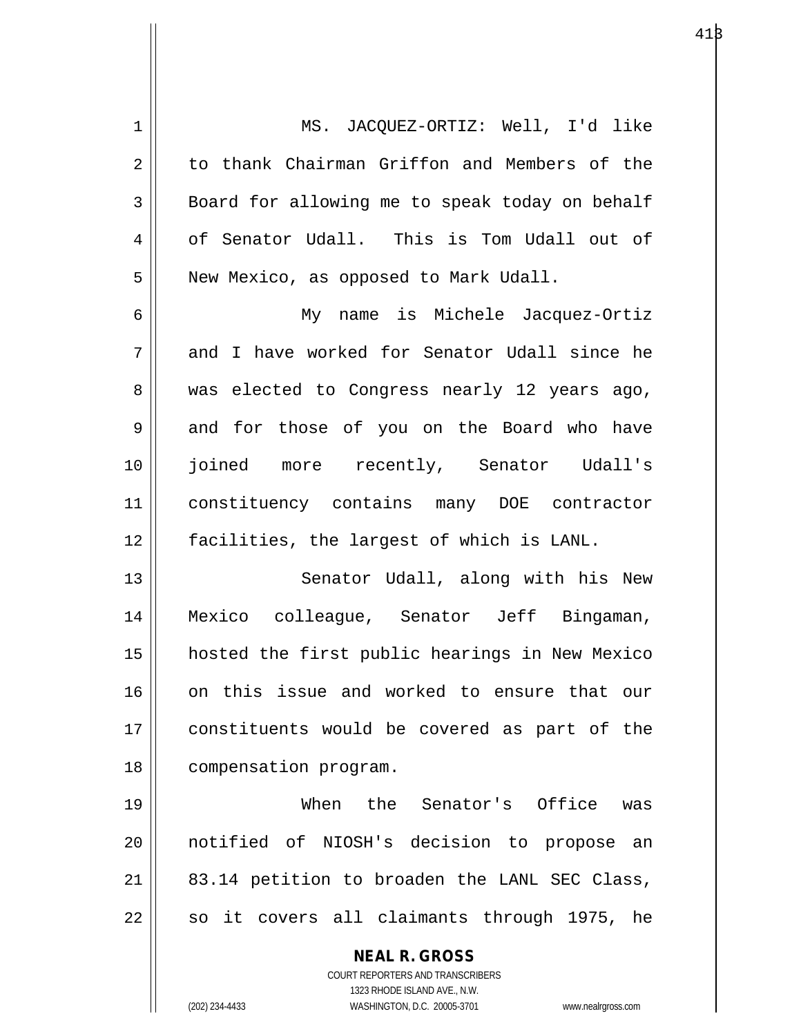MS. JACQUEZ-ORTIZ: Well, I'd like to thank Chairman Griffon and Members of the Board for allowing me to speak today on behalf of Senator Udall. This is Tom Udall out of New Mexico, as opposed to Mark Udall.

My name is Michele Jacquez-Ortiz and I have worked for Senator Udall since he was elected to Congress nearly 12 years ago, and for those of you on the Board who have joined more recently, Senator Udall's constituency contains many DOE contractor facilities, the largest of which is LANL.

Senator Udall, along with his New Mexico colleague, Senator Jeff Bingaman, hosted the first public hearings in New Mexico on this issue and worked to ensure that our constituents would be covered as part of the compensation program.

When the Senator's Office was notified of NIOSH's decision to propose an 83.14 petition to broaden the LANL SEC Class, so it covers all claimants through 1975, he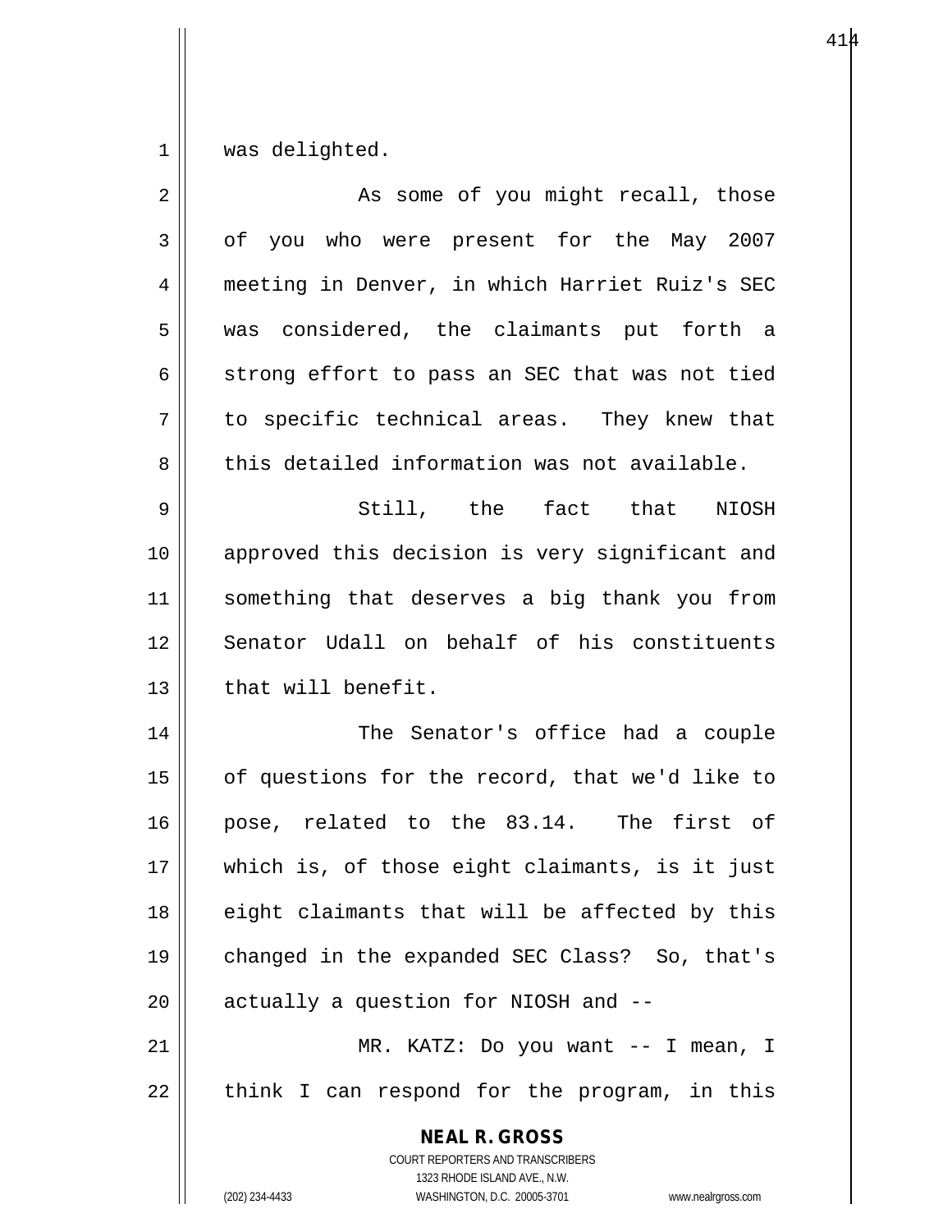was delighted.

As some of you might recall, those of you who were present for the May 2007 meeting in Denver, in which Harriet Ruiz's SEC was considered, the claimants put forth a strong effort to pass an SEC that was not tied to specific technical areas. They knew that this detailed information was not available.

Still, the fact that NIOSH approved this decision is very significant and something that deserves a big thank you from Senator Udall on behalf of his constituents that will benefit.

The Senator's office had a couple of questions for the record, that we'd like to pose, related to the 83.14. The first of which is, of those eight claimants, is it just eight claimants that will be affected by this changed in the expanded SEC Class? So, that's actually a question for NIOSH and --

MR. KATZ: Do you want -- I mean, I think I can respond for the program, in this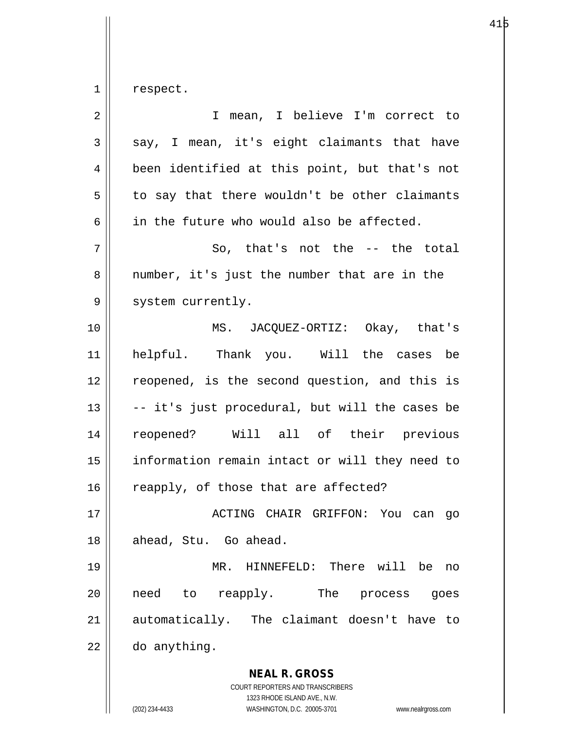respect.

I mean, I believe I'm correct to say, I mean, it's eight claimants that have been identified at this point, but that's not to say that there wouldn't be other claimants in the future who would also be affected.

So, that's not the -- the total number, it's just the number that are in the system currently.

MS. JACQUEZ-ORTIZ: Okay, that's helpful. Thank you. Will the cases be reopened, is the second question, and this is -- it's just procedural, but will the cases be reopened? Will all of their previous information remain intact or will they need to reapply, of those that are affected?

ACTING CHAIR GRIFFON: You can go ahead, Stu. Go ahead.

MR. HINNEFELD: There will be no need to reapply. The process goes automatically. The claimant doesn't have to do anything.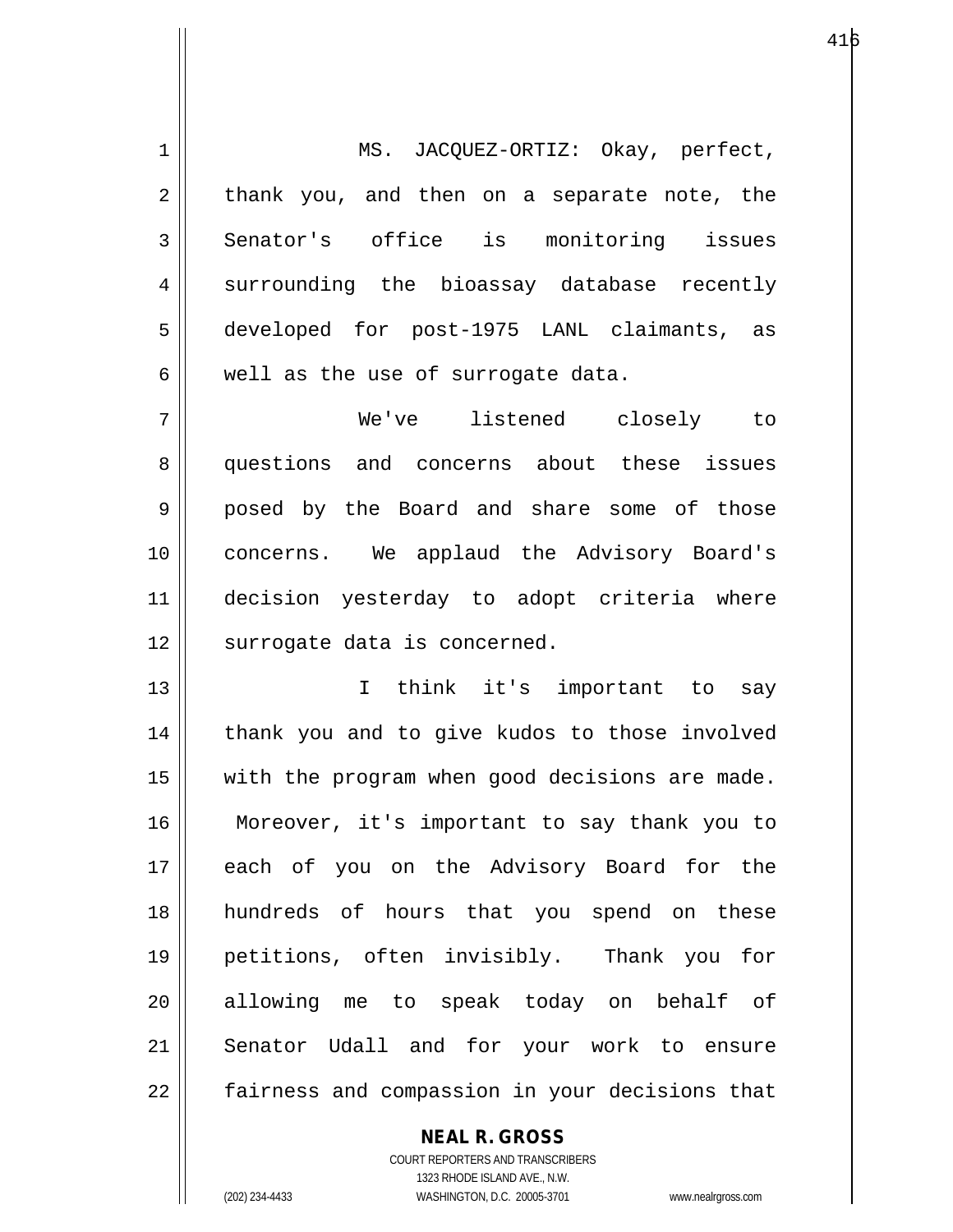MS. JACQUEZ-ORTIZ: Okay, perfect, thank you, and then on a separate note, the Senator's office is monitoring issues surrounding the bioassay database recently developed for post-1975 LANL claimants, as well as the use of surrogate data.

We've listened closely to questions and concerns about these issues posed by the Board and share some of those concerns. We applaud the Advisory Board's decision yesterday to adopt criteria where surrogate data is concerned.

I think it's important to say thank you and to give kudos to those involved with the program when good decisions are made. Moreover, it's important to say thank you to each of you on the Advisory Board for the hundreds of hours that you spend on these petitions, often invisibly. Thank you for allowing me to speak today on behalf of Senator Udall and for your work to ensure fairness and compassion in your decisions that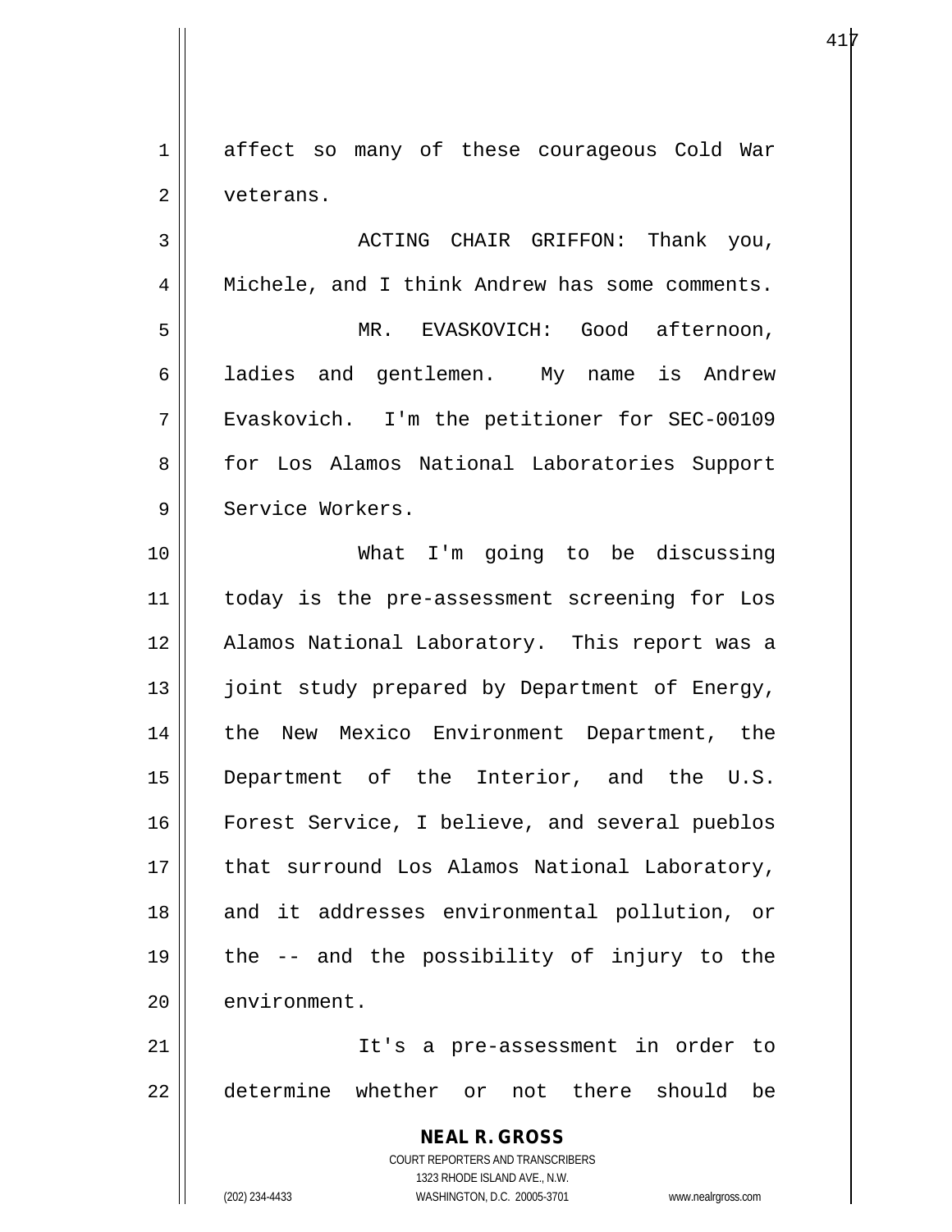affect so many of these courageous Cold War veterans.

ACTING CHAIR GRIFFON: Thank you, Michele, and I think Andrew has some comments.

MR. EVASKOVICH: Good afternoon, ladies and gentlemen. My name is Andrew Evaskovich. I'm the petitioner for SEC-00109 for Los Alamos National Laboratories Support Service Workers.

What I'm going to be discussing today is the pre-assessment screening for Los Alamos National Laboratory. This report was a joint study prepared by Department of Energy, the New Mexico Environment Department, the Department of the Interior, and the U.S. Forest Service, I believe, and several pueblos that surround Los Alamos National Laboratory, and it addresses environmental pollution, or the -- and the possibility of injury to the environment.

It's a pre-assessment in order to determine whether or not there should be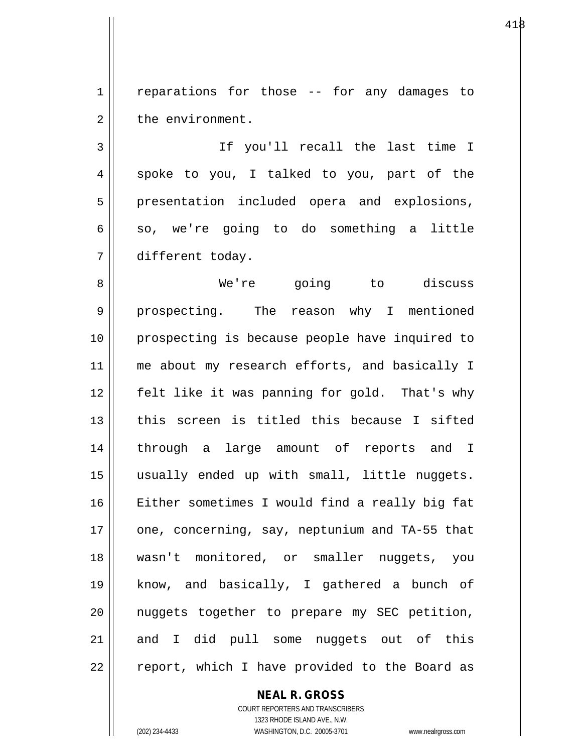reparations for those -- for any damages to the environment.

If you'll recall the last time I spoke to you, I talked to you, part of the presentation included opera and explosions, so, we're going to do something a little different today.

We're going to discuss prospecting. The reason why I mentioned prospecting is because people have inquired to me about my research efforts, and basically I felt like it was panning for gold. That's why this screen is titled this because I sifted through a large amount of reports and I usually ended up with small, little nuggets. Either sometimes I would find a really big fat one, concerning, say, neptunium and TA-55 that wasn't monitored, or smaller nuggets, you know, and basically, I gathered a bunch of nuggets together to prepare my SEC petition, and I did pull some nuggets out of this report, which I have provided to the Board as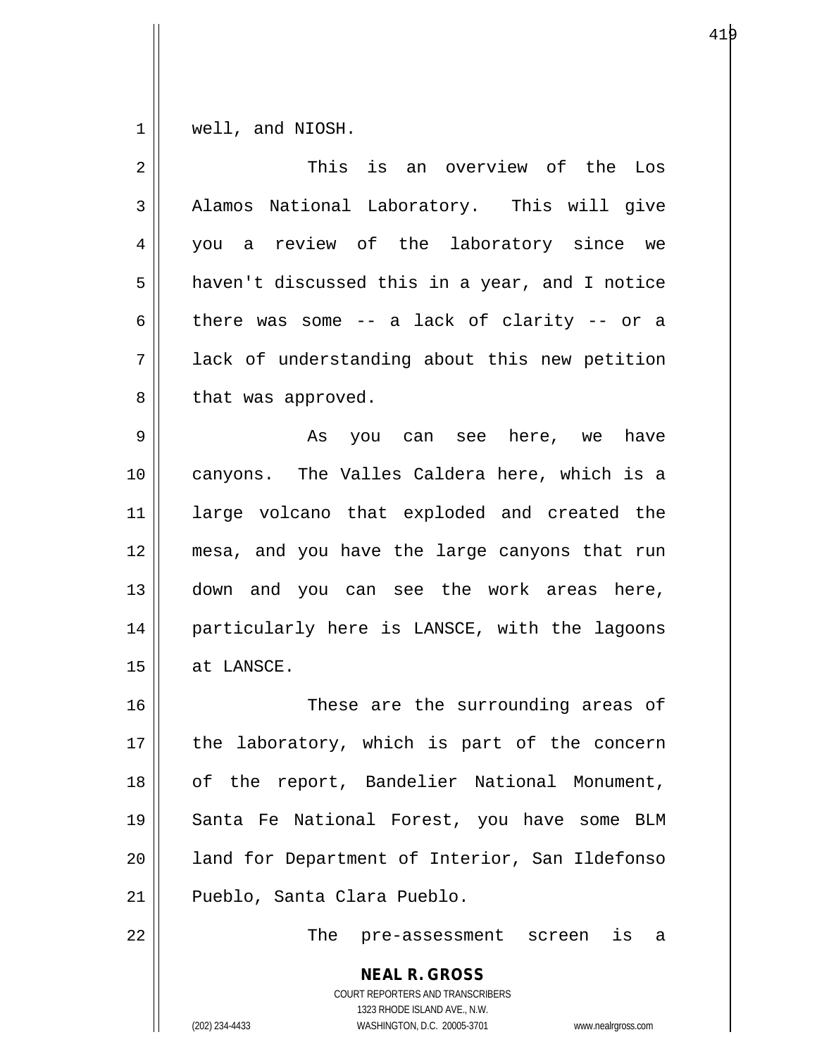well, and NIOSH.

This is an overview of the Los Alamos National Laboratory. This will give you a review of the laboratory since we haven't discussed this in a year, and I notice there was some -- a lack of clarity -- or a lack of understanding about this new petition that was approved.

As you can see here, we have canyons. The Valles Caldera here, which is a large volcano that exploded and created the mesa, and you have the large canyons that run down and you can see the work areas here, particularly here is LANSCE, with the lagoons at LANSCE.

These are the surrounding areas of the laboratory, which is part of the concern of the report, Bandelier National Monument, Santa Fe National Forest, you have some BLM land for Department of Interior, San Ildefonso Pueblo, Santa Clara Pueblo.

The pre-assessment screen is a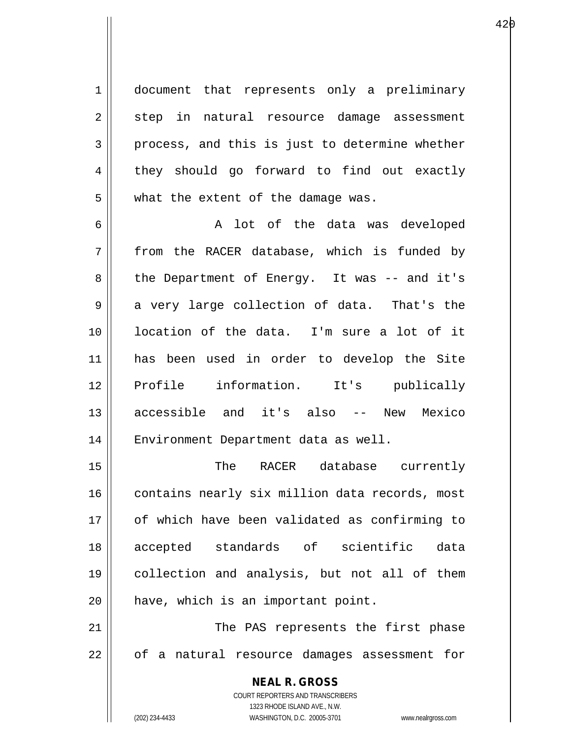document that represents only a preliminary step in natural resource damage assessment process, and this is just to determine whether they should go forward to find out exactly what the extent of the damage was.

A lot of the data was developed from the RACER database, which is funded by the Department of Energy. It was -- and it's a very large collection of data. That's the location of the data. I'm sure a lot of it has been used in order to develop the Site Profile information. It's publically accessible and it's also -- New Mexico Environment Department data as well.

The RACER database currently contains nearly six million data records, most of which have been validated as confirming to accepted standards of scientific data collection and analysis, but not all of them have, which is an important point.

The PAS represents the first phase of a natural resource damages assessment for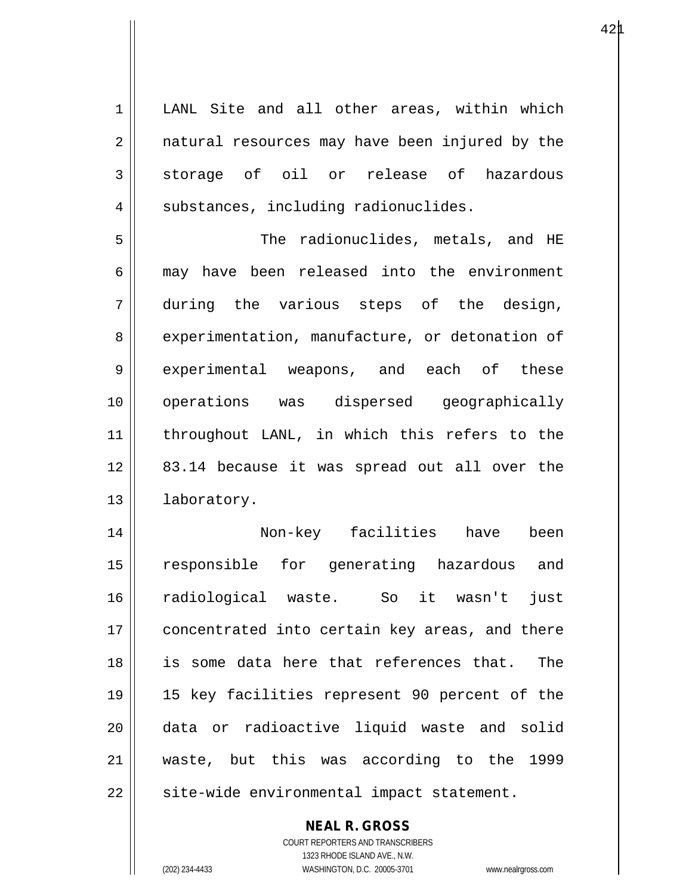LANL Site and all other areas, within which natural resources may have been injured by the storage of oil or release of hazardous substances, including radionuclides.

The radionuclides, metals, and HE may have been released into the environment during the various steps of the design, experimentation, manufacture, or detonation of experimental weapons, and each of these operations was dispersed geographically throughout LANL, in which this refers to the 83.14 because it was spread out all over the laboratory.

Non-key facilities have been responsible for generating hazardous and radiological waste. So it wasn't just concentrated into certain key areas, and there is some data here that references that. The 15 key facilities represent 90 percent of the data or radioactive liquid waste and solid waste, but this was according to the 1999 site-wide environmental impact statement.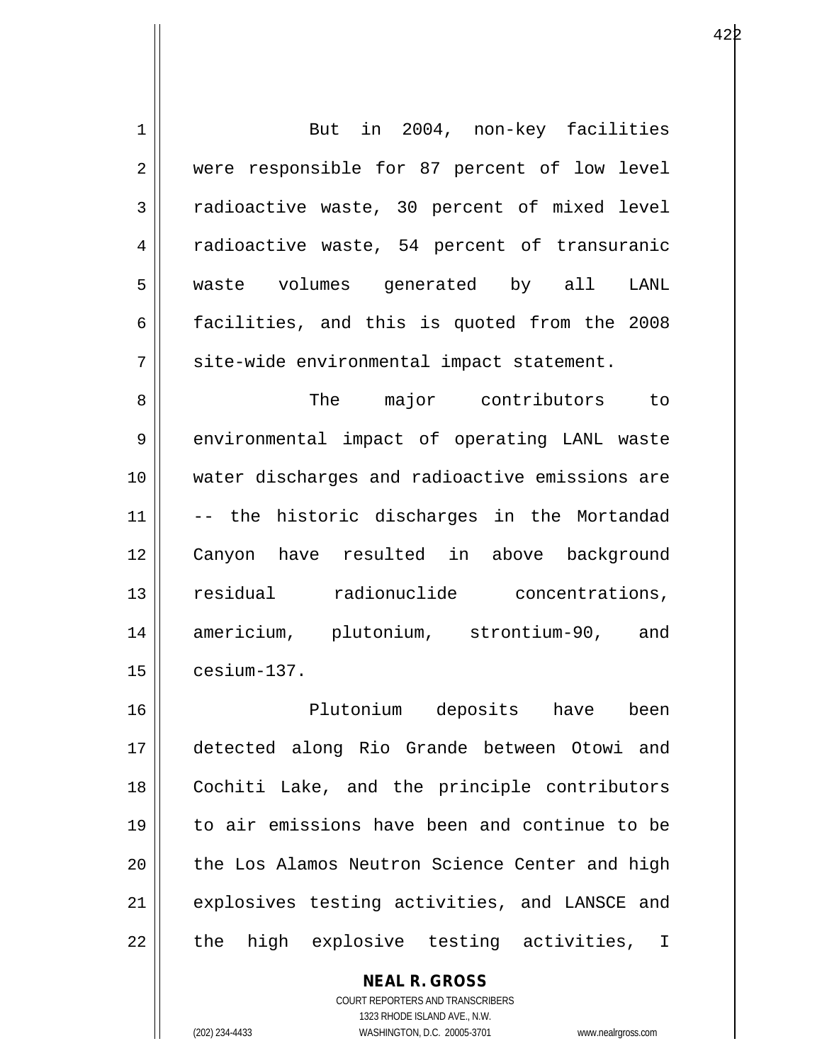But in 2004, non-key facilities were responsible for 87 percent of low level radioactive waste, 30 percent of mixed level radioactive waste, 54 percent of transuranic waste volumes generated by all LANL facilities, and this is quoted from the 2008 site-wide environmental impact statement.

The major contributors to environmental impact of operating LANL waste water discharges and radioactive emissions are -- the historic discharges in the Mortandad Canyon have resulted in above background residual radionuclide concentrations, americium, plutonium, strontium-90, and cesium-137.

Plutonium deposits have been detected along Rio Grande between Otowi and Cochiti Lake, and the principle contributors to air emissions have been and continue to be the Los Alamos Neutron Science Center and high explosives testing activities, and LANSCE and the high explosive testing activities, I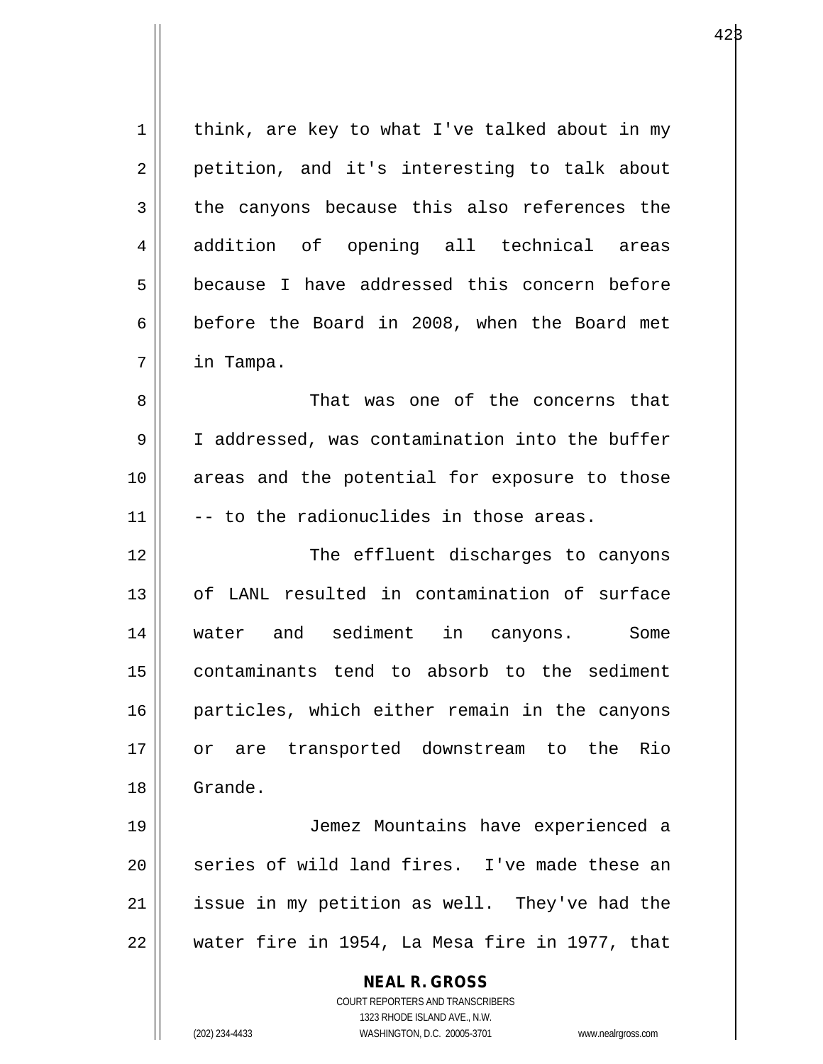think, are key to what I've talked about in my petition, and it's interesting to talk about the canyons because this also references the addition of opening all technical areas because I have addressed this concern before before the Board in 2008, when the Board met in Tampa.

That was one of the concerns that I addressed, was contamination into the buffer areas and the potential for exposure to those -- to the radionuclides in those areas.

The effluent discharges to canyons of LANL resulted in contamination of surface water and sediment in canyons. Some contaminants tend to absorb to the sediment particles, which either remain in the canyons or are transported downstream to the Rio Grande.

Jemez Mountains have experienced a series of wild land fires. I've made these an issue in my petition as well. They've had the water fire in 1954, La Mesa fire in 1977, that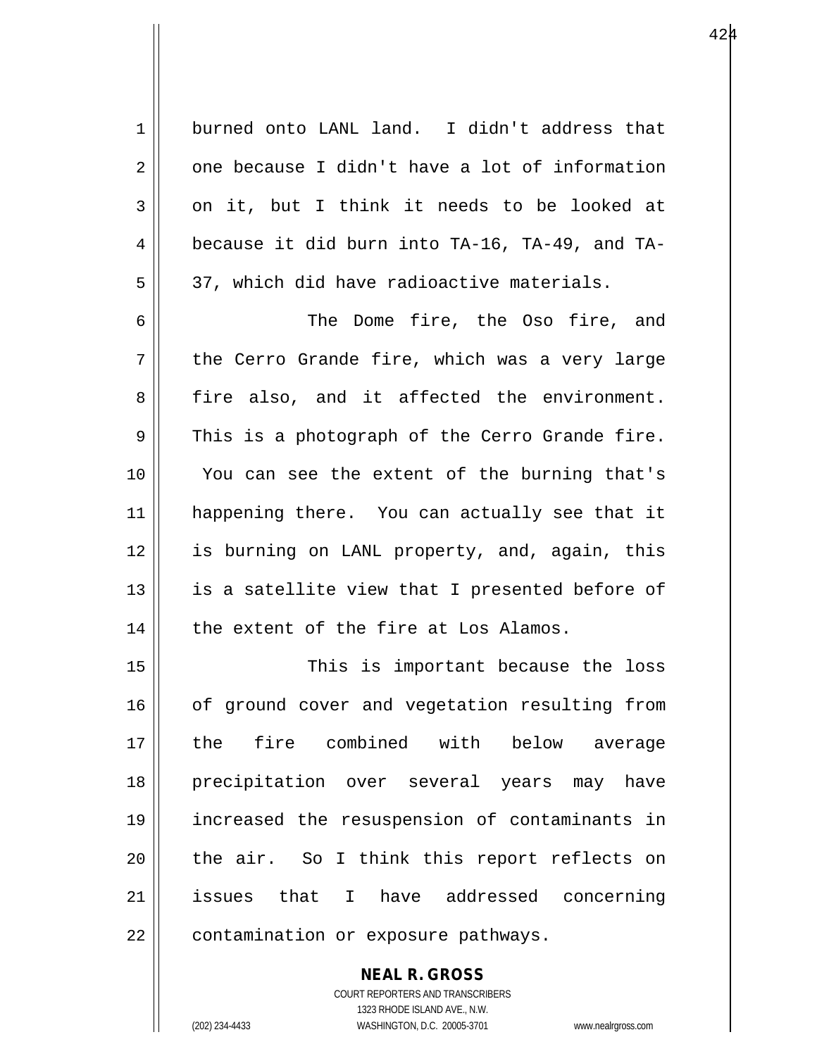burned onto LANL land. I didn't address that one because I didn't have a lot of information on it, but I think it needs to be looked at because it did burn into TA-16, TA-49, and TA-37, which did have radioactive materials.

The Dome fire, the Oso fire, and the Cerro Grande fire, which was a very large fire also, and it affected the environment. This is a photograph of the Cerro Grande fire. You can see the extent of the burning that's happening there. You can actually see that it is burning on LANL property, and, again, this is a satellite view that I presented before of the extent of the fire at Los Alamos.

This is important because the loss of ground cover and vegetation resulting from the fire combined with below average precipitation over several years may have increased the resuspension of contaminants in the air. So I think this report reflects on issues that I have addressed concerning contamination or exposure pathways.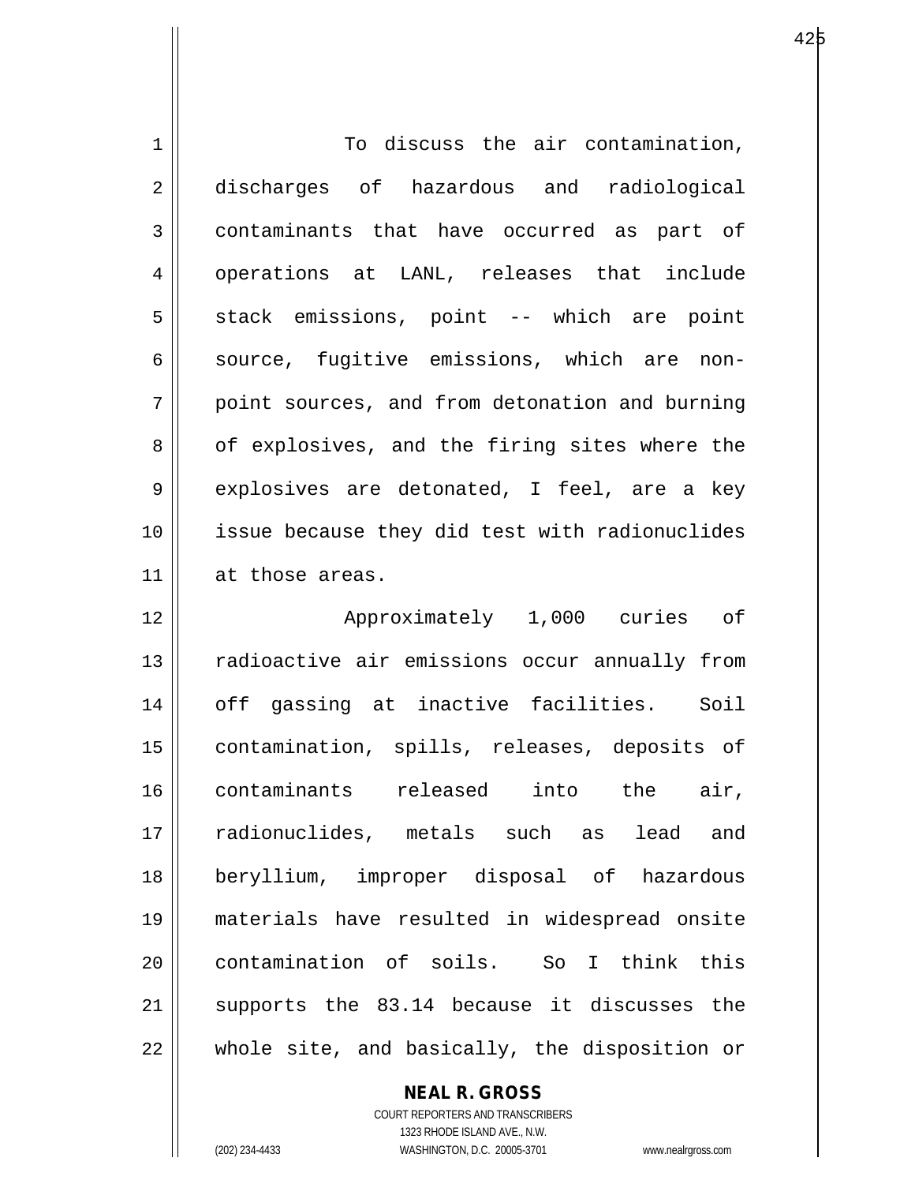To discuss the air contamination, discharges of hazardous and radiological contaminants that have occurred as part of operations at LANL, releases that include stack emissions, point -- which are point source, fugitive emissions, which are non-point sources, and from detonation and burning of explosives, and the firing sites where the explosives are detonated, I feel, are a key issue because they did test with radionuclides at those areas.

Approximately 1,000 curies of radioactive air emissions occur annually from off gassing at inactive facilities. Soil contamination, spills, releases, deposits of contaminants released into the air, radionuclides, metals such as lead and beryllium, improper disposal of hazardous materials have resulted in widespread onsite contamination of soils. So I think this supports the 83.14 because it discusses the whole site, and basically, the disposition or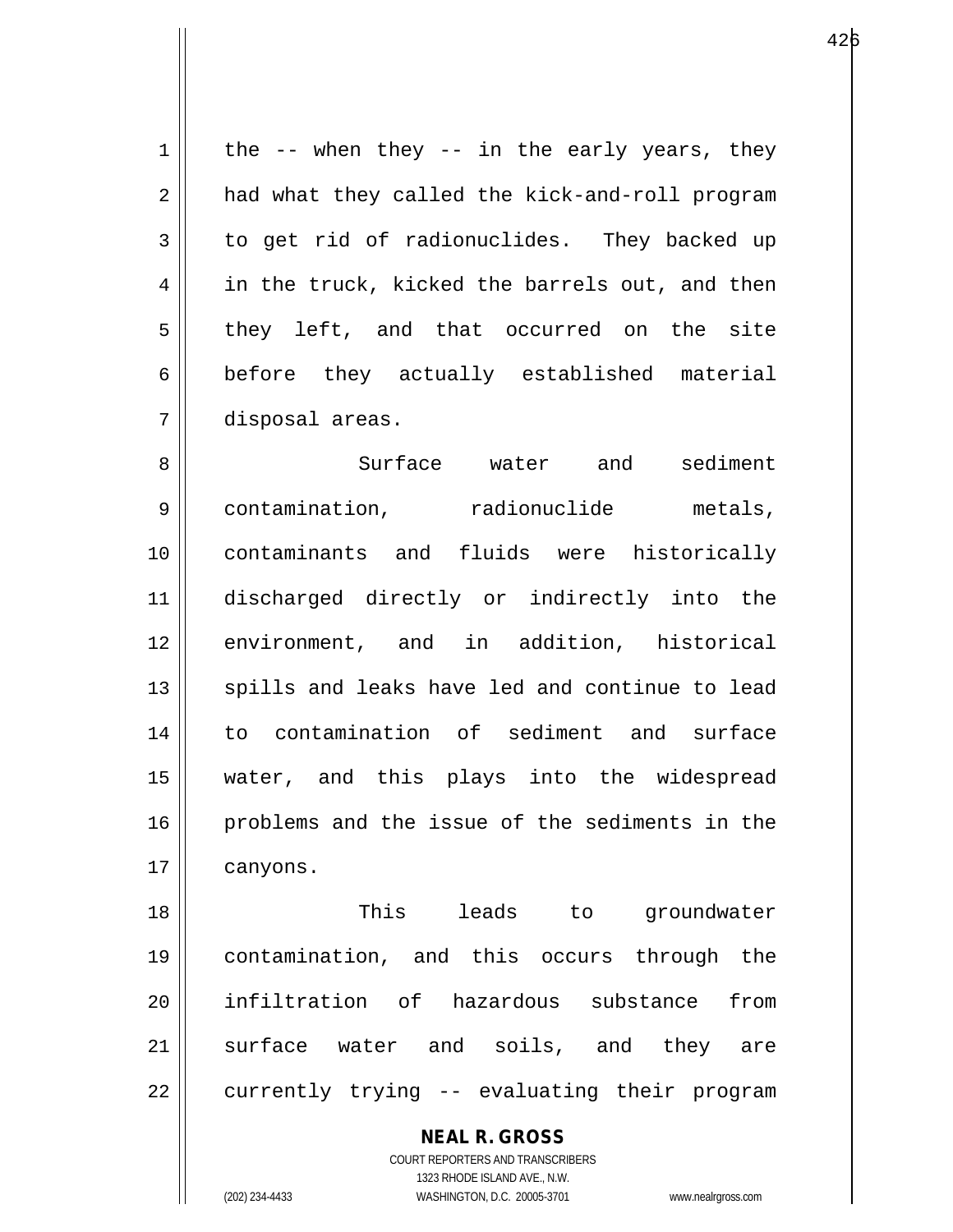the -- when they -- in the early years, they had what they called the kick-and-roll program to get rid of radionuclides. They backed up in the truck, kicked the barrels out, and then they left, and that occurred on the site before they actually established material disposal areas.

Surface water and sediment contamination, radionuclide metals, contaminants and fluids were historically discharged directly or indirectly into the environment, and in addition, historical spills and leaks have led and continue to lead to contamination of sediment and surface water, and this plays into the widespread problems and the issue of the sediments in the canyons.

This leads to groundwater contamination, and this occurs through the infiltration of hazardous substance from surface water and soils, and they are currently trying -- evaluating their program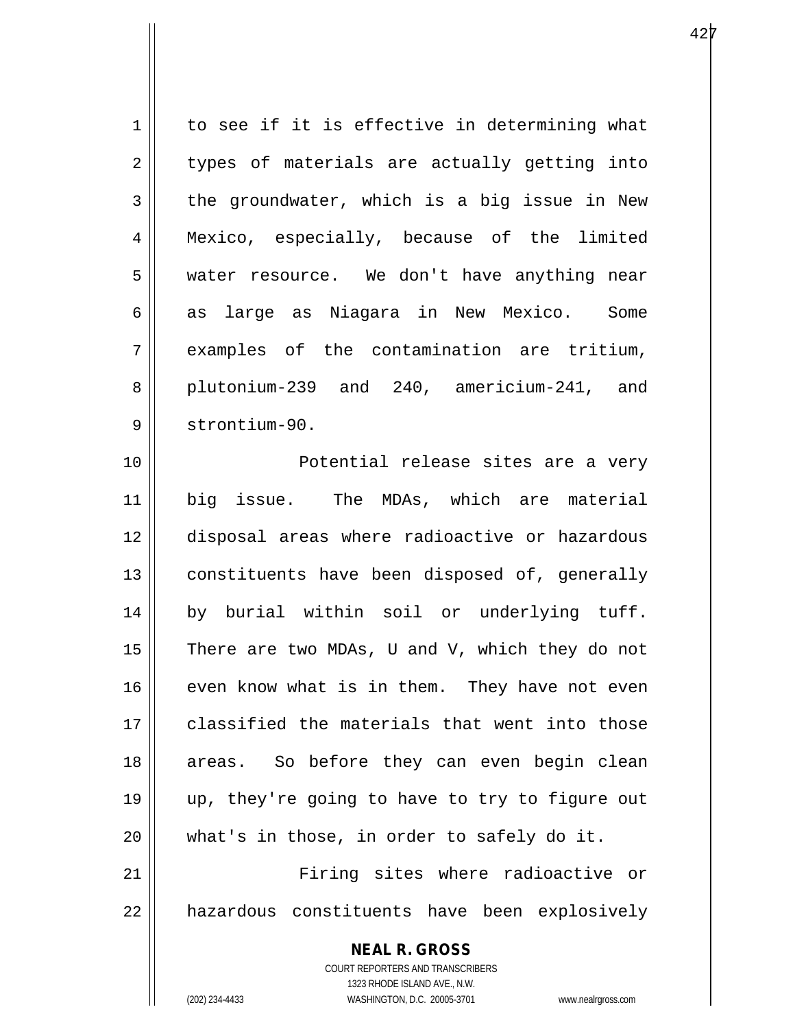to see if it is effective in determining what types of materials are actually getting into the groundwater, which is a big issue in New Mexico, especially, because of the limited water resource. We don't have anything near as large as Niagara in New Mexico. Some examples of the contamination are tritium, plutonium-239 and 240, americium-241, and strontium-90.

Potential release sites are a very big issue. The MDAs, which are material disposal areas where radioactive or hazardous constituents have been disposed of, generally by burial within soil or underlying tuff. There are two MDAs, U and V, which they do not even know what is in them. They have not even classified the materials that went into those areas. So before they can even begin clean up, they're going to have to try to figure out what's in those, in order to safely do it.

Firing sites where radioactive or hazardous constituents have been explosively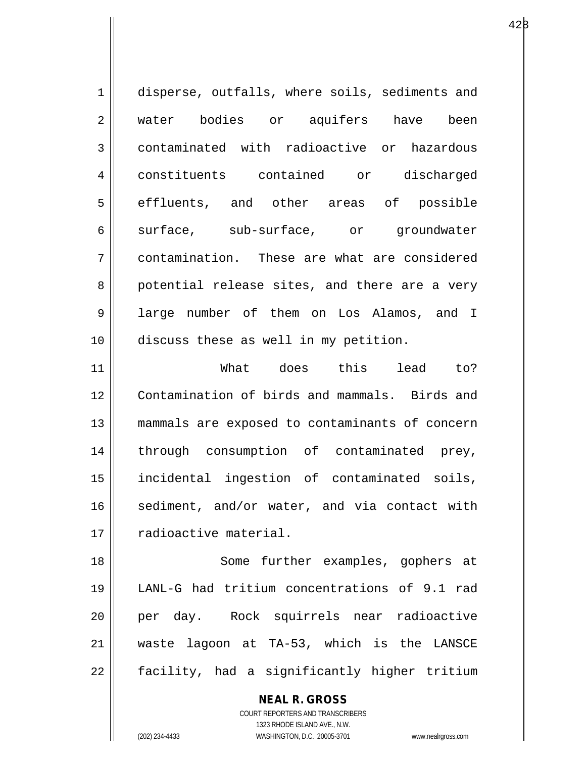disperse, outfalls, where soils, sediments and water bodies or aquifers have been contaminated with radioactive or hazardous constituents contained or discharged effluents, and other areas of possible surface, sub-surface, or groundwater contamination. These are what are considered potential release sites, and there are a very large number of them on Los Alamos, and I discuss these as well in my petition.

What does this lead to? Contamination of birds and mammals. Birds and mammals are exposed to contaminants of concern through consumption of contaminated prey, incidental ingestion of contaminated soils, sediment, and/or water, and via contact with radioactive material.

Some further examples, gophers at LANL-G had tritium concentrations of 9.1 rad per day. Rock squirrels near radioactive waste lagoon at TA-53, which is the LANSCE facility, had a significantly higher tritium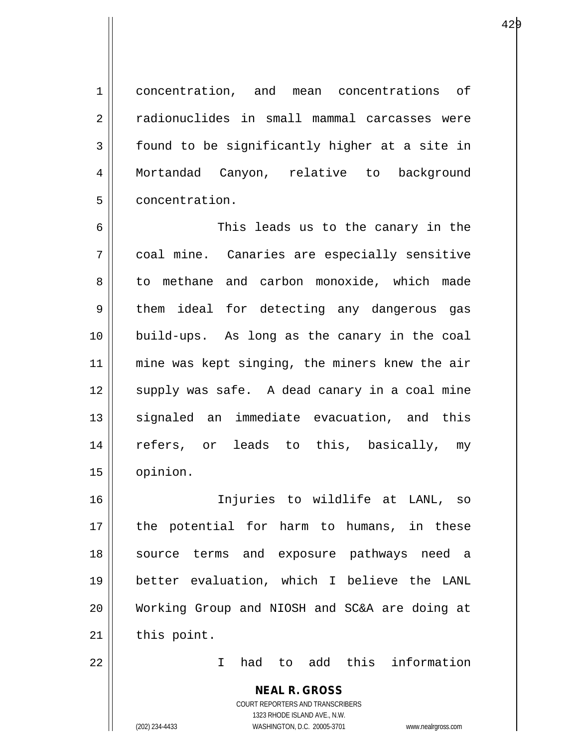concentration, and mean concentrations of radionuclides in small mammal carcasses were found to be significantly higher at a site in Mortandad Canyon, relative to background concentration.

This leads us to the canary in the coal mine. Canaries are especially sensitive to methane and carbon monoxide, which made them ideal for detecting any dangerous gas build-ups. As long as the canary in the coal mine was kept singing, the miners knew the air supply was safe. A dead canary in a coal mine signaled an immediate evacuation, and this refers, or leads to this, basically, my opinion.

Injuries to wildlife at LANL, so the potential for harm to humans, in these source terms and exposure pathways need a better evaluation, which I believe the LANL Working Group and NIOSH and SC&A are doing at this point.

I had to add this information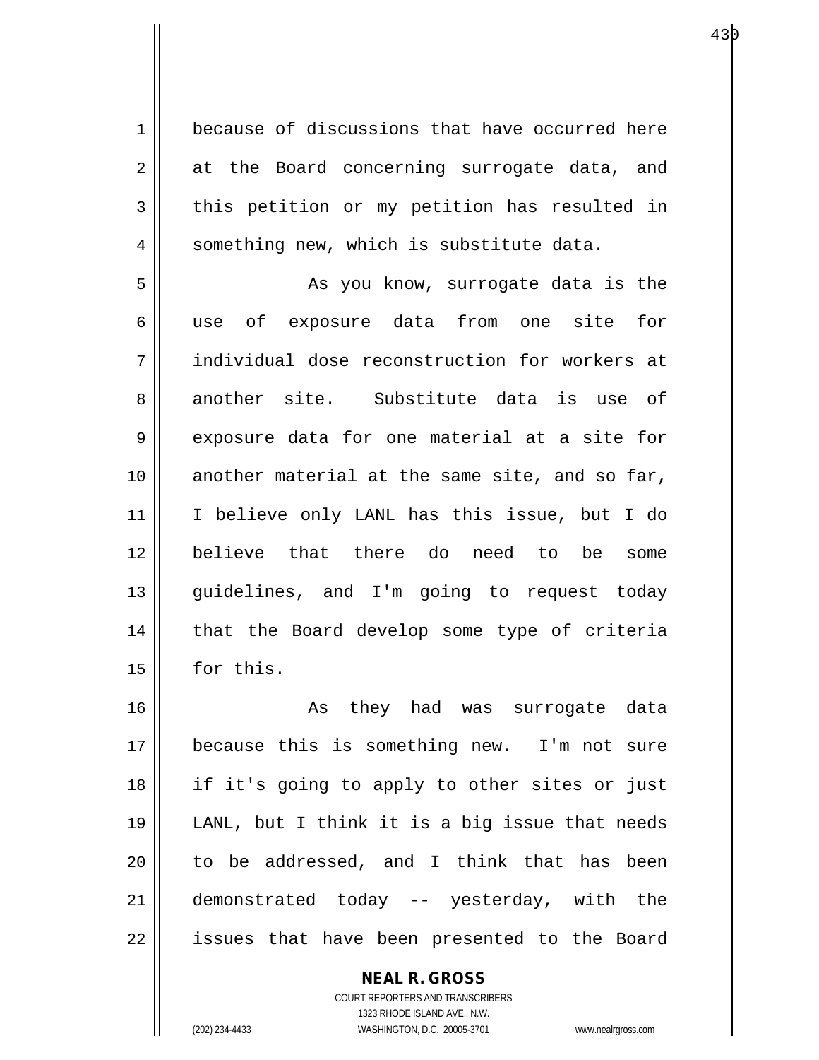because of discussions that have occurred here at the Board concerning surrogate data, and this petition or my petition has resulted in something new, which is substitute data.

As you know, surrogate data is the use of exposure data from one site for individual dose reconstruction for workers at another site. Substitute data is use of exposure data for one material at a site for another material at the same site, and so far, I believe only LANL has this issue, but I do believe that there do need to be some guidelines, and I'm going to request today that the Board develop some type of criteria for this.

As they had was surrogate data because this is something new. I'm not sure if it's going to apply to other sites or just LANL, but I think it is a big issue that needs to be addressed, and I think that has been demonstrated today -- yesterday, with the issues that have been presented to the Board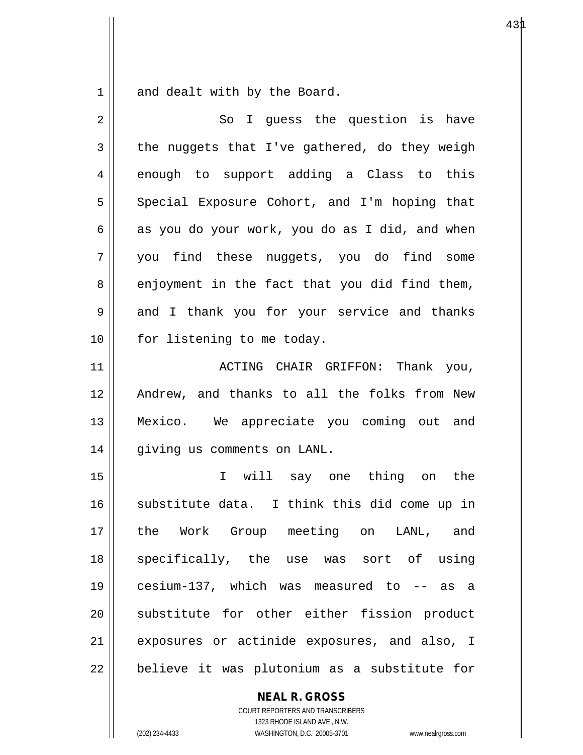and dealt with by the Board.

So I guess the question is have the nuggets that I've gathered, do they weigh enough to support adding a Class to this Special Exposure Cohort, and I'm hoping that as you do your work, you do as I did, and when you find these nuggets, you do find some enjoyment in the fact that you did find them, and I thank you for your service and thanks for listening to me today.

ACTING CHAIR GRIFFON: Thank you, Andrew, and thanks to all the folks from New Mexico. We appreciate you coming out and giving us comments on LANL.

I will say one thing on the substitute data. I think this did come up in the Work Group meeting on LANL, and specifically, the use was sort of using cesium-137, which was measured to -- as a substitute for other either fission product exposures or actinide exposures, and also, I believe it was plutonium as a substitute for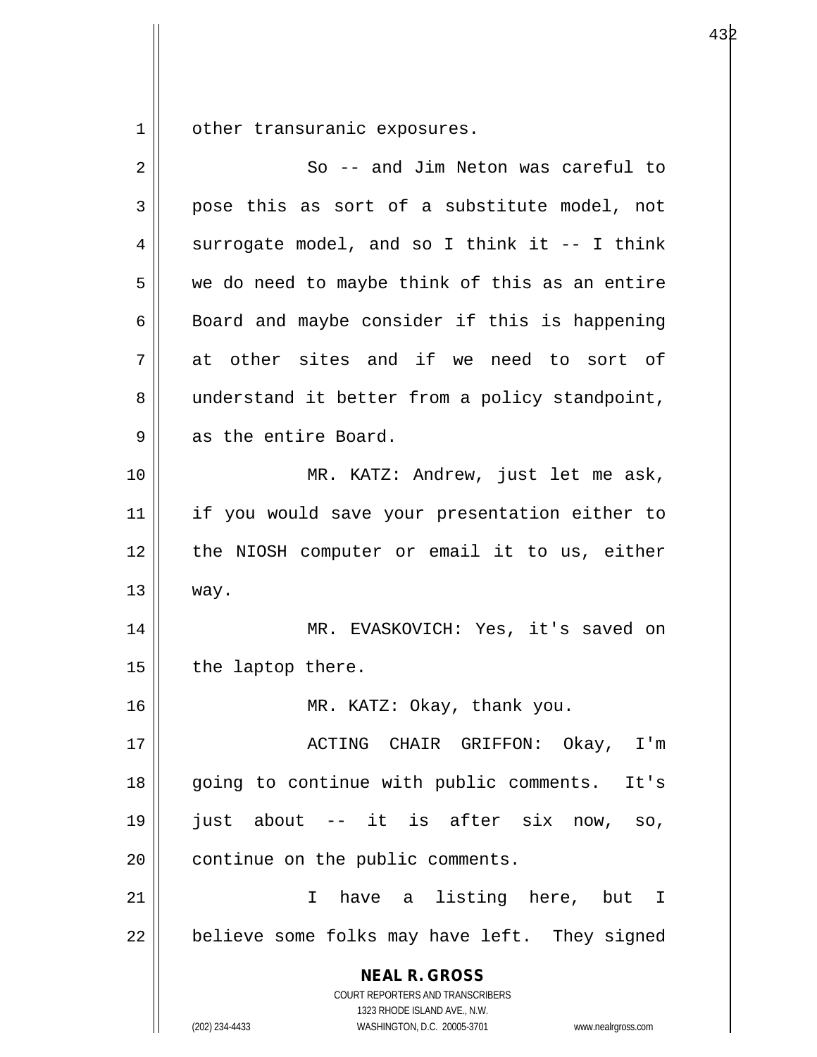other transuranic exposures.

So -- and Jim Neton was careful to pose this as sort of a substitute model, not surrogate model, and so I think it -- I think we do need to maybe think of this as an entire Board and maybe consider if this is happening at other sites and if we need to sort of understand it better from a policy standpoint, as the entire Board.

MR. KATZ: Andrew, just let me ask, if you would save your presentation either to the NIOSH computer or email it to us, either way.

MR. EVASKOVICH: Yes, it's saved on the laptop there.

MR. KATZ: Okay, thank you.

ACTING CHAIR GRIFFON: Okay, I'm going to continue with public comments. It's just about -- it is after six now, so, continue on the public comments.

I have a listing here, but I believe some folks may have left. They signed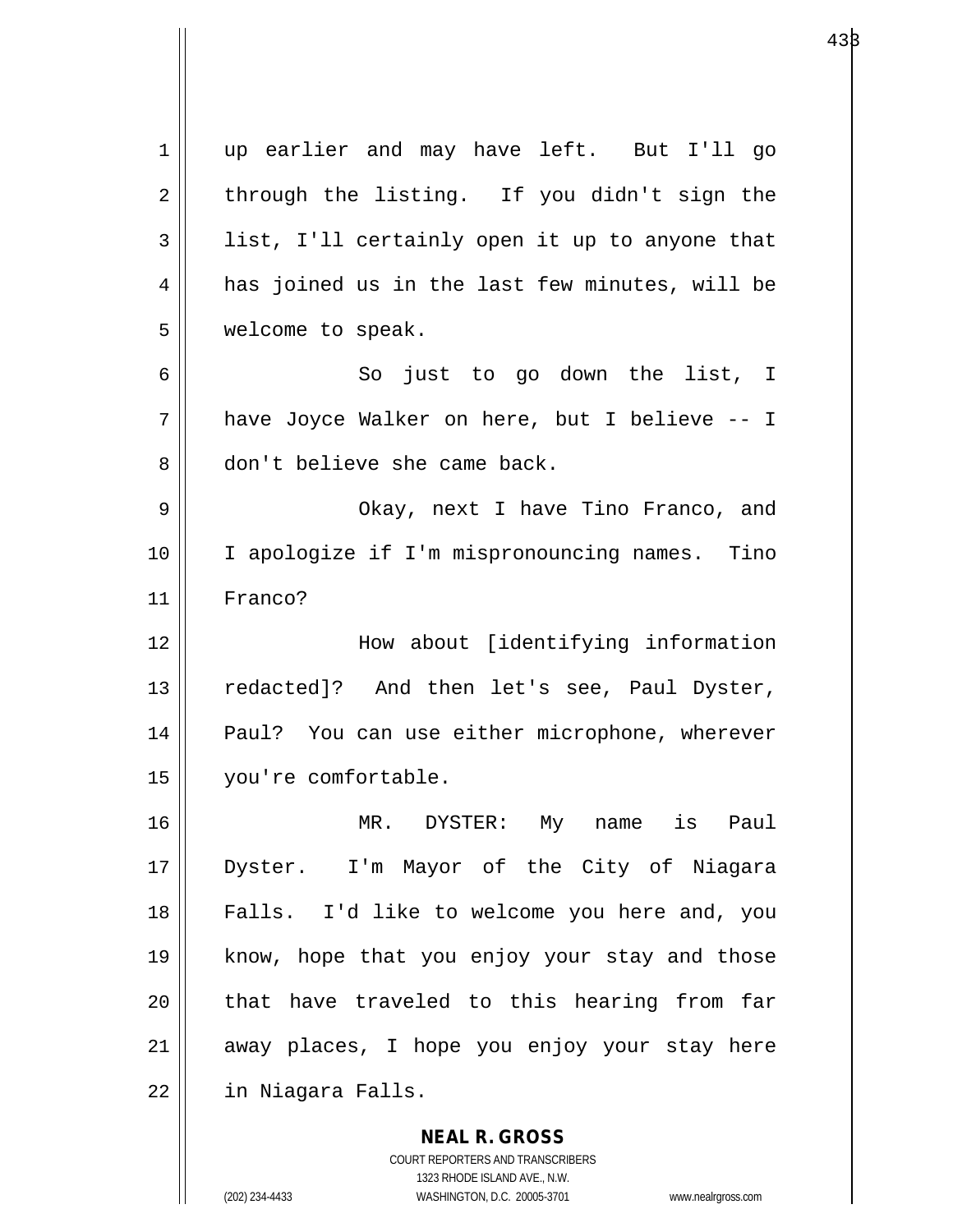up earlier and may have left. But I'll go through the listing. If you didn't sign the list, I'll certainly open it up to anyone that has joined us in the last few minutes, will be welcome to speak.

So just to go down the list, I have Joyce Walker on here, but I believe -- I don't believe she came back.

Okay, next I have Tino Franco, and I apologize if I'm mispronouncing names. Tino Franco?

How about [identifying information redacted]? And then let's see, Paul Dyster, Paul? You can use either microphone, wherever you're comfortable.

MR. DYSTER: My name is Paul Dyster. I'm Mayor of the City of Niagara Falls. I'd like to welcome you here and, you know, hope that you enjoy your stay and those that have traveled to this hearing from far away places, I hope you enjoy your stay here in Niagara Falls.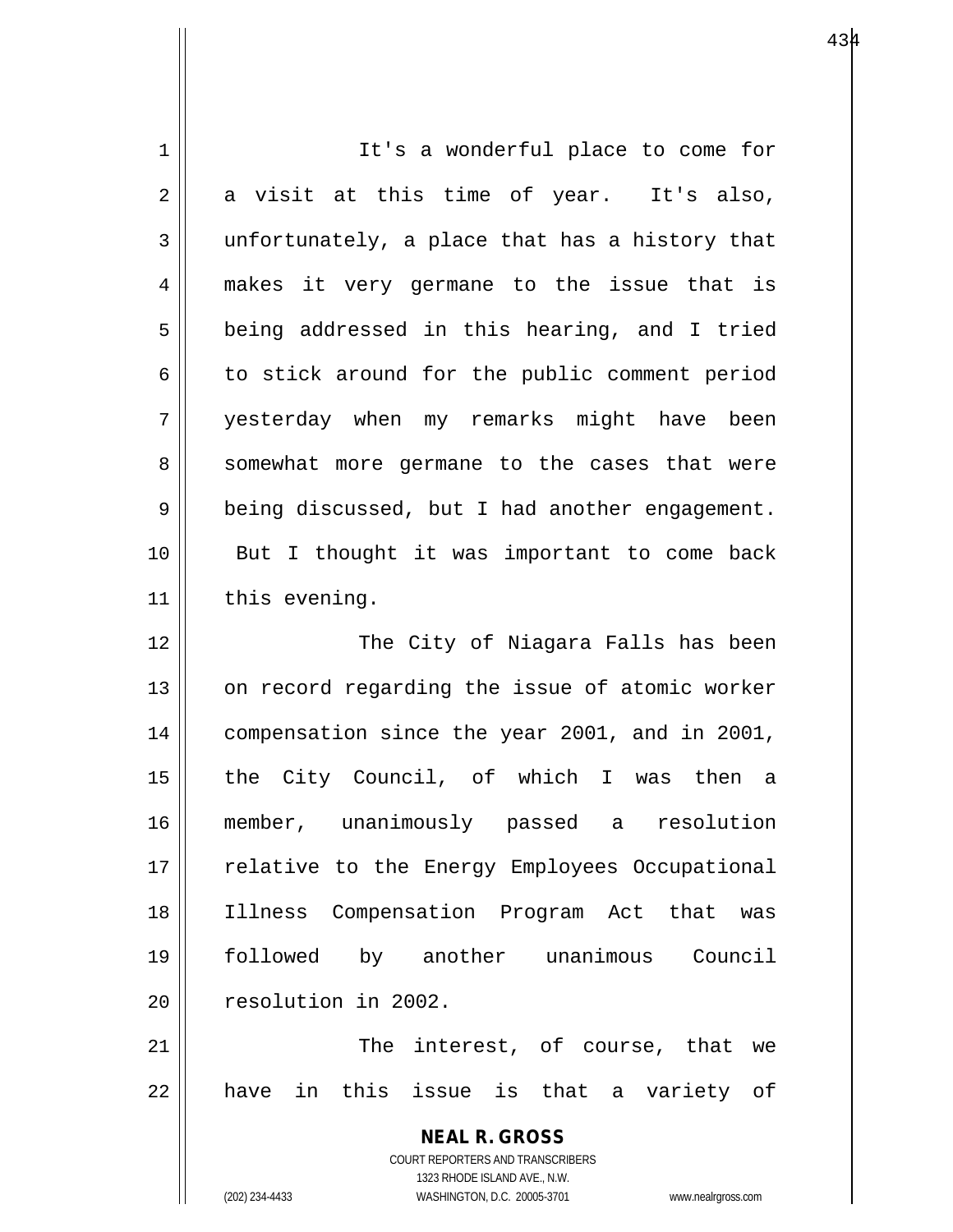It's a wonderful place to come for a visit at this time of year. It's also, unfortunately, a place that has a history that makes it very germane to the issue that is being addressed in this hearing, and I tried to stick around for the public comment period yesterday when my remarks might have been somewhat more germane to the cases that were being discussed, but I had another engagement. But I thought it was important to come back this evening.

The City of Niagara Falls has been on record regarding the issue of atomic worker compensation since the year 2001, and in 2001, the City Council, of which I was then a member, unanimously passed a resolution relative to the Energy Employees Occupational Illness Compensation Program Act that was followed by another unanimous Council resolution in 2002.

The interest, of course, that we have in this issue is that a variety of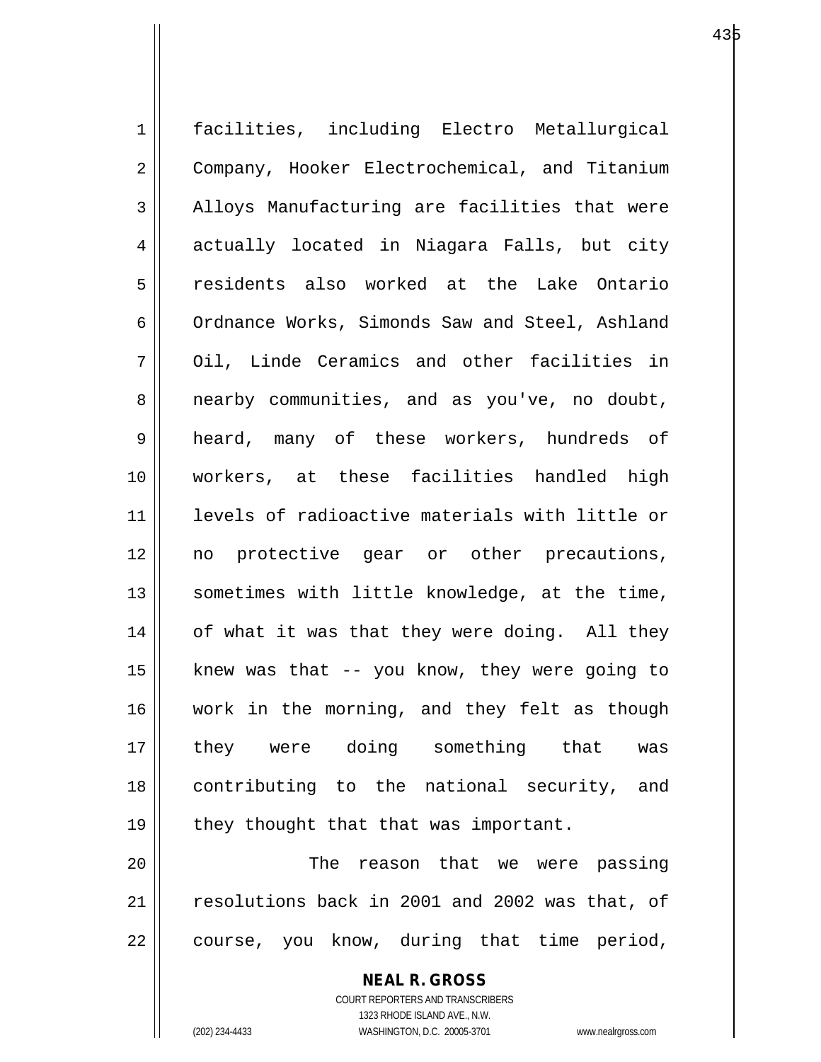facilities, including Electro Metallurgical Company, Hooker Electrochemical, and Titanium Alloys Manufacturing are facilities that were actually located in Niagara Falls, but city residents also worked at the Lake Ontario Ordnance Works, Simonds Saw and Steel, Ashland Oil, Linde Ceramics and other facilities in nearby communities, and as you've, no doubt, heard, many of these workers, hundreds of workers, at these facilities handled high levels of radioactive materials with little or no protective gear or other precautions, sometimes with little knowledge, at the time, of what it was that they were doing. All they knew was that -- you know, they were going to work in the morning, and they felt as though they were doing something that was contributing to the national security, and they thought that that was important.

The reason that we were passing resolutions back in 2001 and 2002 was that, of course, you know, during that time period,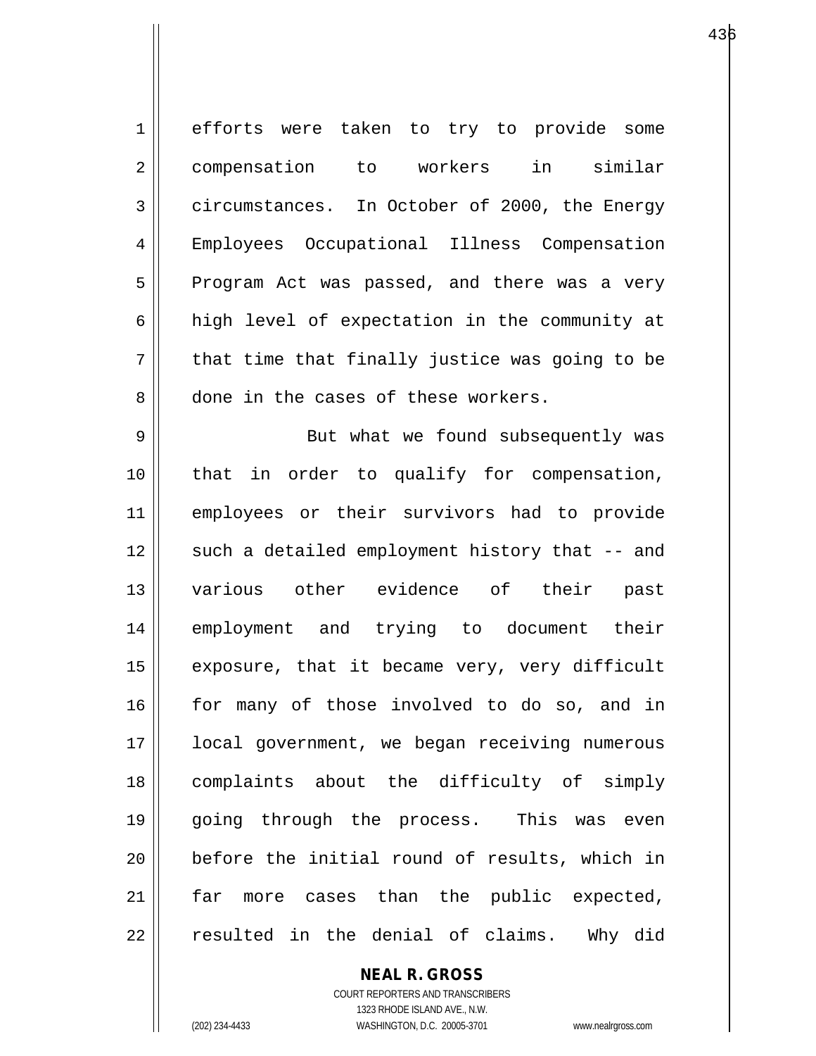efforts were taken to try to provide some compensation to workers in similar circumstances. In October of 2000, the Energy Employees Occupational Illness Compensation Program Act was passed, and there was a very high level of expectation in the community at that time that finally justice was going to be done in the cases of these workers.

But what we found subsequently was that in order to qualify for compensation, employees or their survivors had to provide such a detailed employment history that -- and various other evidence of their past employment and trying to document their exposure, that it became very, very difficult for many of those involved to do so, and in local government, we began receiving numerous complaints about the difficulty of simply going through the process. This was even before the initial round of results, which in far more cases than the public expected, resulted in the denial of claims. Why did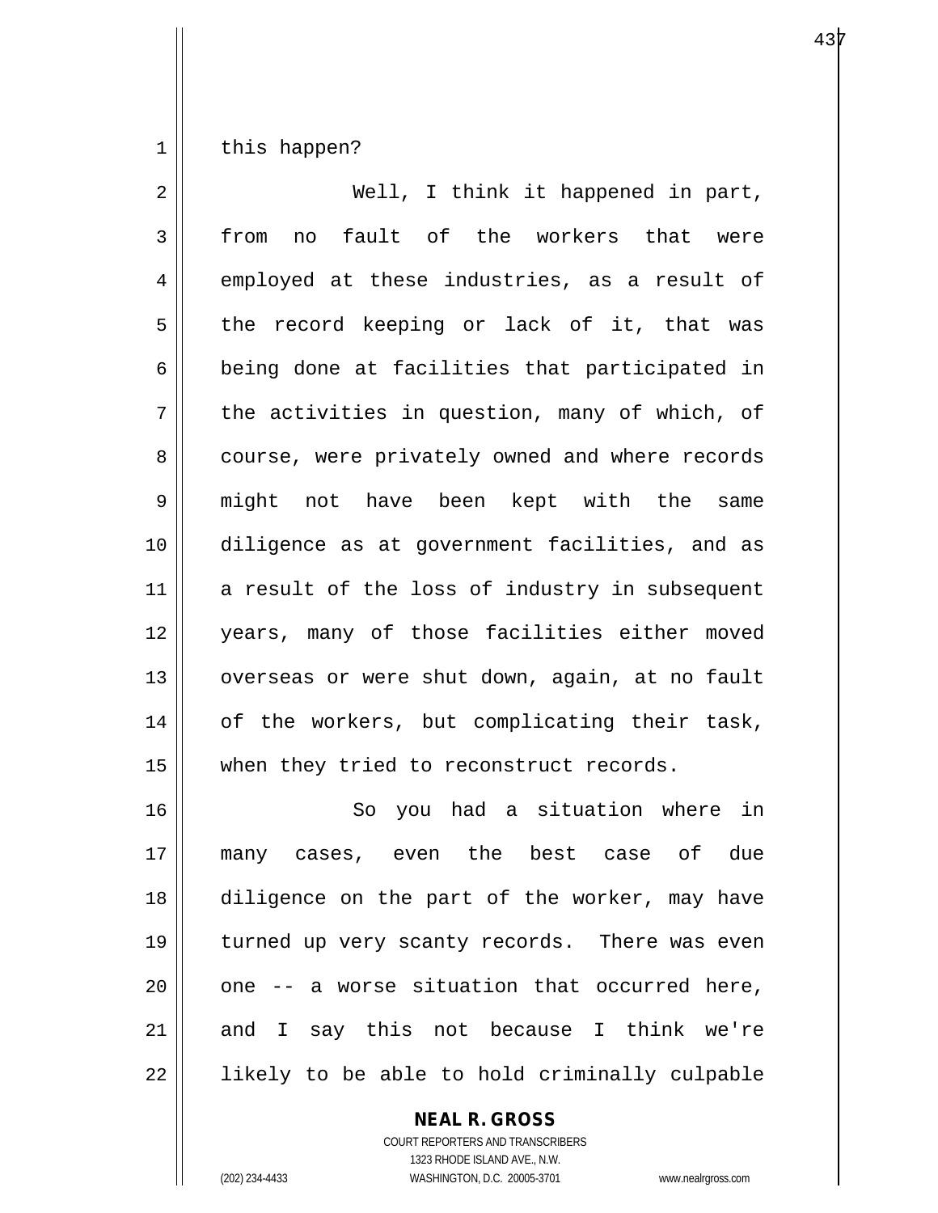this happen?

Well, I think it happened in part, from no fault of the workers that were employed at these industries, as a result of the record keeping or lack of it, that was being done at facilities that participated in the activities in question, many of which, of course, were privately owned and where records might not have been kept with the same diligence as at government facilities, and as a result of the loss of industry in subsequent years, many of those facilities either moved overseas or were shut down, again, at no fault of the workers, but complicating their task, when they tried to reconstruct records.

So you had a situation where in many cases, even the best case of due diligence on the part of the worker, may have turned up very scanty records. There was even one -- a worse situation that occurred here, and I say this not because I think we're likely to be able to hold criminally culpable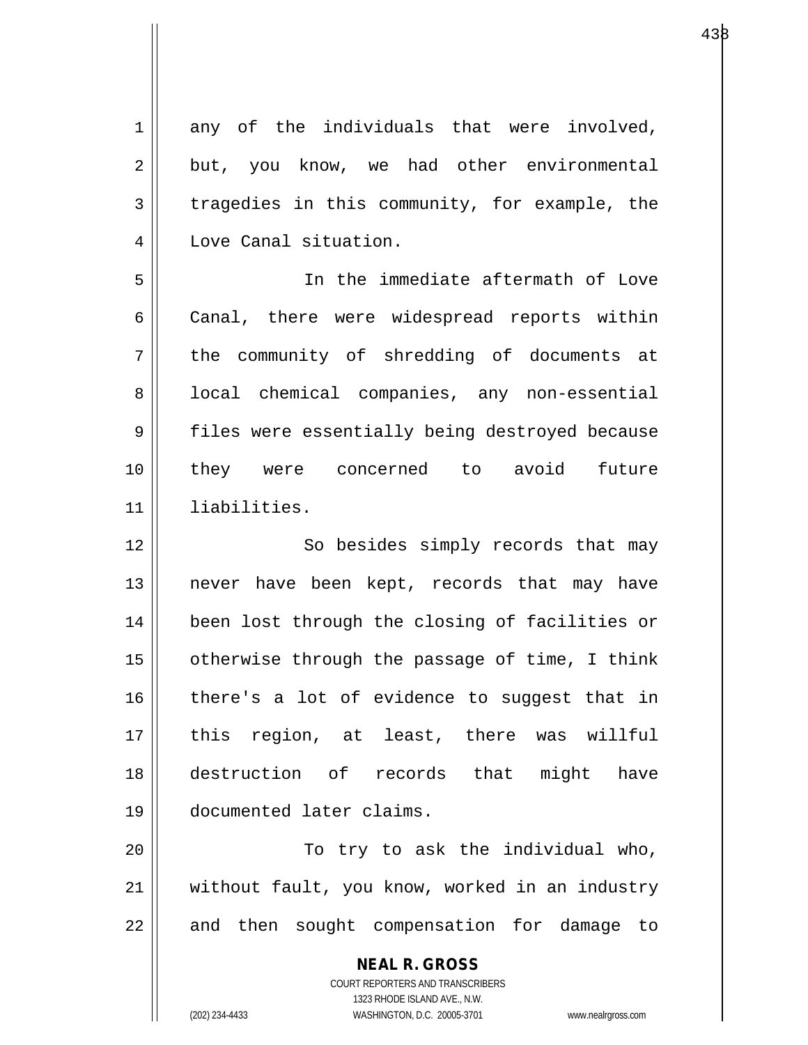any of the individuals that were involved, but, you know, we had other environmental tragedies in this community, for example, the Love Canal situation.

In the immediate aftermath of Love Canal, there were widespread reports within the community of shredding of documents at local chemical companies, any non-essential files were essentially being destroyed because they were concerned to avoid future liabilities.

So besides simply records that may never have been kept, records that may have been lost through the closing of facilities or otherwise through the passage of time, I think there's a lot of evidence to suggest that in this region, at least, there was willful destruction of records that might have documented later claims.

To try to ask the individual who, without fault, you know, worked in an industry and then sought compensation for damage to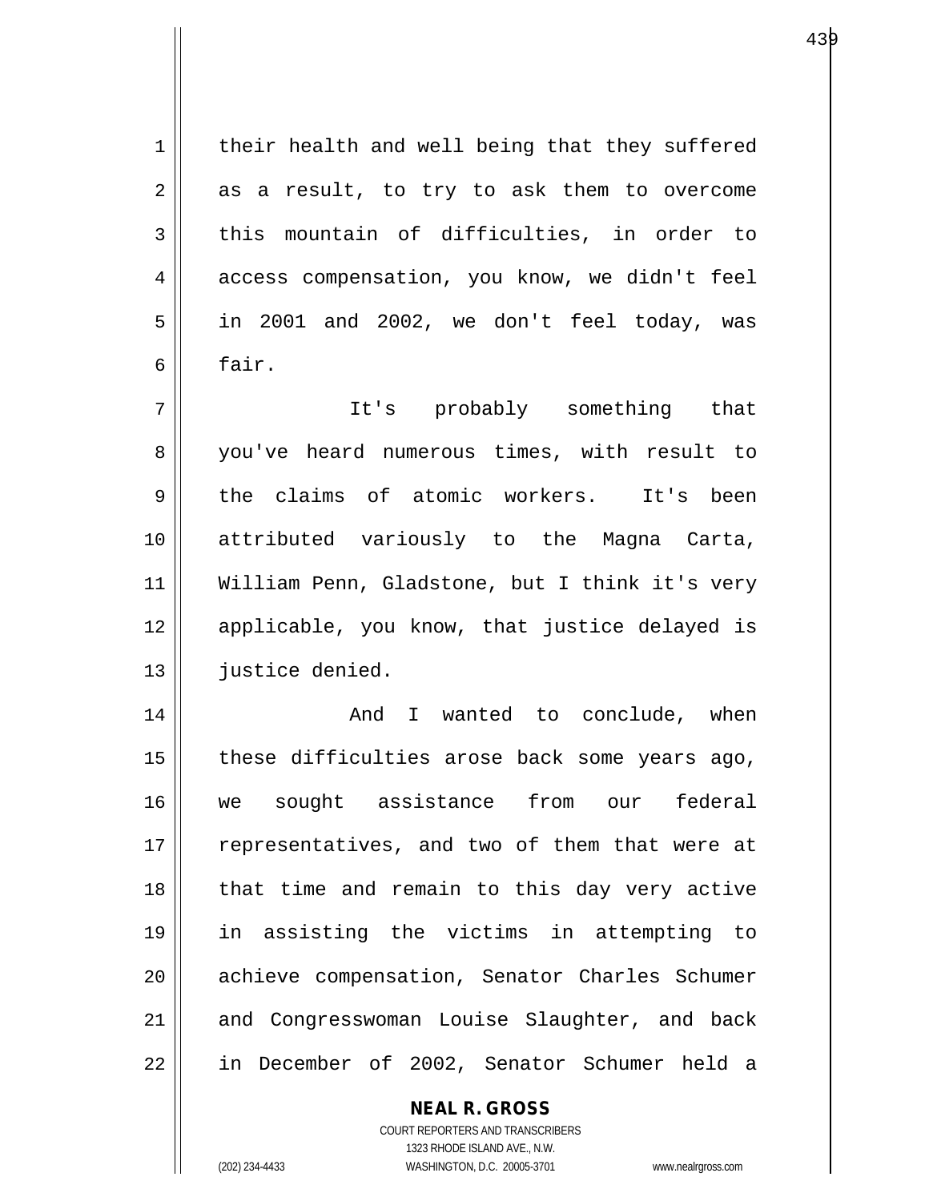their health and well being that they suffered as a result, to try to ask them to overcome this mountain of difficulties, in order to access compensation, you know, we didn't feel in 2001 and 2002, we don't feel today, was fair.

It's probably something that you've heard numerous times, with result to the claims of atomic workers. It's been attributed variously to the Magna Carta, William Penn, Gladstone, but I think it's very applicable, you know, that justice delayed is justice denied.

And I wanted to conclude, when these difficulties arose back some years ago, we sought assistance from our federal representatives, and two of them that were at that time and remain to this day very active in assisting the victims in attempting to achieve compensation, Senator Charles Schumer and Congresswoman Louise Slaughter, and back in December of 2002, Senator Schumer held a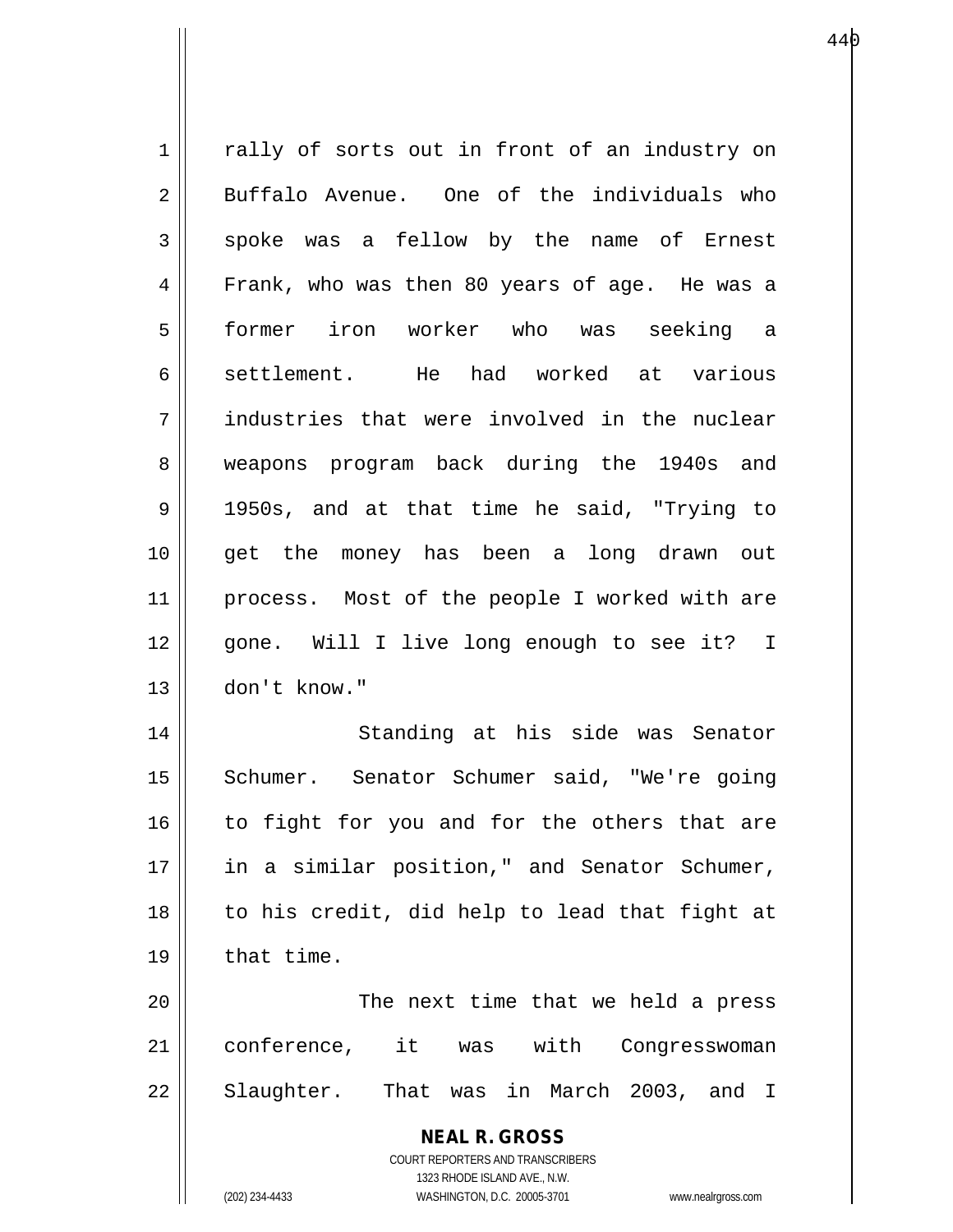rally of sorts out in front of an industry on Buffalo Avenue. One of the individuals who spoke was a fellow by the name of Ernest Frank, who was then 80 years of age. He was a former iron worker who was seeking a settlement. He had worked at various industries that were involved in the nuclear weapons program back during the 1940s and 1950s, and at that time he said, "Trying to get the money has been a long drawn out process. Most of the people I worked with are gone. Will I live long enough to see it? I don't know."

Standing at his side was Senator Schumer. Senator Schumer said, "We're going to fight for you and for the others that are in a similar position," and Senator Schumer, to his credit, did help to lead that fight at that time.

The next time that we held a press conference, it was with Congresswoman Slaughter. That was in March 2003, and I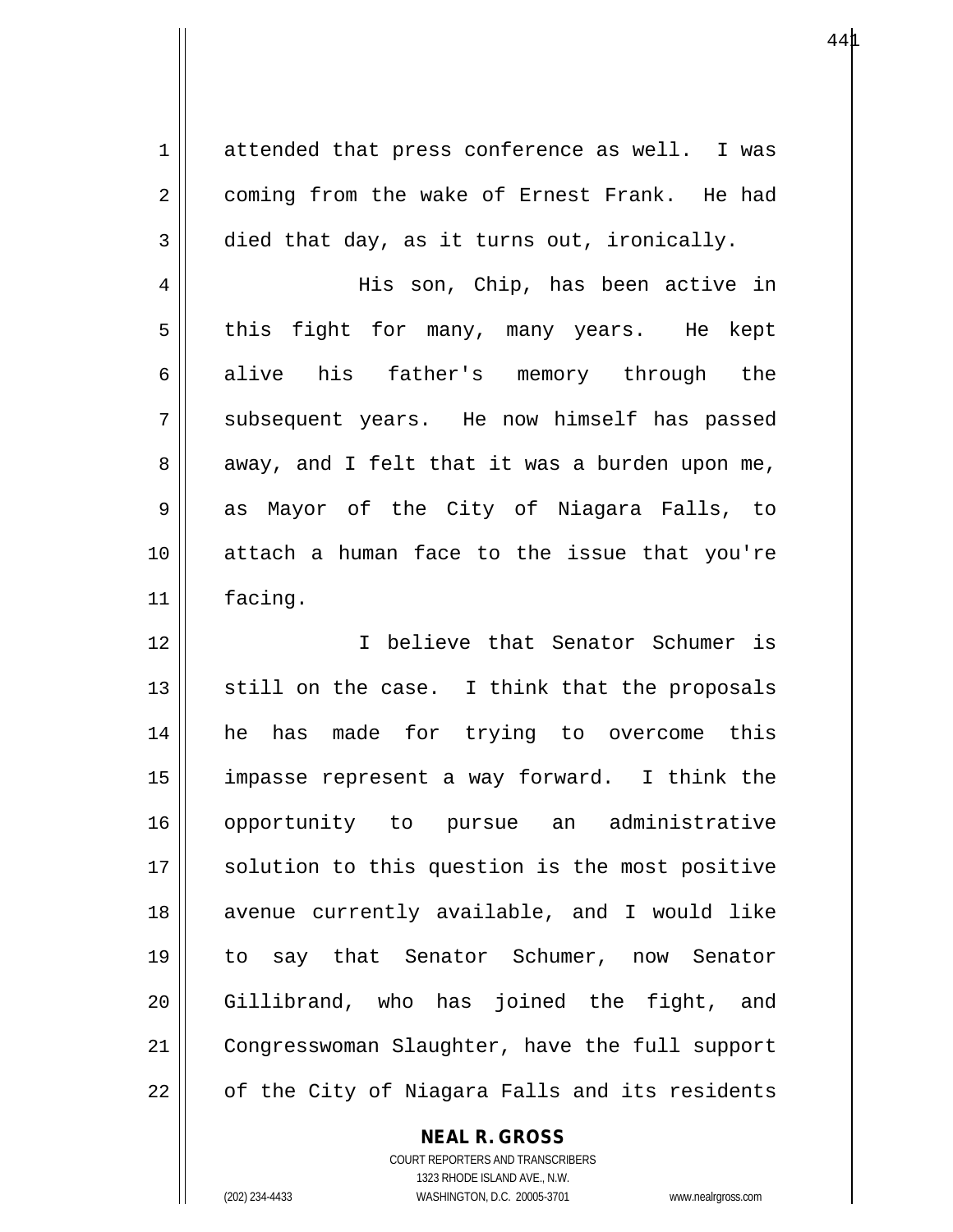attended that press conference as well. I was coming from the wake of Ernest Frank. He had died that day, as it turns out, ironically.

His son, Chip, has been active in this fight for many, many years. He kept alive his father's memory through the subsequent years. He now himself has passed away, and I felt that it was a burden upon me, as Mayor of the City of Niagara Falls, to attach a human face to the issue that you're facing.

I believe that Senator Schumer is still on the case. I think that the proposals he has made for trying to overcome this impasse represent a way forward. I think the opportunity to pursue an administrative solution to this question is the most positive avenue currently available, and I would like to say that Senator Schumer, now Senator Gillibrand, who has joined the fight, and Congresswoman Slaughter, have the full support of the City of Niagara Falls and its residents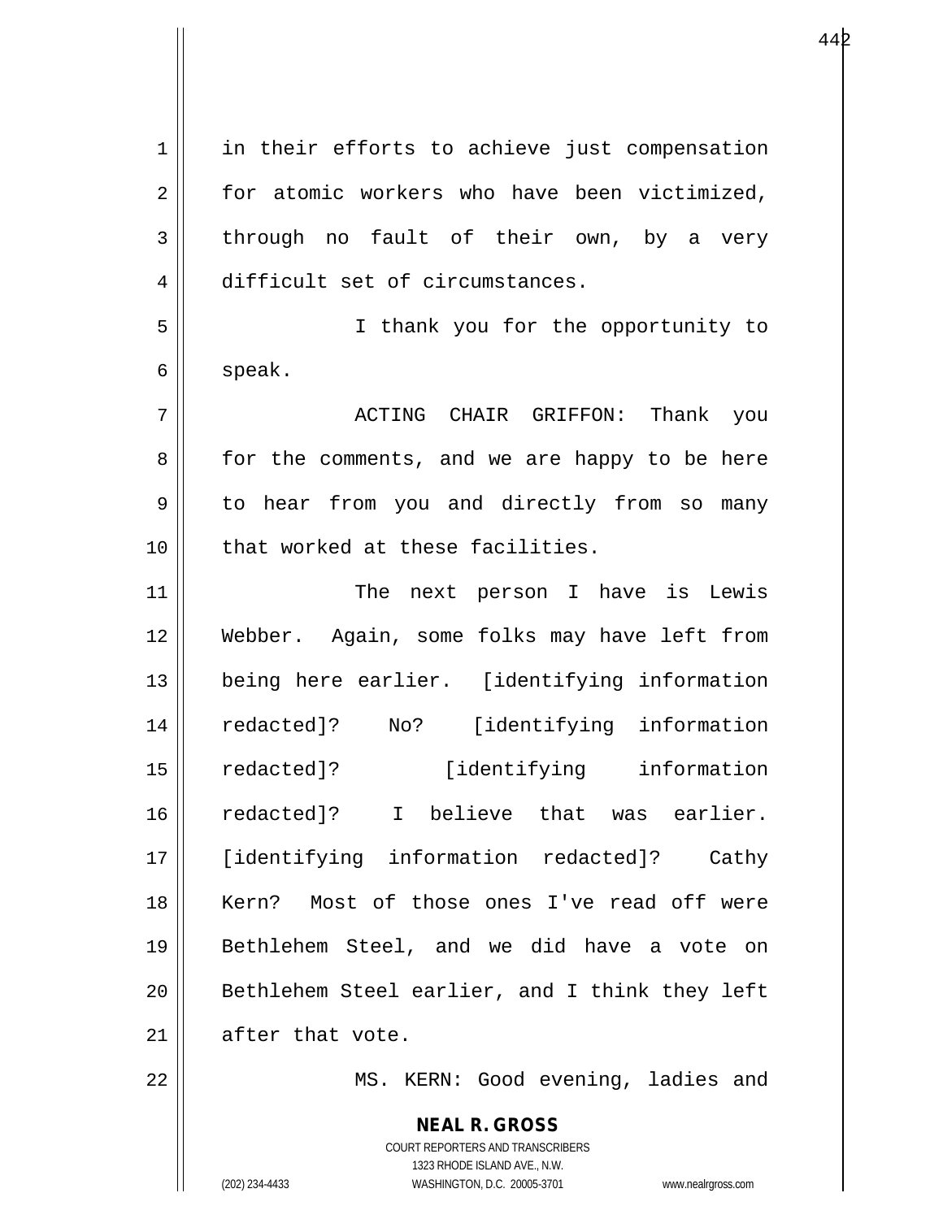in their efforts to achieve just compensation for atomic workers who have been victimized, through no fault of their own, by a very difficult set of circumstances.

I thank you for the opportunity to speak.

ACTING CHAIR GRIFFON: Thank you for the comments, and we are happy to be here to hear from you and directly from so many that worked at these facilities.

The next person I have is Lewis Webber. Again, some folks may have left from being here earlier. [identifying information redacted]? No? [identifying information redacted]? [identifying information redacted]? I believe that was earlier. [identifying information redacted]? Cathy Kern? Most of those ones I've read off were Bethlehem Steel, and we did have a vote on Bethlehem Steel earlier, and I think they left after that vote.

MS. KERN: Good evening, ladies and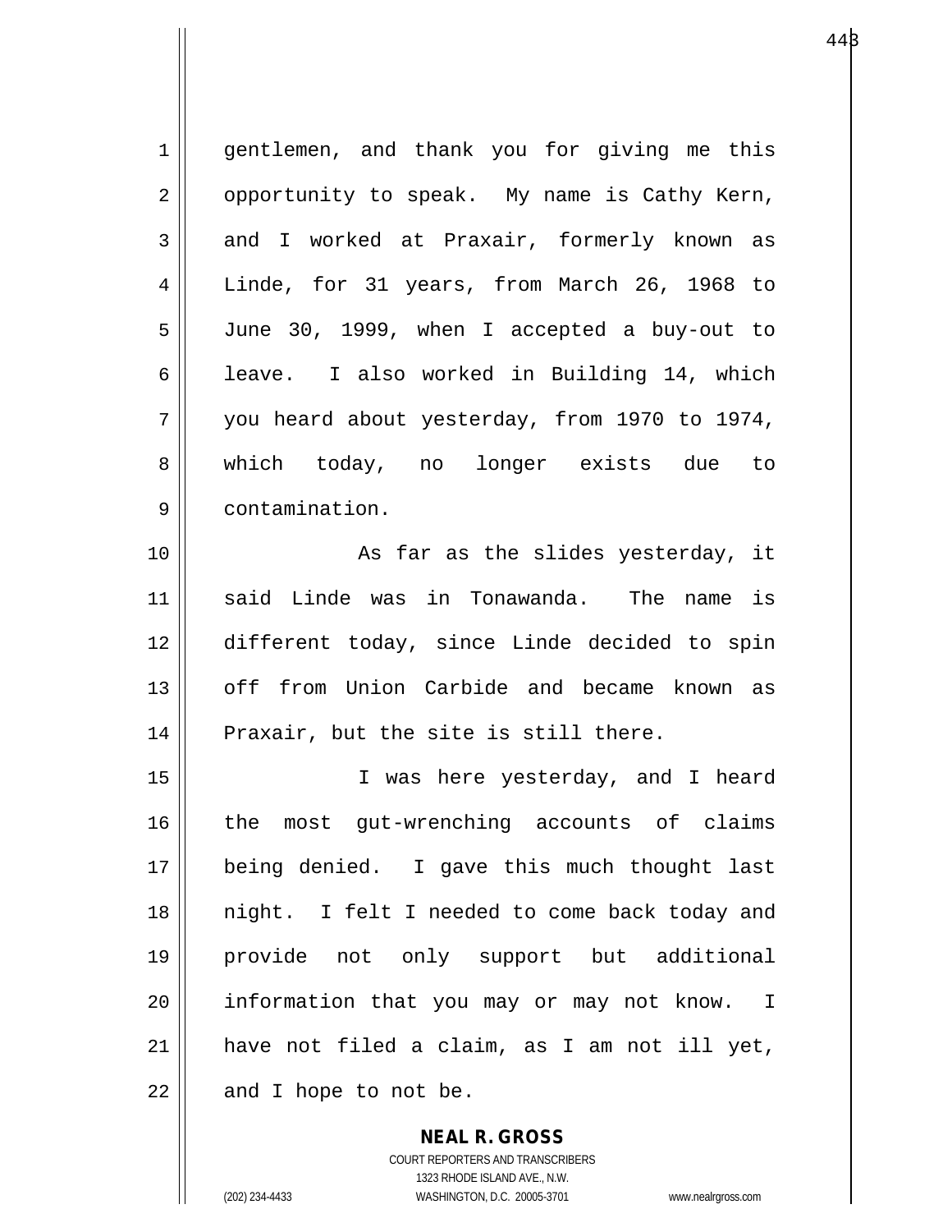gentlemen, and thank you for giving me this opportunity to speak. My name is Cathy Kern, and I worked at Praxair, formerly known as Linde, for 31 years, from March 26, 1968 to June 30, 1999, when I accepted a buy-out to leave. I also worked in Building 14, which you heard about yesterday, from 1970 to 1974, which today, no longer exists due to contamination.

As far as the slides yesterday, it said Linde was in Tonawanda. The name is different today, since Linde decided to spin off from Union Carbide and became known as Praxair, but the site is still there.

I was here yesterday, and I heard the most gut-wrenching accounts of claims being denied. I gave this much thought last night. I felt I needed to come back today and provide not only support but additional information that you may or may not know. I have not filed a claim, as I am not ill yet, and I hope to not be.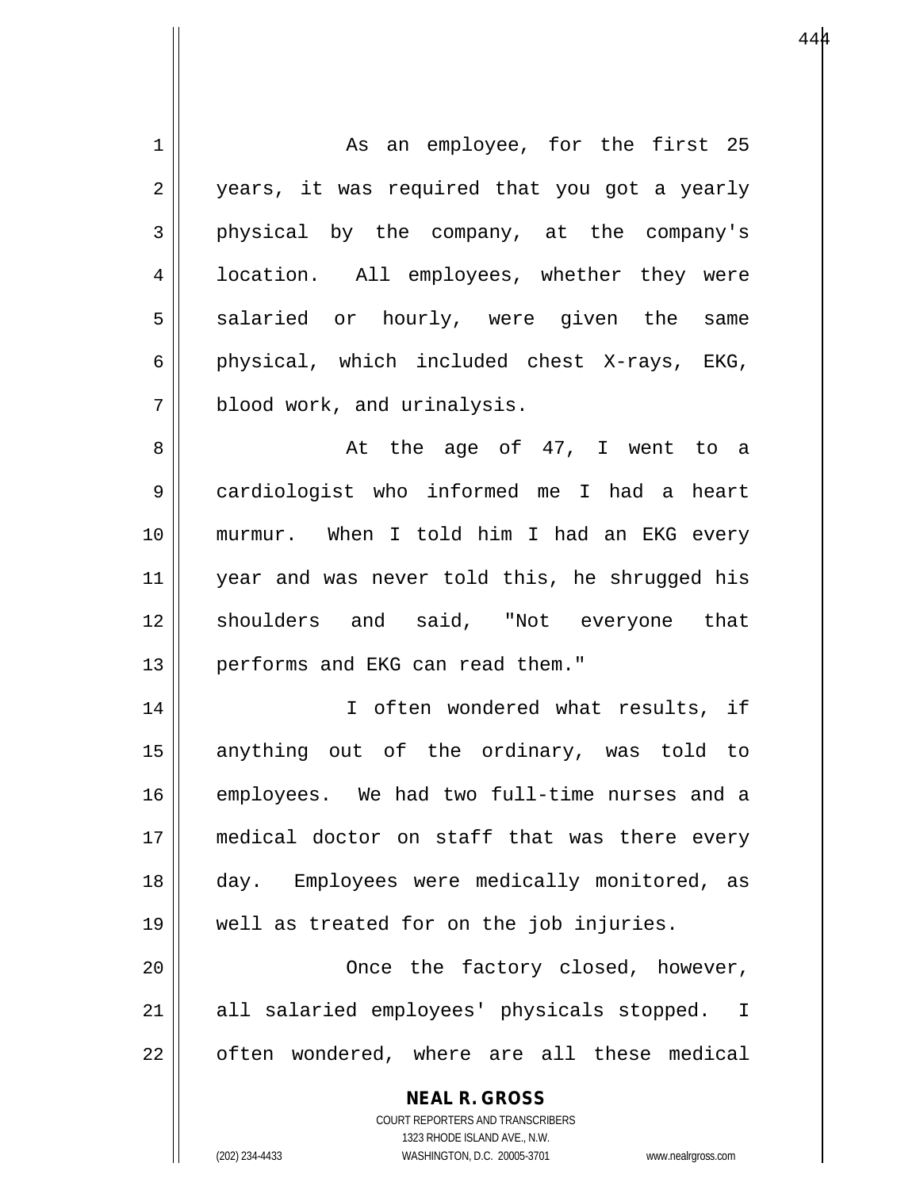As an employee, for the first 25 years, it was required that you got a yearly physical by the company, at the company's location. All employees, whether they were salaried or hourly, were given the same physical, which included chest X-rays, EKG, blood work, and urinalysis.

At the age of 47, I went to a cardiologist who informed me I had a heart murmur. When I told him I had an EKG every year and was never told this, he shrugged his shoulders and said, "Not everyone that performs and EKG can read them."

I often wondered what results, if anything out of the ordinary, was told to employees. We had two full-time nurses and a medical doctor on staff that was there every day. Employees were medically monitored, as well as treated for on the job injuries.

Once the factory closed, however, all salaried employees' physicals stopped. I often wondered, where are all these medical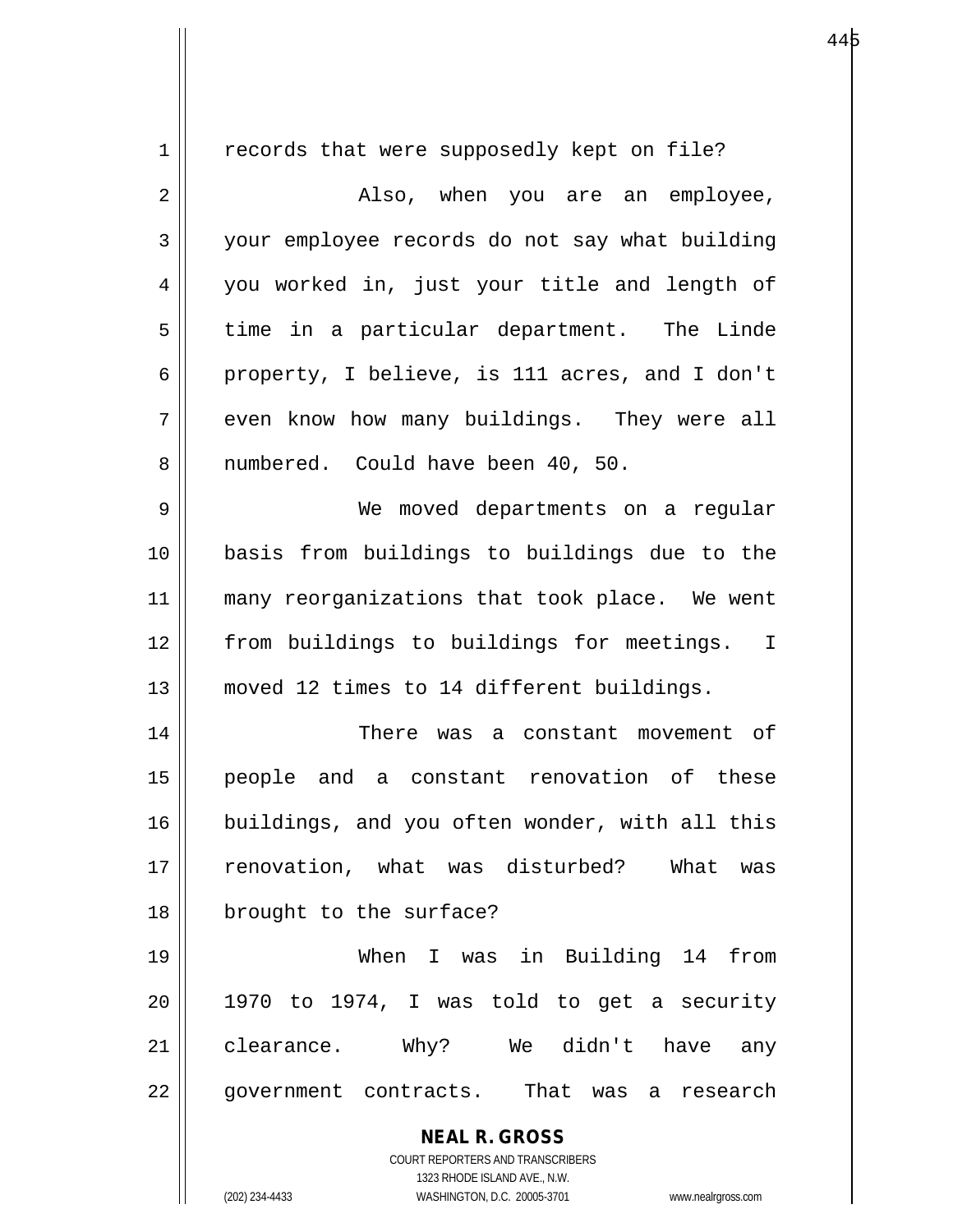records that were supposedly kept on file?

Also, when you are an employee, your employee records do not say what building you worked in, just your title and length of time in a particular department. The Linde property, I believe, is 111 acres, and I don't even know how many buildings. They were all numbered. Could have been 40, 50.

We moved departments on a regular basis from buildings to buildings due to the many reorganizations that took place. We went from buildings to buildings for meetings. I moved 12 times to 14 different buildings.

There was a constant movement of people and a constant renovation of these buildings, and you often wonder, with all this renovation, what was disturbed? What was brought to the surface?

When I was in Building 14 from 1970 to 1974, I was told to get a security clearance. Why? We didn't have any government contracts. That was a research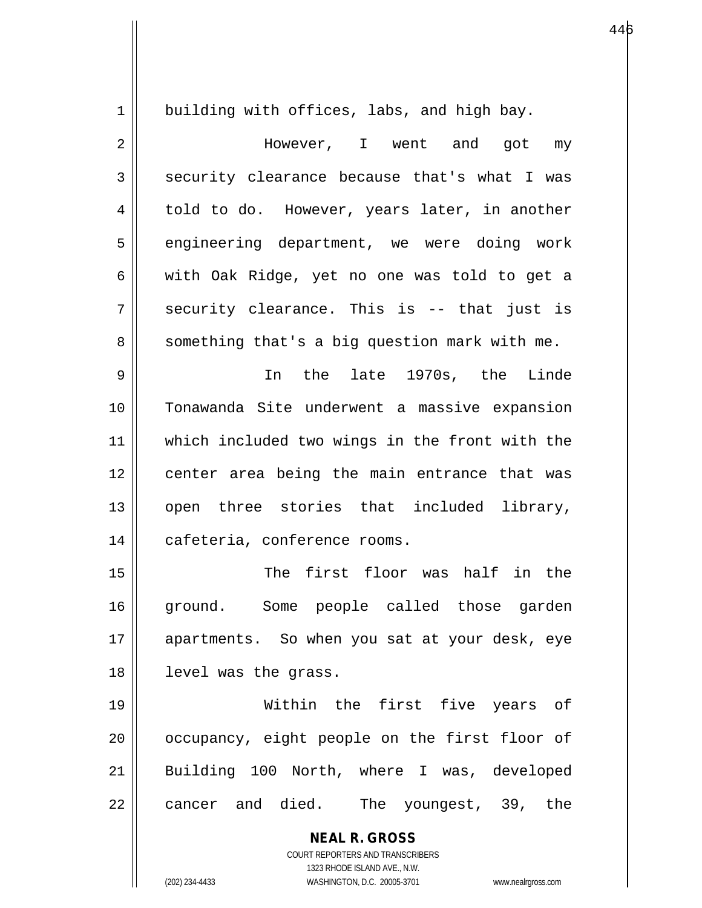building with offices, labs, and high bay.

However, I went and got my security clearance because that's what I was told to do. However, years later, in another engineering department, we were doing work with Oak Ridge, yet no one was told to get a security clearance. This is -- that just is something that's a big question mark with me.

In the late 1970s, the Linde Tonawanda Site underwent a massive expansion which included two wings in the front with the center area being the main entrance that was open three stories that included library, cafeteria, conference rooms.

The first floor was half in the ground. Some people called those garden apartments. So when you sat at your desk, eye level was the grass.

Within the first five years of occupancy, eight people on the first floor of Building 100 North, where I was, developed cancer and died. The youngest, 39, the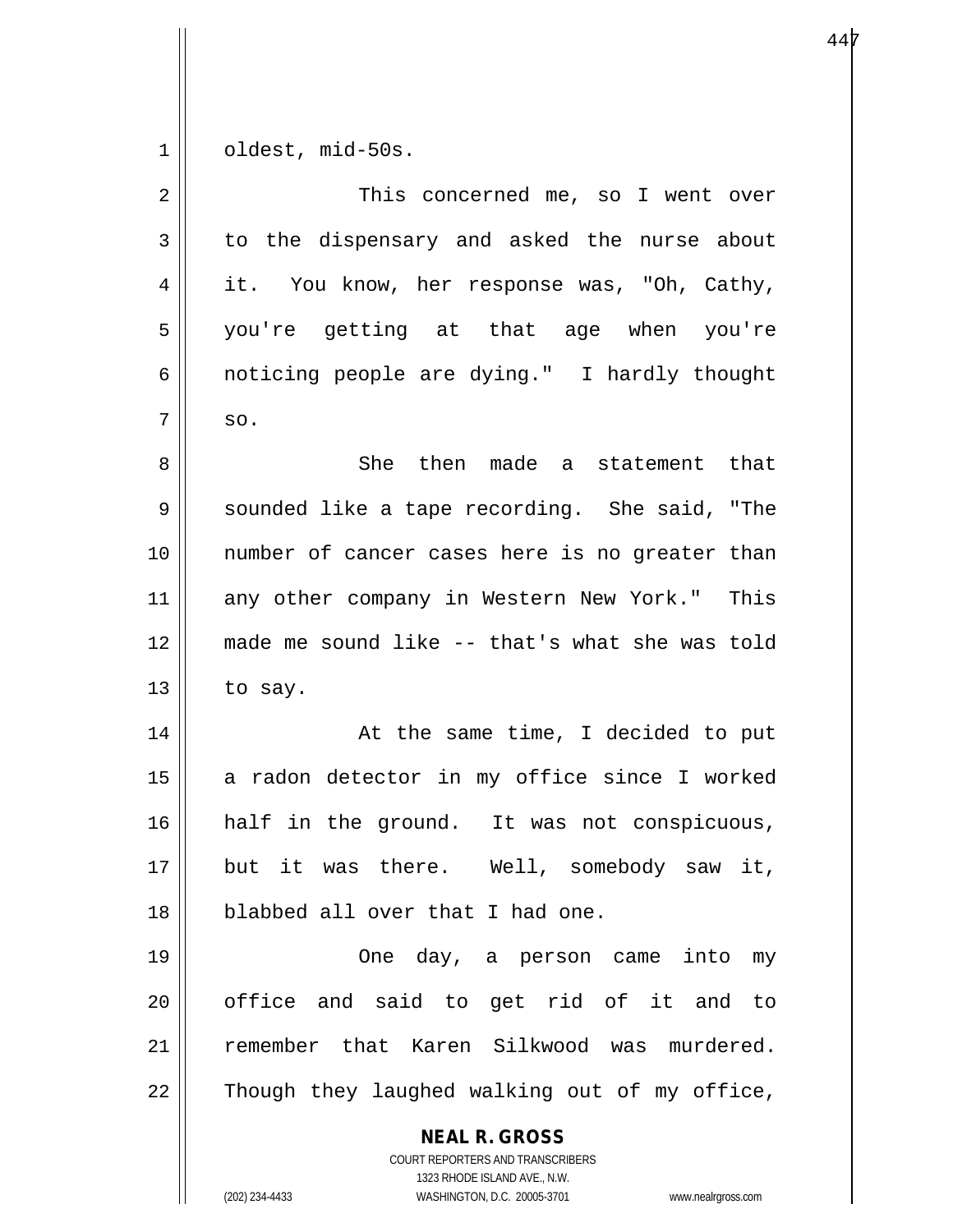oldest, mid-50s.

This concerned me, so I went over to the dispensary and asked the nurse about it. You know, her response was, "Oh, Cathy, you're getting at that age when you're noticing people are dying." I hardly thought so.

She then made a statement that sounded like a tape recording. She said, "The number of cancer cases here is no greater than any other company in Western New York." This made me sound like -- that's what she was told to say.

At the same time, I decided to put a radon detector in my office since I worked half in the ground. It was not conspicuous, but it was there. Well, somebody saw it, blabbed all over that I had one.

One day, a person came into my office and said to get rid of it and to remember that Karen Silkwood was murdered. Though they laughed walking out of my office,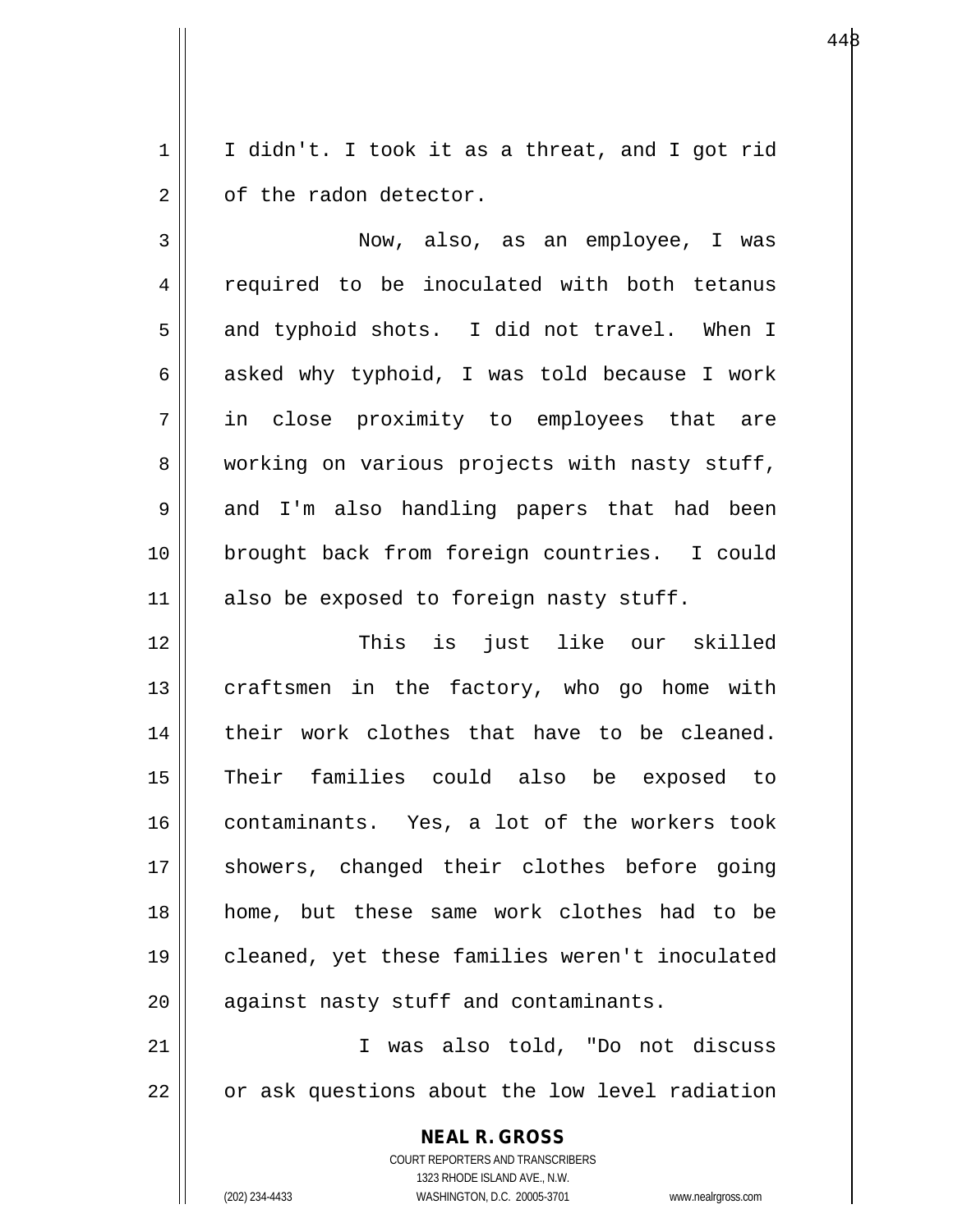I didn't. I took it as a threat, and I got rid of the radon detector.

Now, also, as an employee, I was required to be inoculated with both tetanus and typhoid shots. I did not travel. When I asked why typhoid, I was told because I work in close proximity to employees that are working on various projects with nasty stuff, and I'm also handling papers that had been brought back from foreign countries. I could also be exposed to foreign nasty stuff.

This is just like our skilled craftsmen in the factory, who go home with their work clothes that have to be cleaned. Their families could also be exposed to contaminants. Yes, a lot of the workers took showers, changed their clothes before going home, but these same work clothes had to be cleaned, yet these families weren't inoculated against nasty stuff and contaminants.

I was also told, "Do not discuss or ask questions about the low level radiation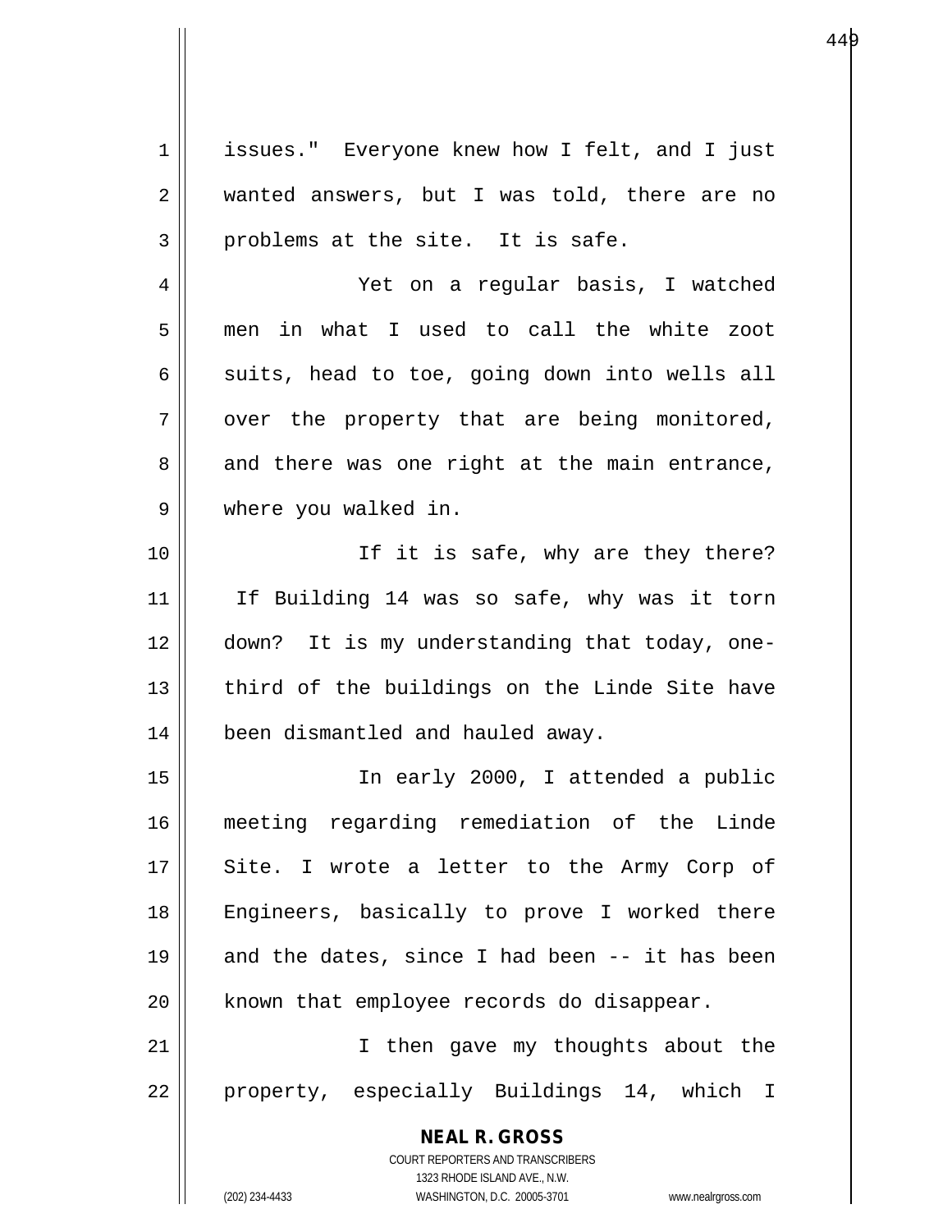issues." Everyone knew how I felt, and I just wanted answers, but I was told, there are no problems at the site. It is safe.

Yet on a regular basis, I watched men in what I used to call the white zoot suits, head to toe, going down into wells all over the property that are being monitored, and there was one right at the main entrance, where you walked in.

If it is safe, why are they there? If Building 14 was so safe, why was it torn down? It is my understanding that today, one-third of the buildings on the Linde Site have been dismantled and hauled away.

In early 2000, I attended a public meeting regarding remediation of the Linde Site. I wrote a letter to the Army Corp of Engineers, basically to prove I worked there and the dates, since I had been -- it has been known that employee records do disappear.

I then gave my thoughts about the property, especially Buildings 14, which I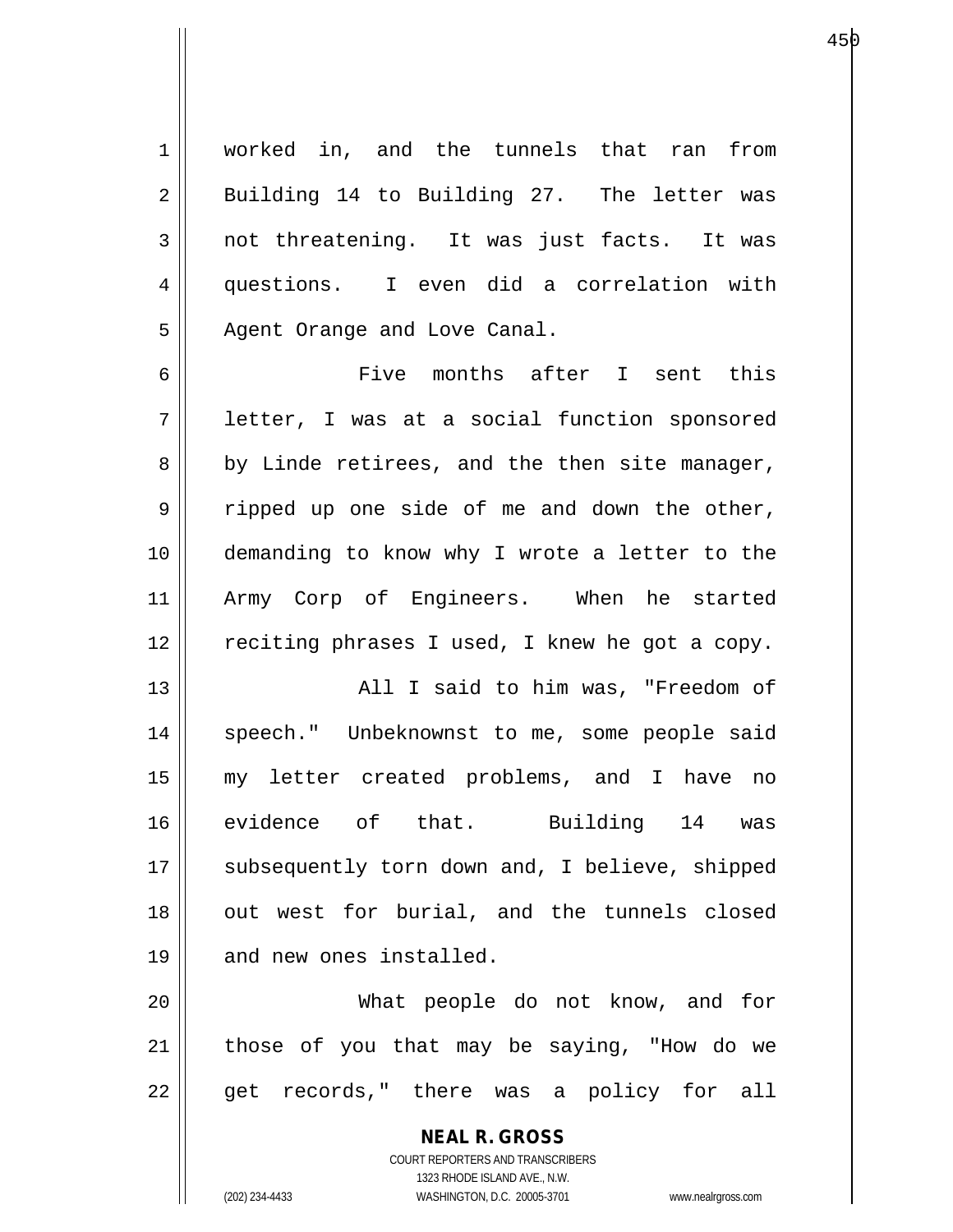worked in, and the tunnels that ran from Building 14 to Building 27. The letter was not threatening. It was just facts. It was questions. I even did a correlation with Agent Orange and Love Canal.

Five months after I sent this letter, I was at a social function sponsored by Linde retirees, and the then site manager, ripped up one side of me and down the other, demanding to know why I wrote a letter to the Army Corp of Engineers. When he started reciting phrases I used, I knew he got a copy.

All I said to him was, "Freedom of speech." Unbeknownst to me, some people said my letter created problems, and I have no evidence of that. Building 14 was subsequently torn down and, I believe, shipped out west for burial, and the tunnels closed and new ones installed.

What people do not know, and for those of you that may be saying, "How do we get records," there was a policy for all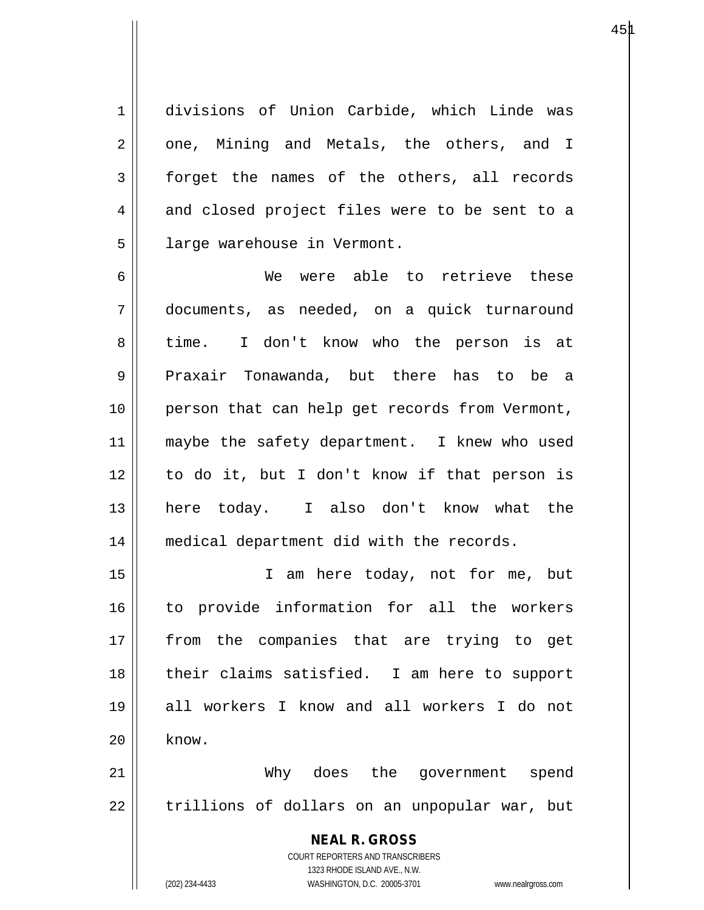divisions of Union Carbide, which Linde was one, Mining and Metals, the others, and I forget the names of the others, all records and closed project files were to be sent to a large warehouse in Vermont.

We were able to retrieve these documents, as needed, on a quick turnaround time. I don't know who the person is at Praxair Tonawanda, but there has to be a person that can help get records from Vermont, maybe the safety department. I knew who used to do it, but I don't know if that person is here today. I also don't know what the medical department did with the records.

I am here today, not for me, but to provide information for all the workers from the companies that are trying to get their claims satisfied. I am here to support all workers I know and all workers I do not know.

Why does the government spend trillions of dollars on an unpopular war, but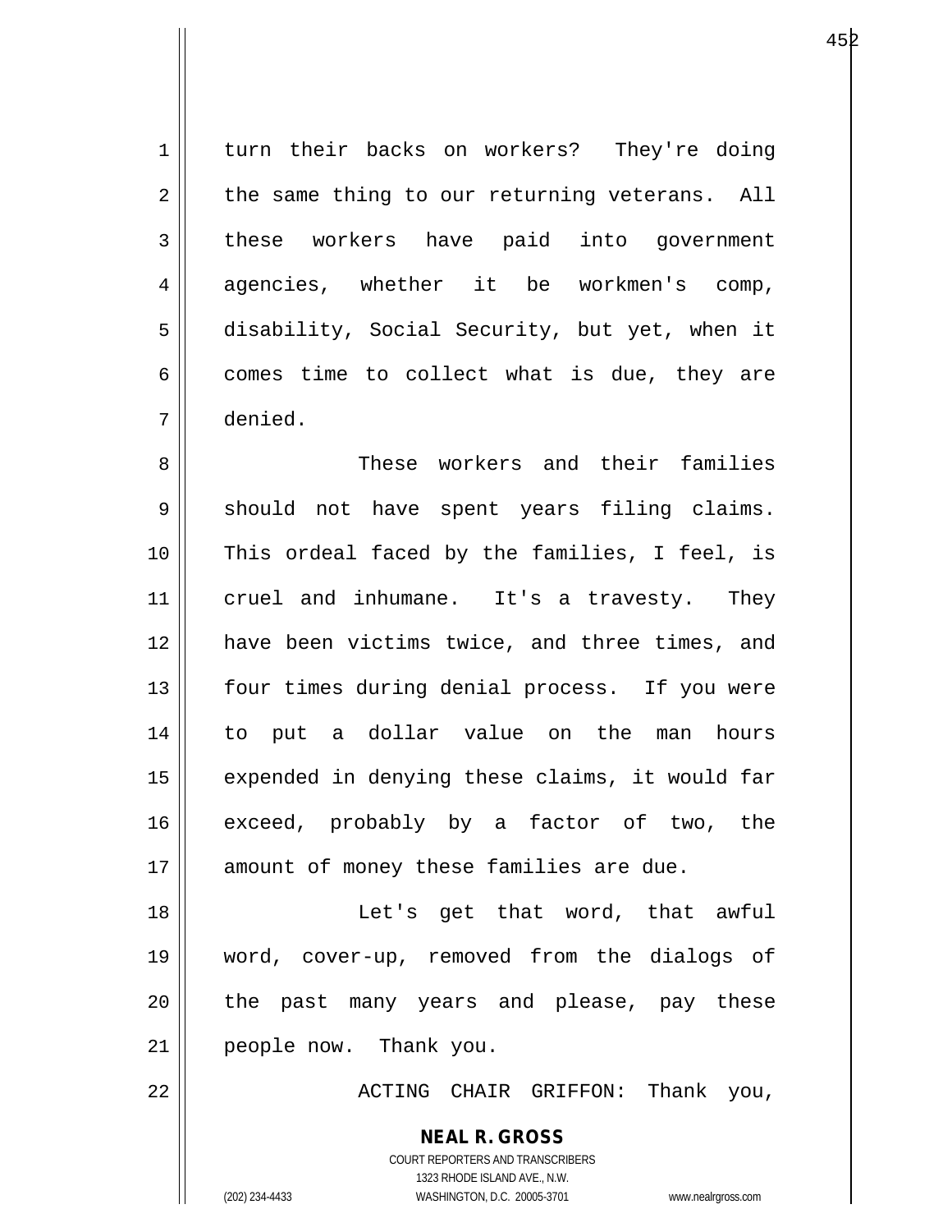turn their backs on workers? They're doing the same thing to our returning veterans. All these workers have paid into government agencies, whether it be workmen's comp, disability, Social Security, but yet, when it comes time to collect what is due, they are denied.

These workers and their families should not have spent years filing claims. This ordeal faced by the families, I feel, is cruel and inhumane. It's a travesty. They have been victims twice, and three times, and four times during denial process. If you were to put a dollar value on the man hours expended in denying these claims, it would far exceed, probably by a factor of two, the amount of money these families are due.

Let's get that word, that awful word, cover-up, removed from the dialogs of the past many years and please, pay these people now. Thank you.

ACTING CHAIR GRIFFON: Thank you,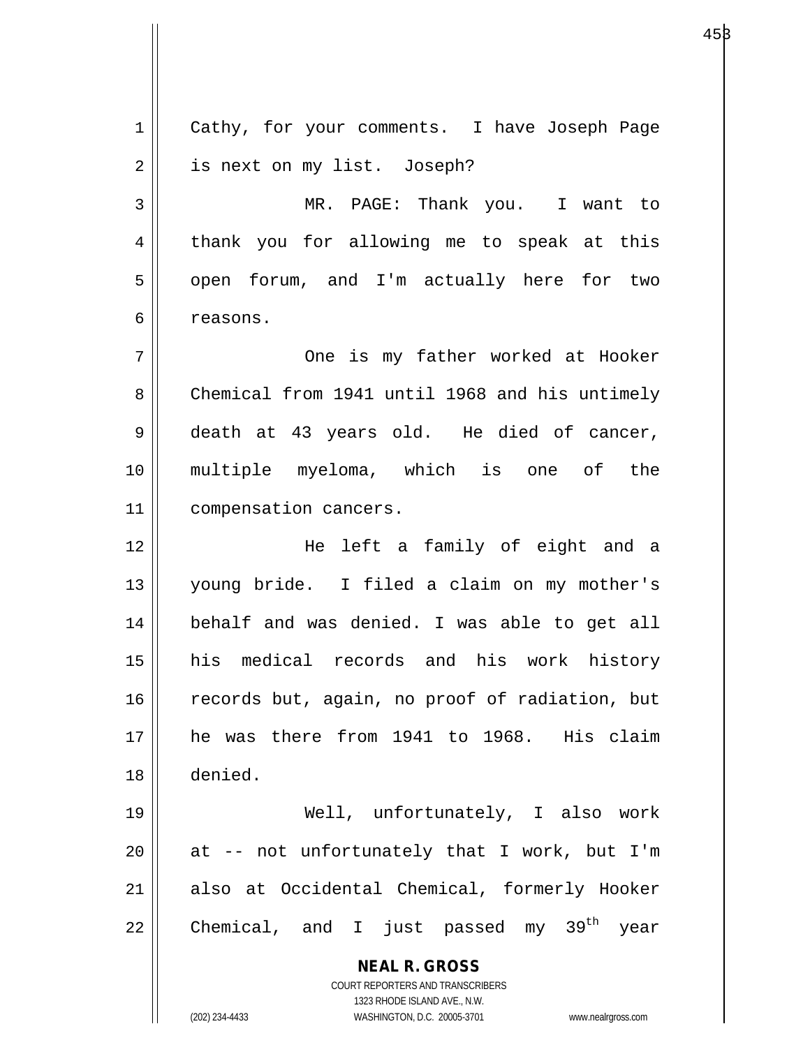Cathy, for your comments. I have Joseph Page is next on my list. Joseph?

MR. PAGE: Thank you. I want to thank you for allowing me to speak at this open forum, and I'm actually here for two reasons.

One is my father worked at Hooker Chemical from 1941 until 1968 and his untimely death at 43 years old. He died of cancer, multiple myeloma, which is one of the compensation cancers.

He left a family of eight and a young bride. I filed a claim on my mother's behalf and was denied. I was able to get all his medical records and his work history records but, again, no proof of radiation, but he was there from 1941 to 1968. His claim denied.

Well, unfortunately, I also work at -- not unfortunately that I work, but I'm also at Occidental Chemical, formerly Hooker Chemical, and I just passed my 39th year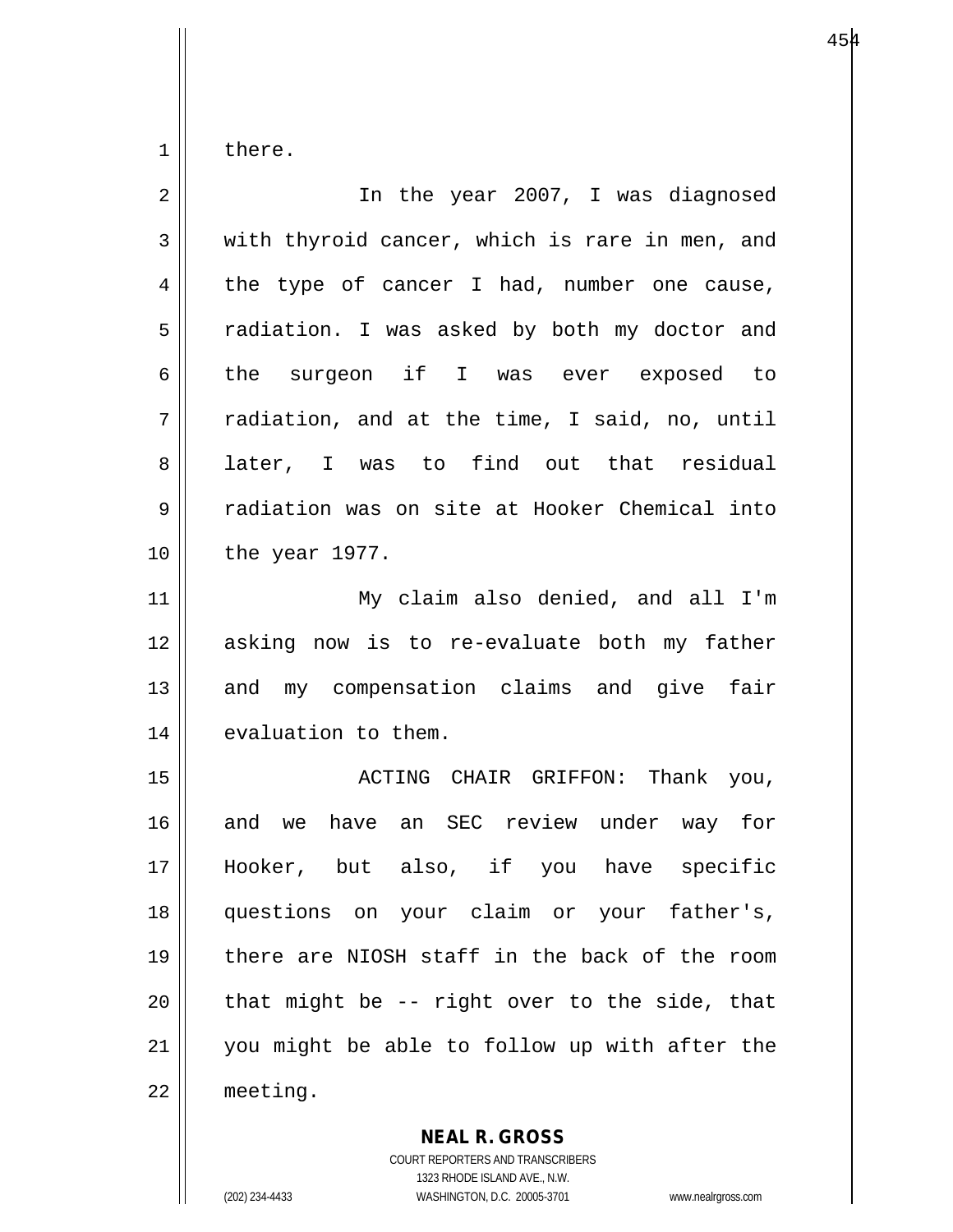there.

In the year 2007, I was diagnosed with thyroid cancer, which is rare in men, and the type of cancer I had, number one cause, radiation. I was asked by both my doctor and the surgeon if I was ever exposed to radiation, and at the time, I said, no, until later, I was to find out that residual radiation was on site at Hooker Chemical into the year 1977.

My claim also denied, and all I'm asking now is to re-evaluate both my father and my compensation claims and give fair evaluation to them.

ACTING CHAIR GRIFFON: Thank you, and we have an SEC review under way for Hooker, but also, if you have specific questions on your claim or your father's, there are NIOSH staff in the back of the room that might be -- right over to the side, that you might be able to follow up with after the meeting.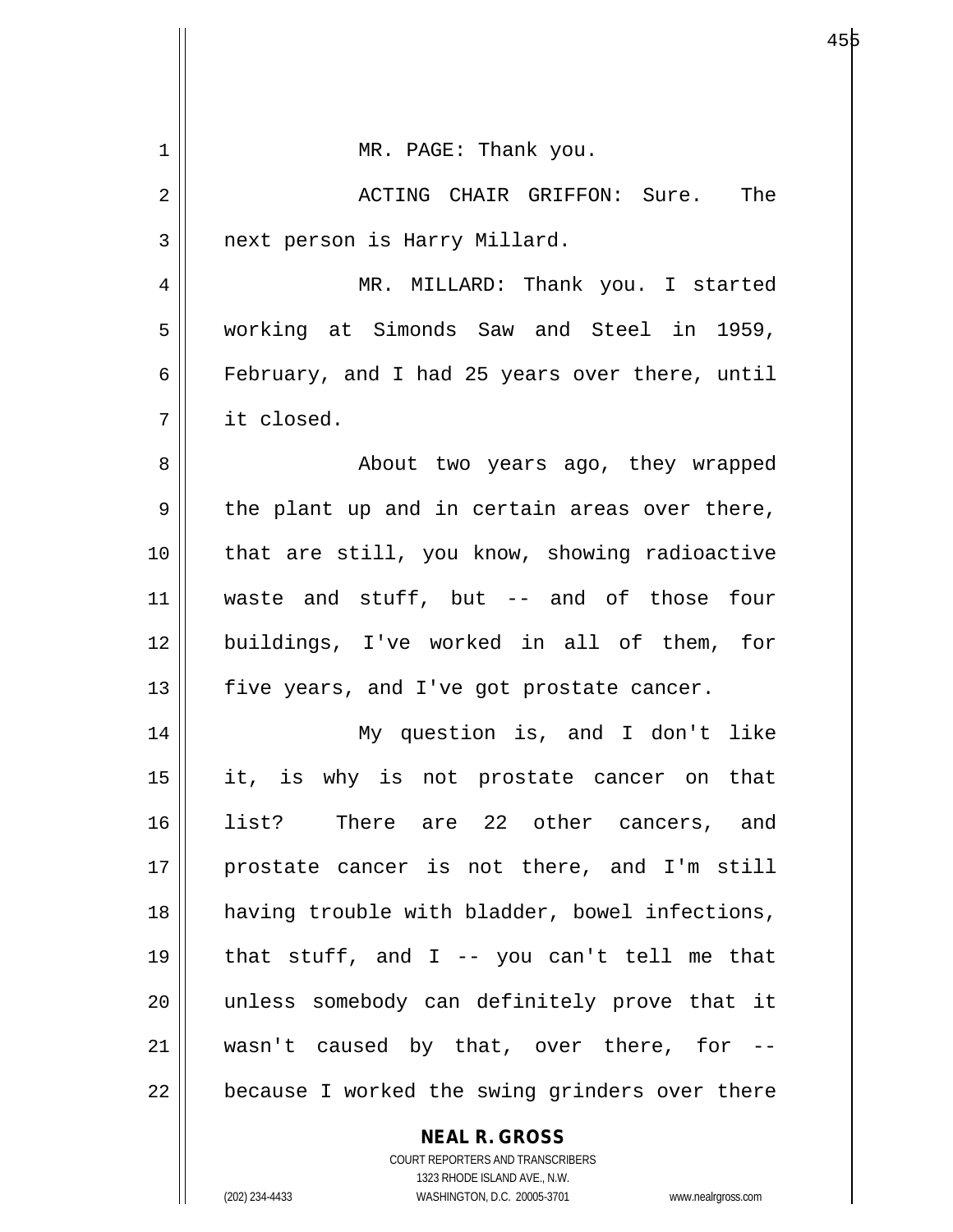MR. PAGE: Thank you.

ACTING CHAIR GRIFFON: Sure. The next person is Harry Millard.

MR. MILLARD: Thank you. I started working at Simonds Saw and Steel in 1959, February, and I had 25 years over there, until it closed.

About two years ago, they wrapped the plant up and in certain areas over there, that are still, you know, showing radioactive waste and stuff, but -- and of those four buildings, I've worked in all of them, for five years, and I've got prostate cancer.

My question is, and I don't like it, is why is not prostate cancer on that list? There are 22 other cancers, and prostate cancer is not there, and I'm still having trouble with bladder, bowel infections, that stuff, and I -- you can't tell me that unless somebody can definitely prove that it wasn't caused by that, over there, for -- because I worked the swing grinders over there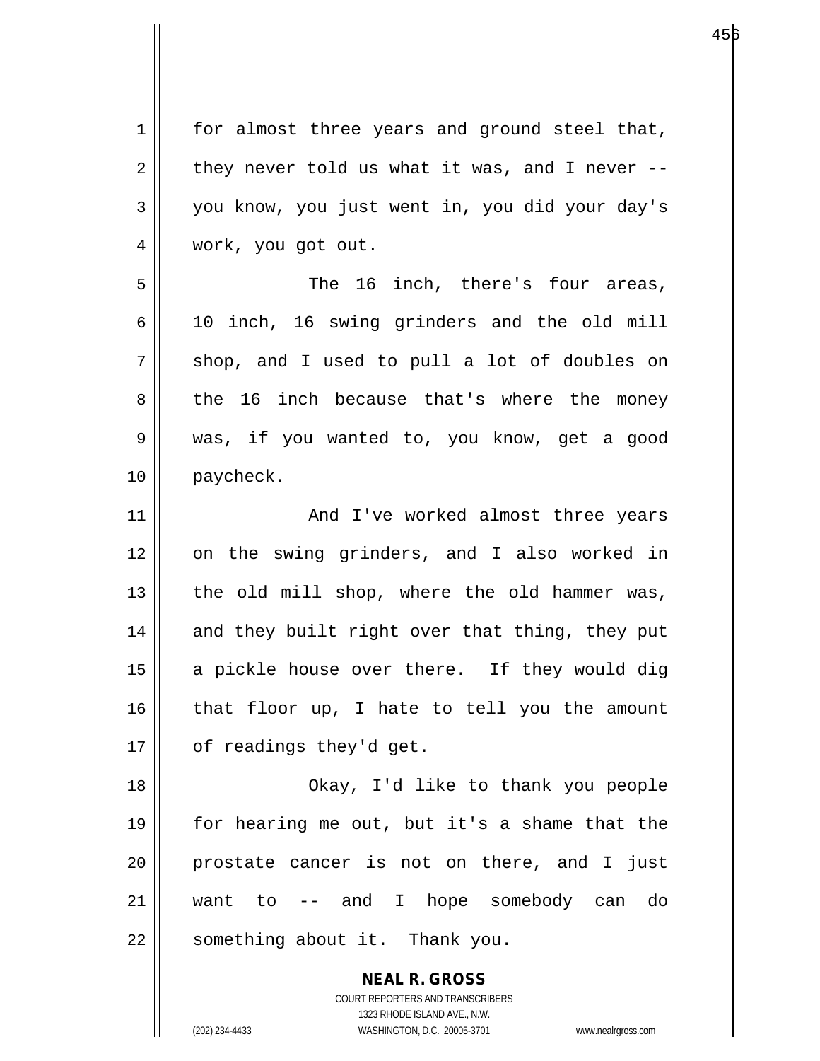for almost three years and ground steel that, they never told us what it was, and I never -- you know, you just went in, you did your day's work, you got out.

The 16 inch, there's four areas, 10 inch, 16 swing grinders and the old mill shop, and I used to pull a lot of doubles on the 16 inch because that's where the money was, if you wanted to, you know, get a good paycheck.

And I've worked almost three years on the swing grinders, and I also worked in the old mill shop, where the old hammer was, and they built right over that thing, they put a pickle house over there. If they would dig that floor up, I hate to tell you the amount of readings they'd get.

Okay, I'd like to thank you people for hearing me out, but it's a shame that the prostate cancer is not on there, and I just want to -- and I hope somebody can do something about it. Thank you.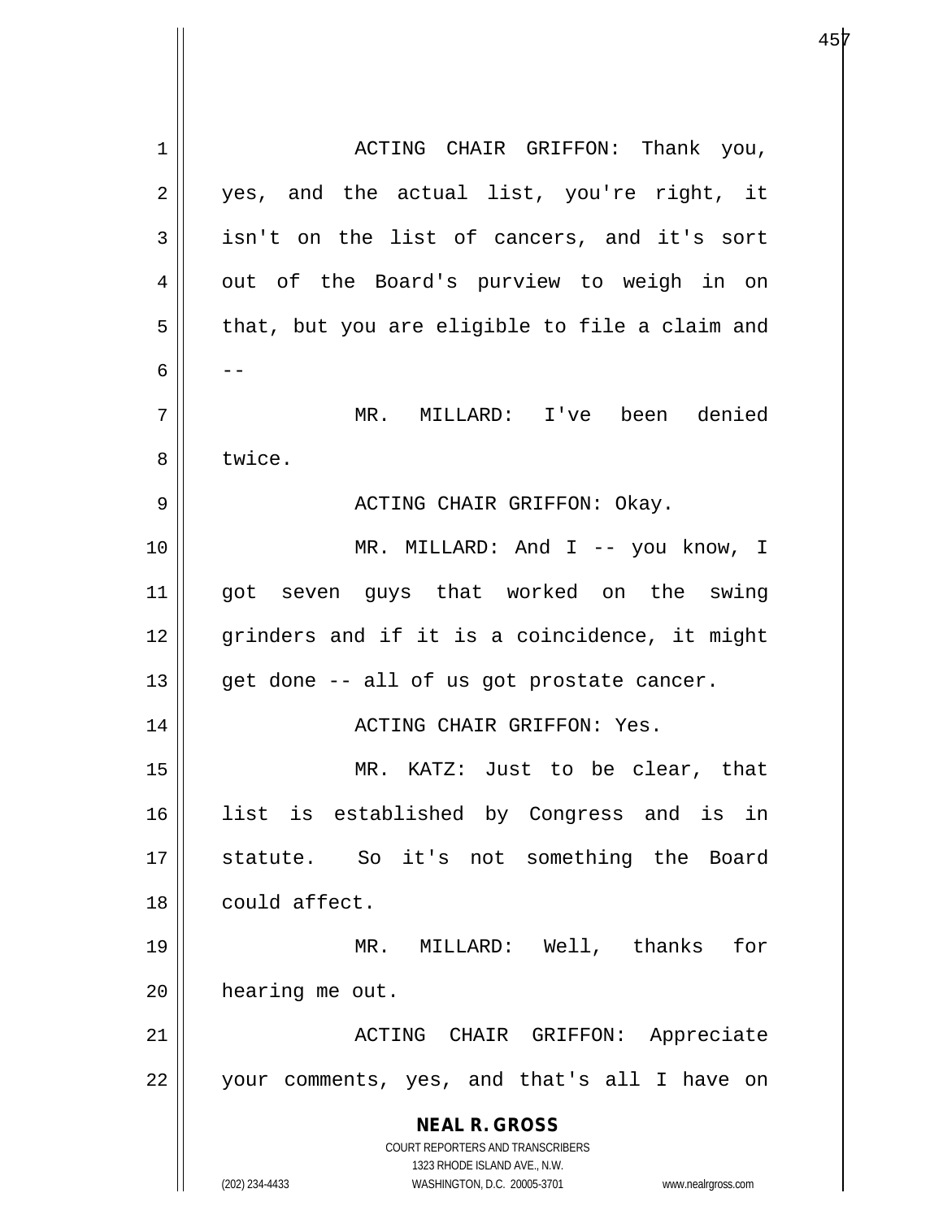ACTING CHAIR GRIFFON: Thank you, yes, and the actual list, you're right, it isn't on the list of cancers, and it's sort out of the Board's purview to weigh in on that, but you are eligible to file a claim and --

MR. MILLARD: I've been denied twice.

ACTING CHAIR GRIFFON: Okay.

MR. MILLARD: And I -- you know, I got seven guys that worked on the swing grinders and if it is a coincidence, it might get done -- all of us got prostate cancer.

ACTING CHAIR GRIFFON: Yes.

MR. KATZ: Just to be clear, that list is established by Congress and is in statute. So it's not something the Board could affect.

MR. MILLARD: Well, thanks for hearing me out.

ACTING CHAIR GRIFFON: Appreciate your comments, yes, and that's all I have on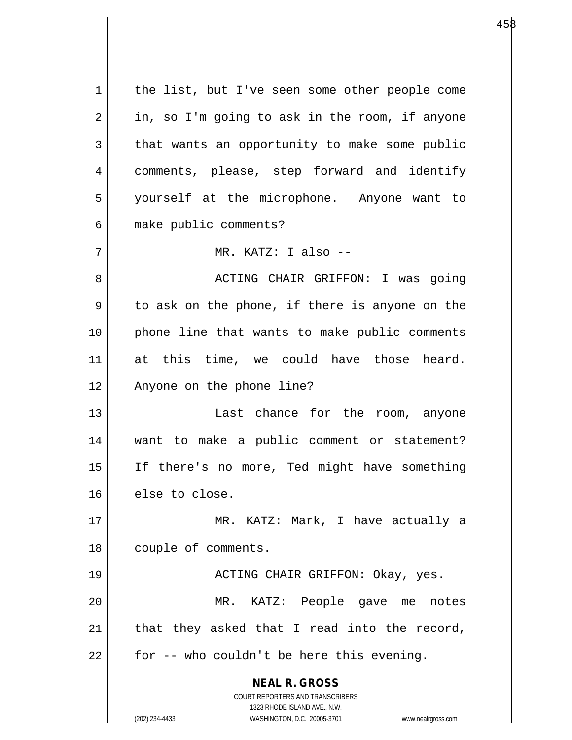the list, but I've seen some other people come in, so I'm going to ask in the room, if anyone that wants an opportunity to make some public comments, please, step forward and identify yourself at the microphone. Anyone want to make public comments?

MR. KATZ: I also --

ACTING CHAIR GRIFFON: I was going to ask on the phone, if there is anyone on the phone line that wants to make public comments at this time, we could have those heard. Anyone on the phone line?

Last chance for the room, anyone want to make a public comment or statement? If there's no more, Ted might have something else to close.

MR. KATZ: Mark, I have actually a couple of comments.

ACTING CHAIR GRIFFON: Okay, yes.

MR. KATZ: People gave me notes that they asked that I read into the record, for -- who couldn't be here this evening.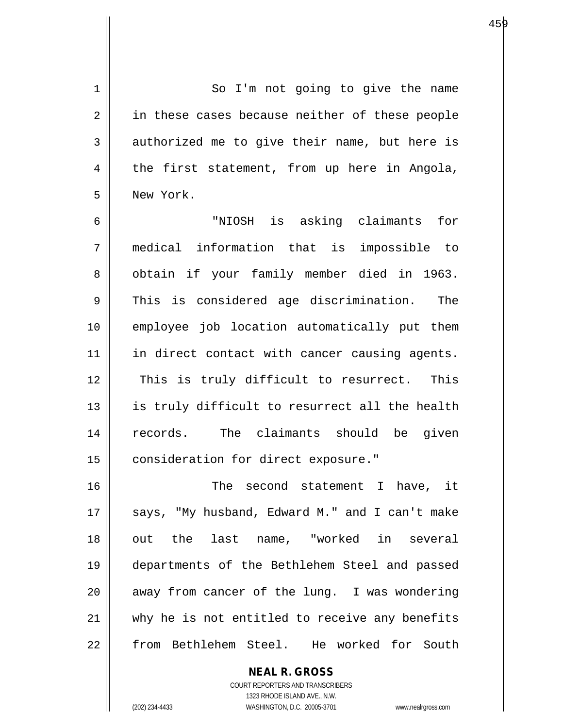So I'm not going to give the name in these cases because neither of these people authorized me to give their name, but here is the first statement, from up here in Angola, New York.

"NIOSH is asking claimants for medical information that is impossible to obtain if your family member died in 1963. This is considered age discrimination. The employee job location automatically put them in direct contact with cancer causing agents. This is truly difficult to resurrect. This is truly difficult to resurrect all the health records. The claimants should be given consideration for direct exposure."

The second statement I have, it says, "My husband, Edward M." and I can't make out the last name, "worked in several departments of the Bethlehem Steel and passed away from cancer of the lung. I was wondering why he is not entitled to receive any benefits from Bethlehem Steel. He worked for South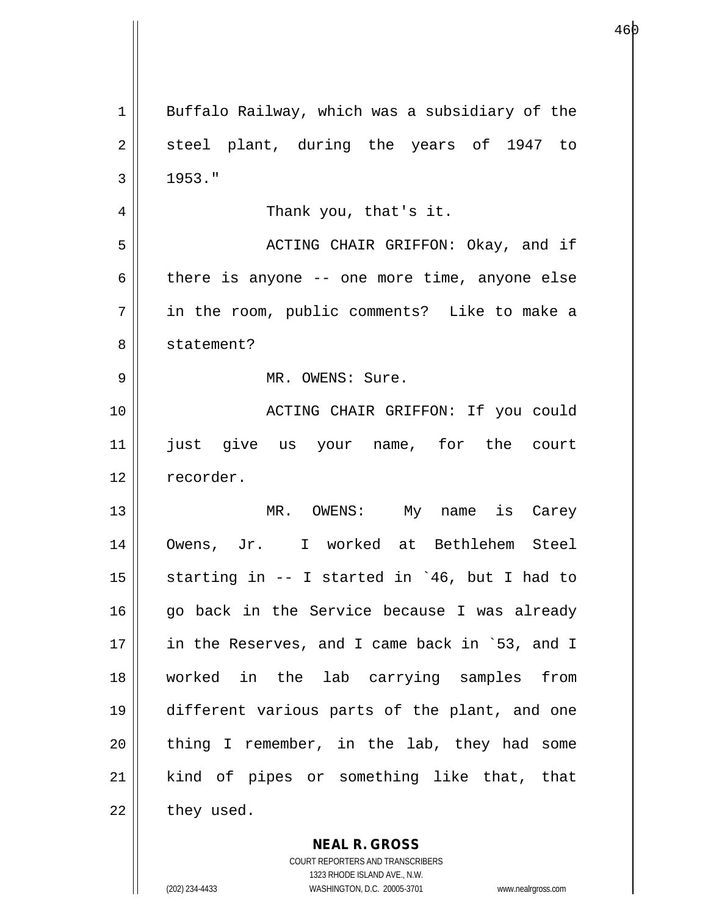Buffalo Railway, which was a subsidiary of the steel plant, during the years of 1947 to 1953."

Thank you, that's it.

ACTING CHAIR GRIFFON: Okay, and if there is anyone -- one more time, anyone else in the room, public comments? Like to make a statement?

MR. OWENS: Sure.

ACTING CHAIR GRIFFON: If you could just give us your name, for the court recorder.

MR. OWENS: My name is Carey Owens, Jr. I worked at Bethlehem Steel starting in -- I started in `46, but I had to go back in the Service because I was already in the Reserves, and I came back in `53, and I worked in the lab carrying samples from different various parts of the plant, and one thing I remember, in the lab, they had some kind of pipes or something like that, that they used.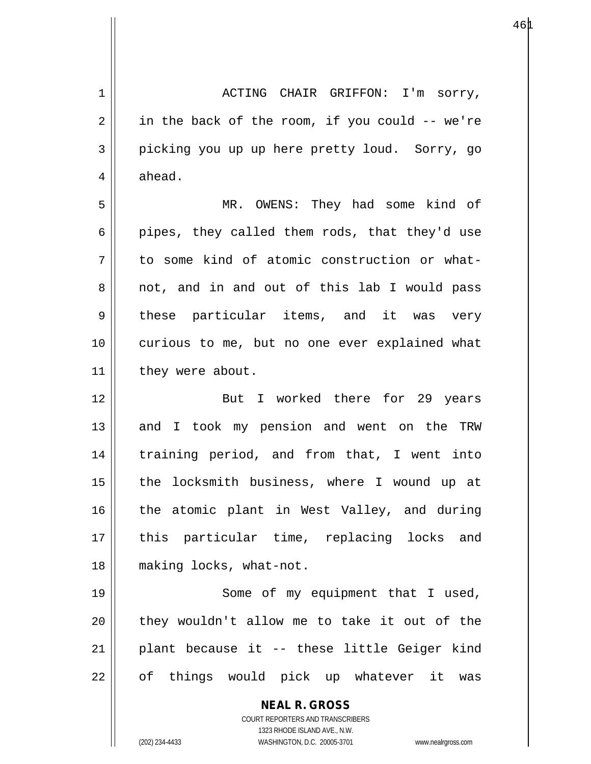ACTING CHAIR GRIFFON: I'm sorry, in the back of the room, if you could -- we're picking you up up here pretty loud. Sorry, go ahead.

MR. OWENS: They had some kind of pipes, they called them rods, that they'd use to some kind of atomic construction or what-not, and in and out of this lab I would pass these particular items, and it was very curious to me, but no one ever explained what they were about.

But I worked there for 29 years and I took my pension and went on the TRW training period, and from that, I went into the locksmith business, where I wound up at the atomic plant in West Valley, and during this particular time, replacing locks and making locks, what-not.

Some of my equipment that I used, they wouldn't allow me to take it out of the plant because it -- these little Geiger kind of things would pick up whatever it was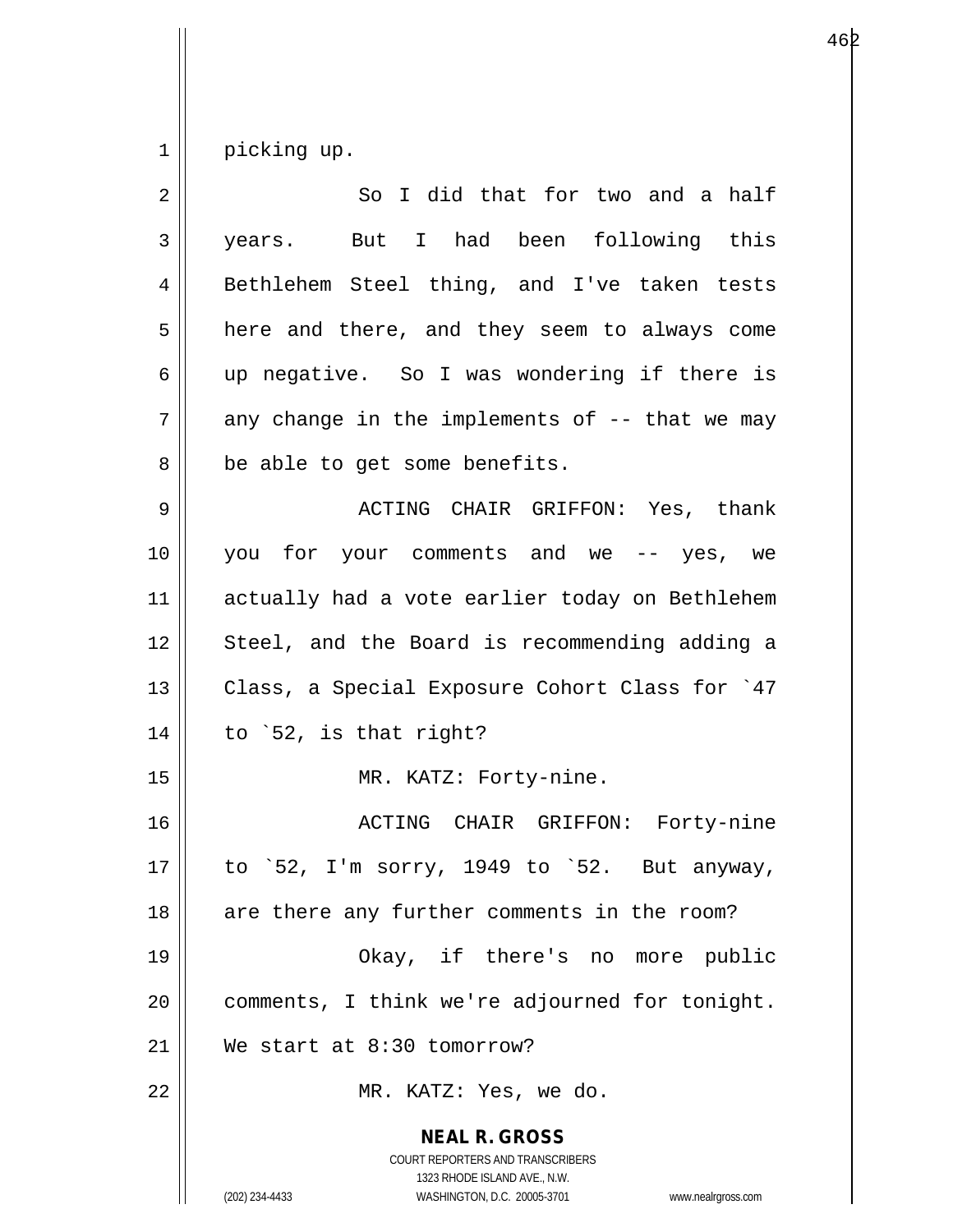picking up.

So I did that for two and a half years. But I had been following this Bethlehem Steel thing, and I've taken tests here and there, and they seem to always come up negative. So I was wondering if there is any change in the implements of -- that we may be able to get some benefits.

ACTING CHAIR GRIFFON: Yes, thank you for your comments and we -- yes, we actually had a vote earlier today on Bethlehem Steel, and the Board is recommending adding a Class, a Special Exposure Cohort Class for `47 to `52, is that right?

MR. KATZ: Forty-nine.

ACTING CHAIR GRIFFON: Forty-nine to `52, I'm sorry, 1949 to `52. But anyway, are there any further comments in the room?

Okay, if there's no more public comments, I think we're adjourned for tonight. We start at 8:30 tomorrow?

MR. KATZ: Yes, we do.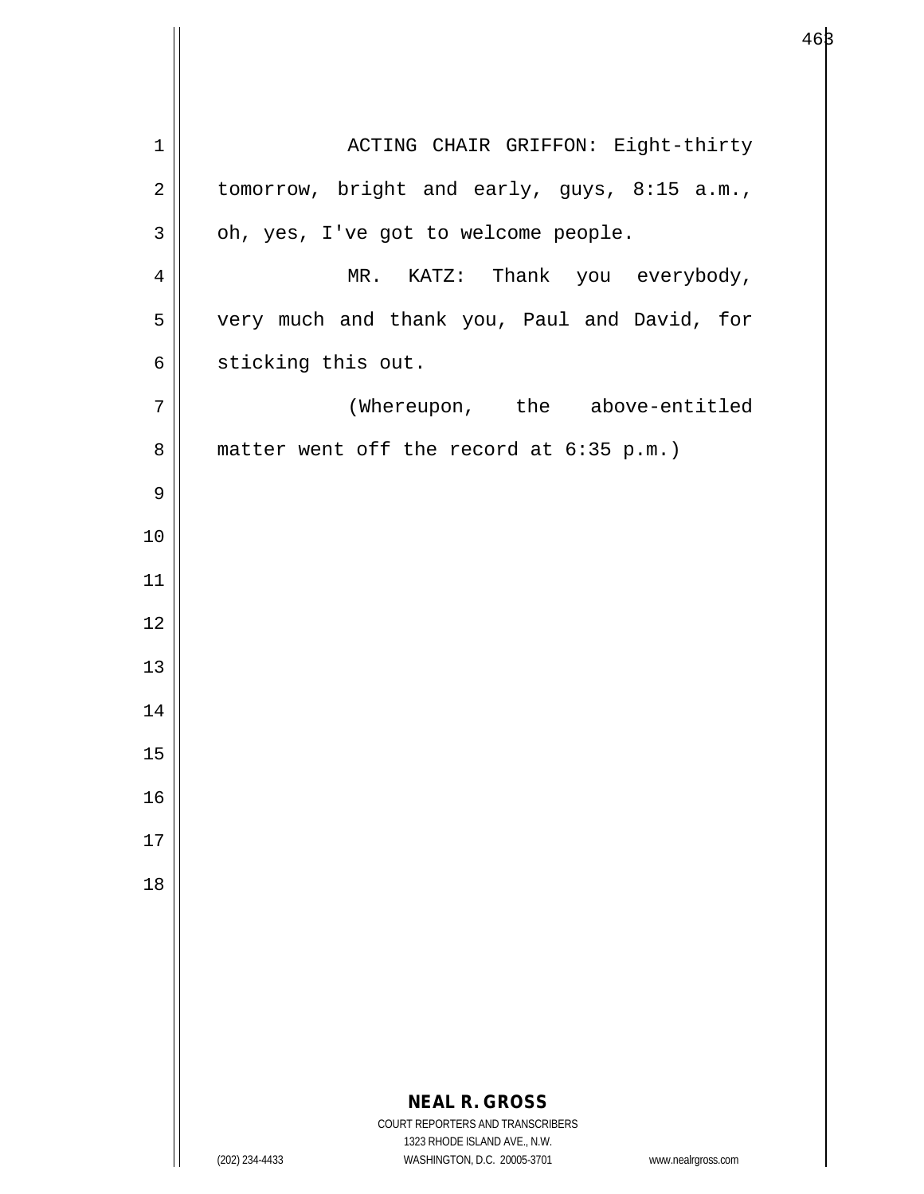ACTING CHAIR GRIFFON: Eight-thirty tomorrow, bright and early, guys, 8:15 a.m., oh, yes, I've got to welcome people.

MR. KATZ: Thank you everybody, very much and thank you, Paul and David, for sticking this out.

(Whereupon, the above-entitled matter went off the record at 6:35 p.m.)